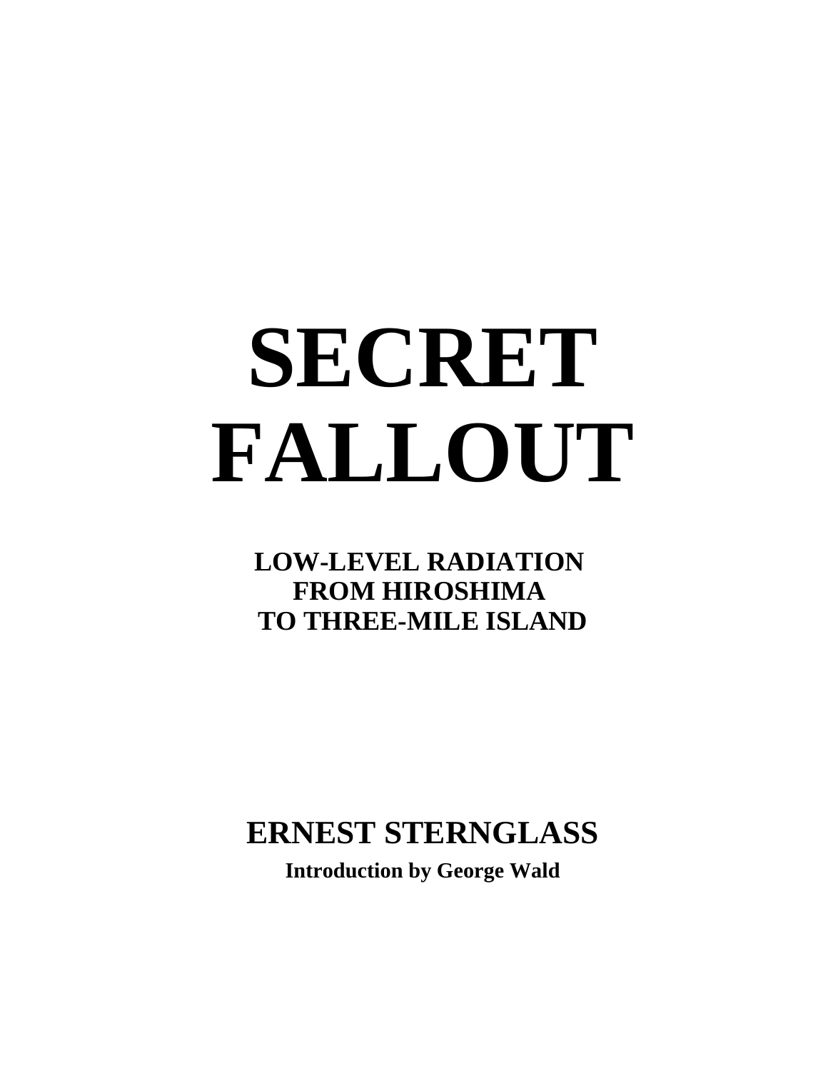# SECRET FALLOUT

## LOW-LEVEL RADIATION FROM HIROSHIMA TO THREE-MILE ISLAND

## ERNEST STERNGLASS

**Introduction by George Wald**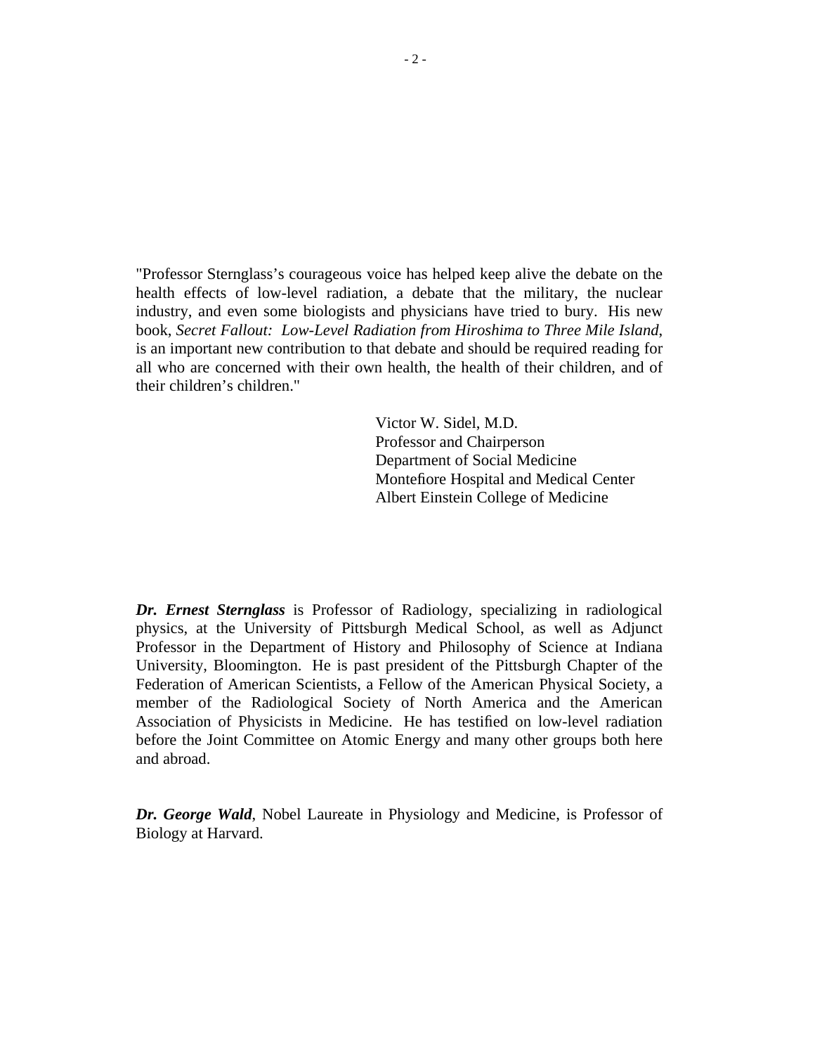"Professor Sternglass's courageous voice has helped keep alive the debate on the health effects of low-level radiation, a debate that the military, the nuclear industry, and even some biologists and physicians have tried to bury. His new book, *Secret Fallout: Low-Level Radiation from Hiroshima to Three Mile Island*, is an important new contribution to that debate and should be required reading for all who are concerned with their own health, the health of their children, and of their children's children."

Victor W. Sidel, M.D.
Professor and Chairperson
Department of Social Medicine
Montefiore Hospital and Medical Center
Albert Einstein College of Medicine

***Dr. Ernest Sternglass*** is Professor of Radiology, specializing in radiological physics, at the University of Pittsburgh Medical School, as well as Adjunct Professor in the Department of History and Philosophy of Science at Indiana University, Bloomington. He is past president of the Pittsburgh Chapter of the Federation of American Scientists, a Fellow of the American Physical Society, a member of the Radiological Society of North America and the American Association of Physicists in Medicine. He has testified on low-level radiation before the Joint Committee on Atomic Energy and many other groups both here and abroad.

***Dr. George Wald***, Nobel Laureate in Physiology and Medicine, is Professor of Biology at Harvard.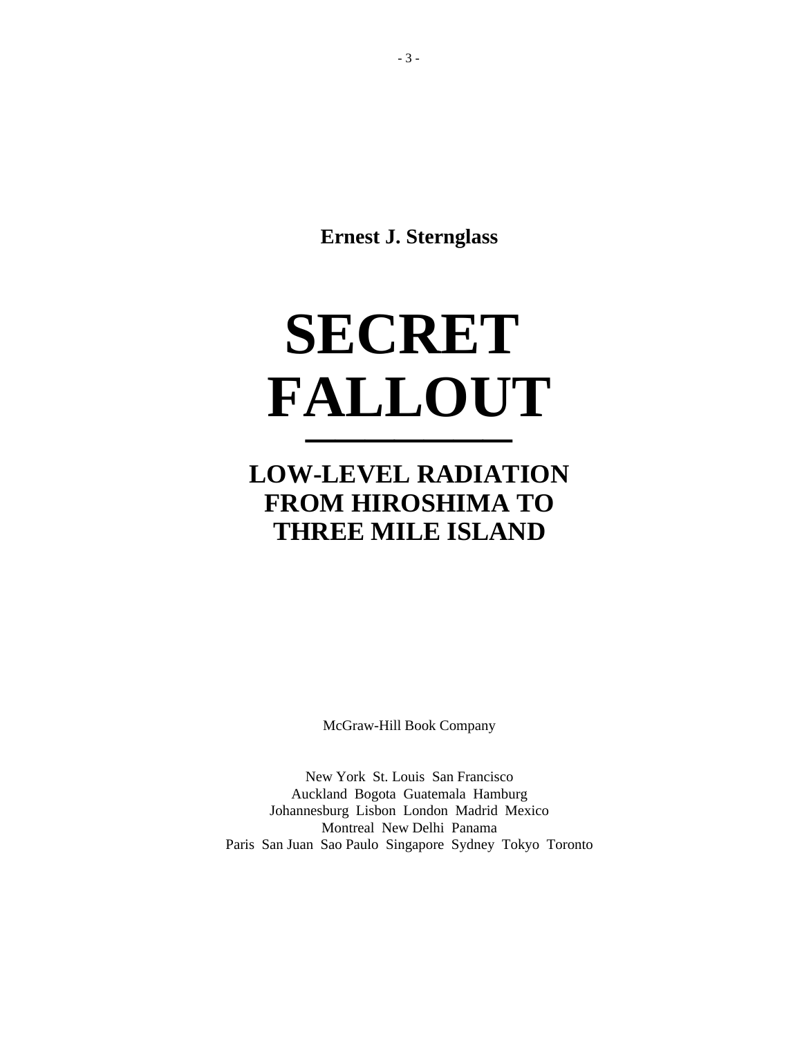**Ernest J. Sternglass**

# SECRET FALLOUT

---

## LOW-LEVEL RADIATION FROM HIROSHIMA TO THREE MILE ISLAND

McGraw-Hill Book Company

New York St. Louis San Francisco
Auckland Bogota Guatemala Hamburg
Johannesburg Lisbon London Madrid Mexico
Montreal New Delhi Panama
Paris San Juan Sao Paulo Singapore Sydney Tokyo Toronto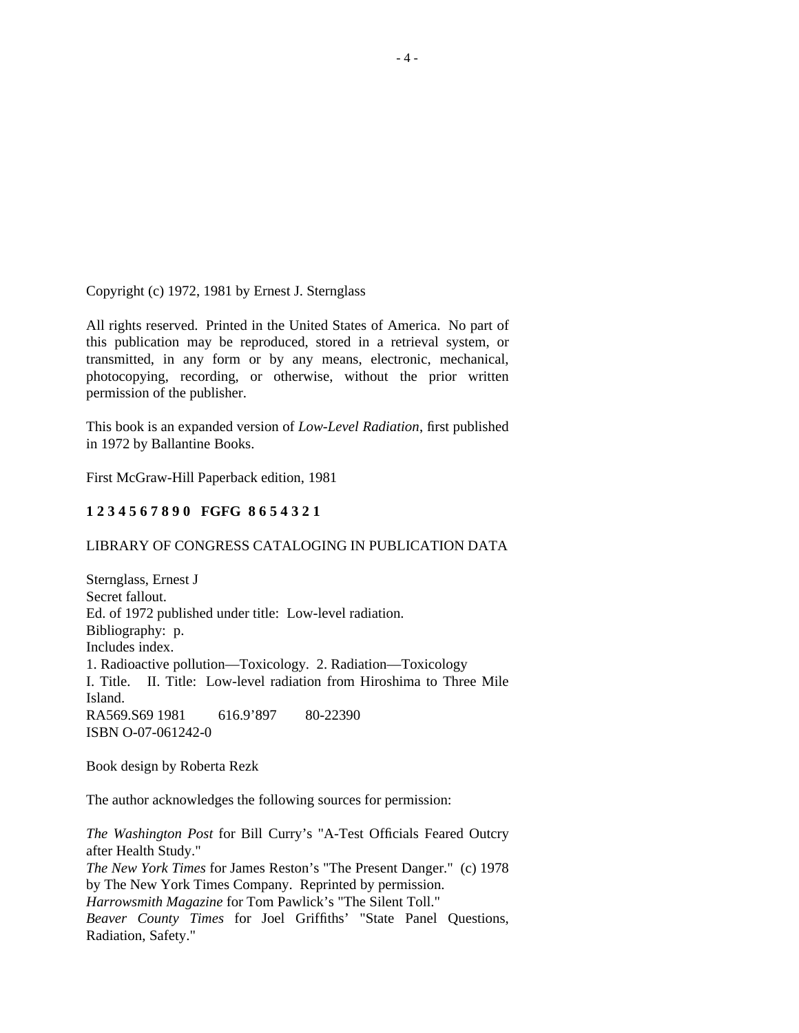Copyright (c) 1972, 1981 by Ernest J. Sternglass

All rights reserved. Printed in the United States of America. No part of this publication may be reproduced, stored in a retrieval system, or transmitted, in any form or by any means, electronic, mechanical, photocopying, recording, or otherwise, without the prior written permission of the publisher.

This book is an expanded version of *Low-Level Radiation*, first published in 1972 by Ballantine Books.

First McGraw-Hill Paperback edition, 1981

**1 2 3 4 5 6 7 8 9 0 FGFG 8 6 5 4 3 2 1**

LIBRARY OF CONGRESS CATALOGING IN PUBLICATION DATA

Sternglass, Ernest J  
Secret fallout.  
Ed. of 1972 published under title: Low-level radiation.  
Bibliography: p.  
Includes index.  
1. Radioactive pollution—Toxicology. 2. Radiation—Toxicology  
I. Title. II. Title: Low-level radiation from Hiroshima to Three Mile Island.  
RA569.S69 1981 616.9'897 80-22390  
ISBN O-07-061242-0

Book design by Roberta Rezk

The author acknowledges the following sources for permission:

*The Washington Post* for Bill Curry's "A-Test Officials Feared Outcry after Health Study."  
*The New York Times* for James Reston's "The Present Danger." (c) 1978 by The New York Times Company. Reprinted by permission.  
*Harrowsmith Magazine* for Tom Pawlick's "The Silent Toll."  
*Beaver County Times* for Joel Griffiths' "State Panel Questions, Radiation, Safety."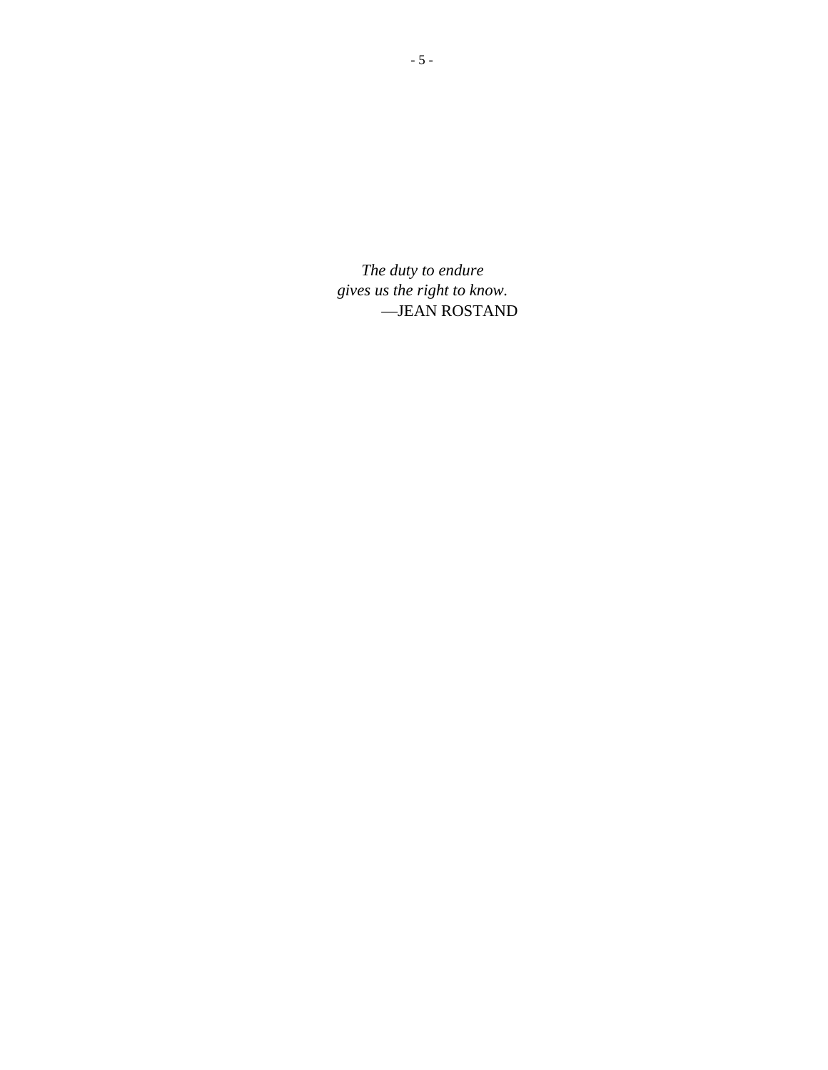*The duty to endure*
*gives us the right to know.*
—JEAN ROSTAND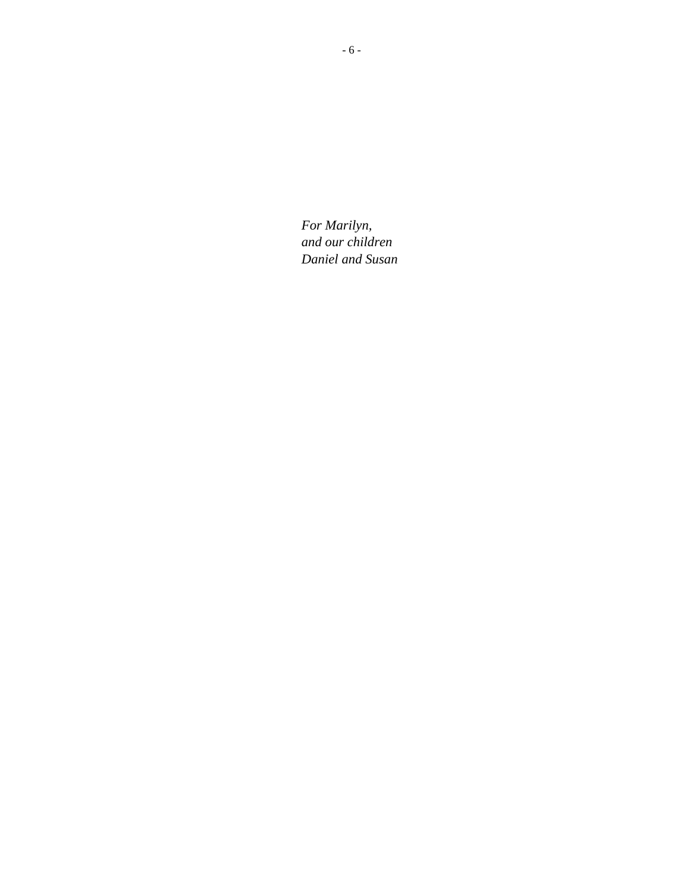*For Marilyn,*
*and our children*
*Daniel and Susan*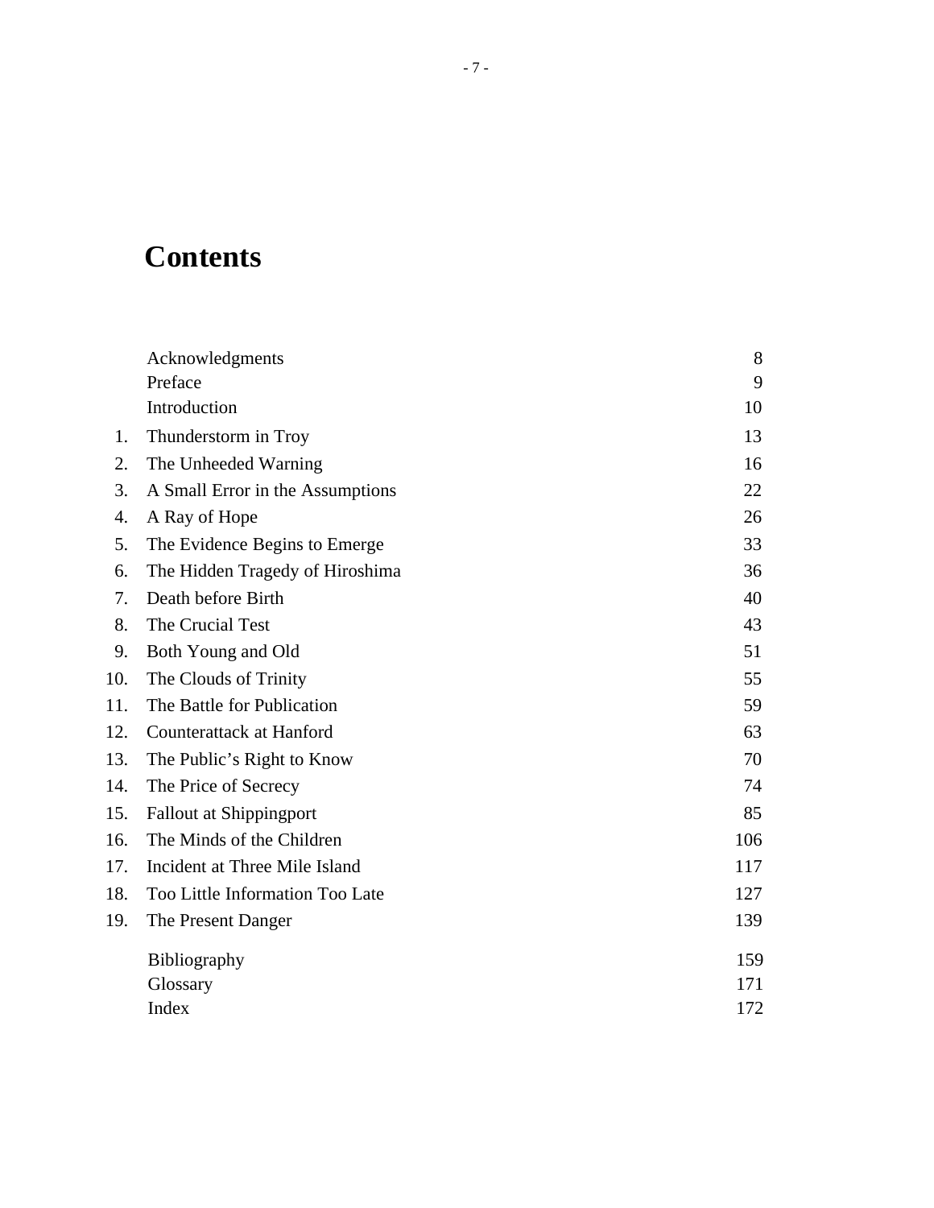# Contents

| | | |
|---|---|---|
| | Acknowledgments | 8 |
| | Preface | 9 |
| | Introduction | 10 |
| 1. | Thunderstorm in Troy | 13 |
| 2. | The Unheeded Warning | 16 |
| 3. | A Small Error in the Assumptions | 22 |
| 4. | A Ray of Hope | 26 |
| 5. | The Evidence Begins to Emerge | 33 |
| 6. | The Hidden Tragedy of Hiroshima | 36 |
| 7. | Death before Birth | 40 |
| 8. | The Crucial Test | 43 |
| 9. | Both Young and Old | 51 |
| 10. | The Clouds of Trinity | 55 |
| 11. | The Battle for Publication | 59 |
| 12. | Counterattack at Hanford | 63 |
| 13. | The Public's Right to Know | 70 |
| 14. | The Price of Secrecy | 74 |
| 15. | Fallout at Shippingport | 85 |
| 16. | The Minds of the Children | 106 |
| 17. | Incident at Three Mile Island | 117 |
| 18. | Too Little Information Too Late | 127 |
| 19. | The Present Danger | 139 |
| | Bibliography | 159 |
| | Glossary | 171 |
| | Index | 172 |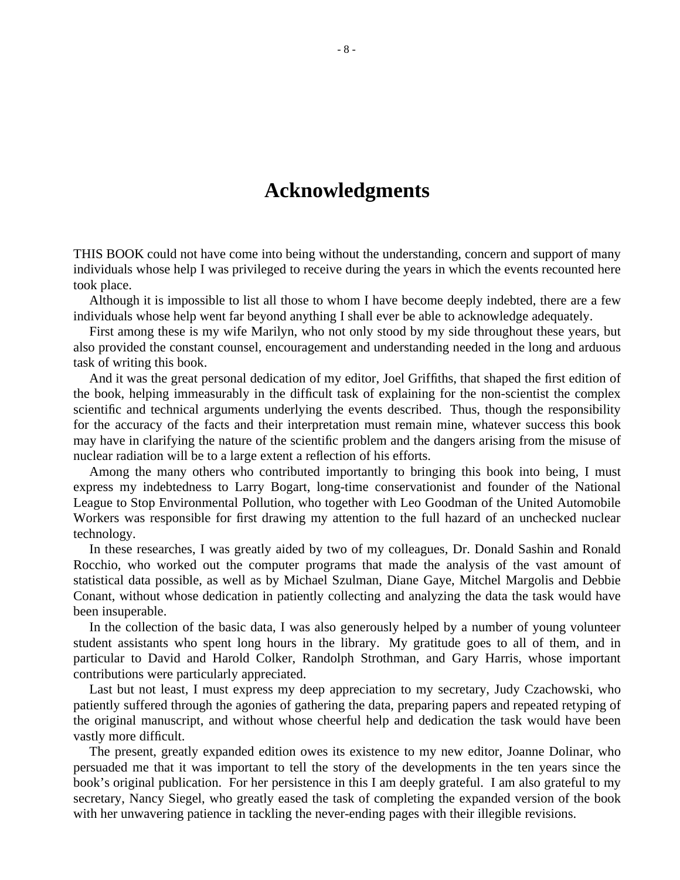# Acknowledgments

THIS BOOK could not have come into being without the understanding, concern and support of many individuals whose help I was privileged to receive during the years in which the events recounted here took place.

Although it is impossible to list all those to whom I have become deeply indebted, there are a few individuals whose help went far beyond anything I shall ever be able to acknowledge adequately.

First among these is my wife Marilyn, who not only stood by my side throughout these years, but also provided the constant counsel, encouragement and understanding needed in the long and arduous task of writing this book.

And it was the great personal dedication of my editor, Joel Griffiths, that shaped the first edition of the book, helping immeasurably in the difficult task of explaining for the non-scientist the complex scientific and technical arguments underlying the events described. Thus, though the responsibility for the accuracy of the facts and their interpretation must remain mine, whatever success this book may have in clarifying the nature of the scientific problem and the dangers arising from the misuse of nuclear radiation will be to a large extent a reflection of his efforts.

Among the many others who contributed importantly to bringing this book into being, I must express my indebtedness to Larry Bogart, long-time conservationist and founder of the National League to Stop Environmental Pollution, who together with Leo Goodman of the United Automobile Workers was responsible for first drawing my attention to the full hazard of an unchecked nuclear technology.

In these researches, I was greatly aided by two of my colleagues, Dr. Donald Sashin and Ronald Rocchio, who worked out the computer programs that made the analysis of the vast amount of statistical data possible, as well as by Michael Szulman, Diane Gaye, Mitchel Margolis and Debbie Conant, without whose dedication in patiently collecting and analyzing the data the task would have been insuperable.

In the collection of the basic data, I was also generously helped by a number of young volunteer student assistants who spent long hours in the library. My gratitude goes to all of them, and in particular to David and Harold Colker, Randolph Strothman, and Gary Harris, whose important contributions were particularly appreciated.

Last but not least, I must express my deep appreciation to my secretary, Judy Czachowski, who patiently suffered through the agonies of gathering the data, preparing papers and repeated retyping of the original manuscript, and without whose cheerful help and dedication the task would have been vastly more difficult.

The present, greatly expanded edition owes its existence to my new editor, Joanne Dolinar, who persuaded me that it was important to tell the story of the developments in the ten years since the book's original publication. For her persistence in this I am deeply grateful. I am also grateful to my secretary, Nancy Siegel, who greatly eased the task of completing the expanded version of the book with her unwavering patience in tackling the never-ending pages with their illegible revisions.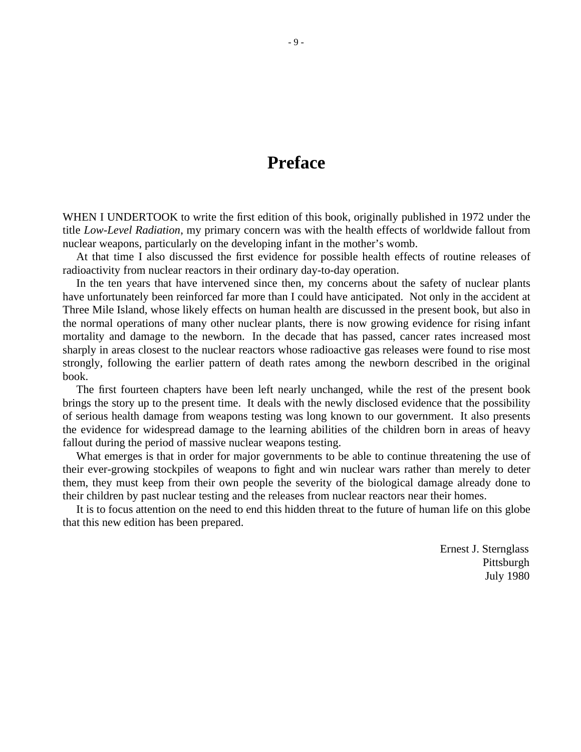# Preface

WHEN I UNDERTOOK to write the first edition of this book, originally published in 1972 under the title *Low-Level Radiation*, my primary concern was with the health effects of worldwide fallout from nuclear weapons, particularly on the developing infant in the mother's womb.

At that time I also discussed the first evidence for possible health effects of routine releases of radioactivity from nuclear reactors in their ordinary day-to-day operation.

In the ten years that have intervened since then, my concerns about the safety of nuclear plants have unfortunately been reinforced far more than I could have anticipated. Not only in the accident at Three Mile Island, whose likely effects on human health are discussed in the present book, but also in the normal operations of many other nuclear plants, there is now growing evidence for rising infant mortality and damage to the newborn. In the decade that has passed, cancer rates increased most sharply in areas closest to the nuclear reactors whose radioactive gas releases were found to rise most strongly, following the earlier pattern of death rates among the newborn described in the original book.

The first fourteen chapters have been left nearly unchanged, while the rest of the present book brings the story up to the present time. It deals with the newly disclosed evidence that the possibility of serious health damage from weapons testing was long known to our government. It also presents the evidence for widespread damage to the learning abilities of the children born in areas of heavy fallout during the period of massive nuclear weapons testing.

What emerges is that in order for major governments to be able to continue threatening the use of their ever-growing stockpiles of weapons to fight and win nuclear wars rather than merely to deter them, they must keep from their own people the severity of the biological damage already done to their children by past nuclear testing and the releases from nuclear reactors near their homes.

It is to focus attention on the need to end this hidden threat to the future of human life on this globe that this new edition has been prepared.

Ernest J. Sternglass
Pittsburgh
July 1980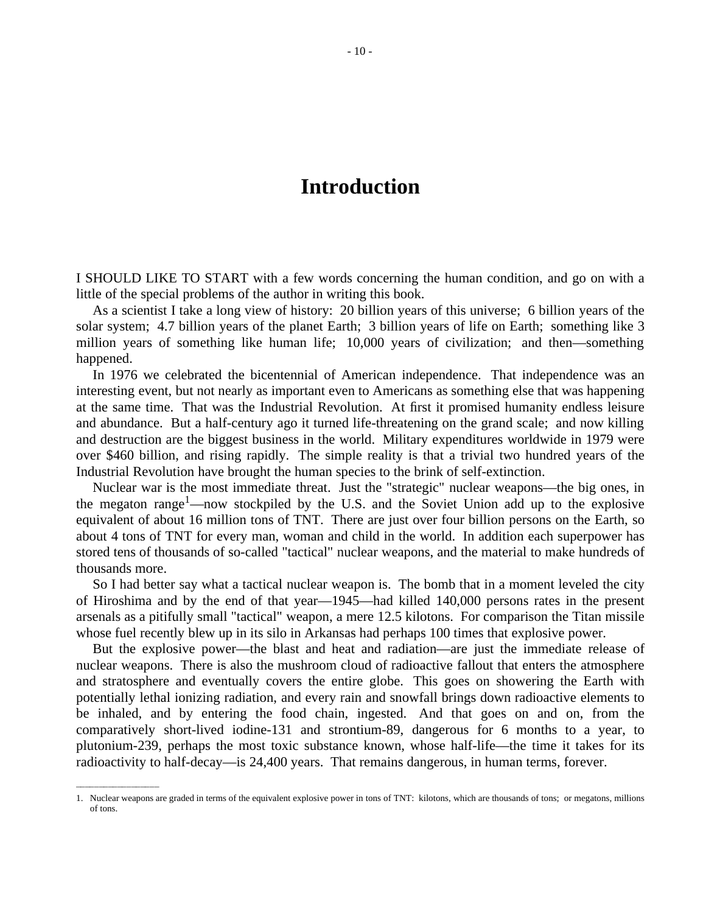# Introduction

I SHOULD LIKE TO START with a few words concerning the human condition, and go on with a little of the special problems of the author in writing this book.

As a scientist I take a long view of history: 20 billion years of this universe; 6 billion years of the solar system; 4.7 billion years of the planet Earth; 3 billion years of life on Earth; something like 3 million years of something like human life; 10,000 years of civilization; and then—something happened.

In 1976 we celebrated the bicentennial of American independence. That independence was an interesting event, but not nearly as important even to Americans as something else that was happening at the same time. That was the Industrial Revolution. At first it promised humanity endless leisure and abundance. But a half-century ago it turned life-threatening on the grand scale; and now killing and destruction are the biggest business in the world. Military expenditures worldwide in 1979 were over $460 billion, and rising rapidly. The simple reality is that a trivial two hundred years of the Industrial Revolution have brought the human species to the brink of self-extinction.

Nuclear war is the most immediate threat. Just the "strategic" nuclear weapons—the big ones, in the megaton range[1]—now stockpiled by the U.S. and the Soviet Union add up to the explosive equivalent of about 16 million tons of TNT. There are just over four billion persons on the Earth, so about 4 tons of TNT for every man, woman and child in the world. In addition each superpower has stored tens of thousands of so-called "tactical" nuclear weapons, and the material to make hundreds of thousands more.

So I had better say what a tactical nuclear weapon is. The bomb that in a moment leveled the city of Hiroshima and by the end of that year—1945—had killed 140,000 persons rates in the present arsenals as a pitifully small "tactical" weapon, a mere 12.5 kilotons. For comparison the Titan missile whose fuel recently blew up in its silo in Arkansas had perhaps 100 times that explosive power.

But the explosive power—the blast and heat and radiation—are just the immediate release of nuclear weapons. There is also the mushroom cloud of radioactive fallout that enters the atmosphere and stratosphere and eventually covers the entire globe. This goes on showering the Earth with potentially lethal ionizing radiation, and every rain and snowfall brings down radioactive elements to be inhaled, and by entering the food chain, ingested. And that goes on and on, from the comparatively short-lived iodine-131 and strontium-89, dangerous for 6 months to a year, to plutonium-239, perhaps the most toxic substance known, whose half-life—the time it takes for its radioactivity to half-decay—is 24,400 years. That remains dangerous, in human terms, forever.

---

1. Nuclear weapons are graded in terms of the equivalent explosive power in tons of TNT: kilotons, which are thousands of tons; or megatons, millions of tons.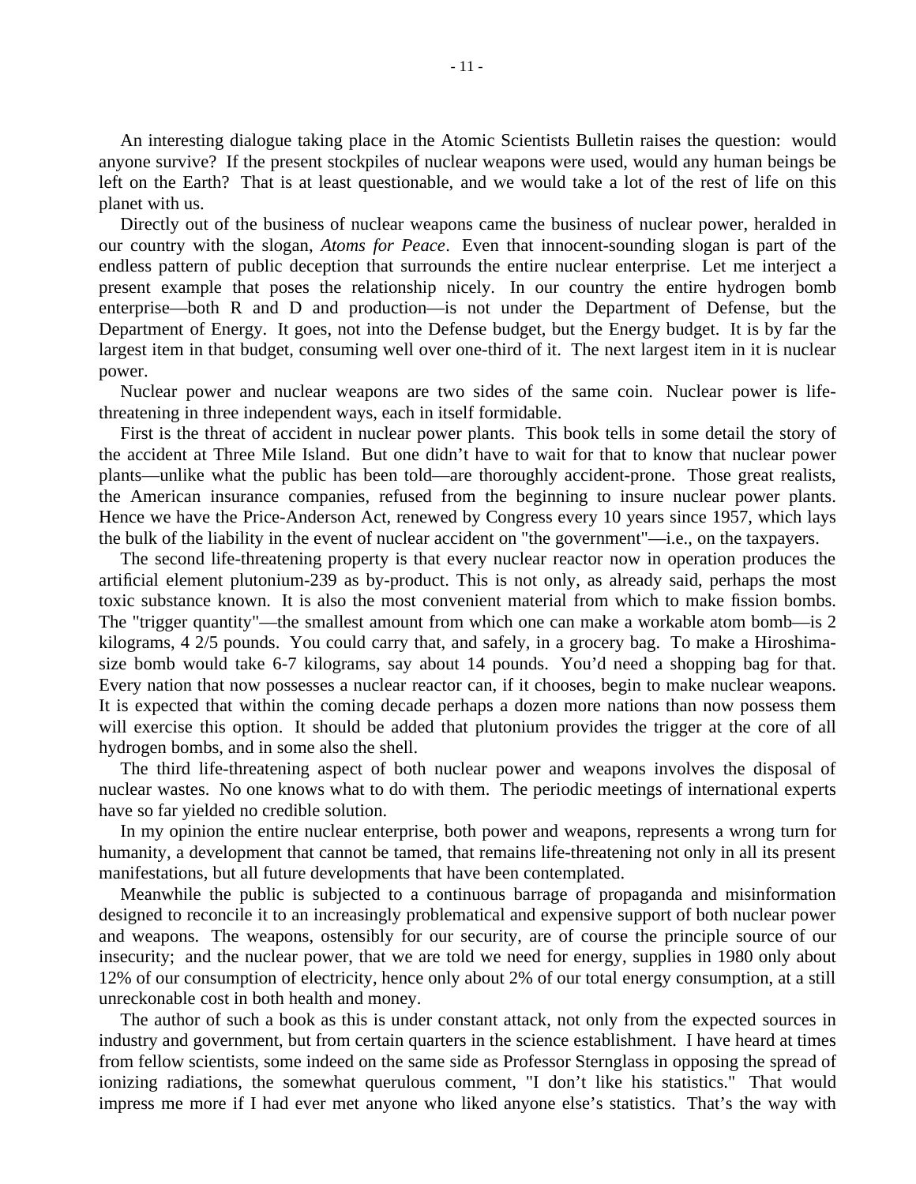An interesting dialogue taking place in the Atomic Scientists Bulletin raises the question: would anyone survive? If the present stockpiles of nuclear weapons were used, would any human beings be left on the Earth? That is at least questionable, and we would take a lot of the rest of life on this planet with us.

Directly out of the business of nuclear weapons came the business of nuclear power, heralded in our country with the slogan, *Atoms for Peace*. Even that innocent-sounding slogan is part of the endless pattern of public deception that surrounds the entire nuclear enterprise. Let me interject a present example that poses the relationship nicely. In our country the entire hydrogen bomb enterprise—both R and D and production—is not under the Department of Defense, but the Department of Energy. It goes, not into the Defense budget, but the Energy budget. It is by far the largest item in that budget, consuming well over one-third of it. The next largest item in it is nuclear power.

Nuclear power and nuclear weapons are two sides of the same coin. Nuclear power is life-threatening in three independent ways, each in itself formidable.

First is the threat of accident in nuclear power plants. This book tells in some detail the story of the accident at Three Mile Island. But one didn't have to wait for that to know that nuclear power plants—unlike what the public has been told—are thoroughly accident-prone. Those great realists, the American insurance companies, refused from the beginning to insure nuclear power plants. Hence we have the Price-Anderson Act, renewed by Congress every 10 years since 1957, which lays the bulk of the liability in the event of nuclear accident on "the government"—i.e., on the taxpayers.

The second life-threatening property is that every nuclear reactor now in operation produces the artificial element plutonium-239 as by-product. This is not only, as already said, perhaps the most toxic substance known. It is also the most convenient material from which to make fission bombs. The "trigger quantity"—the smallest amount from which one can make a workable atom bomb—is 2 kilograms, 4 2/5 pounds. You could carry that, and safely, in a grocery bag. To make a Hiroshima-size bomb would take 6-7 kilograms, say about 14 pounds. You'd need a shopping bag for that. Every nation that now possesses a nuclear reactor can, if it chooses, begin to make nuclear weapons. It is expected that within the coming decade perhaps a dozen more nations than now possess them will exercise this option. It should be added that plutonium provides the trigger at the core of all hydrogen bombs, and in some also the shell.

The third life-threatening aspect of both nuclear power and weapons involves the disposal of nuclear wastes. No one knows what to do with them. The periodic meetings of international experts have so far yielded no credible solution.

In my opinion the entire nuclear enterprise, both power and weapons, represents a wrong turn for humanity, a development that cannot be tamed, that remains life-threatening not only in all its present manifestations, but all future developments that have been contemplated.

Meanwhile the public is subjected to a continuous barrage of propaganda and misinformation designed to reconcile it to an increasingly problematical and expensive support of both nuclear power and weapons. The weapons, ostensibly for our security, are of course the principle source of our insecurity; and the nuclear power, that we are told we need for energy, supplies in 1980 only about 12% of our consumption of electricity, hence only about 2% of our total energy consumption, at a still unreckonable cost in both health and money.

The author of such a book as this is under constant attack, not only from the expected sources in industry and government, but from certain quarters in the science establishment. I have heard at times from fellow scientists, some indeed on the same side as Professor Sternglass in opposing the spread of ionizing radiations, the somewhat querulous comment, "I don't like his statistics." That would impress me more if I had ever met anyone who liked anyone else's statistics. That's the way with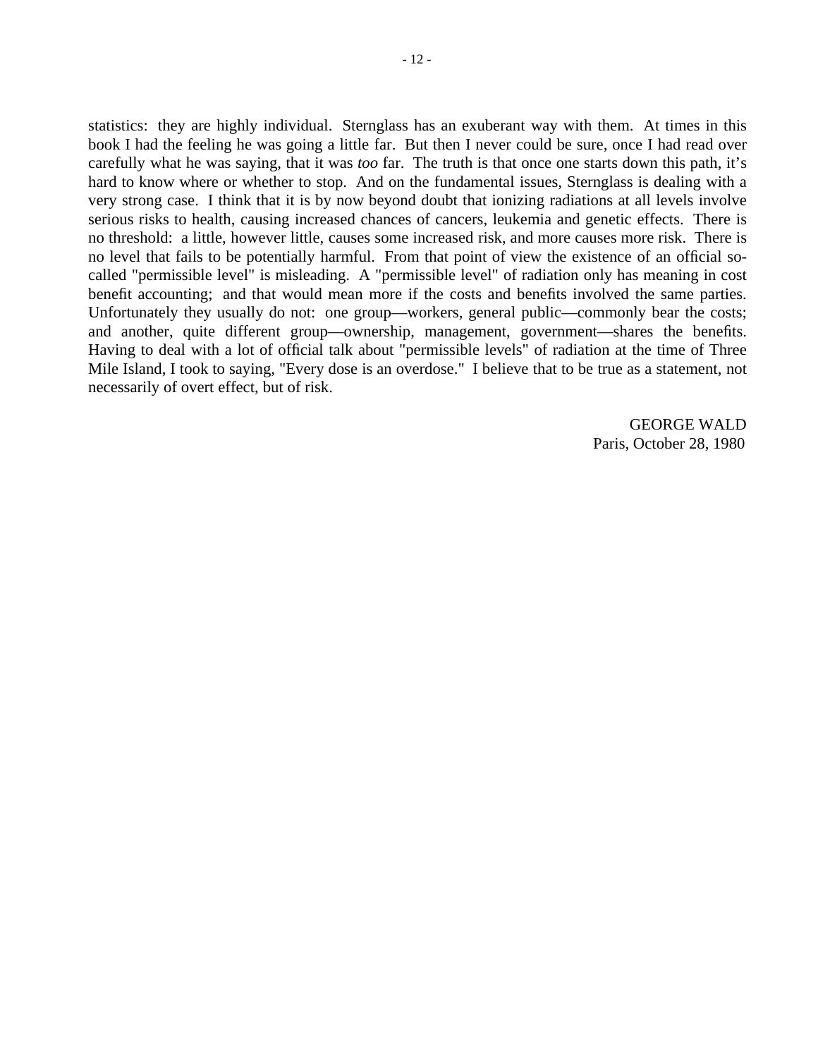statistics: they are highly individual. Sternglass has an exuberant way with them. At times in this book I had the feeling he was going a little far. But then I never could be sure, once I had read over carefully what he was saying, that it was *too* far. The truth is that once one starts down this path, it's hard to know where or whether to stop. And on the fundamental issues, Sternglass is dealing with a very strong case. I think that it is by now beyond doubt that ionizing radiations at all levels involve serious risks to health, causing increased chances of cancers, leukemia and genetic effects. There is no threshold: a little, however little, causes some increased risk, and more causes more risk. There is no level that fails to be potentially harmful. From that point of view the existence of an official so-called "permissible level" is misleading. A "permissible level" of radiation only has meaning in cost benefit accounting; and that would mean more if the costs and benefits involved the same parties. Unfortunately they usually do not: one group—workers, general public—commonly bear the costs; and another, quite different group—ownership, management, government—shares the benefits. Having to deal with a lot of official talk about "permissible levels" of radiation at the time of Three Mile Island, I took to saying, "Every dose is an overdose." I believe that to be true as a statement, not necessarily of overt effect, but of risk.

GEORGE WALD
Paris, October 28, 1980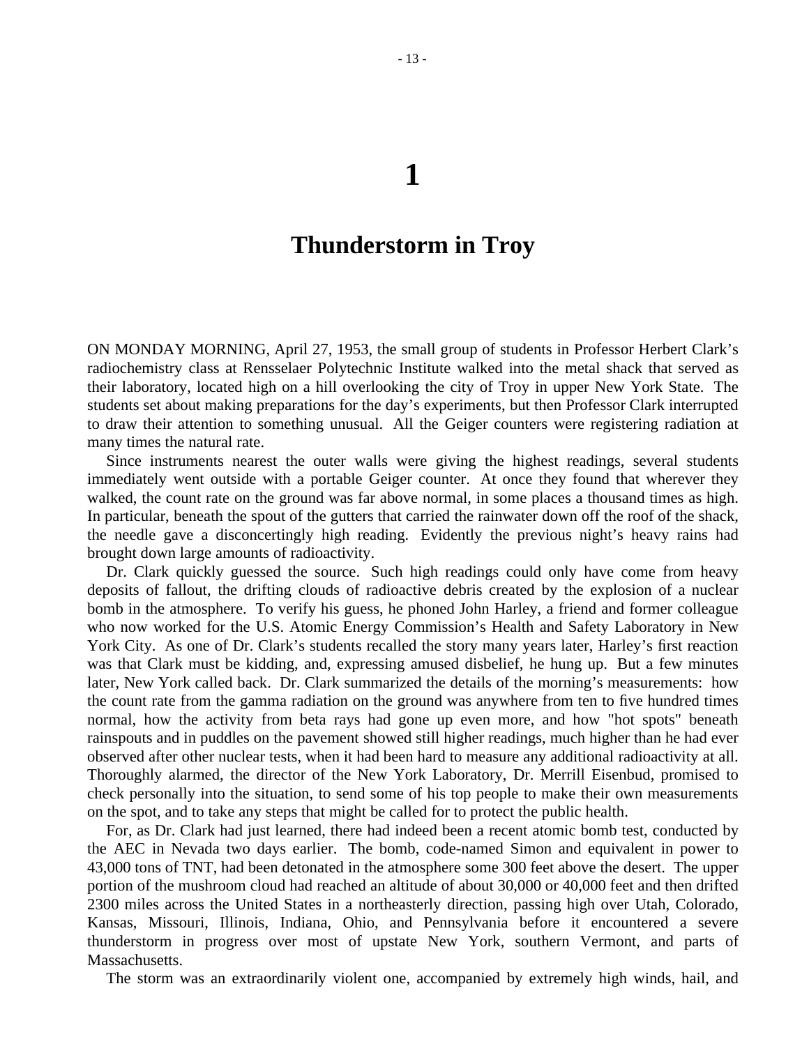# 1

# Thunderstorm in Troy

ON MONDAY MORNING, April 27, 1953, the small group of students in Professor Herbert Clark's radiochemistry class at Rensselaer Polytechnic Institute walked into the metal shack that served as their laboratory, located high on a hill overlooking the city of Troy in upper New York State. The students set about making preparations for the day's experiments, but then Professor Clark interrupted to draw their attention to something unusual. All the Geiger counters were registering radiation at many times the natural rate.

Since instruments nearest the outer walls were giving the highest readings, several students immediately went outside with a portable Geiger counter. At once they found that wherever they walked, the count rate on the ground was far above normal, in some places a thousand times as high. In particular, beneath the spout of the gutters that carried the rainwater down off the roof of the shack, the needle gave a disconcertingly high reading. Evidently the previous night's heavy rains had brought down large amounts of radioactivity.

Dr. Clark quickly guessed the source. Such high readings could only have come from heavy deposits of fallout, the drifting clouds of radioactive debris created by the explosion of a nuclear bomb in the atmosphere. To verify his guess, he phoned John Harley, a friend and former colleague who now worked for the U.S. Atomic Energy Commission's Health and Safety Laboratory in New York City. As one of Dr. Clark's students recalled the story many years later, Harley's first reaction was that Clark must be kidding, and, expressing amused disbelief, he hung up. But a few minutes later, New York called back. Dr. Clark summarized the details of the morning's measurements: how the count rate from the gamma radiation on the ground was anywhere from ten to five hundred times normal, how the activity from beta rays had gone up even more, and how "hot spots" beneath rainspouts and in puddles on the pavement showed still higher readings, much higher than he had ever observed after other nuclear tests, when it had been hard to measure any additional radioactivity at all. Thoroughly alarmed, the director of the New York Laboratory, Dr. Merrill Eisenbud, promised to check personally into the situation, to send some of his top people to make their own measurements on the spot, and to take any steps that might be called for to protect the public health.

For, as Dr. Clark had just learned, there had indeed been a recent atomic bomb test, conducted by the AEC in Nevada two days earlier. The bomb, code-named Simon and equivalent in power to 43,000 tons of TNT, had been detonated in the atmosphere some 300 feet above the desert. The upper portion of the mushroom cloud had reached an altitude of about 30,000 or 40,000 feet and then drifted 2300 miles across the United States in a northeasterly direction, passing high over Utah, Colorado, Kansas, Missouri, Illinois, Indiana, Ohio, and Pennsylvania before it encountered a severe thunderstorm in progress over most of upstate New York, southern Vermont, and parts of Massachusetts.

The storm was an extraordinarily violent one, accompanied by extremely high winds, hail, and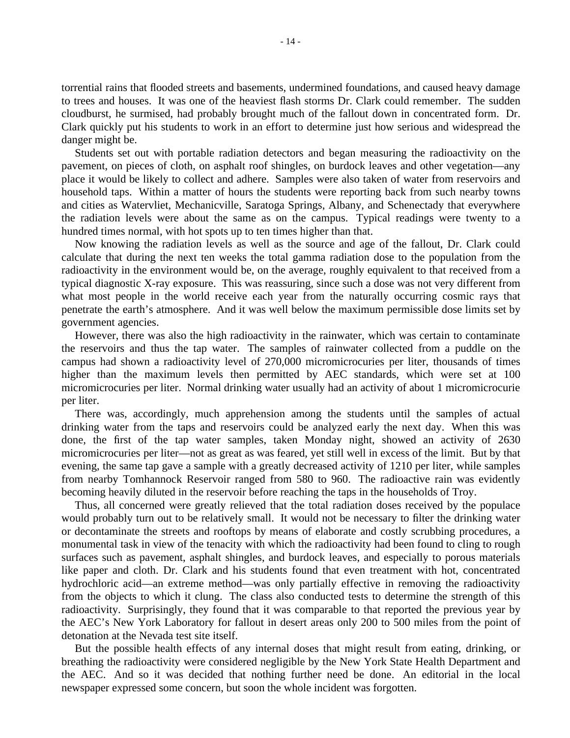torrential rains that flooded streets and basements, undermined foundations, and caused heavy damage to trees and houses. It was one of the heaviest flash storms Dr. Clark could remember. The sudden cloudburst, he surmised, had probably brought much of the fallout down in concentrated form. Dr. Clark quickly put his students to work in an effort to determine just how serious and widespread the danger might be.

Students set out with portable radiation detectors and began measuring the radioactivity on the pavement, on pieces of cloth, on asphalt roof shingles, on burdock leaves and other vegetation—any place it would be likely to collect and adhere. Samples were also taken of water from reservoirs and household taps. Within a matter of hours the students were reporting back from such nearby towns and cities as Watervliet, Mechanicville, Saratoga Springs, Albany, and Schenectady that everywhere the radiation levels were about the same as on the campus. Typical readings were twenty to a hundred times normal, with hot spots up to ten times higher than that.

Now knowing the radiation levels as well as the source and age of the fallout, Dr. Clark could calculate that during the next ten weeks the total gamma radiation dose to the population from the radioactivity in the environment would be, on the average, roughly equivalent to that received from a typical diagnostic X-ray exposure. This was reassuring, since such a dose was not very different from what most people in the world receive each year from the naturally occurring cosmic rays that penetrate the earth's atmosphere. And it was well below the maximum permissible dose limits set by government agencies.

However, there was also the high radioactivity in the rainwater, which was certain to contaminate the reservoirs and thus the tap water. The samples of rainwater collected from a puddle on the campus had shown a radioactivity level of 270,000 micromicrocuries per liter, thousands of times higher than the maximum levels then permitted by AEC standards, which were set at 100 micromicrocuries per liter. Normal drinking water usually had an activity of about 1 micromicrocurie per liter.

There was, accordingly, much apprehension among the students until the samples of actual drinking water from the taps and reservoirs could be analyzed early the next day. When this was done, the first of the tap water samples, taken Monday night, showed an activity of 2630 micromicrocuries per liter—not as great as was feared, yet still well in excess of the limit. But by that evening, the same tap gave a sample with a greatly decreased activity of 1210 per liter, while samples from nearby Tomhannock Reservoir ranged from 580 to 960. The radioactive rain was evidently becoming heavily diluted in the reservoir before reaching the taps in the households of Troy.

Thus, all concerned were greatly relieved that the total radiation doses received by the populace would probably turn out to be relatively small. It would not be necessary to filter the drinking water or decontaminate the streets and rooftops by means of elaborate and costly scrubbing procedures, a monumental task in view of the tenacity with which the radioactivity had been found to cling to rough surfaces such as pavement, asphalt shingles, and burdock leaves, and especially to porous materials like paper and cloth. Dr. Clark and his students found that even treatment with hot, concentrated hydrochloric acid—an extreme method—was only partially effective in removing the radioactivity from the objects to which it clung. The class also conducted tests to determine the strength of this radioactivity. Surprisingly, they found that it was comparable to that reported the previous year by the AEC's New York Laboratory for fallout in desert areas only 200 to 500 miles from the point of detonation at the Nevada test site itself.

But the possible health effects of any internal doses that might result from eating, drinking, or breathing the radioactivity were considered negligible by the New York State Health Department and the AEC. And so it was decided that nothing further need be done. An editorial in the local newspaper expressed some concern, but soon the whole incident was forgotten.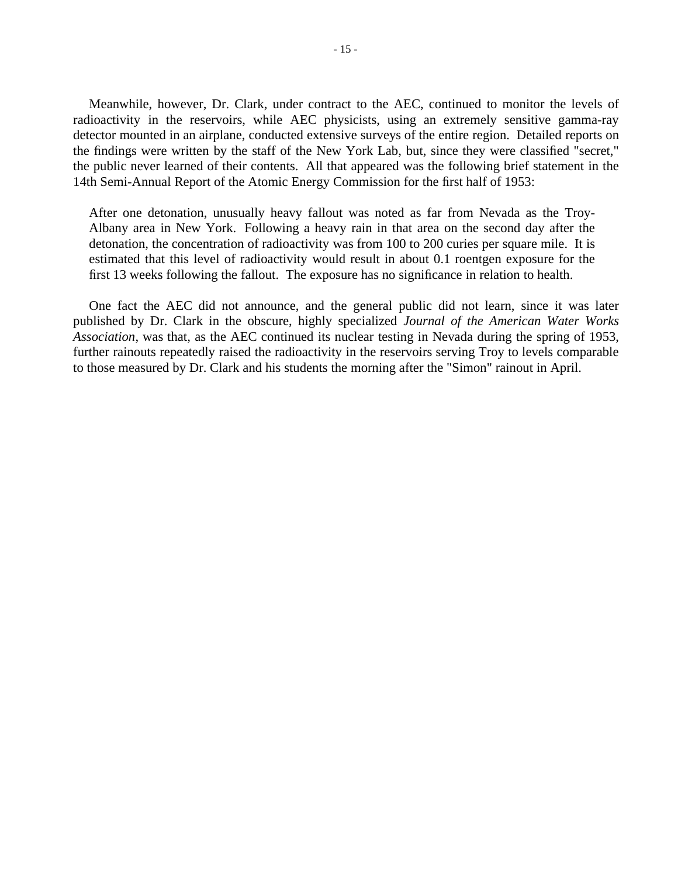Meanwhile, however, Dr. Clark, under contract to the AEC, continued to monitor the levels of radioactivity in the reservoirs, while AEC physicists, using an extremely sensitive gamma-ray detector mounted in an airplane, conducted extensive surveys of the entire region. Detailed reports on the findings were written by the staff of the New York Lab, but, since they were classified "secret," the public never learned of their contents. All that appeared was the following brief statement in the 14th Semi-Annual Report of the Atomic Energy Commission for the first half of 1953:

> After one detonation, unusually heavy fallout was noted as far from Nevada as the Troy-Albany area in New York. Following a heavy rain in that area on the second day after the detonation, the concentration of radioactivity was from 100 to 200 curies per square mile. It is estimated that this level of radioactivity would result in about 0.1 roentgen exposure for the first 13 weeks following the fallout. The exposure has no significance in relation to health.

One fact the AEC did not announce, and the general public did not learn, since it was later published by Dr. Clark in the obscure, highly specialized *Journal of the American Water Works Association*, was that, as the AEC continued its nuclear testing in Nevada during the spring of 1953, further rainouts repeatedly raised the radioactivity in the reservoirs serving Troy to levels comparable to those measured by Dr. Clark and his students the morning after the "Simon" rainout in April.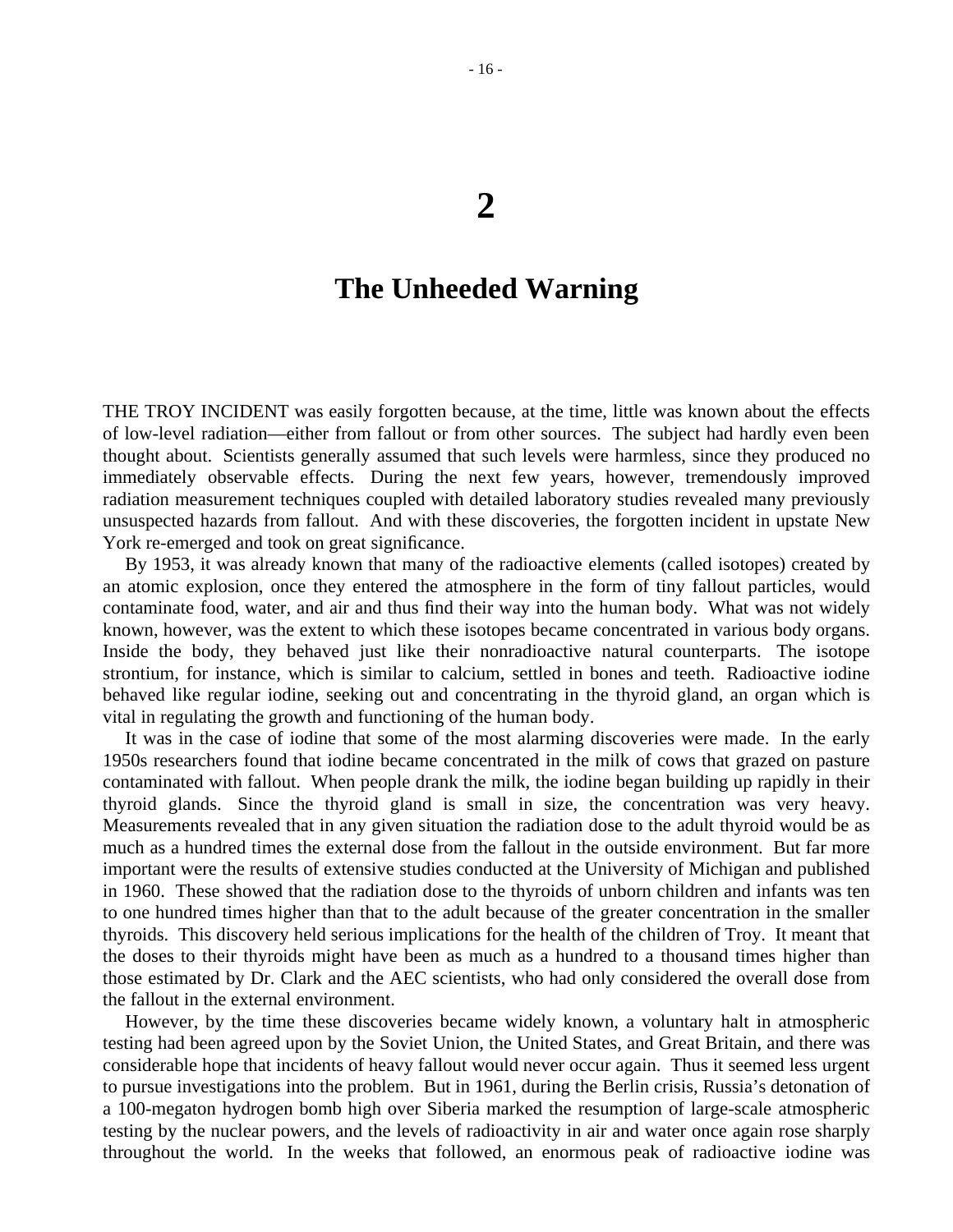# 2

# The Unheeded Warning

THE TROY INCIDENT was easily forgotten because, at the time, little was known about the effects of low-level radiation—either from fallout or from other sources. The subject had hardly even been thought about. Scientists generally assumed that such levels were harmless, since they produced no immediately observable effects. During the next few years, however, tremendously improved radiation measurement techniques coupled with detailed laboratory studies revealed many previously unsuspected hazards from fallout. And with these discoveries, the forgotten incident in upstate New York re-emerged and took on great significance.

By 1953, it was already known that many of the radioactive elements (called isotopes) created by an atomic explosion, once they entered the atmosphere in the form of tiny fallout particles, would contaminate food, water, and air and thus find their way into the human body. What was not widely known, however, was the extent to which these isotopes became concentrated in various body organs. Inside the body, they behaved just like their nonradioactive natural counterparts. The isotope strontium, for instance, which is similar to calcium, settled in bones and teeth. Radioactive iodine behaved like regular iodine, seeking out and concentrating in the thyroid gland, an organ which is vital in regulating the growth and functioning of the human body.

It was in the case of iodine that some of the most alarming discoveries were made. In the early 1950s researchers found that iodine became concentrated in the milk of cows that grazed on pasture contaminated with fallout. When people drank the milk, the iodine began building up rapidly in their thyroid glands. Since the thyroid gland is small in size, the concentration was very heavy. Measurements revealed that in any given situation the radiation dose to the adult thyroid would be as much as a hundred times the external dose from the fallout in the outside environment. But far more important were the results of extensive studies conducted at the University of Michigan and published in 1960. These showed that the radiation dose to the thyroids of unborn children and infants was ten to one hundred times higher than that to the adult because of the greater concentration in the smaller thyroids. This discovery held serious implications for the health of the children of Troy. It meant that the doses to their thyroids might have been as much as a hundred to a thousand times higher than those estimated by Dr. Clark and the AEC scientists, who had only considered the overall dose from the fallout in the external environment.

However, by the time these discoveries became widely known, a voluntary halt in atmospheric testing had been agreed upon by the Soviet Union, the United States, and Great Britain, and there was considerable hope that incidents of heavy fallout would never occur again. Thus it seemed less urgent to pursue investigations into the problem. But in 1961, during the Berlin crisis, Russia's detonation of a 100-megaton hydrogen bomb high over Siberia marked the resumption of large-scale atmospheric testing by the nuclear powers, and the levels of radioactivity in air and water once again rose sharply throughout the world. In the weeks that followed, an enormous peak of radioactive iodine was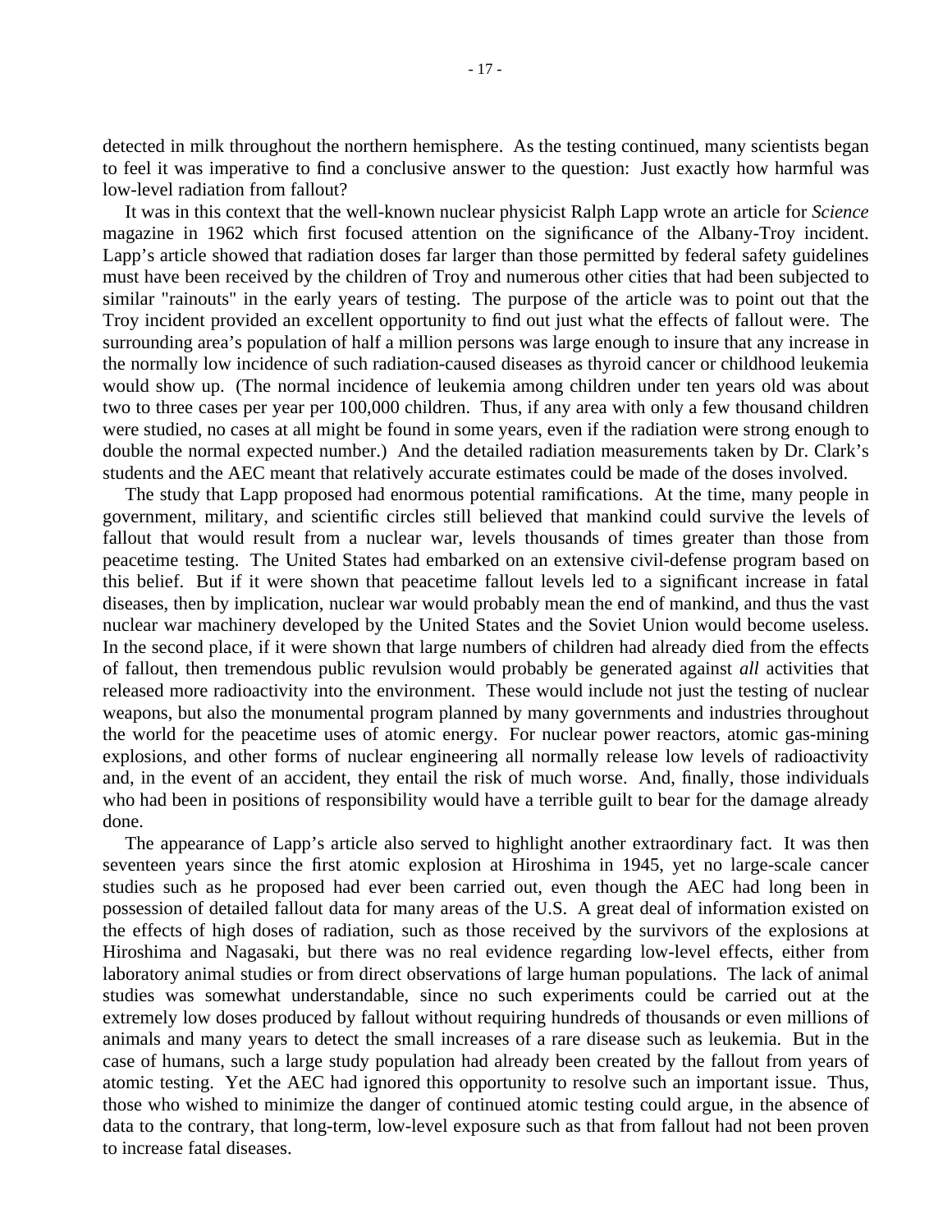detected in milk throughout the northern hemisphere. As the testing continued, many scientists began to feel it was imperative to find a conclusive answer to the question: Just exactly how harmful was low-level radiation from fallout?

It was in this context that the well-known nuclear physicist Ralph Lapp wrote an article for *Science* magazine in 1962 which first focused attention on the significance of the Albany-Troy incident. Lapp's article showed that radiation doses far larger than those permitted by federal safety guidelines must have been received by the children of Troy and numerous other cities that had been subjected to similar "rainouts" in the early years of testing. The purpose of the article was to point out that the Troy incident provided an excellent opportunity to find out just what the effects of fallout were. The surrounding area's population of half a million persons was large enough to insure that any increase in the normally low incidence of such radiation-caused diseases as thyroid cancer or childhood leukemia would show up. (The normal incidence of leukemia among children under ten years old was about two to three cases per year per 100,000 children. Thus, if any area with only a few thousand children were studied, no cases at all might be found in some years, even if the radiation were strong enough to double the normal expected number.) And the detailed radiation measurements taken by Dr. Clark's students and the AEC meant that relatively accurate estimates could be made of the doses involved.

The study that Lapp proposed had enormous potential ramifications. At the time, many people in government, military, and scientific circles still believed that mankind could survive the levels of fallout that would result from a nuclear war, levels thousands of times greater than those from peacetime testing. The United States had embarked on an extensive civil-defense program based on this belief. But if it were shown that peacetime fallout levels led to a significant increase in fatal diseases, then by implication, nuclear war would probably mean the end of mankind, and thus the vast nuclear war machinery developed by the United States and the Soviet Union would become useless. In the second place, if it were shown that large numbers of children had already died from the effects of fallout, then tremendous public revulsion would probably be generated against *all* activities that released more radioactivity into the environment. These would include not just the testing of nuclear weapons, but also the monumental program planned by many governments and industries throughout the world for the peacetime uses of atomic energy. For nuclear power reactors, atomic gas-mining explosions, and other forms of nuclear engineering all normally release low levels of radioactivity and, in the event of an accident, they entail the risk of much worse. And, finally, those individuals who had been in positions of responsibility would have a terrible guilt to bear for the damage already done.

The appearance of Lapp's article also served to highlight another extraordinary fact. It was then seventeen years since the first atomic explosion at Hiroshima in 1945, yet no large-scale cancer studies such as he proposed had ever been carried out, even though the AEC had long been in possession of detailed fallout data for many areas of the U.S. A great deal of information existed on the effects of high doses of radiation, such as those received by the survivors of the explosions at Hiroshima and Nagasaki, but there was no real evidence regarding low-level effects, either from laboratory animal studies or from direct observations of large human populations. The lack of animal studies was somewhat understandable, since no such experiments could be carried out at the extremely low doses produced by fallout without requiring hundreds of thousands or even millions of animals and many years to detect the small increases of a rare disease such as leukemia. But in the case of humans, such a large study population had already been created by the fallout from years of atomic testing. Yet the AEC had ignored this opportunity to resolve such an important issue. Thus, those who wished to minimize the danger of continued atomic testing could argue, in the absence of data to the contrary, that long-term, low-level exposure such as that from fallout had not been proven to increase fatal diseases.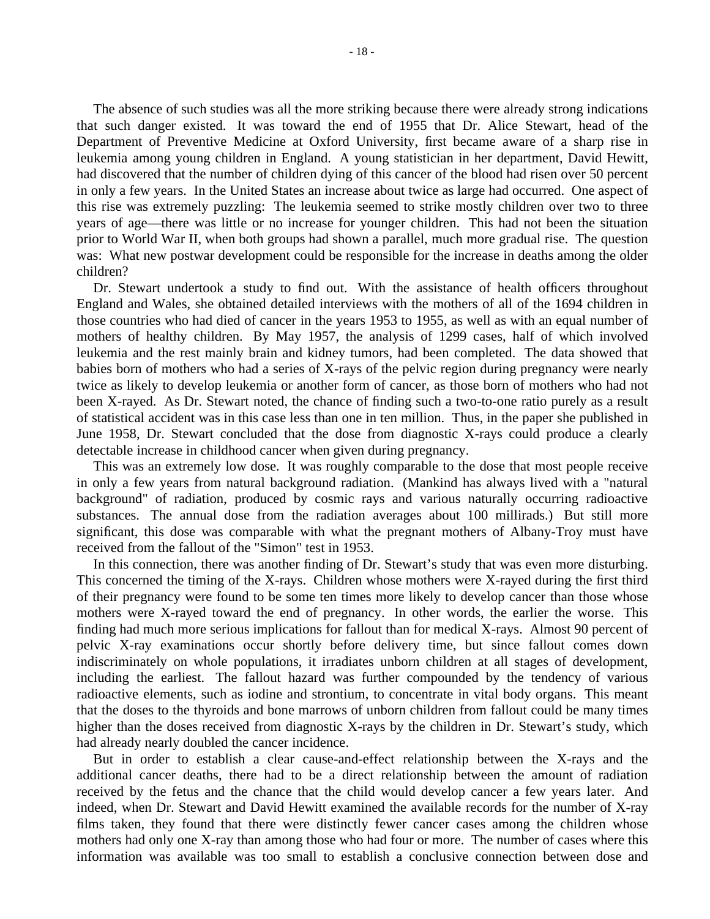The absence of such studies was all the more striking because there were already strong indications that such danger existed. It was toward the end of 1955 that Dr. Alice Stewart, head of the Department of Preventive Medicine at Oxford University, first became aware of a sharp rise in leukemia among young children in England. A young statistician in her department, David Hewitt, had discovered that the number of children dying of this cancer of the blood had risen over 50 percent in only a few years. In the United States an increase about twice as large had occurred. One aspect of this rise was extremely puzzling: The leukemia seemed to strike mostly children over two to three years of age—there was little or no increase for younger children. This had not been the situation prior to World War II, when both groups had shown a parallel, much more gradual rise. The question was: What new postwar development could be responsible for the increase in deaths among the older children?

Dr. Stewart undertook a study to find out. With the assistance of health officers throughout England and Wales, she obtained detailed interviews with the mothers of all of the 1694 children in those countries who had died of cancer in the years 1953 to 1955, as well as with an equal number of mothers of healthy children. By May 1957, the analysis of 1299 cases, half of which involved leukemia and the rest mainly brain and kidney tumors, had been completed. The data showed that babies born of mothers who had a series of X-rays of the pelvic region during pregnancy were nearly twice as likely to develop leukemia or another form of cancer, as those born of mothers who had not been X-rayed. As Dr. Stewart noted, the chance of finding such a two-to-one ratio purely as a result of statistical accident was in this case less than one in ten million. Thus, in the paper she published in June 1958, Dr. Stewart concluded that the dose from diagnostic X-rays could produce a clearly detectable increase in childhood cancer when given during pregnancy.

This was an extremely low dose. It was roughly comparable to the dose that most people receive in only a few years from natural background radiation. (Mankind has always lived with a "natural background" of radiation, produced by cosmic rays and various naturally occurring radioactive substances. The annual dose from the radiation averages about 100 millirads.) But still more significant, this dose was comparable with what the pregnant mothers of Albany-Troy must have received from the fallout of the "Simon" test in 1953.

In this connection, there was another finding of Dr. Stewart's study that was even more disturbing. This concerned the timing of the X-rays. Children whose mothers were X-rayed during the first third of their pregnancy were found to be some ten times more likely to develop cancer than those whose mothers were X-rayed toward the end of pregnancy. In other words, the earlier the worse. This finding had much more serious implications for fallout than for medical X-rays. Almost 90 percent of pelvic X-ray examinations occur shortly before delivery time, but since fallout comes down indiscriminately on whole populations, it irradiates unborn children at all stages of development, including the earliest. The fallout hazard was further compounded by the tendency of various radioactive elements, such as iodine and strontium, to concentrate in vital body organs. This meant that the doses to the thyroids and bone marrows of unborn children from fallout could be many times higher than the doses received from diagnostic X-rays by the children in Dr. Stewart's study, which had already nearly doubled the cancer incidence.

But in order to establish a clear cause-and-effect relationship between the X-rays and the additional cancer deaths, there had to be a direct relationship between the amount of radiation received by the fetus and the chance that the child would develop cancer a few years later. And indeed, when Dr. Stewart and David Hewitt examined the available records for the number of X-ray films taken, they found that there were distinctly fewer cancer cases among the children whose mothers had only one X-ray than among those who had four or more. The number of cases where this information was available was too small to establish a conclusive connection between dose and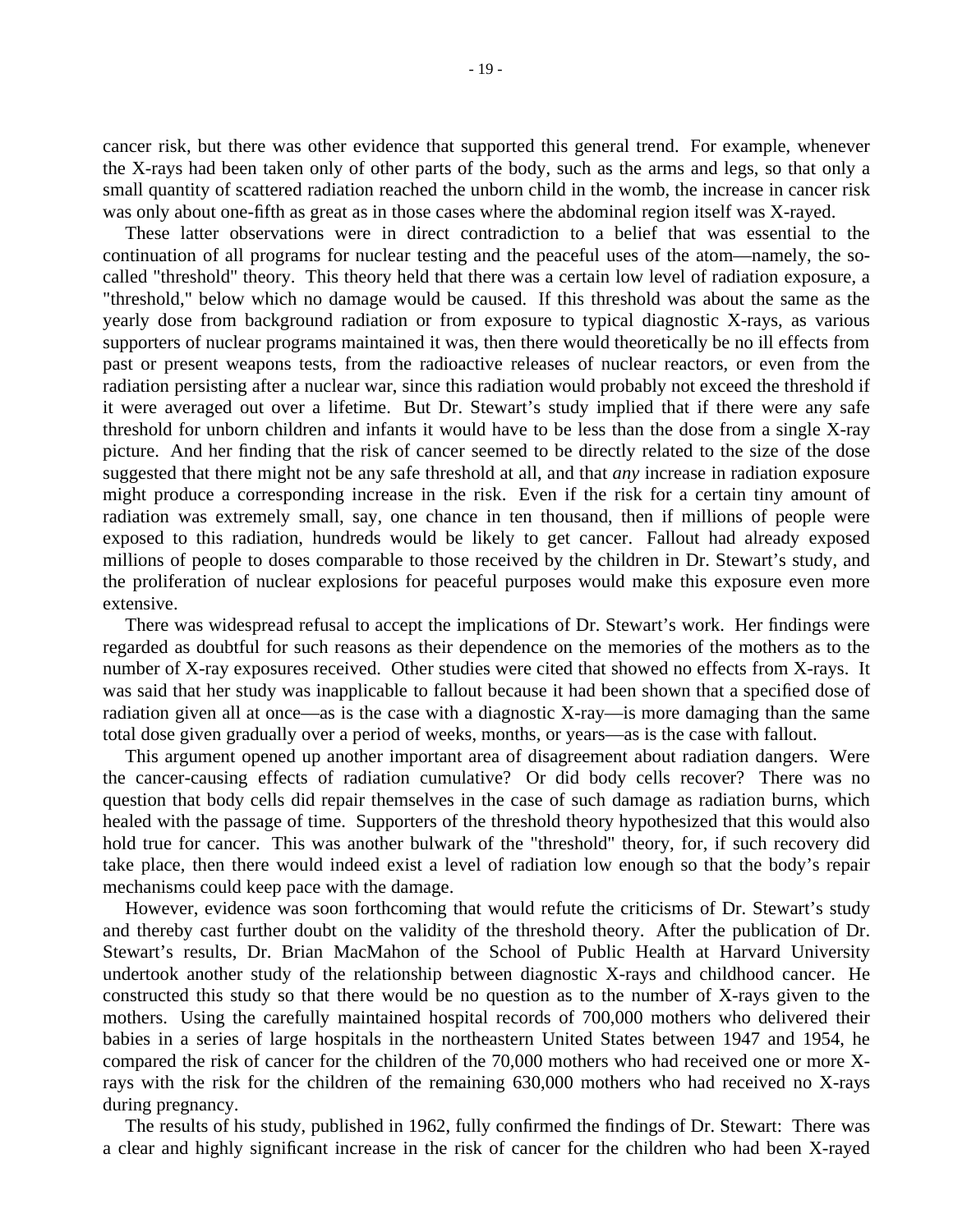cancer risk, but there was other evidence that supported this general trend. For example, whenever the X-rays had been taken only of other parts of the body, such as the arms and legs, so that only a small quantity of scattered radiation reached the unborn child in the womb, the increase in cancer risk was only about one-fifth as great as in those cases where the abdominal region itself was X-rayed.

These latter observations were in direct contradiction to a belief that was essential to the continuation of all programs for nuclear testing and the peaceful uses of the atom—namely, the so-called "threshold" theory. This theory held that there was a certain low level of radiation exposure, a "threshold," below which no damage would be caused. If this threshold was about the same as the yearly dose from background radiation or from exposure to typical diagnostic X-rays, as various supporters of nuclear programs maintained it was, then there would theoretically be no ill effects from past or present weapons tests, from the radioactive releases of nuclear reactors, or even from the radiation persisting after a nuclear war, since this radiation would probably not exceed the threshold if it were averaged out over a lifetime. But Dr. Stewart's study implied that if there were any safe threshold for unborn children and infants it would have to be less than the dose from a single X-ray picture. And her finding that the risk of cancer seemed to be directly related to the size of the dose suggested that there might not be any safe threshold at all, and that *any* increase in radiation exposure might produce a corresponding increase in the risk. Even if the risk for a certain tiny amount of radiation was extremely small, say, one chance in ten thousand, then if millions of people were exposed to this radiation, hundreds would be likely to get cancer. Fallout had already exposed millions of people to doses comparable to those received by the children in Dr. Stewart's study, and the proliferation of nuclear explosions for peaceful purposes would make this exposure even more extensive.

There was widespread refusal to accept the implications of Dr. Stewart's work. Her findings were regarded as doubtful for such reasons as their dependence on the memories of the mothers as to the number of X-ray exposures received. Other studies were cited that showed no effects from X-rays. It was said that her study was inapplicable to fallout because it had been shown that a specified dose of radiation given all at once—as is the case with a diagnostic X-ray—is more damaging than the same total dose given gradually over a period of weeks, months, or years—as is the case with fallout.

This argument opened up another important area of disagreement about radiation dangers. Were the cancer-causing effects of radiation cumulative? Or did body cells recover? There was no question that body cells did repair themselves in the case of such damage as radiation burns, which healed with the passage of time. Supporters of the threshold theory hypothesized that this would also hold true for cancer. This was another bulwark of the "threshold" theory, for, if such recovery did take place, then there would indeed exist a level of radiation low enough so that the body's repair mechanisms could keep pace with the damage.

However, evidence was soon forthcoming that would refute the criticisms of Dr. Stewart's study and thereby cast further doubt on the validity of the threshold theory. After the publication of Dr. Stewart's results, Dr. Brian MacMahon of the School of Public Health at Harvard University undertook another study of the relationship between diagnostic X-rays and childhood cancer. He constructed this study so that there would be no question as to the number of X-rays given to the mothers. Using the carefully maintained hospital records of 700,000 mothers who delivered their babies in a series of large hospitals in the northeastern United States between 1947 and 1954, he compared the risk of cancer for the children of the 70,000 mothers who had received one or more X-rays with the risk for the children of the remaining 630,000 mothers who had received no X-rays during pregnancy.

The results of his study, published in 1962, fully confirmed the findings of Dr. Stewart: There was a clear and highly significant increase in the risk of cancer for the children who had been X-rayed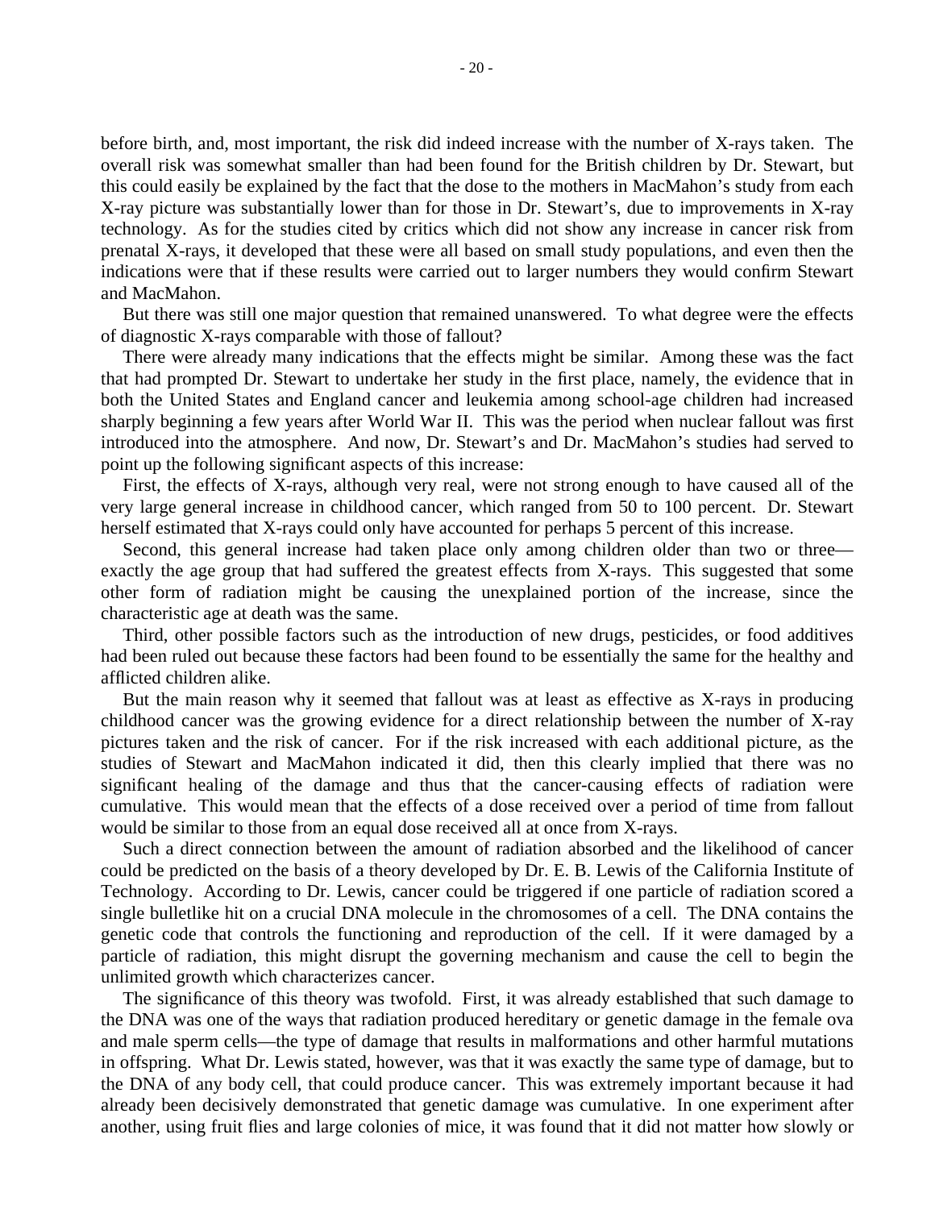before birth, and, most important, the risk did indeed increase with the number of X-rays taken. The overall risk was somewhat smaller than had been found for the British children by Dr. Stewart, but this could easily be explained by the fact that the dose to the mothers in MacMahon's study from each X-ray picture was substantially lower than for those in Dr. Stewart's, due to improvements in X-ray technology. As for the studies cited by critics which did not show any increase in cancer risk from prenatal X-rays, it developed that these were all based on small study populations, and even then the indications were that if these results were carried out to larger numbers they would confirm Stewart and MacMahon.

But there was still one major question that remained unanswered. To what degree were the effects of diagnostic X-rays comparable with those of fallout?

There were already many indications that the effects might be similar. Among these was the fact that had prompted Dr. Stewart to undertake her study in the first place, namely, the evidence that in both the United States and England cancer and leukemia among school-age children had increased sharply beginning a few years after World War II. This was the period when nuclear fallout was first introduced into the atmosphere. And now, Dr. Stewart's and Dr. MacMahon's studies had served to point up the following significant aspects of this increase:

First, the effects of X-rays, although very real, were not strong enough to have caused all of the very large general increase in childhood cancer, which ranged from 50 to 100 percent. Dr. Stewart herself estimated that X-rays could only have accounted for perhaps 5 percent of this increase.

Second, this general increase had taken place only among children older than two or three—exactly the age group that had suffered the greatest effects from X-rays. This suggested that some other form of radiation might be causing the unexplained portion of the increase, since the characteristic age at death was the same.

Third, other possible factors such as the introduction of new drugs, pesticides, or food additives had been ruled out because these factors had been found to be essentially the same for the healthy and afflicted children alike.

But the main reason why it seemed that fallout was at least as effective as X-rays in producing childhood cancer was the growing evidence for a direct relationship between the number of X-ray pictures taken and the risk of cancer. For if the risk increased with each additional picture, as the studies of Stewart and MacMahon indicated it did, then this clearly implied that there was no significant healing of the damage and thus that the cancer-causing effects of radiation were cumulative. This would mean that the effects of a dose received over a period of time from fallout would be similar to those from an equal dose received all at once from X-rays.

Such a direct connection between the amount of radiation absorbed and the likelihood of cancer could be predicted on the basis of a theory developed by Dr. E. B. Lewis of the California Institute of Technology. According to Dr. Lewis, cancer could be triggered if one particle of radiation scored a single bulletlike hit on a crucial DNA molecule in the chromosomes of a cell. The DNA contains the genetic code that controls the functioning and reproduction of the cell. If it were damaged by a particle of radiation, this might disrupt the governing mechanism and cause the cell to begin the unlimited growth which characterizes cancer.

The significance of this theory was twofold. First, it was already established that such damage to the DNA was one of the ways that radiation produced hereditary or genetic damage in the female ova and male sperm cells—the type of damage that results in malformations and other harmful mutations in offspring. What Dr. Lewis stated, however, was that it was exactly the same type of damage, but to the DNA of any body cell, that could produce cancer. This was extremely important because it had already been decisively demonstrated that genetic damage was cumulative. In one experiment after another, using fruit flies and large colonies of mice, it was found that it did not matter how slowly or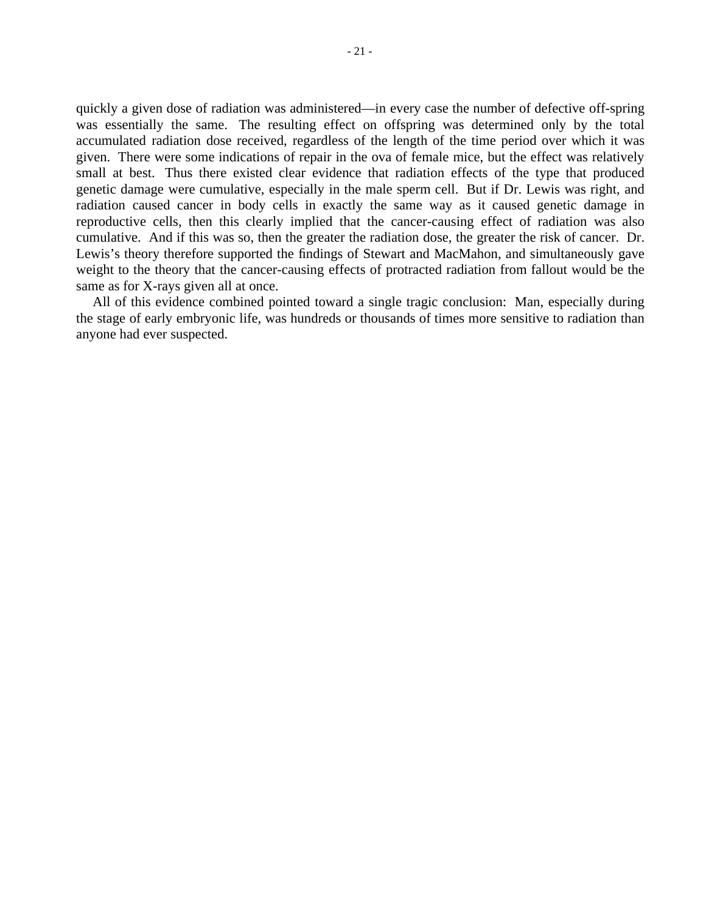quickly a given dose of radiation was administered—in every case the number of defective off-spring was essentially the same. The resulting effect on offspring was determined only by the total accumulated radiation dose received, regardless of the length of the time period over which it was given. There were some indications of repair in the ova of female mice, but the effect was relatively small at best. Thus there existed clear evidence that radiation effects of the type that produced genetic damage were cumulative, especially in the male sperm cell. But if Dr. Lewis was right, and radiation caused cancer in body cells in exactly the same way as it caused genetic damage in reproductive cells, then this clearly implied that the cancer-causing effect of radiation was also cumulative. And if this was so, then the greater the radiation dose, the greater the risk of cancer. Dr. Lewis's theory therefore supported the findings of Stewart and MacMahon, and simultaneously gave weight to the theory that the cancer-causing effects of protracted radiation from fallout would be the same as for X-rays given all at once.

All of this evidence combined pointed toward a single tragic conclusion: Man, especially during the stage of early embryonic life, was hundreds or thousands of times more sensitive to radiation than anyone had ever suspected.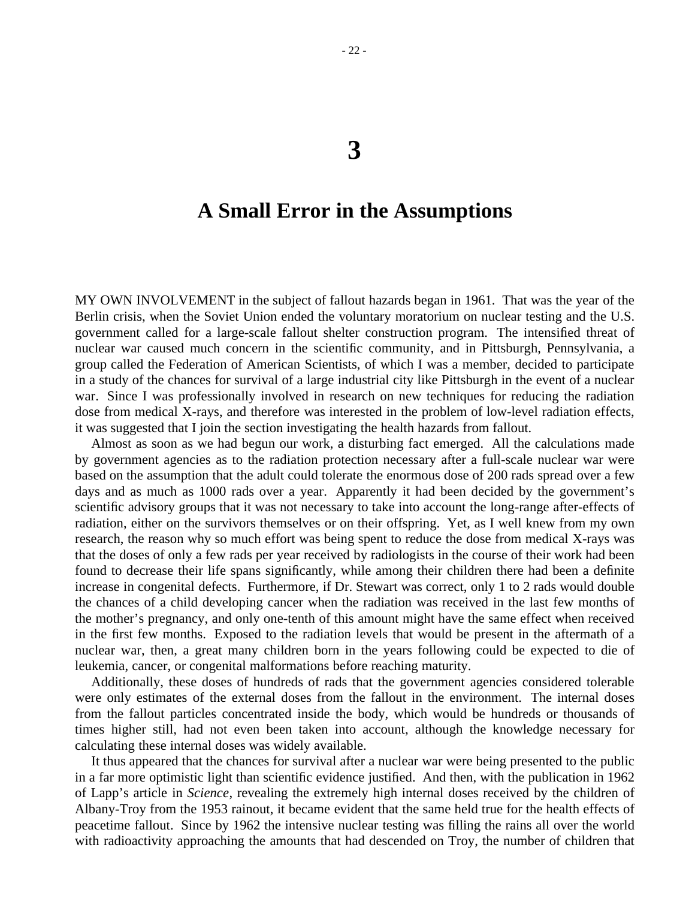# 3

# A Small Error in the Assumptions

MY OWN INVOLVEMENT in the subject of fallout hazards began in 1961. That was the year of the Berlin crisis, when the Soviet Union ended the voluntary moratorium on nuclear testing and the U.S. government called for a large-scale fallout shelter construction program. The intensified threat of nuclear war caused much concern in the scientific community, and in Pittsburgh, Pennsylvania, a group called the Federation of American Scientists, of which I was a member, decided to participate in a study of the chances for survival of a large industrial city like Pittsburgh in the event of a nuclear war. Since I was professionally involved in research on new techniques for reducing the radiation dose from medical X-rays, and therefore was interested in the problem of low-level radiation effects, it was suggested that I join the section investigating the health hazards from fallout.

Almost as soon as we had begun our work, a disturbing fact emerged. All the calculations made by government agencies as to the radiation protection necessary after a full-scale nuclear war were based on the assumption that the adult could tolerate the enormous dose of 200 rads spread over a few days and as much as 1000 rads over a year. Apparently it had been decided by the government's scientific advisory groups that it was not necessary to take into account the long-range after-effects of radiation, either on the survivors themselves or on their offspring. Yet, as I well knew from my own research, the reason why so much effort was being spent to reduce the dose from medical X-rays was that the doses of only a few rads per year received by radiologists in the course of their work had been found to decrease their life spans significantly, while among their children there had been a definite increase in congenital defects. Furthermore, if Dr. Stewart was correct, only 1 to 2 rads would double the chances of a child developing cancer when the radiation was received in the last few months of the mother's pregnancy, and only one-tenth of this amount might have the same effect when received in the first few months. Exposed to the radiation levels that would be present in the aftermath of a nuclear war, then, a great many children born in the years following could be expected to die of leukemia, cancer, or congenital malformations before reaching maturity.

Additionally, these doses of hundreds of rads that the government agencies considered tolerable were only estimates of the external doses from the fallout in the environment. The internal doses from the fallout particles concentrated inside the body, which would be hundreds or thousands of times higher still, had not even been taken into account, although the knowledge necessary for calculating these internal doses was widely available.

It thus appeared that the chances for survival after a nuclear war were being presented to the public in a far more optimistic light than scientific evidence justified. And then, with the publication in 1962 of Lapp's article in *Science*, revealing the extremely high internal doses received by the children of Albany-Troy from the 1953 rainout, it became evident that the same held true for the health effects of peacetime fallout. Since by 1962 the intensive nuclear testing was filling the rains all over the world with radioactivity approaching the amounts that had descended on Troy, the number of children that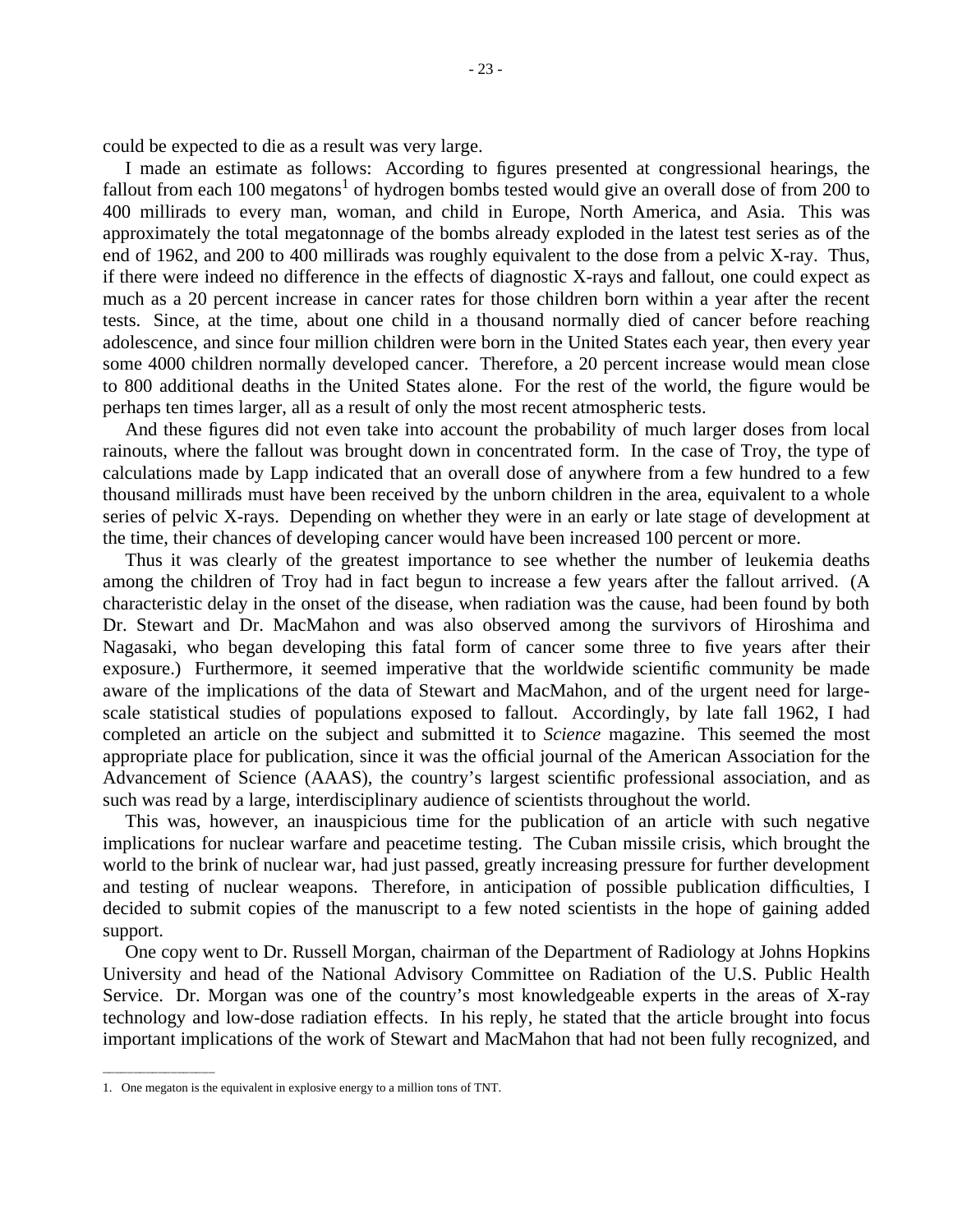could be expected to die as a result was very large.

I made an estimate as follows: According to figures presented at congressional hearings, the fallout from each 100 megatons[1] of hydrogen bombs tested would give an overall dose of from 200 to 400 millirads to every man, woman, and child in Europe, North America, and Asia. This was approximately the total megatonnage of the bombs already exploded in the latest test series as of the end of 1962, and 200 to 400 millirads was roughly equivalent to the dose from a pelvic X-ray. Thus, if there were indeed no difference in the effects of diagnostic X-rays and fallout, one could expect as much as a 20 percent increase in cancer rates for those children born within a year after the recent tests. Since, at the time, about one child in a thousand normally died of cancer before reaching adolescence, and since four million children were born in the United States each year, then every year some 4000 children normally developed cancer. Therefore, a 20 percent increase would mean close to 800 additional deaths in the United States alone. For the rest of the world, the figure would be perhaps ten times larger, all as a result of only the most recent atmospheric tests.

And these figures did not even take into account the probability of much larger doses from local rainouts, where the fallout was brought down in concentrated form. In the case of Troy, the type of calculations made by Lapp indicated that an overall dose of anywhere from a few hundred to a few thousand millirads must have been received by the unborn children in the area, equivalent to a whole series of pelvic X-rays. Depending on whether they were in an early or late stage of development at the time, their chances of developing cancer would have been increased 100 percent or more.

Thus it was clearly of the greatest importance to see whether the number of leukemia deaths among the children of Troy had in fact begun to increase a few years after the fallout arrived. (A characteristic delay in the onset of the disease, when radiation was the cause, had been found by both Dr. Stewart and Dr. MacMahon and was also observed among the survivors of Hiroshima and Nagasaki, who began developing this fatal form of cancer some three to five years after their exposure.) Furthermore, it seemed imperative that the worldwide scientific community be made aware of the implications of the data of Stewart and MacMahon, and of the urgent need for large-scale statistical studies of populations exposed to fallout. Accordingly, by late fall 1962, I had completed an article on the subject and submitted it to *Science* magazine. This seemed the most appropriate place for publication, since it was the official journal of the American Association for the Advancement of Science (AAAS), the country's largest scientific professional association, and as such was read by a large, interdisciplinary audience of scientists throughout the world.

This was, however, an inauspicious time for the publication of an article with such negative implications for nuclear warfare and peacetime testing. The Cuban missile crisis, which brought the world to the brink of nuclear war, had just passed, greatly increasing pressure for further development and testing of nuclear weapons. Therefore, in anticipation of possible publication difficulties, I decided to submit copies of the manuscript to a few noted scientists in the hope of gaining added support.

One copy went to Dr. Russell Morgan, chairman of the Department of Radiology at Johns Hopkins University and head of the National Advisory Committee on Radiation of the U.S. Public Health Service. Dr. Morgan was one of the country's most knowledgeable experts in the areas of X-ray technology and low-dose radiation effects. In his reply, he stated that the article brought into focus important implications of the work of Stewart and MacMahon that had not been fully recognized, and

---

1. One megaton is the equivalent in explosive energy to a million tons of TNT.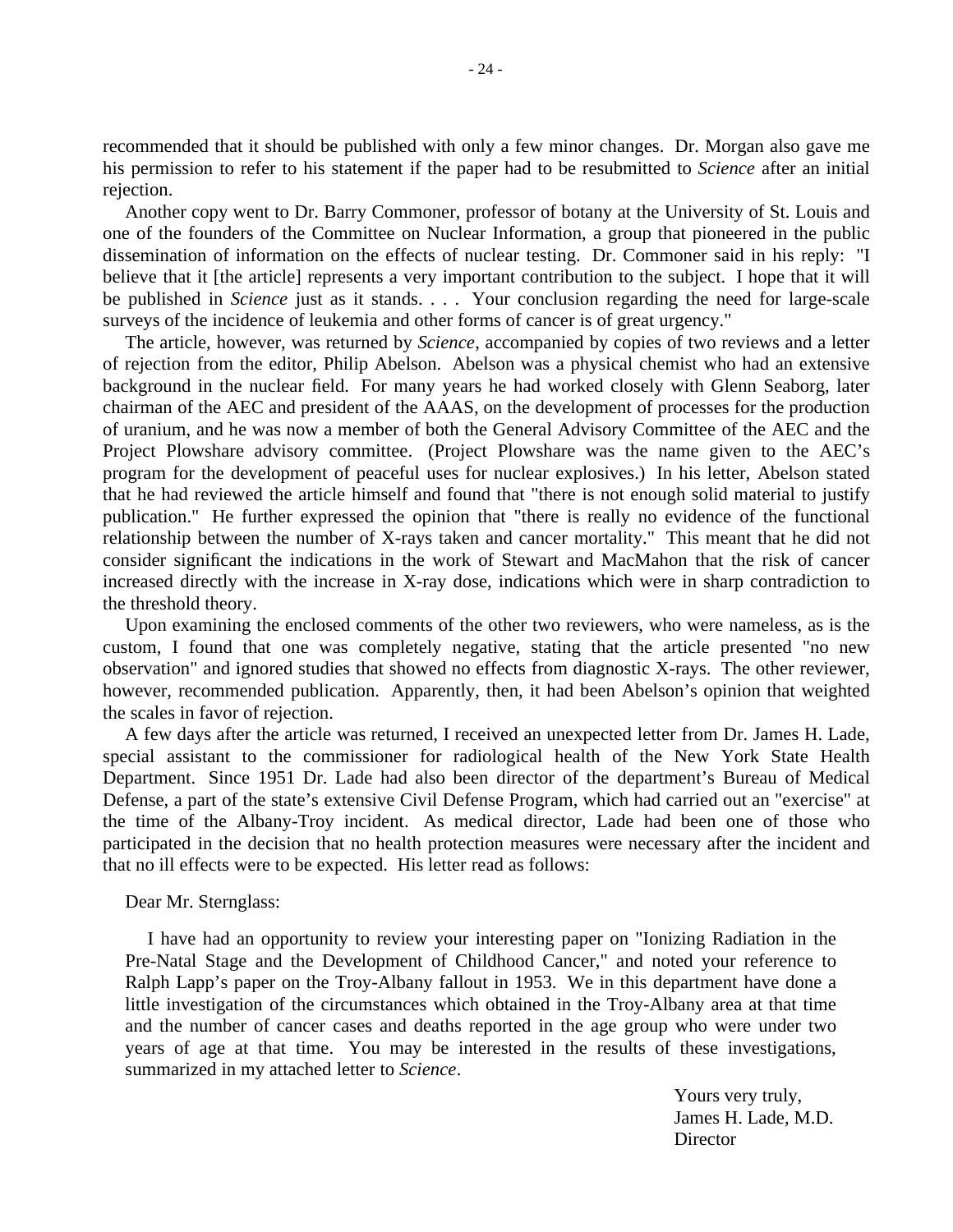recommended that it should be published with only a few minor changes. Dr. Morgan also gave me his permission to refer to his statement if the paper had to be resubmitted to *Science* after an initial rejection.

Another copy went to Dr. Barry Commoner, professor of botany at the University of St. Louis and one of the founders of the Committee on Nuclear Information, a group that pioneered in the public dissemination of information on the effects of nuclear testing. Dr. Commoner said in his reply: "I believe that it [the article] represents a very important contribution to the subject. I hope that it will be published in *Science* just as it stands. . . . Your conclusion regarding the need for large-scale surveys of the incidence of leukemia and other forms of cancer is of great urgency."

The article, however, was returned by *Science*, accompanied by copies of two reviews and a letter of rejection from the editor, Philip Abelson. Abelson was a physical chemist who had an extensive background in the nuclear field. For many years he had worked closely with Glenn Seaborg, later chairman of the AEC and president of the AAAS, on the development of processes for the production of uranium, and he was now a member of both the General Advisory Committee of the AEC and the Project Plowshare advisory committee. (Project Plowshare was the name given to the AEC's program for the development of peaceful uses for nuclear explosives.) In his letter, Abelson stated that he had reviewed the article himself and found that "there is not enough solid material to justify publication." He further expressed the opinion that "there is really no evidence of the functional relationship between the number of X-rays taken and cancer mortality." This meant that he did not consider significant the indications in the work of Stewart and MacMahon that the risk of cancer increased directly with the increase in X-ray dose, indications which were in sharp contradiction to the threshold theory.

Upon examining the enclosed comments of the other two reviewers, who were nameless, as is the custom, I found that one was completely negative, stating that the article presented "no new observation" and ignored studies that showed no effects from diagnostic X-rays. The other reviewer, however, recommended publication. Apparently, then, it had been Abelson's opinion that weighted the scales in favor of rejection.

A few days after the article was returned, I received an unexpected letter from Dr. James H. Lade, special assistant to the commissioner for radiological health of the New York State Health Department. Since 1951 Dr. Lade had also been director of the department's Bureau of Medical Defense, a part of the state's extensive Civil Defense Program, which had carried out an "exercise" at the time of the Albany-Troy incident. As medical director, Lade had been one of those who participated in the decision that no health protection measures were necessary after the incident and that no ill effects were to be expected. His letter read as follows:

> Dear Mr. Sternglass:
>
> I have had an opportunity to review your interesting paper on "Ionizing Radiation in the Pre-Natal Stage and the Development of Childhood Cancer," and noted your reference to Ralph Lapp's paper on the Troy-Albany fallout in 1953. We in this department have done a little investigation of the circumstances which obtained in the Troy-Albany area at that time and the number of cancer cases and deaths reported in the age group who were under two years of age at that time. You may be interested in the results of these investigations, summarized in my attached letter to *Science*.
>
> Yours very truly,
> James H. Lade, M.D.
> Director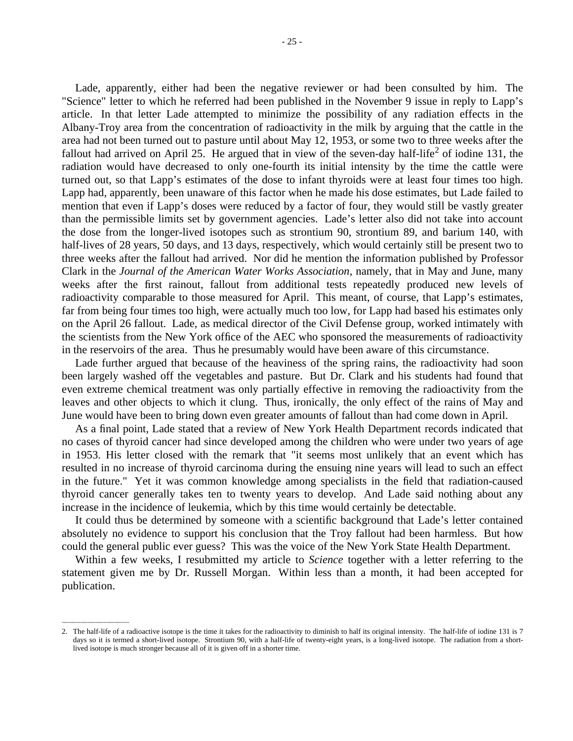Lade, apparently, either had been the negative reviewer or had been consulted by him. The "Science" letter to which he referred had been published in the November 9 issue in reply to Lapp's article. In that letter Lade attempted to minimize the possibility of any radiation effects in the Albany-Troy area from the concentration of radioactivity in the milk by arguing that the cattle in the area had not been turned out to pasture until about May 12, 1953, or some two to three weeks after the fallout had arrived on April 25. He argued that in view of the seven-day half-life[2] of iodine 131, the radiation would have decreased to only one-fourth its initial intensity by the time the cattle were turned out, so that Lapp's estimates of the dose to infant thyroids were at least four times too high. Lapp had, apparently, been unaware of this factor when he made his dose estimates, but Lade failed to mention that even if Lapp's doses were reduced by a factor of four, they would still be vastly greater than the permissible limits set by government agencies. Lade's letter also did not take into account the dose from the longer-lived isotopes such as strontium 90, strontium 89, and barium 140, with half-lives of 28 years, 50 days, and 13 days, respectively, which would certainly still be present two to three weeks after the fallout had arrived. Nor did he mention the information published by Professor Clark in the *Journal of the American Water Works Association*, namely, that in May and June, many weeks after the first rainout, fallout from additional tests repeatedly produced new levels of radioactivity comparable to those measured for April. This meant, of course, that Lapp's estimates, far from being four times too high, were actually much too low, for Lapp had based his estimates only on the April 26 fallout. Lade, as medical director of the Civil Defense group, worked intimately with the scientists from the New York office of the AEC who sponsored the measurements of radioactivity in the reservoirs of the area. Thus he presumably would have been aware of this circumstance.

Lade further argued that because of the heaviness of the spring rains, the radioactivity had soon been largely washed off the vegetables and pasture. But Dr. Clark and his students had found that even extreme chemical treatment was only partially effective in removing the radioactivity from the leaves and other objects to which it clung. Thus, ironically, the only effect of the rains of May and June would have been to bring down even greater amounts of fallout than had come down in April.

As a final point, Lade stated that a review of New York Health Department records indicated that no cases of thyroid cancer had since developed among the children who were under two years of age in 1953. His letter closed with the remark that "it seems most unlikely that an event which has resulted in no increase of thyroid carcinoma during the ensuing nine years will lead to such an effect in the future." Yet it was common knowledge among specialists in the field that radiation-caused thyroid cancer generally takes ten to twenty years to develop. And Lade said nothing about any increase in the incidence of leukemia, which by this time would certainly be detectable.

It could thus be determined by someone with a scientific background that Lade's letter contained absolutely no evidence to support his conclusion that the Troy fallout had been harmless. But how could the general public ever guess? This was the voice of the New York State Health Department.

Within a few weeks, I resubmitted my article to *Science* together with a letter referring to the statement given me by Dr. Russell Morgan. Within less than a month, it had been accepted for publication.

---

2. The half-life of a radioactive isotope is the time it takes for the radioactivity to diminish to half its original intensity. The half-life of iodine 131 is 7 days so it is termed a short-lived isotope. Strontium 90, with a half-life of twenty-eight years, is a long-lived isotope. The radiation from a short-lived isotope is much stronger because all of it is given off in a shorter time.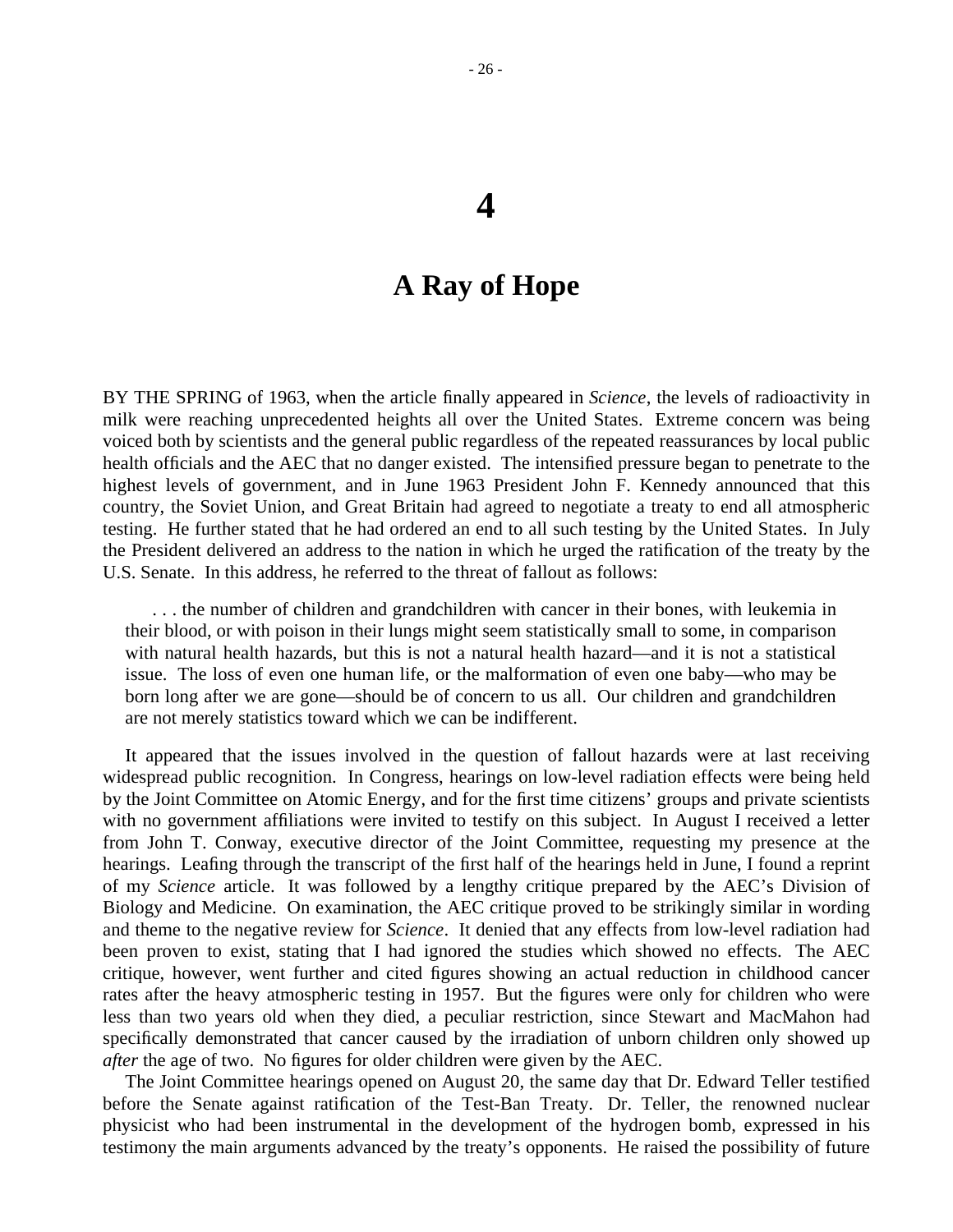# 4

# A Ray of Hope

BY THE SPRING of 1963, when the article finally appeared in *Science*, the levels of radioactivity in milk were reaching unprecedented heights all over the United States. Extreme concern was being voiced both by scientists and the general public regardless of the repeated reassurances by local public health officials and the AEC that no danger existed. The intensified pressure began to penetrate to the highest levels of government, and in June 1963 President John F. Kennedy announced that this country, the Soviet Union, and Great Britain had agreed to negotiate a treaty to end all atmospheric testing. He further stated that he had ordered an end to all such testing by the United States. In July the President delivered an address to the nation in which he urged the ratification of the treaty by the U.S. Senate. In this address, he referred to the threat of fallout as follows:

> . . . the number of children and grandchildren with cancer in their bones, with leukemia in their blood, or with poison in their lungs might seem statistically small to some, in comparison with natural health hazards, but this is not a natural health hazard—and it is not a statistical issue. The loss of even one human life, or the malformation of even one baby—who may be born long after we are gone—should be of concern to us all. Our children and grandchildren are not merely statistics toward which we can be indifferent.

It appeared that the issues involved in the question of fallout hazards were at last receiving widespread public recognition. In Congress, hearings on low-level radiation effects were being held by the Joint Committee on Atomic Energy, and for the first time citizens' groups and private scientists with no government affiliations were invited to testify on this subject. In August I received a letter from John T. Conway, executive director of the Joint Committee, requesting my presence at the hearings. Leafing through the transcript of the first half of the hearings held in June, I found a reprint of my *Science* article. It was followed by a lengthy critique prepared by the AEC's Division of Biology and Medicine. On examination, the AEC critique proved to be strikingly similar in wording and theme to the negative review for *Science*. It denied that any effects from low-level radiation had been proven to exist, stating that I had ignored the studies which showed no effects. The AEC critique, however, went further and cited figures showing an actual reduction in childhood cancer rates after the heavy atmospheric testing in 1957. But the figures were only for children who were less than two years old when they died, a peculiar restriction, since Stewart and MacMahon had specifically demonstrated that cancer caused by the irradiation of unborn children only showed up *after* the age of two. No figures for older children were given by the AEC.

The Joint Committee hearings opened on August 20, the same day that Dr. Edward Teller testified before the Senate against ratification of the Test-Ban Treaty. Dr. Teller, the renowned nuclear physicist who had been instrumental in the development of the hydrogen bomb, expressed in his testimony the main arguments advanced by the treaty's opponents. He raised the possibility of future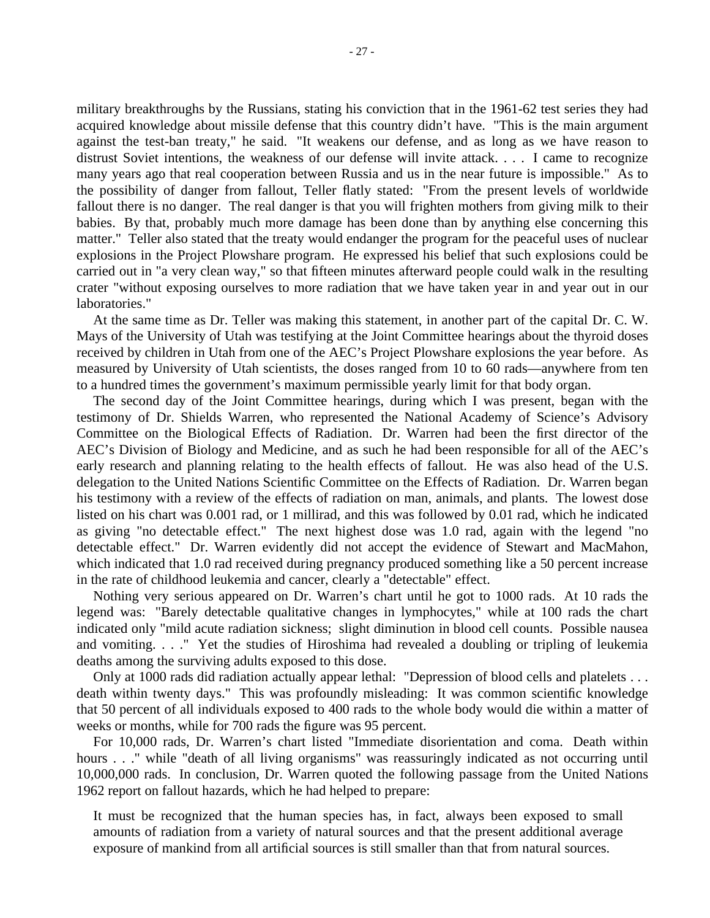military breakthroughs by the Russians, stating his conviction that in the 1961-62 test series they had acquired knowledge about missile defense that this country didn't have. "This is the main argument against the test-ban treaty," he said. "It weakens our defense, and as long as we have reason to distrust Soviet intentions, the weakness of our defense will invite attack. . . . I came to recognize many years ago that real cooperation between Russia and us in the near future is impossible." As to the possibility of danger from fallout, Teller flatly stated: "From the present levels of worldwide fallout there is no danger. The real danger is that you will frighten mothers from giving milk to their babies. By that, probably much more damage has been done than by anything else concerning this matter." Teller also stated that the treaty would endanger the program for the peaceful uses of nuclear explosions in the Project Plowshare program. He expressed his belief that such explosions could be carried out in "a very clean way," so that fifteen minutes afterward people could walk in the resulting crater "without exposing ourselves to more radiation that we have taken year in and year out in our laboratories."

At the same time as Dr. Teller was making this statement, in another part of the capital Dr. C. W. Mays of the University of Utah was testifying at the Joint Committee hearings about the thyroid doses received by children in Utah from one of the AEC's Project Plowshare explosions the year before. As measured by University of Utah scientists, the doses ranged from 10 to 60 rads—anywhere from ten to a hundred times the government's maximum permissible yearly limit for that body organ.

The second day of the Joint Committee hearings, during which I was present, began with the testimony of Dr. Shields Warren, who represented the National Academy of Science's Advisory Committee on the Biological Effects of Radiation. Dr. Warren had been the first director of the AEC's Division of Biology and Medicine, and as such he had been responsible for all of the AEC's early research and planning relating to the health effects of fallout. He was also head of the U.S. delegation to the United Nations Scientific Committee on the Effects of Radiation. Dr. Warren began his testimony with a review of the effects of radiation on man, animals, and plants. The lowest dose listed on his chart was 0.001 rad, or 1 millirad, and this was followed by 0.01 rad, which he indicated as giving "no detectable effect." The next highest dose was 1.0 rad, again with the legend "no detectable effect." Dr. Warren evidently did not accept the evidence of Stewart and MacMahon, which indicated that 1.0 rad received during pregnancy produced something like a 50 percent increase in the rate of childhood leukemia and cancer, clearly a "detectable" effect.

Nothing very serious appeared on Dr. Warren's chart until he got to 1000 rads. At 10 rads the legend was: "Barely detectable qualitative changes in lymphocytes," while at 100 rads the chart indicated only "mild acute radiation sickness; slight diminution in blood cell counts. Possible nausea and vomiting. . . ." Yet the studies of Hiroshima had revealed a doubling or tripling of leukemia deaths among the surviving adults exposed to this dose.

Only at 1000 rads did radiation actually appear lethal: "Depression of blood cells and platelets . . . death within twenty days." This was profoundly misleading: It was common scientific knowledge that 50 percent of all individuals exposed to 400 rads to the whole body would die within a matter of weeks or months, while for 700 rads the figure was 95 percent.

For 10,000 rads, Dr. Warren's chart listed "Immediate disorientation and coma. Death within hours . . ." while "death of all living organisms" was reassuringly indicated as not occurring until 10,000,000 rads. In conclusion, Dr. Warren quoted the following passage from the United Nations 1962 report on fallout hazards, which he had helped to prepare:

> It must be recognized that the human species has, in fact, always been exposed to small amounts of radiation from a variety of natural sources and that the present additional average exposure of mankind from all artificial sources is still smaller than that from natural sources.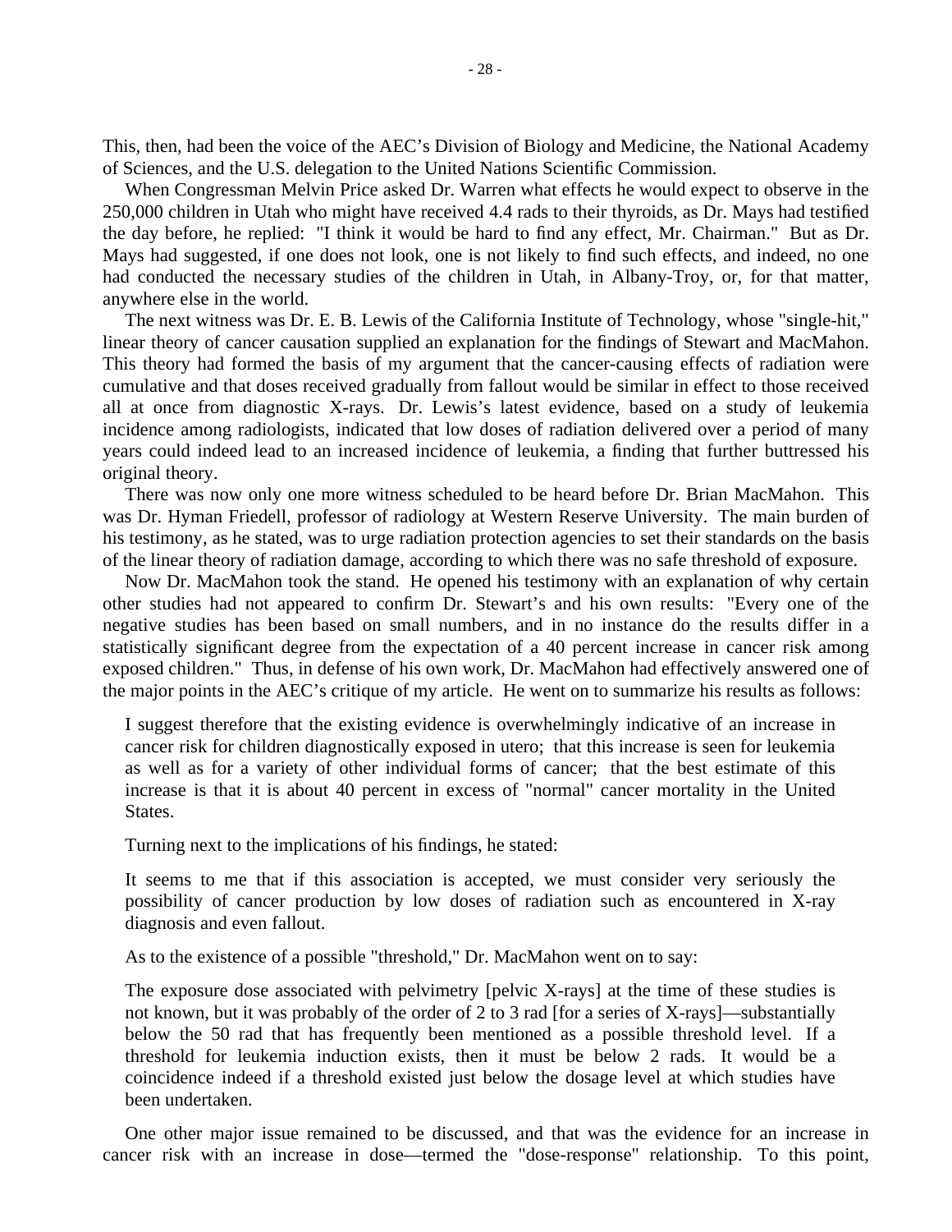This, then, had been the voice of the AEC's Division of Biology and Medicine, the National Academy of Sciences, and the U.S. delegation to the United Nations Scientific Commission.

When Congressman Melvin Price asked Dr. Warren what effects he would expect to observe in the 250,000 children in Utah who might have received 4.4 rads to their thyroids, as Dr. Mays had testified the day before, he replied: "I think it would be hard to find any effect, Mr. Chairman." But as Dr. Mays had suggested, if one does not look, one is not likely to find such effects, and indeed, no one had conducted the necessary studies of the children in Utah, in Albany-Troy, or, for that matter, anywhere else in the world.

The next witness was Dr. E. B. Lewis of the California Institute of Technology, whose "single-hit," linear theory of cancer causation supplied an explanation for the findings of Stewart and MacMahon. This theory had formed the basis of my argument that the cancer-causing effects of radiation were cumulative and that doses received gradually from fallout would be similar in effect to those received all at once from diagnostic X-rays. Dr. Lewis's latest evidence, based on a study of leukemia incidence among radiologists, indicated that low doses of radiation delivered over a period of many years could indeed lead to an increased incidence of leukemia, a finding that further buttressed his original theory.

There was now only one more witness scheduled to be heard before Dr. Brian MacMahon. This was Dr. Hyman Friedell, professor of radiology at Western Reserve University. The main burden of his testimony, as he stated, was to urge radiation protection agencies to set their standards on the basis of the linear theory of radiation damage, according to which there was no safe threshold of exposure.

Now Dr. MacMahon took the stand. He opened his testimony with an explanation of why certain other studies had not appeared to confirm Dr. Stewart's and his own results: "Every one of the negative studies has been based on small numbers, and in no instance do the results differ in a statistically significant degree from the expectation of a 40 percent increase in cancer risk among exposed children." Thus, in defense of his own work, Dr. MacMahon had effectively answered one of the major points in the AEC's critique of my article. He went on to summarize his results as follows:

> I suggest therefore that the existing evidence is overwhelmingly indicative of an increase in cancer risk for children diagnostically exposed in utero; that this increase is seen for leukemia as well as for a variety of other individual forms of cancer; that the best estimate of this increase is that it is about 40 percent in excess of "normal" cancer mortality in the United States.

Turning next to the implications of his findings, he stated:

> It seems to me that if this association is accepted, we must consider very seriously the possibility of cancer production by low doses of radiation such as encountered in X-ray diagnosis and even fallout.

As to the existence of a possible "threshold," Dr. MacMahon went on to say:

> The exposure dose associated with pelvimetry [pelvic X-rays] at the time of these studies is not known, but it was probably of the order of 2 to 3 rad [for a series of X-rays]—substantially below the 50 rad that has frequently been mentioned as a possible threshold level. If a threshold for leukemia induction exists, then it must be below 2 rads. It would be a coincidence indeed if a threshold existed just below the dosage level at which studies have been undertaken.

One other major issue remained to be discussed, and that was the evidence for an increase in cancer risk with an increase in dose—termed the "dose-response" relationship. To this point,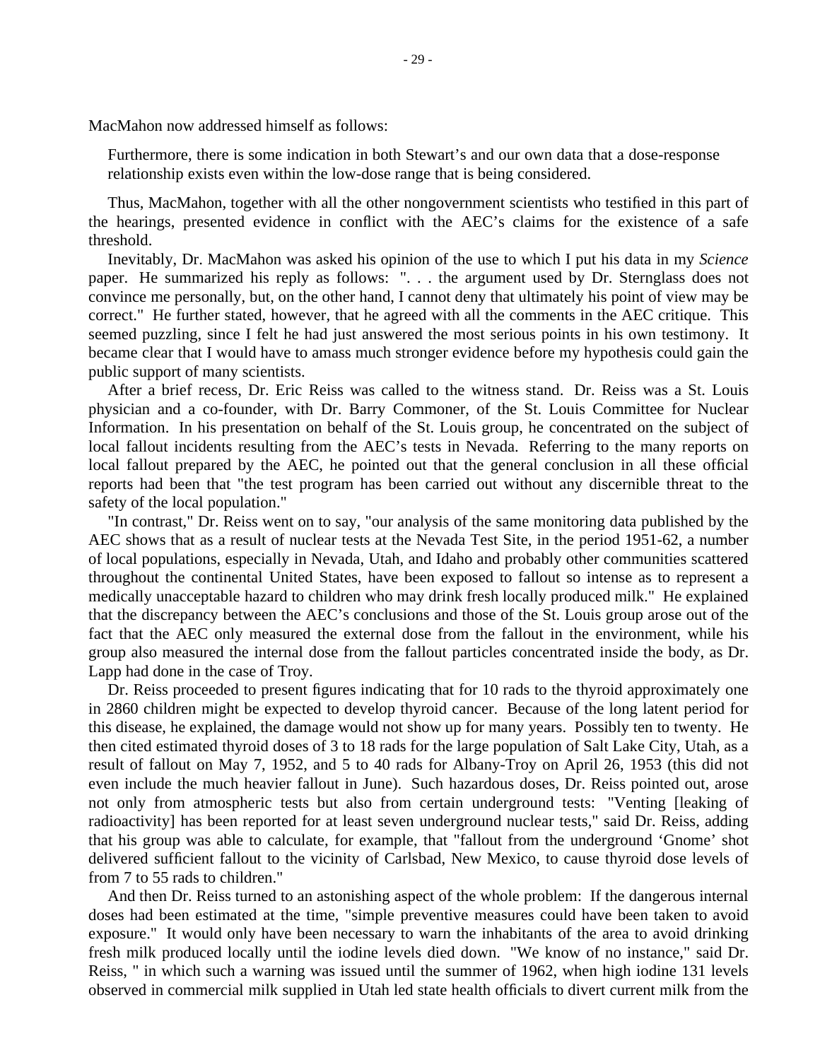MacMahon now addressed himself as follows:

> Furthermore, there is some indication in both Stewart's and our own data that a dose-response relationship exists even within the low-dose range that is being considered.

Thus, MacMahon, together with all the other nongovernment scientists who testified in this part of the hearings, presented evidence in conflict with the AEC's claims for the existence of a safe threshold.

Inevitably, Dr. MacMahon was asked his opinion of the use to which I put his data in my *Science* paper. He summarized his reply as follows: ". . . the argument used by Dr. Sternglass does not convince me personally, but, on the other hand, I cannot deny that ultimately his point of view may be correct." He further stated, however, that he agreed with all the comments in the AEC critique. This seemed puzzling, since I felt he had just answered the most serious points in his own testimony. It became clear that I would have to amass much stronger evidence before my hypothesis could gain the public support of many scientists.

After a brief recess, Dr. Eric Reiss was called to the witness stand. Dr. Reiss was a St. Louis physician and a co-founder, with Dr. Barry Commoner, of the St. Louis Committee for Nuclear Information. In his presentation on behalf of the St. Louis group, he concentrated on the subject of local fallout incidents resulting from the AEC's tests in Nevada. Referring to the many reports on local fallout prepared by the AEC, he pointed out that the general conclusion in all these official reports had been that "the test program has been carried out without any discernible threat to the safety of the local population."

"In contrast," Dr. Reiss went on to say, "our analysis of the same monitoring data published by the AEC shows that as a result of nuclear tests at the Nevada Test Site, in the period 1951-62, a number of local populations, especially in Nevada, Utah, and Idaho and probably other communities scattered throughout the continental United States, have been exposed to fallout so intense as to represent a medically unacceptable hazard to children who may drink fresh locally produced milk." He explained that the discrepancy between the AEC's conclusions and those of the St. Louis group arose out of the fact that the AEC only measured the external dose from the fallout in the environment, while his group also measured the internal dose from the fallout particles concentrated inside the body, as Dr. Lapp had done in the case of Troy.

Dr. Reiss proceeded to present figures indicating that for 10 rads to the thyroid approximately one in 2860 children might be expected to develop thyroid cancer. Because of the long latent period for this disease, he explained, the damage would not show up for many years. Possibly ten to twenty. He then cited estimated thyroid doses of 3 to 18 rads for the large population of Salt Lake City, Utah, as a result of fallout on May 7, 1952, and 5 to 40 rads for Albany-Troy on April 26, 1953 (this did not even include the much heavier fallout in June). Such hazardous doses, Dr. Reiss pointed out, arose not only from atmospheric tests but also from certain underground tests: "Venting [leaking of radioactivity] has been reported for at least seven underground nuclear tests," said Dr. Reiss, adding that his group was able to calculate, for example, that "fallout from the underground 'Gnome' shot delivered sufficient fallout to the vicinity of Carlsbad, New Mexico, to cause thyroid dose levels of from 7 to 55 rads to children."

And then Dr. Reiss turned to an astonishing aspect of the whole problem: If the dangerous internal doses had been estimated at the time, "simple preventive measures could have been taken to avoid exposure." It would only have been necessary to warn the inhabitants of the area to avoid drinking fresh milk produced locally until the iodine levels died down. "We know of no instance," said Dr. Reiss, " in which such a warning was issued until the summer of 1962, when high iodine 131 levels observed in commercial milk supplied in Utah led state health officials to divert current milk from the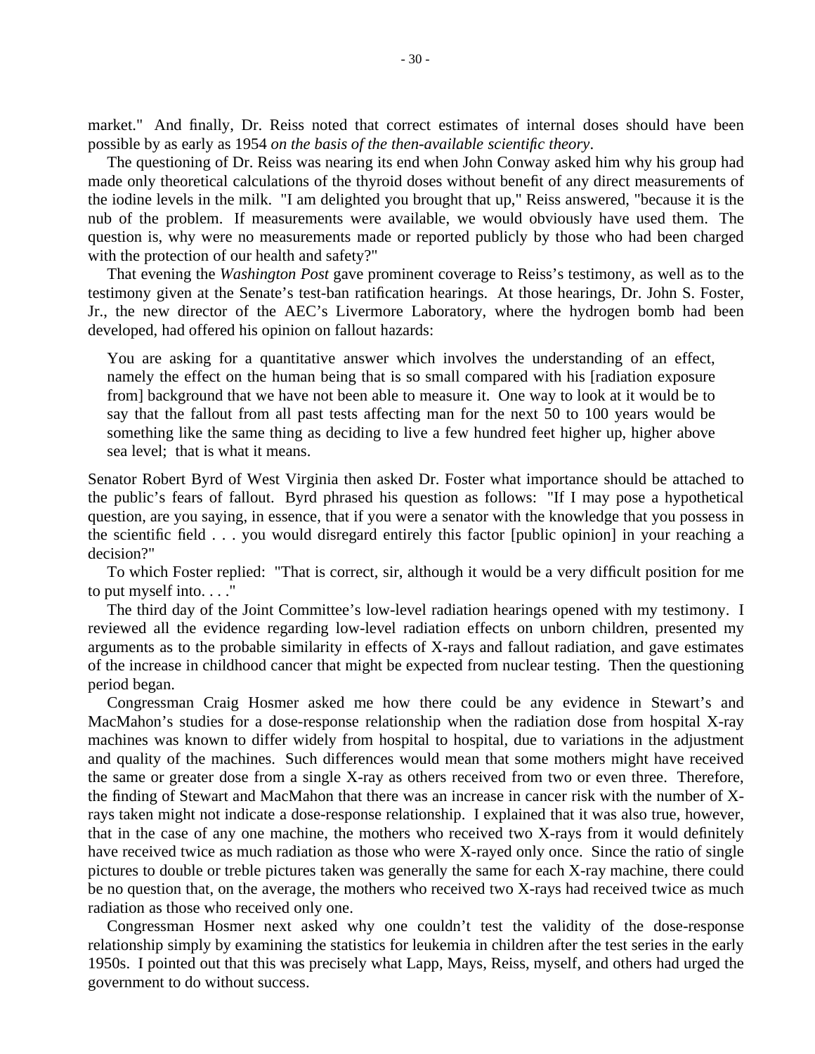market." And finally, Dr. Reiss noted that correct estimates of internal doses should have been possible by as early as 1954 *on the basis of the then-available scientific theory*.

The questioning of Dr. Reiss was nearing its end when John Conway asked him why his group had made only theoretical calculations of the thyroid doses without benefit of any direct measurements of the iodine levels in the milk. "I am delighted you brought that up," Reiss answered, "because it is the nub of the problem. If measurements were available, we would obviously have used them. The question is, why were no measurements made or reported publicly by those who had been charged with the protection of our health and safety?"

That evening the *Washington Post* gave prominent coverage to Reiss's testimony, as well as to the testimony given at the Senate's test-ban ratification hearings. At those hearings, Dr. John S. Foster, Jr., the new director of the AEC's Livermore Laboratory, where the hydrogen bomb had been developed, had offered his opinion on fallout hazards:

> You are asking for a quantitative answer which involves the understanding of an effect, namely the effect on the human being that is so small compared with his [radiation exposure from] background that we have not been able to measure it. One way to look at it would be to say that the fallout from all past tests affecting man for the next 50 to 100 years would be something like the same thing as deciding to live a few hundred feet higher up, higher above sea level; that is what it means.

Senator Robert Byrd of West Virginia then asked Dr. Foster what importance should be attached to the public's fears of fallout. Byrd phrased his question as follows: "If I may pose a hypothetical question, are you saying, in essence, that if you were a senator with the knowledge that you possess in the scientific field . . . you would disregard entirely this factor [public opinion] in your reaching a decision?"

To which Foster replied: "That is correct, sir, although it would be a very difficult position for me to put myself into. . . ."

The third day of the Joint Committee's low-level radiation hearings opened with my testimony. I reviewed all the evidence regarding low-level radiation effects on unborn children, presented my arguments as to the probable similarity in effects of X-rays and fallout radiation, and gave estimates of the increase in childhood cancer that might be expected from nuclear testing. Then the questioning period began.

Congressman Craig Hosmer asked me how there could be any evidence in Stewart's and MacMahon's studies for a dose-response relationship when the radiation dose from hospital X-ray machines was known to differ widely from hospital to hospital, due to variations in the adjustment and quality of the machines. Such differences would mean that some mothers might have received the same or greater dose from a single X-ray as others received from two or even three. Therefore, the finding of Stewart and MacMahon that there was an increase in cancer risk with the number of X-rays taken might not indicate a dose-response relationship. I explained that it was also true, however, that in the case of any one machine, the mothers who received two X-rays from it would definitely have received twice as much radiation as those who were X-rayed only once. Since the ratio of single pictures to double or treble pictures taken was generally the same for each X-ray machine, there could be no question that, on the average, the mothers who received two X-rays had received twice as much radiation as those who received only one.

Congressman Hosmer next asked why one couldn't test the validity of the dose-response relationship simply by examining the statistics for leukemia in children after the test series in the early 1950s. I pointed out that this was precisely what Lapp, Mays, Reiss, myself, and others had urged the government to do without success.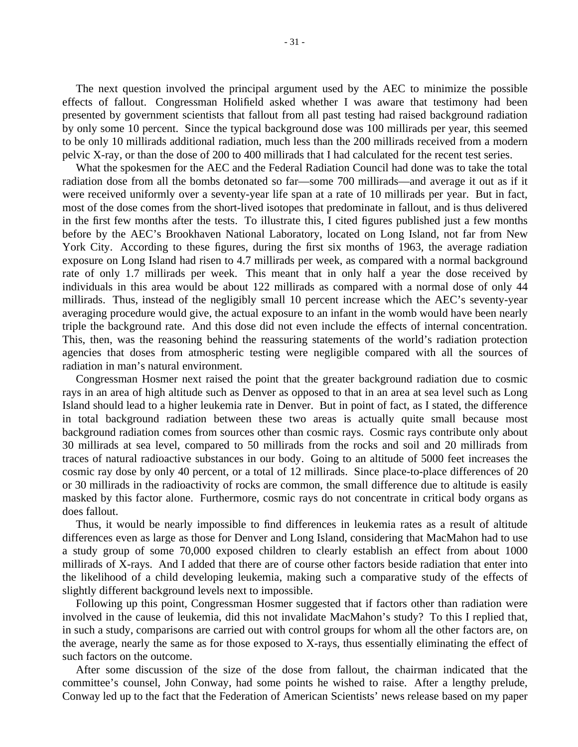The next question involved the principal argument used by the AEC to minimize the possible effects of fallout. Congressman Holifield asked whether I was aware that testimony had been presented by government scientists that fallout from all past testing had raised background radiation by only some 10 percent. Since the typical background dose was 100 millirads per year, this seemed to be only 10 millirads additional radiation, much less than the 200 millirads received from a modern pelvic X-ray, or than the dose of 200 to 400 millirads that I had calculated for the recent test series.

What the spokesmen for the AEC and the Federal Radiation Council had done was to take the total radiation dose from all the bombs detonated so far—some 700 millirads—and average it out as if it were received uniformly over a seventy-year life span at a rate of 10 millirads per year. But in fact, most of the dose comes from the short-lived isotopes that predominate in fallout, and is thus delivered in the first few months after the tests. To illustrate this, I cited figures published just a few months before by the AEC's Brookhaven National Laboratory, located on Long Island, not far from New York City. According to these figures, during the first six months of 1963, the average radiation exposure on Long Island had risen to 4.7 millirads per week, as compared with a normal background rate of only 1.7 millirads per week. This meant that in only half a year the dose received by individuals in this area would be about 122 millirads as compared with a normal dose of only 44 millirads. Thus, instead of the negligibly small 10 percent increase which the AEC's seventy-year averaging procedure would give, the actual exposure to an infant in the womb would have been nearly triple the background rate. And this dose did not even include the effects of internal concentration. This, then, was the reasoning behind the reassuring statements of the world's radiation protection agencies that doses from atmospheric testing were negligible compared with all the sources of radiation in man's natural environment.

Congressman Hosmer next raised the point that the greater background radiation due to cosmic rays in an area of high altitude such as Denver as opposed to that in an area at sea level such as Long Island should lead to a higher leukemia rate in Denver. But in point of fact, as I stated, the difference in total background radiation between these two areas is actually quite small because most background radiation comes from sources other than cosmic rays. Cosmic rays contribute only about 30 millirads at sea level, compared to 50 millirads from the rocks and soil and 20 millirads from traces of natural radioactive substances in our body. Going to an altitude of 5000 feet increases the cosmic ray dose by only 40 percent, or a total of 12 millirads. Since place-to-place differences of 20 or 30 millirads in the radioactivity of rocks are common, the small difference due to altitude is easily masked by this factor alone. Furthermore, cosmic rays do not concentrate in critical body organs as does fallout.

Thus, it would be nearly impossible to find differences in leukemia rates as a result of altitude differences even as large as those for Denver and Long Island, considering that MacMahon had to use a study group of some 70,000 exposed children to clearly establish an effect from about 1000 millirads of X-rays. And I added that there are of course other factors beside radiation that enter into the likelihood of a child developing leukemia, making such a comparative study of the effects of slightly different background levels next to impossible.

Following up this point, Congressman Hosmer suggested that if factors other than radiation were involved in the cause of leukemia, did this not invalidate MacMahon's study? To this I replied that, in such a study, comparisons are carried out with control groups for whom all the other factors are, on the average, nearly the same as for those exposed to X-rays, thus essentially eliminating the effect of such factors on the outcome.

After some discussion of the size of the dose from fallout, the chairman indicated that the committee's counsel, John Conway, had some points he wished to raise. After a lengthy prelude, Conway led up to the fact that the Federation of American Scientists' news release based on my paper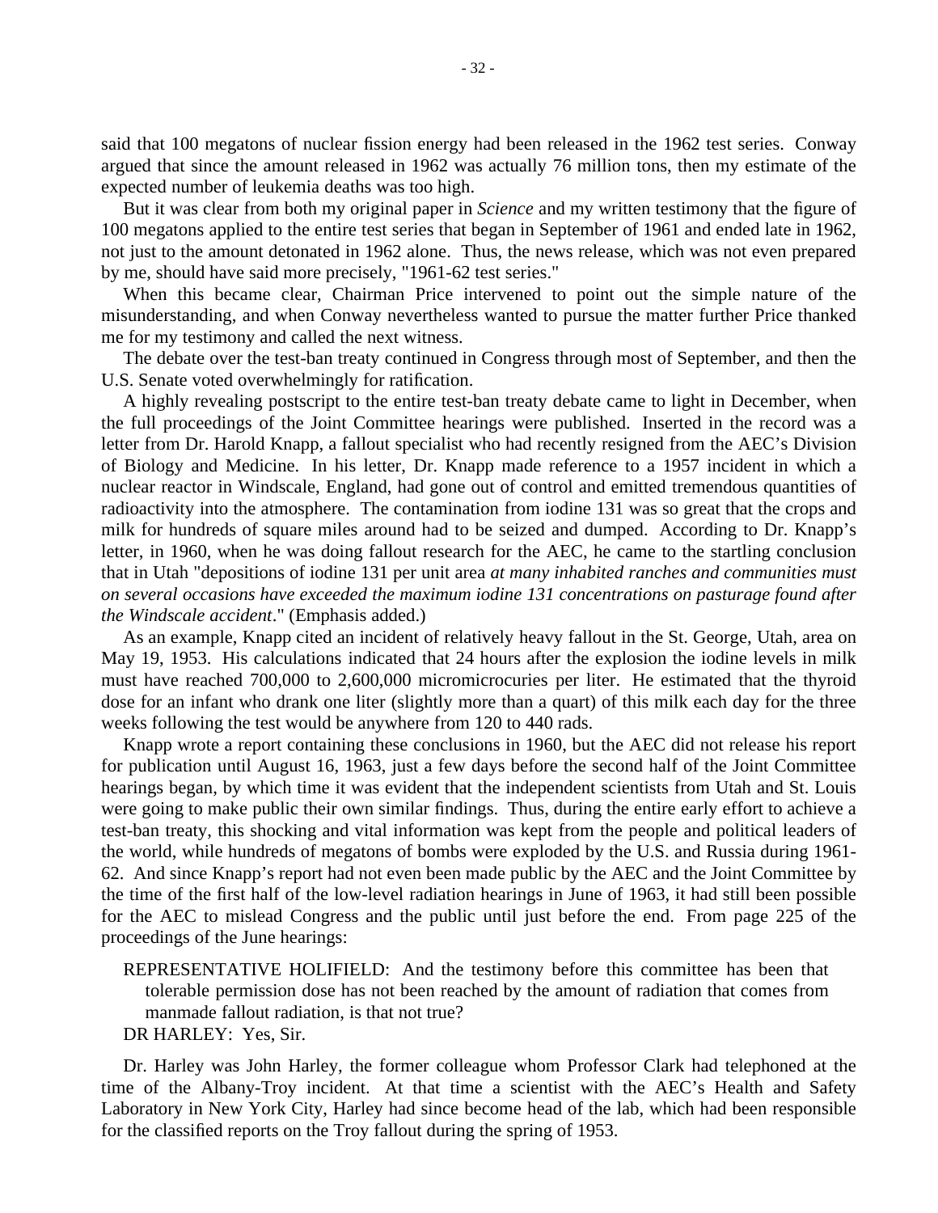said that 100 megatons of nuclear fission energy had been released in the 1962 test series. Conway argued that since the amount released in 1962 was actually 76 million tons, then my estimate of the expected number of leukemia deaths was too high.

But it was clear from both my original paper in *Science* and my written testimony that the figure of 100 megatons applied to the entire test series that began in September of 1961 and ended late in 1962, not just to the amount detonated in 1962 alone. Thus, the news release, which was not even prepared by me, should have said more precisely, "1961-62 test series."

When this became clear, Chairman Price intervened to point out the simple nature of the misunderstanding, and when Conway nevertheless wanted to pursue the matter further Price thanked me for my testimony and called the next witness.

The debate over the test-ban treaty continued in Congress through most of September, and then the U.S. Senate voted overwhelmingly for ratification.

A highly revealing postscript to the entire test-ban treaty debate came to light in December, when the full proceedings of the Joint Committee hearings were published. Inserted in the record was a letter from Dr. Harold Knapp, a fallout specialist who had recently resigned from the AEC's Division of Biology and Medicine. In his letter, Dr. Knapp made reference to a 1957 incident in which a nuclear reactor in Windscale, England, had gone out of control and emitted tremendous quantities of radioactivity into the atmosphere. The contamination from iodine 131 was so great that the crops and milk for hundreds of square miles around had to be seized and dumped. According to Dr. Knapp's letter, in 1960, when he was doing fallout research for the AEC, he came to the startling conclusion that in Utah "depositions of iodine 131 per unit area *at many inhabited ranches and communities must on several occasions have exceeded the maximum iodine 131 concentrations on pasturage found after the Windscale accident*." (Emphasis added.)

As an example, Knapp cited an incident of relatively heavy fallout in the St. George, Utah, area on May 19, 1953. His calculations indicated that 24 hours after the explosion the iodine levels in milk must have reached 700,000 to 2,600,000 micromicrocuries per liter. He estimated that the thyroid dose for an infant who drank one liter (slightly more than a quart) of this milk each day for the three weeks following the test would be anywhere from 120 to 440 rads.

Knapp wrote a report containing these conclusions in 1960, but the AEC did not release his report for publication until August 16, 1963, just a few days before the second half of the Joint Committee hearings began, by which time it was evident that the independent scientists from Utah and St. Louis were going to make public their own similar findings. Thus, during the entire early effort to achieve a test-ban treaty, this shocking and vital information was kept from the people and political leaders of the world, while hundreds of megatons of bombs were exploded by the U.S. and Russia during 1961-62. And since Knapp's report had not even been made public by the AEC and the Joint Committee by the time of the first half of the low-level radiation hearings in June of 1963, it had still been possible for the AEC to mislead Congress and the public until just before the end. From page 225 of the proceedings of the June hearings:

> REPRESENTATIVE HOLIFIELD: And the testimony before this committee has been that tolerable permission dose has not been reached by the amount of radiation that comes from manmade fallout radiation, is that not true?
>
> DR HARLEY: Yes, Sir.

Dr. Harley was John Harley, the former colleague whom Professor Clark had telephoned at the time of the Albany-Troy incident. At that time a scientist with the AEC's Health and Safety Laboratory in New York City, Harley had since become head of the lab, which had been responsible for the classified reports on the Troy fallout during the spring of 1953.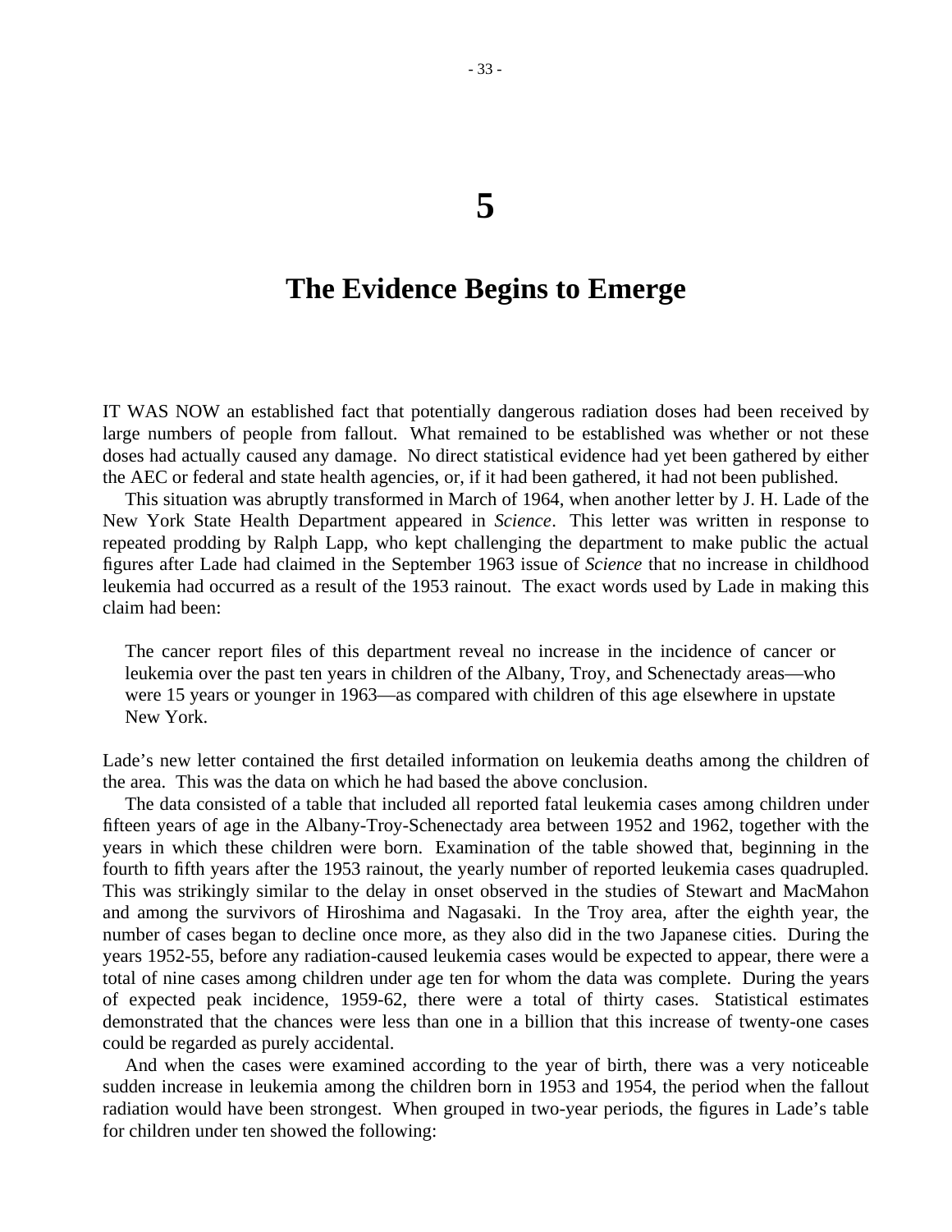# 5

## The Evidence Begins to Emerge

IT WAS NOW an established fact that potentially dangerous radiation doses had been received by large numbers of people from fallout. What remained to be established was whether or not these doses had actually caused any damage. No direct statistical evidence had yet been gathered by either the AEC or federal and state health agencies, or, if it had been gathered, it had not been published.

This situation was abruptly transformed in March of 1964, when another letter by J. H. Lade of the New York State Health Department appeared in *Science*. This letter was written in response to repeated prodding by Ralph Lapp, who kept challenging the department to make public the actual figures after Lade had claimed in the September 1963 issue of *Science* that no increase in childhood leukemia had occurred as a result of the 1953 rainout. The exact words used by Lade in making this claim had been:

> The cancer report files of this department reveal no increase in the incidence of cancer or leukemia over the past ten years in children of the Albany, Troy, and Schenectady areas—who were 15 years or younger in 1963—as compared with children of this age elsewhere in upstate New York.

Lade's new letter contained the first detailed information on leukemia deaths among the children of the area. This was the data on which he had based the above conclusion.

The data consisted of a table that included all reported fatal leukemia cases among children under fifteen years of age in the Albany-Troy-Schenectady area between 1952 and 1962, together with the years in which these children were born. Examination of the table showed that, beginning in the fourth to fifth years after the 1953 rainout, the yearly number of reported leukemia cases quadrupled. This was strikingly similar to the delay in onset observed in the studies of Stewart and MacMahon and among the survivors of Hiroshima and Nagasaki. In the Troy area, after the eighth year, the number of cases began to decline once more, as they also did in the two Japanese cities. During the years 1952-55, before any radiation-caused leukemia cases would be expected to appear, there were a total of nine cases among children under age ten for whom the data was complete. During the years of expected peak incidence, 1959-62, there were a total of thirty cases. Statistical estimates demonstrated that the chances were less than one in a billion that this increase of twenty-one cases could be regarded as purely accidental.

And when the cases were examined according to the year of birth, there was a very noticeable sudden increase in leukemia among the children born in 1953 and 1954, the period when the fallout radiation would have been strongest. When grouped in two-year periods, the figures in Lade's table for children under ten showed the following: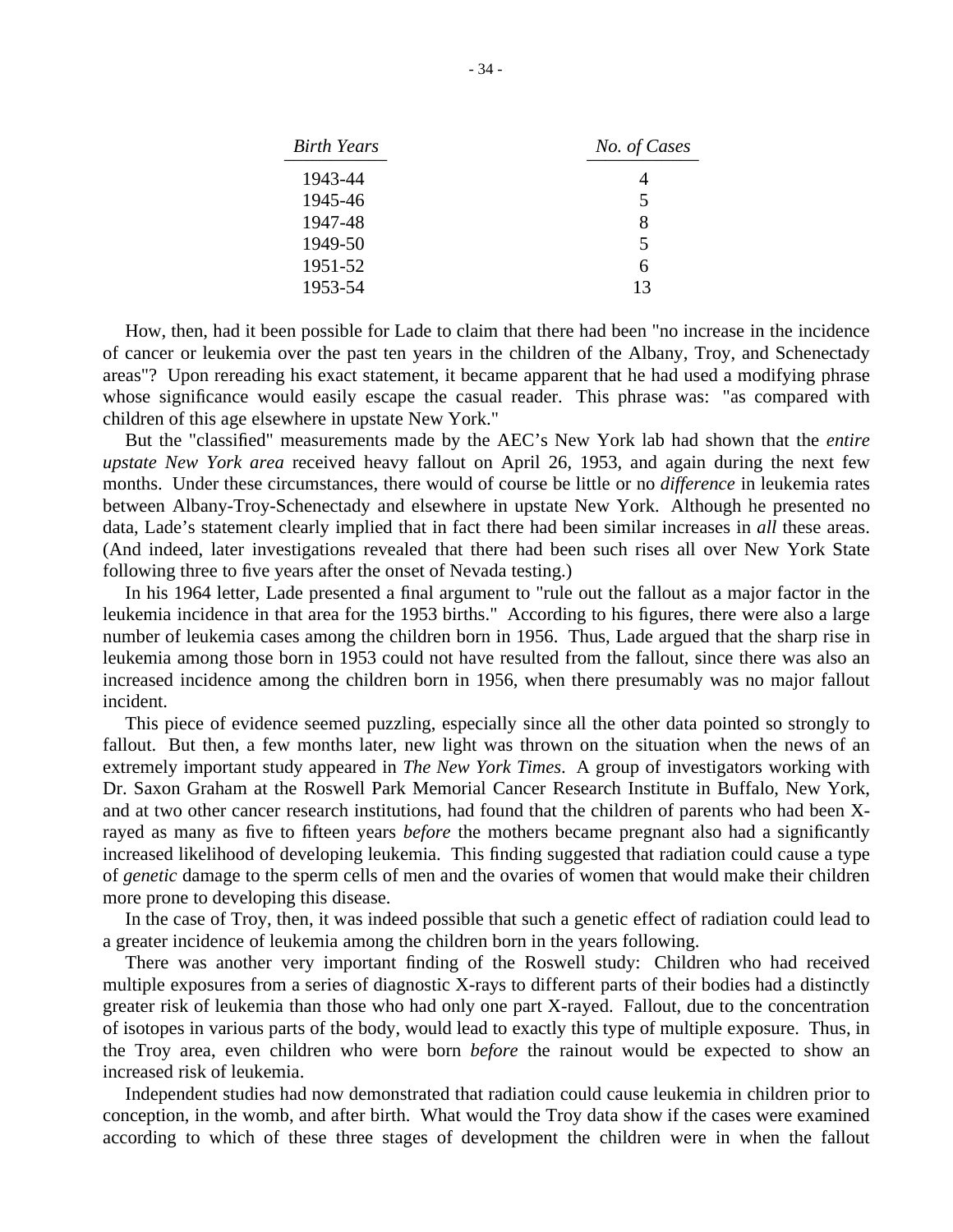| *Birth Years* | *No. of Cases* |
|---|---|
| 1943-44 | 4 |
| 1945-46 | 5 |
| 1947-48 | 8 |
| 1949-50 | 5 |
| 1951-52 | 6 |
| 1953-54 | 13 |

How, then, had it been possible for Lade to claim that there had been "no increase in the incidence of cancer or leukemia over the past ten years in the children of the Albany, Troy, and Schenectady areas"? Upon rereading his exact statement, it became apparent that he had used a modifying phrase whose significance would easily escape the casual reader. This phrase was: "as compared with children of this age elsewhere in upstate New York."

But the "classified" measurements made by the AEC's New York lab had shown that the *entire upstate New York area* received heavy fallout on April 26, 1953, and again during the next few months. Under these circumstances, there would of course be little or no *difference* in leukemia rates between Albany-Troy-Schenectady and elsewhere in upstate New York. Although he presented no data, Lade's statement clearly implied that in fact there had been similar increases in *all* these areas. (And indeed, later investigations revealed that there had been such rises all over New York State following three to five years after the onset of Nevada testing.)

In his 1964 letter, Lade presented a final argument to "rule out the fallout as a major factor in the leukemia incidence in that area for the 1953 births." According to his figures, there were also a large number of leukemia cases among the children born in 1956. Thus, Lade argued that the sharp rise in leukemia among those born in 1953 could not have resulted from the fallout, since there was also an increased incidence among the children born in 1956, when there presumably was no major fallout incident.

This piece of evidence seemed puzzling, especially since all the other data pointed so strongly to fallout. But then, a few months later, new light was thrown on the situation when the news of an extremely important study appeared in *The New York Times*. A group of investigators working with Dr. Saxon Graham at the Roswell Park Memorial Cancer Research Institute in Buffalo, New York, and at two other cancer research institutions, had found that the children of parents who had been X-rayed as many as five to fifteen years *before* the mothers became pregnant also had a significantly increased likelihood of developing leukemia. This finding suggested that radiation could cause a type of *genetic* damage to the sperm cells of men and the ovaries of women that would make their children more prone to developing this disease.

In the case of Troy, then, it was indeed possible that such a genetic effect of radiation could lead to a greater incidence of leukemia among the children born in the years following.

There was another very important finding of the Roswell study: Children who had received multiple exposures from a series of diagnostic X-rays to different parts of their bodies had a distinctly greater risk of leukemia than those who had only one part X-rayed. Fallout, due to the concentration of isotopes in various parts of the body, would lead to exactly this type of multiple exposure. Thus, in the Troy area, even children who were born *before* the rainout would be expected to show an increased risk of leukemia.

Independent studies had now demonstrated that radiation could cause leukemia in children prior to conception, in the womb, and after birth. What would the Troy data show if the cases were examined according to which of these three stages of development the children were in when the fallout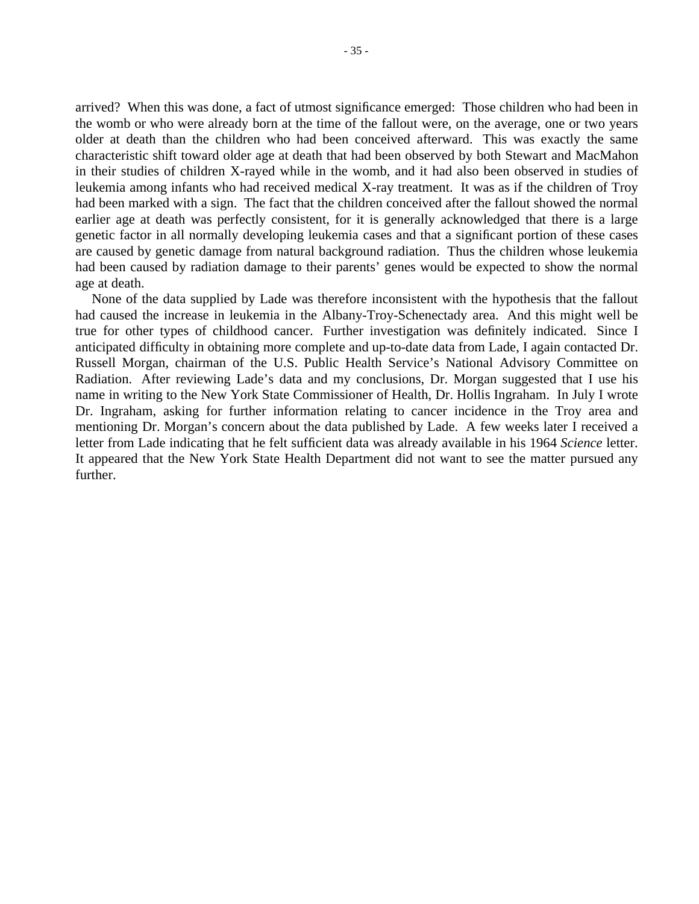arrived? When this was done, a fact of utmost significance emerged: Those children who had been in the womb or who were already born at the time of the fallout were, on the average, one or two years older at death than the children who had been conceived afterward. This was exactly the same characteristic shift toward older age at death that had been observed by both Stewart and MacMahon in their studies of children X-rayed while in the womb, and it had also been observed in studies of leukemia among infants who had received medical X-ray treatment. It was as if the children of Troy had been marked with a sign. The fact that the children conceived after the fallout showed the normal earlier age at death was perfectly consistent, for it is generally acknowledged that there is a large genetic factor in all normally developing leukemia cases and that a significant portion of these cases are caused by genetic damage from natural background radiation. Thus the children whose leukemia had been caused by radiation damage to their parents' genes would be expected to show the normal age at death.

None of the data supplied by Lade was therefore inconsistent with the hypothesis that the fallout had caused the increase in leukemia in the Albany-Troy-Schenectady area. And this might well be true for other types of childhood cancer. Further investigation was definitely indicated. Since I anticipated difficulty in obtaining more complete and up-to-date data from Lade, I again contacted Dr. Russell Morgan, chairman of the U.S. Public Health Service's National Advisory Committee on Radiation. After reviewing Lade's data and my conclusions, Dr. Morgan suggested that I use his name in writing to the New York State Commissioner of Health, Dr. Hollis Ingraham. In July I wrote Dr. Ingraham, asking for further information relating to cancer incidence in the Troy area and mentioning Dr. Morgan's concern about the data published by Lade. A few weeks later I received a letter from Lade indicating that he felt sufficient data was already available in his 1964 *Science* letter. It appeared that the New York State Health Department did not want to see the matter pursued any further.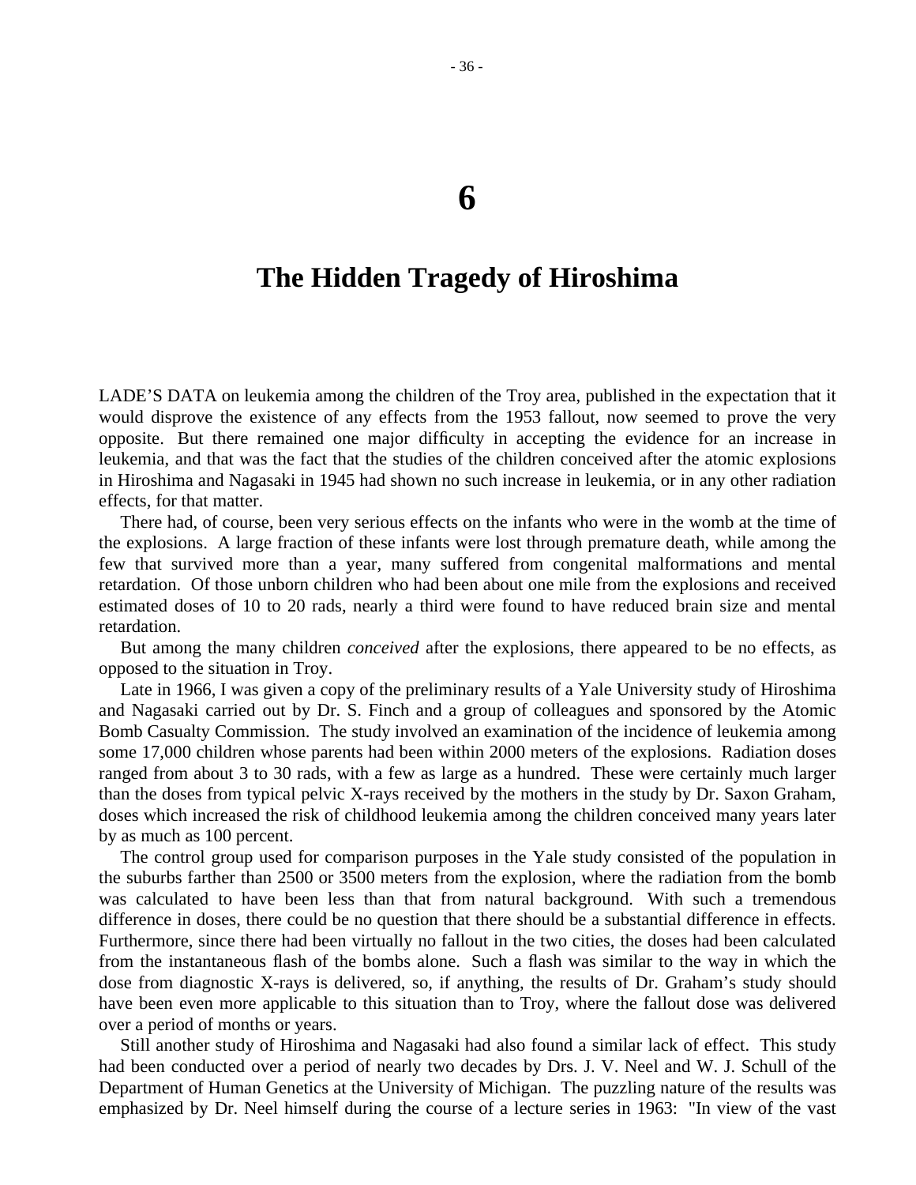# 6

# The Hidden Tragedy of Hiroshima

LADE'S DATA on leukemia among the children of the Troy area, published in the expectation that it would disprove the existence of any effects from the 1953 fallout, now seemed to prove the very opposite. But there remained one major difficulty in accepting the evidence for an increase in leukemia, and that was the fact that the studies of the children conceived after the atomic explosions in Hiroshima and Nagasaki in 1945 had shown no such increase in leukemia, or in any other radiation effects, for that matter.

There had, of course, been very serious effects on the infants who were in the womb at the time of the explosions. A large fraction of these infants were lost through premature death, while among the few that survived more than a year, many suffered from congenital malformations and mental retardation. Of those unborn children who had been about one mile from the explosions and received estimated doses of 10 to 20 rads, nearly a third were found to have reduced brain size and mental retardation.

But among the many children *conceived* after the explosions, there appeared to be no effects, as opposed to the situation in Troy.

Late in 1966, I was given a copy of the preliminary results of a Yale University study of Hiroshima and Nagasaki carried out by Dr. S. Finch and a group of colleagues and sponsored by the Atomic Bomb Casualty Commission. The study involved an examination of the incidence of leukemia among some 17,000 children whose parents had been within 2000 meters of the explosions. Radiation doses ranged from about 3 to 30 rads, with a few as large as a hundred. These were certainly much larger than the doses from typical pelvic X-rays received by the mothers in the study by Dr. Saxon Graham, doses which increased the risk of childhood leukemia among the children conceived many years later by as much as 100 percent.

The control group used for comparison purposes in the Yale study consisted of the population in the suburbs farther than 2500 or 3500 meters from the explosion, where the radiation from the bomb was calculated to have been less than that from natural background. With such a tremendous difference in doses, there could be no question that there should be a substantial difference in effects. Furthermore, since there had been virtually no fallout in the two cities, the doses had been calculated from the instantaneous flash of the bombs alone. Such a flash was similar to the way in which the dose from diagnostic X-rays is delivered, so, if anything, the results of Dr. Graham's study should have been even more applicable to this situation than to Troy, where the fallout dose was delivered over a period of months or years.

Still another study of Hiroshima and Nagasaki had also found a similar lack of effect. This study had been conducted over a period of nearly two decades by Drs. J. V. Neel and W. J. Schull of the Department of Human Genetics at the University of Michigan. The puzzling nature of the results was emphasized by Dr. Neel himself during the course of a lecture series in 1963: "In view of the vast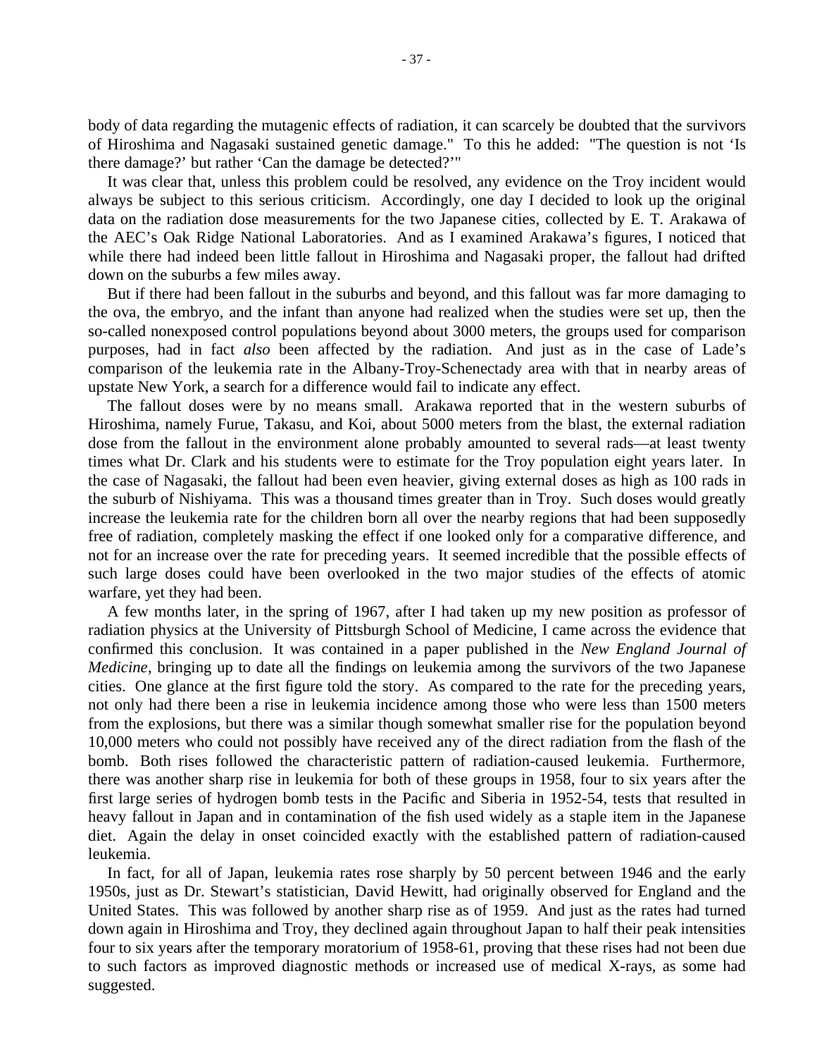body of data regarding the mutagenic effects of radiation, it can scarcely be doubted that the survivors of Hiroshima and Nagasaki sustained genetic damage." To this he added: "The question is not 'Is there damage?' but rather 'Can the damage be detected?'"

It was clear that, unless this problem could be resolved, any evidence on the Troy incident would always be subject to this serious criticism. Accordingly, one day I decided to look up the original data on the radiation dose measurements for the two Japanese cities, collected by E. T. Arakawa of the AEC's Oak Ridge National Laboratories. And as I examined Arakawa's figures, I noticed that while there had indeed been little fallout in Hiroshima and Nagasaki proper, the fallout had drifted down on the suburbs a few miles away.

But if there had been fallout in the suburbs and beyond, and this fallout was far more damaging to the ova, the embryo, and the infant than anyone had realized when the studies were set up, then the so-called nonexposed control populations beyond about 3000 meters, the groups used for comparison purposes, had in fact *also* been affected by the radiation. And just as in the case of Lade's comparison of the leukemia rate in the Albany-Troy-Schenectady area with that in nearby areas of upstate New York, a search for a difference would fail to indicate any effect.

The fallout doses were by no means small. Arakawa reported that in the western suburbs of Hiroshima, namely Furue, Takasu, and Koi, about 5000 meters from the blast, the external radiation dose from the fallout in the environment alone probably amounted to several rads—at least twenty times what Dr. Clark and his students were to estimate for the Troy population eight years later. In the case of Nagasaki, the fallout had been even heavier, giving external doses as high as 100 rads in the suburb of Nishiyama. This was a thousand times greater than in Troy. Such doses would greatly increase the leukemia rate for the children born all over the nearby regions that had been supposedly free of radiation, completely masking the effect if one looked only for a comparative difference, and not for an increase over the rate for preceding years. It seemed incredible that the possible effects of such large doses could have been overlooked in the two major studies of the effects of atomic warfare, yet they had been.

A few months later, in the spring of 1967, after I had taken up my new position as professor of radiation physics at the University of Pittsburgh School of Medicine, I came across the evidence that confirmed this conclusion. It was contained in a paper published in the *New England Journal of Medicine*, bringing up to date all the findings on leukemia among the survivors of the two Japanese cities. One glance at the first figure told the story. As compared to the rate for the preceding years, not only had there been a rise in leukemia incidence among those who were less than 1500 meters from the explosions, but there was a similar though somewhat smaller rise for the population beyond 10,000 meters who could not possibly have received any of the direct radiation from the flash of the bomb. Both rises followed the characteristic pattern of radiation-caused leukemia. Furthermore, there was another sharp rise in leukemia for both of these groups in 1958, four to six years after the first large series of hydrogen bomb tests in the Pacific and Siberia in 1952-54, tests that resulted in heavy fallout in Japan and in contamination of the fish used widely as a staple item in the Japanese diet. Again the delay in onset coincided exactly with the established pattern of radiation-caused leukemia.

In fact, for all of Japan, leukemia rates rose sharply by 50 percent between 1946 and the early 1950s, just as Dr. Stewart's statistician, David Hewitt, had originally observed for England and the United States. This was followed by another sharp rise as of 1959. And just as the rates had turned down again in Hiroshima and Troy, they declined again throughout Japan to half their peak intensities four to six years after the temporary moratorium of 1958-61, proving that these rises had not been due to such factors as improved diagnostic methods or increased use of medical X-rays, as some had suggested.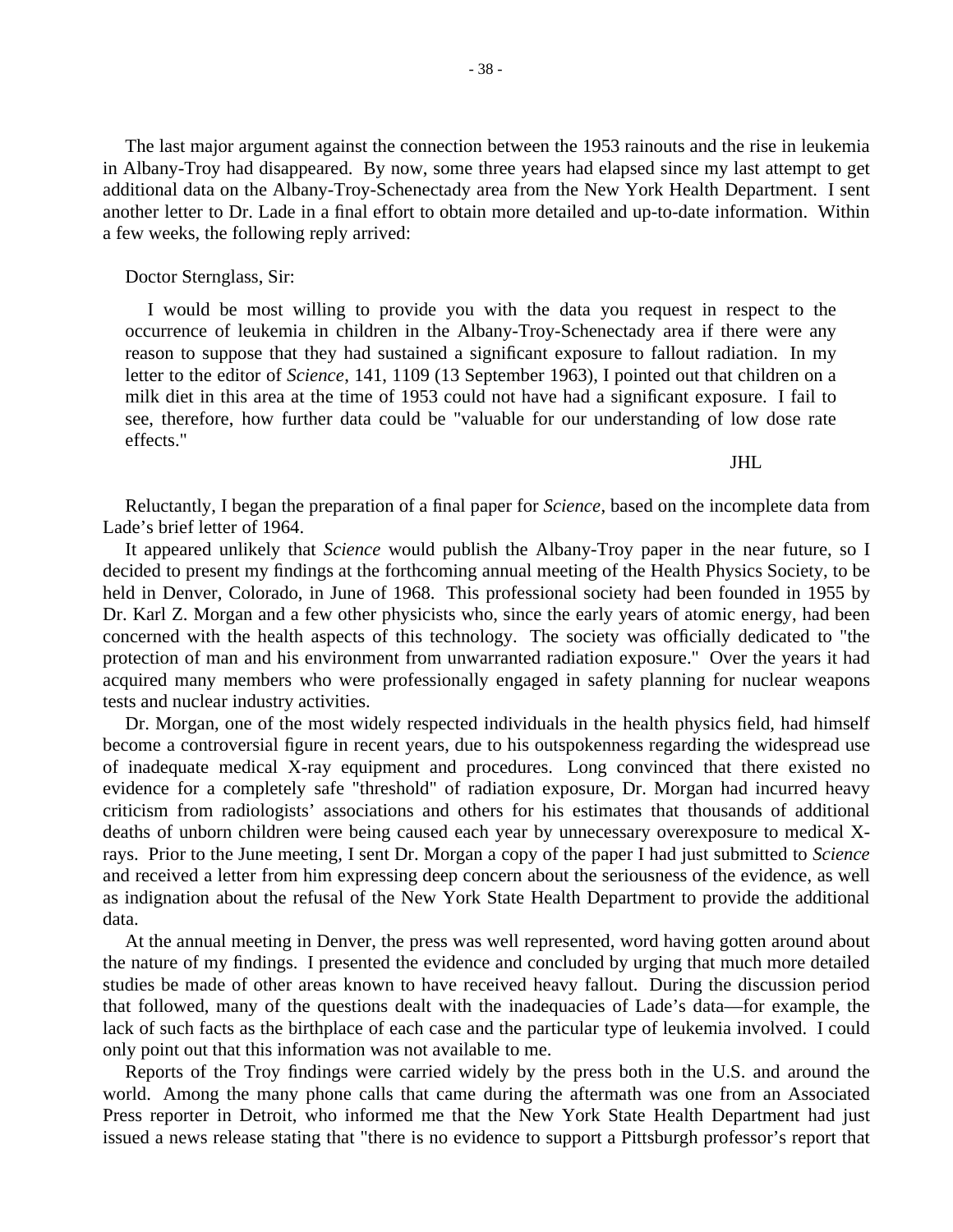The last major argument against the connection between the 1953 rainouts and the rise in leukemia in Albany-Troy had disappeared. By now, some three years had elapsed since my last attempt to get additional data on the Albany-Troy-Schenectady area from the New York Health Department. I sent another letter to Dr. Lade in a final effort to obtain more detailed and up-to-date information. Within a few weeks, the following reply arrived:

> Doctor Sternglass, Sir:
>
> I would be most willing to provide you with the data you request in respect to the occurrence of leukemia in children in the Albany-Troy-Schenectady area if there were any reason to suppose that they had sustained a significant exposure to fallout radiation. In my letter to the editor of *Science*, 141, 1109 (13 September 1963), I pointed out that children on a milk diet in this area at the time of 1953 could not have had a significant exposure. I fail to see, therefore, how further data could be "valuable for our understanding of low dose rate effects."
>
> JHL

Reluctantly, I began the preparation of a final paper for *Science*, based on the incomplete data from Lade's brief letter of 1964.

It appeared unlikely that *Science* would publish the Albany-Troy paper in the near future, so I decided to present my findings at the forthcoming annual meeting of the Health Physics Society, to be held in Denver, Colorado, in June of 1968. This professional society had been founded in 1955 by Dr. Karl Z. Morgan and a few other physicists who, since the early years of atomic energy, had been concerned with the health aspects of this technology. The society was officially dedicated to "the protection of man and his environment from unwarranted radiation exposure." Over the years it had acquired many members who were professionally engaged in safety planning for nuclear weapons tests and nuclear industry activities.

Dr. Morgan, one of the most widely respected individuals in the health physics field, had himself become a controversial figure in recent years, due to his outspokenness regarding the widespread use of inadequate medical X-ray equipment and procedures. Long convinced that there existed no evidence for a completely safe "threshold" of radiation exposure, Dr. Morgan had incurred heavy criticism from radiologists' associations and others for his estimates that thousands of additional deaths of unborn children were being caused each year by unnecessary overexposure to medical X-rays. Prior to the June meeting, I sent Dr. Morgan a copy of the paper I had just submitted to *Science* and received a letter from him expressing deep concern about the seriousness of the evidence, as well as indignation about the refusal of the New York State Health Department to provide the additional data.

At the annual meeting in Denver, the press was well represented, word having gotten around about the nature of my findings. I presented the evidence and concluded by urging that much more detailed studies be made of other areas known to have received heavy fallout. During the discussion period that followed, many of the questions dealt with the inadequacies of Lade's data—for example, the lack of such facts as the birthplace of each case and the particular type of leukemia involved. I could only point out that this information was not available to me.

Reports of the Troy findings were carried widely by the press both in the U.S. and around the world. Among the many phone calls that came during the aftermath was one from an Associated Press reporter in Detroit, who informed me that the New York State Health Department had just issued a news release stating that "there is no evidence to support a Pittsburgh professor's report that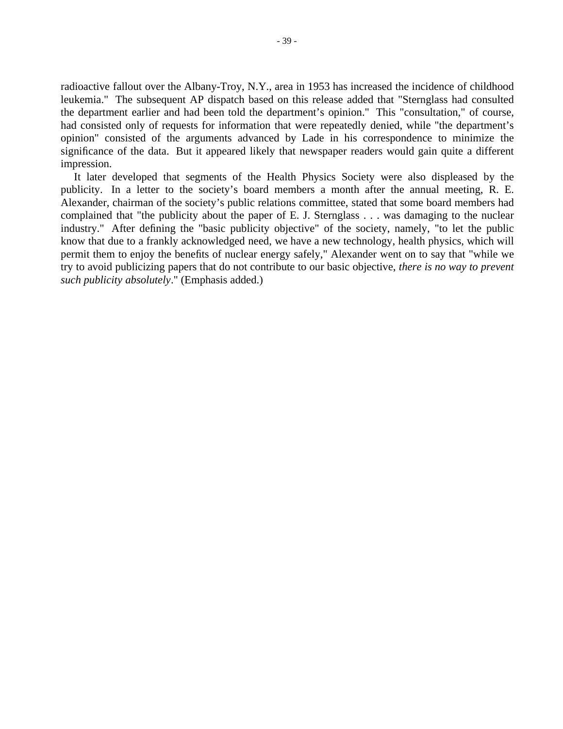radioactive fallout over the Albany-Troy, N.Y., area in 1953 has increased the incidence of childhood leukemia." The subsequent AP dispatch based on this release added that "Sternglass had consulted the department earlier and had been told the department's opinion." This "consultation," of course, had consisted only of requests for information that were repeatedly denied, while "the department's opinion" consisted of the arguments advanced by Lade in his correspondence to minimize the significance of the data. But it appeared likely that newspaper readers would gain quite a different impression.

It later developed that segments of the Health Physics Society were also displeased by the publicity. In a letter to the society's board members a month after the annual meeting, R. E. Alexander, chairman of the society's public relations committee, stated that some board members had complained that "the publicity about the paper of E. J. Sternglass . . . was damaging to the nuclear industry." After defining the "basic publicity objective" of the society, namely, "to let the public know that due to a frankly acknowledged need, we have a new technology, health physics, which will permit them to enjoy the benefits of nuclear energy safely," Alexander went on to say that "while we try to avoid publicizing papers that do not contribute to our basic objective, *there is no way to prevent such publicity absolutely*." (Emphasis added.)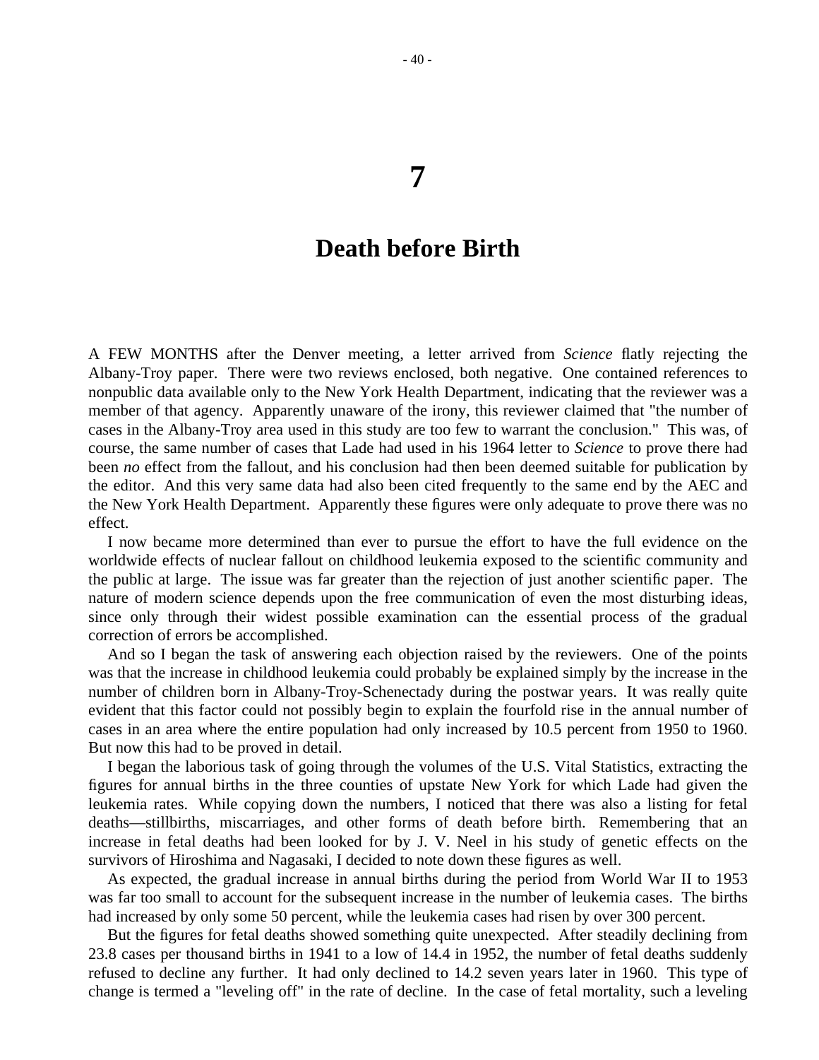# 7

# Death before Birth

A FEW MONTHS after the Denver meeting, a letter arrived from *Science* flatly rejecting the Albany-Troy paper. There were two reviews enclosed, both negative. One contained references to nonpublic data available only to the New York Health Department, indicating that the reviewer was a member of that agency. Apparently unaware of the irony, this reviewer claimed that "the number of cases in the Albany-Troy area used in this study are too few to warrant the conclusion." This was, of course, the same number of cases that Lade had used in his 1964 letter to *Science* to prove there had been *no* effect from the fallout, and his conclusion had then been deemed suitable for publication by the editor. And this very same data had also been cited frequently to the same end by the AEC and the New York Health Department. Apparently these figures were only adequate to prove there was no effect.

I now became more determined than ever to pursue the effort to have the full evidence on the worldwide effects of nuclear fallout on childhood leukemia exposed to the scientific community and the public at large. The issue was far greater than the rejection of just another scientific paper. The nature of modern science depends upon the free communication of even the most disturbing ideas, since only through their widest possible examination can the essential process of the gradual correction of errors be accomplished.

And so I began the task of answering each objection raised by the reviewers. One of the points was that the increase in childhood leukemia could probably be explained simply by the increase in the number of children born in Albany-Troy-Schenectady during the postwar years. It was really quite evident that this factor could not possibly begin to explain the fourfold rise in the annual number of cases in an area where the entire population had only increased by 10.5 percent from 1950 to 1960. But now this had to be proved in detail.

I began the laborious task of going through the volumes of the U.S. Vital Statistics, extracting the figures for annual births in the three counties of upstate New York for which Lade had given the leukemia rates. While copying down the numbers, I noticed that there was also a listing for fetal deaths—stillbirths, miscarriages, and other forms of death before birth. Remembering that an increase in fetal deaths had been looked for by J. V. Neel in his study of genetic effects on the survivors of Hiroshima and Nagasaki, I decided to note down these figures as well.

As expected, the gradual increase in annual births during the period from World War II to 1953 was far too small to account for the subsequent increase in the number of leukemia cases. The births had increased by only some 50 percent, while the leukemia cases had risen by over 300 percent.

But the figures for fetal deaths showed something quite unexpected. After steadily declining from 23.8 cases per thousand births in 1941 to a low of 14.4 in 1952, the number of fetal deaths suddenly refused to decline any further. It had only declined to 14.2 seven years later in 1960. This type of change is termed a "leveling off" in the rate of decline. In the case of fetal mortality, such a leveling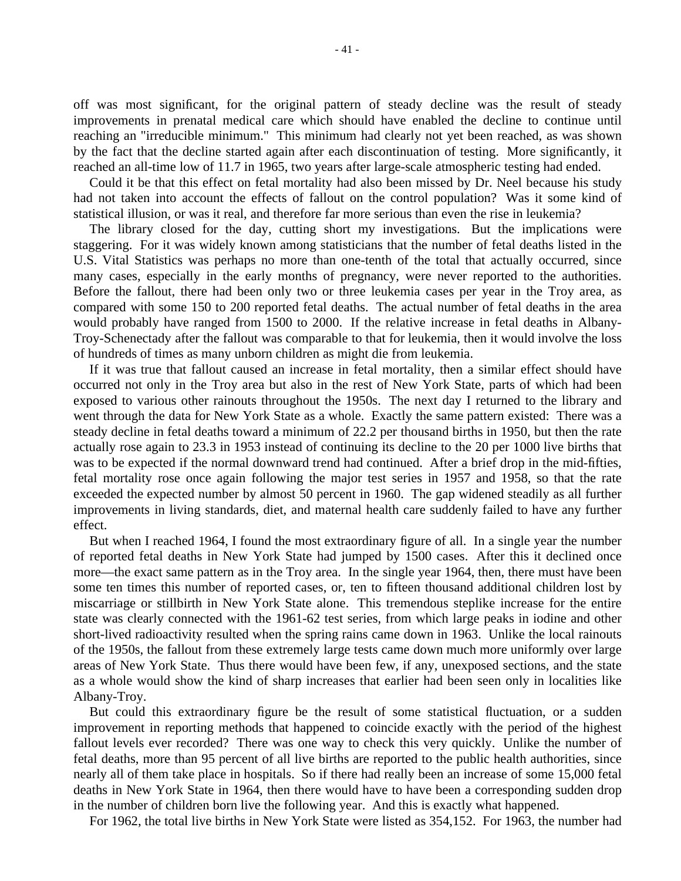off was most significant, for the original pattern of steady decline was the result of steady improvements in prenatal medical care which should have enabled the decline to continue until reaching an "irreducible minimum." This minimum had clearly not yet been reached, as was shown by the fact that the decline started again after each discontinuation of testing. More significantly, it reached an all-time low of 11.7 in 1965, two years after large-scale atmospheric testing had ended.

Could it be that this effect on fetal mortality had also been missed by Dr. Neel because his study had not taken into account the effects of fallout on the control population? Was it some kind of statistical illusion, or was it real, and therefore far more serious than even the rise in leukemia?

The library closed for the day, cutting short my investigations. But the implications were staggering. For it was widely known among statisticians that the number of fetal deaths listed in the U.S. Vital Statistics was perhaps no more than one-tenth of the total that actually occurred, since many cases, especially in the early months of pregnancy, were never reported to the authorities. Before the fallout, there had been only two or three leukemia cases per year in the Troy area, as compared with some 150 to 200 reported fetal deaths. The actual number of fetal deaths in the area would probably have ranged from 1500 to 2000. If the relative increase in fetal deaths in Albany-Troy-Schenectady after the fallout was comparable to that for leukemia, then it would involve the loss of hundreds of times as many unborn children as might die from leukemia.

If it was true that fallout caused an increase in fetal mortality, then a similar effect should have occurred not only in the Troy area but also in the rest of New York State, parts of which had been exposed to various other rainouts throughout the 1950s. The next day I returned to the library and went through the data for New York State as a whole. Exactly the same pattern existed: There was a steady decline in fetal deaths toward a minimum of 22.2 per thousand births in 1950, but then the rate actually rose again to 23.3 in 1953 instead of continuing its decline to the 20 per 1000 live births that was to be expected if the normal downward trend had continued. After a brief drop in the mid-fifties, fetal mortality rose once again following the major test series in 1957 and 1958, so that the rate exceeded the expected number by almost 50 percent in 1960. The gap widened steadily as all further improvements in living standards, diet, and maternal health care suddenly failed to have any further effect.

But when I reached 1964, I found the most extraordinary figure of all. In a single year the number of reported fetal deaths in New York State had jumped by 1500 cases. After this it declined once more—the exact same pattern as in the Troy area. In the single year 1964, then, there must have been some ten times this number of reported cases, or, ten to fifteen thousand additional children lost by miscarriage or stillbirth in New York State alone. This tremendous steplike increase for the entire state was clearly connected with the 1961-62 test series, from which large peaks in iodine and other short-lived radioactivity resulted when the spring rains came down in 1963. Unlike the local rainouts of the 1950s, the fallout from these extremely large tests came down much more uniformly over large areas of New York State. Thus there would have been few, if any, unexposed sections, and the state as a whole would show the kind of sharp increases that earlier had been seen only in localities like Albany-Troy.

But could this extraordinary figure be the result of some statistical fluctuation, or a sudden improvement in reporting methods that happened to coincide exactly with the period of the highest fallout levels ever recorded? There was one way to check this very quickly. Unlike the number of fetal deaths, more than 95 percent of all live births are reported to the public health authorities, since nearly all of them take place in hospitals. So if there had really been an increase of some 15,000 fetal deaths in New York State in 1964, then there would have to have been a corresponding sudden drop in the number of children born live the following year. And this is exactly what happened.

For 1962, the total live births in New York State were listed as 354,152. For 1963, the number had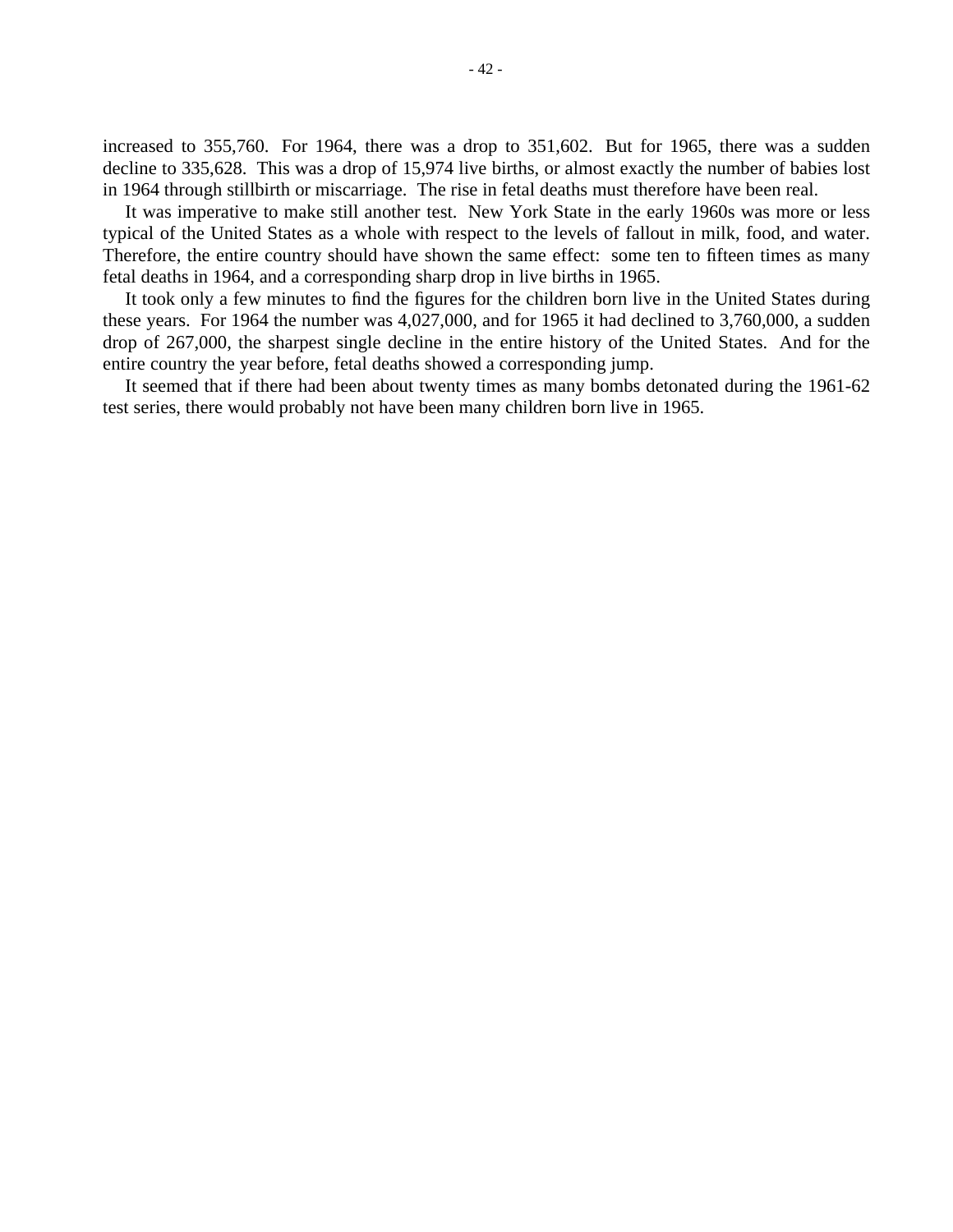increased to 355,760. For 1964, there was a drop to 351,602. But for 1965, there was a sudden decline to 335,628. This was a drop of 15,974 live births, or almost exactly the number of babies lost in 1964 through stillbirth or miscarriage. The rise in fetal deaths must therefore have been real.

It was imperative to make still another test. New York State in the early 1960s was more or less typical of the United States as a whole with respect to the levels of fallout in milk, food, and water. Therefore, the entire country should have shown the same effect: some ten to fifteen times as many fetal deaths in 1964, and a corresponding sharp drop in live births in 1965.

It took only a few minutes to find the figures for the children born live in the United States during these years. For 1964 the number was 4,027,000, and for 1965 it had declined to 3,760,000, a sudden drop of 267,000, the sharpest single decline in the entire history of the United States. And for the entire country the year before, fetal deaths showed a corresponding jump.

It seemed that if there had been about twenty times as many bombs detonated during the 1961-62 test series, there would probably not have been many children born live in 1965.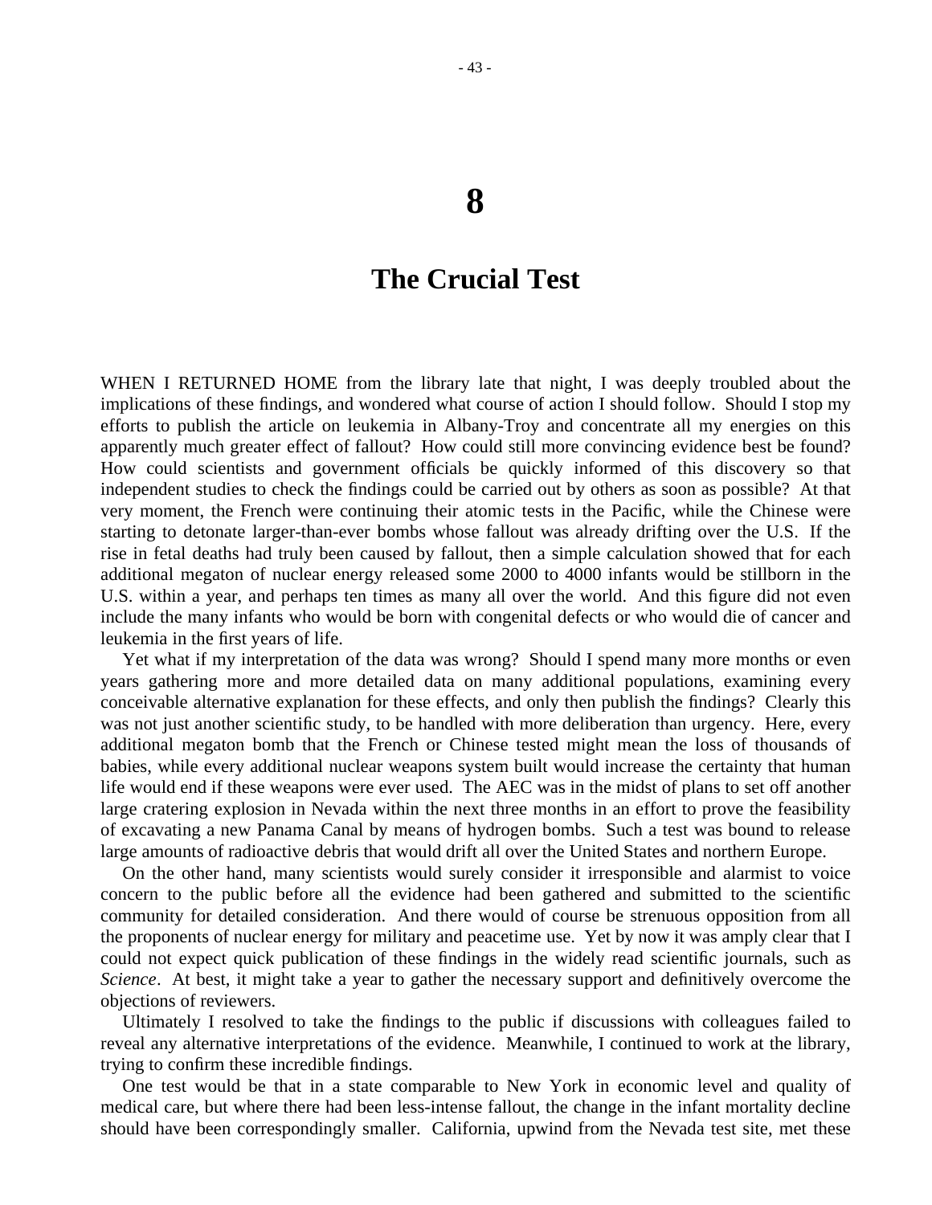# 8

## The Crucial Test

WHEN I RETURNED HOME from the library late that night, I was deeply troubled about the implications of these findings, and wondered what course of action I should follow. Should I stop my efforts to publish the article on leukemia in Albany-Troy and concentrate all my energies on this apparently much greater effect of fallout? How could still more convincing evidence best be found? How could scientists and government officials be quickly informed of this discovery so that independent studies to check the findings could be carried out by others as soon as possible? At that very moment, the French were continuing their atomic tests in the Pacific, while the Chinese were starting to detonate larger-than-ever bombs whose fallout was already drifting over the U.S. If the rise in fetal deaths had truly been caused by fallout, then a simple calculation showed that for each additional megaton of nuclear energy released some 2000 to 4000 infants would be stillborn in the U.S. within a year, and perhaps ten times as many all over the world. And this figure did not even include the many infants who would be born with congenital defects or who would die of cancer and leukemia in the first years of life.

Yet what if my interpretation of the data was wrong? Should I spend many more months or even years gathering more and more detailed data on many additional populations, examining every conceivable alternative explanation for these effects, and only then publish the findings? Clearly this was not just another scientific study, to be handled with more deliberation than urgency. Here, every additional megaton bomb that the French or Chinese tested might mean the loss of thousands of babies, while every additional nuclear weapons system built would increase the certainty that human life would end if these weapons were ever used. The AEC was in the midst of plans to set off another large cratering explosion in Nevada within the next three months in an effort to prove the feasibility of excavating a new Panama Canal by means of hydrogen bombs. Such a test was bound to release large amounts of radioactive debris that would drift all over the United States and northern Europe.

On the other hand, many scientists would surely consider it irresponsible and alarmist to voice concern to the public before all the evidence had been gathered and submitted to the scientific community for detailed consideration. And there would of course be strenuous opposition from all the proponents of nuclear energy for military and peacetime use. Yet by now it was amply clear that I could not expect quick publication of these findings in the widely read scientific journals, such as *Science*. At best, it might take a year to gather the necessary support and definitively overcome the objections of reviewers.

Ultimately I resolved to take the findings to the public if discussions with colleagues failed to reveal any alternative interpretations of the evidence. Meanwhile, I continued to work at the library, trying to confirm these incredible findings.

One test would be that in a state comparable to New York in economic level and quality of medical care, but where there had been less-intense fallout, the change in the infant mortality decline should have been correspondingly smaller. California, upwind from the Nevada test site, met these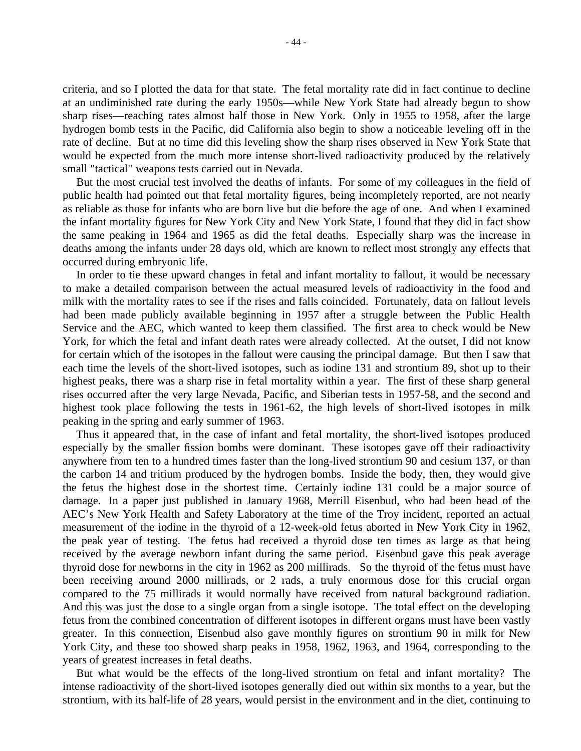criteria, and so I plotted the data for that state. The fetal mortality rate did in fact continue to decline at an undiminished rate during the early 1950s—while New York State had already begun to show sharp rises—reaching rates almost half those in New York. Only in 1955 to 1958, after the large hydrogen bomb tests in the Pacific, did California also begin to show a noticeable leveling off in the rate of decline. But at no time did this leveling show the sharp rises observed in New York State that would be expected from the much more intense short-lived radioactivity produced by the relatively small "tactical" weapons tests carried out in Nevada.

But the most crucial test involved the deaths of infants. For some of my colleagues in the field of public health had pointed out that fetal mortality figures, being incompletely reported, are not nearly as reliable as those for infants who are born live but die before the age of one. And when I examined the infant mortality figures for New York City and New York State, I found that they did in fact show the same peaking in 1964 and 1965 as did the fetal deaths. Especially sharp was the increase in deaths among the infants under 28 days old, which are known to reflect most strongly any effects that occurred during embryonic life.

In order to tie these upward changes in fetal and infant mortality to fallout, it would be necessary to make a detailed comparison between the actual measured levels of radioactivity in the food and milk with the mortality rates to see if the rises and falls coincided. Fortunately, data on fallout levels had been made publicly available beginning in 1957 after a struggle between the Public Health Service and the AEC, which wanted to keep them classified. The first area to check would be New York, for which the fetal and infant death rates were already collected. At the outset, I did not know for certain which of the isotopes in the fallout were causing the principal damage. But then I saw that each time the levels of the short-lived isotopes, such as iodine 131 and strontium 89, shot up to their highest peaks, there was a sharp rise in fetal mortality within a year. The first of these sharp general rises occurred after the very large Nevada, Pacific, and Siberian tests in 1957-58, and the second and highest took place following the tests in 1961-62, the high levels of short-lived isotopes in milk peaking in the spring and early summer of 1963.

Thus it appeared that, in the case of infant and fetal mortality, the short-lived isotopes produced especially by the smaller fission bombs were dominant. These isotopes gave off their radioactivity anywhere from ten to a hundred times faster than the long-lived strontium 90 and cesium 137, or than the carbon 14 and tritium produced by the hydrogen bombs. Inside the body, then, they would give the fetus the highest dose in the shortest time. Certainly iodine 131 could be a major source of damage. In a paper just published in January 1968, Merrill Eisenbud, who had been head of the AEC's New York Health and Safety Laboratory at the time of the Troy incident, reported an actual measurement of the iodine in the thyroid of a 12-week-old fetus aborted in New York City in 1962, the peak year of testing. The fetus had received a thyroid dose ten times as large as that being received by the average newborn infant during the same period. Eisenbud gave this peak average thyroid dose for newborns in the city in 1962 as 200 millirads. So the thyroid of the fetus must have been receiving around 2000 millirads, or 2 rads, a truly enormous dose for this crucial organ compared to the 75 millirads it would normally have received from natural background radiation. And this was just the dose to a single organ from a single isotope. The total effect on the developing fetus from the combined concentration of different isotopes in different organs must have been vastly greater. In this connection, Eisenbud also gave monthly figures on strontium 90 in milk for New York City, and these too showed sharp peaks in 1958, 1962, 1963, and 1964, corresponding to the years of greatest increases in fetal deaths.

But what would be the effects of the long-lived strontium on fetal and infant mortality? The intense radioactivity of the short-lived isotopes generally died out within six months to a year, but the strontium, with its half-life of 28 years, would persist in the environment and in the diet, continuing to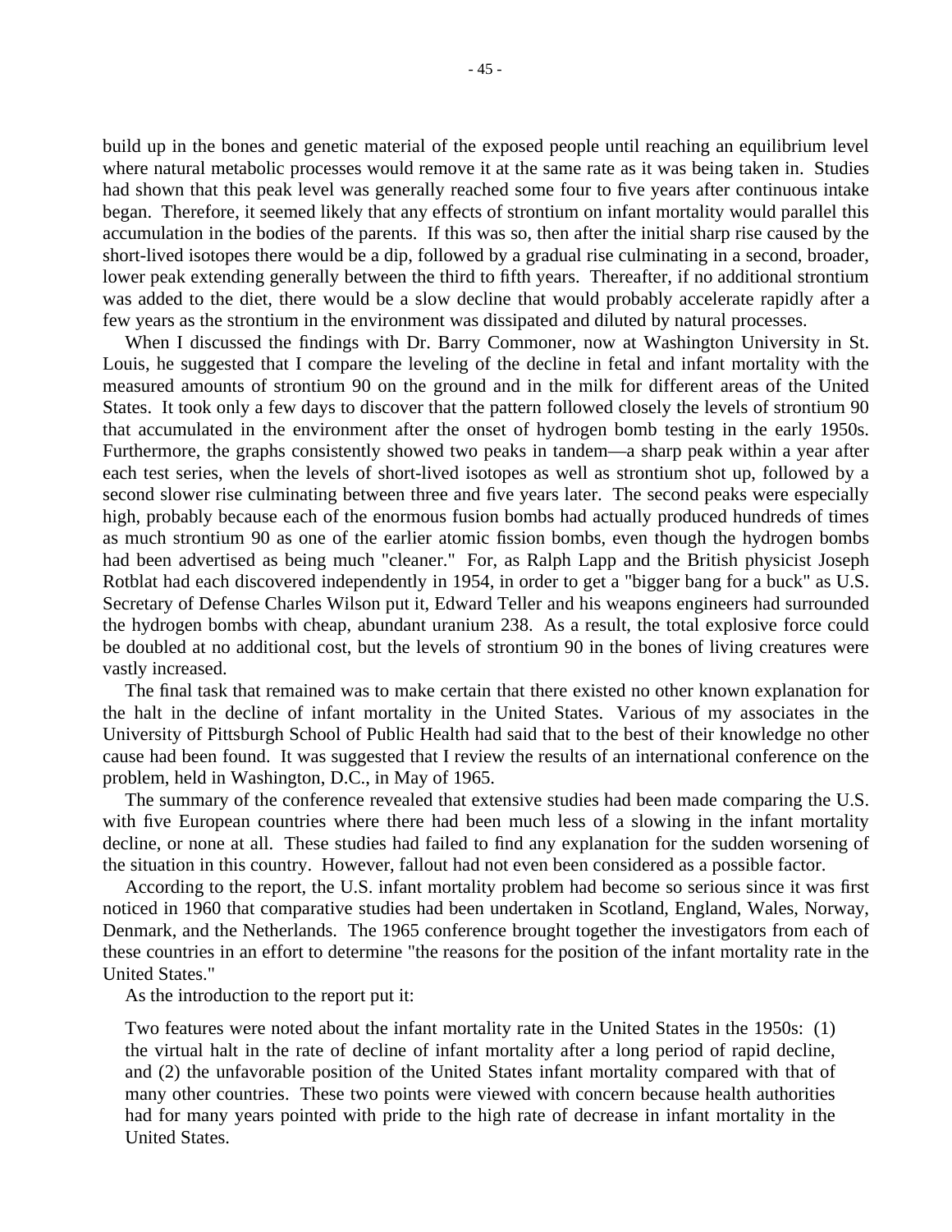build up in the bones and genetic material of the exposed people until reaching an equilibrium level where natural metabolic processes would remove it at the same rate as it was being taken in. Studies had shown that this peak level was generally reached some four to five years after continuous intake began. Therefore, it seemed likely that any effects of strontium on infant mortality would parallel this accumulation in the bodies of the parents. If this was so, then after the initial sharp rise caused by the short-lived isotopes there would be a dip, followed by a gradual rise culminating in a second, broader, lower peak extending generally between the third to fifth years. Thereafter, if no additional strontium was added to the diet, there would be a slow decline that would probably accelerate rapidly after a few years as the strontium in the environment was dissipated and diluted by natural processes.

When I discussed the findings with Dr. Barry Commoner, now at Washington University in St. Louis, he suggested that I compare the leveling of the decline in fetal and infant mortality with the measured amounts of strontium 90 on the ground and in the milk for different areas of the United States. It took only a few days to discover that the pattern followed closely the levels of strontium 90 that accumulated in the environment after the onset of hydrogen bomb testing in the early 1950s. Furthermore, the graphs consistently showed two peaks in tandem—a sharp peak within a year after each test series, when the levels of short-lived isotopes as well as strontium shot up, followed by a second slower rise culminating between three and five years later. The second peaks were especially high, probably because each of the enormous fusion bombs had actually produced hundreds of times as much strontium 90 as one of the earlier atomic fission bombs, even though the hydrogen bombs had been advertised as being much "cleaner." For, as Ralph Lapp and the British physicist Joseph Rotblat had each discovered independently in 1954, in order to get a "bigger bang for a buck" as U.S. Secretary of Defense Charles Wilson put it, Edward Teller and his weapons engineers had surrounded the hydrogen bombs with cheap, abundant uranium 238. As a result, the total explosive force could be doubled at no additional cost, but the levels of strontium 90 in the bones of living creatures were vastly increased.

The final task that remained was to make certain that there existed no other known explanation for the halt in the decline of infant mortality in the United States. Various of my associates in the University of Pittsburgh School of Public Health had said that to the best of their knowledge no other cause had been found. It was suggested that I review the results of an international conference on the problem, held in Washington, D.C., in May of 1965.

The summary of the conference revealed that extensive studies had been made comparing the U.S. with five European countries where there had been much less of a slowing in the infant mortality decline, or none at all. These studies had failed to find any explanation for the sudden worsening of the situation in this country. However, fallout had not even been considered as a possible factor.

According to the report, the U.S. infant mortality problem had become so serious since it was first noticed in 1960 that comparative studies had been undertaken in Scotland, England, Wales, Norway, Denmark, and the Netherlands. The 1965 conference brought together the investigators from each of these countries in an effort to determine "the reasons for the position of the infant mortality rate in the United States."

As the introduction to the report put it:

> Two features were noted about the infant mortality rate in the United States in the 1950s: (1) the virtual halt in the rate of decline of infant mortality after a long period of rapid decline, and (2) the unfavorable position of the United States infant mortality compared with that of many other countries. These two points were viewed with concern because health authorities had for many years pointed with pride to the high rate of decrease in infant mortality in the United States.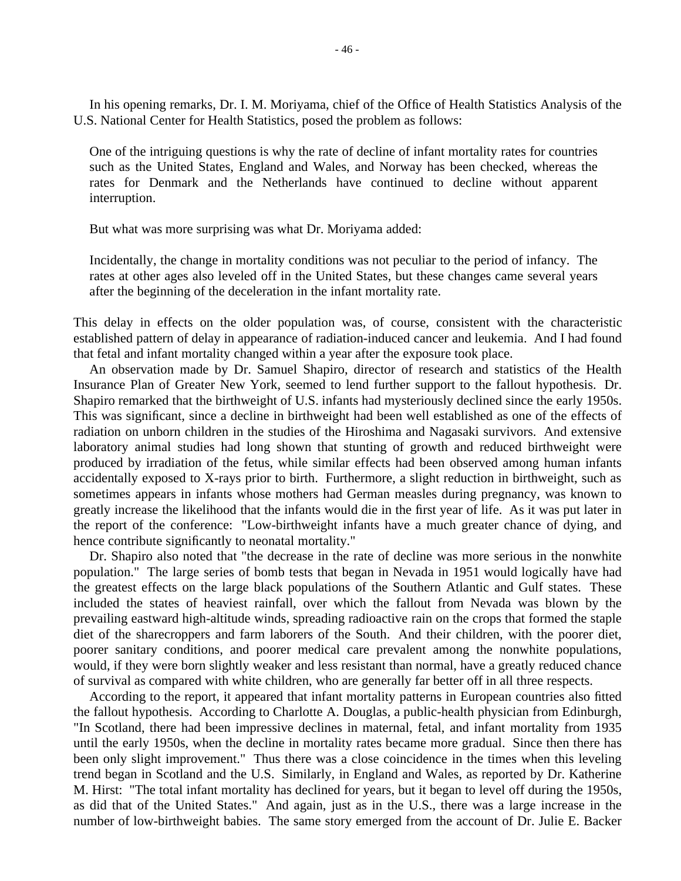In his opening remarks, Dr. I. M. Moriyama, chief of the Office of Health Statistics Analysis of the U.S. National Center for Health Statistics, posed the problem as follows:

> One of the intriguing questions is why the rate of decline of infant mortality rates for countries such as the United States, England and Wales, and Norway has been checked, whereas the rates for Denmark and the Netherlands have continued to decline without apparent interruption.

But what was more surprising was what Dr. Moriyama added:

> Incidentally, the change in mortality conditions was not peculiar to the period of infancy. The rates at other ages also leveled off in the United States, but these changes came several years after the beginning of the deceleration in the infant mortality rate.

This delay in effects on the older population was, of course, consistent with the characteristic established pattern of delay in appearance of radiation-induced cancer and leukemia. And I had found that fetal and infant mortality changed within a year after the exposure took place.

An observation made by Dr. Samuel Shapiro, director of research and statistics of the Health Insurance Plan of Greater New York, seemed to lend further support to the fallout hypothesis. Dr. Shapiro remarked that the birthweight of U.S. infants had mysteriously declined since the early 1950s. This was significant, since a decline in birthweight had been well established as one of the effects of radiation on unborn children in the studies of the Hiroshima and Nagasaki survivors. And extensive laboratory animal studies had long shown that stunting of growth and reduced birthweight were produced by irradiation of the fetus, while similar effects had been observed among human infants accidentally exposed to X-rays prior to birth. Furthermore, a slight reduction in birthweight, such as sometimes appears in infants whose mothers had German measles during pregnancy, was known to greatly increase the likelihood that the infants would die in the first year of life. As it was put later in the report of the conference: "Low-birthweight infants have a much greater chance of dying, and hence contribute significantly to neonatal mortality."

Dr. Shapiro also noted that "the decrease in the rate of decline was more serious in the nonwhite population." The large series of bomb tests that began in Nevada in 1951 would logically have had the greatest effects on the large black populations of the Southern Atlantic and Gulf states. These included the states of heaviest rainfall, over which the fallout from Nevada was blown by the prevailing eastward high-altitude winds, spreading radioactive rain on the crops that formed the staple diet of the sharecroppers and farm laborers of the South. And their children, with the poorer diet, poorer sanitary conditions, and poorer medical care prevalent among the nonwhite populations, would, if they were born slightly weaker and less resistant than normal, have a greatly reduced chance of survival as compared with white children, who are generally far better off in all three respects.

According to the report, it appeared that infant mortality patterns in European countries also fitted the fallout hypothesis. According to Charlotte A. Douglas, a public-health physician from Edinburgh, "In Scotland, there had been impressive declines in maternal, fetal, and infant mortality from 1935 until the early 1950s, when the decline in mortality rates became more gradual. Since then there has been only slight improvement." Thus there was a close coincidence in the times when this leveling trend began in Scotland and the U.S. Similarly, in England and Wales, as reported by Dr. Katherine M. Hirst: "The total infant mortality has declined for years, but it began to level off during the 1950s, as did that of the United States." And again, just as in the U.S., there was a large increase in the number of low-birthweight babies. The same story emerged from the account of Dr. Julie E. Backer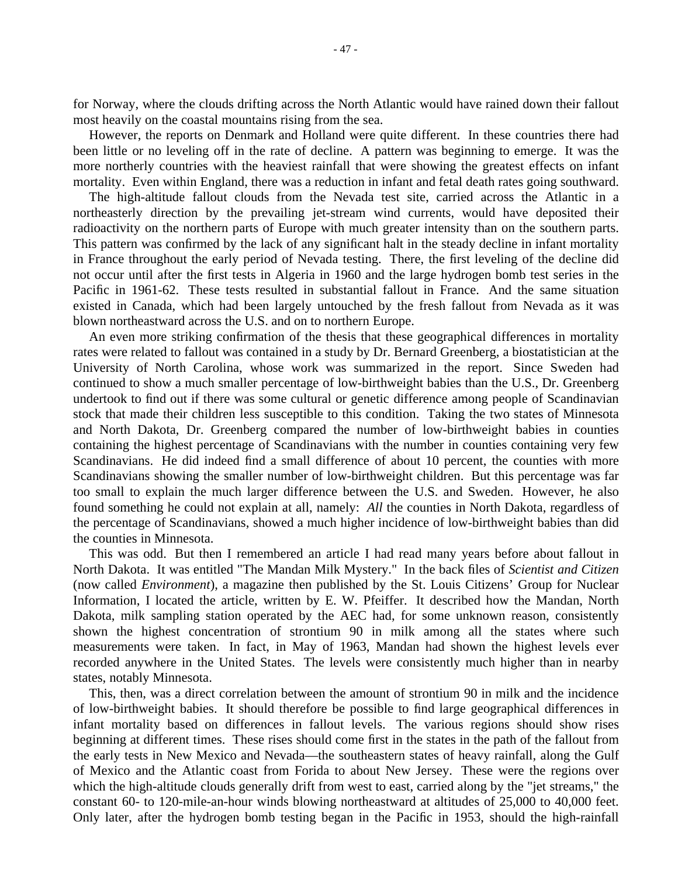for Norway, where the clouds drifting across the North Atlantic would have rained down their fallout most heavily on the coastal mountains rising from the sea.

However, the reports on Denmark and Holland were quite different. In these countries there had been little or no leveling off in the rate of decline. A pattern was beginning to emerge. It was the more northerly countries with the heaviest rainfall that were showing the greatest effects on infant mortality. Even within England, there was a reduction in infant and fetal death rates going southward.

The high-altitude fallout clouds from the Nevada test site, carried across the Atlantic in a northeasterly direction by the prevailing jet-stream wind currents, would have deposited their radioactivity on the northern parts of Europe with much greater intensity than on the southern parts. This pattern was confirmed by the lack of any significant halt in the steady decline in infant mortality in France throughout the early period of Nevada testing. There, the first leveling of the decline did not occur until after the first tests in Algeria in 1960 and the large hydrogen bomb test series in the Pacific in 1961-62. These tests resulted in substantial fallout in France. And the same situation existed in Canada, which had been largely untouched by the fresh fallout from Nevada as it was blown northeastward across the U.S. and on to northern Europe.

An even more striking confirmation of the thesis that these geographical differences in mortality rates were related to fallout was contained in a study by Dr. Bernard Greenberg, a biostatistician at the University of North Carolina, whose work was summarized in the report. Since Sweden had continued to show a much smaller percentage of low-birthweight babies than the U.S., Dr. Greenberg undertook to find out if there was some cultural or genetic difference among people of Scandinavian stock that made their children less susceptible to this condition. Taking the two states of Minnesota and North Dakota, Dr. Greenberg compared the number of low-birthweight babies in counties containing the highest percentage of Scandinavians with the number in counties containing very few Scandinavians. He did indeed find a small difference of about 10 percent, the counties with more Scandinavians showing the smaller number of low-birthweight children. But this percentage was far too small to explain the much larger difference between the U.S. and Sweden. However, he also found something he could not explain at all, namely: *All* the counties in North Dakota, regardless of the percentage of Scandinavians, showed a much higher incidence of low-birthweight babies than did the counties in Minnesota.

This was odd. But then I remembered an article I had read many years before about fallout in North Dakota. It was entitled "The Mandan Milk Mystery." In the back files of *Scientist and Citizen* (now called *Environment*), a magazine then published by the St. Louis Citizens' Group for Nuclear Information, I located the article, written by E. W. Pfeiffer. It described how the Mandan, North Dakota, milk sampling station operated by the AEC had, for some unknown reason, consistently shown the highest concentration of strontium 90 in milk among all the states where such measurements were taken. In fact, in May of 1963, Mandan had shown the highest levels ever recorded anywhere in the United States. The levels were consistently much higher than in nearby states, notably Minnesota.

This, then, was a direct correlation between the amount of strontium 90 in milk and the incidence of low-birthweight babies. It should therefore be possible to find large geographical differences in infant mortality based on differences in fallout levels. The various regions should show rises beginning at different times. These rises should come first in the states in the path of the fallout from the early tests in New Mexico and Nevada—the southeastern states of heavy rainfall, along the Gulf of Mexico and the Atlantic coast from Forida to about New Jersey. These were the regions over which the high-altitude clouds generally drift from west to east, carried along by the "jet streams," the constant 60- to 120-mile-an-hour winds blowing northeastward at altitudes of 25,000 to 40,000 feet. Only later, after the hydrogen bomb testing began in the Pacific in 1953, should the high-rainfall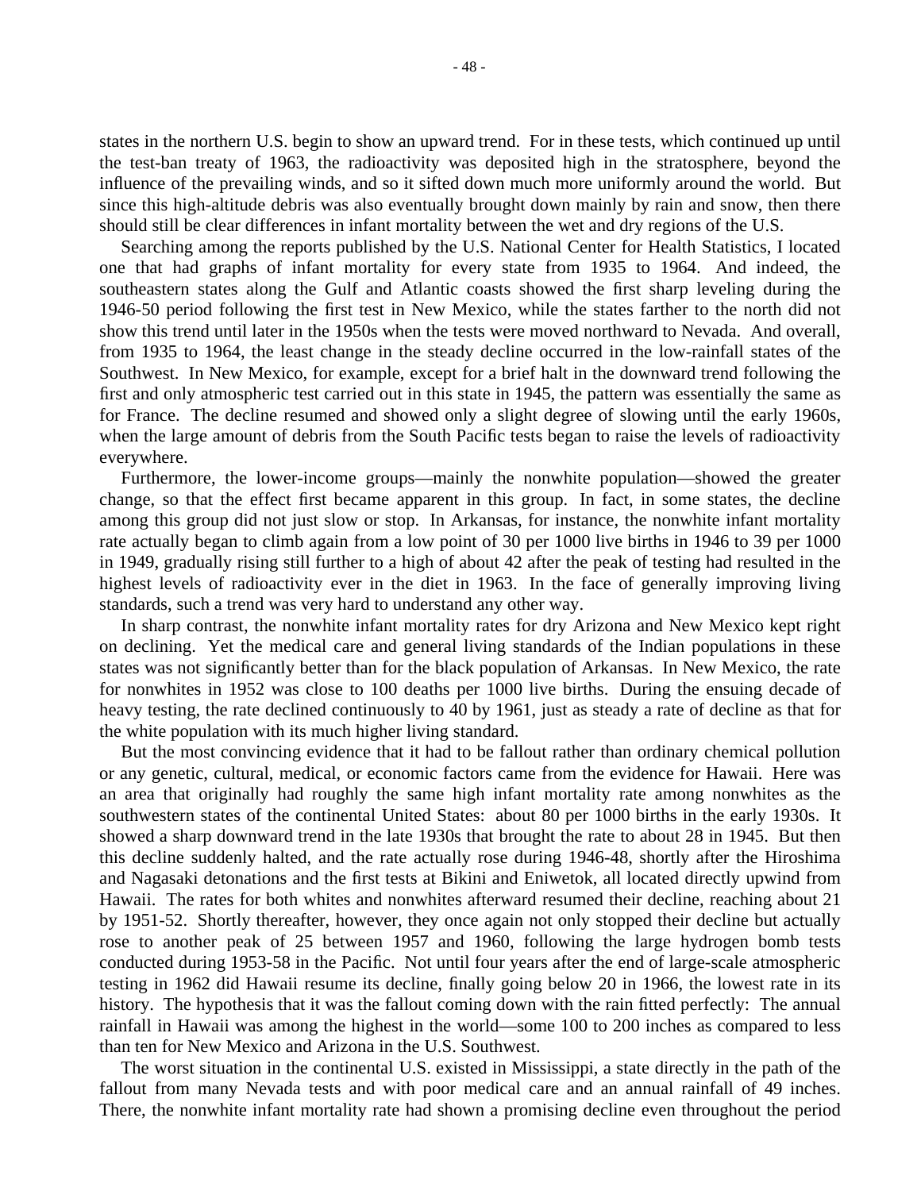states in the northern U.S. begin to show an upward trend. For in these tests, which continued up until the test-ban treaty of 1963, the radioactivity was deposited high in the stratosphere, beyond the influence of the prevailing winds, and so it sifted down much more uniformly around the world. But since this high-altitude debris was also eventually brought down mainly by rain and snow, then there should still be clear differences in infant mortality between the wet and dry regions of the U.S.

Searching among the reports published by the U.S. National Center for Health Statistics, I located one that had graphs of infant mortality for every state from 1935 to 1964. And indeed, the southeastern states along the Gulf and Atlantic coasts showed the first sharp leveling during the 1946-50 period following the first test in New Mexico, while the states farther to the north did not show this trend until later in the 1950s when the tests were moved northward to Nevada. And overall, from 1935 to 1964, the least change in the steady decline occurred in the low-rainfall states of the Southwest. In New Mexico, for example, except for a brief halt in the downward trend following the first and only atmospheric test carried out in this state in 1945, the pattern was essentially the same as for France. The decline resumed and showed only a slight degree of slowing until the early 1960s, when the large amount of debris from the South Pacific tests began to raise the levels of radioactivity everywhere.

Furthermore, the lower-income groups—mainly the nonwhite population—showed the greater change, so that the effect first became apparent in this group. In fact, in some states, the decline among this group did not just slow or stop. In Arkansas, for instance, the nonwhite infant mortality rate actually began to climb again from a low point of 30 per 1000 live births in 1946 to 39 per 1000 in 1949, gradually rising still further to a high of about 42 after the peak of testing had resulted in the highest levels of radioactivity ever in the diet in 1963. In the face of generally improving living standards, such a trend was very hard to understand any other way.

In sharp contrast, the nonwhite infant mortality rates for dry Arizona and New Mexico kept right on declining. Yet the medical care and general living standards of the Indian populations in these states was not significantly better than for the black population of Arkansas. In New Mexico, the rate for nonwhites in 1952 was close to 100 deaths per 1000 live births. During the ensuing decade of heavy testing, the rate declined continuously to 40 by 1961, just as steady a rate of decline as that for the white population with its much higher living standard.

But the most convincing evidence that it had to be fallout rather than ordinary chemical pollution or any genetic, cultural, medical, or economic factors came from the evidence for Hawaii. Here was an area that originally had roughly the same high infant mortality rate among nonwhites as the southwestern states of the continental United States: about 80 per 1000 births in the early 1930s. It showed a sharp downward trend in the late 1930s that brought the rate to about 28 in 1945. But then this decline suddenly halted, and the rate actually rose during 1946-48, shortly after the Hiroshima and Nagasaki detonations and the first tests at Bikini and Eniwetok, all located directly upwind from Hawaii. The rates for both whites and nonwhites afterward resumed their decline, reaching about 21 by 1951-52. Shortly thereafter, however, they once again not only stopped their decline but actually rose to another peak of 25 between 1957 and 1960, following the large hydrogen bomb tests conducted during 1953-58 in the Pacific. Not until four years after the end of large-scale atmospheric testing in 1962 did Hawaii resume its decline, finally going below 20 in 1966, the lowest rate in its history. The hypothesis that it was the fallout coming down with the rain fitted perfectly: The annual rainfall in Hawaii was among the highest in the world—some 100 to 200 inches as compared to less than ten for New Mexico and Arizona in the U.S. Southwest.

The worst situation in the continental U.S. existed in Mississippi, a state directly in the path of the fallout from many Nevada tests and with poor medical care and an annual rainfall of 49 inches. There, the nonwhite infant mortality rate had shown a promising decline even throughout the period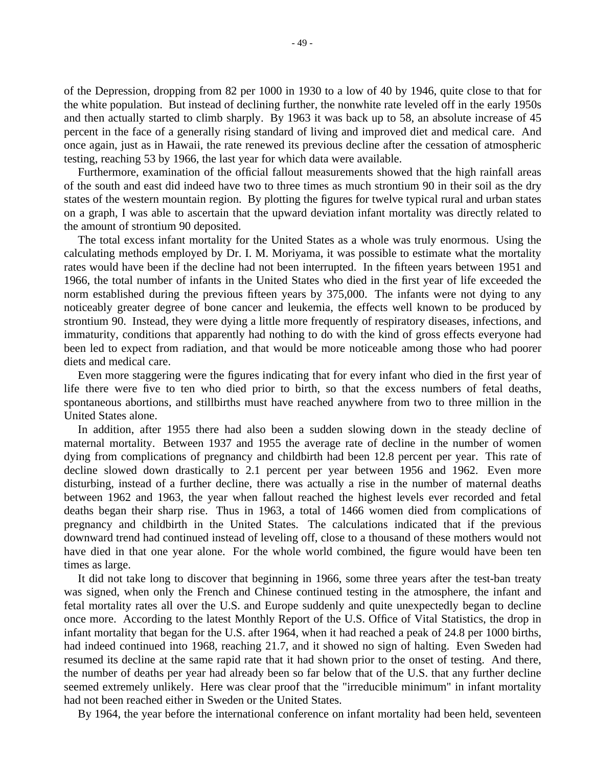of the Depression, dropping from 82 per 1000 in 1930 to a low of 40 by 1946, quite close to that for the white population. But instead of declining further, the nonwhite rate leveled off in the early 1950s and then actually started to climb sharply. By 1963 it was back up to 58, an absolute increase of 45 percent in the face of a generally rising standard of living and improved diet and medical care. And once again, just as in Hawaii, the rate renewed its previous decline after the cessation of atmospheric testing, reaching 53 by 1966, the last year for which data were available.

Furthermore, examination of the official fallout measurements showed that the high rainfall areas of the south and east did indeed have two to three times as much strontium 90 in their soil as the dry states of the western mountain region. By plotting the figures for twelve typical rural and urban states on a graph, I was able to ascertain that the upward deviation infant mortality was directly related to the amount of strontium 90 deposited.

The total excess infant mortality for the United States as a whole was truly enormous. Using the calculating methods employed by Dr. I. M. Moriyama, it was possible to estimate what the mortality rates would have been if the decline had not been interrupted. In the fifteen years between 1951 and 1966, the total number of infants in the United States who died in the first year of life exceeded the norm established during the previous fifteen years by 375,000. The infants were not dying to any noticeably greater degree of bone cancer and leukemia, the effects well known to be produced by strontium 90. Instead, they were dying a little more frequently of respiratory diseases, infections, and immaturity, conditions that apparently had nothing to do with the kind of gross effects everyone had been led to expect from radiation, and that would be more noticeable among those who had poorer diets and medical care.

Even more staggering were the figures indicating that for every infant who died in the first year of life there were five to ten who died prior to birth, so that the excess numbers of fetal deaths, spontaneous abortions, and stillbirths must have reached anywhere from two to three million in the United States alone.

In addition, after 1955 there had also been a sudden slowing down in the steady decline of maternal mortality. Between 1937 and 1955 the average rate of decline in the number of women dying from complications of pregnancy and childbirth had been 12.8 percent per year. This rate of decline slowed down drastically to 2.1 percent per year between 1956 and 1962. Even more disturbing, instead of a further decline, there was actually a rise in the number of maternal deaths between 1962 and 1963, the year when fallout reached the highest levels ever recorded and fetal deaths began their sharp rise. Thus in 1963, a total of 1466 women died from complications of pregnancy and childbirth in the United States. The calculations indicated that if the previous downward trend had continued instead of leveling off, close to a thousand of these mothers would not have died in that one year alone. For the whole world combined, the figure would have been ten times as large.

It did not take long to discover that beginning in 1966, some three years after the test-ban treaty was signed, when only the French and Chinese continued testing in the atmosphere, the infant and fetal mortality rates all over the U.S. and Europe suddenly and quite unexpectedly began to decline once more. According to the latest Monthly Report of the U.S. Office of Vital Statistics, the drop in infant mortality that began for the U.S. after 1964, when it had reached a peak of 24.8 per 1000 births, had indeed continued into 1968, reaching 21.7, and it showed no sign of halting. Even Sweden had resumed its decline at the same rapid rate that it had shown prior to the onset of testing. And there, the number of deaths per year had already been so far below that of the U.S. that any further decline seemed extremely unlikely. Here was clear proof that the "irreducible minimum" in infant mortality had not been reached either in Sweden or the United States.

By 1964, the year before the international conference on infant mortality had been held, seventeen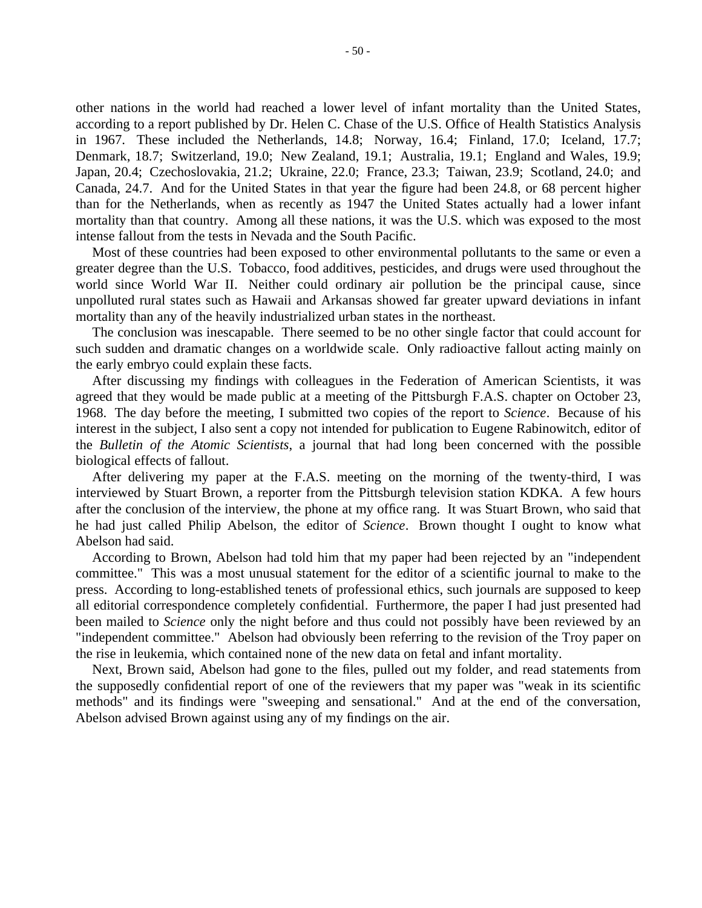other nations in the world had reached a lower level of infant mortality than the United States, according to a report published by Dr. Helen C. Chase of the U.S. Office of Health Statistics Analysis in 1967. These included the Netherlands, 14.8; Norway, 16.4; Finland, 17.0; Iceland, 17.7; Denmark, 18.7; Switzerland, 19.0; New Zealand, 19.1; Australia, 19.1; England and Wales, 19.9; Japan, 20.4; Czechoslovakia, 21.2; Ukraine, 22.0; France, 23.3; Taiwan, 23.9; Scotland, 24.0; and Canada, 24.7. And for the United States in that year the figure had been 24.8, or 68 percent higher than for the Netherlands, when as recently as 1947 the United States actually had a lower infant mortality than that country. Among all these nations, it was the U.S. which was exposed to the most intense fallout from the tests in Nevada and the South Pacific.

Most of these countries had been exposed to other environmental pollutants to the same or even a greater degree than the U.S. Tobacco, food additives, pesticides, and drugs were used throughout the world since World War II. Neither could ordinary air pollution be the principal cause, since unpolluted rural states such as Hawaii and Arkansas showed far greater upward deviations in infant mortality than any of the heavily industrialized urban states in the northeast.

The conclusion was inescapable. There seemed to be no other single factor that could account for such sudden and dramatic changes on a worldwide scale. Only radioactive fallout acting mainly on the early embryo could explain these facts.

After discussing my findings with colleagues in the Federation of American Scientists, it was agreed that they would be made public at a meeting of the Pittsburgh F.A.S. chapter on October 23, 1968. The day before the meeting, I submitted two copies of the report to *Science*. Because of his interest in the subject, I also sent a copy not intended for publication to Eugene Rabinowitch, editor of the *Bulletin of the Atomic Scientists*, a journal that had long been concerned with the possible biological effects of fallout.

After delivering my paper at the F.A.S. meeting on the morning of the twenty-third, I was interviewed by Stuart Brown, a reporter from the Pittsburgh television station KDKA. A few hours after the conclusion of the interview, the phone at my office rang. It was Stuart Brown, who said that he had just called Philip Abelson, the editor of *Science*. Brown thought I ought to know what Abelson had said.

According to Brown, Abelson had told him that my paper had been rejected by an "independent committee." This was a most unusual statement for the editor of a scientific journal to make to the press. According to long-established tenets of professional ethics, such journals are supposed to keep all editorial correspondence completely confidential. Furthermore, the paper I had just presented had been mailed to *Science* only the night before and thus could not possibly have been reviewed by an "independent committee." Abelson had obviously been referring to the revision of the Troy paper on the rise in leukemia, which contained none of the new data on fetal and infant mortality.

Next, Brown said, Abelson had gone to the files, pulled out my folder, and read statements from the supposedly confidential report of one of the reviewers that my paper was "weak in its scientific methods" and its findings were "sweeping and sensational." And at the end of the conversation, Abelson advised Brown against using any of my findings on the air.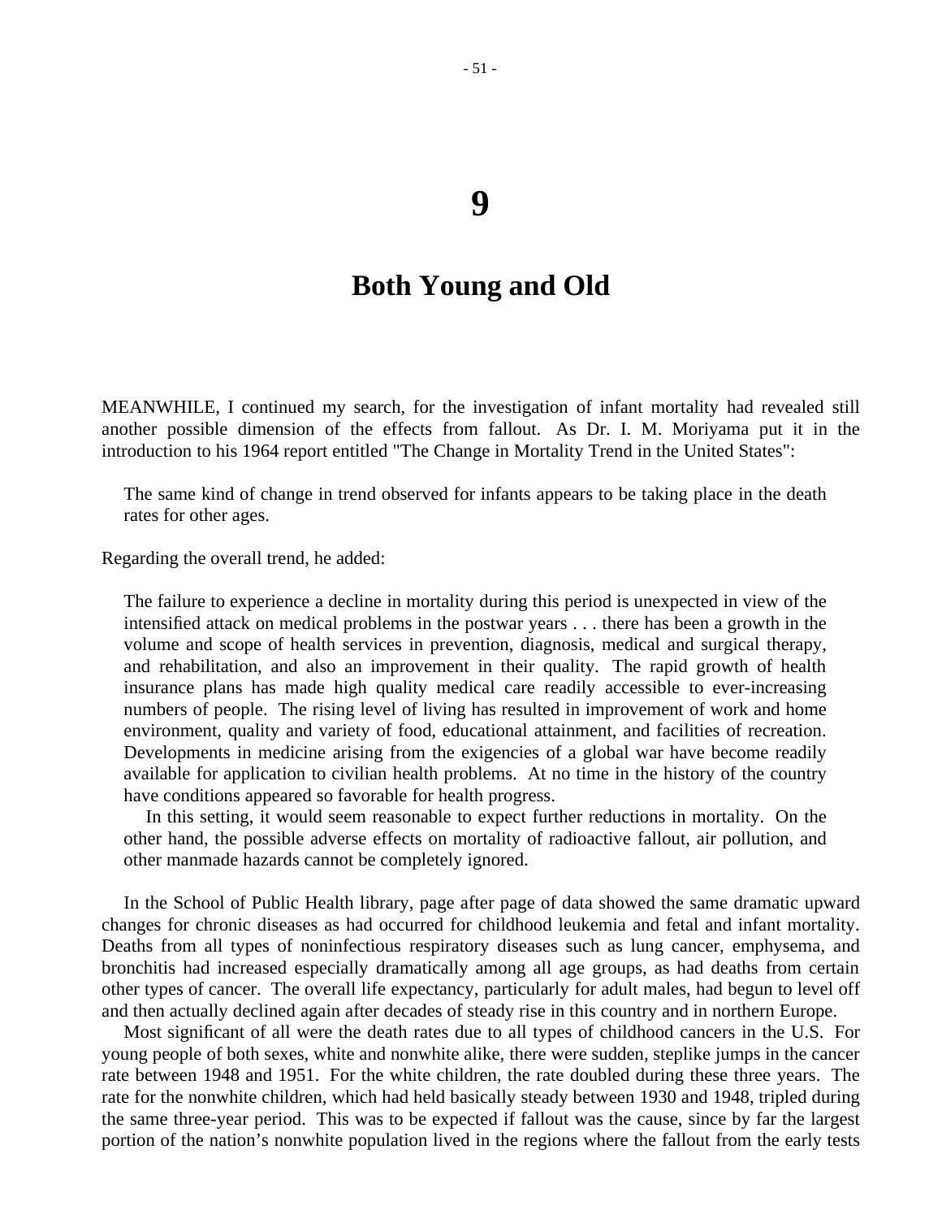# 9

## Both Young and Old

MEANWHILE, I continued my search, for the investigation of infant mortality had revealed still another possible dimension of the effects from fallout. As Dr. I. M. Moriyama put it in the introduction to his 1964 report entitled "The Change in Mortality Trend in the United States":

> The same kind of change in trend observed for infants appears to be taking place in the death rates for other ages.

Regarding the overall trend, he added:

> The failure to experience a decline in mortality during this period is unexpected in view of the intensified attack on medical problems in the postwar years . . . there has been a growth in the volume and scope of health services in prevention, diagnosis, medical and surgical therapy, and rehabilitation, and also an improvement in their quality. The rapid growth of health insurance plans has made high quality medical care readily accessible to ever-increasing numbers of people. The rising level of living has resulted in improvement of work and home environment, quality and variety of food, educational attainment, and facilities of recreation. Developments in medicine arising from the exigencies of a global war have become readily available for application to civilian health problems. At no time in the history of the country have conditions appeared so favorable for health progress.
>
> In this setting, it would seem reasonable to expect further reductions in mortality. On the other hand, the possible adverse effects on mortality of radioactive fallout, air pollution, and other manmade hazards cannot be completely ignored.

In the School of Public Health library, page after page of data showed the same dramatic upward changes for chronic diseases as had occurred for childhood leukemia and fetal and infant mortality. Deaths from all types of noninfectious respiratory diseases such as lung cancer, emphysema, and bronchitis had increased especially dramatically among all age groups, as had deaths from certain other types of cancer. The overall life expectancy, particularly for adult males, had begun to level off and then actually declined again after decades of steady rise in this country and in northern Europe.

Most significant of all were the death rates due to all types of childhood cancers in the U.S. For young people of both sexes, white and nonwhite alike, there were sudden, steplike jumps in the cancer rate between 1948 and 1951. For the white children, the rate doubled during these three years. The rate for the nonwhite children, which had held basically steady between 1930 and 1948, tripled during the same three-year period. This was to be expected if fallout was the cause, since by far the largest portion of the nation's nonwhite population lived in the regions where the fallout from the early tests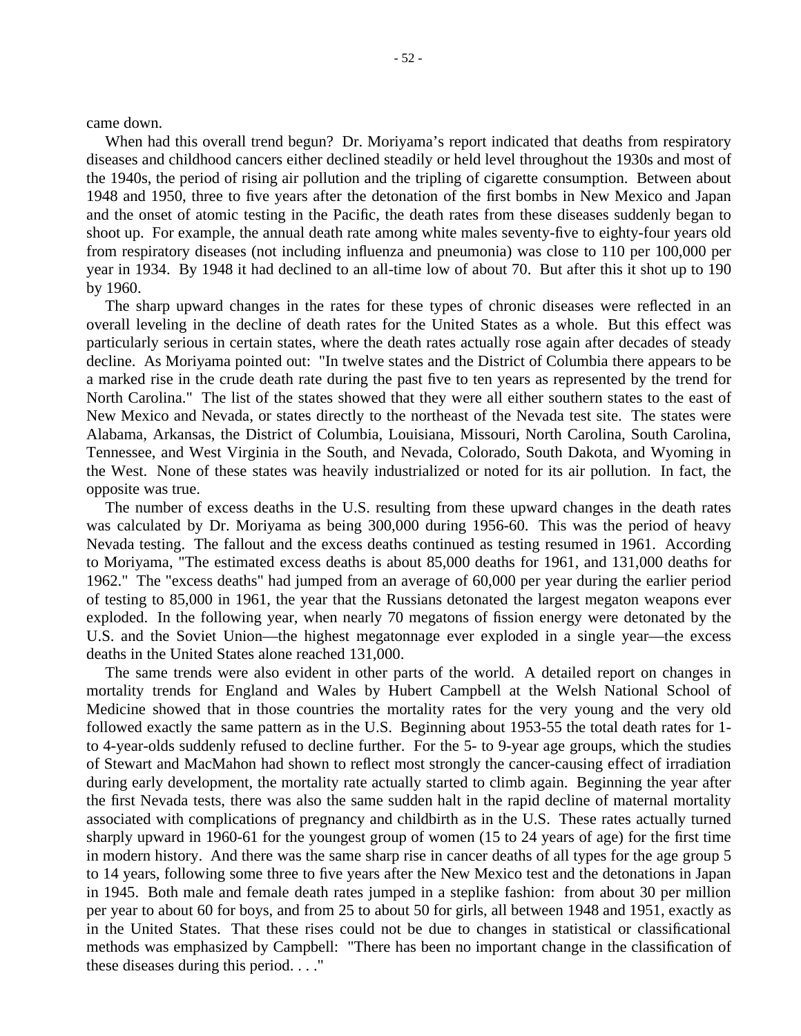came down.

When had this overall trend begun? Dr. Moriyama's report indicated that deaths from respiratory diseases and childhood cancers either declined steadily or held level throughout the 1930s and most of the 1940s, the period of rising air pollution and the tripling of cigarette consumption. Between about 1948 and 1950, three to five years after the detonation of the first bombs in New Mexico and Japan and the onset of atomic testing in the Pacific, the death rates from these diseases suddenly began to shoot up. For example, the annual death rate among white males seventy-five to eighty-four years old from respiratory diseases (not including influenza and pneumonia) was close to 110 per 100,000 per year in 1934. By 1948 it had declined to an all-time low of about 70. But after this it shot up to 190 by 1960.

The sharp upward changes in the rates for these types of chronic diseases were reflected in an overall leveling in the decline of death rates for the United States as a whole. But this effect was particularly serious in certain states, where the death rates actually rose again after decades of steady decline. As Moriyama pointed out: "In twelve states and the District of Columbia there appears to be a marked rise in the crude death rate during the past five to ten years as represented by the trend for North Carolina." The list of the states showed that they were all either southern states to the east of New Mexico and Nevada, or states directly to the northeast of the Nevada test site. The states were Alabama, Arkansas, the District of Columbia, Louisiana, Missouri, North Carolina, South Carolina, Tennessee, and West Virginia in the South, and Nevada, Colorado, South Dakota, and Wyoming in the West. None of these states was heavily industrialized or noted for its air pollution. In fact, the opposite was true.

The number of excess deaths in the U.S. resulting from these upward changes in the death rates was calculated by Dr. Moriyama as being 300,000 during 1956-60. This was the period of heavy Nevada testing. The fallout and the excess deaths continued as testing resumed in 1961. According to Moriyama, "The estimated excess deaths is about 85,000 deaths for 1961, and 131,000 deaths for 1962." The "excess deaths" had jumped from an average of 60,000 per year during the earlier period of testing to 85,000 in 1961, the year that the Russians detonated the largest megaton weapons ever exploded. In the following year, when nearly 70 megatons of fission energy were detonated by the U.S. and the Soviet Union—the highest megatonnage ever exploded in a single year—the excess deaths in the United States alone reached 131,000.

The same trends were also evident in other parts of the world. A detailed report on changes in mortality trends for England and Wales by Hubert Campbell at the Welsh National School of Medicine showed that in those countries the mortality rates for the very young and the very old followed exactly the same pattern as in the U.S. Beginning about 1953-55 the total death rates for 1- to 4-year-olds suddenly refused to decline further. For the 5- to 9-year age groups, which the studies of Stewart and MacMahon had shown to reflect most strongly the cancer-causing effect of irradiation during early development, the mortality rate actually started to climb again. Beginning the year after the first Nevada tests, there was also the same sudden halt in the rapid decline of maternal mortality associated with complications of pregnancy and childbirth as in the U.S. These rates actually turned sharply upward in 1960-61 for the youngest group of women (15 to 24 years of age) for the first time in modern history. And there was the same sharp rise in cancer deaths of all types for the age group 5 to 14 years, following some three to five years after the New Mexico test and the detonations in Japan in 1945. Both male and female death rates jumped in a steplike fashion: from about 30 per million per year to about 60 for boys, and from 25 to about 50 for girls, all between 1948 and 1951, exactly as in the United States. That these rises could not be due to changes in statistical or classificational methods was emphasized by Campbell: "There has been no important change in the classification of these diseases during this period. . . ."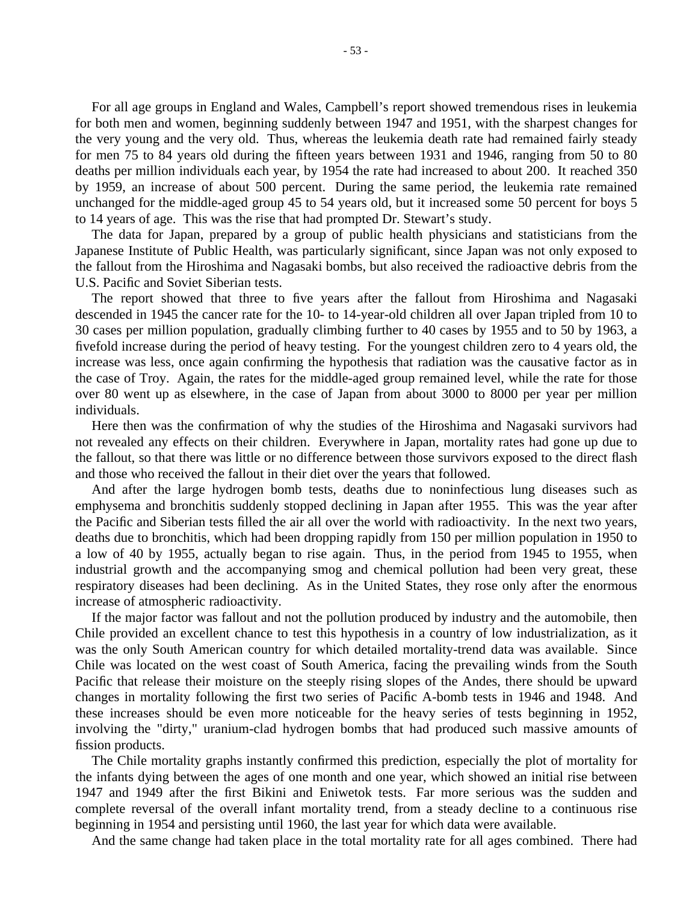For all age groups in England and Wales, Campbell's report showed tremendous rises in leukemia for both men and women, beginning suddenly between 1947 and 1951, with the sharpest changes for the very young and the very old. Thus, whereas the leukemia death rate had remained fairly steady for men 75 to 84 years old during the fifteen years between 1931 and 1946, ranging from 50 to 80 deaths per million individuals each year, by 1954 the rate had increased to about 200. It reached 350 by 1959, an increase of about 500 percent. During the same period, the leukemia rate remained unchanged for the middle-aged group 45 to 54 years old, but it increased some 50 percent for boys 5 to 14 years of age. This was the rise that had prompted Dr. Stewart's study.

The data for Japan, prepared by a group of public health physicians and statisticians from the Japanese Institute of Public Health, was particularly significant, since Japan was not only exposed to the fallout from the Hiroshima and Nagasaki bombs, but also received the radioactive debris from the U.S. Pacific and Soviet Siberian tests.

The report showed that three to five years after the fallout from Hiroshima and Nagasaki descended in 1945 the cancer rate for the 10- to 14-year-old children all over Japan tripled from 10 to 30 cases per million population, gradually climbing further to 40 cases by 1955 and to 50 by 1963, a fivefold increase during the period of heavy testing. For the youngest children zero to 4 years old, the increase was less, once again confirming the hypothesis that radiation was the causative factor as in the case of Troy. Again, the rates for the middle-aged group remained level, while the rate for those over 80 went up as elsewhere, in the case of Japan from about 3000 to 8000 per year per million individuals.

Here then was the confirmation of why the studies of the Hiroshima and Nagasaki survivors had not revealed any effects on their children. Everywhere in Japan, mortality rates had gone up due to the fallout, so that there was little or no difference between those survivors exposed to the direct flash and those who received the fallout in their diet over the years that followed.

And after the large hydrogen bomb tests, deaths due to noninfectious lung diseases such as emphysema and bronchitis suddenly stopped declining in Japan after 1955. This was the year after the Pacific and Siberian tests filled the air all over the world with radioactivity. In the next two years, deaths due to bronchitis, which had been dropping rapidly from 150 per million population in 1950 to a low of 40 by 1955, actually began to rise again. Thus, in the period from 1945 to 1955, when industrial growth and the accompanying smog and chemical pollution had been very great, these respiratory diseases had been declining. As in the United States, they rose only after the enormous increase of atmospheric radioactivity.

If the major factor was fallout and not the pollution produced by industry and the automobile, then Chile provided an excellent chance to test this hypothesis in a country of low industrialization, as it was the only South American country for which detailed mortality-trend data was available. Since Chile was located on the west coast of South America, facing the prevailing winds from the South Pacific that release their moisture on the steeply rising slopes of the Andes, there should be upward changes in mortality following the first two series of Pacific A-bomb tests in 1946 and 1948. And these increases should be even more noticeable for the heavy series of tests beginning in 1952, involving the "dirty," uranium-clad hydrogen bombs that had produced such massive amounts of fission products.

The Chile mortality graphs instantly confirmed this prediction, especially the plot of mortality for the infants dying between the ages of one month and one year, which showed an initial rise between 1947 and 1949 after the first Bikini and Eniwetok tests. Far more serious was the sudden and complete reversal of the overall infant mortality trend, from a steady decline to a continuous rise beginning in 1954 and persisting until 1960, the last year for which data were available.

And the same change had taken place in the total mortality rate for all ages combined. There had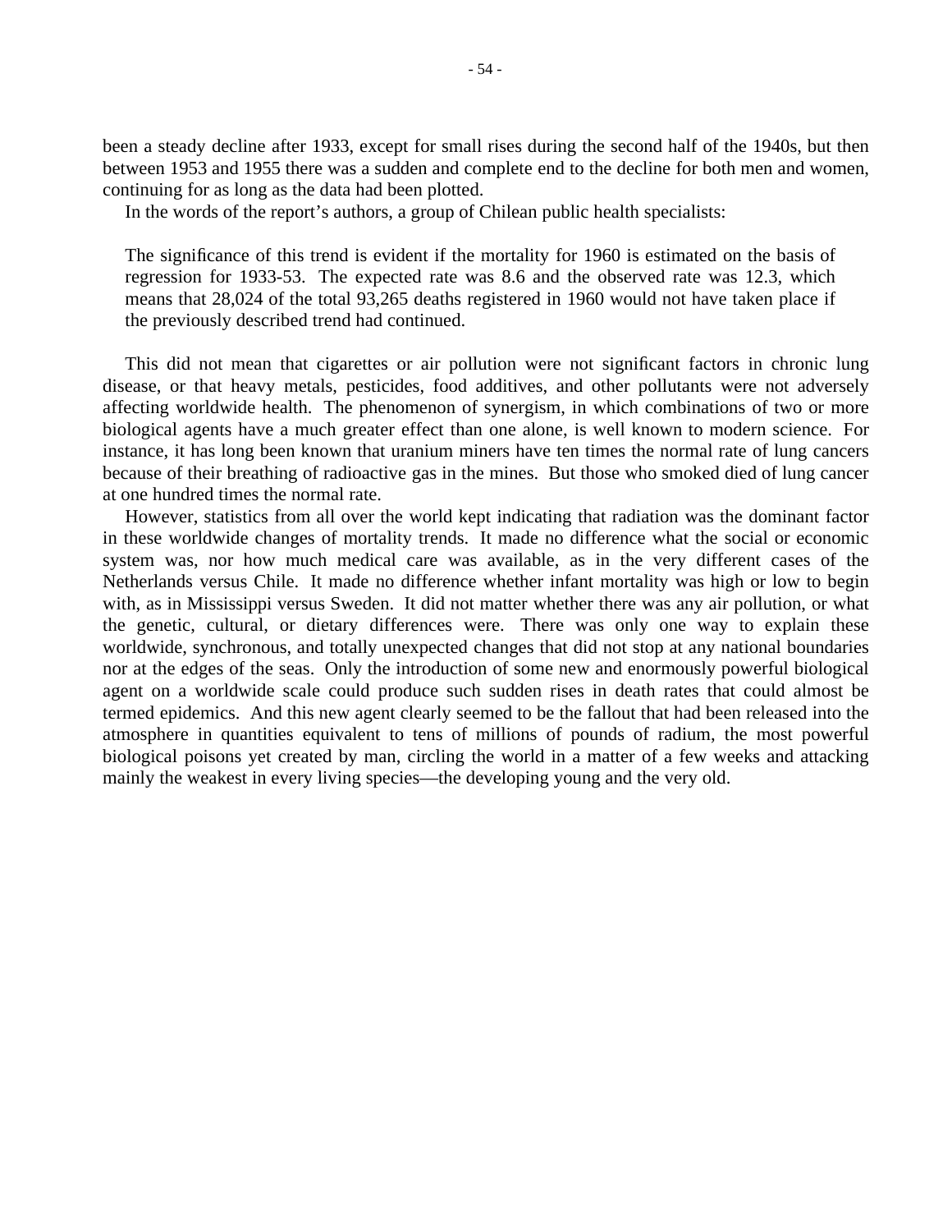been a steady decline after 1933, except for small rises during the second half of the 1940s, but then between 1953 and 1955 there was a sudden and complete end to the decline for both men and women, continuing for as long as the data had been plotted.

In the words of the report's authors, a group of Chilean public health specialists:

> The significance of this trend is evident if the mortality for 1960 is estimated on the basis of regression for 1933-53. The expected rate was 8.6 and the observed rate was 12.3, which means that 28,024 of the total 93,265 deaths registered in 1960 would not have taken place if the previously described trend had continued.

This did not mean that cigarettes or air pollution were not significant factors in chronic lung disease, or that heavy metals, pesticides, food additives, and other pollutants were not adversely affecting worldwide health. The phenomenon of synergism, in which combinations of two or more biological agents have a much greater effect than one alone, is well known to modern science. For instance, it has long been known that uranium miners have ten times the normal rate of lung cancers because of their breathing of radioactive gas in the mines. But those who smoked died of lung cancer at one hundred times the normal rate.

However, statistics from all over the world kept indicating that radiation was the dominant factor in these worldwide changes of mortality trends. It made no difference what the social or economic system was, nor how much medical care was available, as in the very different cases of the Netherlands versus Chile. It made no difference whether infant mortality was high or low to begin with, as in Mississippi versus Sweden. It did not matter whether there was any air pollution, or what the genetic, cultural, or dietary differences were. There was only one way to explain these worldwide, synchronous, and totally unexpected changes that did not stop at any national boundaries nor at the edges of the seas. Only the introduction of some new and enormously powerful biological agent on a worldwide scale could produce such sudden rises in death rates that could almost be termed epidemics. And this new agent clearly seemed to be the fallout that had been released into the atmosphere in quantities equivalent to tens of millions of pounds of radium, the most powerful biological poisons yet created by man, circling the world in a matter of a few weeks and attacking mainly the weakest in every living species—the developing young and the very old.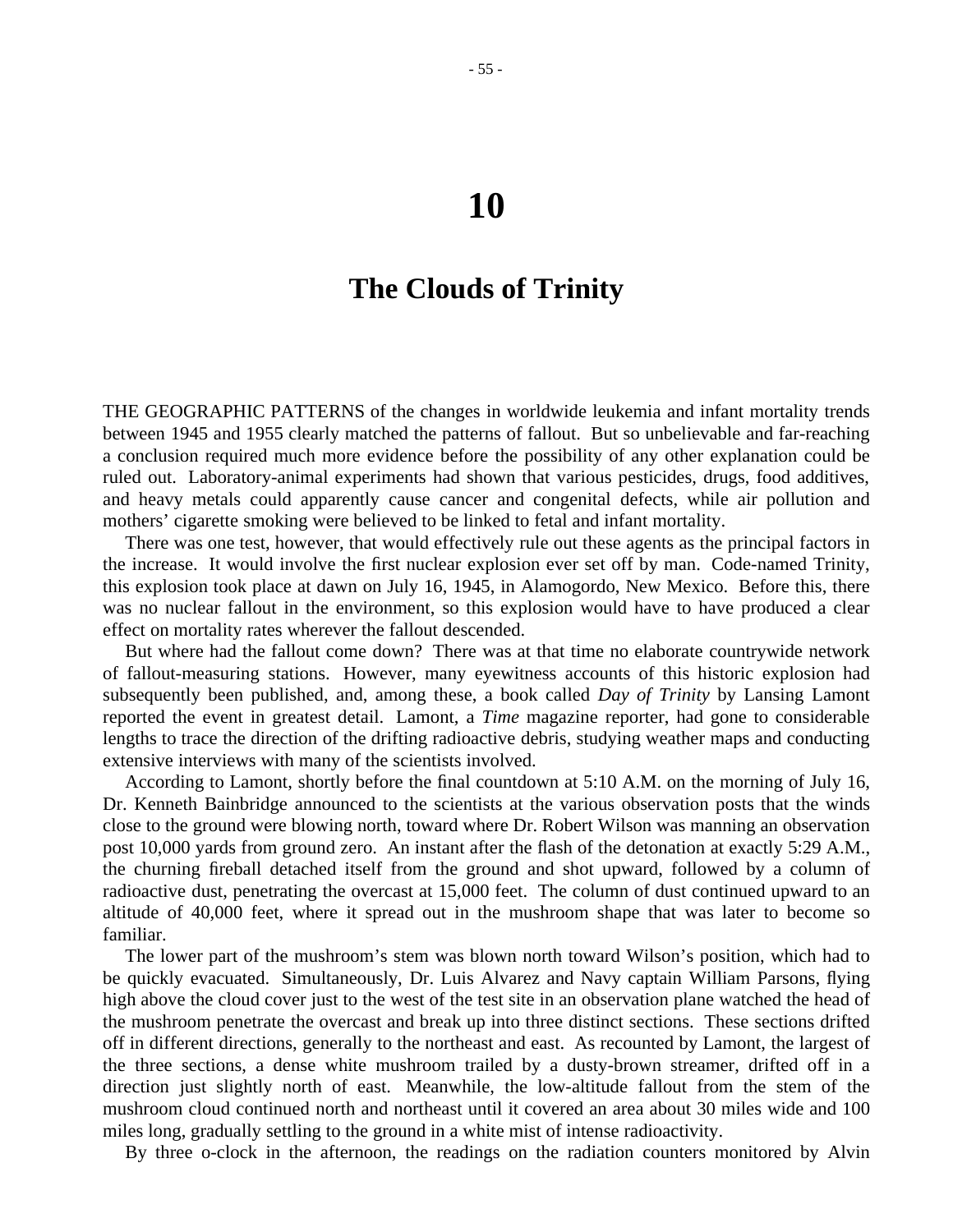# 10

## The Clouds of Trinity

THE GEOGRAPHIC PATTERNS of the changes in worldwide leukemia and infant mortality trends between 1945 and 1955 clearly matched the patterns of fallout. But so unbelievable and far-reaching a conclusion required much more evidence before the possibility of any other explanation could be ruled out. Laboratory-animal experiments had shown that various pesticides, drugs, food additives, and heavy metals could apparently cause cancer and congenital defects, while air pollution and mothers' cigarette smoking were believed to be linked to fetal and infant mortality.

There was one test, however, that would effectively rule out these agents as the principal factors in the increase. It would involve the first nuclear explosion ever set off by man. Code-named Trinity, this explosion took place at dawn on July 16, 1945, in Alamogordo, New Mexico. Before this, there was no nuclear fallout in the environment, so this explosion would have to have produced a clear effect on mortality rates wherever the fallout descended.

But where had the fallout come down? There was at that time no elaborate countrywide network of fallout-measuring stations. However, many eyewitness accounts of this historic explosion had subsequently been published, and, among these, a book called *Day of Trinity* by Lansing Lamont reported the event in greatest detail. Lamont, a *Time* magazine reporter, had gone to considerable lengths to trace the direction of the drifting radioactive debris, studying weather maps and conducting extensive interviews with many of the scientists involved.

According to Lamont, shortly before the final countdown at 5:10 A.M. on the morning of July 16, Dr. Kenneth Bainbridge announced to the scientists at the various observation posts that the winds close to the ground were blowing north, toward where Dr. Robert Wilson was manning an observation post 10,000 yards from ground zero. An instant after the flash of the detonation at exactly 5:29 A.M., the churning fireball detached itself from the ground and shot upward, followed by a column of radioactive dust, penetrating the overcast at 15,000 feet. The column of dust continued upward to an altitude of 40,000 feet, where it spread out in the mushroom shape that was later to become so familiar.

The lower part of the mushroom's stem was blown north toward Wilson's position, which had to be quickly evacuated. Simultaneously, Dr. Luis Alvarez and Navy captain William Parsons, flying high above the cloud cover just to the west of the test site in an observation plane watched the head of the mushroom penetrate the overcast and break up into three distinct sections. These sections drifted off in different directions, generally to the northeast and east. As recounted by Lamont, the largest of the three sections, a dense white mushroom trailed by a dusty-brown streamer, drifted off in a direction just slightly north of east. Meanwhile, the low-altitude fallout from the stem of the mushroom cloud continued north and northeast until it covered an area about 30 miles wide and 100 miles long, gradually settling to the ground in a white mist of intense radioactivity.

By three o-clock in the afternoon, the readings on the radiation counters monitored by Alvin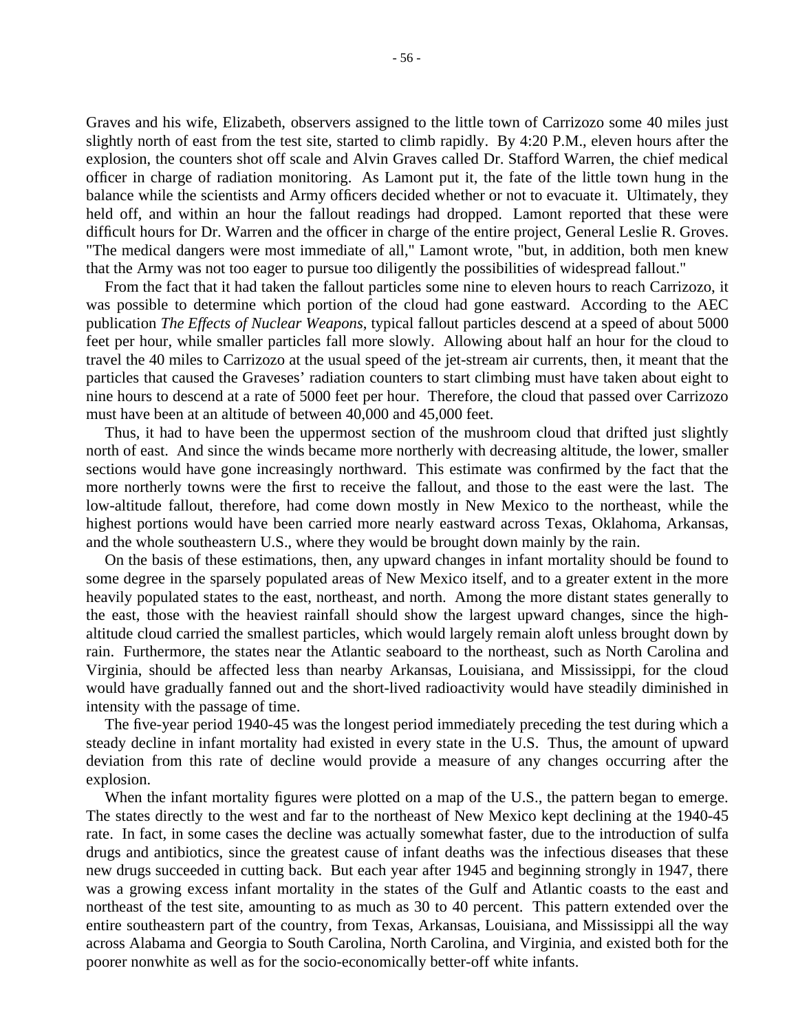Graves and his wife, Elizabeth, observers assigned to the little town of Carrizozo some 40 miles just slightly north of east from the test site, started to climb rapidly. By 4:20 P.M., eleven hours after the explosion, the counters shot off scale and Alvin Graves called Dr. Stafford Warren, the chief medical officer in charge of radiation monitoring. As Lamont put it, the fate of the little town hung in the balance while the scientists and Army officers decided whether or not to evacuate it. Ultimately, they held off, and within an hour the fallout readings had dropped. Lamont reported that these were difficult hours for Dr. Warren and the officer in charge of the entire project, General Leslie R. Groves. "The medical dangers were most immediate of all," Lamont wrote, "but, in addition, both men knew that the Army was not too eager to pursue too diligently the possibilities of widespread fallout."

From the fact that it had taken the fallout particles some nine to eleven hours to reach Carrizozo, it was possible to determine which portion of the cloud had gone eastward. According to the AEC publication *The Effects of Nuclear Weapons*, typical fallout particles descend at a speed of about 5000 feet per hour, while smaller particles fall more slowly. Allowing about half an hour for the cloud to travel the 40 miles to Carrizozo at the usual speed of the jet-stream air currents, then, it meant that the particles that caused the Graveses' radiation counters to start climbing must have taken about eight to nine hours to descend at a rate of 5000 feet per hour. Therefore, the cloud that passed over Carrizozo must have been at an altitude of between 40,000 and 45,000 feet.

Thus, it had to have been the uppermost section of the mushroom cloud that drifted just slightly north of east. And since the winds became more northerly with decreasing altitude, the lower, smaller sections would have gone increasingly northward. This estimate was confirmed by the fact that the more northerly towns were the first to receive the fallout, and those to the east were the last. The low-altitude fallout, therefore, had come down mostly in New Mexico to the northeast, while the highest portions would have been carried more nearly eastward across Texas, Oklahoma, Arkansas, and the whole southeastern U.S., where they would be brought down mainly by the rain.

On the basis of these estimations, then, any upward changes in infant mortality should be found to some degree in the sparsely populated areas of New Mexico itself, and to a greater extent in the more heavily populated states to the east, northeast, and north. Among the more distant states generally to the east, those with the heaviest rainfall should show the largest upward changes, since the high-altitude cloud carried the smallest particles, which would largely remain aloft unless brought down by rain. Furthermore, the states near the Atlantic seaboard to the northeast, such as North Carolina and Virginia, should be affected less than nearby Arkansas, Louisiana, and Mississippi, for the cloud would have gradually fanned out and the short-lived radioactivity would have steadily diminished in intensity with the passage of time.

The five-year period 1940-45 was the longest period immediately preceding the test during which a steady decline in infant mortality had existed in every state in the U.S. Thus, the amount of upward deviation from this rate of decline would provide a measure of any changes occurring after the explosion.

When the infant mortality figures were plotted on a map of the U.S., the pattern began to emerge. The states directly to the west and far to the northeast of New Mexico kept declining at the 1940-45 rate. In fact, in some cases the decline was actually somewhat faster, due to the introduction of sulfa drugs and antibiotics, since the greatest cause of infant deaths was the infectious diseases that these new drugs succeeded in cutting back. But each year after 1945 and beginning strongly in 1947, there was a growing excess infant mortality in the states of the Gulf and Atlantic coasts to the east and northeast of the test site, amounting to as much as 30 to 40 percent. This pattern extended over the entire southeastern part of the country, from Texas, Arkansas, Louisiana, and Mississippi all the way across Alabama and Georgia to South Carolina, North Carolina, and Virginia, and existed both for the poorer nonwhite as well as for the socio-economically better-off white infants.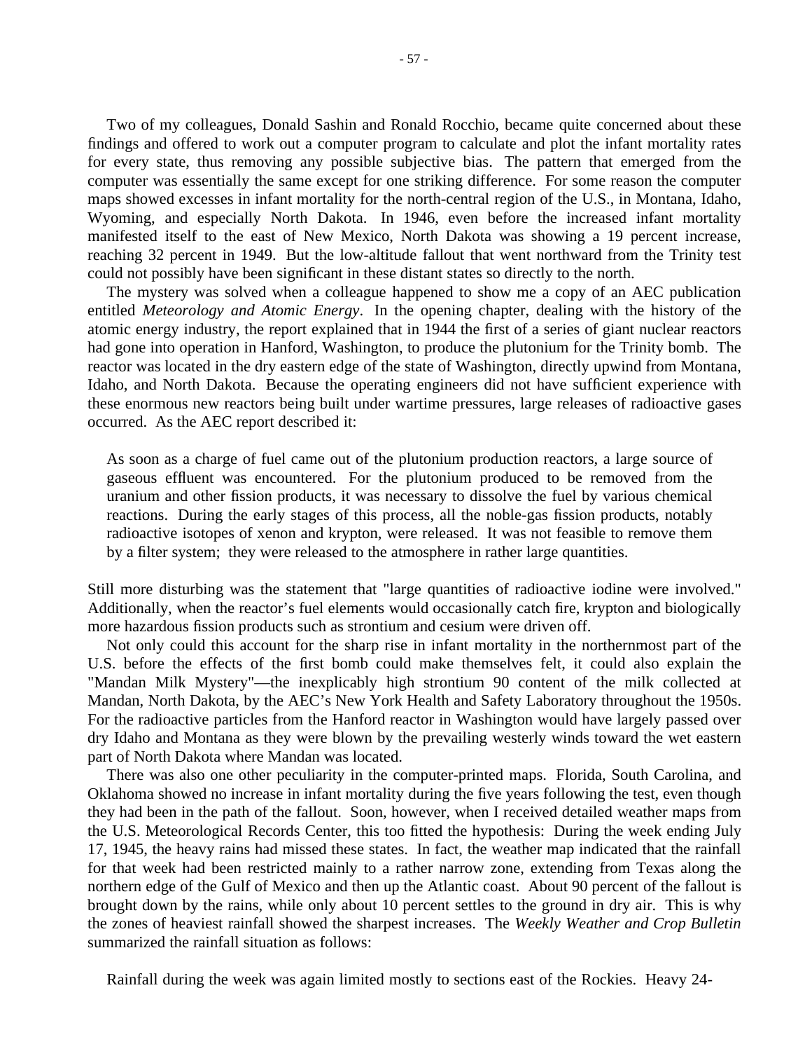Two of my colleagues, Donald Sashin and Ronald Rocchio, became quite concerned about these findings and offered to work out a computer program to calculate and plot the infant mortality rates for every state, thus removing any possible subjective bias. The pattern that emerged from the computer was essentially the same except for one striking difference. For some reason the computer maps showed excesses in infant mortality for the north-central region of the U.S., in Montana, Idaho, Wyoming, and especially North Dakota. In 1946, even before the increased infant mortality manifested itself to the east of New Mexico, North Dakota was showing a 19 percent increase, reaching 32 percent in 1949. But the low-altitude fallout that went northward from the Trinity test could not possibly have been significant in these distant states so directly to the north.

The mystery was solved when a colleague happened to show me a copy of an AEC publication entitled *Meteorology and Atomic Energy*. In the opening chapter, dealing with the history of the atomic energy industry, the report explained that in 1944 the first of a series of giant nuclear reactors had gone into operation in Hanford, Washington, to produce the plutonium for the Trinity bomb. The reactor was located in the dry eastern edge of the state of Washington, directly upwind from Montana, Idaho, and North Dakota. Because the operating engineers did not have sufficient experience with these enormous new reactors being built under wartime pressures, large releases of radioactive gases occurred. As the AEC report described it:

> As soon as a charge of fuel came out of the plutonium production reactors, a large source of gaseous effluent was encountered. For the plutonium produced to be removed from the uranium and other fission products, it was necessary to dissolve the fuel by various chemical reactions. During the early stages of this process, all the noble-gas fission products, notably radioactive isotopes of xenon and krypton, were released. It was not feasible to remove them by a filter system; they were released to the atmosphere in rather large quantities.

Still more disturbing was the statement that "large quantities of radioactive iodine were involved." Additionally, when the reactor's fuel elements would occasionally catch fire, krypton and biologically more hazardous fission products such as strontium and cesium were driven off.

Not only could this account for the sharp rise in infant mortality in the northernmost part of the U.S. before the effects of the first bomb could make themselves felt, it could also explain the "Mandan Milk Mystery"—the inexplicably high strontium 90 content of the milk collected at Mandan, North Dakota, by the AEC's New York Health and Safety Laboratory throughout the 1950s. For the radioactive particles from the Hanford reactor in Washington would have largely passed over dry Idaho and Montana as they were blown by the prevailing westerly winds toward the wet eastern part of North Dakota where Mandan was located.

There was also one other peculiarity in the computer-printed maps. Florida, South Carolina, and Oklahoma showed no increase in infant mortality during the five years following the test, even though they had been in the path of the fallout. Soon, however, when I received detailed weather maps from the U.S. Meteorological Records Center, this too fitted the hypothesis: During the week ending July 17, 1945, the heavy rains had missed these states. In fact, the weather map indicated that the rainfall for that week had been restricted mainly to a rather narrow zone, extending from Texas along the northern edge of the Gulf of Mexico and then up the Atlantic coast. About 90 percent of the fallout is brought down by the rains, while only about 10 percent settles to the ground in dry air. This is why the zones of heaviest rainfall showed the sharpest increases. The *Weekly Weather and Crop Bulletin* summarized the rainfall situation as follows:

> Rainfall during the week was again limited mostly to sections east of the Rockies. Heavy 24-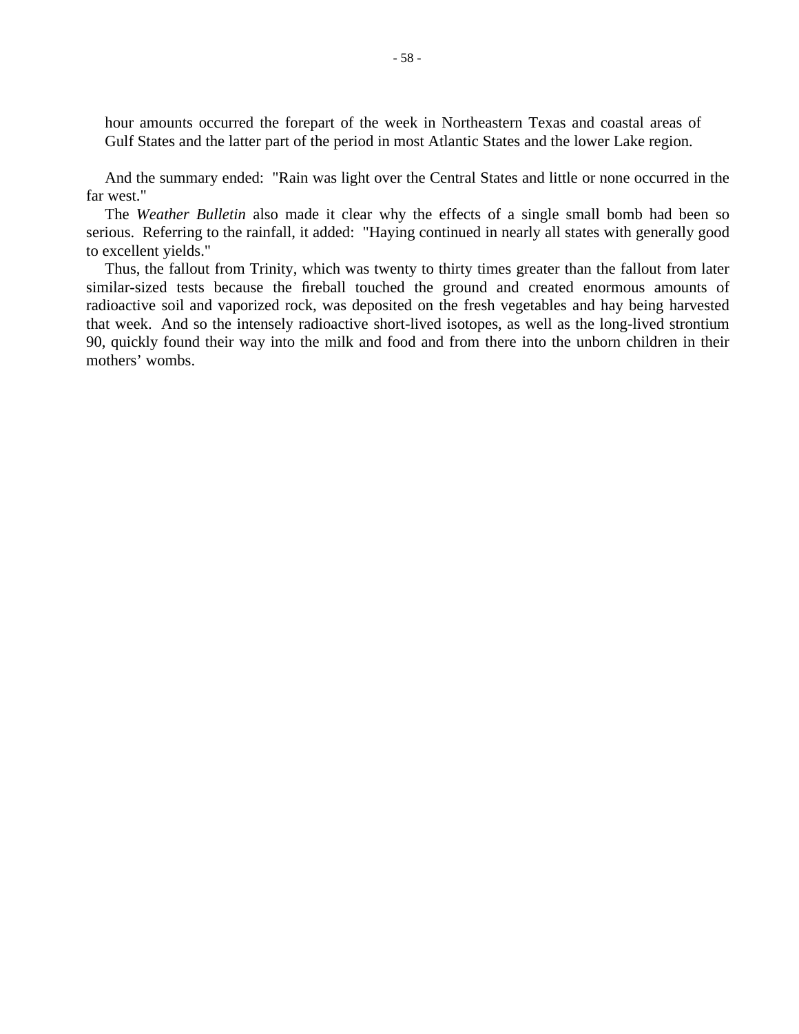hour amounts occurred the forepart of the week in Northeastern Texas and coastal areas of Gulf States and the latter part of the period in most Atlantic States and the lower Lake region.

And the summary ended: "Rain was light over the Central States and little or none occurred in the far west."

The *Weather Bulletin* also made it clear why the effects of a single small bomb had been so serious. Referring to the rainfall, it added: "Haying continued in nearly all states with generally good to excellent yields."

Thus, the fallout from Trinity, which was twenty to thirty times greater than the fallout from later similar-sized tests because the fireball touched the ground and created enormous amounts of radioactive soil and vaporized rock, was deposited on the fresh vegetables and hay being harvested that week. And so the intensely radioactive short-lived isotopes, as well as the long-lived strontium 90, quickly found their way into the milk and food and from there into the unborn children in their mothers' wombs.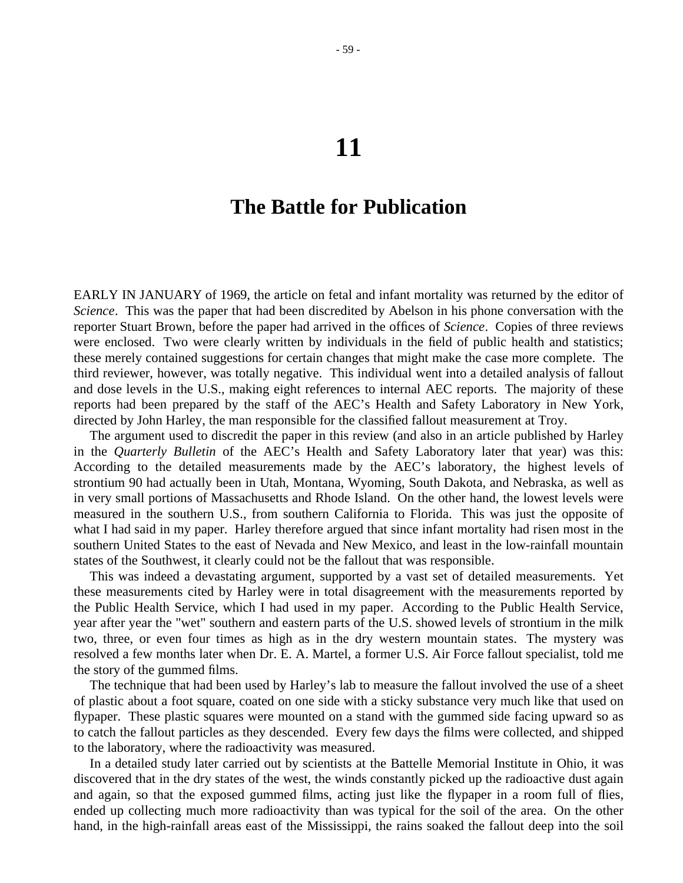# 11

## The Battle for Publication

EARLY IN JANUARY of 1969, the article on fetal and infant mortality was returned by the editor of *Science*. This was the paper that had been discredited by Abelson in his phone conversation with the reporter Stuart Brown, before the paper had arrived in the offices of *Science*. Copies of three reviews were enclosed. Two were clearly written by individuals in the field of public health and statistics; these merely contained suggestions for certain changes that might make the case more complete. The third reviewer, however, was totally negative. This individual went into a detailed analysis of fallout and dose levels in the U.S., making eight references to internal AEC reports. The majority of these reports had been prepared by the staff of the AEC's Health and Safety Laboratory in New York, directed by John Harley, the man responsible for the classified fallout measurement at Troy.

The argument used to discredit the paper in this review (and also in an article published by Harley in the *Quarterly Bulletin* of the AEC's Health and Safety Laboratory later that year) was this: According to the detailed measurements made by the AEC's laboratory, the highest levels of strontium 90 had actually been in Utah, Montana, Wyoming, South Dakota, and Nebraska, as well as in very small portions of Massachusetts and Rhode Island. On the other hand, the lowest levels were measured in the southern U.S., from southern California to Florida. This was just the opposite of what I had said in my paper. Harley therefore argued that since infant mortality had risen most in the southern United States to the east of Nevada and New Mexico, and least in the low-rainfall mountain states of the Southwest, it clearly could not be the fallout that was responsible.

This was indeed a devastating argument, supported by a vast set of detailed measurements. Yet these measurements cited by Harley were in total disagreement with the measurements reported by the Public Health Service, which I had used in my paper. According to the Public Health Service, year after year the "wet" southern and eastern parts of the U.S. showed levels of strontium in the milk two, three, or even four times as high as in the dry western mountain states. The mystery was resolved a few months later when Dr. E. A. Martel, a former U.S. Air Force fallout specialist, told me the story of the gummed films.

The technique that had been used by Harley's lab to measure the fallout involved the use of a sheet of plastic about a foot square, coated on one side with a sticky substance very much like that used on flypaper. These plastic squares were mounted on a stand with the gummed side facing upward so as to catch the fallout particles as they descended. Every few days the films were collected, and shipped to the laboratory, where the radioactivity was measured.

In a detailed study later carried out by scientists at the Battelle Memorial Institute in Ohio, it was discovered that in the dry states of the west, the winds constantly picked up the radioactive dust again and again, so that the exposed gummed films, acting just like the flypaper in a room full of flies, ended up collecting much more radioactivity than was typical for the soil of the area. On the other hand, in the high-rainfall areas east of the Mississippi, the rains soaked the fallout deep into the soil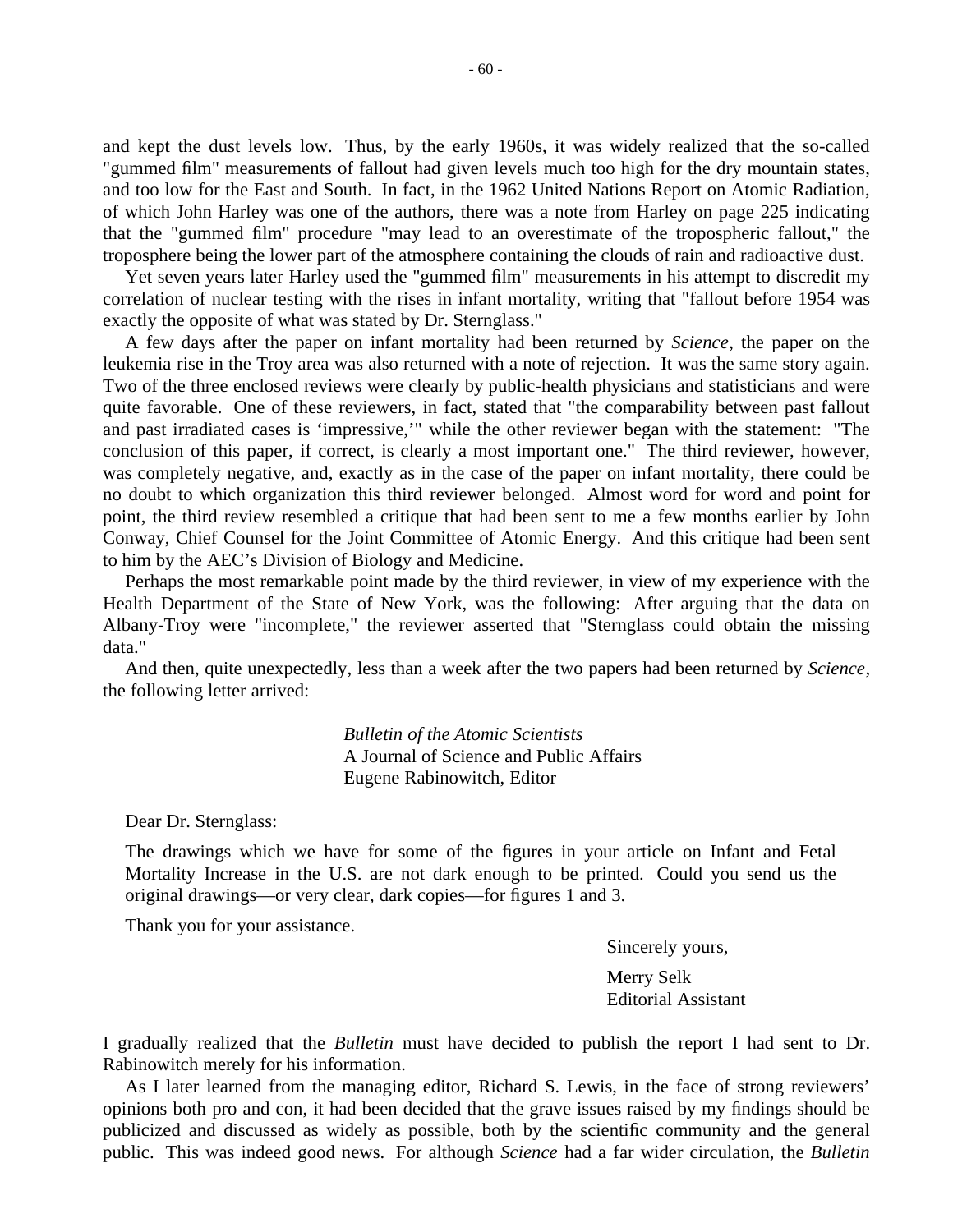and kept the dust levels low. Thus, by the early 1960s, it was widely realized that the so-called "gummed film" measurements of fallout had given levels much too high for the dry mountain states, and too low for the East and South. In fact, in the 1962 United Nations Report on Atomic Radiation, of which John Harley was one of the authors, there was a note from Harley on page 225 indicating that the "gummed film" procedure "may lead to an overestimate of the tropospheric fallout," the troposphere being the lower part of the atmosphere containing the clouds of rain and radioactive dust.

Yet seven years later Harley used the "gummed film" measurements in his attempt to discredit my correlation of nuclear testing with the rises in infant mortality, writing that "fallout before 1954 was exactly the opposite of what was stated by Dr. Sternglass."

A few days after the paper on infant mortality had been returned by *Science*, the paper on the leukemia rise in the Troy area was also returned with a note of rejection. It was the same story again. Two of the three enclosed reviews were clearly by public-health physicians and statisticians and were quite favorable. One of these reviewers, in fact, stated that "the comparability between past fallout and past irradiated cases is 'impressive,'" while the other reviewer began with the statement: "The conclusion of this paper, if correct, is clearly a most important one." The third reviewer, however, was completely negative, and, exactly as in the case of the paper on infant mortality, there could be no doubt to which organization this third reviewer belonged. Almost word for word and point for point, the third review resembled a critique that had been sent to me a few months earlier by John Conway, Chief Counsel for the Joint Committee of Atomic Energy. And this critique had been sent to him by the AEC's Division of Biology and Medicine.

Perhaps the most remarkable point made by the third reviewer, in view of my experience with the Health Department of the State of New York, was the following: After arguing that the data on Albany-Troy were "incomplete," the reviewer asserted that "Sternglass could obtain the missing data."

And then, quite unexpectedly, less than a week after the two papers had been returned by *Science*, the following letter arrived:

> *Bulletin of the Atomic Scientists*
> A Journal of Science and Public Affairs
> Eugene Rabinowitch, Editor
>
> Dear Dr. Sternglass:
>
> The drawings which we have for some of the figures in your article on Infant and Fetal Mortality Increase in the U.S. are not dark enough to be printed. Could you send us the original drawings—or very clear, dark copies—for figures 1 and 3.
>
> Thank you for your assistance.
>
> Sincerely yours,
>
> Merry Selk
> Editorial Assistant

I gradually realized that the *Bulletin* must have decided to publish the report I had sent to Dr. Rabinowitch merely for his information.

As I later learned from the managing editor, Richard S. Lewis, in the face of strong reviewers' opinions both pro and con, it had been decided that the grave issues raised by my findings should be publicized and discussed as widely as possible, both by the scientific community and the general public. This was indeed good news. For although *Science* had a far wider circulation, the *Bulletin*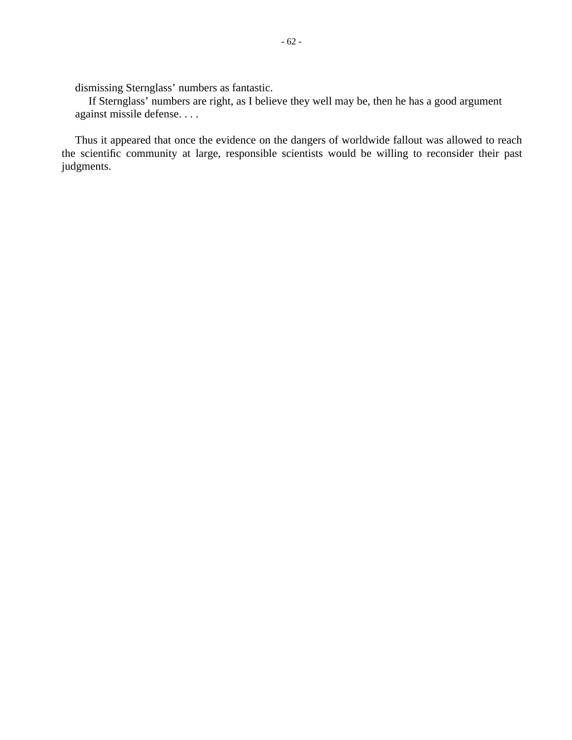> dismissing Sternglass' numbers as fantastic.
>
> If Sternglass' numbers are right, as I believe they well may be, then he has a good argument against missile defense. . . .

Thus it appeared that once the evidence on the dangers of worldwide fallout was allowed to reach the scientific community at large, responsible scientists would be willing to reconsider their past judgments.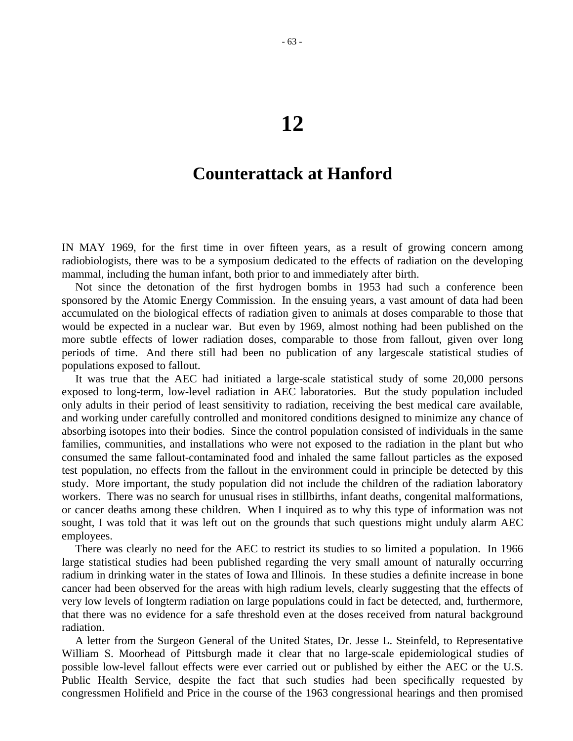# 12

## Counterattack at Hanford

IN MAY 1969, for the first time in over fifteen years, as a result of growing concern among radiobiologists, there was to be a symposium dedicated to the effects of radiation on the developing mammal, including the human infant, both prior to and immediately after birth.

Not since the detonation of the first hydrogen bombs in 1953 had such a conference been sponsored by the Atomic Energy Commission. In the ensuing years, a vast amount of data had been accumulated on the biological effects of radiation given to animals at doses comparable to those that would be expected in a nuclear war. But even by 1969, almost nothing had been published on the more subtle effects of lower radiation doses, comparable to those from fallout, given over long periods of time. And there still had been no publication of any largescale statistical studies of populations exposed to fallout.

It was true that the AEC had initiated a large-scale statistical study of some 20,000 persons exposed to long-term, low-level radiation in AEC laboratories. But the study population included only adults in their period of least sensitivity to radiation, receiving the best medical care available, and working under carefully controlled and monitored conditions designed to minimize any chance of absorbing isotopes into their bodies. Since the control population consisted of individuals in the same families, communities, and installations who were not exposed to the radiation in the plant but who consumed the same fallout-contaminated food and inhaled the same fallout particles as the exposed test population, no effects from the fallout in the environment could in principle be detected by this study. More important, the study population did not include the children of the radiation laboratory workers. There was no search for unusual rises in stillbirths, infant deaths, congenital malformations, or cancer deaths among these children. When I inquired as to why this type of information was not sought, I was told that it was left out on the grounds that such questions might unduly alarm AEC employees.

There was clearly no need for the AEC to restrict its studies to so limited a population. In 1966 large statistical studies had been published regarding the very small amount of naturally occurring radium in drinking water in the states of Iowa and Illinois. In these studies a definite increase in bone cancer had been observed for the areas with high radium levels, clearly suggesting that the effects of very low levels of longterm radiation on large populations could in fact be detected, and, furthermore, that there was no evidence for a safe threshold even at the doses received from natural background radiation.

A letter from the Surgeon General of the United States, Dr. Jesse L. Steinfeld, to Representative William S. Moorhead of Pittsburgh made it clear that no large-scale epidemiological studies of possible low-level fallout effects were ever carried out or published by either the AEC or the U.S. Public Health Service, despite the fact that such studies had been specifically requested by congressmen Holifield and Price in the course of the 1963 congressional hearings and then promised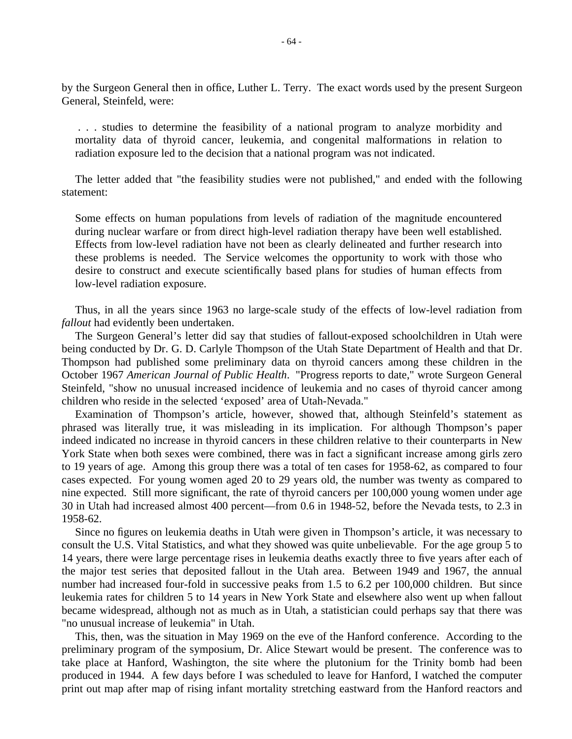by the Surgeon General then in office, Luther L. Terry. The exact words used by the present Surgeon General, Steinfeld, were:

> . . . studies to determine the feasibility of a national program to analyze morbidity and mortality data of thyroid cancer, leukemia, and congenital malformations in relation to radiation exposure led to the decision that a national program was not indicated.

The letter added that "the feasibility studies were not published," and ended with the following statement:

> Some effects on human populations from levels of radiation of the magnitude encountered during nuclear warfare or from direct high-level radiation therapy have been well established. Effects from low-level radiation have not been as clearly delineated and further research into these problems is needed. The Service welcomes the opportunity to work with those who desire to construct and execute scientifically based plans for studies of human effects from low-level radiation exposure.

Thus, in all the years since 1963 no large-scale study of the effects of low-level radiation from *fallout* had evidently been undertaken.

The Surgeon General's letter did say that studies of fallout-exposed schoolchildren in Utah were being conducted by Dr. G. D. Carlyle Thompson of the Utah State Department of Health and that Dr. Thompson had published some preliminary data on thyroid cancers among these children in the October 1967 *American Journal of Public Health*. "Progress reports to date," wrote Surgeon General Steinfeld, "show no unusual increased incidence of leukemia and no cases of thyroid cancer among children who reside in the selected 'exposed' area of Utah-Nevada."

Examination of Thompson's article, however, showed that, although Steinfeld's statement as phrased was literally true, it was misleading in its implication. For although Thompson's paper indeed indicated no increase in thyroid cancers in these children relative to their counterparts in New York State when both sexes were combined, there was in fact a significant increase among girls zero to 19 years of age. Among this group there was a total of ten cases for 1958-62, as compared to four cases expected. For young women aged 20 to 29 years old, the number was twenty as compared to nine expected. Still more significant, the rate of thyroid cancers per 100,000 young women under age 30 in Utah had increased almost 400 percent—from 0.6 in 1948-52, before the Nevada tests, to 2.3 in 1958-62.

Since no figures on leukemia deaths in Utah were given in Thompson's article, it was necessary to consult the U.S. Vital Statistics, and what they showed was quite unbelievable. For the age group 5 to 14 years, there were large percentage rises in leukemia deaths exactly three to five years after each of the major test series that deposited fallout in the Utah area. Between 1949 and 1967, the annual number had increased four-fold in successive peaks from 1.5 to 6.2 per 100,000 children. But since leukemia rates for children 5 to 14 years in New York State and elsewhere also went up when fallout became widespread, although not as much as in Utah, a statistician could perhaps say that there was "no unusual increase of leukemia" in Utah.

This, then, was the situation in May 1969 on the eve of the Hanford conference. According to the preliminary program of the symposium, Dr. Alice Stewart would be present. The conference was to take place at Hanford, Washington, the site where the plutonium for the Trinity bomb had been produced in 1944. A few days before I was scheduled to leave for Hanford, I watched the computer print out map after map of rising infant mortality stretching eastward from the Hanford reactors and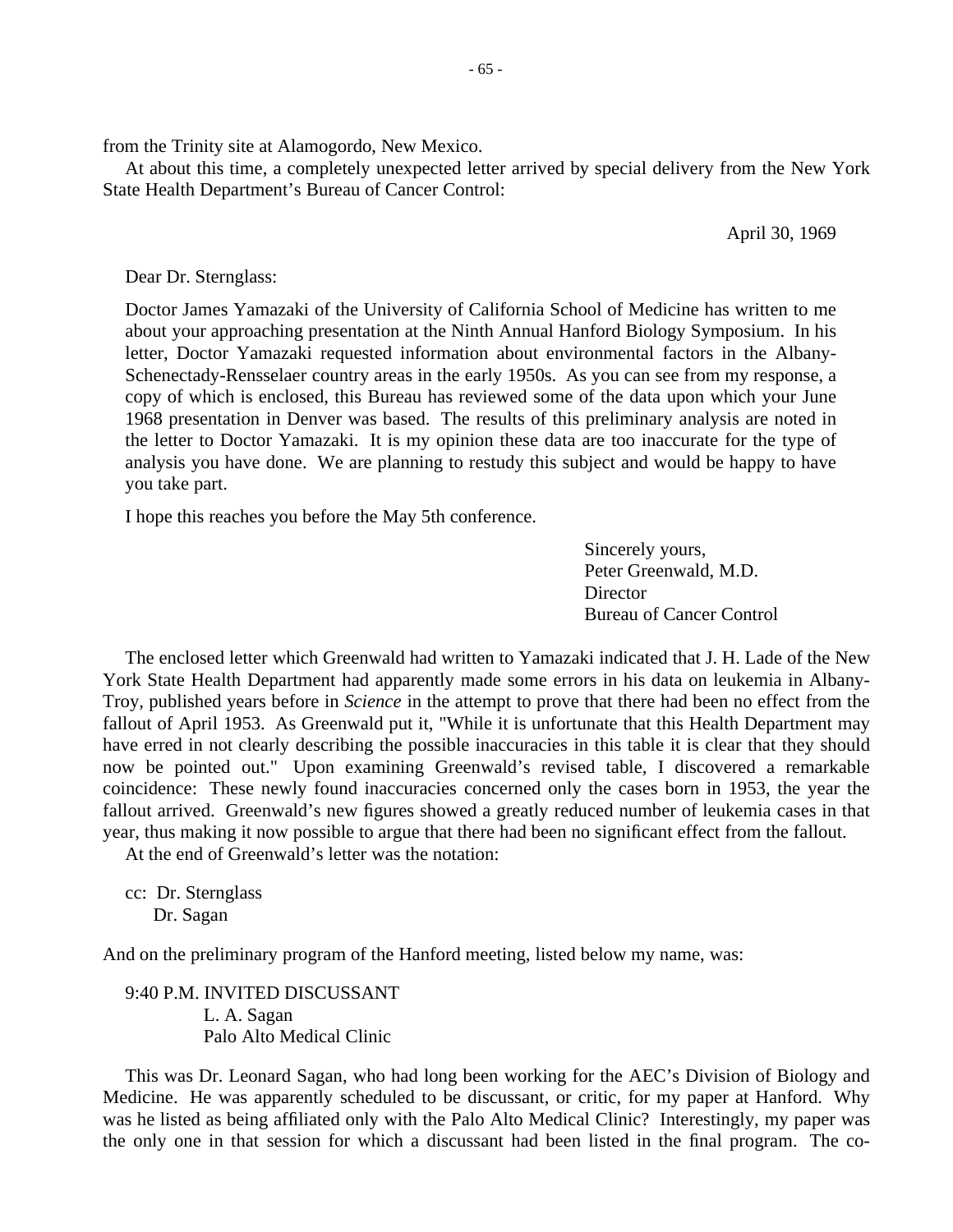from the Trinity site at Alamogordo, New Mexico.

At about this time, a completely unexpected letter arrived by special delivery from the New York State Health Department's Bureau of Cancer Control:

April 30, 1969

Dear Dr. Sternglass:

Doctor James Yamazaki of the University of California School of Medicine has written to me about your approaching presentation at the Ninth Annual Hanford Biology Symposium. In his letter, Doctor Yamazaki requested information about environmental factors in the Albany-Schenectady-Rensselaer country areas in the early 1950s. As you can see from my response, a copy of which is enclosed, this Bureau has reviewed some of the data upon which your June 1968 presentation in Denver was based. The results of this preliminary analysis are noted in the letter to Doctor Yamazaki. It is my opinion these data are too inaccurate for the type of analysis you have done. We are planning to restudy this subject and would be happy to have you take part.

I hope this reaches you before the May 5th conference.

Sincerely yours,
Peter Greenwald, M.D.
Director
Bureau of Cancer Control

The enclosed letter which Greenwald had written to Yamazaki indicated that J. H. Lade of the New York State Health Department had apparently made some errors in his data on leukemia in Albany-Troy, published years before in *Science* in the attempt to prove that there had been no effect from the fallout of April 1953. As Greenwald put it, "While it is unfortunate that this Health Department may have erred in not clearly describing the possible inaccuracies in this table it is clear that they should now be pointed out." Upon examining Greenwald's revised table, I discovered a remarkable coincidence: These newly found inaccuracies concerned only the cases born in 1953, the year the fallout arrived. Greenwald's new figures showed a greatly reduced number of leukemia cases in that year, thus making it now possible to argue that there had been no significant effect from the fallout.

At the end of Greenwald's letter was the notation:

cc: Dr. Sternglass
Dr. Sagan

And on the preliminary program of the Hanford meeting, listed below my name, was:

9:40 P.M. INVITED DISCUSSANT
L. A. Sagan
Palo Alto Medical Clinic

This was Dr. Leonard Sagan, who had long been working for the AEC's Division of Biology and Medicine. He was apparently scheduled to be discussant, or critic, for my paper at Hanford. Why was he listed as being affiliated only with the Palo Alto Medical Clinic? Interestingly, my paper was the only one in that session for which a discussant had been listed in the final program. The co-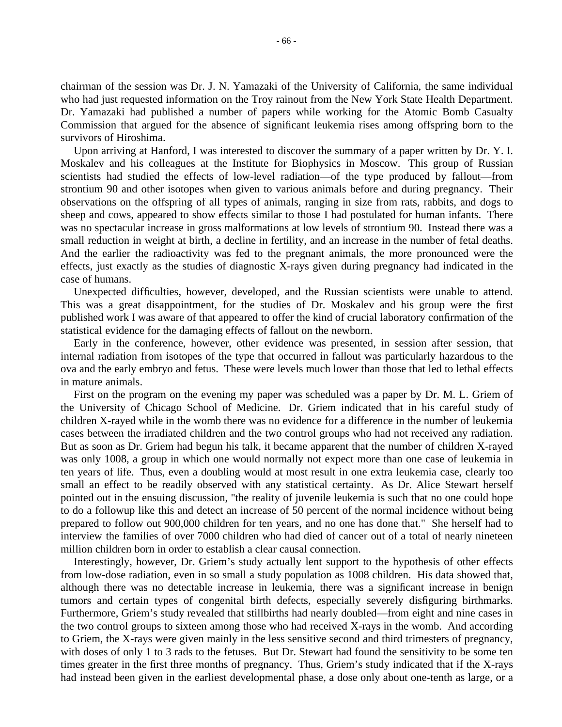chairman of the session was Dr. J. N. Yamazaki of the University of California, the same individual who had just requested information on the Troy rainout from the New York State Health Department. Dr. Yamazaki had published a number of papers while working for the Atomic Bomb Casualty Commission that argued for the absence of significant leukemia rises among offspring born to the survivors of Hiroshima.

Upon arriving at Hanford, I was interested to discover the summary of a paper written by Dr. Y. I. Moskalev and his colleagues at the Institute for Biophysics in Moscow. This group of Russian scientists had studied the effects of low-level radiation—of the type produced by fallout—from strontium 90 and other isotopes when given to various animals before and during pregnancy. Their observations on the offspring of all types of animals, ranging in size from rats, rabbits, and dogs to sheep and cows, appeared to show effects similar to those I had postulated for human infants. There was no spectacular increase in gross malformations at low levels of strontium 90. Instead there was a small reduction in weight at birth, a decline in fertility, and an increase in the number of fetal deaths. And the earlier the radioactivity was fed to the pregnant animals, the more pronounced were the effects, just exactly as the studies of diagnostic X-rays given during pregnancy had indicated in the case of humans.

Unexpected difficulties, however, developed, and the Russian scientists were unable to attend. This was a great disappointment, for the studies of Dr. Moskalev and his group were the first published work I was aware of that appeared to offer the kind of crucial laboratory confirmation of the statistical evidence for the damaging effects of fallout on the newborn.

Early in the conference, however, other evidence was presented, in session after session, that internal radiation from isotopes of the type that occurred in fallout was particularly hazardous to the ova and the early embryo and fetus. These were levels much lower than those that led to lethal effects in mature animals.

First on the program on the evening my paper was scheduled was a paper by Dr. M. L. Griem of the University of Chicago School of Medicine. Dr. Griem indicated that in his careful study of children X-rayed while in the womb there was no evidence for a difference in the number of leukemia cases between the irradiated children and the two control groups who had not received any radiation. But as soon as Dr. Griem had begun his talk, it became apparent that the number of children X-rayed was only 1008, a group in which one would normally not expect more than one case of leukemia in ten years of life. Thus, even a doubling would at most result in one extra leukemia case, clearly too small an effect to be readily observed with any statistical certainty. As Dr. Alice Stewart herself pointed out in the ensuing discussion, "the reality of juvenile leukemia is such that no one could hope to do a followup like this and detect an increase of 50 percent of the normal incidence without being prepared to follow out 900,000 children for ten years, and no one has done that." She herself had to interview the families of over 7000 children who had died of cancer out of a total of nearly nineteen million children born in order to establish a clear causal connection.

Interestingly, however, Dr. Griem's study actually lent support to the hypothesis of other effects from low-dose radiation, even in so small a study population as 1008 children. His data showed that, although there was no detectable increase in leukemia, there was a significant increase in benign tumors and certain types of congenital birth defects, especially severely disfiguring birthmarks. Furthermore, Griem's study revealed that stillbirths had nearly doubled—from eight and nine cases in the two control groups to sixteen among those who had received X-rays in the womb. And according to Griem, the X-rays were given mainly in the less sensitive second and third trimesters of pregnancy, with doses of only 1 to 3 rads to the fetuses. But Dr. Stewart had found the sensitivity to be some ten times greater in the first three months of pregnancy. Thus, Griem's study indicated that if the X-rays had instead been given in the earliest developmental phase, a dose only about one-tenth as large, or a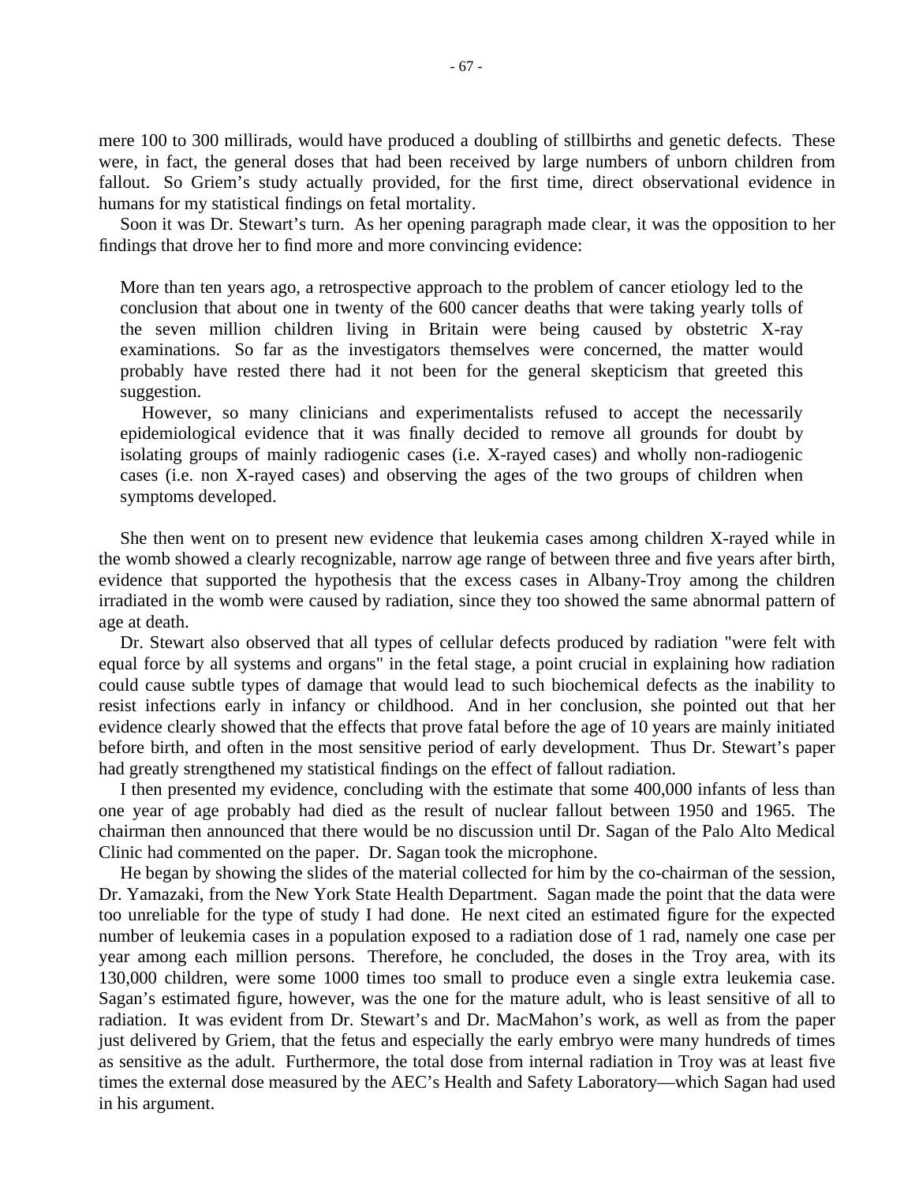mere 100 to 300 millirads, would have produced a doubling of stillbirths and genetic defects. These were, in fact, the general doses that had been received by large numbers of unborn children from fallout. So Griem's study actually provided, for the first time, direct observational evidence in humans for my statistical findings on fetal mortality.

Soon it was Dr. Stewart's turn. As her opening paragraph made clear, it was the opposition to her findings that drove her to find more and more convincing evidence:

> More than ten years ago, a retrospective approach to the problem of cancer etiology led to the conclusion that about one in twenty of the 600 cancer deaths that were taking yearly tolls of the seven million children living in Britain were being caused by obstetric X-ray examinations. So far as the investigators themselves were concerned, the matter would probably have rested there had it not been for the general skepticism that greeted this suggestion.
>
> However, so many clinicians and experimentalists refused to accept the necessarily epidemiological evidence that it was finally decided to remove all grounds for doubt by isolating groups of mainly radiogenic cases (i.e. X-rayed cases) and wholly non-radiogenic cases (i.e. non X-rayed cases) and observing the ages of the two groups of children when symptoms developed.

She then went on to present new evidence that leukemia cases among children X-rayed while in the womb showed a clearly recognizable, narrow age range of between three and five years after birth, evidence that supported the hypothesis that the excess cases in Albany-Troy among the children irradiated in the womb were caused by radiation, since they too showed the same abnormal pattern of age at death.

Dr. Stewart also observed that all types of cellular defects produced by radiation "were felt with equal force by all systems and organs" in the fetal stage, a point crucial in explaining how radiation could cause subtle types of damage that would lead to such biochemical defects as the inability to resist infections early in infancy or childhood. And in her conclusion, she pointed out that her evidence clearly showed that the effects that prove fatal before the age of 10 years are mainly initiated before birth, and often in the most sensitive period of early development. Thus Dr. Stewart's paper had greatly strengthened my statistical findings on the effect of fallout radiation.

I then presented my evidence, concluding with the estimate that some 400,000 infants of less than one year of age probably had died as the result of nuclear fallout between 1950 and 1965. The chairman then announced that there would be no discussion until Dr. Sagan of the Palo Alto Medical Clinic had commented on the paper. Dr. Sagan took the microphone.

He began by showing the slides of the material collected for him by the co-chairman of the session, Dr. Yamazaki, from the New York State Health Department. Sagan made the point that the data were too unreliable for the type of study I had done. He next cited an estimated figure for the expected number of leukemia cases in a population exposed to a radiation dose of 1 rad, namely one case per year among each million persons. Therefore, he concluded, the doses in the Troy area, with its 130,000 children, were some 1000 times too small to produce even a single extra leukemia case. Sagan's estimated figure, however, was the one for the mature adult, who is least sensitive of all to radiation. It was evident from Dr. Stewart's and Dr. MacMahon's work, as well as from the paper just delivered by Griem, that the fetus and especially the early embryo were many hundreds of times as sensitive as the adult. Furthermore, the total dose from internal radiation in Troy was at least five times the external dose measured by the AEC's Health and Safety Laboratory—which Sagan had used in his argument.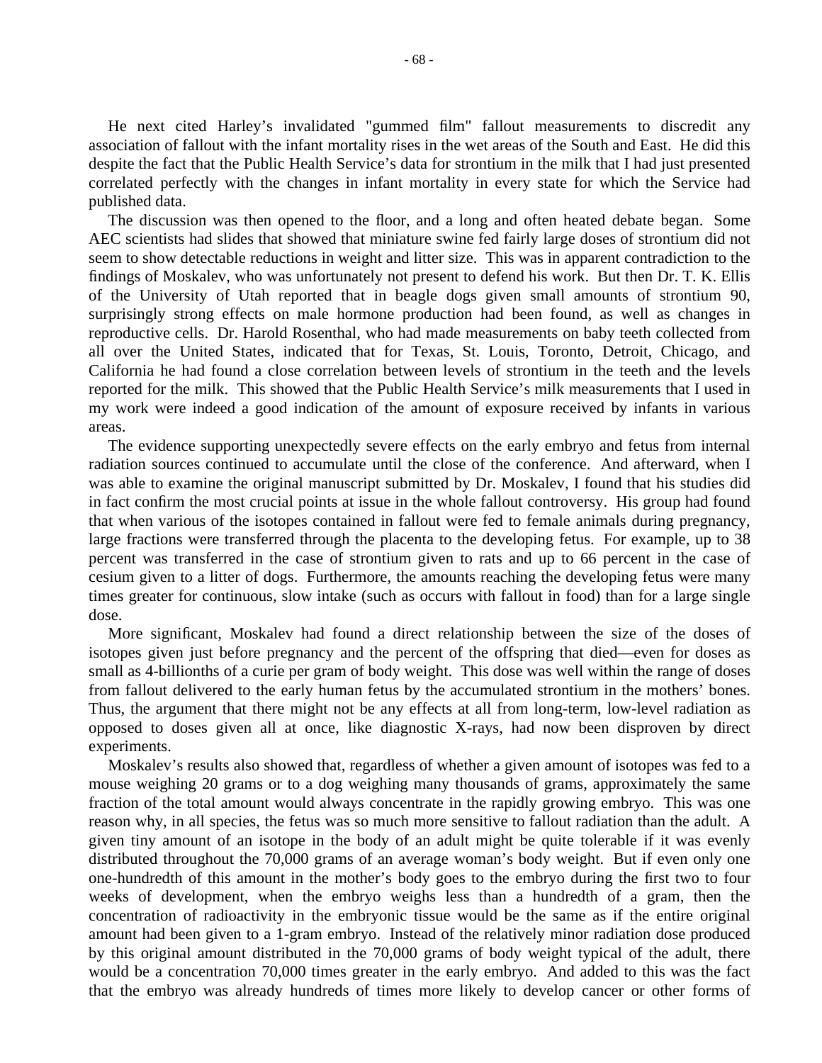He next cited Harley's invalidated "gummed film" fallout measurements to discredit any association of fallout with the infant mortality rises in the wet areas of the South and East. He did this despite the fact that the Public Health Service's data for strontium in the milk that I had just presented correlated perfectly with the changes in infant mortality in every state for which the Service had published data.

The discussion was then opened to the floor, and a long and often heated debate began. Some AEC scientists had slides that showed that miniature swine fed fairly large doses of strontium did not seem to show detectable reductions in weight and litter size. This was in apparent contradiction to the findings of Moskalev, who was unfortunately not present to defend his work. But then Dr. T. K. Ellis of the University of Utah reported that in beagle dogs given small amounts of strontium 90, surprisingly strong effects on male hormone production had been found, as well as changes in reproductive cells. Dr. Harold Rosenthal, who had made measurements on baby teeth collected from all over the United States, indicated that for Texas, St. Louis, Toronto, Detroit, Chicago, and California he had found a close correlation between levels of strontium in the teeth and the levels reported for the milk. This showed that the Public Health Service's milk measurements that I used in my work were indeed a good indication of the amount of exposure received by infants in various areas.

The evidence supporting unexpectedly severe effects on the early embryo and fetus from internal radiation sources continued to accumulate until the close of the conference. And afterward, when I was able to examine the original manuscript submitted by Dr. Moskalev, I found that his studies did in fact confirm the most crucial points at issue in the whole fallout controversy. His group had found that when various of the isotopes contained in fallout were fed to female animals during pregnancy, large fractions were transferred through the placenta to the developing fetus. For example, up to 38 percent was transferred in the case of strontium given to rats and up to 66 percent in the case of cesium given to a litter of dogs. Furthermore, the amounts reaching the developing fetus were many times greater for continuous, slow intake (such as occurs with fallout in food) than for a large single dose.

More significant, Moskalev had found a direct relationship between the size of the doses of isotopes given just before pregnancy and the percent of the offspring that died—even for doses as small as 4-billionths of a curie per gram of body weight. This dose was well within the range of doses from fallout delivered to the early human fetus by the accumulated strontium in the mothers' bones. Thus, the argument that there might not be any effects at all from long-term, low-level radiation as opposed to doses given all at once, like diagnostic X-rays, had now been disproven by direct experiments.

Moskalev's results also showed that, regardless of whether a given amount of isotopes was fed to a mouse weighing 20 grams or to a dog weighing many thousands of grams, approximately the same fraction of the total amount would always concentrate in the rapidly growing embryo. This was one reason why, in all species, the fetus was so much more sensitive to fallout radiation than the adult. A given tiny amount of an isotope in the body of an adult might be quite tolerable if it was evenly distributed throughout the 70,000 grams of an average woman's body weight. But if even only one one-hundredth of this amount in the mother's body goes to the embryo during the first two to four weeks of development, when the embryo weighs less than a hundredth of a gram, then the concentration of radioactivity in the embryonic tissue would be the same as if the entire original amount had been given to a 1-gram embryo. Instead of the relatively minor radiation dose produced by this original amount distributed in the 70,000 grams of body weight typical of the adult, there would be a concentration 70,000 times greater in the early embryo. And added to this was the fact that the embryo was already hundreds of times more likely to develop cancer or other forms of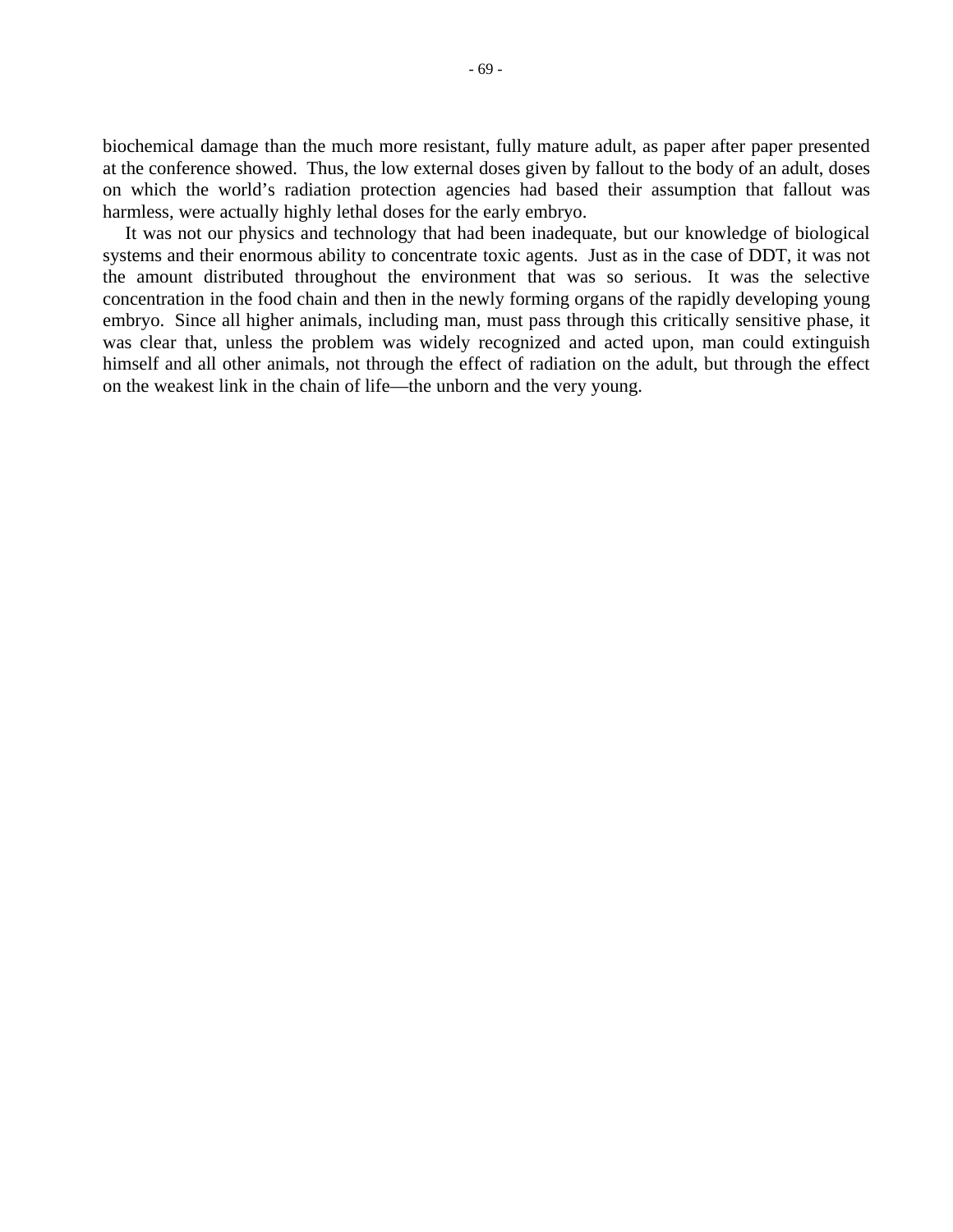biochemical damage than the much more resistant, fully mature adult, as paper after paper presented at the conference showed. Thus, the low external doses given by fallout to the body of an adult, doses on which the world's radiation protection agencies had based their assumption that fallout was harmless, were actually highly lethal doses for the early embryo.

It was not our physics and technology that had been inadequate, but our knowledge of biological systems and their enormous ability to concentrate toxic agents. Just as in the case of DDT, it was not the amount distributed throughout the environment that was so serious. It was the selective concentration in the food chain and then in the newly forming organs of the rapidly developing young embryo. Since all higher animals, including man, must pass through this critically sensitive phase, it was clear that, unless the problem was widely recognized and acted upon, man could extinguish himself and all other animals, not through the effect of radiation on the adult, but through the effect on the weakest link in the chain of life—the unborn and the very young.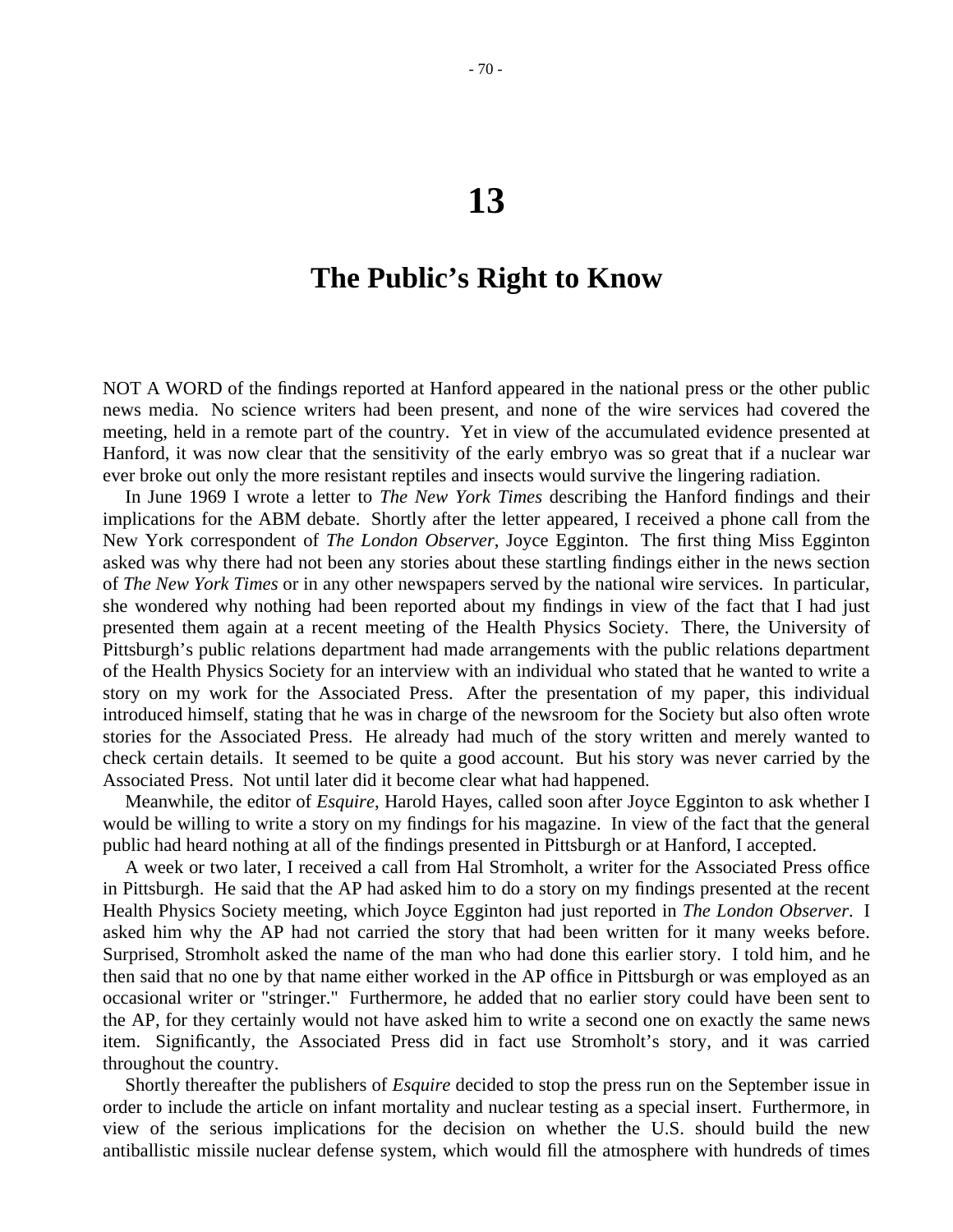# 13

# The Public's Right to Know

NOT A WORD of the findings reported at Hanford appeared in the national press or the other public news media. No science writers had been present, and none of the wire services had covered the meeting, held in a remote part of the country. Yet in view of the accumulated evidence presented at Hanford, it was now clear that the sensitivity of the early embryo was so great that if a nuclear war ever broke out only the more resistant reptiles and insects would survive the lingering radiation.

In June 1969 I wrote a letter to *The New York Times* describing the Hanford findings and their implications for the ABM debate. Shortly after the letter appeared, I received a phone call from the New York correspondent of *The London Observer*, Joyce Egginton. The first thing Miss Egginton asked was why there had not been any stories about these startling findings either in the news section of *The New York Times* or in any other newspapers served by the national wire services. In particular, she wondered why nothing had been reported about my findings in view of the fact that I had just presented them again at a recent meeting of the Health Physics Society. There, the University of Pittsburgh's public relations department had made arrangements with the public relations department of the Health Physics Society for an interview with an individual who stated that he wanted to write a story on my work for the Associated Press. After the presentation of my paper, this individual introduced himself, stating that he was in charge of the newsroom for the Society but also often wrote stories for the Associated Press. He already had much of the story written and merely wanted to check certain details. It seemed to be quite a good account. But his story was never carried by the Associated Press. Not until later did it become clear what had happened.

Meanwhile, the editor of *Esquire*, Harold Hayes, called soon after Joyce Egginton to ask whether I would be willing to write a story on my findings for his magazine. In view of the fact that the general public had heard nothing at all of the findings presented in Pittsburgh or at Hanford, I accepted.

A week or two later, I received a call from Hal Stromholt, a writer for the Associated Press office in Pittsburgh. He said that the AP had asked him to do a story on my findings presented at the recent Health Physics Society meeting, which Joyce Egginton had just reported in *The London Observer*. I asked him why the AP had not carried the story that had been written for it many weeks before. Surprised, Stromholt asked the name of the man who had done this earlier story. I told him, and he then said that no one by that name either worked in the AP office in Pittsburgh or was employed as an occasional writer or "stringer." Furthermore, he added that no earlier story could have been sent to the AP, for they certainly would not have asked him to write a second one on exactly the same news item. Significantly, the Associated Press did in fact use Stromholt's story, and it was carried throughout the country.

Shortly thereafter the publishers of *Esquire* decided to stop the press run on the September issue in order to include the article on infant mortality and nuclear testing as a special insert. Furthermore, in view of the serious implications for the decision on whether the U.S. should build the new antiballistic missile nuclear defense system, which would fill the atmosphere with hundreds of times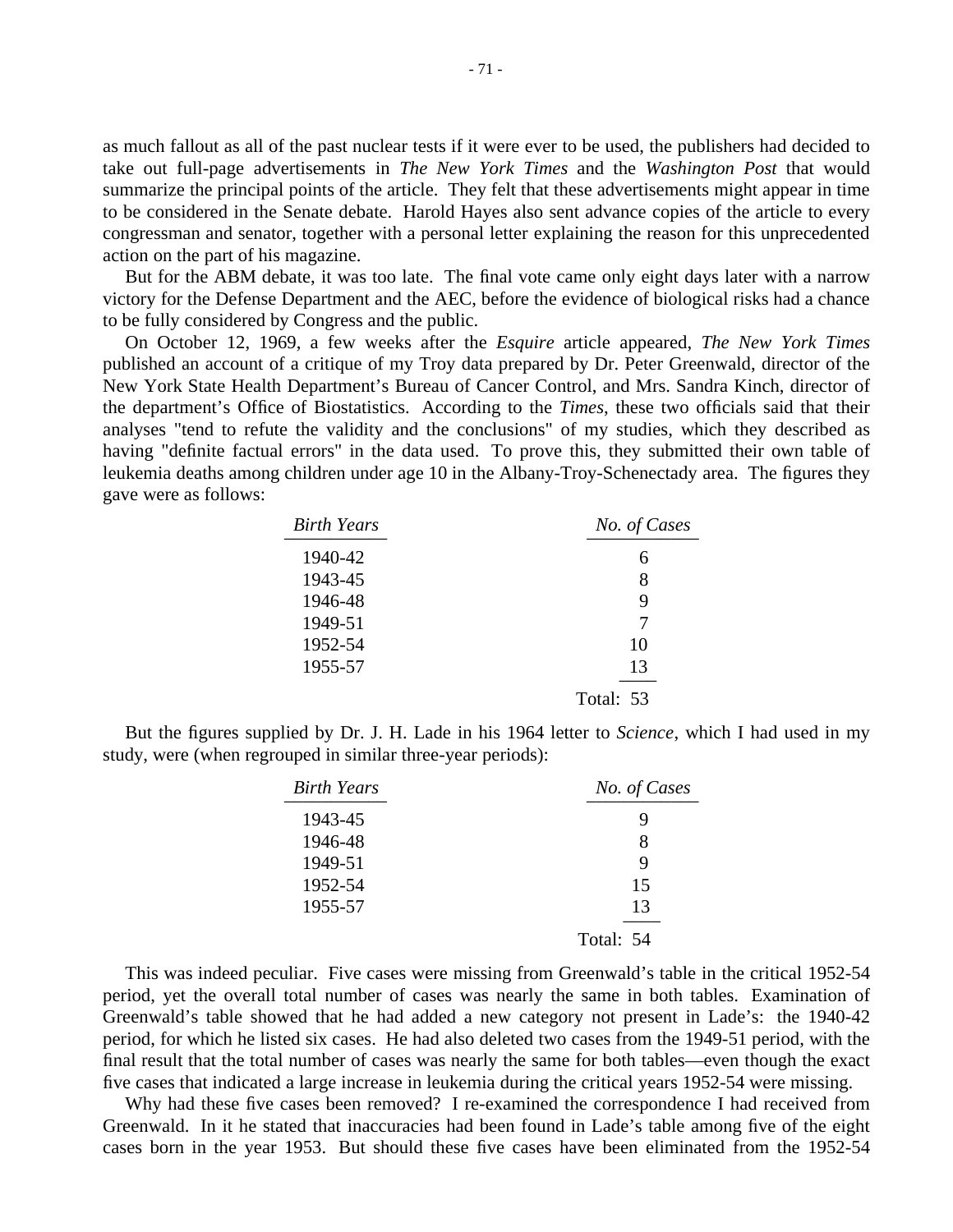as much fallout as all of the past nuclear tests if it were ever to be used, the publishers had decided to take out full-page advertisements in *The New York Times* and the *Washington Post* that would summarize the principal points of the article. They felt that these advertisements might appear in time to be considered in the Senate debate. Harold Hayes also sent advance copies of the article to every congressman and senator, together with a personal letter explaining the reason for this unprecedented action on the part of his magazine.

But for the ABM debate, it was too late. The final vote came only eight days later with a narrow victory for the Defense Department and the AEC, before the evidence of biological risks had a chance to be fully considered by Congress and the public.

On October 12, 1969, a few weeks after the *Esquire* article appeared, *The New York Times* published an account of a critique of my Troy data prepared by Dr. Peter Greenwald, director of the New York State Health Department's Bureau of Cancer Control, and Mrs. Sandra Kinch, director of the department's Office of Biostatistics. According to the *Times*, these two officials said that their analyses "tend to refute the validity and the conclusions" of my studies, which they described as having "definite factual errors" in the data used. To prove this, they submitted their own table of leukemia deaths among children under age 10 in the Albany-Troy-Schenectady area. The figures they gave were as follows:

| *Birth Years* | *No. of Cases* |
|---|---|
| 1940-42 | 6 |
| 1943-45 | 8 |
| 1946-48 | 9 |
| 1949-51 | 7 |
| 1952-54 | 10 |
| 1955-57 | 13 |
| | Total: 53 |

But the figures supplied by Dr. J. H. Lade in his 1964 letter to *Science*, which I had used in my study, were (when regrouped in similar three-year periods):

| *Birth Years* | *No. of Cases* |
|---|---|
| 1943-45 | 9 |
| 1946-48 | 8 |
| 1949-51 | 9 |
| 1952-54 | 15 |
| 1955-57 | 13 |
| | Total: 54 |

This was indeed peculiar. Five cases were missing from Greenwald's table in the critical 1952-54 period, yet the overall total number of cases was nearly the same in both tables. Examination of Greenwald's table showed that he had added a new category not present in Lade's: the 1940-42 period, for which he listed six cases. He had also deleted two cases from the 1949-51 period, with the final result that the total number of cases was nearly the same for both tables—even though the exact five cases that indicated a large increase in leukemia during the critical years 1952-54 were missing.

Why had these five cases been removed? I re-examined the correspondence I had received from Greenwald. In it he stated that inaccuracies had been found in Lade's table among five of the eight cases born in the year 1953. But should these five cases have been eliminated from the 1952-54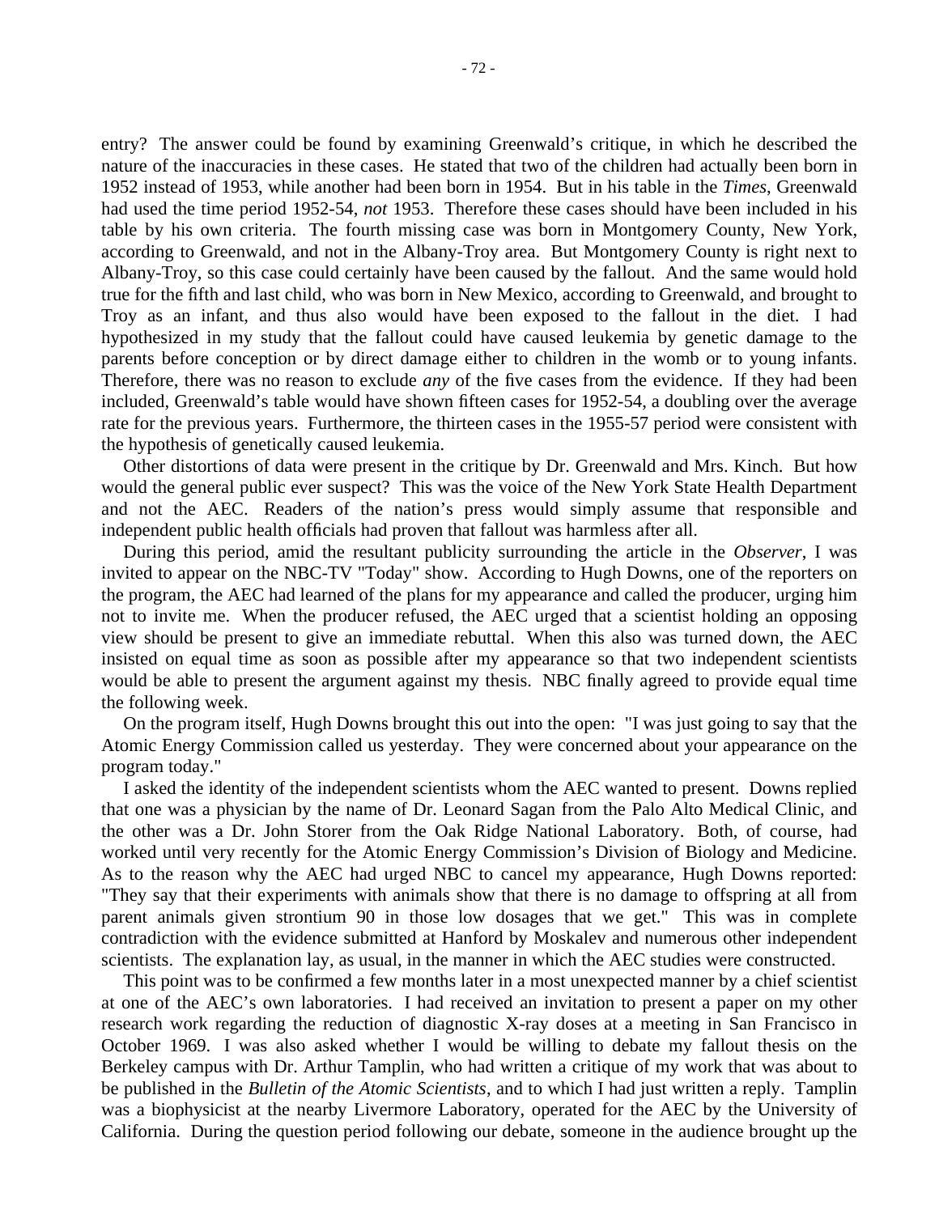entry? The answer could be found by examining Greenwald's critique, in which he described the nature of the inaccuracies in these cases. He stated that two of the children had actually been born in 1952 instead of 1953, while another had been born in 1954. But in his table in the *Times*, Greenwald had used the time period 1952-54, *not* 1953. Therefore these cases should have been included in his table by his own criteria. The fourth missing case was born in Montgomery County, New York, according to Greenwald, and not in the Albany-Troy area. But Montgomery County is right next to Albany-Troy, so this case could certainly have been caused by the fallout. And the same would hold true for the fifth and last child, who was born in New Mexico, according to Greenwald, and brought to Troy as an infant, and thus also would have been exposed to the fallout in the diet. I had hypothesized in my study that the fallout could have caused leukemia by genetic damage to the parents before conception or by direct damage either to children in the womb or to young infants. Therefore, there was no reason to exclude *any* of the five cases from the evidence. If they had been included, Greenwald's table would have shown fifteen cases for 1952-54, a doubling over the average rate for the previous years. Furthermore, the thirteen cases in the 1955-57 period were consistent with the hypothesis of genetically caused leukemia.

Other distortions of data were present in the critique by Dr. Greenwald and Mrs. Kinch. But how would the general public ever suspect? This was the voice of the New York State Health Department and not the AEC. Readers of the nation's press would simply assume that responsible and independent public health officials had proven that fallout was harmless after all.

During this period, amid the resultant publicity surrounding the article in the *Observer*, I was invited to appear on the NBC-TV "Today" show. According to Hugh Downs, one of the reporters on the program, the AEC had learned of the plans for my appearance and called the producer, urging him not to invite me. When the producer refused, the AEC urged that a scientist holding an opposing view should be present to give an immediate rebuttal. When this also was turned down, the AEC insisted on equal time as soon as possible after my appearance so that two independent scientists would be able to present the argument against my thesis. NBC finally agreed to provide equal time the following week.

On the program itself, Hugh Downs brought this out into the open: "I was just going to say that the Atomic Energy Commission called us yesterday. They were concerned about your appearance on the program today."

I asked the identity of the independent scientists whom the AEC wanted to present. Downs replied that one was a physician by the name of Dr. Leonard Sagan from the Palo Alto Medical Clinic, and the other was a Dr. John Storer from the Oak Ridge National Laboratory. Both, of course, had worked until very recently for the Atomic Energy Commission's Division of Biology and Medicine. As to the reason why the AEC had urged NBC to cancel my appearance, Hugh Downs reported: "They say that their experiments with animals show that there is no damage to offspring at all from parent animals given strontium 90 in those low dosages that we get." This was in complete contradiction with the evidence submitted at Hanford by Moskalev and numerous other independent scientists. The explanation lay, as usual, in the manner in which the AEC studies were constructed.

This point was to be confirmed a few months later in a most unexpected manner by a chief scientist at one of the AEC's own laboratories. I had received an invitation to present a paper on my other research work regarding the reduction of diagnostic X-ray doses at a meeting in San Francisco in October 1969. I was also asked whether I would be willing to debate my fallout thesis on the Berkeley campus with Dr. Arthur Tamplin, who had written a critique of my work that was about to be published in the *Bulletin of the Atomic Scientists*, and to which I had just written a reply. Tamplin was a biophysicist at the nearby Livermore Laboratory, operated for the AEC by the University of California. During the question period following our debate, someone in the audience brought up the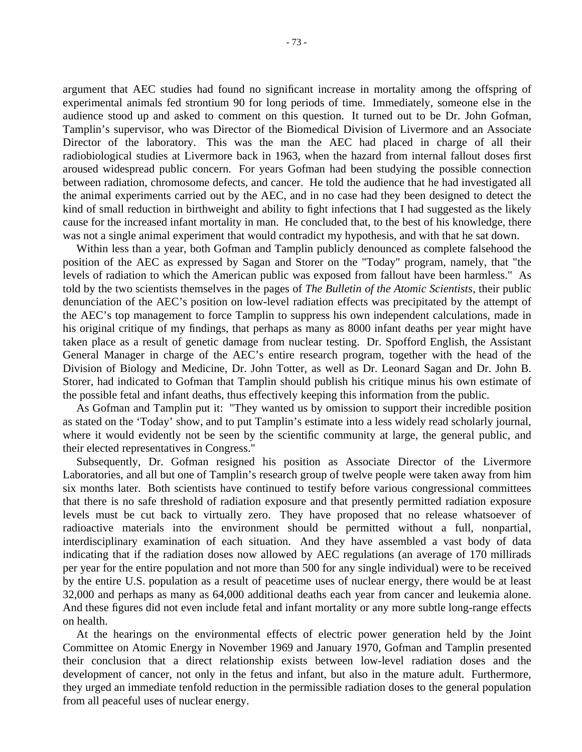argument that AEC studies had found no significant increase in mortality among the offspring of experimental animals fed strontium 90 for long periods of time. Immediately, someone else in the audience stood up and asked to comment on this question. It turned out to be Dr. John Gofman, Tamplin's supervisor, who was Director of the Biomedical Division of Livermore and an Associate Director of the laboratory. This was the man the AEC had placed in charge of all their radiobiological studies at Livermore back in 1963, when the hazard from internal fallout doses first aroused widespread public concern. For years Gofman had been studying the possible connection between radiation, chromosome defects, and cancer. He told the audience that he had investigated all the animal experiments carried out by the AEC, and in no case had they been designed to detect the kind of small reduction in birthweight and ability to fight infections that I had suggested as the likely cause for the increased infant mortality in man. He concluded that, to the best of his knowledge, there was not a single animal experiment that would contradict my hypothesis, and with that he sat down.

Within less than a year, both Gofman and Tamplin publicly denounced as complete falsehood the position of the AEC as expressed by Sagan and Storer on the "Today" program, namely, that "the levels of radiation to which the American public was exposed from fallout have been harmless." As told by the two scientists themselves in the pages of *The Bulletin of the Atomic Scientists*, their public denunciation of the AEC's position on low-level radiation effects was precipitated by the attempt of the AEC's top management to force Tamplin to suppress his own independent calculations, made in his original critique of my findings, that perhaps as many as 8000 infant deaths per year might have taken place as a result of genetic damage from nuclear testing. Dr. Spofford English, the Assistant General Manager in charge of the AEC's entire research program, together with the head of the Division of Biology and Medicine, Dr. John Totter, as well as Dr. Leonard Sagan and Dr. John B. Storer, had indicated to Gofman that Tamplin should publish his critique minus his own estimate of the possible fetal and infant deaths, thus effectively keeping this information from the public.

As Gofman and Tamplin put it: "They wanted us by omission to support their incredible position as stated on the 'Today' show, and to put Tamplin's estimate into a less widely read scholarly journal, where it would evidently not be seen by the scientific community at large, the general public, and their elected representatives in Congress."

Subsequently, Dr. Gofman resigned his position as Associate Director of the Livermore Laboratories, and all but one of Tamplin's research group of twelve people were taken away from him six months later. Both scientists have continued to testify before various congressional committees that there is no safe threshold of radiation exposure and that presently permitted radiation exposure levels must be cut back to virtually zero. They have proposed that no release whatsoever of radioactive materials into the environment should be permitted without a full, nonpartial, interdisciplinary examination of each situation. And they have assembled a vast body of data indicating that if the radiation doses now allowed by AEC regulations (an average of 170 millirads per year for the entire population and not more than 500 for any single individual) were to be received by the entire U.S. population as a result of peacetime uses of nuclear energy, there would be at least 32,000 and perhaps as many as 64,000 additional deaths each year from cancer and leukemia alone. And these figures did not even include fetal and infant mortality or any more subtle long-range effects on health.

At the hearings on the environmental effects of electric power generation held by the Joint Committee on Atomic Energy in November 1969 and January 1970, Gofman and Tamplin presented their conclusion that a direct relationship exists between low-level radiation doses and the development of cancer, not only in the fetus and infant, but also in the mature adult. Furthermore, they urged an immediate tenfold reduction in the permissible radiation doses to the general population from all peaceful uses of nuclear energy.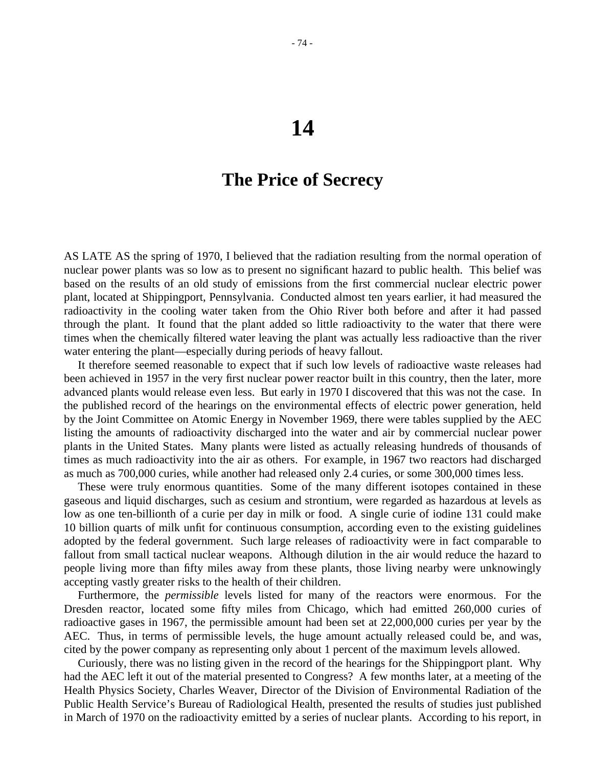# 14

## The Price of Secrecy

AS LATE AS the spring of 1970, I believed that the radiation resulting from the normal operation of nuclear power plants was so low as to present no significant hazard to public health. This belief was based on the results of an old study of emissions from the first commercial nuclear electric power plant, located at Shippingport, Pennsylvania. Conducted almost ten years earlier, it had measured the radioactivity in the cooling water taken from the Ohio River both before and after it had passed through the plant. It found that the plant added so little radioactivity to the water that there were times when the chemically filtered water leaving the plant was actually less radioactive than the river water entering the plant—especially during periods of heavy fallout.

It therefore seemed reasonable to expect that if such low levels of radioactive waste releases had been achieved in 1957 in the very first nuclear power reactor built in this country, then the later, more advanced plants would release even less. But early in 1970 I discovered that this was not the case. In the published record of the hearings on the environmental effects of electric power generation, held by the Joint Committee on Atomic Energy in November 1969, there were tables supplied by the AEC listing the amounts of radioactivity discharged into the water and air by commercial nuclear power plants in the United States. Many plants were listed as actually releasing hundreds of thousands of times as much radioactivity into the air as others. For example, in 1967 two reactors had discharged as much as 700,000 curies, while another had released only 2.4 curies, or some 300,000 times less.

These were truly enormous quantities. Some of the many different isotopes contained in these gaseous and liquid discharges, such as cesium and strontium, were regarded as hazardous at levels as low as one ten-billionth of a curie per day in milk or food. A single curie of iodine 131 could make 10 billion quarts of milk unfit for continuous consumption, according even to the existing guidelines adopted by the federal government. Such large releases of radioactivity were in fact comparable to fallout from small tactical nuclear weapons. Although dilution in the air would reduce the hazard to people living more than fifty miles away from these plants, those living nearby were unknowingly accepting vastly greater risks to the health of their children.

Furthermore, the *permissible* levels listed for many of the reactors were enormous. For the Dresden reactor, located some fifty miles from Chicago, which had emitted 260,000 curies of radioactive gases in 1967, the permissible amount had been set at 22,000,000 curies per year by the AEC. Thus, in terms of permissible levels, the huge amount actually released could be, and was, cited by the power company as representing only about 1 percent of the maximum levels allowed.

Curiously, there was no listing given in the record of the hearings for the Shippingport plant. Why had the AEC left it out of the material presented to Congress? A few months later, at a meeting of the Health Physics Society, Charles Weaver, Director of the Division of Environmental Radiation of the Public Health Service's Bureau of Radiological Health, presented the results of studies just published in March of 1970 on the radioactivity emitted by a series of nuclear plants. According to his report, in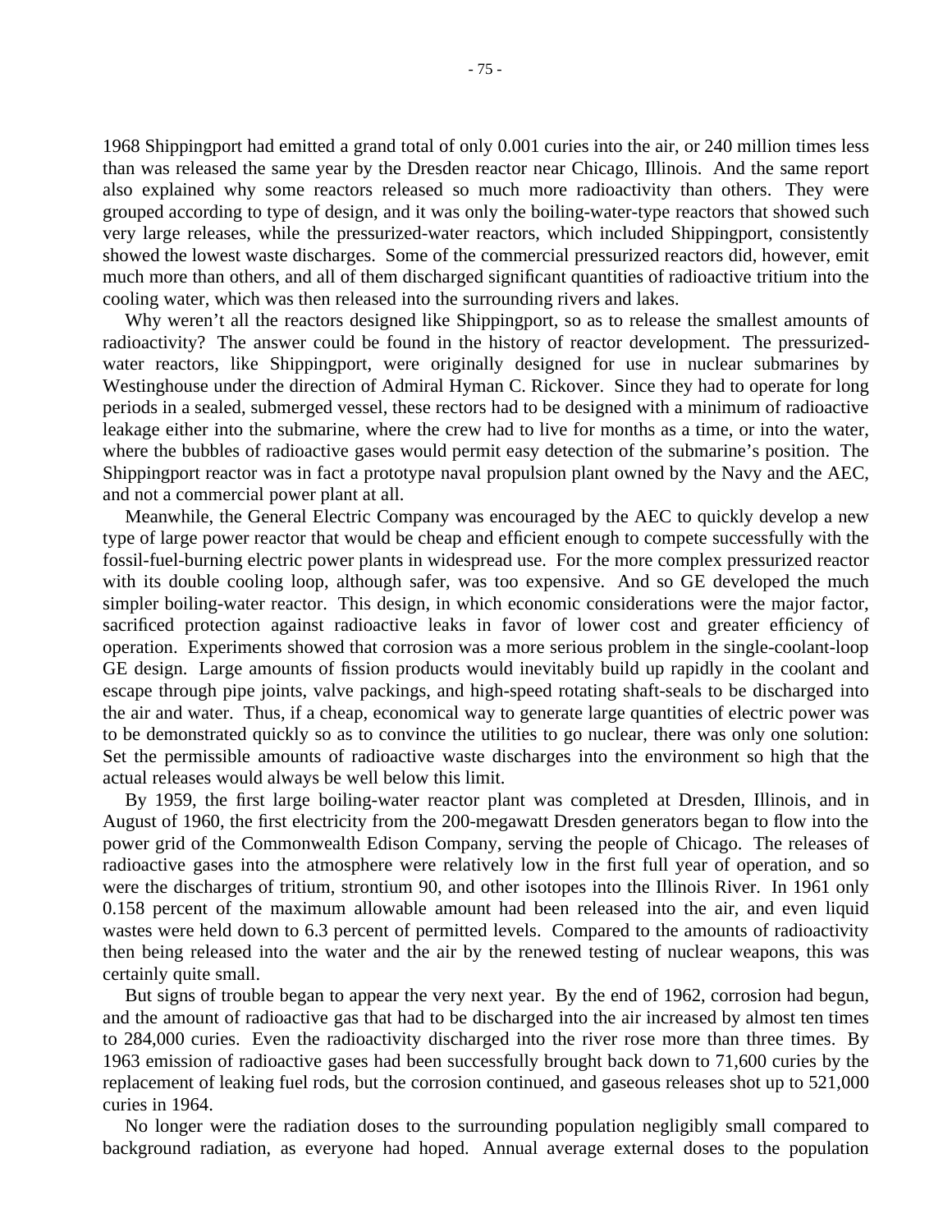1968 Shippingport had emitted a grand total of only 0.001 curies into the air, or 240 million times less than was released the same year by the Dresden reactor near Chicago, Illinois. And the same report also explained why some reactors released so much more radioactivity than others. They were grouped according to type of design, and it was only the boiling-water-type reactors that showed such very large releases, while the pressurized-water reactors, which included Shippingport, consistently showed the lowest waste discharges. Some of the commercial pressurized reactors did, however, emit much more than others, and all of them discharged significant quantities of radioactive tritium into the cooling water, which was then released into the surrounding rivers and lakes.

Why weren't all the reactors designed like Shippingport, so as to release the smallest amounts of radioactivity? The answer could be found in the history of reactor development. The pressurized-water reactors, like Shippingport, were originally designed for use in nuclear submarines by Westinghouse under the direction of Admiral Hyman C. Rickover. Since they had to operate for long periods in a sealed, submerged vessel, these rectors had to be designed with a minimum of radioactive leakage either into the submarine, where the crew had to live for months as a time, or into the water, where the bubbles of radioactive gases would permit easy detection of the submarine's position. The Shippingport reactor was in fact a prototype naval propulsion plant owned by the Navy and the AEC, and not a commercial power plant at all.

Meanwhile, the General Electric Company was encouraged by the AEC to quickly develop a new type of large power reactor that would be cheap and efficient enough to compete successfully with the fossil-fuel-burning electric power plants in widespread use. For the more complex pressurized reactor with its double cooling loop, although safer, was too expensive. And so GE developed the much simpler boiling-water reactor. This design, in which economic considerations were the major factor, sacrificed protection against radioactive leaks in favor of lower cost and greater efficiency of operation. Experiments showed that corrosion was a more serious problem in the single-coolant-loop GE design. Large amounts of fission products would inevitably build up rapidly in the coolant and escape through pipe joints, valve packings, and high-speed rotating shaft-seals to be discharged into the air and water. Thus, if a cheap, economical way to generate large quantities of electric power was to be demonstrated quickly so as to convince the utilities to go nuclear, there was only one solution: Set the permissible amounts of radioactive waste discharges into the environment so high that the actual releases would always be well below this limit.

By 1959, the first large boiling-water reactor plant was completed at Dresden, Illinois, and in August of 1960, the first electricity from the 200-megawatt Dresden generators began to flow into the power grid of the Commonwealth Edison Company, serving the people of Chicago. The releases of radioactive gases into the atmosphere were relatively low in the first full year of operation, and so were the discharges of tritium, strontium 90, and other isotopes into the Illinois River. In 1961 only 0.158 percent of the maximum allowable amount had been released into the air, and even liquid wastes were held down to 6.3 percent of permitted levels. Compared to the amounts of radioactivity then being released into the water and the air by the renewed testing of nuclear weapons, this was certainly quite small.

But signs of trouble began to appear the very next year. By the end of 1962, corrosion had begun, and the amount of radioactive gas that had to be discharged into the air increased by almost ten times to 284,000 curies. Even the radioactivity discharged into the river rose more than three times. By 1963 emission of radioactive gases had been successfully brought back down to 71,600 curies by the replacement of leaking fuel rods, but the corrosion continued, and gaseous releases shot up to 521,000 curies in 1964.

No longer were the radiation doses to the surrounding population negligibly small compared to background radiation, as everyone had hoped. Annual average external doses to the population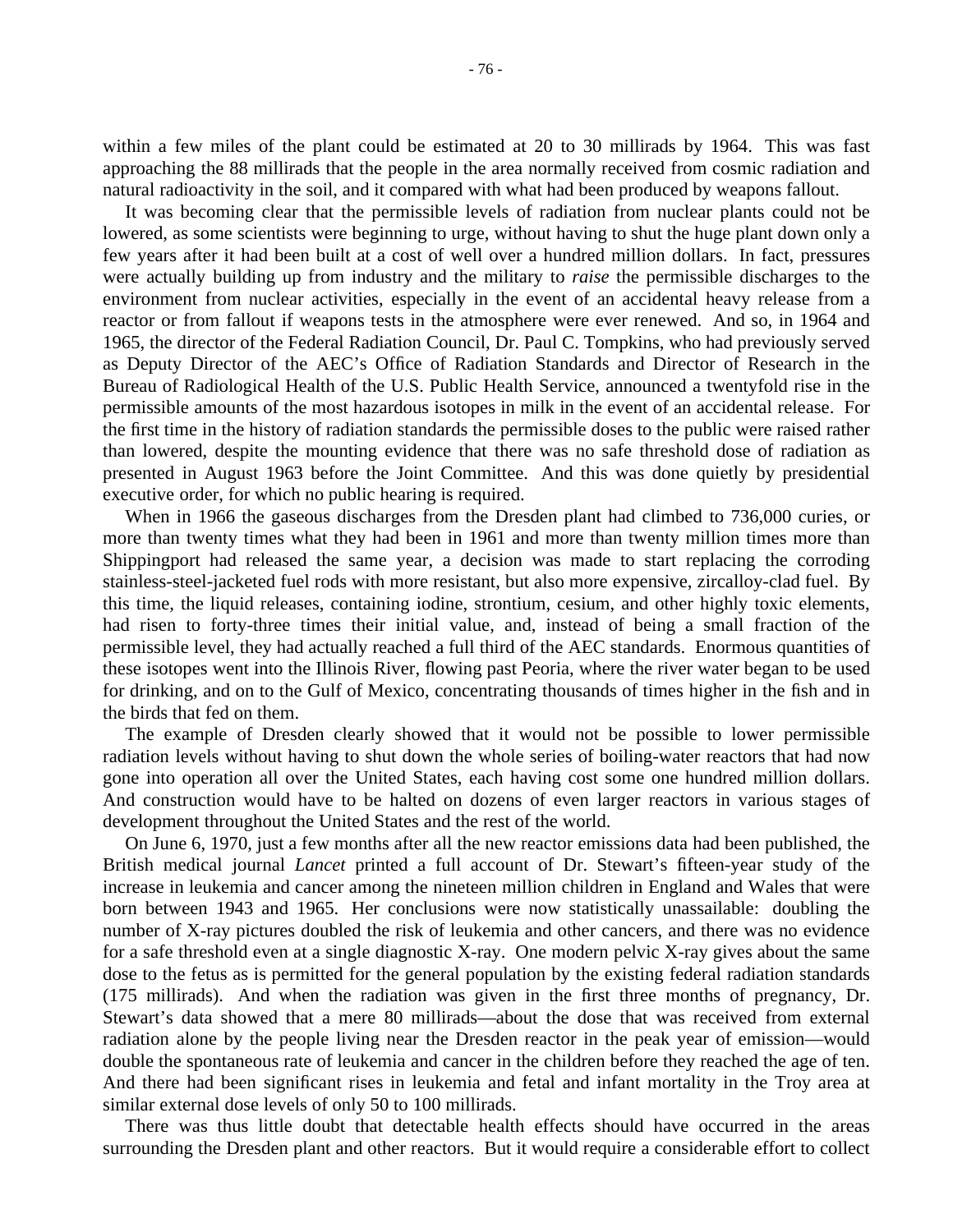within a few miles of the plant could be estimated at 20 to 30 millirads by 1964. This was fast approaching the 88 millirads that the people in the area normally received from cosmic radiation and natural radioactivity in the soil, and it compared with what had been produced by weapons fallout.

It was becoming clear that the permissible levels of radiation from nuclear plants could not be lowered, as some scientists were beginning to urge, without having to shut the huge plant down only a few years after it had been built at a cost of well over a hundred million dollars. In fact, pressures were actually building up from industry and the military to *raise* the permissible discharges to the environment from nuclear activities, especially in the event of an accidental heavy release from a reactor or from fallout if weapons tests in the atmosphere were ever renewed. And so, in 1964 and 1965, the director of the Federal Radiation Council, Dr. Paul C. Tompkins, who had previously served as Deputy Director of the AEC's Office of Radiation Standards and Director of Research in the Bureau of Radiological Health of the U.S. Public Health Service, announced a twentyfold rise in the permissible amounts of the most hazardous isotopes in milk in the event of an accidental release. For the first time in the history of radiation standards the permissible doses to the public were raised rather than lowered, despite the mounting evidence that there was no safe threshold dose of radiation as presented in August 1963 before the Joint Committee. And this was done quietly by presidential executive order, for which no public hearing is required.

When in 1966 the gaseous discharges from the Dresden plant had climbed to 736,000 curies, or more than twenty times what they had been in 1961 and more than twenty million times more than Shippingport had released the same year, a decision was made to start replacing the corroding stainless-steel-jacketed fuel rods with more resistant, but also more expensive, zircalloy-clad fuel. By this time, the liquid releases, containing iodine, strontium, cesium, and other highly toxic elements, had risen to forty-three times their initial value, and, instead of being a small fraction of the permissible level, they had actually reached a full third of the AEC standards. Enormous quantities of these isotopes went into the Illinois River, flowing past Peoria, where the river water began to be used for drinking, and on to the Gulf of Mexico, concentrating thousands of times higher in the fish and in the birds that fed on them.

The example of Dresden clearly showed that it would not be possible to lower permissible radiation levels without having to shut down the whole series of boiling-water reactors that had now gone into operation all over the United States, each having cost some one hundred million dollars. And construction would have to be halted on dozens of even larger reactors in various stages of development throughout the United States and the rest of the world.

On June 6, 1970, just a few months after all the new reactor emissions data had been published, the British medical journal *Lancet* printed a full account of Dr. Stewart's fifteen-year study of the increase in leukemia and cancer among the nineteen million children in England and Wales that were born between 1943 and 1965. Her conclusions were now statistically unassailable: doubling the number of X-ray pictures doubled the risk of leukemia and other cancers, and there was no evidence for a safe threshold even at a single diagnostic X-ray. One modern pelvic X-ray gives about the same dose to the fetus as is permitted for the general population by the existing federal radiation standards (175 millirads). And when the radiation was given in the first three months of pregnancy, Dr. Stewart's data showed that a mere 80 millirads—about the dose that was received from external radiation alone by the people living near the Dresden reactor in the peak year of emission—would double the spontaneous rate of leukemia and cancer in the children before they reached the age of ten. And there had been significant rises in leukemia and fetal and infant mortality in the Troy area at similar external dose levels of only 50 to 100 millirads.

There was thus little doubt that detectable health effects should have occurred in the areas surrounding the Dresden plant and other reactors. But it would require a considerable effort to collect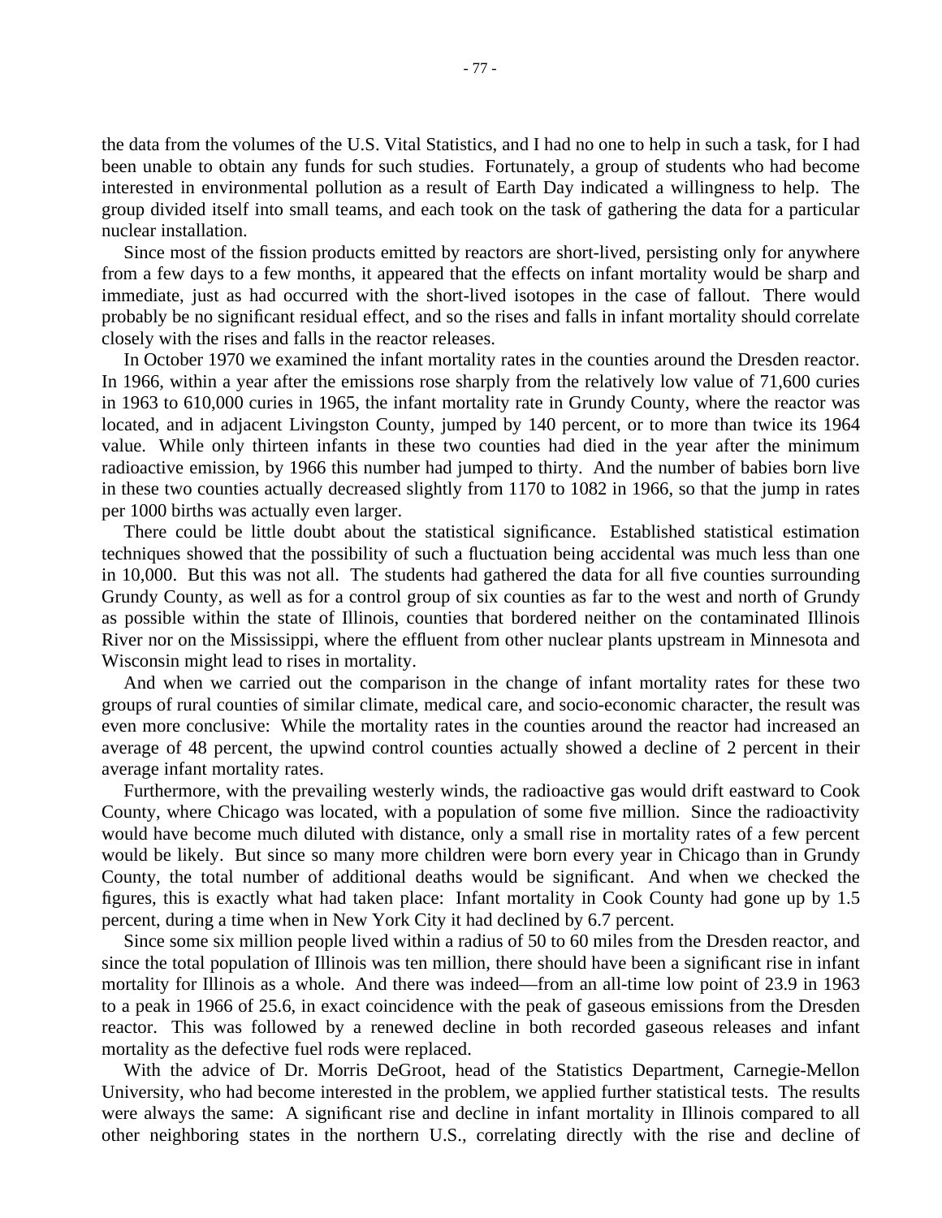the data from the volumes of the U.S. Vital Statistics, and I had no one to help in such a task, for I had been unable to obtain any funds for such studies. Fortunately, a group of students who had become interested in environmental pollution as a result of Earth Day indicated a willingness to help. The group divided itself into small teams, and each took on the task of gathering the data for a particular nuclear installation.

Since most of the fission products emitted by reactors are short-lived, persisting only for anywhere from a few days to a few months, it appeared that the effects on infant mortality would be sharp and immediate, just as had occurred with the short-lived isotopes in the case of fallout. There would probably be no significant residual effect, and so the rises and falls in infant mortality should correlate closely with the rises and falls in the reactor releases.

In October 1970 we examined the infant mortality rates in the counties around the Dresden reactor. In 1966, within a year after the emissions rose sharply from the relatively low value of 71,600 curies in 1963 to 610,000 curies in 1965, the infant mortality rate in Grundy County, where the reactor was located, and in adjacent Livingston County, jumped by 140 percent, or to more than twice its 1964 value. While only thirteen infants in these two counties had died in the year after the minimum radioactive emission, by 1966 this number had jumped to thirty. And the number of babies born live in these two counties actually decreased slightly from 1170 to 1082 in 1966, so that the jump in rates per 1000 births was actually even larger.

There could be little doubt about the statistical significance. Established statistical estimation techniques showed that the possibility of such a fluctuation being accidental was much less than one in 10,000. But this was not all. The students had gathered the data for all five counties surrounding Grundy County, as well as for a control group of six counties as far to the west and north of Grundy as possible within the state of Illinois, counties that bordered neither on the contaminated Illinois River nor on the Mississippi, where the effluent from other nuclear plants upstream in Minnesota and Wisconsin might lead to rises in mortality.

And when we carried out the comparison in the change of infant mortality rates for these two groups of rural counties of similar climate, medical care, and socio-economic character, the result was even more conclusive: While the mortality rates in the counties around the reactor had increased an average of 48 percent, the upwind control counties actually showed a decline of 2 percent in their average infant mortality rates.

Furthermore, with the prevailing westerly winds, the radioactive gas would drift eastward to Cook County, where Chicago was located, with a population of some five million. Since the radioactivity would have become much diluted with distance, only a small rise in mortality rates of a few percent would be likely. But since so many more children were born every year in Chicago than in Grundy County, the total number of additional deaths would be significant. And when we checked the figures, this is exactly what had taken place: Infant mortality in Cook County had gone up by 1.5 percent, during a time when in New York City it had declined by 6.7 percent.

Since some six million people lived within a radius of 50 to 60 miles from the Dresden reactor, and since the total population of Illinois was ten million, there should have been a significant rise in infant mortality for Illinois as a whole. And there was indeed—from an all-time low point of 23.9 in 1963 to a peak in 1966 of 25.6, in exact coincidence with the peak of gaseous emissions from the Dresden reactor. This was followed by a renewed decline in both recorded gaseous releases and infant mortality as the defective fuel rods were replaced.

With the advice of Dr. Morris DeGroot, head of the Statistics Department, Carnegie-Mellon University, who had become interested in the problem, we applied further statistical tests. The results were always the same: A significant rise and decline in infant mortality in Illinois compared to all other neighboring states in the northern U.S., correlating directly with the rise and decline of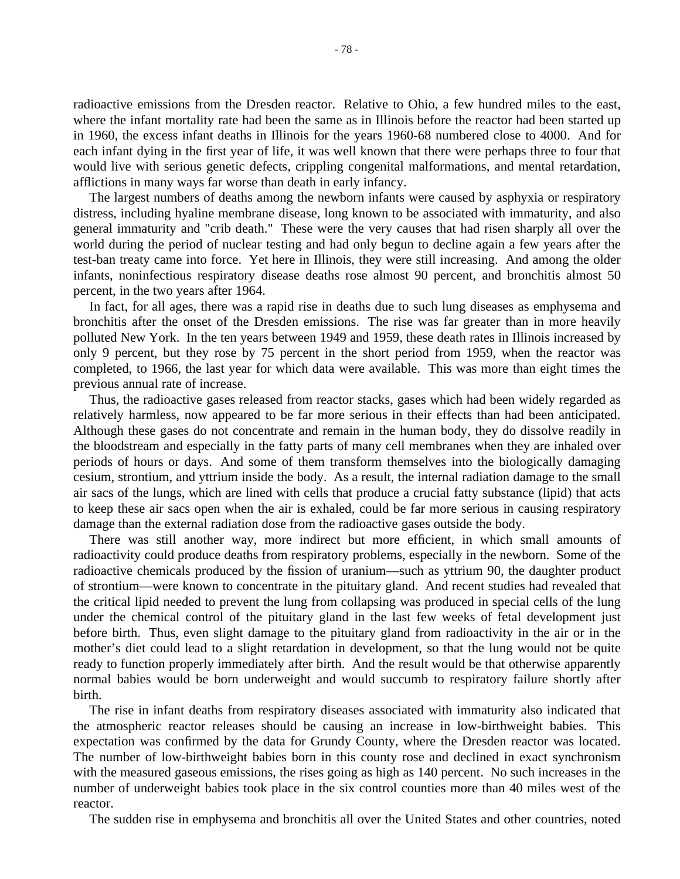radioactive emissions from the Dresden reactor. Relative to Ohio, a few hundred miles to the east, where the infant mortality rate had been the same as in Illinois before the reactor had been started up in 1960, the excess infant deaths in Illinois for the years 1960-68 numbered close to 4000. And for each infant dying in the first year of life, it was well known that there were perhaps three to four that would live with serious genetic defects, crippling congenital malformations, and mental retardation, afflictions in many ways far worse than death in early infancy.

The largest numbers of deaths among the newborn infants were caused by asphyxia or respiratory distress, including hyaline membrane disease, long known to be associated with immaturity, and also general immaturity and "crib death." These were the very causes that had risen sharply all over the world during the period of nuclear testing and had only begun to decline again a few years after the test-ban treaty came into force. Yet here in Illinois, they were still increasing. And among the older infants, noninfectious respiratory disease deaths rose almost 90 percent, and bronchitis almost 50 percent, in the two years after 1964.

In fact, for all ages, there was a rapid rise in deaths due to such lung diseases as emphysema and bronchitis after the onset of the Dresden emissions. The rise was far greater than in more heavily polluted New York. In the ten years between 1949 and 1959, these death rates in Illinois increased by only 9 percent, but they rose by 75 percent in the short period from 1959, when the reactor was completed, to 1966, the last year for which data were available. This was more than eight times the previous annual rate of increase.

Thus, the radioactive gases released from reactor stacks, gases which had been widely regarded as relatively harmless, now appeared to be far more serious in their effects than had been anticipated. Although these gases do not concentrate and remain in the human body, they do dissolve readily in the bloodstream and especially in the fatty parts of many cell membranes when they are inhaled over periods of hours or days. And some of them transform themselves into the biologically damaging cesium, strontium, and yttrium inside the body. As a result, the internal radiation damage to the small air sacs of the lungs, which are lined with cells that produce a crucial fatty substance (lipid) that acts to keep these air sacs open when the air is exhaled, could be far more serious in causing respiratory damage than the external radiation dose from the radioactive gases outside the body.

There was still another way, more indirect but more efficient, in which small amounts of radioactivity could produce deaths from respiratory problems, especially in the newborn. Some of the radioactive chemicals produced by the fission of uranium—such as yttrium 90, the daughter product of strontium—were known to concentrate in the pituitary gland. And recent studies had revealed that the critical lipid needed to prevent the lung from collapsing was produced in special cells of the lung under the chemical control of the pituitary gland in the last few weeks of fetal development just before birth. Thus, even slight damage to the pituitary gland from radioactivity in the air or in the mother's diet could lead to a slight retardation in development, so that the lung would not be quite ready to function properly immediately after birth. And the result would be that otherwise apparently normal babies would be born underweight and would succumb to respiratory failure shortly after birth.

The rise in infant deaths from respiratory diseases associated with immaturity also indicated that the atmospheric reactor releases should be causing an increase in low-birthweight babies. This expectation was confirmed by the data for Grundy County, where the Dresden reactor was located. The number of low-birthweight babies born in this county rose and declined in exact synchronism with the measured gaseous emissions, the rises going as high as 140 percent. No such increases in the number of underweight babies took place in the six control counties more than 40 miles west of the reactor.

The sudden rise in emphysema and bronchitis all over the United States and other countries, noted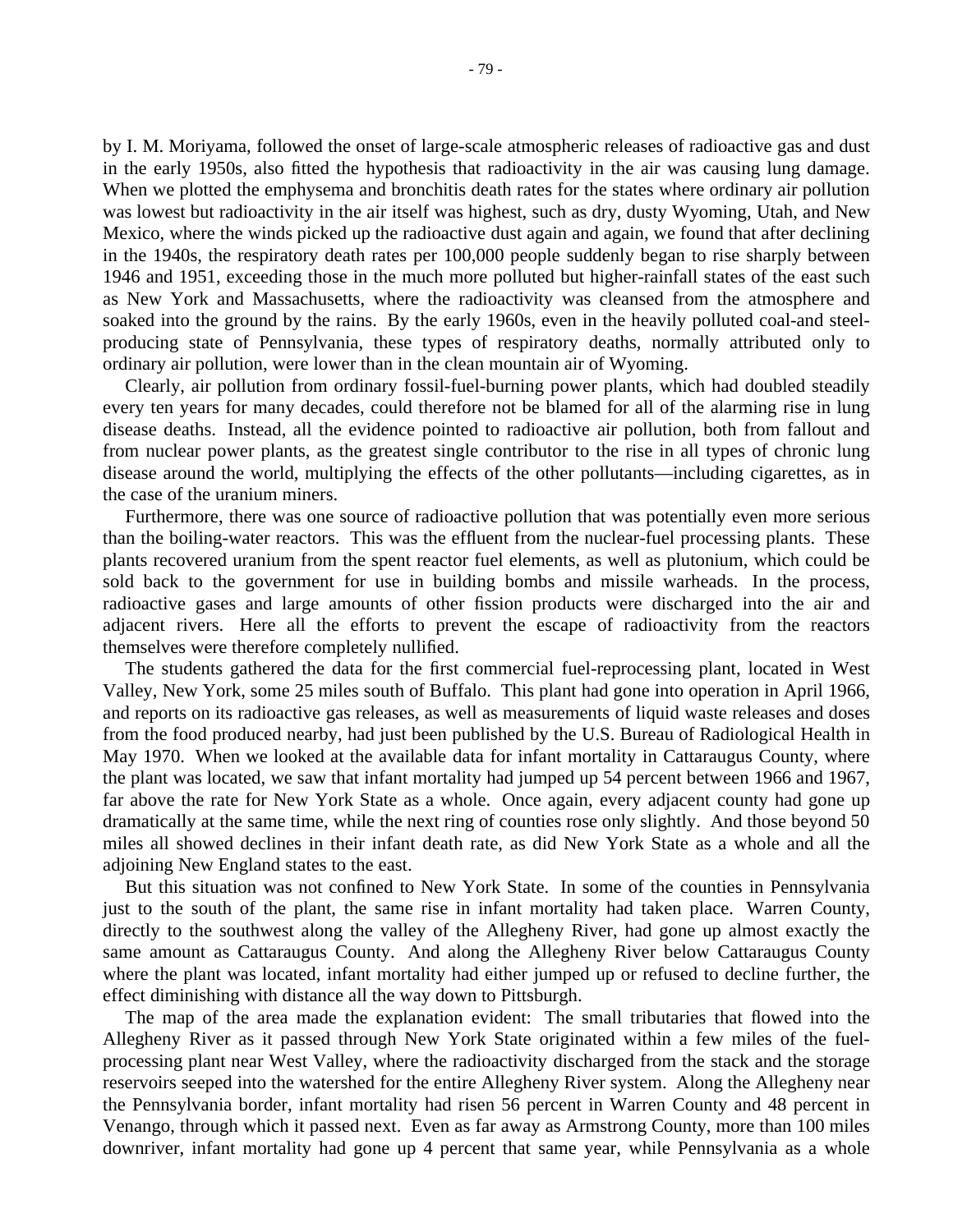by I. M. Moriyama, followed the onset of large-scale atmospheric releases of radioactive gas and dust in the early 1950s, also fitted the hypothesis that radioactivity in the air was causing lung damage. When we plotted the emphysema and bronchitis death rates for the states where ordinary air pollution was lowest but radioactivity in the air itself was highest, such as dry, dusty Wyoming, Utah, and New Mexico, where the winds picked up the radioactive dust again and again, we found that after declining in the 1940s, the respiratory death rates per 100,000 people suddenly began to rise sharply between 1946 and 1951, exceeding those in the much more polluted but higher-rainfall states of the east such as New York and Massachusetts, where the radioactivity was cleansed from the atmosphere and soaked into the ground by the rains. By the early 1960s, even in the heavily polluted coal-and steel-producing state of Pennsylvania, these types of respiratory deaths, normally attributed only to ordinary air pollution, were lower than in the clean mountain air of Wyoming.

Clearly, air pollution from ordinary fossil-fuel-burning power plants, which had doubled steadily every ten years for many decades, could therefore not be blamed for all of the alarming rise in lung disease deaths. Instead, all the evidence pointed to radioactive air pollution, both from fallout and from nuclear power plants, as the greatest single contributor to the rise in all types of chronic lung disease around the world, multiplying the effects of the other pollutants—including cigarettes, as in the case of the uranium miners.

Furthermore, there was one source of radioactive pollution that was potentially even more serious than the boiling-water reactors. This was the effluent from the nuclear-fuel processing plants. These plants recovered uranium from the spent reactor fuel elements, as well as plutonium, which could be sold back to the government for use in building bombs and missile warheads. In the process, radioactive gases and large amounts of other fission products were discharged into the air and adjacent rivers. Here all the efforts to prevent the escape of radioactivity from the reactors themselves were therefore completely nullified.

The students gathered the data for the first commercial fuel-reprocessing plant, located in West Valley, New York, some 25 miles south of Buffalo. This plant had gone into operation in April 1966, and reports on its radioactive gas releases, as well as measurements of liquid waste releases and doses from the food produced nearby, had just been published by the U.S. Bureau of Radiological Health in May 1970. When we looked at the available data for infant mortality in Cattaraugus County, where the plant was located, we saw that infant mortality had jumped up 54 percent between 1966 and 1967, far above the rate for New York State as a whole. Once again, every adjacent county had gone up dramatically at the same time, while the next ring of counties rose only slightly. And those beyond 50 miles all showed declines in their infant death rate, as did New York State as a whole and all the adjoining New England states to the east.

But this situation was not confined to New York State. In some of the counties in Pennsylvania just to the south of the plant, the same rise in infant mortality had taken place. Warren County, directly to the southwest along the valley of the Allegheny River, had gone up almost exactly the same amount as Cattaraugus County. And along the Allegheny River below Cattaraugus County where the plant was located, infant mortality had either jumped up or refused to decline further, the effect diminishing with distance all the way down to Pittsburgh.

The map of the area made the explanation evident: The small tributaries that flowed into the Allegheny River as it passed through New York State originated within a few miles of the fuel-processing plant near West Valley, where the radioactivity discharged from the stack and the storage reservoirs seeped into the watershed for the entire Allegheny River system. Along the Allegheny near the Pennsylvania border, infant mortality had risen 56 percent in Warren County and 48 percent in Venango, through which it passed next. Even as far away as Armstrong County, more than 100 miles downriver, infant mortality had gone up 4 percent that same year, while Pennsylvania as a whole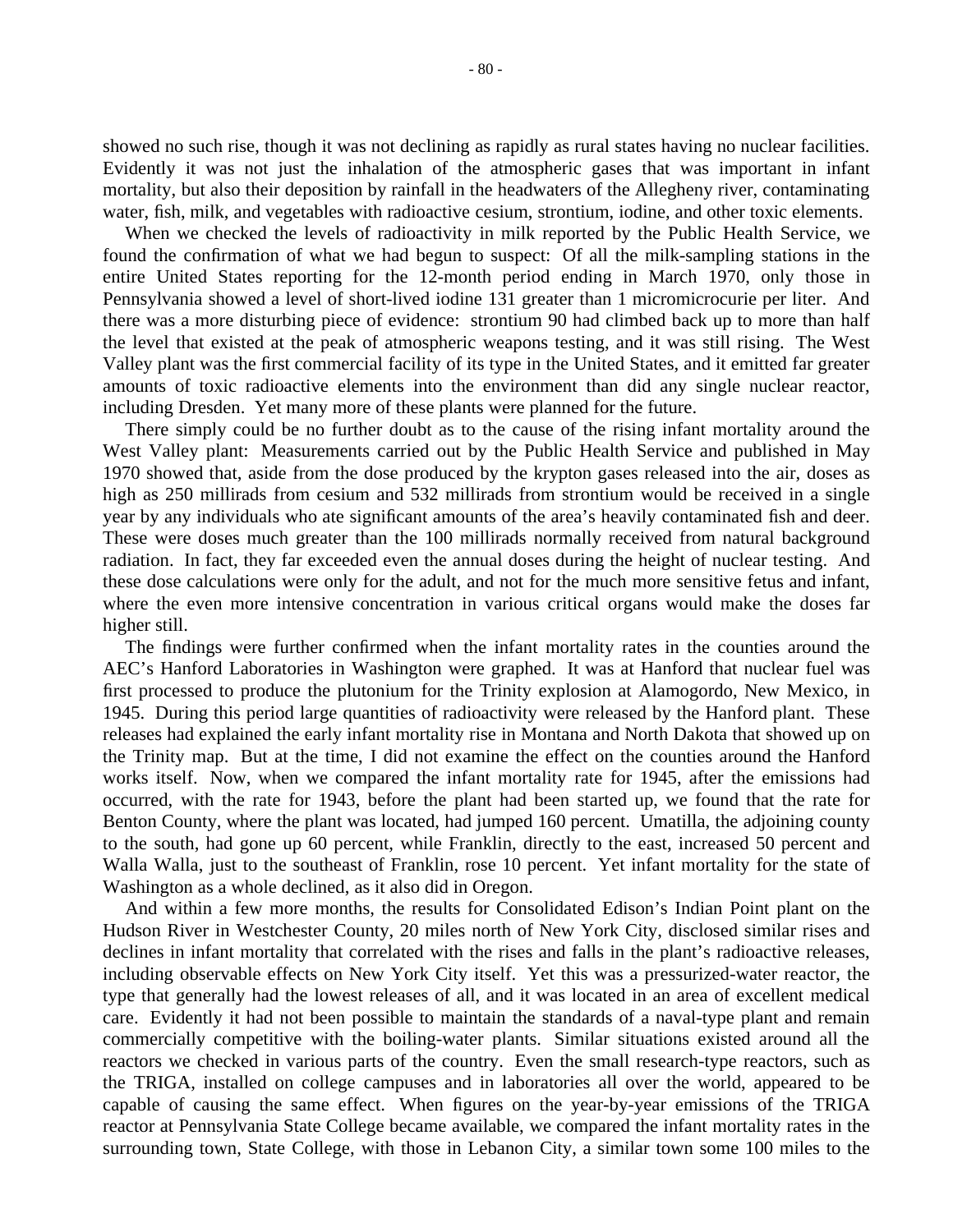showed no such rise, though it was not declining as rapidly as rural states having no nuclear facilities. Evidently it was not just the inhalation of the atmospheric gases that was important in infant mortality, but also their deposition by rainfall in the headwaters of the Allegheny river, contaminating water, fish, milk, and vegetables with radioactive cesium, strontium, iodine, and other toxic elements.

When we checked the levels of radioactivity in milk reported by the Public Health Service, we found the confirmation of what we had begun to suspect: Of all the milk-sampling stations in the entire United States reporting for the 12-month period ending in March 1970, only those in Pennsylvania showed a level of short-lived iodine 131 greater than 1 micromicrocurie per liter. And there was a more disturbing piece of evidence: strontium 90 had climbed back up to more than half the level that existed at the peak of atmospheric weapons testing, and it was still rising. The West Valley plant was the first commercial facility of its type in the United States, and it emitted far greater amounts of toxic radioactive elements into the environment than did any single nuclear reactor, including Dresden. Yet many more of these plants were planned for the future.

There simply could be no further doubt as to the cause of the rising infant mortality around the West Valley plant: Measurements carried out by the Public Health Service and published in May 1970 showed that, aside from the dose produced by the krypton gases released into the air, doses as high as 250 millirads from cesium and 532 millirads from strontium would be received in a single year by any individuals who ate significant amounts of the area's heavily contaminated fish and deer. These were doses much greater than the 100 millirads normally received from natural background radiation. In fact, they far exceeded even the annual doses during the height of nuclear testing. And these dose calculations were only for the adult, and not for the much more sensitive fetus and infant, where the even more intensive concentration in various critical organs would make the doses far higher still.

The findings were further confirmed when the infant mortality rates in the counties around the AEC's Hanford Laboratories in Washington were graphed. It was at Hanford that nuclear fuel was first processed to produce the plutonium for the Trinity explosion at Alamogordo, New Mexico, in 1945. During this period large quantities of radioactivity were released by the Hanford plant. These releases had explained the early infant mortality rise in Montana and North Dakota that showed up on the Trinity map. But at the time, I did not examine the effect on the counties around the Hanford works itself. Now, when we compared the infant mortality rate for 1945, after the emissions had occurred, with the rate for 1943, before the plant had been started up, we found that the rate for Benton County, where the plant was located, had jumped 160 percent. Umatilla, the adjoining county to the south, had gone up 60 percent, while Franklin, directly to the east, increased 50 percent and Walla Walla, just to the southeast of Franklin, rose 10 percent. Yet infant mortality for the state of Washington as a whole declined, as it also did in Oregon.

And within a few more months, the results for Consolidated Edison's Indian Point plant on the Hudson River in Westchester County, 20 miles north of New York City, disclosed similar rises and declines in infant mortality that correlated with the rises and falls in the plant's radioactive releases, including observable effects on New York City itself. Yet this was a pressurized-water reactor, the type that generally had the lowest releases of all, and it was located in an area of excellent medical care. Evidently it had not been possible to maintain the standards of a naval-type plant and remain commercially competitive with the boiling-water plants. Similar situations existed around all the reactors we checked in various parts of the country. Even the small research-type reactors, such as the TRIGA, installed on college campuses and in laboratories all over the world, appeared to be capable of causing the same effect. When figures on the year-by-year emissions of the TRIGA reactor at Pennsylvania State College became available, we compared the infant mortality rates in the surrounding town, State College, with those in Lebanon City, a similar town some 100 miles to the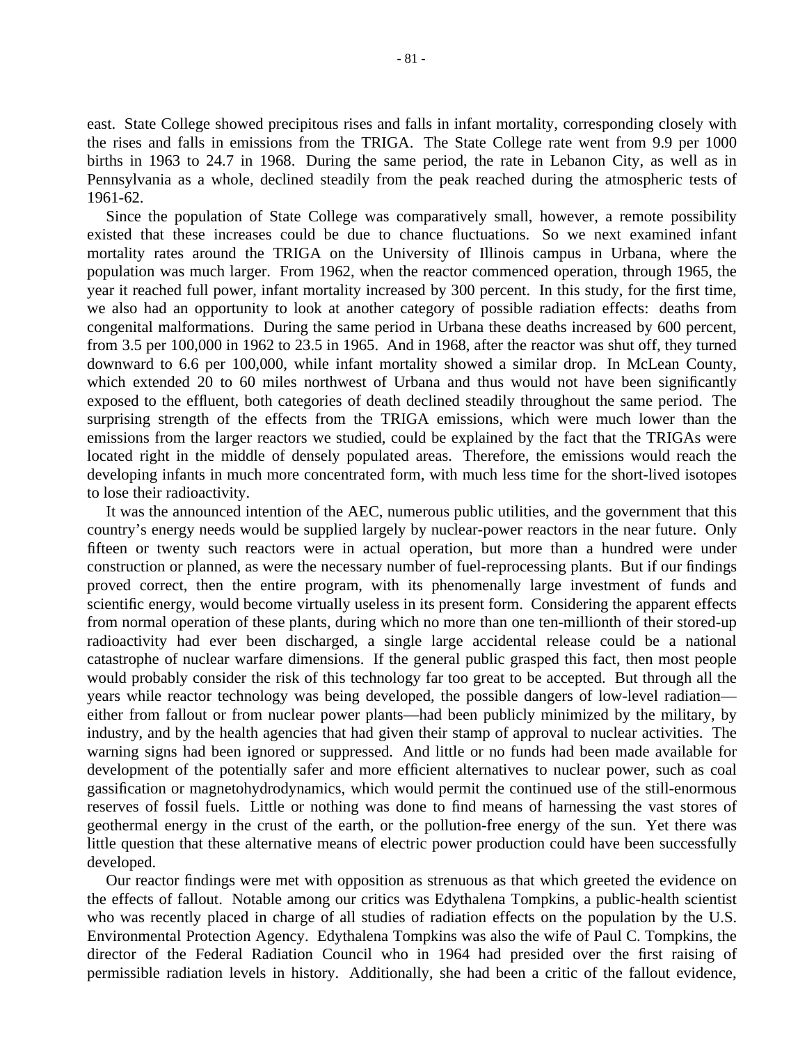east. State College showed precipitous rises and falls in infant mortality, corresponding closely with the rises and falls in emissions from the TRIGA. The State College rate went from 9.9 per 1000 births in 1963 to 24.7 in 1968. During the same period, the rate in Lebanon City, as well as in Pennsylvania as a whole, declined steadily from the peak reached during the atmospheric tests of 1961-62.

Since the population of State College was comparatively small, however, a remote possibility existed that these increases could be due to chance fluctuations. So we next examined infant mortality rates around the TRIGA on the University of Illinois campus in Urbana, where the population was much larger. From 1962, when the reactor commenced operation, through 1965, the year it reached full power, infant mortality increased by 300 percent. In this study, for the first time, we also had an opportunity to look at another category of possible radiation effects: deaths from congenital malformations. During the same period in Urbana these deaths increased by 600 percent, from 3.5 per 100,000 in 1962 to 23.5 in 1965. And in 1968, after the reactor was shut off, they turned downward to 6.6 per 100,000, while infant mortality showed a similar drop. In McLean County, which extended 20 to 60 miles northwest of Urbana and thus would not have been significantly exposed to the effluent, both categories of death declined steadily throughout the same period. The surprising strength of the effects from the TRIGA emissions, which were much lower than the emissions from the larger reactors we studied, could be explained by the fact that the TRIGAs were located right in the middle of densely populated areas. Therefore, the emissions would reach the developing infants in much more concentrated form, with much less time for the short-lived isotopes to lose their radioactivity.

It was the announced intention of the AEC, numerous public utilities, and the government that this country's energy needs would be supplied largely by nuclear-power reactors in the near future. Only fifteen or twenty such reactors were in actual operation, but more than a hundred were under construction or planned, as were the necessary number of fuel-reprocessing plants. But if our findings proved correct, then the entire program, with its phenomenally large investment of funds and scientific energy, would become virtually useless in its present form. Considering the apparent effects from normal operation of these plants, during which no more than one ten-millionth of their stored-up radioactivity had ever been discharged, a single large accidental release could be a national catastrophe of nuclear warfare dimensions. If the general public grasped this fact, then most people would probably consider the risk of this technology far too great to be accepted. But through all the years while reactor technology was being developed, the possible dangers of low-level radiation—either from fallout or from nuclear power plants—had been publicly minimized by the military, by industry, and by the health agencies that had given their stamp of approval to nuclear activities. The warning signs had been ignored or suppressed. And little or no funds had been made available for development of the potentially safer and more efficient alternatives to nuclear power, such as coal gassification or magnetohydrodynamics, which would permit the continued use of the still-enormous reserves of fossil fuels. Little or nothing was done to find means of harnessing the vast stores of geothermal energy in the crust of the earth, or the pollution-free energy of the sun. Yet there was little question that these alternative means of electric power production could have been successfully developed.

Our reactor findings were met with opposition as strenuous as that which greeted the evidence on the effects of fallout. Notable among our critics was Edythalena Tompkins, a public-health scientist who was recently placed in charge of all studies of radiation effects on the population by the U.S. Environmental Protection Agency. Edythalena Tompkins was also the wife of Paul C. Tompkins, the director of the Federal Radiation Council who in 1964 had presided over the first raising of permissible radiation levels in history. Additionally, she had been a critic of the fallout evidence,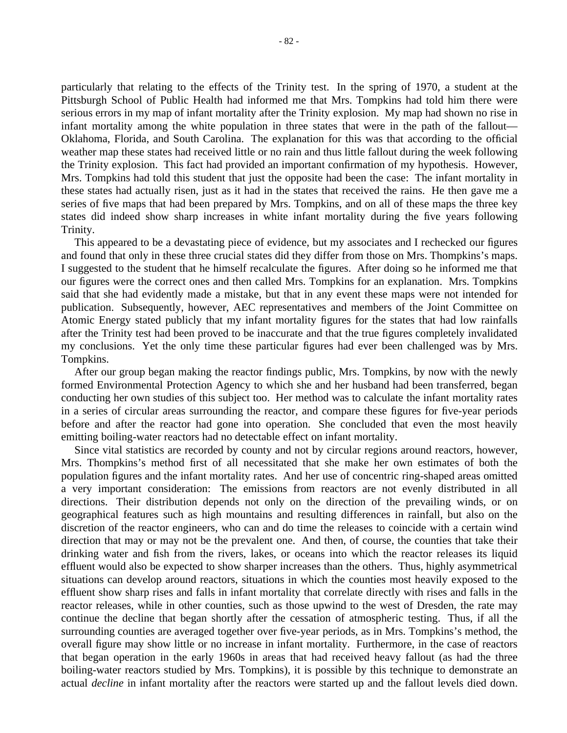particularly that relating to the effects of the Trinity test. In the spring of 1970, a student at the Pittsburgh School of Public Health had informed me that Mrs. Tompkins had told him there were serious errors in my map of infant mortality after the Trinity explosion. My map had shown no rise in infant mortality among the white population in three states that were in the path of the fallout—Oklahoma, Florida, and South Carolina. The explanation for this was that according to the official weather map these states had received little or no rain and thus little fallout during the week following the Trinity explosion. This fact had provided an important confirmation of my hypothesis. However, Mrs. Tompkins had told this student that just the opposite had been the case: The infant mortality in these states had actually risen, just as it had in the states that received the rains. He then gave me a series of five maps that had been prepared by Mrs. Tompkins, and on all of these maps the three key states did indeed show sharp increases in white infant mortality during the five years following Trinity.

This appeared to be a devastating piece of evidence, but my associates and I rechecked our figures and found that only in these three crucial states did they differ from those on Mrs. Thompkins's maps. I suggested to the student that he himself recalculate the figures. After doing so he informed me that our figures were the correct ones and then called Mrs. Tompkins for an explanation. Mrs. Tompkins said that she had evidently made a mistake, but that in any event these maps were not intended for publication. Subsequently, however, AEC representatives and members of the Joint Committee on Atomic Energy stated publicly that my infant mortality figures for the states that had low rainfalls after the Trinity test had been proved to be inaccurate and that the true figures completely invalidated my conclusions. Yet the only time these particular figures had ever been challenged was by Mrs. Tompkins.

After our group began making the reactor findings public, Mrs. Tompkins, by now with the newly formed Environmental Protection Agency to which she and her husband had been transferred, began conducting her own studies of this subject too. Her method was to calculate the infant mortality rates in a series of circular areas surrounding the reactor, and compare these figures for five-year periods before and after the reactor had gone into operation. She concluded that even the most heavily emitting boiling-water reactors had no detectable effect on infant mortality.

Since vital statistics are recorded by county and not by circular regions around reactors, however, Mrs. Thompkins's method first of all necessitated that she make her own estimates of both the population figures and the infant mortality rates. And her use of concentric ring-shaped areas omitted a very important consideration: The emissions from reactors are not evenly distributed in all directions. Their distribution depends not only on the direction of the prevailing winds, or on geographical features such as high mountains and resulting differences in rainfall, but also on the discretion of the reactor engineers, who can and do time the releases to coincide with a certain wind direction that may or may not be the prevalent one. And then, of course, the counties that take their drinking water and fish from the rivers, lakes, or oceans into which the reactor releases its liquid effluent would also be expected to show sharper increases than the others. Thus, highly asymmetrical situations can develop around reactors, situations in which the counties most heavily exposed to the effluent show sharp rises and falls in infant mortality that correlate directly with rises and falls in the reactor releases, while in other counties, such as those upwind to the west of Dresden, the rate may continue the decline that began shortly after the cessation of atmospheric testing. Thus, if all the surrounding counties are averaged together over five-year periods, as in Mrs. Tompkins's method, the overall figure may show little or no increase in infant mortality. Furthermore, in the case of reactors that began operation in the early 1960s in areas that had received heavy fallout (as had the three boiling-water reactors studied by Mrs. Tompkins), it is possible by this technique to demonstrate an actual *decline* in infant mortality after the reactors were started up and the fallout levels died down.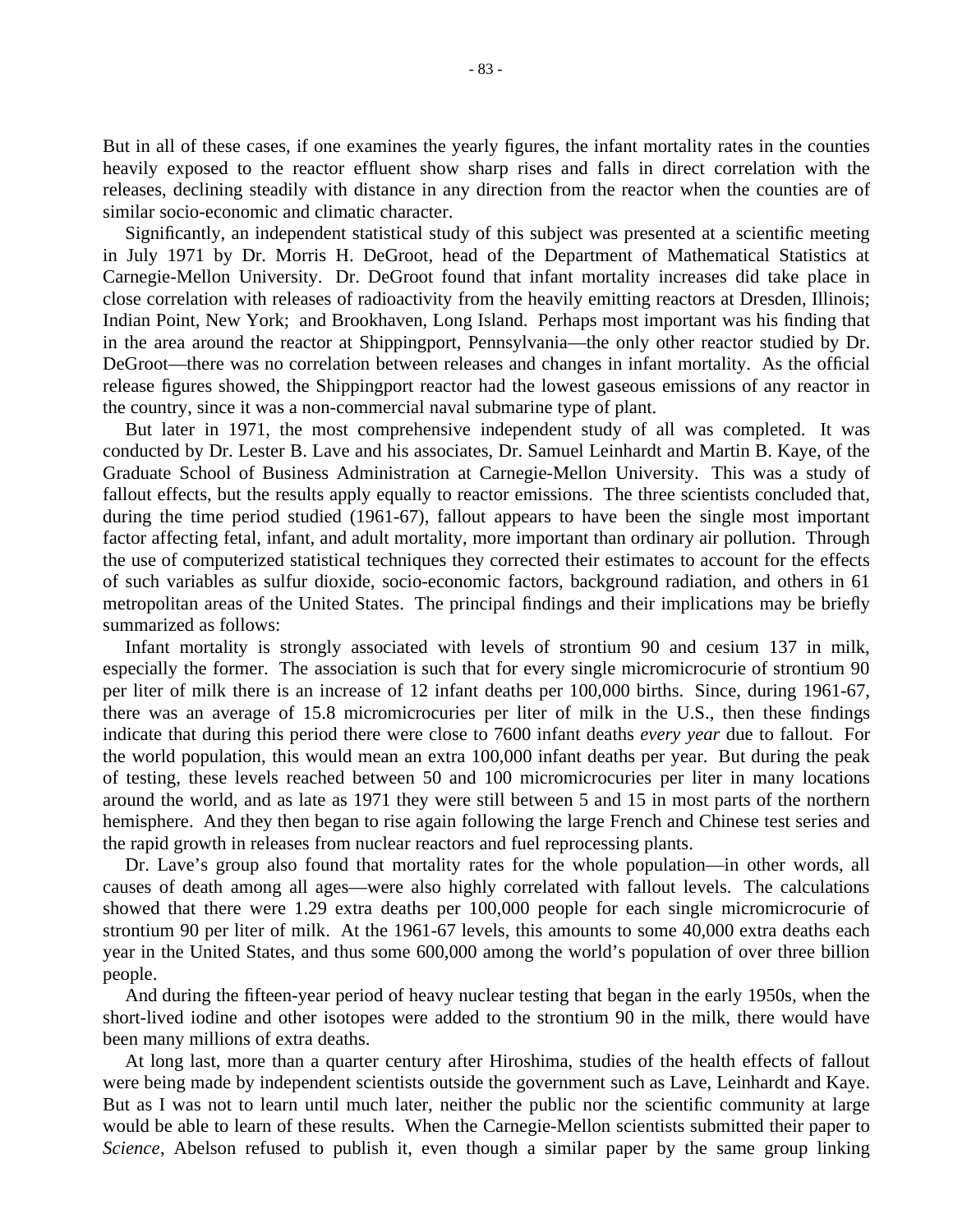But in all of these cases, if one examines the yearly figures, the infant mortality rates in the counties heavily exposed to the reactor effluent show sharp rises and falls in direct correlation with the releases, declining steadily with distance in any direction from the reactor when the counties are of similar socio-economic and climatic character.

Significantly, an independent statistical study of this subject was presented at a scientific meeting in July 1971 by Dr. Morris H. DeGroot, head of the Department of Mathematical Statistics at Carnegie-Mellon University. Dr. DeGroot found that infant mortality increases did take place in close correlation with releases of radioactivity from the heavily emitting reactors at Dresden, Illinois; Indian Point, New York; and Brookhaven, Long Island. Perhaps most important was his finding that in the area around the reactor at Shippingport, Pennsylvania—the only other reactor studied by Dr. DeGroot—there was no correlation between releases and changes in infant mortality. As the official release figures showed, the Shippingport reactor had the lowest gaseous emissions of any reactor in the country, since it was a non-commercial naval submarine type of plant.

But later in 1971, the most comprehensive independent study of all was completed. It was conducted by Dr. Lester B. Lave and his associates, Dr. Samuel Leinhardt and Martin B. Kaye, of the Graduate School of Business Administration at Carnegie-Mellon University. This was a study of fallout effects, but the results apply equally to reactor emissions. The three scientists concluded that, during the time period studied (1961-67), fallout appears to have been the single most important factor affecting fetal, infant, and adult mortality, more important than ordinary air pollution. Through the use of computerized statistical techniques they corrected their estimates to account for the effects of such variables as sulfur dioxide, socio-economic factors, background radiation, and others in 61 metropolitan areas of the United States. The principal findings and their implications may be briefly summarized as follows:

Infant mortality is strongly associated with levels of strontium 90 and cesium 137 in milk, especially the former. The association is such that for every single micromicrocurie of strontium 90 per liter of milk there is an increase of 12 infant deaths per 100,000 births. Since, during 1961-67, there was an average of 15.8 micromicrocuries per liter of milk in the U.S., then these findings indicate that during this period there were close to 7600 infant deaths *every year* due to fallout. For the world population, this would mean an extra 100,000 infant deaths per year. But during the peak of testing, these levels reached between 50 and 100 micromicrocuries per liter in many locations around the world, and as late as 1971 they were still between 5 and 15 in most parts of the northern hemisphere. And they then began to rise again following the large French and Chinese test series and the rapid growth in releases from nuclear reactors and fuel reprocessing plants.

Dr. Lave's group also found that mortality rates for the whole population—in other words, all causes of death among all ages—were also highly correlated with fallout levels. The calculations showed that there were 1.29 extra deaths per 100,000 people for each single micromicrocurie of strontium 90 per liter of milk. At the 1961-67 levels, this amounts to some 40,000 extra deaths each year in the United States, and thus some 600,000 among the world's population of over three billion people.

And during the fifteen-year period of heavy nuclear testing that began in the early 1950s, when the short-lived iodine and other isotopes were added to the strontium 90 in the milk, there would have been many millions of extra deaths.

At long last, more than a quarter century after Hiroshima, studies of the health effects of fallout were being made by independent scientists outside the government such as Lave, Leinhardt and Kaye. But as I was not to learn until much later, neither the public nor the scientific community at large would be able to learn of these results. When the Carnegie-Mellon scientists submitted their paper to *Science*, Abelson refused to publish it, even though a similar paper by the same group linking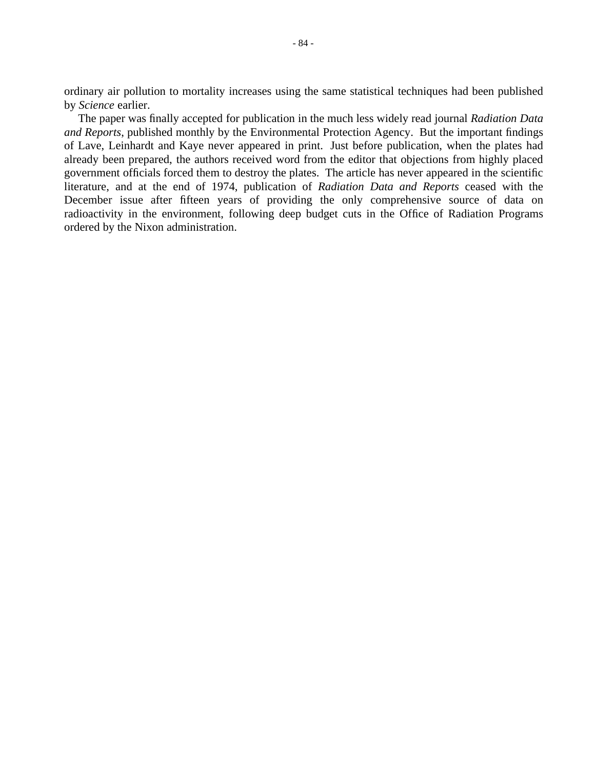ordinary air pollution to mortality increases using the same statistical techniques had been published by *Science* earlier.

The paper was finally accepted for publication in the much less widely read journal *Radiation Data and Reports*, published monthly by the Environmental Protection Agency. But the important findings of Lave, Leinhardt and Kaye never appeared in print. Just before publication, when the plates had already been prepared, the authors received word from the editor that objections from highly placed government officials forced them to destroy the plates. The article has never appeared in the scientific literature, and at the end of 1974, publication of *Radiation Data and Reports* ceased with the December issue after fifteen years of providing the only comprehensive source of data on radioactivity in the environment, following deep budget cuts in the Office of Radiation Programs ordered by the Nixon administration.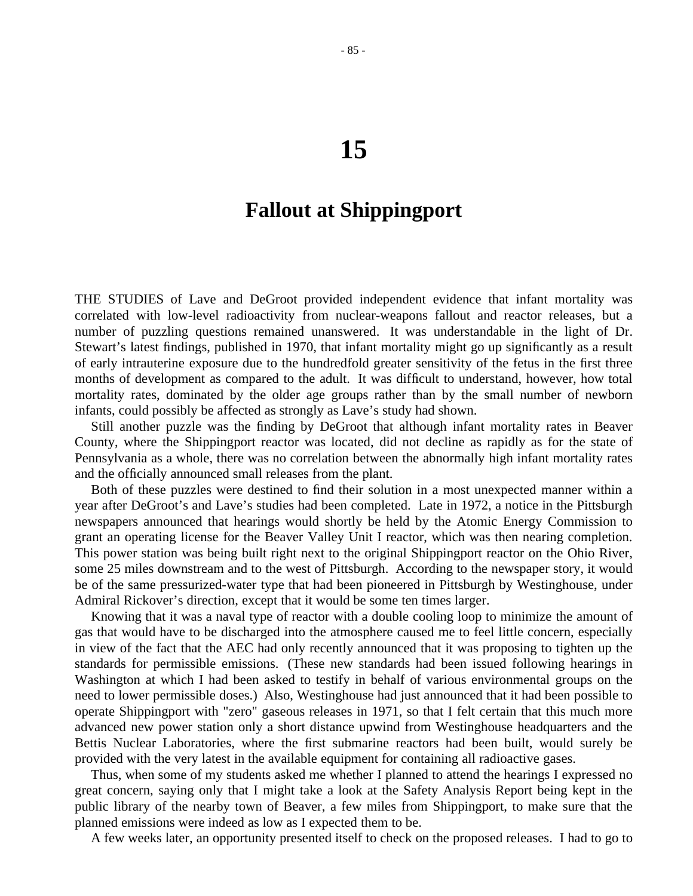# 15

## Fallout at Shippingport

THE STUDIES of Lave and DeGroot provided independent evidence that infant mortality was correlated with low-level radioactivity from nuclear-weapons fallout and reactor releases, but a number of puzzling questions remained unanswered. It was understandable in the light of Dr. Stewart's latest findings, published in 1970, that infant mortality might go up significantly as a result of early intrauterine exposure due to the hundredfold greater sensitivity of the fetus in the first three months of development as compared to the adult. It was difficult to understand, however, how total mortality rates, dominated by the older age groups rather than by the small number of newborn infants, could possibly be affected as strongly as Lave's study had shown.

Still another puzzle was the finding by DeGroot that although infant mortality rates in Beaver County, where the Shippingport reactor was located, did not decline as rapidly as for the state of Pennsylvania as a whole, there was no correlation between the abnormally high infant mortality rates and the officially announced small releases from the plant.

Both of these puzzles were destined to find their solution in a most unexpected manner within a year after DeGroot's and Lave's studies had been completed. Late in 1972, a notice in the Pittsburgh newspapers announced that hearings would shortly be held by the Atomic Energy Commission to grant an operating license for the Beaver Valley Unit I reactor, which was then nearing completion. This power station was being built right next to the original Shippingport reactor on the Ohio River, some 25 miles downstream and to the west of Pittsburgh. According to the newspaper story, it would be of the same pressurized-water type that had been pioneered in Pittsburgh by Westinghouse, under Admiral Rickover's direction, except that it would be some ten times larger.

Knowing that it was a naval type of reactor with a double cooling loop to minimize the amount of gas that would have to be discharged into the atmosphere caused me to feel little concern, especially in view of the fact that the AEC had only recently announced that it was proposing to tighten up the standards for permissible emissions. (These new standards had been issued following hearings in Washington at which I had been asked to testify in behalf of various environmental groups on the need to lower permissible doses.) Also, Westinghouse had just announced that it had been possible to operate Shippingport with "zero" gaseous releases in 1971, so that I felt certain that this much more advanced new power station only a short distance upwind from Westinghouse headquarters and the Bettis Nuclear Laboratories, where the first submarine reactors had been built, would surely be provided with the very latest in the available equipment for containing all radioactive gases.

Thus, when some of my students asked me whether I planned to attend the hearings I expressed no great concern, saying only that I might take a look at the Safety Analysis Report being kept in the public library of the nearby town of Beaver, a few miles from Shippingport, to make sure that the planned emissions were indeed as low as I expected them to be.

A few weeks later, an opportunity presented itself to check on the proposed releases. I had to go to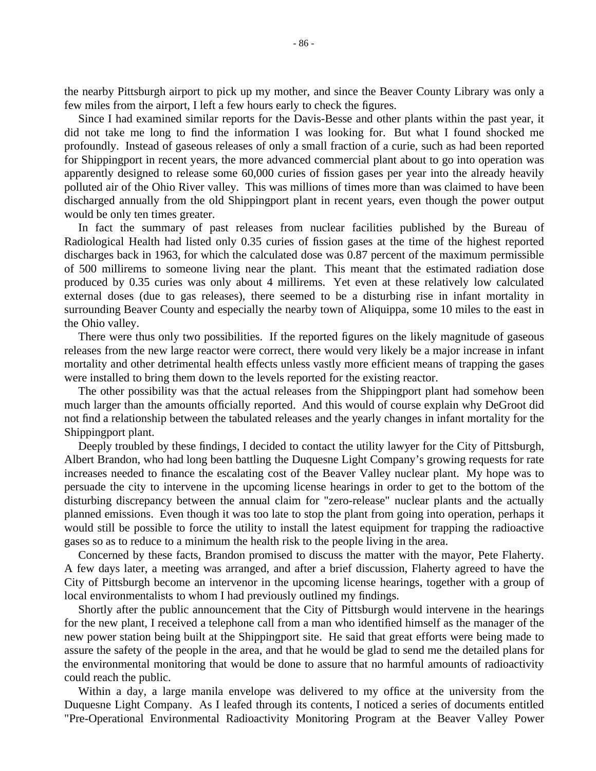the nearby Pittsburgh airport to pick up my mother, and since the Beaver County Library was only a few miles from the airport, I left a few hours early to check the figures.

Since I had examined similar reports for the Davis-Besse and other plants within the past year, it did not take me long to find the information I was looking for. But what I found shocked me profoundly. Instead of gaseous releases of only a small fraction of a curie, such as had been reported for Shippingport in recent years, the more advanced commercial plant about to go into operation was apparently designed to release some 60,000 curies of fission gases per year into the already heavily polluted air of the Ohio River valley. This was millions of times more than was claimed to have been discharged annually from the old Shippingport plant in recent years, even though the power output would be only ten times greater.

In fact the summary of past releases from nuclear facilities published by the Bureau of Radiological Health had listed only 0.35 curies of fission gases at the time of the highest reported discharges back in 1963, for which the calculated dose was 0.87 percent of the maximum permissible of 500 millirems to someone living near the plant. This meant that the estimated radiation dose produced by 0.35 curies was only about 4 millirems. Yet even at these relatively low calculated external doses (due to gas releases), there seemed to be a disturbing rise in infant mortality in surrounding Beaver County and especially the nearby town of Aliquippa, some 10 miles to the east in the Ohio valley.

There were thus only two possibilities. If the reported figures on the likely magnitude of gaseous releases from the new large reactor were correct, there would very likely be a major increase in infant mortality and other detrimental health effects unless vastly more efficient means of trapping the gases were installed to bring them down to the levels reported for the existing reactor.

The other possibility was that the actual releases from the Shippingport plant had somehow been much larger than the amounts officially reported. And this would of course explain why DeGroot did not find a relationship between the tabulated releases and the yearly changes in infant mortality for the Shippingport plant.

Deeply troubled by these findings, I decided to contact the utility lawyer for the City of Pittsburgh, Albert Brandon, who had long been battling the Duquesne Light Company's growing requests for rate increases needed to finance the escalating cost of the Beaver Valley nuclear plant. My hope was to persuade the city to intervene in the upcoming license hearings in order to get to the bottom of the disturbing discrepancy between the annual claim for "zero-release" nuclear plants and the actually planned emissions. Even though it was too late to stop the plant from going into operation, perhaps it would still be possible to force the utility to install the latest equipment for trapping the radioactive gases so as to reduce to a minimum the health risk to the people living in the area.

Concerned by these facts, Brandon promised to discuss the matter with the mayor, Pete Flaherty. A few days later, a meeting was arranged, and after a brief discussion, Flaherty agreed to have the City of Pittsburgh become an intervenor in the upcoming license hearings, together with a group of local environmentalists to whom I had previously outlined my findings.

Shortly after the public announcement that the City of Pittsburgh would intervene in the hearings for the new plant, I received a telephone call from a man who identified himself as the manager of the new power station being built at the Shippingport site. He said that great efforts were being made to assure the safety of the people in the area, and that he would be glad to send me the detailed plans for the environmental monitoring that would be done to assure that no harmful amounts of radioactivity could reach the public.

Within a day, a large manila envelope was delivered to my office at the university from the Duquesne Light Company. As I leafed through its contents, I noticed a series of documents entitled "Pre-Operational Environmental Radioactivity Monitoring Program at the Beaver Valley Power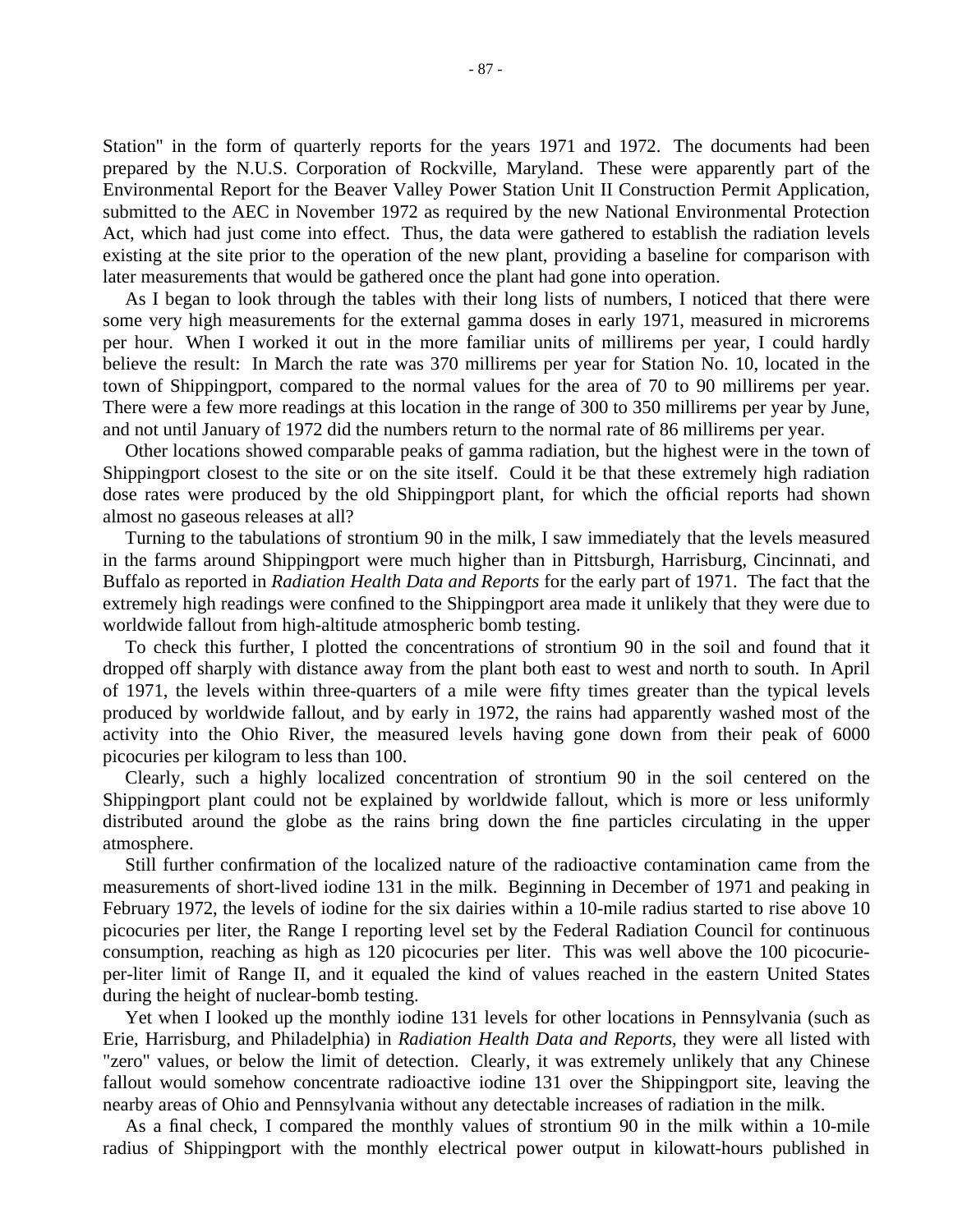Station" in the form of quarterly reports for the years 1971 and 1972. The documents had been prepared by the N.U.S. Corporation of Rockville, Maryland. These were apparently part of the Environmental Report for the Beaver Valley Power Station Unit II Construction Permit Application, submitted to the AEC in November 1972 as required by the new National Environmental Protection Act, which had just come into effect. Thus, the data were gathered to establish the radiation levels existing at the site prior to the operation of the new plant, providing a baseline for comparison with later measurements that would be gathered once the plant had gone into operation.

As I began to look through the tables with their long lists of numbers, I noticed that there were some very high measurements for the external gamma doses in early 1971, measured in microrems per hour. When I worked it out in the more familiar units of millirems per year, I could hardly believe the result: In March the rate was 370 millirems per year for Station No. 10, located in the town of Shippingport, compared to the normal values for the area of 70 to 90 millirems per year. There were a few more readings at this location in the range of 300 to 350 millirems per year by June, and not until January of 1972 did the numbers return to the normal rate of 86 millirems per year.

Other locations showed comparable peaks of gamma radiation, but the highest were in the town of Shippingport closest to the site or on the site itself. Could it be that these extremely high radiation dose rates were produced by the old Shippingport plant, for which the official reports had shown almost no gaseous releases at all?

Turning to the tabulations of strontium 90 in the milk, I saw immediately that the levels measured in the farms around Shippingport were much higher than in Pittsburgh, Harrisburg, Cincinnati, and Buffalo as reported in *Radiation Health Data and Reports* for the early part of 1971. The fact that the extremely high readings were confined to the Shippingport area made it unlikely that they were due to worldwide fallout from high-altitude atmospheric bomb testing.

To check this further, I plotted the concentrations of strontium 90 in the soil and found that it dropped off sharply with distance away from the plant both east to west and north to south. In April of 1971, the levels within three-quarters of a mile were fifty times greater than the typical levels produced by worldwide fallout, and by early in 1972, the rains had apparently washed most of the activity into the Ohio River, the measured levels having gone down from their peak of 6000 picocuries per kilogram to less than 100.

Clearly, such a highly localized concentration of strontium 90 in the soil centered on the Shippingport plant could not be explained by worldwide fallout, which is more or less uniformly distributed around the globe as the rains bring down the fine particles circulating in the upper atmosphere.

Still further confirmation of the localized nature of the radioactive contamination came from the measurements of short-lived iodine 131 in the milk. Beginning in December of 1971 and peaking in February 1972, the levels of iodine for the six dairies within a 10-mile radius started to rise above 10 picocuries per liter, the Range I reporting level set by the Federal Radiation Council for continuous consumption, reaching as high as 120 picocuries per liter. This was well above the 100 picocurie-per-liter limit of Range II, and it equaled the kind of values reached in the eastern United States during the height of nuclear-bomb testing.

Yet when I looked up the monthly iodine 131 levels for other locations in Pennsylvania (such as Erie, Harrisburg, and Philadelphia) in *Radiation Health Data and Reports*, they were all listed with "zero" values, or below the limit of detection. Clearly, it was extremely unlikely that any Chinese fallout would somehow concentrate radioactive iodine 131 over the Shippingport site, leaving the nearby areas of Ohio and Pennsylvania without any detectable increases of radiation in the milk.

As a final check, I compared the monthly values of strontium 90 in the milk within a 10-mile radius of Shippingport with the monthly electrical power output in kilowatt-hours published in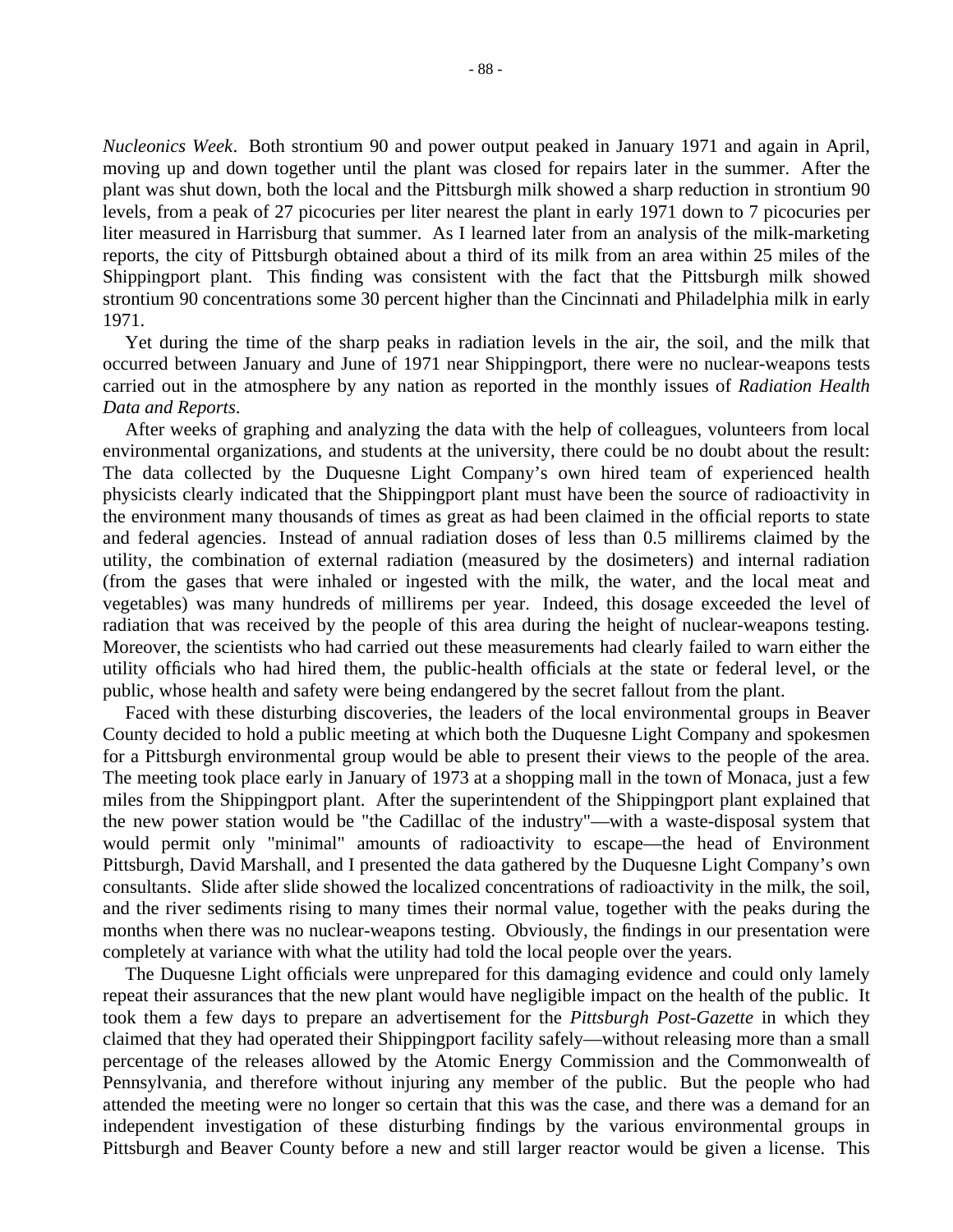*Nucleonics Week*. Both strontium 90 and power output peaked in January 1971 and again in April, moving up and down together until the plant was closed for repairs later in the summer. After the plant was shut down, both the local and the Pittsburgh milk showed a sharp reduction in strontium 90 levels, from a peak of 27 picocuries per liter nearest the plant in early 1971 down to 7 picocuries per liter measured in Harrisburg that summer. As I learned later from an analysis of the milk-marketing reports, the city of Pittsburgh obtained about a third of its milk from an area within 25 miles of the Shippingport plant. This finding was consistent with the fact that the Pittsburgh milk showed strontium 90 concentrations some 30 percent higher than the Cincinnati and Philadelphia milk in early 1971.

Yet during the time of the sharp peaks in radiation levels in the air, the soil, and the milk that occurred between January and June of 1971 near Shippingport, there were no nuclear-weapons tests carried out in the atmosphere by any nation as reported in the monthly issues of *Radiation Health Data and Reports*.

After weeks of graphing and analyzing the data with the help of colleagues, volunteers from local environmental organizations, and students at the university, there could be no doubt about the result: The data collected by the Duquesne Light Company's own hired team of experienced health physicists clearly indicated that the Shippingport plant must have been the source of radioactivity in the environment many thousands of times as great as had been claimed in the official reports to state and federal agencies. Instead of annual radiation doses of less than 0.5 millirems claimed by the utility, the combination of external radiation (measured by the dosimeters) and internal radiation (from the gases that were inhaled or ingested with the milk, the water, and the local meat and vegetables) was many hundreds of millirems per year. Indeed, this dosage exceeded the level of radiation that was received by the people of this area during the height of nuclear-weapons testing. Moreover, the scientists who had carried out these measurements had clearly failed to warn either the utility officials who had hired them, the public-health officials at the state or federal level, or the public, whose health and safety were being endangered by the secret fallout from the plant.

Faced with these disturbing discoveries, the leaders of the local environmental groups in Beaver County decided to hold a public meeting at which both the Duquesne Light Company and spokesmen for a Pittsburgh environmental group would be able to present their views to the people of the area. The meeting took place early in January of 1973 at a shopping mall in the town of Monaca, just a few miles from the Shippingport plant. After the superintendent of the Shippingport plant explained that the new power station would be "the Cadillac of the industry"—with a waste-disposal system that would permit only "minimal" amounts of radioactivity to escape—the head of Environment Pittsburgh, David Marshall, and I presented the data gathered by the Duquesne Light Company's own consultants. Slide after slide showed the localized concentrations of radioactivity in the milk, the soil, and the river sediments rising to many times their normal value, together with the peaks during the months when there was no nuclear-weapons testing. Obviously, the findings in our presentation were completely at variance with what the utility had told the local people over the years.

The Duquesne Light officials were unprepared for this damaging evidence and could only lamely repeat their assurances that the new plant would have negligible impact on the health of the public. It took them a few days to prepare an advertisement for the *Pittsburgh Post-Gazette* in which they claimed that they had operated their Shippingport facility safely—without releasing more than a small percentage of the releases allowed by the Atomic Energy Commission and the Commonwealth of Pennsylvania, and therefore without injuring any member of the public. But the people who had attended the meeting were no longer so certain that this was the case, and there was a demand for an independent investigation of these disturbing findings by the various environmental groups in Pittsburgh and Beaver County before a new and still larger reactor would be given a license. This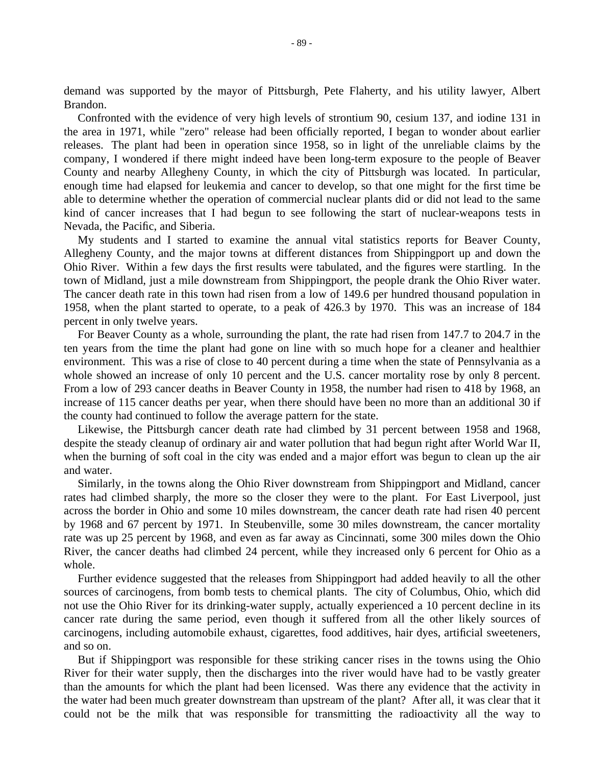demand was supported by the mayor of Pittsburgh, Pete Flaherty, and his utility lawyer, Albert Brandon.

Confronted with the evidence of very high levels of strontium 90, cesium 137, and iodine 131 in the area in 1971, while "zero" release had been officially reported, I began to wonder about earlier releases. The plant had been in operation since 1958, so in light of the unreliable claims by the company, I wondered if there might indeed have been long-term exposure to the people of Beaver County and nearby Allegheny County, in which the city of Pittsburgh was located. In particular, enough time had elapsed for leukemia and cancer to develop, so that one might for the first time be able to determine whether the operation of commercial nuclear plants did or did not lead to the same kind of cancer increases that I had begun to see following the start of nuclear-weapons tests in Nevada, the Pacific, and Siberia.

My students and I started to examine the annual vital statistics reports for Beaver County, Allegheny County, and the major towns at different distances from Shippingport up and down the Ohio River. Within a few days the first results were tabulated, and the figures were startling. In the town of Midland, just a mile downstream from Shippingport, the people drank the Ohio River water. The cancer death rate in this town had risen from a low of 149.6 per hundred thousand population in 1958, when the plant started to operate, to a peak of 426.3 by 1970. This was an increase of 184 percent in only twelve years.

For Beaver County as a whole, surrounding the plant, the rate had risen from 147.7 to 204.7 in the ten years from the time the plant had gone on line with so much hope for a cleaner and healthier environment. This was a rise of close to 40 percent during a time when the state of Pennsylvania as a whole showed an increase of only 10 percent and the U.S. cancer mortality rose by only 8 percent. From a low of 293 cancer deaths in Beaver County in 1958, the number had risen to 418 by 1968, an increase of 115 cancer deaths per year, when there should have been no more than an additional 30 if the county had continued to follow the average pattern for the state.

Likewise, the Pittsburgh cancer death rate had climbed by 31 percent between 1958 and 1968, despite the steady cleanup of ordinary air and water pollution that had begun right after World War II, when the burning of soft coal in the city was ended and a major effort was begun to clean up the air and water.

Similarly, in the towns along the Ohio River downstream from Shippingport and Midland, cancer rates had climbed sharply, the more so the closer they were to the plant. For East Liverpool, just across the border in Ohio and some 10 miles downstream, the cancer death rate had risen 40 percent by 1968 and 67 percent by 1971. In Steubenville, some 30 miles downstream, the cancer mortality rate was up 25 percent by 1968, and even as far away as Cincinnati, some 300 miles down the Ohio River, the cancer deaths had climbed 24 percent, while they increased only 6 percent for Ohio as a whole.

Further evidence suggested that the releases from Shippingport had added heavily to all the other sources of carcinogens, from bomb tests to chemical plants. The city of Columbus, Ohio, which did not use the Ohio River for its drinking-water supply, actually experienced a 10 percent decline in its cancer rate during the same period, even though it suffered from all the other likely sources of carcinogens, including automobile exhaust, cigarettes, food additives, hair dyes, artificial sweeteners, and so on.

But if Shippingport was responsible for these striking cancer rises in the towns using the Ohio River for their water supply, then the discharges into the river would have had to be vastly greater than the amounts for which the plant had been licensed. Was there any evidence that the activity in the water had been much greater downstream than upstream of the plant? After all, it was clear that it could not be the milk that was responsible for transmitting the radioactivity all the way to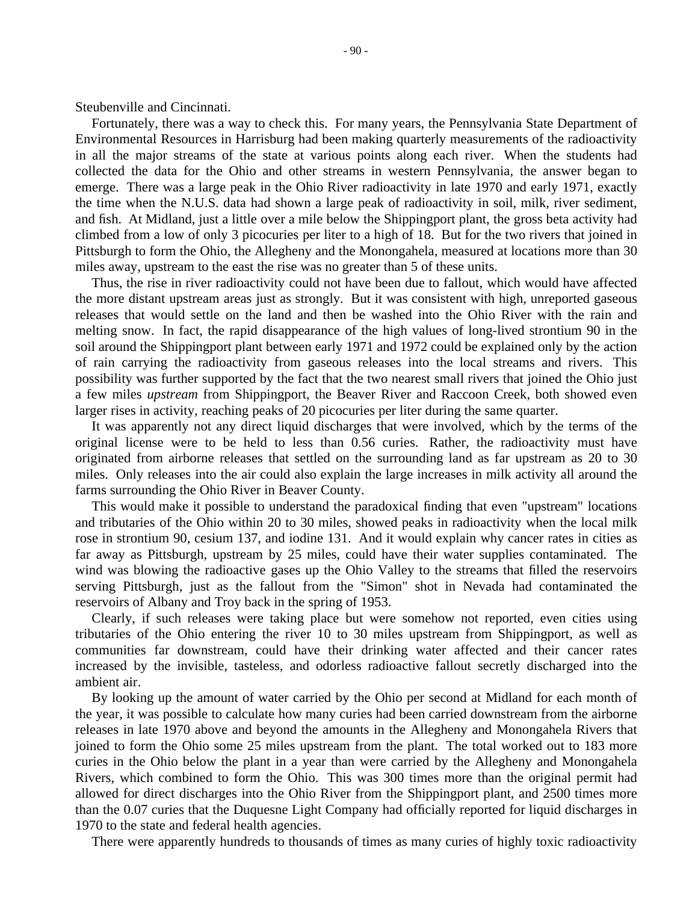Steubenville and Cincinnati.

Fortunately, there was a way to check this. For many years, the Pennsylvania State Department of Environmental Resources in Harrisburg had been making quarterly measurements of the radioactivity in all the major streams of the state at various points along each river. When the students had collected the data for the Ohio and other streams in western Pennsylvania, the answer began to emerge. There was a large peak in the Ohio River radioactivity in late 1970 and early 1971, exactly the time when the N.U.S. data had shown a large peak of radioactivity in soil, milk, river sediment, and fish. At Midland, just a little over a mile below the Shippingport plant, the gross beta activity had climbed from a low of only 3 picocuries per liter to a high of 18. But for the two rivers that joined in Pittsburgh to form the Ohio, the Allegheny and the Monongahela, measured at locations more than 30 miles away, upstream to the east the rise was no greater than 5 of these units.

Thus, the rise in river radioactivity could not have been due to fallout, which would have affected the more distant upstream areas just as strongly. But it was consistent with high, unreported gaseous releases that would settle on the land and then be washed into the Ohio River with the rain and melting snow. In fact, the rapid disappearance of the high values of long-lived strontium 90 in the soil around the Shippingport plant between early 1971 and 1972 could be explained only by the action of rain carrying the radioactivity from gaseous releases into the local streams and rivers. This possibility was further supported by the fact that the two nearest small rivers that joined the Ohio just a few miles *upstream* from Shippingport, the Beaver River and Raccoon Creek, both showed even larger rises in activity, reaching peaks of 20 picocuries per liter during the same quarter.

It was apparently not any direct liquid discharges that were involved, which by the terms of the original license were to be held to less than 0.56 curies. Rather, the radioactivity must have originated from airborne releases that settled on the surrounding land as far upstream as 20 to 30 miles. Only releases into the air could also explain the large increases in milk activity all around the farms surrounding the Ohio River in Beaver County.

This would make it possible to understand the paradoxical finding that even "upstream" locations and tributaries of the Ohio within 20 to 30 miles, showed peaks in radioactivity when the local milk rose in strontium 90, cesium 137, and iodine 131. And it would explain why cancer rates in cities as far away as Pittsburgh, upstream by 25 miles, could have their water supplies contaminated. The wind was blowing the radioactive gases up the Ohio Valley to the streams that filled the reservoirs serving Pittsburgh, just as the fallout from the "Simon" shot in Nevada had contaminated the reservoirs of Albany and Troy back in the spring of 1953.

Clearly, if such releases were taking place but were somehow not reported, even cities using tributaries of the Ohio entering the river 10 to 30 miles upstream from Shippingport, as well as communities far downstream, could have their drinking water affected and their cancer rates increased by the invisible, tasteless, and odorless radioactive fallout secretly discharged into the ambient air.

By looking up the amount of water carried by the Ohio per second at Midland for each month of the year, it was possible to calculate how many curies had been carried downstream from the airborne releases in late 1970 above and beyond the amounts in the Allegheny and Monongahela Rivers that joined to form the Ohio some 25 miles upstream from the plant. The total worked out to 183 more curies in the Ohio below the plant in a year than were carried by the Allegheny and Monongahela Rivers, which combined to form the Ohio. This was 300 times more than the original permit had allowed for direct discharges into the Ohio River from the Shippingport plant, and 2500 times more than the 0.07 curies that the Duquesne Light Company had officially reported for liquid discharges in 1970 to the state and federal health agencies.

There were apparently hundreds to thousands of times as many curies of highly toxic radioactivity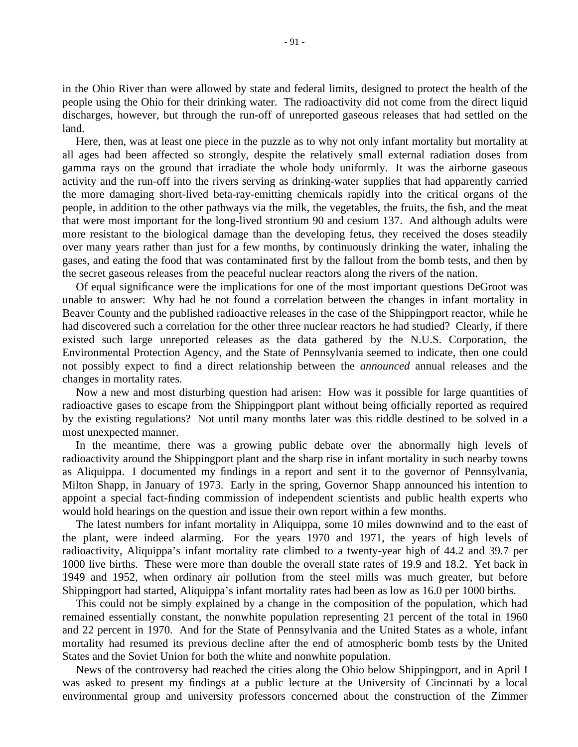in the Ohio River than were allowed by state and federal limits, designed to protect the health of the people using the Ohio for their drinking water. The radioactivity did not come from the direct liquid discharges, however, but through the run-off of unreported gaseous releases that had settled on the land.

Here, then, was at least one piece in the puzzle as to why not only infant mortality but mortality at all ages had been affected so strongly, despite the relatively small external radiation doses from gamma rays on the ground that irradiate the whole body uniformly. It was the airborne gaseous activity and the run-off into the rivers serving as drinking-water supplies that had apparently carried the more damaging short-lived beta-ray-emitting chemicals rapidly into the critical organs of the people, in addition to the other pathways via the milk, the vegetables, the fruits, the fish, and the meat that were most important for the long-lived strontium 90 and cesium 137. And although adults were more resistant to the biological damage than the developing fetus, they received the doses steadily over many years rather than just for a few months, by continuously drinking the water, inhaling the gases, and eating the food that was contaminated first by the fallout from the bomb tests, and then by the secret gaseous releases from the peaceful nuclear reactors along the rivers of the nation.

Of equal significance were the implications for one of the most important questions DeGroot was unable to answer: Why had he not found a correlation between the changes in infant mortality in Beaver County and the published radioactive releases in the case of the Shippingport reactor, while he had discovered such a correlation for the other three nuclear reactors he had studied? Clearly, if there existed such large unreported releases as the data gathered by the N.U.S. Corporation, the Environmental Protection Agency, and the State of Pennsylvania seemed to indicate, then one could not possibly expect to find a direct relationship between the *announced* annual releases and the changes in mortality rates.

Now a new and most disturbing question had arisen: How was it possible for large quantities of radioactive gases to escape from the Shippingport plant without being officially reported as required by the existing regulations? Not until many months later was this riddle destined to be solved in a most unexpected manner.

In the meantime, there was a growing public debate over the abnormally high levels of radioactivity around the Shippingport plant and the sharp rise in infant mortality in such nearby towns as Aliquippa. I documented my findings in a report and sent it to the governor of Pennsylvania, Milton Shapp, in January of 1973. Early in the spring, Governor Shapp announced his intention to appoint a special fact-finding commission of independent scientists and public health experts who would hold hearings on the question and issue their own report within a few months.

The latest numbers for infant mortality in Aliquippa, some 10 miles downwind and to the east of the plant, were indeed alarming. For the years 1970 and 1971, the years of high levels of radioactivity, Aliquippa's infant mortality rate climbed to a twenty-year high of 44.2 and 39.7 per 1000 live births. These were more than double the overall state rates of 19.9 and 18.2. Yet back in 1949 and 1952, when ordinary air pollution from the steel mills was much greater, but before Shippingport had started, Aliquippa's infant mortality rates had been as low as 16.0 per 1000 births.

This could not be simply explained by a change in the composition of the population, which had remained essentially constant, the nonwhite population representing 21 percent of the total in 1960 and 22 percent in 1970. And for the State of Pennsylvania and the United States as a whole, infant mortality had resumed its previous decline after the end of atmospheric bomb tests by the United States and the Soviet Union for both the white and nonwhite population.

News of the controversy had reached the cities along the Ohio below Shippingport, and in April I was asked to present my findings at a public lecture at the University of Cincinnati by a local environmental group and university professors concerned about the construction of the Zimmer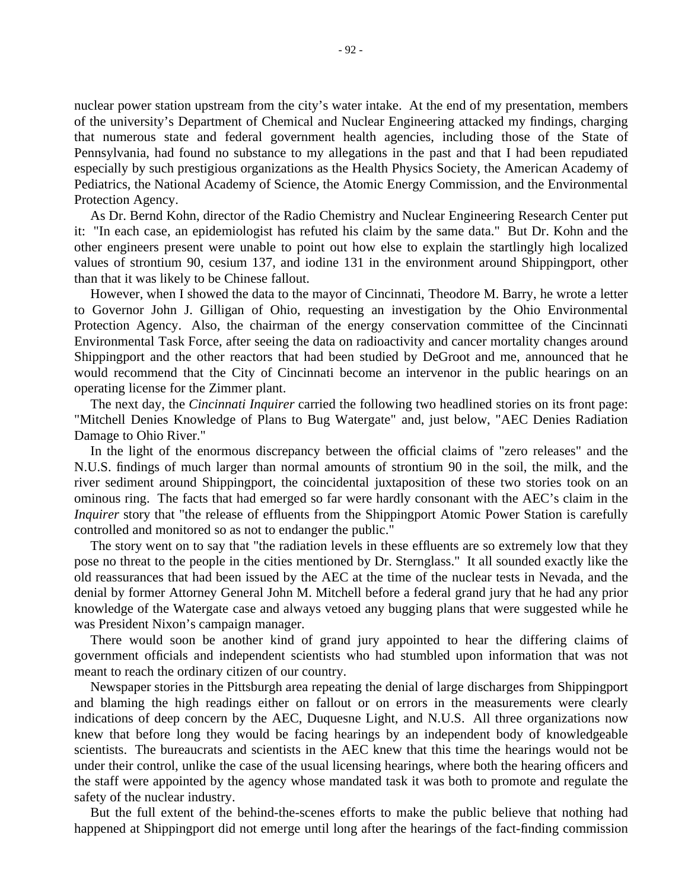nuclear power station upstream from the city's water intake. At the end of my presentation, members of the university's Department of Chemical and Nuclear Engineering attacked my findings, charging that numerous state and federal government health agencies, including those of the State of Pennsylvania, had found no substance to my allegations in the past and that I had been repudiated especially by such prestigious organizations as the Health Physics Society, the American Academy of Pediatrics, the National Academy of Science, the Atomic Energy Commission, and the Environmental Protection Agency.

As Dr. Bernd Kohn, director of the Radio Chemistry and Nuclear Engineering Research Center put it: "In each case, an epidemiologist has refuted his claim by the same data." But Dr. Kohn and the other engineers present were unable to point out how else to explain the startlingly high localized values of strontium 90, cesium 137, and iodine 131 in the environment around Shippingport, other than that it was likely to be Chinese fallout.

However, when I showed the data to the mayor of Cincinnati, Theodore M. Barry, he wrote a letter to Governor John J. Gilligan of Ohio, requesting an investigation by the Ohio Environmental Protection Agency. Also, the chairman of the energy conservation committee of the Cincinnati Environmental Task Force, after seeing the data on radioactivity and cancer mortality changes around Shippingport and the other reactors that had been studied by DeGroot and me, announced that he would recommend that the City of Cincinnati become an intervenor in the public hearings on an operating license for the Zimmer plant.

The next day, the *Cincinnati Inquirer* carried the following two headlined stories on its front page: "Mitchell Denies Knowledge of Plans to Bug Watergate" and, just below, "AEC Denies Radiation Damage to Ohio River."

In the light of the enormous discrepancy between the official claims of "zero releases" and the N.U.S. findings of much larger than normal amounts of strontium 90 in the soil, the milk, and the river sediment around Shippingport, the coincidental juxtaposition of these two stories took on an ominous ring. The facts that had emerged so far were hardly consonant with the AEC's claim in the *Inquirer* story that "the release of effluents from the Shippingport Atomic Power Station is carefully controlled and monitored so as not to endanger the public."

The story went on to say that "the radiation levels in these effluents are so extremely low that they pose no threat to the people in the cities mentioned by Dr. Sternglass." It all sounded exactly like the old reassurances that had been issued by the AEC at the time of the nuclear tests in Nevada, and the denial by former Attorney General John M. Mitchell before a federal grand jury that he had any prior knowledge of the Watergate case and always vetoed any bugging plans that were suggested while he was President Nixon's campaign manager.

There would soon be another kind of grand jury appointed to hear the differing claims of government officials and independent scientists who had stumbled upon information that was not meant to reach the ordinary citizen of our country.

Newspaper stories in the Pittsburgh area repeating the denial of large discharges from Shippingport and blaming the high readings either on fallout or on errors in the measurements were clearly indications of deep concern by the AEC, Duquesne Light, and N.U.S. All three organizations now knew that before long they would be facing hearings by an independent body of knowledgeable scientists. The bureaucrats and scientists in the AEC knew that this time the hearings would not be under their control, unlike the case of the usual licensing hearings, where both the hearing officers and the staff were appointed by the agency whose mandated task it was both to promote and regulate the safety of the nuclear industry.

But the full extent of the behind-the-scenes efforts to make the public believe that nothing had happened at Shippingport did not emerge until long after the hearings of the fact-finding commission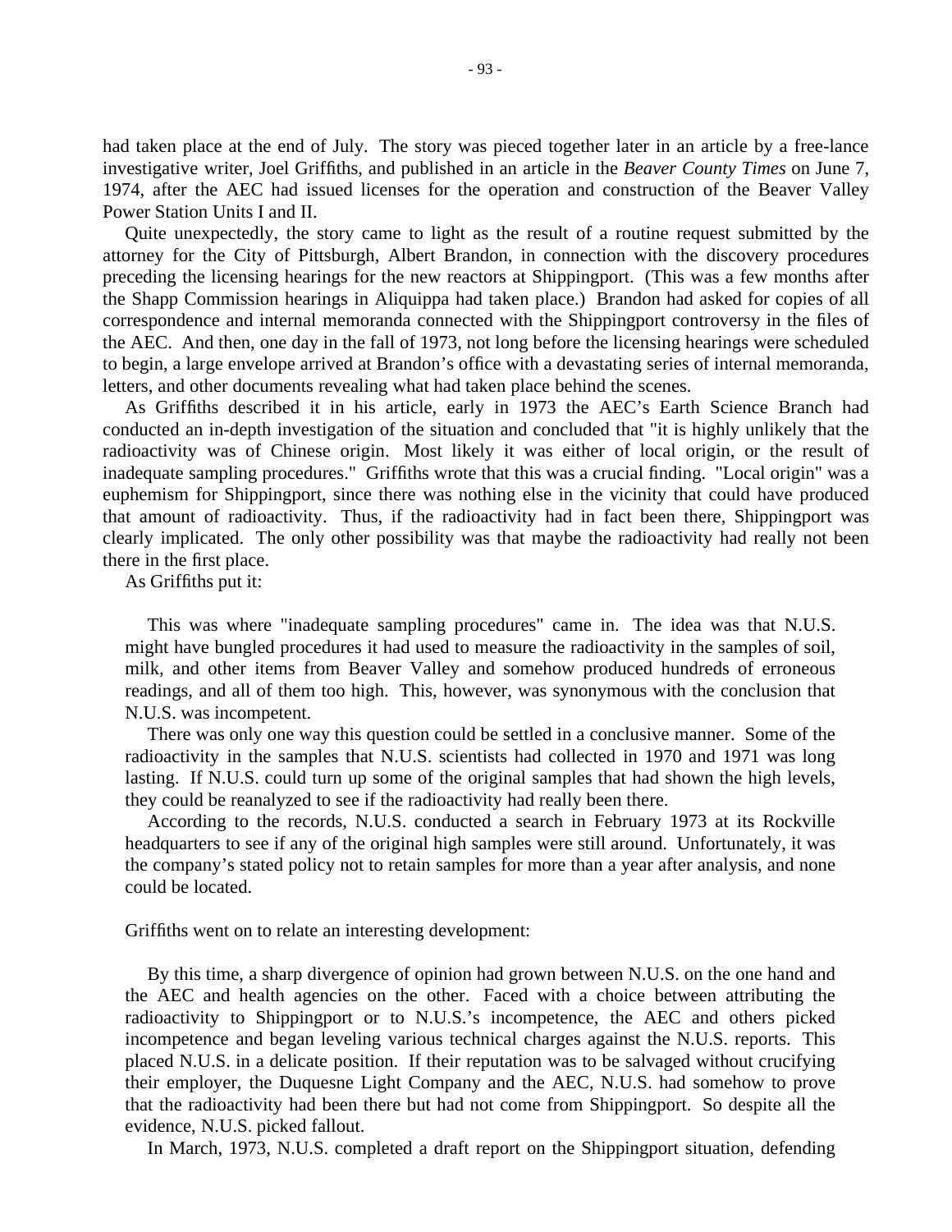had taken place at the end of July. The story was pieced together later in an article by a free-lance investigative writer, Joel Griffiths, and published in an article in the *Beaver County Times* on June 7, 1974, after the AEC had issued licenses for the operation and construction of the Beaver Valley Power Station Units I and II.

Quite unexpectedly, the story came to light as the result of a routine request submitted by the attorney for the City of Pittsburgh, Albert Brandon, in connection with the discovery procedures preceding the licensing hearings for the new reactors at Shippingport. (This was a few months after the Shapp Commission hearings in Aliquippa had taken place.) Brandon had asked for copies of all correspondence and internal memoranda connected with the Shippingport controversy in the files of the AEC. And then, one day in the fall of 1973, not long before the licensing hearings were scheduled to begin, a large envelope arrived at Brandon's office with a devastating series of internal memoranda, letters, and other documents revealing what had taken place behind the scenes.

As Griffiths described it in his article, early in 1973 the AEC's Earth Science Branch had conducted an in-depth investigation of the situation and concluded that "it is highly unlikely that the radioactivity was of Chinese origin. Most likely it was either of local origin, or the result of inadequate sampling procedures." Griffiths wrote that this was a crucial finding. "Local origin" was a euphemism for Shippingport, since there was nothing else in the vicinity that could have produced that amount of radioactivity. Thus, if the radioactivity had in fact been there, Shippingport was clearly implicated. The only other possibility was that maybe the radioactivity had really not been there in the first place.

As Griffiths put it:

> This was where "inadequate sampling procedures" came in. The idea was that N.U.S. might have bungled procedures it had used to measure the radioactivity in the samples of soil, milk, and other items from Beaver Valley and somehow produced hundreds of erroneous readings, and all of them too high. This, however, was synonymous with the conclusion that N.U.S. was incompetent.
>
> There was only one way this question could be settled in a conclusive manner. Some of the radioactivity in the samples that N.U.S. scientists had collected in 1970 and 1971 was long lasting. If N.U.S. could turn up some of the original samples that had shown the high levels, they could be reanalyzed to see if the radioactivity had really been there.
>
> According to the records, N.U.S. conducted a search in February 1973 at its Rockville headquarters to see if any of the original high samples were still around. Unfortunately, it was the company's stated policy not to retain samples for more than a year after analysis, and none could be located.

Griffiths went on to relate an interesting development:

> By this time, a sharp divergence of opinion had grown between N.U.S. on the one hand and the AEC and health agencies on the other. Faced with a choice between attributing the radioactivity to Shippingport or to N.U.S.'s incompetence, the AEC and others picked incompetence and began leveling various technical charges against the N.U.S. reports. This placed N.U.S. in a delicate position. If their reputation was to be salvaged without crucifying their employer, the Duquesne Light Company and the AEC, N.U.S. had somehow to prove that the radioactivity had been there but had not come from Shippingport. So despite all the evidence, N.U.S. picked fallout.
>
> In March, 1973, N.U.S. completed a draft report on the Shippingport situation, defending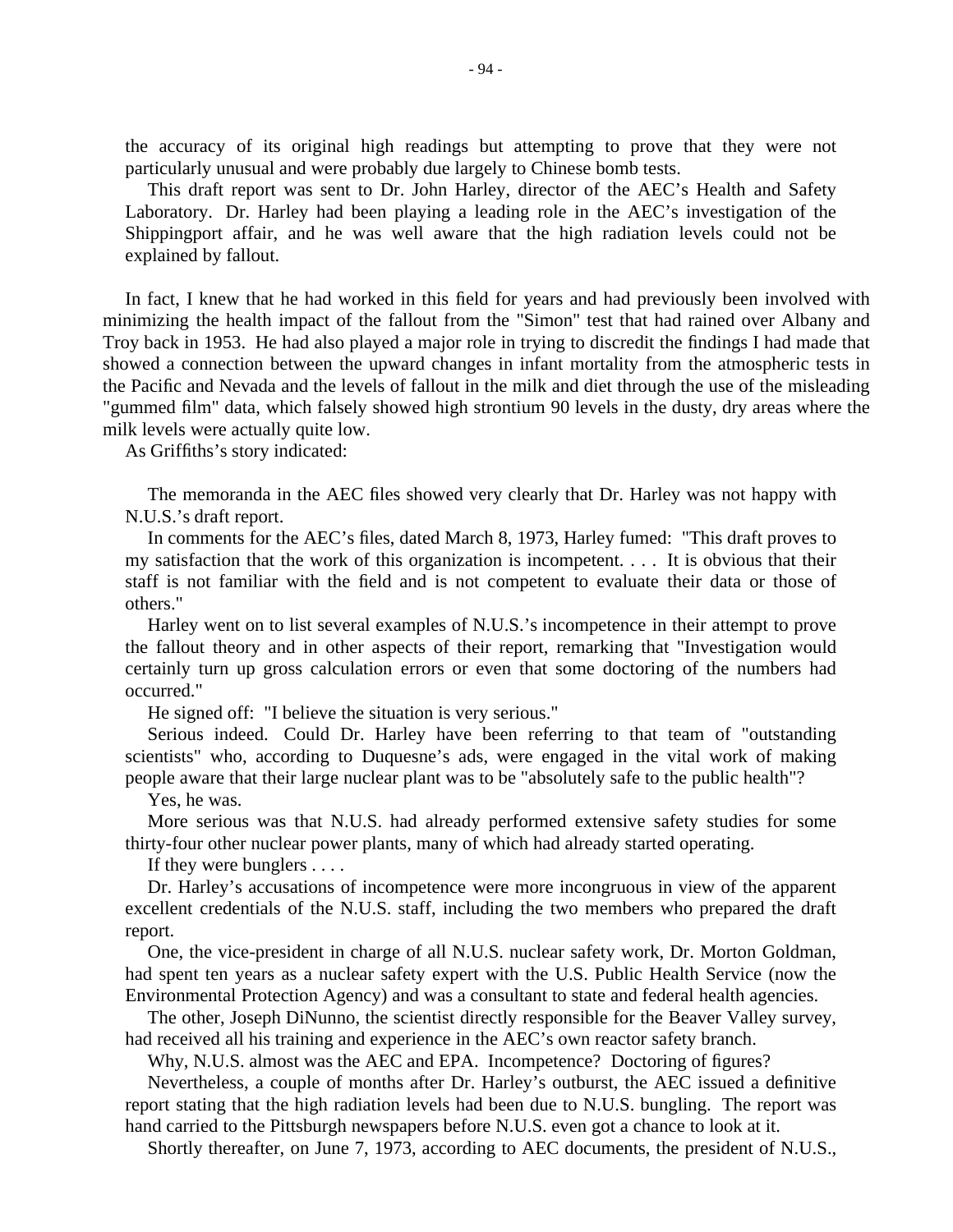the accuracy of its original high readings but attempting to prove that they were not particularly unusual and were probably due largely to Chinese bomb tests.

This draft report was sent to Dr. John Harley, director of the AEC's Health and Safety Laboratory. Dr. Harley had been playing a leading role in the AEC's investigation of the Shippingport affair, and he was well aware that the high radiation levels could not be explained by fallout.

In fact, I knew that he had worked in this field for years and had previously been involved with minimizing the health impact of the fallout from the "Simon" test that had rained over Albany and Troy back in 1953. He had also played a major role in trying to discredit the findings I had made that showed a connection between the upward changes in infant mortality from the atmospheric tests in the Pacific and Nevada and the levels of fallout in the milk and diet through the use of the misleading "gummed film" data, which falsely showed high strontium 90 levels in the dusty, dry areas where the milk levels were actually quite low.

As Griffiths's story indicated:

The memoranda in the AEC files showed very clearly that Dr. Harley was not happy with N.U.S.'s draft report.

In comments for the AEC's files, dated March 8, 1973, Harley fumed: "This draft proves to my satisfaction that the work of this organization is incompetent. . . . It is obvious that their staff is not familiar with the field and is not competent to evaluate their data or those of others."

Harley went on to list several examples of N.U.S.'s incompetence in their attempt to prove the fallout theory and in other aspects of their report, remarking that "Investigation would certainly turn up gross calculation errors or even that some doctoring of the numbers had occurred."

He signed off: "I believe the situation is very serious."

Serious indeed. Could Dr. Harley have been referring to that team of "outstanding scientists" who, according to Duquesne's ads, were engaged in the vital work of making people aware that their large nuclear plant was to be "absolutely safe to the public health"?

Yes, he was.

More serious was that N.U.S. had already performed extensive safety studies for some thirty-four other nuclear power plants, many of which had already started operating.

If they were bunglers . . . .

Dr. Harley's accusations of incompetence were more incongruous in view of the apparent excellent credentials of the N.U.S. staff, including the two members who prepared the draft report.

One, the vice-president in charge of all N.U.S. nuclear safety work, Dr. Morton Goldman, had spent ten years as a nuclear safety expert with the U.S. Public Health Service (now the Environmental Protection Agency) and was a consultant to state and federal health agencies.

The other, Joseph DiNunno, the scientist directly responsible for the Beaver Valley survey, had received all his training and experience in the AEC's own reactor safety branch.

Why, N.U.S. almost was the AEC and EPA. Incompetence? Doctoring of figures?

Nevertheless, a couple of months after Dr. Harley's outburst, the AEC issued a definitive report stating that the high radiation levels had been due to N.U.S. bungling. The report was hand carried to the Pittsburgh newspapers before N.U.S. even got a chance to look at it.

Shortly thereafter, on June 7, 1973, according to AEC documents, the president of N.U.S.,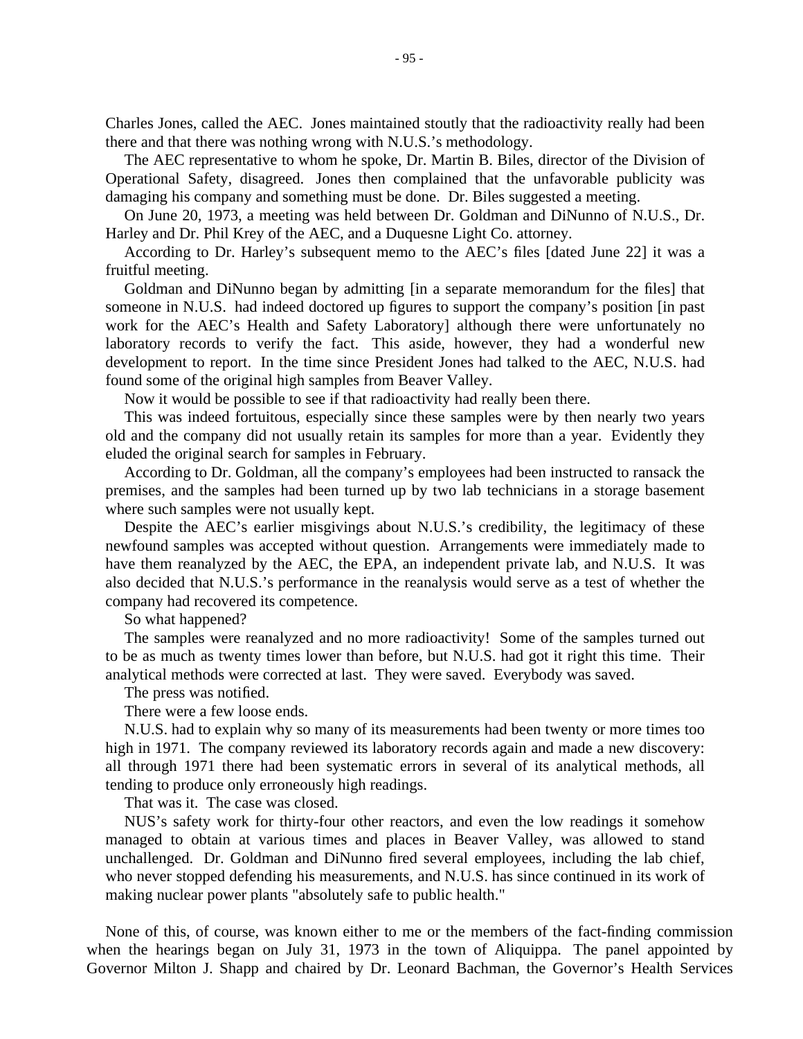Charles Jones, called the AEC. Jones maintained stoutly that the radioactivity really had been there and that there was nothing wrong with N.U.S.'s methodology.

The AEC representative to whom he spoke, Dr. Martin B. Biles, director of the Division of Operational Safety, disagreed. Jones then complained that the unfavorable publicity was damaging his company and something must be done. Dr. Biles suggested a meeting.

On June 20, 1973, a meeting was held between Dr. Goldman and DiNunno of N.U.S., Dr. Harley and Dr. Phil Krey of the AEC, and a Duquesne Light Co. attorney.

According to Dr. Harley's subsequent memo to the AEC's files [dated June 22] it was a fruitful meeting.

Goldman and DiNunno began by admitting [in a separate memorandum for the files] that someone in N.U.S. had indeed doctored up figures to support the company's position [in past work for the AEC's Health and Safety Laboratory] although there were unfortunately no laboratory records to verify the fact. This aside, however, they had a wonderful new development to report. In the time since President Jones had talked to the AEC, N.U.S. had found some of the original high samples from Beaver Valley.

Now it would be possible to see if that radioactivity had really been there.

This was indeed fortuitous, especially since these samples were by then nearly two years old and the company did not usually retain its samples for more than a year. Evidently they eluded the original search for samples in February.

According to Dr. Goldman, all the company's employees had been instructed to ransack the premises, and the samples had been turned up by two lab technicians in a storage basement where such samples were not usually kept.

Despite the AEC's earlier misgivings about N.U.S.'s credibility, the legitimacy of these newfound samples was accepted without question. Arrangements were immediately made to have them reanalyzed by the AEC, the EPA, an independent private lab, and N.U.S. It was also decided that N.U.S.'s performance in the reanalysis would serve as a test of whether the company had recovered its competence.

So what happened?

The samples were reanalyzed and no more radioactivity! Some of the samples turned out to be as much as twenty times lower than before, but N.U.S. had got it right this time. Their analytical methods were corrected at last. They were saved. Everybody was saved.

The press was notified.

There were a few loose ends.

N.U.S. had to explain why so many of its measurements had been twenty or more times too high in 1971. The company reviewed its laboratory records again and made a new discovery: all through 1971 there had been systematic errors in several of its analytical methods, all tending to produce only erroneously high readings.

That was it. The case was closed.

NUS's safety work for thirty-four other reactors, and even the low readings it somehow managed to obtain at various times and places in Beaver Valley, was allowed to stand unchallenged. Dr. Goldman and DiNunno fired several employees, including the lab chief, who never stopped defending his measurements, and N.U.S. has since continued in its work of making nuclear power plants "absolutely safe to public health."

None of this, of course, was known either to me or the members of the fact-finding commission when the hearings began on July 31, 1973 in the town of Aliquippa. The panel appointed by Governor Milton J. Shapp and chaired by Dr. Leonard Bachman, the Governor's Health Services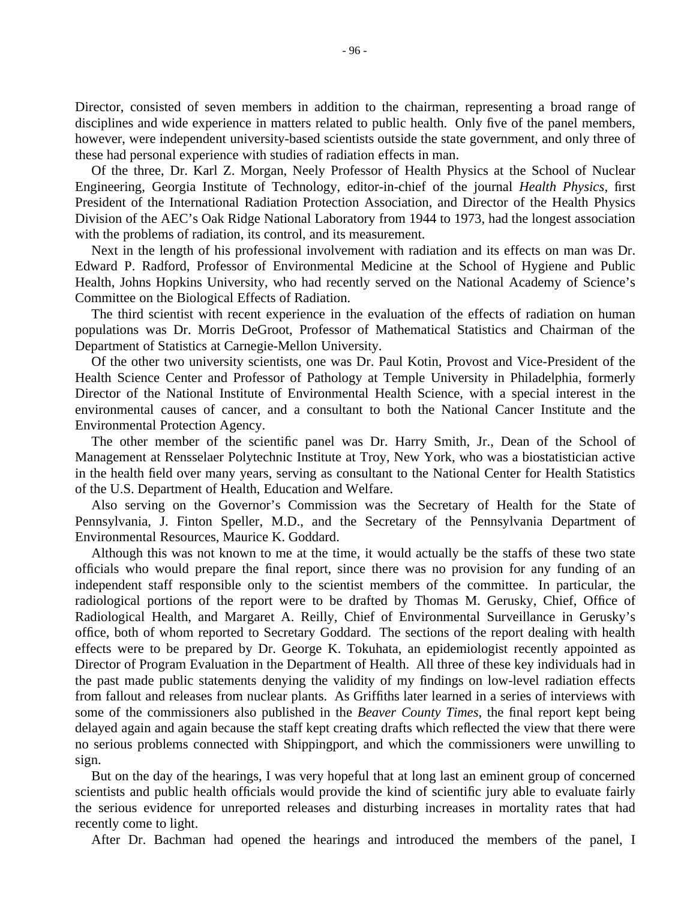Director, consisted of seven members in addition to the chairman, representing a broad range of disciplines and wide experience in matters related to public health. Only five of the panel members, however, were independent university-based scientists outside the state government, and only three of these had personal experience with studies of radiation effects in man.

Of the three, Dr. Karl Z. Morgan, Neely Professor of Health Physics at the School of Nuclear Engineering, Georgia Institute of Technology, editor-in-chief of the journal *Health Physics*, first President of the International Radiation Protection Association, and Director of the Health Physics Division of the AEC's Oak Ridge National Laboratory from 1944 to 1973, had the longest association with the problems of radiation, its control, and its measurement.

Next in the length of his professional involvement with radiation and its effects on man was Dr. Edward P. Radford, Professor of Environmental Medicine at the School of Hygiene and Public Health, Johns Hopkins University, who had recently served on the National Academy of Science's Committee on the Biological Effects of Radiation.

The third scientist with recent experience in the evaluation of the effects of radiation on human populations was Dr. Morris DeGroot, Professor of Mathematical Statistics and Chairman of the Department of Statistics at Carnegie-Mellon University.

Of the other two university scientists, one was Dr. Paul Kotin, Provost and Vice-President of the Health Science Center and Professor of Pathology at Temple University in Philadelphia, formerly Director of the National Institute of Environmental Health Science, with a special interest in the environmental causes of cancer, and a consultant to both the National Cancer Institute and the Environmental Protection Agency.

The other member of the scientific panel was Dr. Harry Smith, Jr., Dean of the School of Management at Rensselaer Polytechnic Institute at Troy, New York, who was a biostatistician active in the health field over many years, serving as consultant to the National Center for Health Statistics of the U.S. Department of Health, Education and Welfare.

Also serving on the Governor's Commission was the Secretary of Health for the State of Pennsylvania, J. Finton Speller, M.D., and the Secretary of the Pennsylvania Department of Environmental Resources, Maurice K. Goddard.

Although this was not known to me at the time, it would actually be the staffs of these two state officials who would prepare the final report, since there was no provision for any funding of an independent staff responsible only to the scientist members of the committee. In particular, the radiological portions of the report were to be drafted by Thomas M. Gerusky, Chief, Office of Radiological Health, and Margaret A. Reilly, Chief of Environmental Surveillance in Gerusky's office, both of whom reported to Secretary Goddard. The sections of the report dealing with health effects were to be prepared by Dr. George K. Tokuhata, an epidemiologist recently appointed as Director of Program Evaluation in the Department of Health. All three of these key individuals had in the past made public statements denying the validity of my findings on low-level radiation effects from fallout and releases from nuclear plants. As Griffiths later learned in a series of interviews with some of the commissioners also published in the *Beaver County Times*, the final report kept being delayed again and again because the staff kept creating drafts which reflected the view that there were no serious problems connected with Shippingport, and which the commissioners were unwilling to sign.

But on the day of the hearings, I was very hopeful that at long last an eminent group of concerned scientists and public health officials would provide the kind of scientific jury able to evaluate fairly the serious evidence for unreported releases and disturbing increases in mortality rates that had recently come to light.

After Dr. Bachman had opened the hearings and introduced the members of the panel, I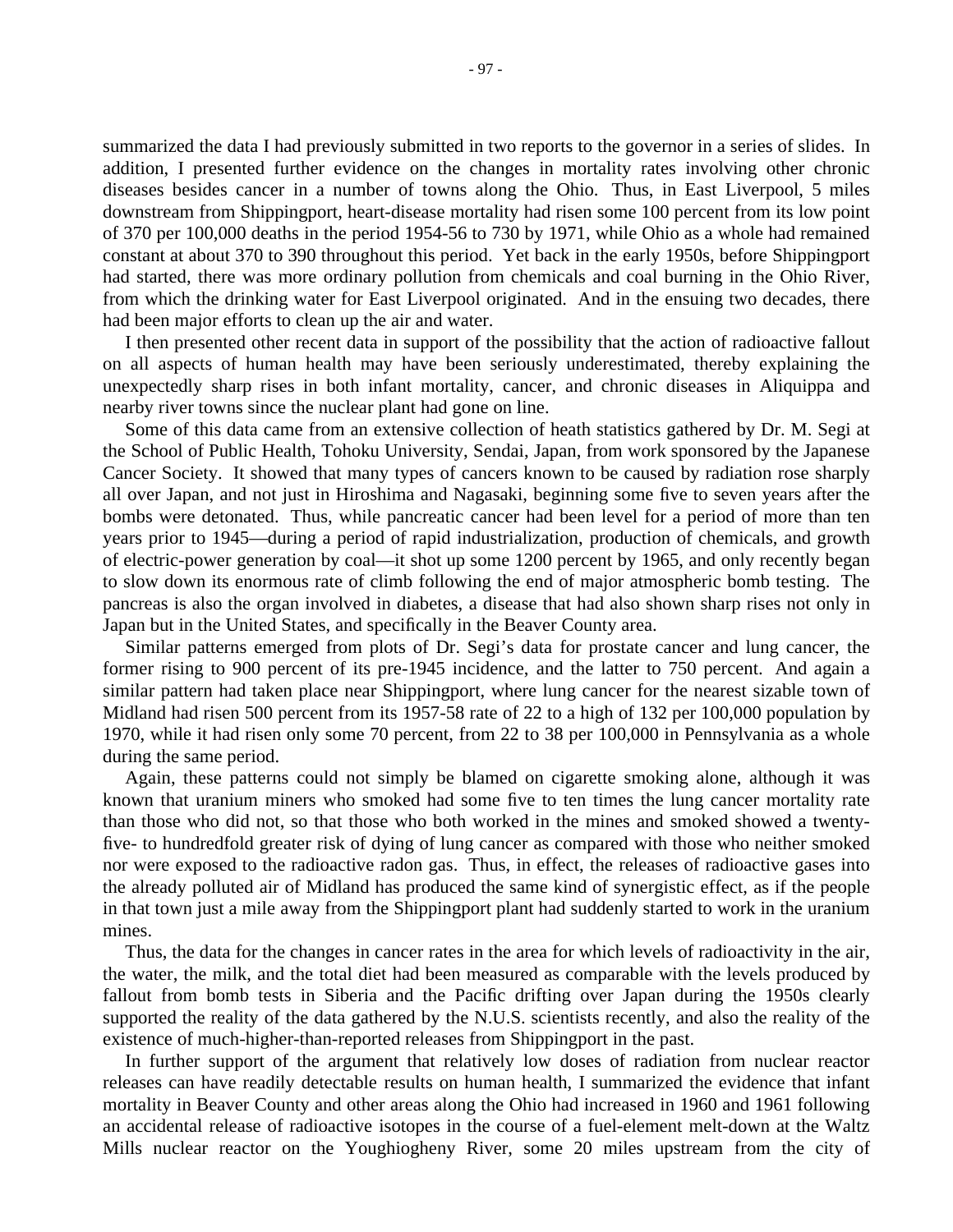summarized the data I had previously submitted in two reports to the governor in a series of slides. In addition, I presented further evidence on the changes in mortality rates involving other chronic diseases besides cancer in a number of towns along the Ohio. Thus, in East Liverpool, 5 miles downstream from Shippingport, heart-disease mortality had risen some 100 percent from its low point of 370 per 100,000 deaths in the period 1954-56 to 730 by 1971, while Ohio as a whole had remained constant at about 370 to 390 throughout this period. Yet back in the early 1950s, before Shippingport had started, there was more ordinary pollution from chemicals and coal burning in the Ohio River, from which the drinking water for East Liverpool originated. And in the ensuing two decades, there had been major efforts to clean up the air and water.

I then presented other recent data in support of the possibility that the action of radioactive fallout on all aspects of human health may have been seriously underestimated, thereby explaining the unexpectedly sharp rises in both infant mortality, cancer, and chronic diseases in Aliquippa and nearby river towns since the nuclear plant had gone on line.

Some of this data came from an extensive collection of heath statistics gathered by Dr. M. Segi at the School of Public Health, Tohoku University, Sendai, Japan, from work sponsored by the Japanese Cancer Society. It showed that many types of cancers known to be caused by radiation rose sharply all over Japan, and not just in Hiroshima and Nagasaki, beginning some five to seven years after the bombs were detonated. Thus, while pancreatic cancer had been level for a period of more than ten years prior to 1945—during a period of rapid industrialization, production of chemicals, and growth of electric-power generation by coal—it shot up some 1200 percent by 1965, and only recently began to slow down its enormous rate of climb following the end of major atmospheric bomb testing. The pancreas is also the organ involved in diabetes, a disease that had also shown sharp rises not only in Japan but in the United States, and specifically in the Beaver County area.

Similar patterns emerged from plots of Dr. Segi's data for prostate cancer and lung cancer, the former rising to 900 percent of its pre-1945 incidence, and the latter to 750 percent. And again a similar pattern had taken place near Shippingport, where lung cancer for the nearest sizable town of Midland had risen 500 percent from its 1957-58 rate of 22 to a high of 132 per 100,000 population by 1970, while it had risen only some 70 percent, from 22 to 38 per 100,000 in Pennsylvania as a whole during the same period.

Again, these patterns could not simply be blamed on cigarette smoking alone, although it was known that uranium miners who smoked had some five to ten times the lung cancer mortality rate than those who did not, so that those who both worked in the mines and smoked showed a twenty-five- to hundredfold greater risk of dying of lung cancer as compared with those who neither smoked nor were exposed to the radioactive radon gas. Thus, in effect, the releases of radioactive gases into the already polluted air of Midland has produced the same kind of synergistic effect, as if the people in that town just a mile away from the Shippingport plant had suddenly started to work in the uranium mines.

Thus, the data for the changes in cancer rates in the area for which levels of radioactivity in the air, the water, the milk, and the total diet had been measured as comparable with the levels produced by fallout from bomb tests in Siberia and the Pacific drifting over Japan during the 1950s clearly supported the reality of the data gathered by the N.U.S. scientists recently, and also the reality of the existence of much-higher-than-reported releases from Shippingport in the past.

In further support of the argument that relatively low doses of radiation from nuclear reactor releases can have readily detectable results on human health, I summarized the evidence that infant mortality in Beaver County and other areas along the Ohio had increased in 1960 and 1961 following an accidental release of radioactive isotopes in the course of a fuel-element melt-down at the Waltz Mills nuclear reactor on the Youghiogheny River, some 20 miles upstream from the city of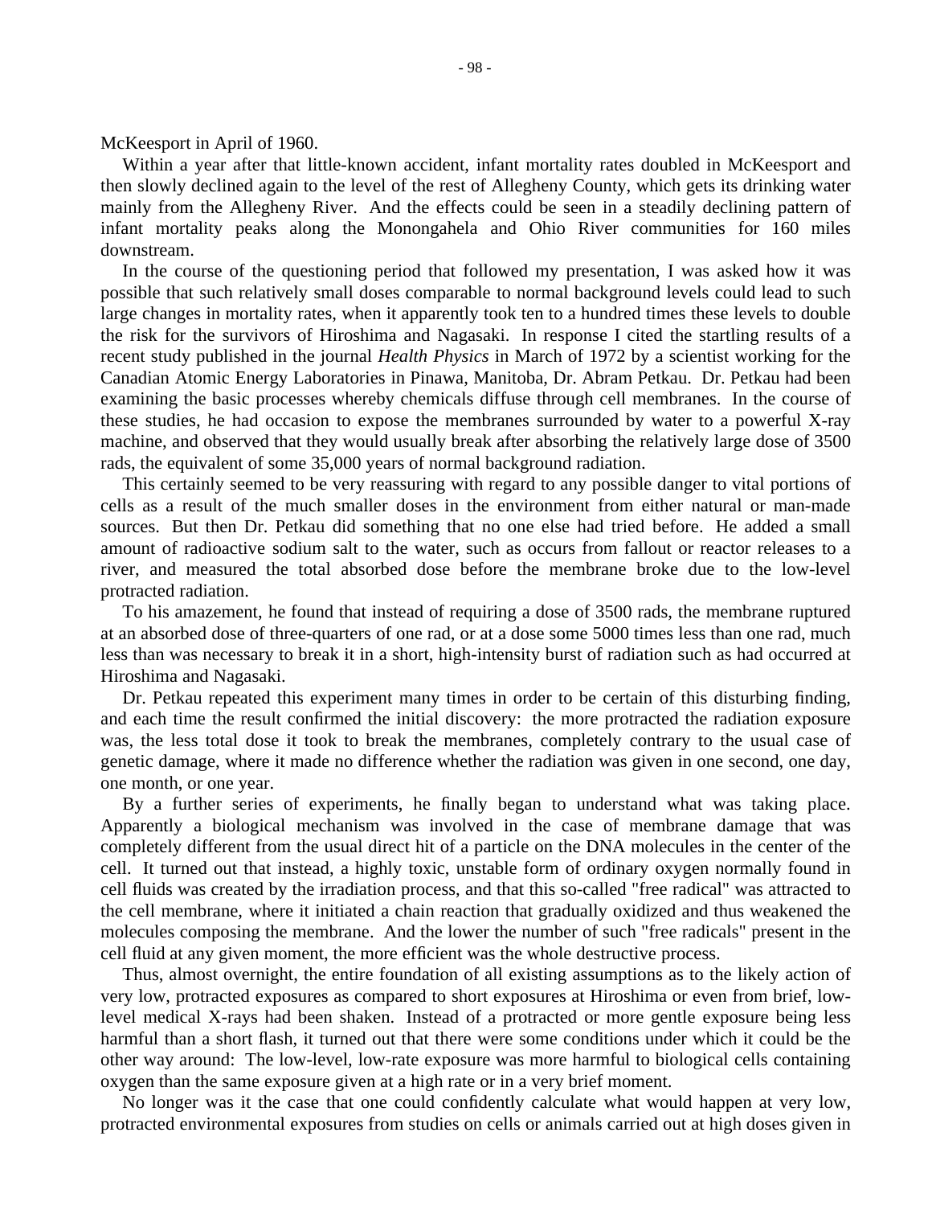McKeesport in April of 1960.

Within a year after that little-known accident, infant mortality rates doubled in McKeesport and then slowly declined again to the level of the rest of Allegheny County, which gets its drinking water mainly from the Allegheny River. And the effects could be seen in a steadily declining pattern of infant mortality peaks along the Monongahela and Ohio River communities for 160 miles downstream.

In the course of the questioning period that followed my presentation, I was asked how it was possible that such relatively small doses comparable to normal background levels could lead to such large changes in mortality rates, when it apparently took ten to a hundred times these levels to double the risk for the survivors of Hiroshima and Nagasaki. In response I cited the startling results of a recent study published in the journal *Health Physics* in March of 1972 by a scientist working for the Canadian Atomic Energy Laboratories in Pinawa, Manitoba, Dr. Abram Petkau. Dr. Petkau had been examining the basic processes whereby chemicals diffuse through cell membranes. In the course of these studies, he had occasion to expose the membranes surrounded by water to a powerful X-ray machine, and observed that they would usually break after absorbing the relatively large dose of 3500 rads, the equivalent of some 35,000 years of normal background radiation.

This certainly seemed to be very reassuring with regard to any possible danger to vital portions of cells as a result of the much smaller doses in the environment from either natural or man-made sources. But then Dr. Petkau did something that no one else had tried before. He added a small amount of radioactive sodium salt to the water, such as occurs from fallout or reactor releases to a river, and measured the total absorbed dose before the membrane broke due to the low-level protracted radiation.

To his amazement, he found that instead of requiring a dose of 3500 rads, the membrane ruptured at an absorbed dose of three-quarters of one rad, or at a dose some 5000 times less than one rad, much less than was necessary to break it in a short, high-intensity burst of radiation such as had occurred at Hiroshima and Nagasaki.

Dr. Petkau repeated this experiment many times in order to be certain of this disturbing finding, and each time the result confirmed the initial discovery: the more protracted the radiation exposure was, the less total dose it took to break the membranes, completely contrary to the usual case of genetic damage, where it made no difference whether the radiation was given in one second, one day, one month, or one year.

By a further series of experiments, he finally began to understand what was taking place. Apparently a biological mechanism was involved in the case of membrane damage that was completely different from the usual direct hit of a particle on the DNA molecules in the center of the cell. It turned out that instead, a highly toxic, unstable form of ordinary oxygen normally found in cell fluids was created by the irradiation process, and that this so-called "free radical" was attracted to the cell membrane, where it initiated a chain reaction that gradually oxidized and thus weakened the molecules composing the membrane. And the lower the number of such "free radicals" present in the cell fluid at any given moment, the more efficient was the whole destructive process.

Thus, almost overnight, the entire foundation of all existing assumptions as to the likely action of very low, protracted exposures as compared to short exposures at Hiroshima or even from brief, low-level medical X-rays had been shaken. Instead of a protracted or more gentle exposure being less harmful than a short flash, it turned out that there were some conditions under which it could be the other way around: The low-level, low-rate exposure was more harmful to biological cells containing oxygen than the same exposure given at a high rate or in a very brief moment.

No longer was it the case that one could confidently calculate what would happen at very low, protracted environmental exposures from studies on cells or animals carried out at high doses given in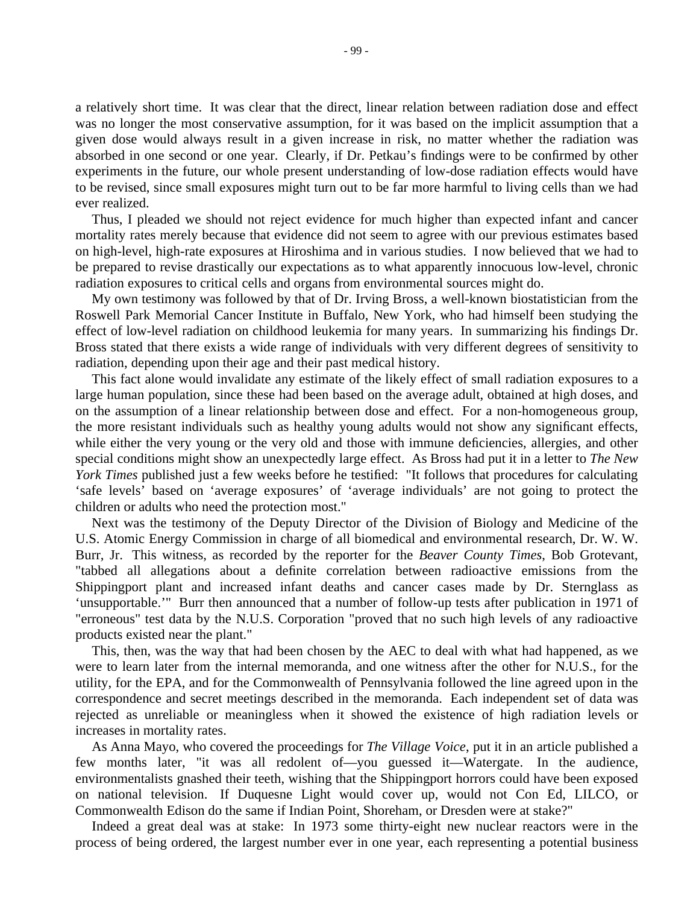a relatively short time. It was clear that the direct, linear relation between radiation dose and effect was no longer the most conservative assumption, for it was based on the implicit assumption that a given dose would always result in a given increase in risk, no matter whether the radiation was absorbed in one second or one year. Clearly, if Dr. Petkau's findings were to be confirmed by other experiments in the future, our whole present understanding of low-dose radiation effects would have to be revised, since small exposures might turn out to be far more harmful to living cells than we had ever realized.

Thus, I pleaded we should not reject evidence for much higher than expected infant and cancer mortality rates merely because that evidence did not seem to agree with our previous estimates based on high-level, high-rate exposures at Hiroshima and in various studies. I now believed that we had to be prepared to revise drastically our expectations as to what apparently innocuous low-level, chronic radiation exposures to critical cells and organs from environmental sources might do.

My own testimony was followed by that of Dr. Irving Bross, a well-known biostatistician from the Roswell Park Memorial Cancer Institute in Buffalo, New York, who had himself been studying the effect of low-level radiation on childhood leukemia for many years. In summarizing his findings Dr. Bross stated that there exists a wide range of individuals with very different degrees of sensitivity to radiation, depending upon their age and their past medical history.

This fact alone would invalidate any estimate of the likely effect of small radiation exposures to a large human population, since these had been based on the average adult, obtained at high doses, and on the assumption of a linear relationship between dose and effect. For a non-homogeneous group, the more resistant individuals such as healthy young adults would not show any significant effects, while either the very young or the very old and those with immune deficiencies, allergies, and other special conditions might show an unexpectedly large effect. As Bross had put it in a letter to *The New York Times* published just a few weeks before he testified: "It follows that procedures for calculating 'safe levels' based on 'average exposures' of 'average individuals' are not going to protect the children or adults who need the protection most."

Next was the testimony of the Deputy Director of the Division of Biology and Medicine of the U.S. Atomic Energy Commission in charge of all biomedical and environmental research, Dr. W. W. Burr, Jr. This witness, as recorded by the reporter for the *Beaver County Times*, Bob Grotevant, "tabbed all allegations about a definite correlation between radioactive emissions from the Shippingport plant and increased infant deaths and cancer cases made by Dr. Sternglass as 'unsupportable.'" Burr then announced that a number of follow-up tests after publication in 1971 of "erroneous" test data by the N.U.S. Corporation "proved that no such high levels of any radioactive products existed near the plant."

This, then, was the way that had been chosen by the AEC to deal with what had happened, as we were to learn later from the internal memoranda, and one witness after the other for N.U.S., for the utility, for the EPA, and for the Commonwealth of Pennsylvania followed the line agreed upon in the correspondence and secret meetings described in the memoranda. Each independent set of data was rejected as unreliable or meaningless when it showed the existence of high radiation levels or increases in mortality rates.

As Anna Mayo, who covered the proceedings for *The Village Voice*, put it in an article published a few months later, "it was all redolent of—you guessed it—Watergate. In the audience, environmentalists gnashed their teeth, wishing that the Shippingport horrors could have been exposed on national television. If Duquesne Light would cover up, would not Con Ed, LILCO, or Commonwealth Edison do the same if Indian Point, Shoreham, or Dresden were at stake?"

Indeed a great deal was at stake: In 1973 some thirty-eight new nuclear reactors were in the process of being ordered, the largest number ever in one year, each representing a potential business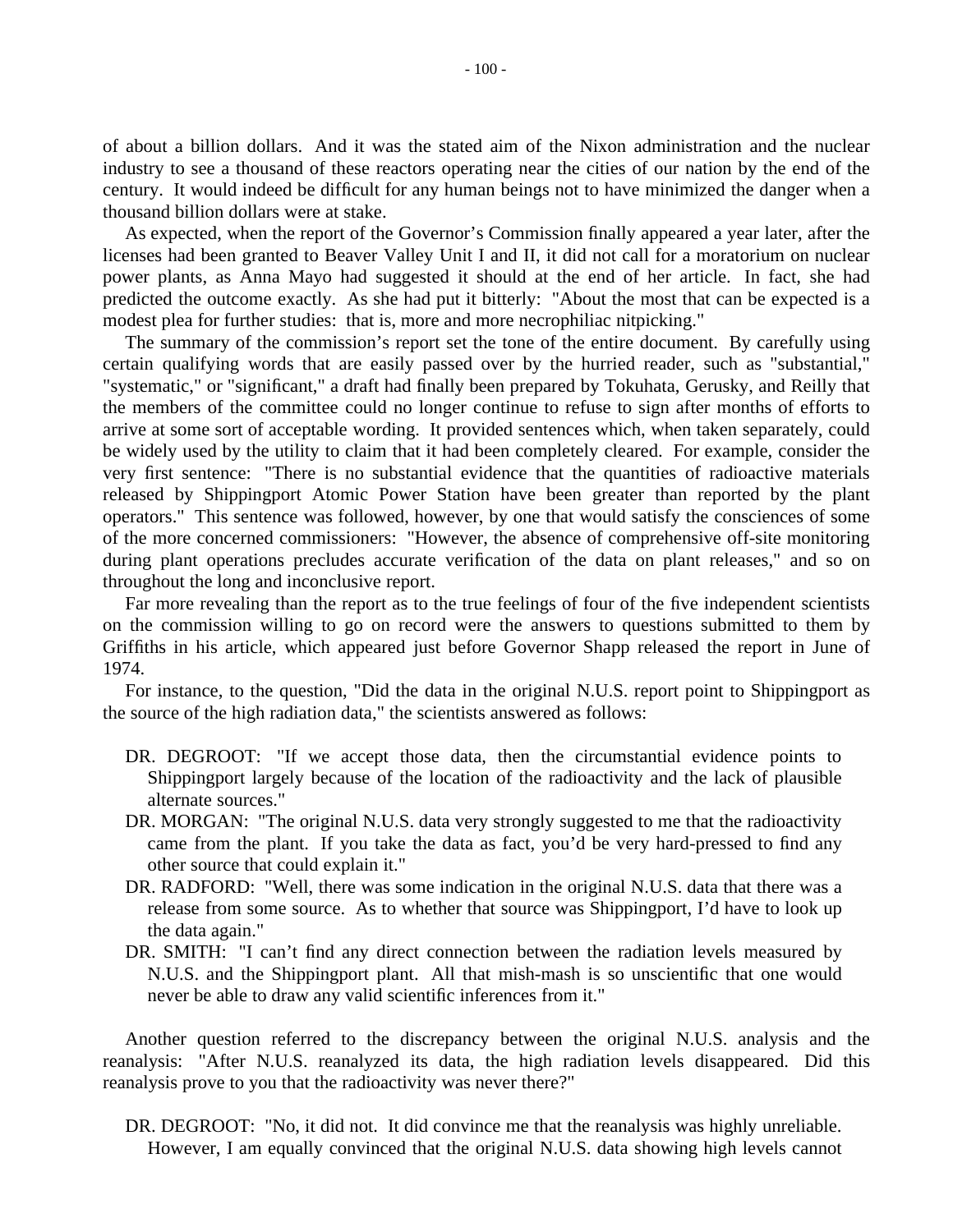of about a billion dollars. And it was the stated aim of the Nixon administration and the nuclear industry to see a thousand of these reactors operating near the cities of our nation by the end of the century. It would indeed be difficult for any human beings not to have minimized the danger when a thousand billion dollars were at stake.

As expected, when the report of the Governor's Commission finally appeared a year later, after the licenses had been granted to Beaver Valley Unit I and II, it did not call for a moratorium on nuclear power plants, as Anna Mayo had suggested it should at the end of her article. In fact, she had predicted the outcome exactly. As she had put it bitterly: "About the most that can be expected is a modest plea for further studies: that is, more and more necrophiliac nitpicking."

The summary of the commission's report set the tone of the entire document. By carefully using certain qualifying words that are easily passed over by the hurried reader, such as "substantial," "systematic," or "significant," a draft had finally been prepared by Tokuhata, Gerusky, and Reilly that the members of the committee could no longer continue to refuse to sign after months of efforts to arrive at some sort of acceptable wording. It provided sentences which, when taken separately, could be widely used by the utility to claim that it had been completely cleared. For example, consider the very first sentence: "There is no substantial evidence that the quantities of radioactive materials released by Shippingport Atomic Power Station have been greater than reported by the plant operators." This sentence was followed, however, by one that would satisfy the consciences of some of the more concerned commissioners: "However, the absence of comprehensive off-site monitoring during plant operations precludes accurate verification of the data on plant releases," and so on throughout the long and inconclusive report.

Far more revealing than the report as to the true feelings of four of the five independent scientists on the commission willing to go on record were the answers to questions submitted to them by Griffiths in his article, which appeared just before Governor Shapp released the report in June of 1974.

For instance, to the question, "Did the data in the original N.U.S. report point to Shippingport as the source of the high radiation data," the scientists answered as follows:

DR. DEGROOT: "If we accept those data, then the circumstantial evidence points to Shippingport largely because of the location of the radioactivity and the lack of plausible alternate sources."

DR. MORGAN: "The original N.U.S. data very strongly suggested to me that the radioactivity came from the plant. If you take the data as fact, you'd be very hard-pressed to find any other source that could explain it."

DR. RADFORD: "Well, there was some indication in the original N.U.S. data that there was a release from some source. As to whether that source was Shippingport, I'd have to look up the data again."

DR. SMITH: "I can't find any direct connection between the radiation levels measured by N.U.S. and the Shippingport plant. All that mish-mash is so unscientific that one would never be able to draw any valid scientific inferences from it."

Another question referred to the discrepancy between the original N.U.S. analysis and the reanalysis: "After N.U.S. reanalyzed its data, the high radiation levels disappeared. Did this reanalysis prove to you that the radioactivity was never there?"

DR. DEGROOT: "No, it did not. It did convince me that the reanalysis was highly unreliable. However, I am equally convinced that the original N.U.S. data showing high levels cannot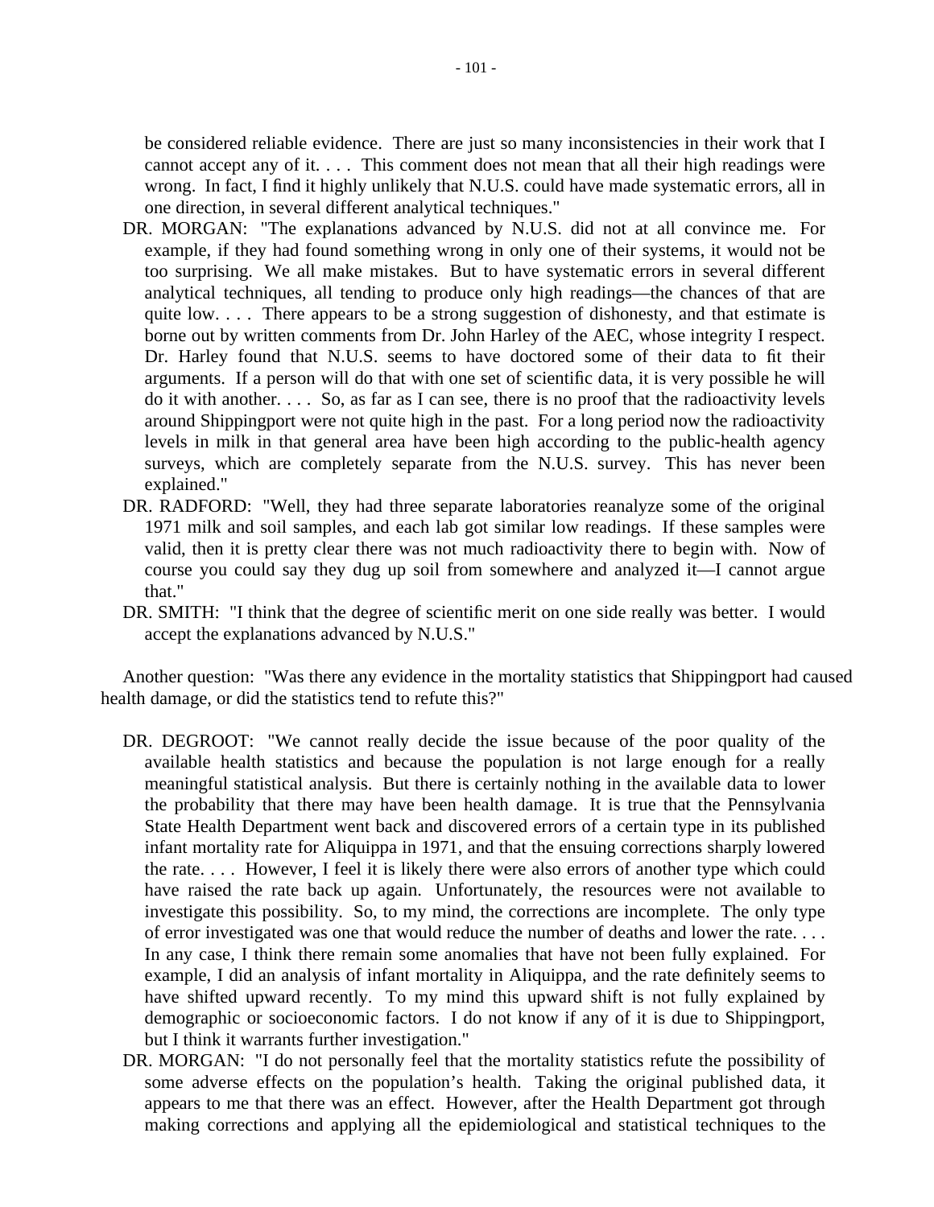be considered reliable evidence. There are just so many inconsistencies in their work that I cannot accept any of it. . . . This comment does not mean that all their high readings were wrong. In fact, I find it highly unlikely that N.U.S. could have made systematic errors, all in one direction, in several different analytical techniques."

DR. MORGAN: "The explanations advanced by N.U.S. did not at all convince me. For example, if they had found something wrong in only one of their systems, it would not be too surprising. We all make mistakes. But to have systematic errors in several different analytical techniques, all tending to produce only high readings—the chances of that are quite low. . . . There appears to be a strong suggestion of dishonesty, and that estimate is borne out by written comments from Dr. John Harley of the AEC, whose integrity I respect. Dr. Harley found that N.U.S. seems to have doctored some of their data to fit their arguments. If a person will do that with one set of scientific data, it is very possible he will do it with another. . . . So, as far as I can see, there is no proof that the radioactivity levels around Shippingport were not quite high in the past. For a long period now the radioactivity levels in milk in that general area have been high according to the public-health agency surveys, which are completely separate from the N.U.S. survey. This has never been explained."

DR. RADFORD: "Well, they had three separate laboratories reanalyze some of the original 1971 milk and soil samples, and each lab got similar low readings. If these samples were valid, then it is pretty clear there was not much radioactivity there to begin with. Now of course you could say they dug up soil from somewhere and analyzed it—I cannot argue that."

DR. SMITH: "I think that the degree of scientific merit on one side really was better. I would accept the explanations advanced by N.U.S."

Another question: "Was there any evidence in the mortality statistics that Shippingport had caused health damage, or did the statistics tend to refute this?"

DR. DEGROOT: "We cannot really decide the issue because of the poor quality of the available health statistics and because the population is not large enough for a really meaningful statistical analysis. But there is certainly nothing in the available data to lower the probability that there may have been health damage. It is true that the Pennsylvania State Health Department went back and discovered errors of a certain type in its published infant mortality rate for Aliquippa in 1971, and that the ensuing corrections sharply lowered the rate. . . . However, I feel it is likely there were also errors of another type which could have raised the rate back up again. Unfortunately, the resources were not available to investigate this possibility. So, to my mind, the corrections are incomplete. The only type of error investigated was one that would reduce the number of deaths and lower the rate. . . . In any case, I think there remain some anomalies that have not been fully explained. For example, I did an analysis of infant mortality in Aliquippa, and the rate definitely seems to have shifted upward recently. To my mind this upward shift is not fully explained by demographic or socioeconomic factors. I do not know if any of it is due to Shippingport, but I think it warrants further investigation."

DR. MORGAN: "I do not personally feel that the mortality statistics refute the possibility of some adverse effects on the population's health. Taking the original published data, it appears to me that there was an effect. However, after the Health Department got through making corrections and applying all the epidemiological and statistical techniques to the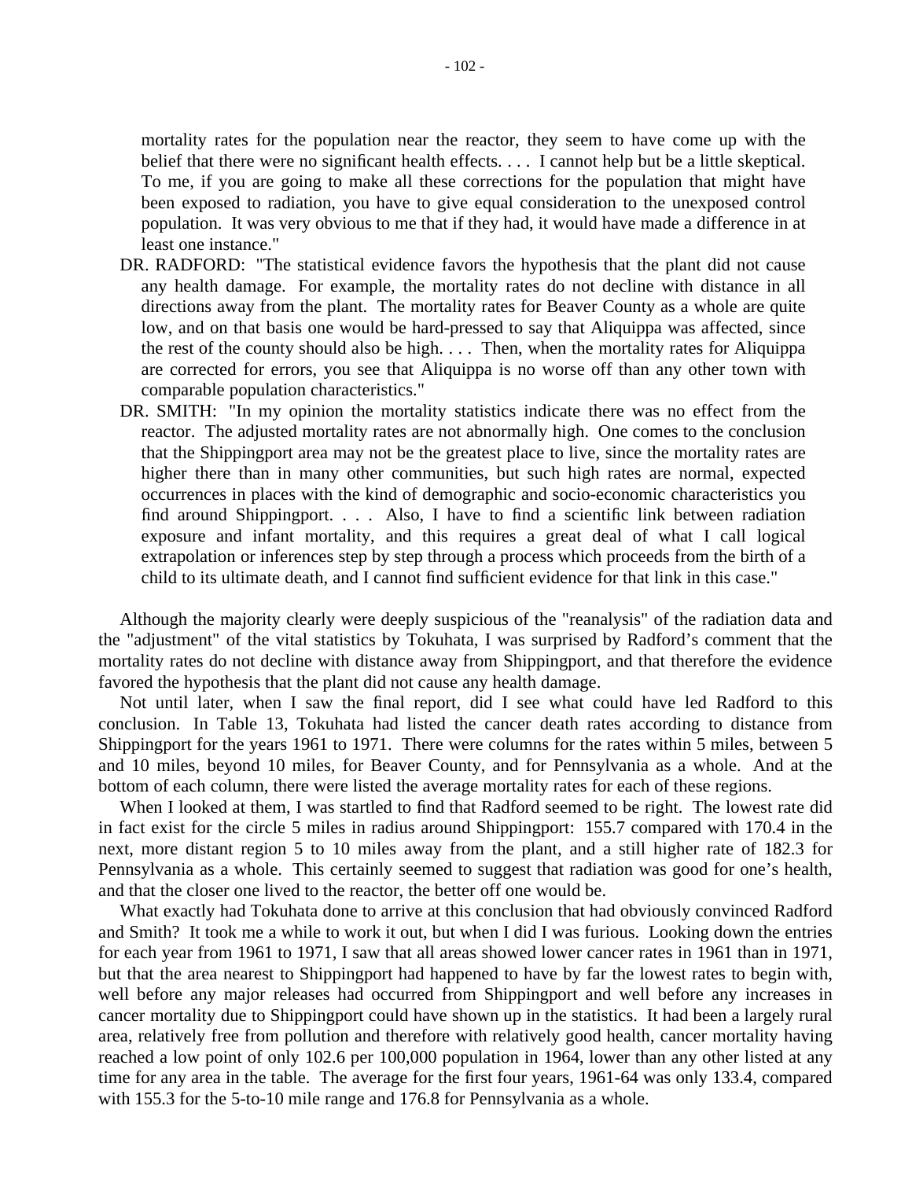mortality rates for the population near the reactor, they seem to have come up with the belief that there were no significant health effects. . . . I cannot help but be a little skeptical. To me, if you are going to make all these corrections for the population that might have been exposed to radiation, you have to give equal consideration to the unexposed control population. It was very obvious to me that if they had, it would have made a difference in at least one instance."

DR. RADFORD: "The statistical evidence favors the hypothesis that the plant did not cause any health damage. For example, the mortality rates do not decline with distance in all directions away from the plant. The mortality rates for Beaver County as a whole are quite low, and on that basis one would be hard-pressed to say that Aliquippa was affected, since the rest of the county should also be high. . . . Then, when the mortality rates for Aliquippa are corrected for errors, you see that Aliquippa is no worse off than any other town with comparable population characteristics."

DR. SMITH: "In my opinion the mortality statistics indicate there was no effect from the reactor. The adjusted mortality rates are not abnormally high. One comes to the conclusion that the Shippingport area may not be the greatest place to live, since the mortality rates are higher there than in many other communities, but such high rates are normal, expected occurrences in places with the kind of demographic and socio-economic characteristics you find around Shippingport. . . . Also, I have to find a scientific link between radiation exposure and infant mortality, and this requires a great deal of what I call logical extrapolation or inferences step by step through a process which proceeds from the birth of a child to its ultimate death, and I cannot find sufficient evidence for that link in this case."

Although the majority clearly were deeply suspicious of the "reanalysis" of the radiation data and the "adjustment" of the vital statistics by Tokuhata, I was surprised by Radford's comment that the mortality rates do not decline with distance away from Shippingport, and that therefore the evidence favored the hypothesis that the plant did not cause any health damage.

Not until later, when I saw the final report, did I see what could have led Radford to this conclusion. In Table 13, Tokuhata had listed the cancer death rates according to distance from Shippingport for the years 1961 to 1971. There were columns for the rates within 5 miles, between 5 and 10 miles, beyond 10 miles, for Beaver County, and for Pennsylvania as a whole. And at the bottom of each column, there were listed the average mortality rates for each of these regions.

When I looked at them, I was startled to find that Radford seemed to be right. The lowest rate did in fact exist for the circle 5 miles in radius around Shippingport: 155.7 compared with 170.4 in the next, more distant region 5 to 10 miles away from the plant, and a still higher rate of 182.3 for Pennsylvania as a whole. This certainly seemed to suggest that radiation was good for one's health, and that the closer one lived to the reactor, the better off one would be.

What exactly had Tokuhata done to arrive at this conclusion that had obviously convinced Radford and Smith? It took me a while to work it out, but when I did I was furious. Looking down the entries for each year from 1961 to 1971, I saw that all areas showed lower cancer rates in 1961 than in 1971, but that the area nearest to Shippingport had happened to have by far the lowest rates to begin with, well before any major releases had occurred from Shippingport and well before any increases in cancer mortality due to Shippingport could have shown up in the statistics. It had been a largely rural area, relatively free from pollution and therefore with relatively good health, cancer mortality having reached a low point of only 102.6 per 100,000 population in 1964, lower than any other listed at any time for any area in the table. The average for the first four years, 1961-64 was only 133.4, compared with 155.3 for the 5-to-10 mile range and 176.8 for Pennsylvania as a whole.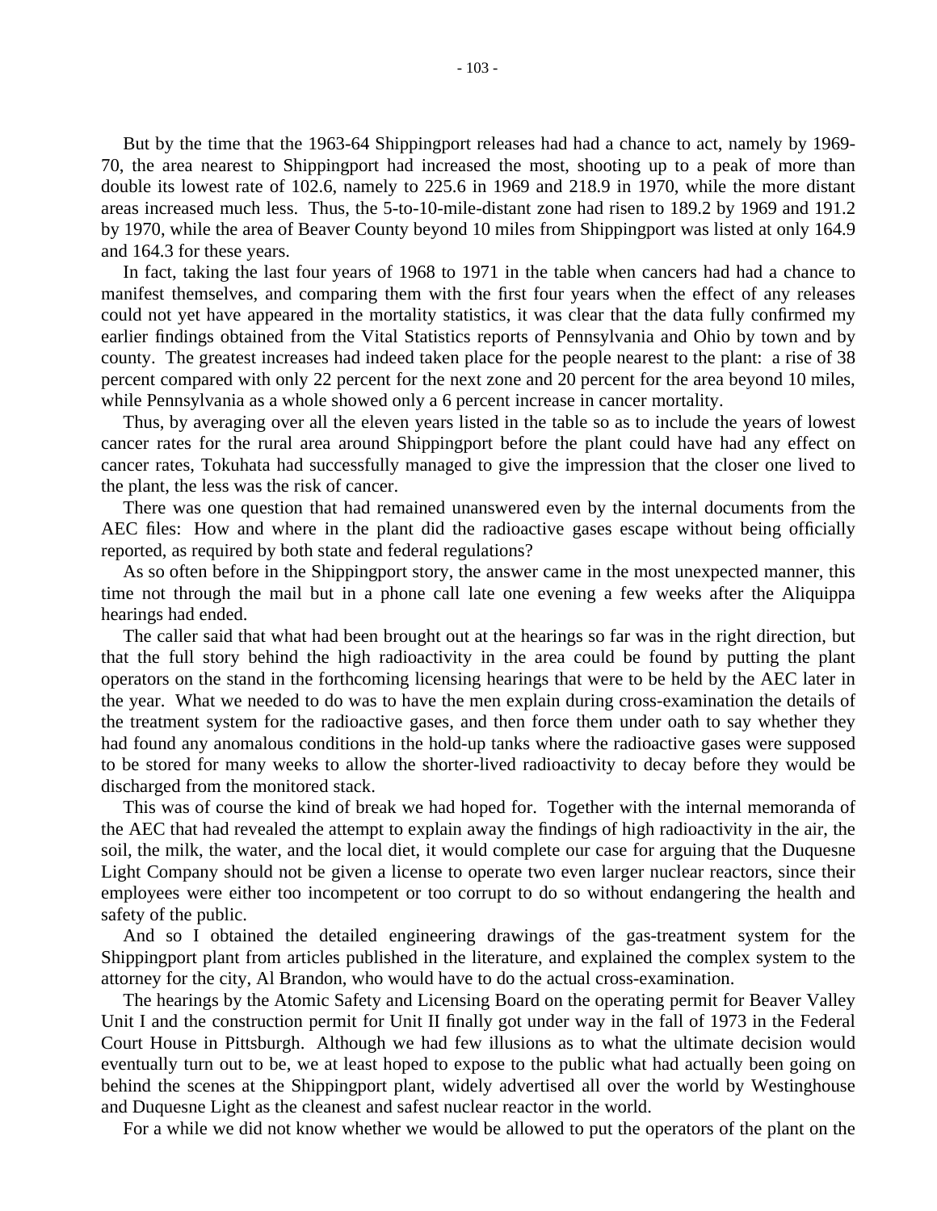But by the time that the 1963-64 Shippingport releases had had a chance to act, namely by 1969-70, the area nearest to Shippingport had increased the most, shooting up to a peak of more than double its lowest rate of 102.6, namely to 225.6 in 1969 and 218.9 in 1970, while the more distant areas increased much less. Thus, the 5-to-10-mile-distant zone had risen to 189.2 by 1969 and 191.2 by 1970, while the area of Beaver County beyond 10 miles from Shippingport was listed at only 164.9 and 164.3 for these years.

In fact, taking the last four years of 1968 to 1971 in the table when cancers had had a chance to manifest themselves, and comparing them with the first four years when the effect of any releases could not yet have appeared in the mortality statistics, it was clear that the data fully confirmed my earlier findings obtained from the Vital Statistics reports of Pennsylvania and Ohio by town and by county. The greatest increases had indeed taken place for the people nearest to the plant: a rise of 38 percent compared with only 22 percent for the next zone and 20 percent for the area beyond 10 miles, while Pennsylvania as a whole showed only a 6 percent increase in cancer mortality.

Thus, by averaging over all the eleven years listed in the table so as to include the years of lowest cancer rates for the rural area around Shippingport before the plant could have had any effect on cancer rates, Tokuhata had successfully managed to give the impression that the closer one lived to the plant, the less was the risk of cancer.

There was one question that had remained unanswered even by the internal documents from the AEC files: How and where in the plant did the radioactive gases escape without being officially reported, as required by both state and federal regulations?

As so often before in the Shippingport story, the answer came in the most unexpected manner, this time not through the mail but in a phone call late one evening a few weeks after the Aliquippa hearings had ended.

The caller said that what had been brought out at the hearings so far was in the right direction, but that the full story behind the high radioactivity in the area could be found by putting the plant operators on the stand in the forthcoming licensing hearings that were to be held by the AEC later in the year. What we needed to do was to have the men explain during cross-examination the details of the treatment system for the radioactive gases, and then force them under oath to say whether they had found any anomalous conditions in the hold-up tanks where the radioactive gases were supposed to be stored for many weeks to allow the shorter-lived radioactivity to decay before they would be discharged from the monitored stack.

This was of course the kind of break we had hoped for. Together with the internal memoranda of the AEC that had revealed the attempt to explain away the findings of high radioactivity in the air, the soil, the milk, the water, and the local diet, it would complete our case for arguing that the Duquesne Light Company should not be given a license to operate two even larger nuclear reactors, since their employees were either too incompetent or too corrupt to do so without endangering the health and safety of the public.

And so I obtained the detailed engineering drawings of the gas-treatment system for the Shippingport plant from articles published in the literature, and explained the complex system to the attorney for the city, Al Brandon, who would have to do the actual cross-examination.

The hearings by the Atomic Safety and Licensing Board on the operating permit for Beaver Valley Unit I and the construction permit for Unit II finally got under way in the fall of 1973 in the Federal Court House in Pittsburgh. Although we had few illusions as to what the ultimate decision would eventually turn out to be, we at least hoped to expose to the public what had actually been going on behind the scenes at the Shippingport plant, widely advertised all over the world by Westinghouse and Duquesne Light as the cleanest and safest nuclear reactor in the world.

For a while we did not know whether we would be allowed to put the operators of the plant on the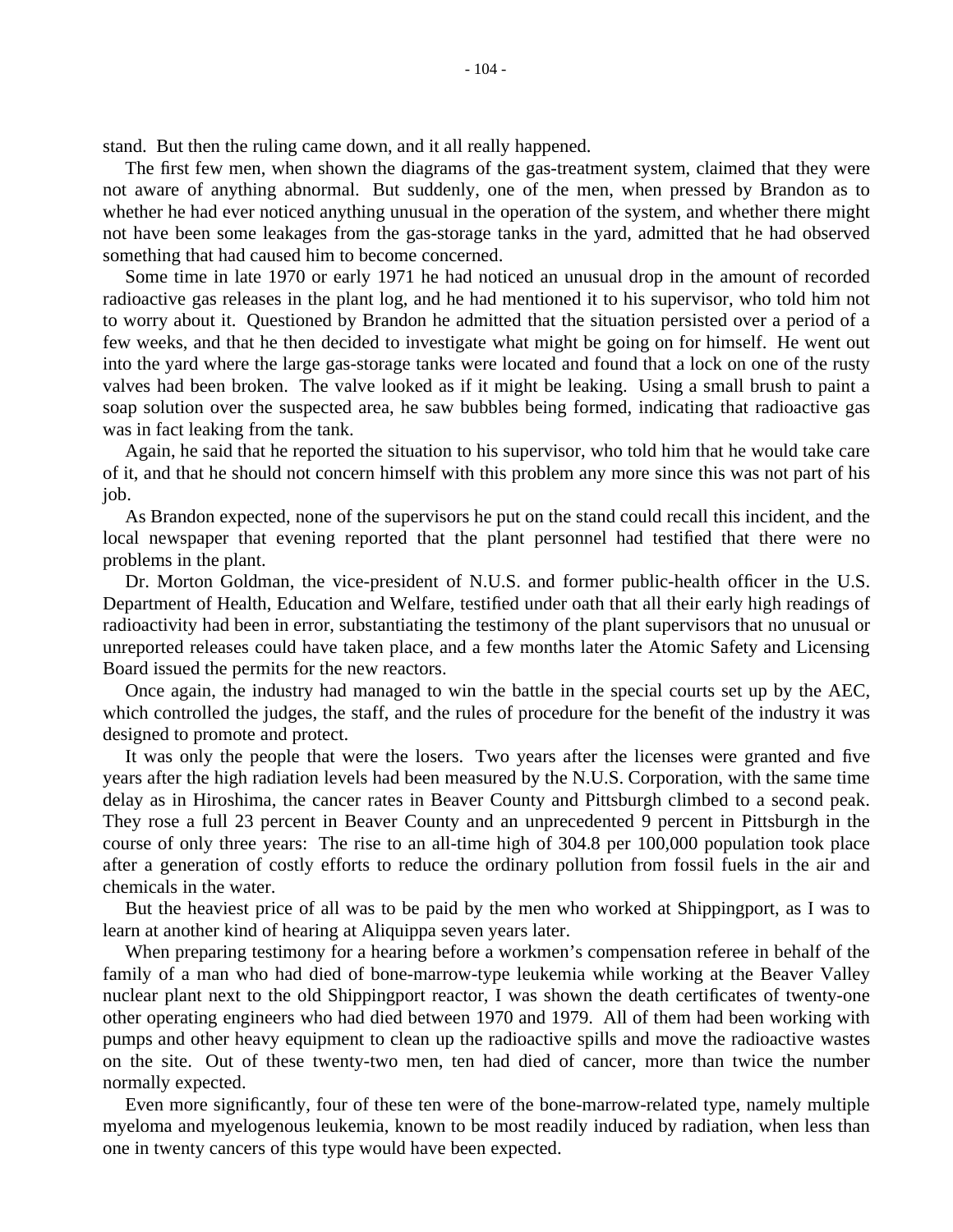stand. But then the ruling came down, and it all really happened.

The first few men, when shown the diagrams of the gas-treatment system, claimed that they were not aware of anything abnormal. But suddenly, one of the men, when pressed by Brandon as to whether he had ever noticed anything unusual in the operation of the system, and whether there might not have been some leakages from the gas-storage tanks in the yard, admitted that he had observed something that had caused him to become concerned.

Some time in late 1970 or early 1971 he had noticed an unusual drop in the amount of recorded radioactive gas releases in the plant log, and he had mentioned it to his supervisor, who told him not to worry about it. Questioned by Brandon he admitted that the situation persisted over a period of a few weeks, and that he then decided to investigate what might be going on for himself. He went out into the yard where the large gas-storage tanks were located and found that a lock on one of the rusty valves had been broken. The valve looked as if it might be leaking. Using a small brush to paint a soap solution over the suspected area, he saw bubbles being formed, indicating that radioactive gas was in fact leaking from the tank.

Again, he said that he reported the situation to his supervisor, who told him that he would take care of it, and that he should not concern himself with this problem any more since this was not part of his job.

As Brandon expected, none of the supervisors he put on the stand could recall this incident, and the local newspaper that evening reported that the plant personnel had testified that there were no problems in the plant.

Dr. Morton Goldman, the vice-president of N.U.S. and former public-health officer in the U.S. Department of Health, Education and Welfare, testified under oath that all their early high readings of radioactivity had been in error, substantiating the testimony of the plant supervisors that no unusual or unreported releases could have taken place, and a few months later the Atomic Safety and Licensing Board issued the permits for the new reactors.

Once again, the industry had managed to win the battle in the special courts set up by the AEC, which controlled the judges, the staff, and the rules of procedure for the benefit of the industry it was designed to promote and protect.

It was only the people that were the losers. Two years after the licenses were granted and five years after the high radiation levels had been measured by the N.U.S. Corporation, with the same time delay as in Hiroshima, the cancer rates in Beaver County and Pittsburgh climbed to a second peak. They rose a full 23 percent in Beaver County and an unprecedented 9 percent in Pittsburgh in the course of only three years: The rise to an all-time high of 304.8 per 100,000 population took place after a generation of costly efforts to reduce the ordinary pollution from fossil fuels in the air and chemicals in the water.

But the heaviest price of all was to be paid by the men who worked at Shippingport, as I was to learn at another kind of hearing at Aliquippa seven years later.

When preparing testimony for a hearing before a workmen's compensation referee in behalf of the family of a man who had died of bone-marrow-type leukemia while working at the Beaver Valley nuclear plant next to the old Shippingport reactor, I was shown the death certificates of twenty-one other operating engineers who had died between 1970 and 1979. All of them had been working with pumps and other heavy equipment to clean up the radioactive spills and move the radioactive wastes on the site. Out of these twenty-two men, ten had died of cancer, more than twice the number normally expected.

Even more significantly, four of these ten were of the bone-marrow-related type, namely multiple myeloma and myelogenous leukemia, known to be most readily induced by radiation, when less than one in twenty cancers of this type would have been expected.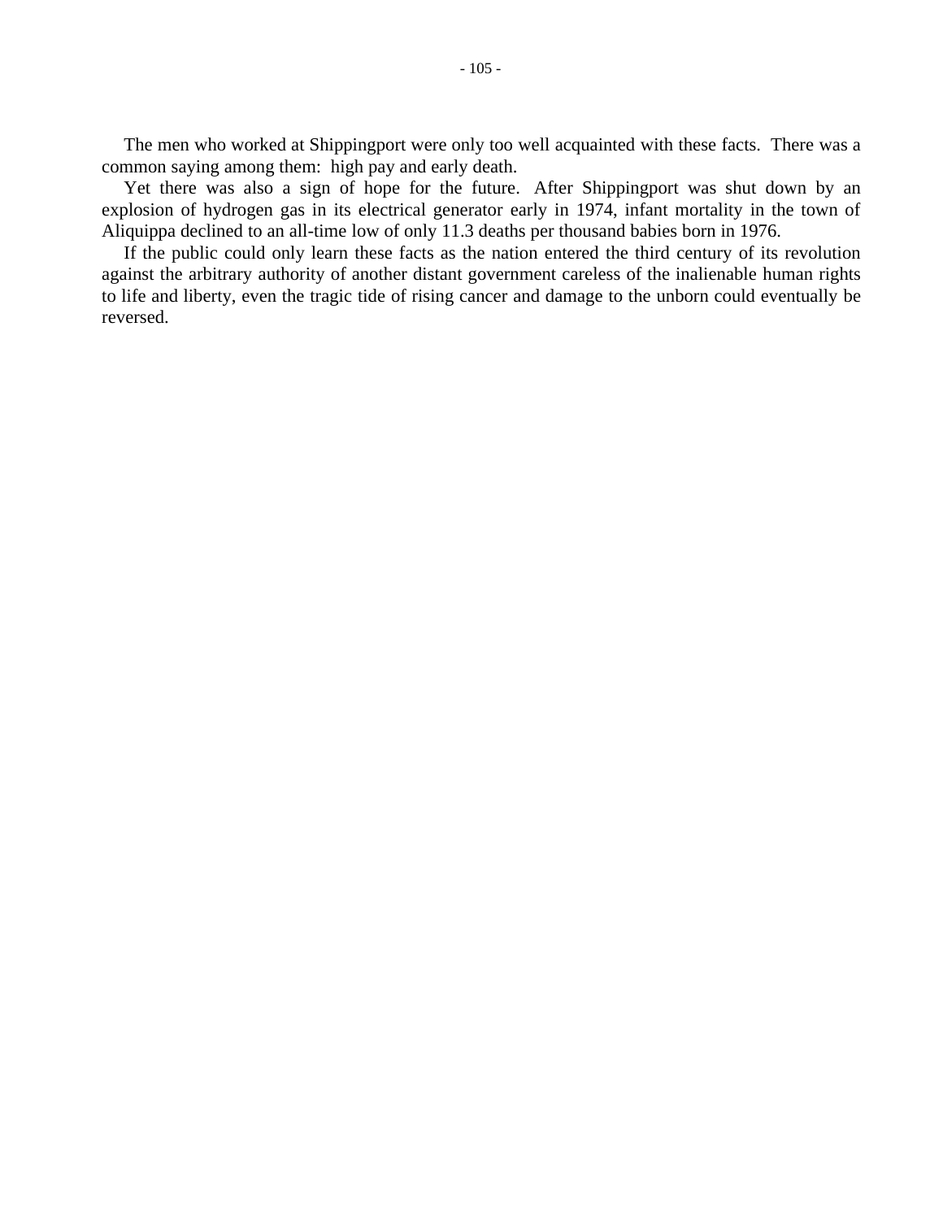The men who worked at Shippingport were only too well acquainted with these facts. There was a common saying among them: high pay and early death.

Yet there was also a sign of hope for the future. After Shippingport was shut down by an explosion of hydrogen gas in its electrical generator early in 1974, infant mortality in the town of Aliquippa declined to an all-time low of only 11.3 deaths per thousand babies born in 1976.

If the public could only learn these facts as the nation entered the third century of its revolution against the arbitrary authority of another distant government careless of the inalienable human rights to life and liberty, even the tragic tide of rising cancer and damage to the unborn could eventually be reversed.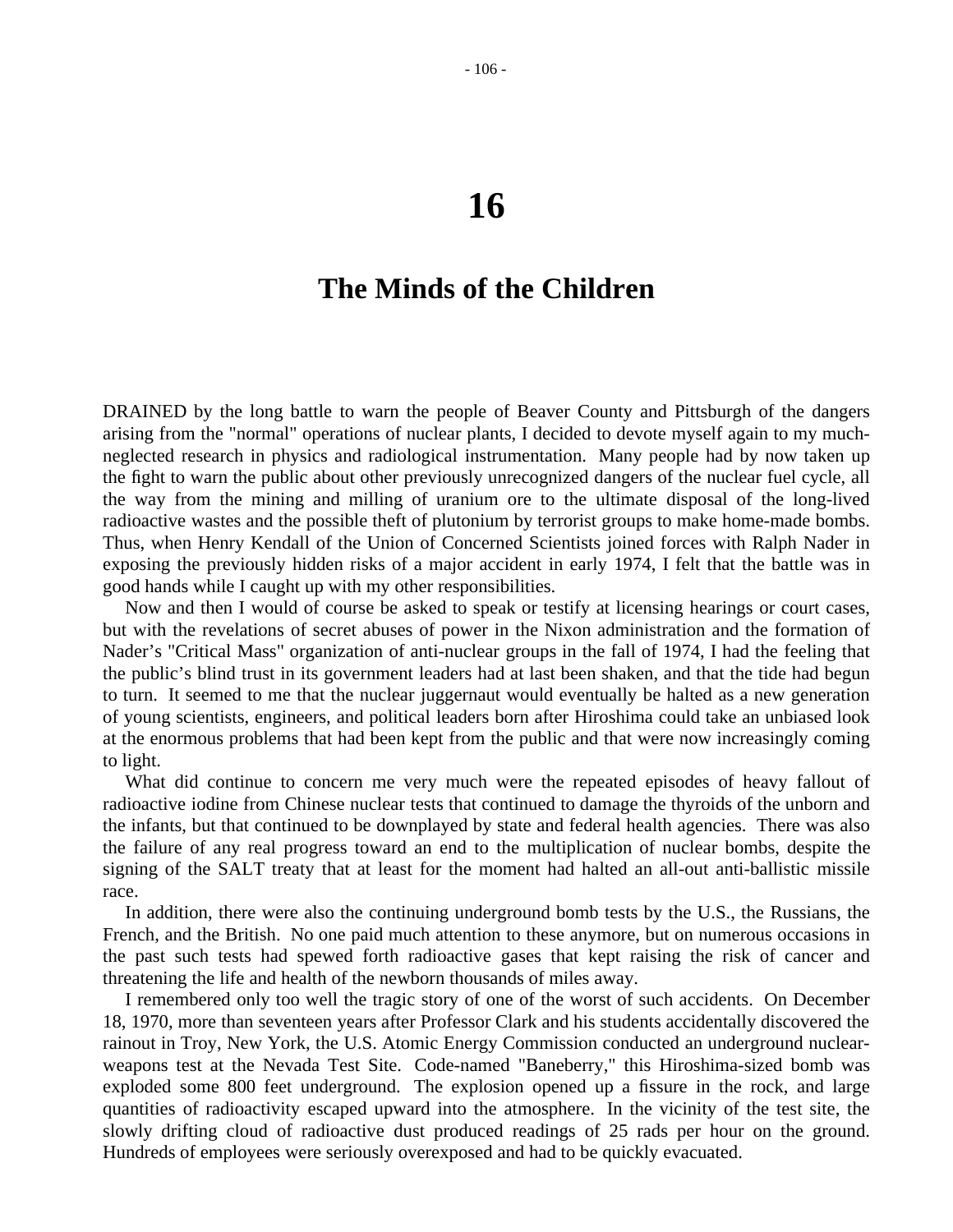# 16

## The Minds of the Children

DRAINED by the long battle to warn the people of Beaver County and Pittsburgh of the dangers arising from the "normal" operations of nuclear plants, I decided to devote myself again to my much-neglected research in physics and radiological instrumentation. Many people had by now taken up the fight to warn the public about other previously unrecognized dangers of the nuclear fuel cycle, all the way from the mining and milling of uranium ore to the ultimate disposal of the long-lived radioactive wastes and the possible theft of plutonium by terrorist groups to make home-made bombs. Thus, when Henry Kendall of the Union of Concerned Scientists joined forces with Ralph Nader in exposing the previously hidden risks of a major accident in early 1974, I felt that the battle was in good hands while I caught up with my other responsibilities.

Now and then I would of course be asked to speak or testify at licensing hearings or court cases, but with the revelations of secret abuses of power in the Nixon administration and the formation of Nader's "Critical Mass" organization of anti-nuclear groups in the fall of 1974, I had the feeling that the public's blind trust in its government leaders had at last been shaken, and that the tide had begun to turn. It seemed to me that the nuclear juggernaut would eventually be halted as a new generation of young scientists, engineers, and political leaders born after Hiroshima could take an unbiased look at the enormous problems that had been kept from the public and that were now increasingly coming to light.

What did continue to concern me very much were the repeated episodes of heavy fallout of radioactive iodine from Chinese nuclear tests that continued to damage the thyroids of the unborn and the infants, but that continued to be downplayed by state and federal health agencies. There was also the failure of any real progress toward an end to the multiplication of nuclear bombs, despite the signing of the SALT treaty that at least for the moment had halted an all-out anti-ballistic missile race.

In addition, there were also the continuing underground bomb tests by the U.S., the Russians, the French, and the British. No one paid much attention to these anymore, but on numerous occasions in the past such tests had spewed forth radioactive gases that kept raising the risk of cancer and threatening the life and health of the newborn thousands of miles away.

I remembered only too well the tragic story of one of the worst of such accidents. On December 18, 1970, more than seventeen years after Professor Clark and his students accidentally discovered the rainout in Troy, New York, the U.S. Atomic Energy Commission conducted an underground nuclear-weapons test at the Nevada Test Site. Code-named "Baneberry," this Hiroshima-sized bomb was exploded some 800 feet underground. The explosion opened up a fissure in the rock, and large quantities of radioactivity escaped upward into the atmosphere. In the vicinity of the test site, the slowly drifting cloud of radioactive dust produced readings of 25 rads per hour on the ground. Hundreds of employees were seriously overexposed and had to be quickly evacuated.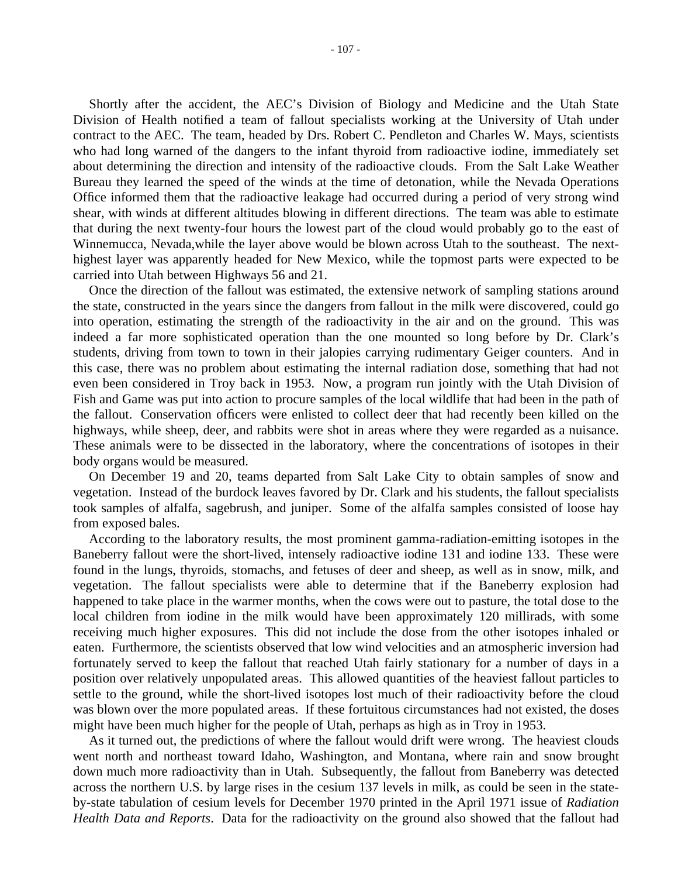Shortly after the accident, the AEC's Division of Biology and Medicine and the Utah State Division of Health notified a team of fallout specialists working at the University of Utah under contract to the AEC. The team, headed by Drs. Robert C. Pendleton and Charles W. Mays, scientists who had long warned of the dangers to the infant thyroid from radioactive iodine, immediately set about determining the direction and intensity of the radioactive clouds. From the Salt Lake Weather Bureau they learned the speed of the winds at the time of detonation, while the Nevada Operations Office informed them that the radioactive leakage had occurred during a period of very strong wind shear, with winds at different altitudes blowing in different directions. The team was able to estimate that during the next twenty-four hours the lowest part of the cloud would probably go to the east of Winnemucca, Nevada,while the layer above would be blown across Utah to the southeast. The next-highest layer was apparently headed for New Mexico, while the topmost parts were expected to be carried into Utah between Highways 56 and 21.

Once the direction of the fallout was estimated, the extensive network of sampling stations around the state, constructed in the years since the dangers from fallout in the milk were discovered, could go into operation, estimating the strength of the radioactivity in the air and on the ground. This was indeed a far more sophisticated operation than the one mounted so long before by Dr. Clark's students, driving from town to town in their jalopies carrying rudimentary Geiger counters. And in this case, there was no problem about estimating the internal radiation dose, something that had not even been considered in Troy back in 1953. Now, a program run jointly with the Utah Division of Fish and Game was put into action to procure samples of the local wildlife that had been in the path of the fallout. Conservation officers were enlisted to collect deer that had recently been killed on the highways, while sheep, deer, and rabbits were shot in areas where they were regarded as a nuisance. These animals were to be dissected in the laboratory, where the concentrations of isotopes in their body organs would be measured.

On December 19 and 20, teams departed from Salt Lake City to obtain samples of snow and vegetation. Instead of the burdock leaves favored by Dr. Clark and his students, the fallout specialists took samples of alfalfa, sagebrush, and juniper. Some of the alfalfa samples consisted of loose hay from exposed bales.

According to the laboratory results, the most prominent gamma-radiation-emitting isotopes in the Baneberry fallout were the short-lived, intensely radioactive iodine 131 and iodine 133. These were found in the lungs, thyroids, stomachs, and fetuses of deer and sheep, as well as in snow, milk, and vegetation. The fallout specialists were able to determine that if the Baneberry explosion had happened to take place in the warmer months, when the cows were out to pasture, the total dose to the local children from iodine in the milk would have been approximately 120 millirads, with some receiving much higher exposures. This did not include the dose from the other isotopes inhaled or eaten. Furthermore, the scientists observed that low wind velocities and an atmospheric inversion had fortunately served to keep the fallout that reached Utah fairly stationary for a number of days in a position over relatively unpopulated areas. This allowed quantities of the heaviest fallout particles to settle to the ground, while the short-lived isotopes lost much of their radioactivity before the cloud was blown over the more populated areas. If these fortuitous circumstances had not existed, the doses might have been much higher for the people of Utah, perhaps as high as in Troy in 1953.

As it turned out, the predictions of where the fallout would drift were wrong. The heaviest clouds went north and northeast toward Idaho, Washington, and Montana, where rain and snow brought down much more radioactivity than in Utah. Subsequently, the fallout from Baneberry was detected across the northern U.S. by large rises in the cesium 137 levels in milk, as could be seen in the state-by-state tabulation of cesium levels for December 1970 printed in the April 1971 issue of *Radiation Health Data and Reports*. Data for the radioactivity on the ground also showed that the fallout had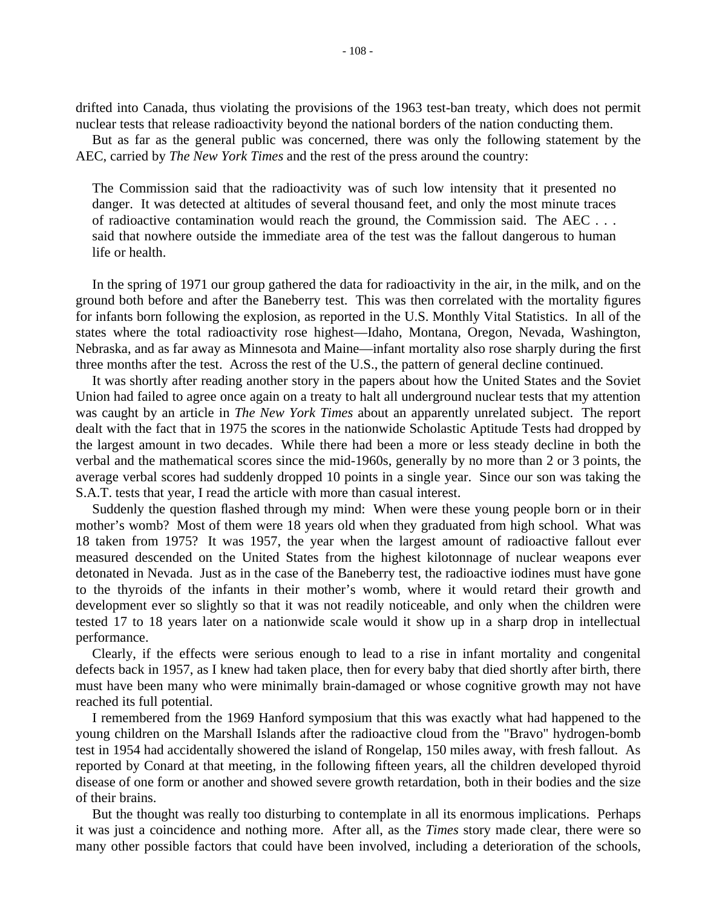drifted into Canada, thus violating the provisions of the 1963 test-ban treaty, which does not permit nuclear tests that release radioactivity beyond the national borders of the nation conducting them.

But as far as the general public was concerned, there was only the following statement by the AEC, carried by *The New York Times* and the rest of the press around the country:

> The Commission said that the radioactivity was of such low intensity that it presented no danger. It was detected at altitudes of several thousand feet, and only the most minute traces of radioactive contamination would reach the ground, the Commission said. The AEC . . . said that nowhere outside the immediate area of the test was the fallout dangerous to human life or health.

In the spring of 1971 our group gathered the data for radioactivity in the air, in the milk, and on the ground both before and after the Baneberry test. This was then correlated with the mortality figures for infants born following the explosion, as reported in the U.S. Monthly Vital Statistics. In all of the states where the total radioactivity rose highest—Idaho, Montana, Oregon, Nevada, Washington, Nebraska, and as far away as Minnesota and Maine—infant mortality also rose sharply during the first three months after the test. Across the rest of the U.S., the pattern of general decline continued.

It was shortly after reading another story in the papers about how the United States and the Soviet Union had failed to agree once again on a treaty to halt all underground nuclear tests that my attention was caught by an article in *The New York Times* about an apparently unrelated subject. The report dealt with the fact that in 1975 the scores in the nationwide Scholastic Aptitude Tests had dropped by the largest amount in two decades. While there had been a more or less steady decline in both the verbal and the mathematical scores since the mid-1960s, generally by no more than 2 or 3 points, the average verbal scores had suddenly dropped 10 points in a single year. Since our son was taking the S.A.T. tests that year, I read the article with more than casual interest.

Suddenly the question flashed through my mind: When were these young people born or in their mother's womb? Most of them were 18 years old when they graduated from high school. What was 18 taken from 1975? It was 1957, the year when the largest amount of radioactive fallout ever measured descended on the United States from the highest kilotonnage of nuclear weapons ever detonated in Nevada. Just as in the case of the Baneberry test, the radioactive iodines must have gone to the thyroids of the infants in their mother's womb, where it would retard their growth and development ever so slightly so that it was not readily noticeable, and only when the children were tested 17 to 18 years later on a nationwide scale would it show up in a sharp drop in intellectual performance.

Clearly, if the effects were serious enough to lead to a rise in infant mortality and congenital defects back in 1957, as I knew had taken place, then for every baby that died shortly after birth, there must have been many who were minimally brain-damaged or whose cognitive growth may not have reached its full potential.

I remembered from the 1969 Hanford symposium that this was exactly what had happened to the young children on the Marshall Islands after the radioactive cloud from the "Bravo" hydrogen-bomb test in 1954 had accidentally showered the island of Rongelap, 150 miles away, with fresh fallout. As reported by Conard at that meeting, in the following fifteen years, all the children developed thyroid disease of one form or another and showed severe growth retardation, both in their bodies and the size of their brains.

But the thought was really too disturbing to contemplate in all its enormous implications. Perhaps it was just a coincidence and nothing more. After all, as the *Times* story made clear, there were so many other possible factors that could have been involved, including a deterioration of the schools,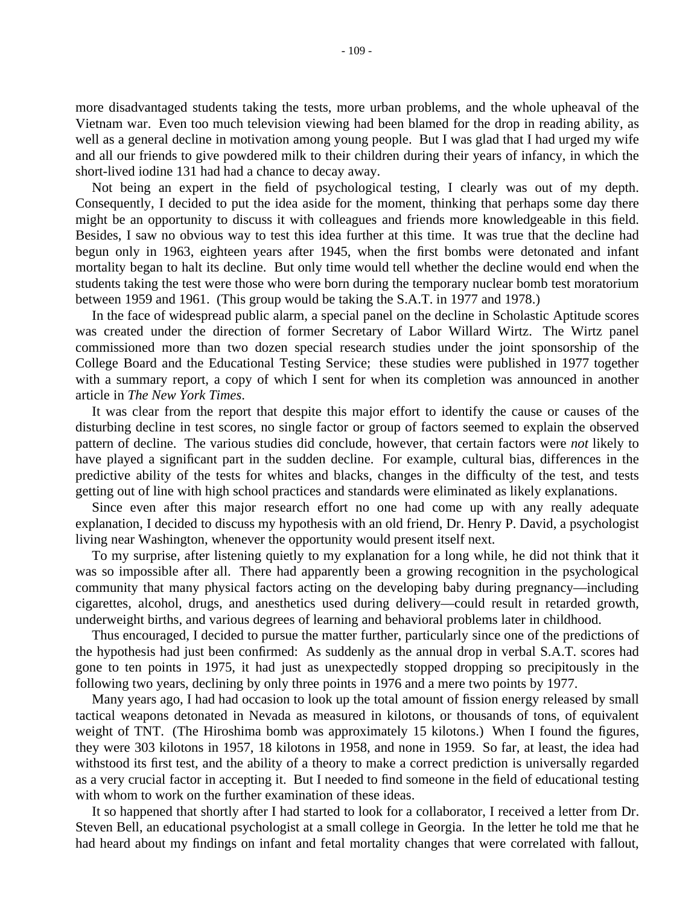more disadvantaged students taking the tests, more urban problems, and the whole upheaval of the Vietnam war. Even too much television viewing had been blamed for the drop in reading ability, as well as a general decline in motivation among young people. But I was glad that I had urged my wife and all our friends to give powdered milk to their children during their years of infancy, in which the short-lived iodine 131 had had a chance to decay away.

Not being an expert in the field of psychological testing, I clearly was out of my depth. Consequently, I decided to put the idea aside for the moment, thinking that perhaps some day there might be an opportunity to discuss it with colleagues and friends more knowledgeable in this field. Besides, I saw no obvious way to test this idea further at this time. It was true that the decline had begun only in 1963, eighteen years after 1945, when the first bombs were detonated and infant mortality began to halt its decline. But only time would tell whether the decline would end when the students taking the test were those who were born during the temporary nuclear bomb test moratorium between 1959 and 1961. (This group would be taking the S.A.T. in 1977 and 1978.)

In the face of widespread public alarm, a special panel on the decline in Scholastic Aptitude scores was created under the direction of former Secretary of Labor Willard Wirtz. The Wirtz panel commissioned more than two dozen special research studies under the joint sponsorship of the College Board and the Educational Testing Service; these studies were published in 1977 together with a summary report, a copy of which I sent for when its completion was announced in another article in *The New York Times*.

It was clear from the report that despite this major effort to identify the cause or causes of the disturbing decline in test scores, no single factor or group of factors seemed to explain the observed pattern of decline. The various studies did conclude, however, that certain factors were *not* likely to have played a significant part in the sudden decline. For example, cultural bias, differences in the predictive ability of the tests for whites and blacks, changes in the difficulty of the test, and tests getting out of line with high school practices and standards were eliminated as likely explanations.

Since even after this major research effort no one had come up with any really adequate explanation, I decided to discuss my hypothesis with an old friend, Dr. Henry P. David, a psychologist living near Washington, whenever the opportunity would present itself next.

To my surprise, after listening quietly to my explanation for a long while, he did not think that it was so impossible after all. There had apparently been a growing recognition in the psychological community that many physical factors acting on the developing baby during pregnancy—including cigarettes, alcohol, drugs, and anesthetics used during delivery—could result in retarded growth, underweight births, and various degrees of learning and behavioral problems later in childhood.

Thus encouraged, I decided to pursue the matter further, particularly since one of the predictions of the hypothesis had just been confirmed: As suddenly as the annual drop in verbal S.A.T. scores had gone to ten points in 1975, it had just as unexpectedly stopped dropping so precipitously in the following two years, declining by only three points in 1976 and a mere two points by 1977.

Many years ago, I had had occasion to look up the total amount of fission energy released by small tactical weapons detonated in Nevada as measured in kilotons, or thousands of tons, of equivalent weight of TNT. (The Hiroshima bomb was approximately 15 kilotons.) When I found the figures, they were 303 kilotons in 1957, 18 kilotons in 1958, and none in 1959. So far, at least, the idea had withstood its first test, and the ability of a theory to make a correct prediction is universally regarded as a very crucial factor in accepting it. But I needed to find someone in the field of educational testing with whom to work on the further examination of these ideas.

It so happened that shortly after I had started to look for a collaborator, I received a letter from Dr. Steven Bell, an educational psychologist at a small college in Georgia. In the letter he told me that he had heard about my findings on infant and fetal mortality changes that were correlated with fallout,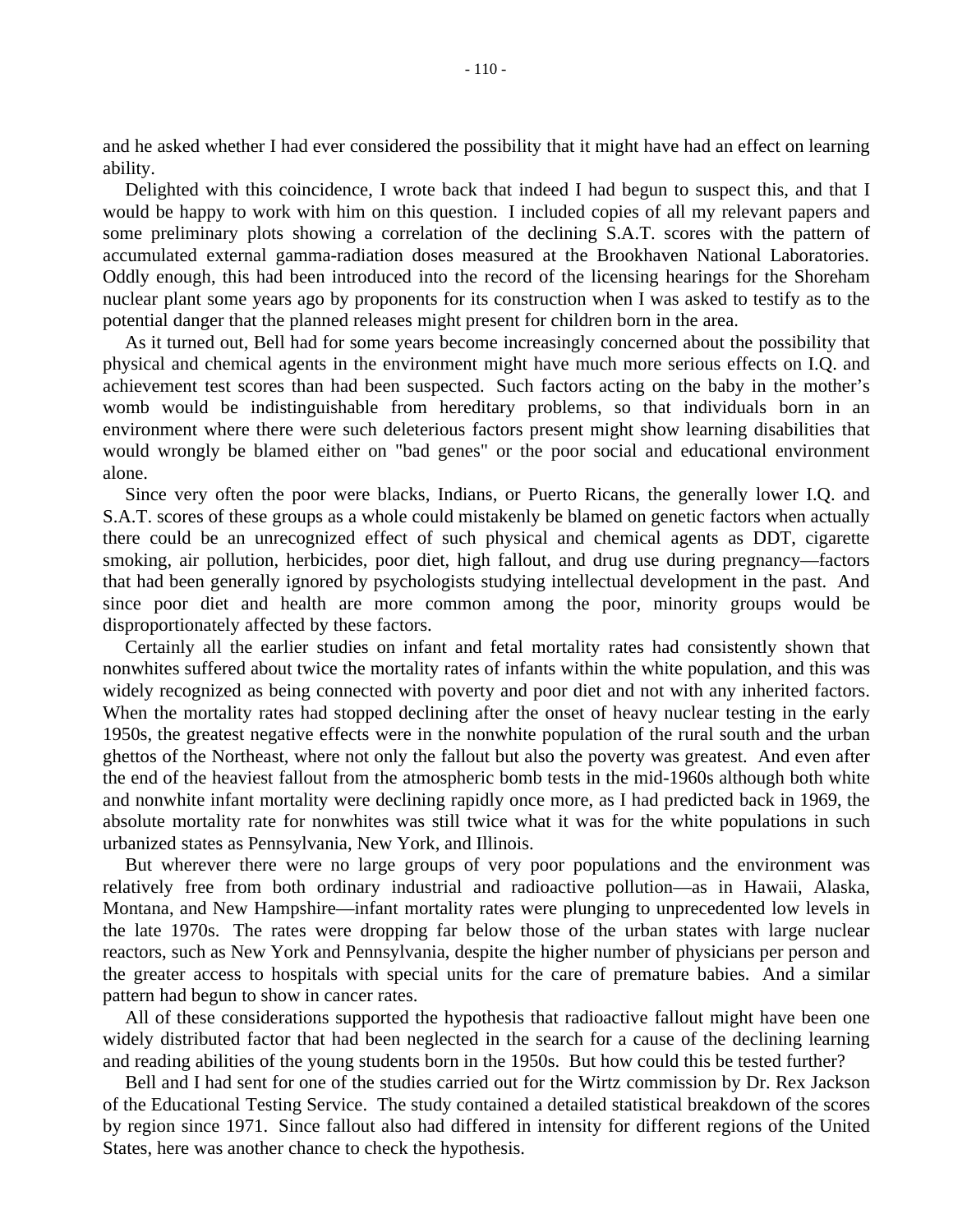and he asked whether I had ever considered the possibility that it might have had an effect on learning ability.

Delighted with this coincidence, I wrote back that indeed I had begun to suspect this, and that I would be happy to work with him on this question. I included copies of all my relevant papers and some preliminary plots showing a correlation of the declining S.A.T. scores with the pattern of accumulated external gamma-radiation doses measured at the Brookhaven National Laboratories. Oddly enough, this had been introduced into the record of the licensing hearings for the Shoreham nuclear plant some years ago by proponents for its construction when I was asked to testify as to the potential danger that the planned releases might present for children born in the area.

As it turned out, Bell had for some years become increasingly concerned about the possibility that physical and chemical agents in the environment might have much more serious effects on I.Q. and achievement test scores than had been suspected. Such factors acting on the baby in the mother's womb would be indistinguishable from hereditary problems, so that individuals born in an environment where there were such deleterious factors present might show learning disabilities that would wrongly be blamed either on "bad genes" or the poor social and educational environment alone.

Since very often the poor were blacks, Indians, or Puerto Ricans, the generally lower I.Q. and S.A.T. scores of these groups as a whole could mistakenly be blamed on genetic factors when actually there could be an unrecognized effect of such physical and chemical agents as DDT, cigarette smoking, air pollution, herbicides, poor diet, high fallout, and drug use during pregnancy—factors that had been generally ignored by psychologists studying intellectual development in the past. And since poor diet and health are more common among the poor, minority groups would be disproportionately affected by these factors.

Certainly all the earlier studies on infant and fetal mortality rates had consistently shown that nonwhites suffered about twice the mortality rates of infants within the white population, and this was widely recognized as being connected with poverty and poor diet and not with any inherited factors. When the mortality rates had stopped declining after the onset of heavy nuclear testing in the early 1950s, the greatest negative effects were in the nonwhite population of the rural south and the urban ghettos of the Northeast, where not only the fallout but also the poverty was greatest. And even after the end of the heaviest fallout from the atmospheric bomb tests in the mid-1960s although both white and nonwhite infant mortality were declining rapidly once more, as I had predicted back in 1969, the absolute mortality rate for nonwhites was still twice what it was for the white populations in such urbanized states as Pennsylvania, New York, and Illinois.

But wherever there were no large groups of very poor populations and the environment was relatively free from both ordinary industrial and radioactive pollution—as in Hawaii, Alaska, Montana, and New Hampshire—infant mortality rates were plunging to unprecedented low levels in the late 1970s. The rates were dropping far below those of the urban states with large nuclear reactors, such as New York and Pennsylvania, despite the higher number of physicians per person and the greater access to hospitals with special units for the care of premature babies. And a similar pattern had begun to show in cancer rates.

All of these considerations supported the hypothesis that radioactive fallout might have been one widely distributed factor that had been neglected in the search for a cause of the declining learning and reading abilities of the young students born in the 1950s. But how could this be tested further?

Bell and I had sent for one of the studies carried out for the Wirtz commission by Dr. Rex Jackson of the Educational Testing Service. The study contained a detailed statistical breakdown of the scores by region since 1971. Since fallout also had differed in intensity for different regions of the United States, here was another chance to check the hypothesis.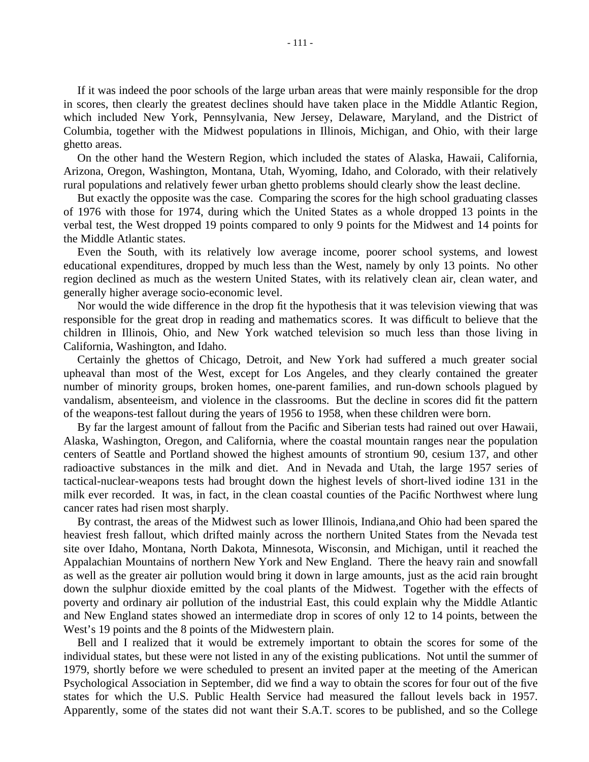If it was indeed the poor schools of the large urban areas that were mainly responsible for the drop in scores, then clearly the greatest declines should have taken place in the Middle Atlantic Region, which included New York, Pennsylvania, New Jersey, Delaware, Maryland, and the District of Columbia, together with the Midwest populations in Illinois, Michigan, and Ohio, with their large ghetto areas.

On the other hand the Western Region, which included the states of Alaska, Hawaii, California, Arizona, Oregon, Washington, Montana, Utah, Wyoming, Idaho, and Colorado, with their relatively rural populations and relatively fewer urban ghetto problems should clearly show the least decline.

But exactly the opposite was the case. Comparing the scores for the high school graduating classes of 1976 with those for 1974, during which the United States as a whole dropped 13 points in the verbal test, the West dropped 19 points compared to only 9 points for the Midwest and 14 points for the Middle Atlantic states.

Even the South, with its relatively low average income, poorer school systems, and lowest educational expenditures, dropped by much less than the West, namely by only 13 points. No other region declined as much as the western United States, with its relatively clean air, clean water, and generally higher average socio-economic level.

Nor would the wide difference in the drop fit the hypothesis that it was television viewing that was responsible for the great drop in reading and mathematics scores. It was difficult to believe that the children in Illinois, Ohio, and New York watched television so much less than those living in California, Washington, and Idaho.

Certainly the ghettos of Chicago, Detroit, and New York had suffered a much greater social upheaval than most of the West, except for Los Angeles, and they clearly contained the greater number of minority groups, broken homes, one-parent families, and run-down schools plagued by vandalism, absenteeism, and violence in the classrooms. But the decline in scores did fit the pattern of the weapons-test fallout during the years of 1956 to 1958, when these children were born.

By far the largest amount of fallout from the Pacific and Siberian tests had rained out over Hawaii, Alaska, Washington, Oregon, and California, where the coastal mountain ranges near the population centers of Seattle and Portland showed the highest amounts of strontium 90, cesium 137, and other radioactive substances in the milk and diet. And in Nevada and Utah, the large 1957 series of tactical-nuclear-weapons tests had brought down the highest levels of short-lived iodine 131 in the milk ever recorded. It was, in fact, in the clean coastal counties of the Pacific Northwest where lung cancer rates had risen most sharply.

By contrast, the areas of the Midwest such as lower Illinois, Indiana,and Ohio had been spared the heaviest fresh fallout, which drifted mainly across the northern United States from the Nevada test site over Idaho, Montana, North Dakota, Minnesota, Wisconsin, and Michigan, until it reached the Appalachian Mountains of northern New York and New England. There the heavy rain and snowfall as well as the greater air pollution would bring it down in large amounts, just as the acid rain brought down the sulphur dioxide emitted by the coal plants of the Midwest. Together with the effects of poverty and ordinary air pollution of the industrial East, this could explain why the Middle Atlantic and New England states showed an intermediate drop in scores of only 12 to 14 points, between the West's 19 points and the 8 points of the Midwestern plain.

Bell and I realized that it would be extremely important to obtain the scores for some of the individual states, but these were not listed in any of the existing publications. Not until the summer of 1979, shortly before we were scheduled to present an invited paper at the meeting of the American Psychological Association in September, did we find a way to obtain the scores for four out of the five states for which the U.S. Public Health Service had measured the fallout levels back in 1957. Apparently, some of the states did not want their S.A.T. scores to be published, and so the College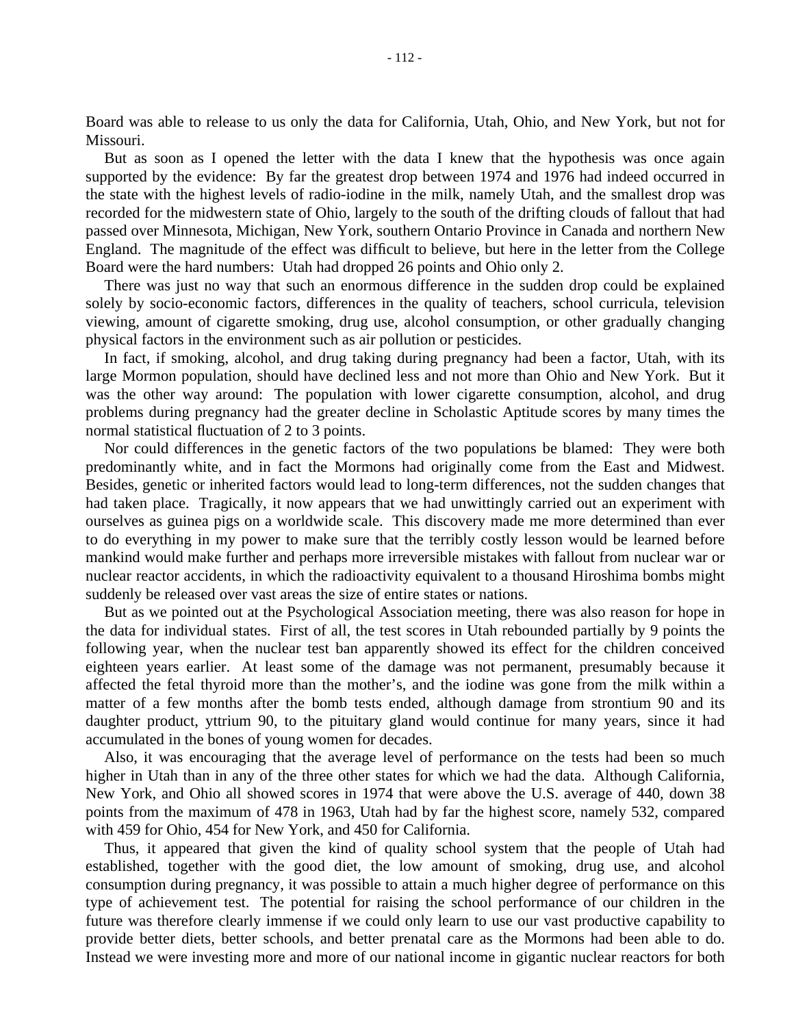Board was able to release to us only the data for California, Utah, Ohio, and New York, but not for Missouri.

But as soon as I opened the letter with the data I knew that the hypothesis was once again supported by the evidence: By far the greatest drop between 1974 and 1976 had indeed occurred in the state with the highest levels of radio-iodine in the milk, namely Utah, and the smallest drop was recorded for the midwestern state of Ohio, largely to the south of the drifting clouds of fallout that had passed over Minnesota, Michigan, New York, southern Ontario Province in Canada and northern New England. The magnitude of the effect was difficult to believe, but here in the letter from the College Board were the hard numbers: Utah had dropped 26 points and Ohio only 2.

There was just no way that such an enormous difference in the sudden drop could be explained solely by socio-economic factors, differences in the quality of teachers, school curricula, television viewing, amount of cigarette smoking, drug use, alcohol consumption, or other gradually changing physical factors in the environment such as air pollution or pesticides.

In fact, if smoking, alcohol, and drug taking during pregnancy had been a factor, Utah, with its large Mormon population, should have declined less and not more than Ohio and New York. But it was the other way around: The population with lower cigarette consumption, alcohol, and drug problems during pregnancy had the greater decline in Scholastic Aptitude scores by many times the normal statistical fluctuation of 2 to 3 points.

Nor could differences in the genetic factors of the two populations be blamed: They were both predominantly white, and in fact the Mormons had originally come from the East and Midwest. Besides, genetic or inherited factors would lead to long-term differences, not the sudden changes that had taken place. Tragically, it now appears that we had unwittingly carried out an experiment with ourselves as guinea pigs on a worldwide scale. This discovery made me more determined than ever to do everything in my power to make sure that the terribly costly lesson would be learned before mankind would make further and perhaps more irreversible mistakes with fallout from nuclear war or nuclear reactor accidents, in which the radioactivity equivalent to a thousand Hiroshima bombs might suddenly be released over vast areas the size of entire states or nations.

But as we pointed out at the Psychological Association meeting, there was also reason for hope in the data for individual states. First of all, the test scores in Utah rebounded partially by 9 points the following year, when the nuclear test ban apparently showed its effect for the children conceived eighteen years earlier. At least some of the damage was not permanent, presumably because it affected the fetal thyroid more than the mother's, and the iodine was gone from the milk within a matter of a few months after the bomb tests ended, although damage from strontium 90 and its daughter product, yttrium 90, to the pituitary gland would continue for many years, since it had accumulated in the bones of young women for decades.

Also, it was encouraging that the average level of performance on the tests had been so much higher in Utah than in any of the three other states for which we had the data. Although California, New York, and Ohio all showed scores in 1974 that were above the U.S. average of 440, down 38 points from the maximum of 478 in 1963, Utah had by far the highest score, namely 532, compared with 459 for Ohio, 454 for New York, and 450 for California.

Thus, it appeared that given the kind of quality school system that the people of Utah had established, together with the good diet, the low amount of smoking, drug use, and alcohol consumption during pregnancy, it was possible to attain a much higher degree of performance on this type of achievement test. The potential for raising the school performance of our children in the future was therefore clearly immense if we could only learn to use our vast productive capability to provide better diets, better schools, and better prenatal care as the Mormons had been able to do. Instead we were investing more and more of our national income in gigantic nuclear reactors for both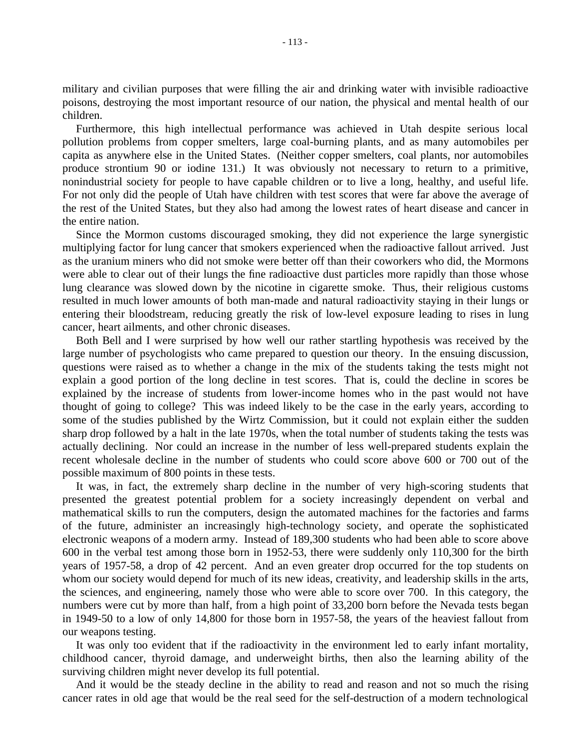military and civilian purposes that were filling the air and drinking water with invisible radioactive poisons, destroying the most important resource of our nation, the physical and mental health of our children.

Furthermore, this high intellectual performance was achieved in Utah despite serious local pollution problems from copper smelters, large coal-burning plants, and as many automobiles per capita as anywhere else in the United States. (Neither copper smelters, coal plants, nor automobiles produce strontium 90 or iodine 131.) It was obviously not necessary to return to a primitive, nonindustrial society for people to have capable children or to live a long, healthy, and useful life. For not only did the people of Utah have children with test scores that were far above the average of the rest of the United States, but they also had among the lowest rates of heart disease and cancer in the entire nation.

Since the Mormon customs discouraged smoking, they did not experience the large synergistic multiplying factor for lung cancer that smokers experienced when the radioactive fallout arrived. Just as the uranium miners who did not smoke were better off than their coworkers who did, the Mormons were able to clear out of their lungs the fine radioactive dust particles more rapidly than those whose lung clearance was slowed down by the nicotine in cigarette smoke. Thus, their religious customs resulted in much lower amounts of both man-made and natural radioactivity staying in their lungs or entering their bloodstream, reducing greatly the risk of low-level exposure leading to rises in lung cancer, heart ailments, and other chronic diseases.

Both Bell and I were surprised by how well our rather startling hypothesis was received by the large number of psychologists who came prepared to question our theory. In the ensuing discussion, questions were raised as to whether a change in the mix of the students taking the tests might not explain a good portion of the long decline in test scores. That is, could the decline in scores be explained by the increase of students from lower-income homes who in the past would not have thought of going to college? This was indeed likely to be the case in the early years, according to some of the studies published by the Wirtz Commission, but it could not explain either the sudden sharp drop followed by a halt in the late 1970s, when the total number of students taking the tests was actually declining. Nor could an increase in the number of less well-prepared students explain the recent wholesale decline in the number of students who could score above 600 or 700 out of the possible maximum of 800 points in these tests.

It was, in fact, the extremely sharp decline in the number of very high-scoring students that presented the greatest potential problem for a society increasingly dependent on verbal and mathematical skills to run the computers, design the automated machines for the factories and farms of the future, administer an increasingly high-technology society, and operate the sophisticated electronic weapons of a modern army. Instead of 189,300 students who had been able to score above 600 in the verbal test among those born in 1952-53, there were suddenly only 110,300 for the birth years of 1957-58, a drop of 42 percent. And an even greater drop occurred for the top students on whom our society would depend for much of its new ideas, creativity, and leadership skills in the arts, the sciences, and engineering, namely those who were able to score over 700. In this category, the numbers were cut by more than half, from a high point of 33,200 born before the Nevada tests began in 1949-50 to a low of only 14,800 for those born in 1957-58, the years of the heaviest fallout from our weapons testing.

It was only too evident that if the radioactivity in the environment led to early infant mortality, childhood cancer, thyroid damage, and underweight births, then also the learning ability of the surviving children might never develop its full potential.

And it would be the steady decline in the ability to read and reason and not so much the rising cancer rates in old age that would be the real seed for the self-destruction of a modern technological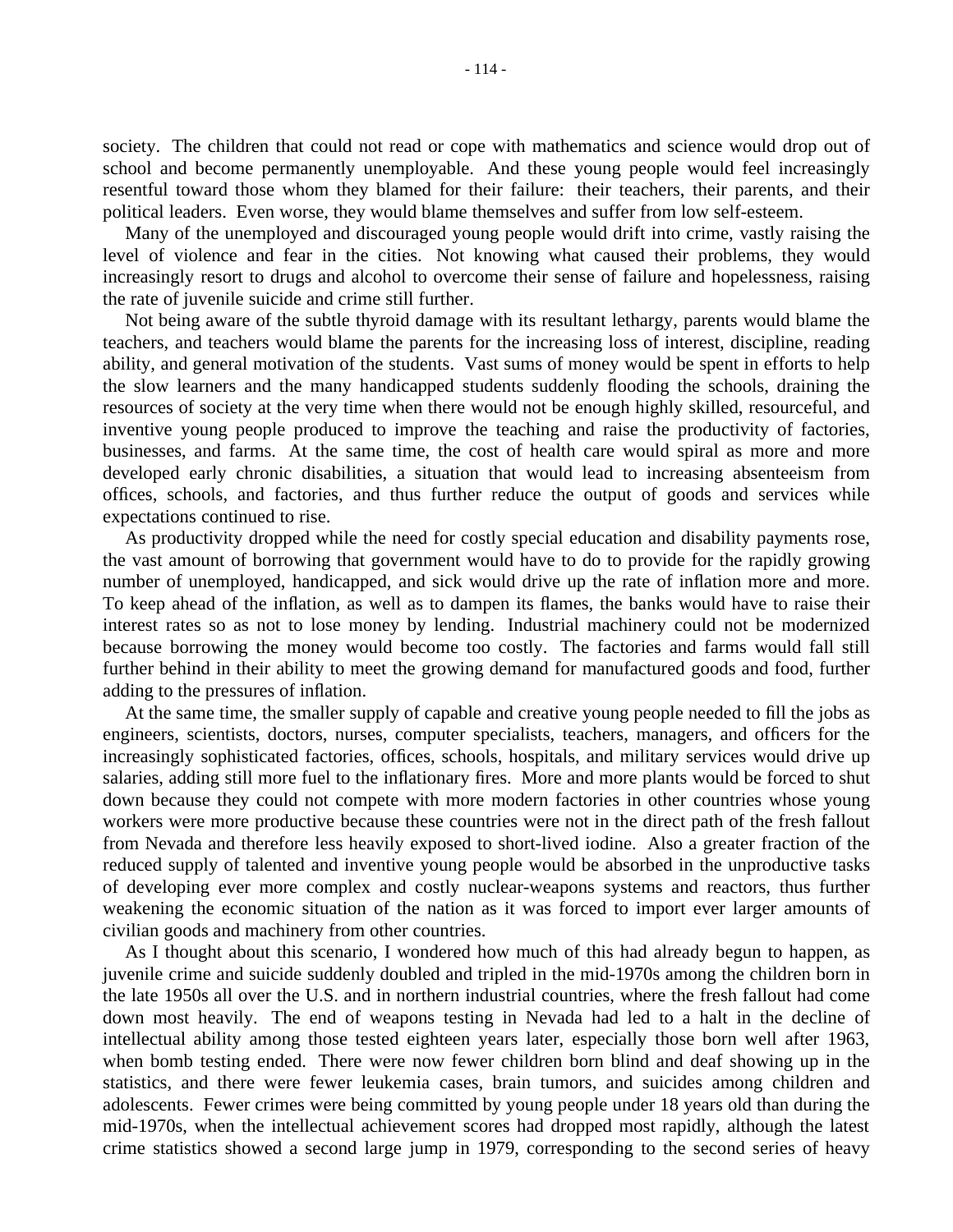society. The children that could not read or cope with mathematics and science would drop out of school and become permanently unemployable. And these young people would feel increasingly resentful toward those whom they blamed for their failure: their teachers, their parents, and their political leaders. Even worse, they would blame themselves and suffer from low self-esteem.

Many of the unemployed and discouraged young people would drift into crime, vastly raising the level of violence and fear in the cities. Not knowing what caused their problems, they would increasingly resort to drugs and alcohol to overcome their sense of failure and hopelessness, raising the rate of juvenile suicide and crime still further.

Not being aware of the subtle thyroid damage with its resultant lethargy, parents would blame the teachers, and teachers would blame the parents for the increasing loss of interest, discipline, reading ability, and general motivation of the students. Vast sums of money would be spent in efforts to help the slow learners and the many handicapped students suddenly flooding the schools, draining the resources of society at the very time when there would not be enough highly skilled, resourceful, and inventive young people produced to improve the teaching and raise the productivity of factories, businesses, and farms. At the same time, the cost of health care would spiral as more and more developed early chronic disabilities, a situation that would lead to increasing absenteeism from offices, schools, and factories, and thus further reduce the output of goods and services while expectations continued to rise.

As productivity dropped while the need for costly special education and disability payments rose, the vast amount of borrowing that government would have to do to provide for the rapidly growing number of unemployed, handicapped, and sick would drive up the rate of inflation more and more. To keep ahead of the inflation, as well as to dampen its flames, the banks would have to raise their interest rates so as not to lose money by lending. Industrial machinery could not be modernized because borrowing the money would become too costly. The factories and farms would fall still further behind in their ability to meet the growing demand for manufactured goods and food, further adding to the pressures of inflation.

At the same time, the smaller supply of capable and creative young people needed to fill the jobs as engineers, scientists, doctors, nurses, computer specialists, teachers, managers, and officers for the increasingly sophisticated factories, offices, schools, hospitals, and military services would drive up salaries, adding still more fuel to the inflationary fires. More and more plants would be forced to shut down because they could not compete with more modern factories in other countries whose young workers were more productive because these countries were not in the direct path of the fresh fallout from Nevada and therefore less heavily exposed to short-lived iodine. Also a greater fraction of the reduced supply of talented and inventive young people would be absorbed in the unproductive tasks of developing ever more complex and costly nuclear-weapons systems and reactors, thus further weakening the economic situation of the nation as it was forced to import ever larger amounts of civilian goods and machinery from other countries.

As I thought about this scenario, I wondered how much of this had already begun to happen, as juvenile crime and suicide suddenly doubled and tripled in the mid-1970s among the children born in the late 1950s all over the U.S. and in northern industrial countries, where the fresh fallout had come down most heavily. The end of weapons testing in Nevada had led to a halt in the decline of intellectual ability among those tested eighteen years later, especially those born well after 1963, when bomb testing ended. There were now fewer children born blind and deaf showing up in the statistics, and there were fewer leukemia cases, brain tumors, and suicides among children and adolescents. Fewer crimes were being committed by young people under 18 years old than during the mid-1970s, when the intellectual achievement scores had dropped most rapidly, although the latest crime statistics showed a second large jump in 1979, corresponding to the second series of heavy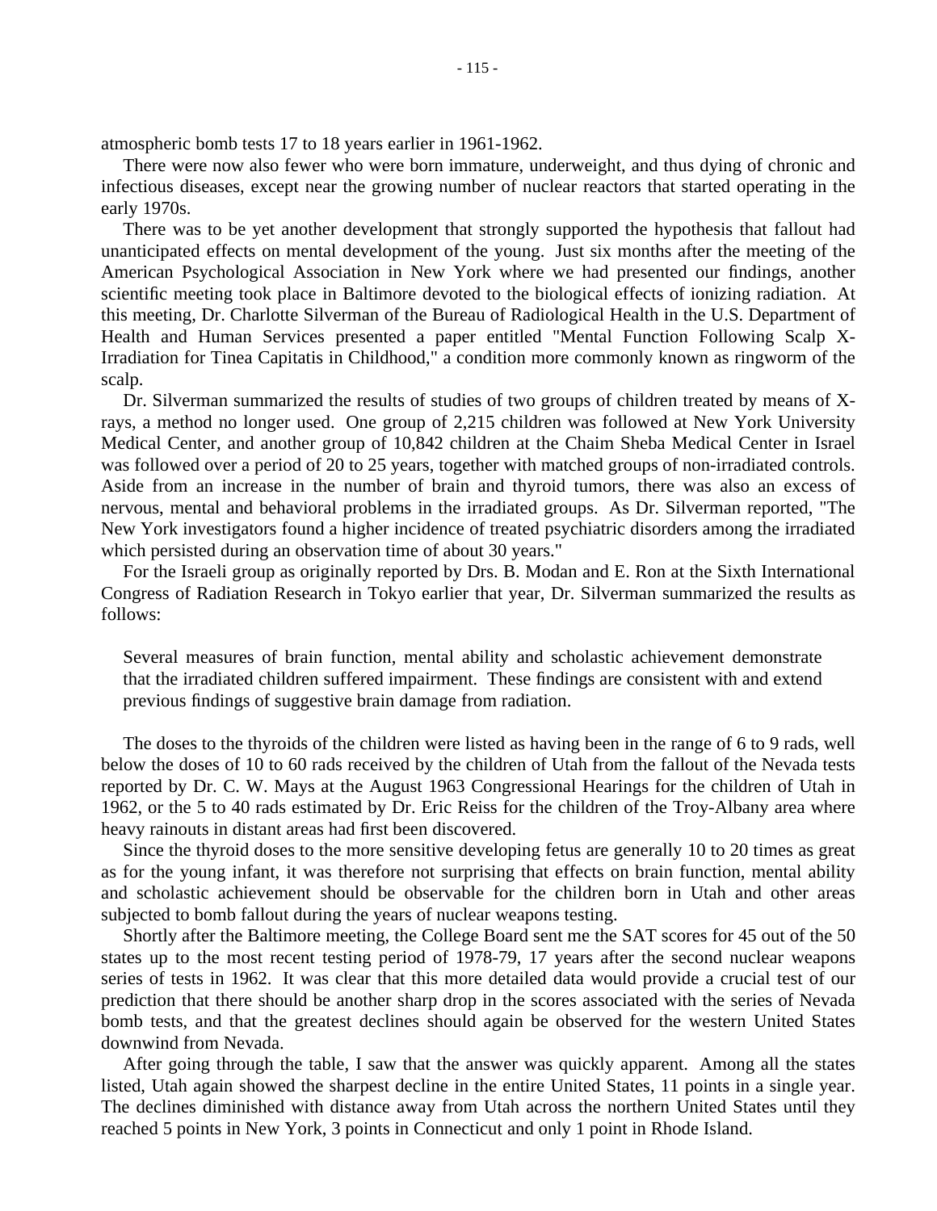atmospheric bomb tests 17 to 18 years earlier in 1961-1962.

There were now also fewer who were born immature, underweight, and thus dying of chronic and infectious diseases, except near the growing number of nuclear reactors that started operating in the early 1970s.

There was to be yet another development that strongly supported the hypothesis that fallout had unanticipated effects on mental development of the young. Just six months after the meeting of the American Psychological Association in New York where we had presented our findings, another scientific meeting took place in Baltimore devoted to the biological effects of ionizing radiation. At this meeting, Dr. Charlotte Silverman of the Bureau of Radiological Health in the U.S. Department of Health and Human Services presented a paper entitled "Mental Function Following Scalp X-Irradiation for Tinea Capitatis in Childhood," a condition more commonly known as ringworm of the scalp.

Dr. Silverman summarized the results of studies of two groups of children treated by means of X-rays, a method no longer used. One group of 2,215 children was followed at New York University Medical Center, and another group of 10,842 children at the Chaim Sheba Medical Center in Israel was followed over a period of 20 to 25 years, together with matched groups of non-irradiated controls. Aside from an increase in the number of brain and thyroid tumors, there was also an excess of nervous, mental and behavioral problems in the irradiated groups. As Dr. Silverman reported, "The New York investigators found a higher incidence of treated psychiatric disorders among the irradiated which persisted during an observation time of about 30 years."

For the Israeli group as originally reported by Drs. B. Modan and E. Ron at the Sixth International Congress of Radiation Research in Tokyo earlier that year, Dr. Silverman summarized the results as follows:

> Several measures of brain function, mental ability and scholastic achievement demonstrate that the irradiated children suffered impairment. These findings are consistent with and extend previous findings of suggestive brain damage from radiation.

The doses to the thyroids of the children were listed as having been in the range of 6 to 9 rads, well below the doses of 10 to 60 rads received by the children of Utah from the fallout of the Nevada tests reported by Dr. C. W. Mays at the August 1963 Congressional Hearings for the children of Utah in 1962, or the 5 to 40 rads estimated by Dr. Eric Reiss for the children of the Troy-Albany area where heavy rainouts in distant areas had first been discovered.

Since the thyroid doses to the more sensitive developing fetus are generally 10 to 20 times as great as for the young infant, it was therefore not surprising that effects on brain function, mental ability and scholastic achievement should be observable for the children born in Utah and other areas subjected to bomb fallout during the years of nuclear weapons testing.

Shortly after the Baltimore meeting, the College Board sent me the SAT scores for 45 out of the 50 states up to the most recent testing period of 1978-79, 17 years after the second nuclear weapons series of tests in 1962. It was clear that this more detailed data would provide a crucial test of our prediction that there should be another sharp drop in the scores associated with the series of Nevada bomb tests, and that the greatest declines should again be observed for the western United States downwind from Nevada.

After going through the table, I saw that the answer was quickly apparent. Among all the states listed, Utah again showed the sharpest decline in the entire United States, 11 points in a single year. The declines diminished with distance away from Utah across the northern United States until they reached 5 points in New York, 3 points in Connecticut and only 1 point in Rhode Island.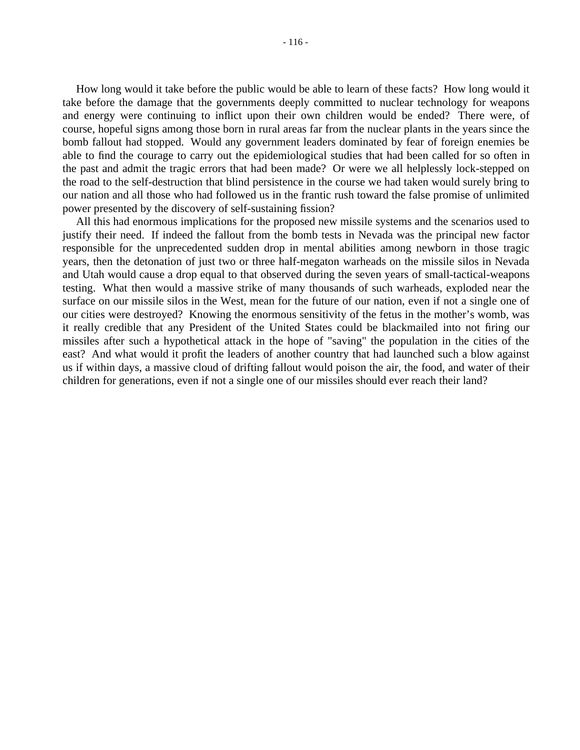How long would it take before the public would be able to learn of these facts? How long would it take before the damage that the governments deeply committed to nuclear technology for weapons and energy were continuing to inflict upon their own children would be ended? There were, of course, hopeful signs among those born in rural areas far from the nuclear plants in the years since the bomb fallout had stopped. Would any government leaders dominated by fear of foreign enemies be able to find the courage to carry out the epidemiological studies that had been called for so often in the past and admit the tragic errors that had been made? Or were we all helplessly lock-stepped on the road to the self-destruction that blind persistence in the course we had taken would surely bring to our nation and all those who had followed us in the frantic rush toward the false promise of unlimited power presented by the discovery of self-sustaining fission?

All this had enormous implications for the proposed new missile systems and the scenarios used to justify their need. If indeed the fallout from the bomb tests in Nevada was the principal new factor responsible for the unprecedented sudden drop in mental abilities among newborn in those tragic years, then the detonation of just two or three half-megaton warheads on the missile silos in Nevada and Utah would cause a drop equal to that observed during the seven years of small-tactical-weapons testing. What then would a massive strike of many thousands of such warheads, exploded near the surface on our missile silos in the West, mean for the future of our nation, even if not a single one of our cities were destroyed? Knowing the enormous sensitivity of the fetus in the mother's womb, was it really credible that any President of the United States could be blackmailed into not firing our missiles after such a hypothetical attack in the hope of "saving" the population in the cities of the east? And what would it profit the leaders of another country that had launched such a blow against us if within days, a massive cloud of drifting fallout would poison the air, the food, and water of their children for generations, even if not a single one of our missiles should ever reach their land?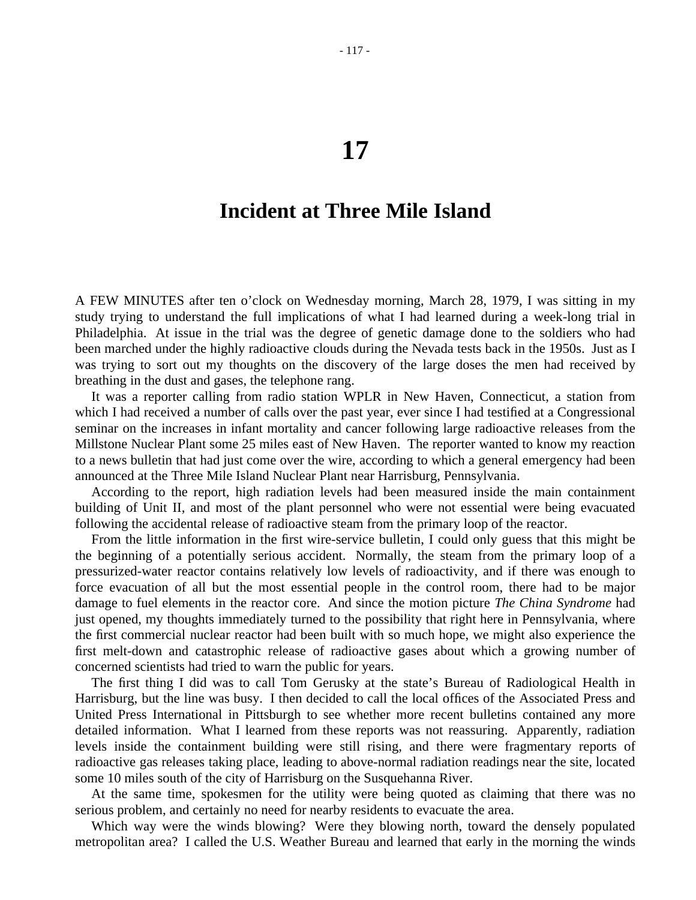# 17

## Incident at Three Mile Island

A FEW MINUTES after ten o'clock on Wednesday morning, March 28, 1979, I was sitting in my study trying to understand the full implications of what I had learned during a week-long trial in Philadelphia. At issue in the trial was the degree of genetic damage done to the soldiers who had been marched under the highly radioactive clouds during the Nevada tests back in the 1950s. Just as I was trying to sort out my thoughts on the discovery of the large doses the men had received by breathing in the dust and gases, the telephone rang.

It was a reporter calling from radio station WPLR in New Haven, Connecticut, a station from which I had received a number of calls over the past year, ever since I had testified at a Congressional seminar on the increases in infant mortality and cancer following large radioactive releases from the Millstone Nuclear Plant some 25 miles east of New Haven. The reporter wanted to know my reaction to a news bulletin that had just come over the wire, according to which a general emergency had been announced at the Three Mile Island Nuclear Plant near Harrisburg, Pennsylvania.

According to the report, high radiation levels had been measured inside the main containment building of Unit II, and most of the plant personnel who were not essential were being evacuated following the accidental release of radioactive steam from the primary loop of the reactor.

From the little information in the first wire-service bulletin, I could only guess that this might be the beginning of a potentially serious accident. Normally, the steam from the primary loop of a pressurized-water reactor contains relatively low levels of radioactivity, and if there was enough to force evacuation of all but the most essential people in the control room, there had to be major damage to fuel elements in the reactor core. And since the motion picture *The China Syndrome* had just opened, my thoughts immediately turned to the possibility that right here in Pennsylvania, where the first commercial nuclear reactor had been built with so much hope, we might also experience the first melt-down and catastrophic release of radioactive gases about which a growing number of concerned scientists had tried to warn the public for years.

The first thing I did was to call Tom Gerusky at the state's Bureau of Radiological Health in Harrisburg, but the line was busy. I then decided to call the local offices of the Associated Press and United Press International in Pittsburgh to see whether more recent bulletins contained any more detailed information. What I learned from these reports was not reassuring. Apparently, radiation levels inside the containment building were still rising, and there were fragmentary reports of radioactive gas releases taking place, leading to above-normal radiation readings near the site, located some 10 miles south of the city of Harrisburg on the Susquehanna River.

At the same time, spokesmen for the utility were being quoted as claiming that there was no serious problem, and certainly no need for nearby residents to evacuate the area.

Which way were the winds blowing? Were they blowing north, toward the densely populated metropolitan area? I called the U.S. Weather Bureau and learned that early in the morning the winds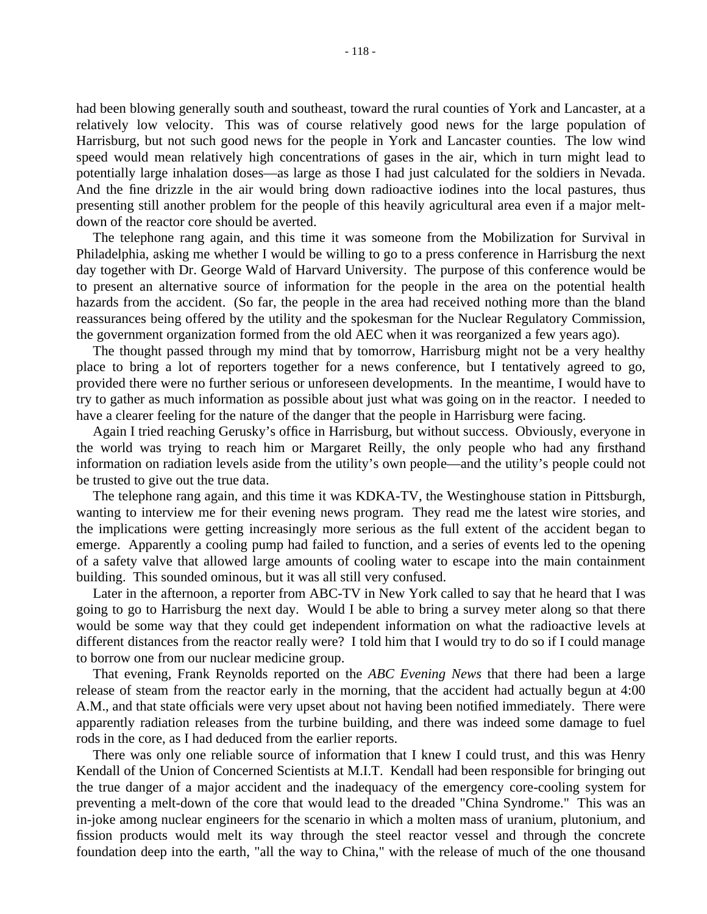had been blowing generally south and southeast, toward the rural counties of York and Lancaster, at a relatively low velocity. This was of course relatively good news for the large population of Harrisburg, but not such good news for the people in York and Lancaster counties. The low wind speed would mean relatively high concentrations of gases in the air, which in turn might lead to potentially large inhalation doses—as large as those I had just calculated for the soldiers in Nevada. And the fine drizzle in the air would bring down radioactive iodines into the local pastures, thus presenting still another problem for the people of this heavily agricultural area even if a major melt-down of the reactor core should be averted.

The telephone rang again, and this time it was someone from the Mobilization for Survival in Philadelphia, asking me whether I would be willing to go to a press conference in Harrisburg the next day together with Dr. George Wald of Harvard University. The purpose of this conference would be to present an alternative source of information for the people in the area on the potential health hazards from the accident. (So far, the people in the area had received nothing more than the bland reassurances being offered by the utility and the spokesman for the Nuclear Regulatory Commission, the government organization formed from the old AEC when it was reorganized a few years ago).

The thought passed through my mind that by tomorrow, Harrisburg might not be a very healthy place to bring a lot of reporters together for a news conference, but I tentatively agreed to go, provided there were no further serious or unforeseen developments. In the meantime, I would have to try to gather as much information as possible about just what was going on in the reactor. I needed to have a clearer feeling for the nature of the danger that the people in Harrisburg were facing.

Again I tried reaching Gerusky's office in Harrisburg, but without success. Obviously, everyone in the world was trying to reach him or Margaret Reilly, the only people who had any firsthand information on radiation levels aside from the utility's own people—and the utility's people could not be trusted to give out the true data.

The telephone rang again, and this time it was KDKA-TV, the Westinghouse station in Pittsburgh, wanting to interview me for their evening news program. They read me the latest wire stories, and the implications were getting increasingly more serious as the full extent of the accident began to emerge. Apparently a cooling pump had failed to function, and a series of events led to the opening of a safety valve that allowed large amounts of cooling water to escape into the main containment building. This sounded ominous, but it was all still very confused.

Later in the afternoon, a reporter from ABC-TV in New York called to say that he heard that I was going to go to Harrisburg the next day. Would I be able to bring a survey meter along so that there would be some way that they could get independent information on what the radioactive levels at different distances from the reactor really were? I told him that I would try to do so if I could manage to borrow one from our nuclear medicine group.

That evening, Frank Reynolds reported on the *ABC Evening News* that there had been a large release of steam from the reactor early in the morning, that the accident had actually begun at 4:00 A.M., and that state officials were very upset about not having been notified immediately. There were apparently radiation releases from the turbine building, and there was indeed some damage to fuel rods in the core, as I had deduced from the earlier reports.

There was only one reliable source of information that I knew I could trust, and this was Henry Kendall of the Union of Concerned Scientists at M.I.T. Kendall had been responsible for bringing out the true danger of a major accident and the inadequacy of the emergency core-cooling system for preventing a melt-down of the core that would lead to the dreaded "China Syndrome." This was an in-joke among nuclear engineers for the scenario in which a molten mass of uranium, plutonium, and fission products would melt its way through the steel reactor vessel and through the concrete foundation deep into the earth, "all the way to China," with the release of much of the one thousand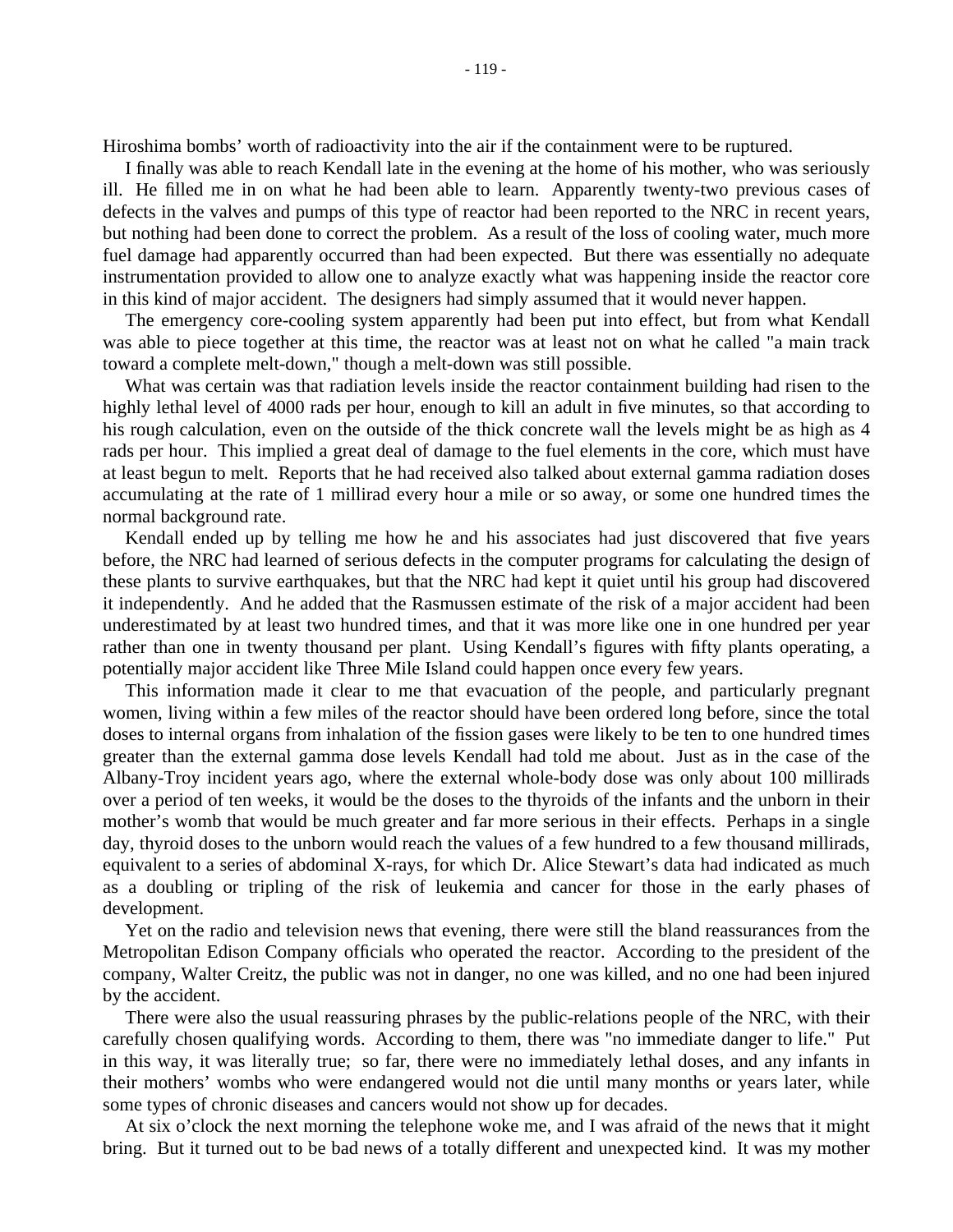Hiroshima bombs' worth of radioactivity into the air if the containment were to be ruptured.

I finally was able to reach Kendall late in the evening at the home of his mother, who was seriously ill. He filled me in on what he had been able to learn. Apparently twenty-two previous cases of defects in the valves and pumps of this type of reactor had been reported to the NRC in recent years, but nothing had been done to correct the problem. As a result of the loss of cooling water, much more fuel damage had apparently occurred than had been expected. But there was essentially no adequate instrumentation provided to allow one to analyze exactly what was happening inside the reactor core in this kind of major accident. The designers had simply assumed that it would never happen.

The emergency core-cooling system apparently had been put into effect, but from what Kendall was able to piece together at this time, the reactor was at least not on what he called "a main track toward a complete melt-down," though a melt-down was still possible.

What was certain was that radiation levels inside the reactor containment building had risen to the highly lethal level of 4000 rads per hour, enough to kill an adult in five minutes, so that according to his rough calculation, even on the outside of the thick concrete wall the levels might be as high as 4 rads per hour. This implied a great deal of damage to the fuel elements in the core, which must have at least begun to melt. Reports that he had received also talked about external gamma radiation doses accumulating at the rate of 1 millirad every hour a mile or so away, or some one hundred times the normal background rate.

Kendall ended up by telling me how he and his associates had just discovered that five years before, the NRC had learned of serious defects in the computer programs for calculating the design of these plants to survive earthquakes, but that the NRC had kept it quiet until his group had discovered it independently. And he added that the Rasmussen estimate of the risk of a major accident had been underestimated by at least two hundred times, and that it was more like one in one hundred per year rather than one in twenty thousand per plant. Using Kendall's figures with fifty plants operating, a potentially major accident like Three Mile Island could happen once every few years.

This information made it clear to me that evacuation of the people, and particularly pregnant women, living within a few miles of the reactor should have been ordered long before, since the total doses to internal organs from inhalation of the fission gases were likely to be ten to one hundred times greater than the external gamma dose levels Kendall had told me about. Just as in the case of the Albany-Troy incident years ago, where the external whole-body dose was only about 100 millirads over a period of ten weeks, it would be the doses to the thyroids of the infants and the unborn in their mother's womb that would be much greater and far more serious in their effects. Perhaps in a single day, thyroid doses to the unborn would reach the values of a few hundred to a few thousand millirads, equivalent to a series of abdominal X-rays, for which Dr. Alice Stewart's data had indicated as much as a doubling or tripling of the risk of leukemia and cancer for those in the early phases of development.

Yet on the radio and television news that evening, there were still the bland reassurances from the Metropolitan Edison Company officials who operated the reactor. According to the president of the company, Walter Creitz, the public was not in danger, no one was killed, and no one had been injured by the accident.

There were also the usual reassuring phrases by the public-relations people of the NRC, with their carefully chosen qualifying words. According to them, there was "no immediate danger to life." Put in this way, it was literally true; so far, there were no immediately lethal doses, and any infants in their mothers' wombs who were endangered would not die until many months or years later, while some types of chronic diseases and cancers would not show up for decades.

At six o'clock the next morning the telephone woke me, and I was afraid of the news that it might bring. But it turned out to be bad news of a totally different and unexpected kind. It was my mother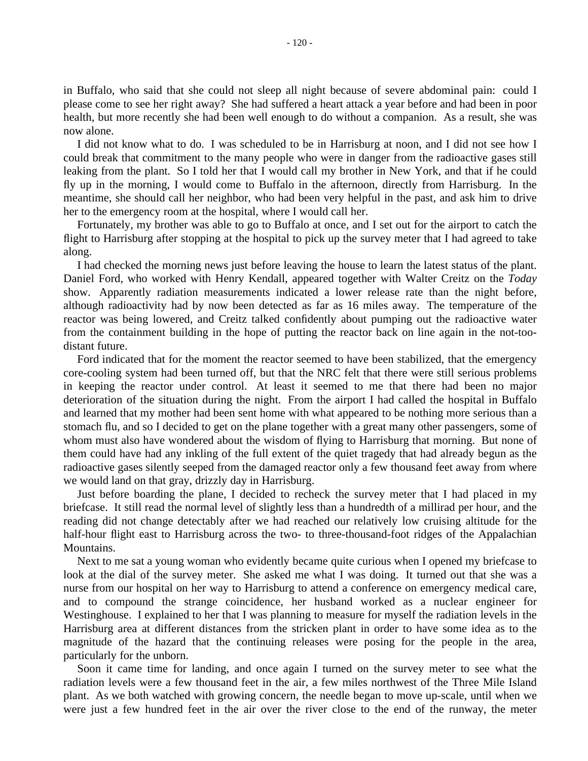in Buffalo, who said that she could not sleep all night because of severe abdominal pain: could I please come to see her right away? She had suffered a heart attack a year before and had been in poor health, but more recently she had been well enough to do without a companion. As a result, she was now alone.

I did not know what to do. I was scheduled to be in Harrisburg at noon, and I did not see how I could break that commitment to the many people who were in danger from the radioactive gases still leaking from the plant. So I told her that I would call my brother in New York, and that if he could fly up in the morning, I would come to Buffalo in the afternoon, directly from Harrisburg. In the meantime, she should call her neighbor, who had been very helpful in the past, and ask him to drive her to the emergency room at the hospital, where I would call her.

Fortunately, my brother was able to go to Buffalo at once, and I set out for the airport to catch the flight to Harrisburg after stopping at the hospital to pick up the survey meter that I had agreed to take along.

I had checked the morning news just before leaving the house to learn the latest status of the plant. Daniel Ford, who worked with Henry Kendall, appeared together with Walter Creitz on the *Today* show. Apparently radiation measurements indicated a lower release rate than the night before, although radioactivity had by now been detected as far as 16 miles away. The temperature of the reactor was being lowered, and Creitz talked confidently about pumping out the radioactive water from the containment building in the hope of putting the reactor back on line again in the not-too-distant future.

Ford indicated that for the moment the reactor seemed to have been stabilized, that the emergency core-cooling system had been turned off, but that the NRC felt that there were still serious problems in keeping the reactor under control. At least it seemed to me that there had been no major deterioration of the situation during the night. From the airport I had called the hospital in Buffalo and learned that my mother had been sent home with what appeared to be nothing more serious than a stomach flu, and so I decided to get on the plane together with a great many other passengers, some of whom must also have wondered about the wisdom of flying to Harrisburg that morning. But none of them could have had any inkling of the full extent of the quiet tragedy that had already begun as the radioactive gases silently seeped from the damaged reactor only a few thousand feet away from where we would land on that gray, drizzly day in Harrisburg.

Just before boarding the plane, I decided to recheck the survey meter that I had placed in my briefcase. It still read the normal level of slightly less than a hundredth of a millirad per hour, and the reading did not change detectably after we had reached our relatively low cruising altitude for the half-hour flight east to Harrisburg across the two- to three-thousand-foot ridges of the Appalachian Mountains.

Next to me sat a young woman who evidently became quite curious when I opened my briefcase to look at the dial of the survey meter. She asked me what I was doing. It turned out that she was a nurse from our hospital on her way to Harrisburg to attend a conference on emergency medical care, and to compound the strange coincidence, her husband worked as a nuclear engineer for Westinghouse. I explained to her that I was planning to measure for myself the radiation levels in the Harrisburg area at different distances from the stricken plant in order to have some idea as to the magnitude of the hazard that the continuing releases were posing for the people in the area, particularly for the unborn.

Soon it came time for landing, and once again I turned on the survey meter to see what the radiation levels were a few thousand feet in the air, a few miles northwest of the Three Mile Island plant. As we both watched with growing concern, the needle began to move up-scale, until when we were just a few hundred feet in the air over the river close to the end of the runway, the meter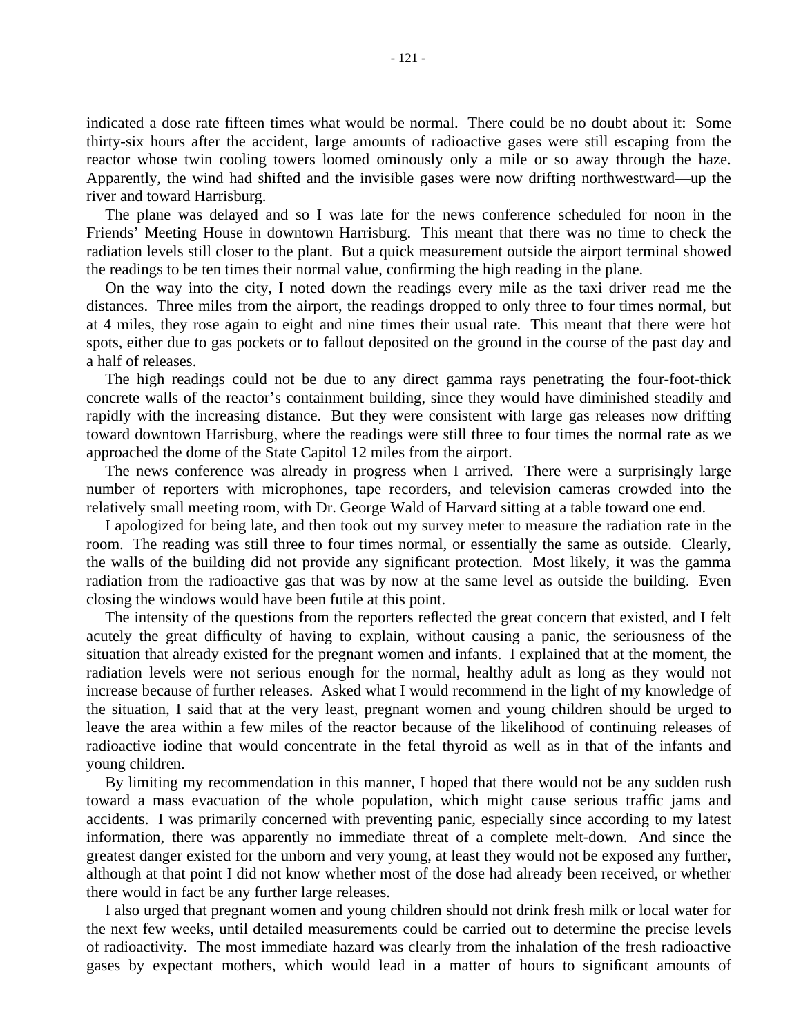indicated a dose rate fifteen times what would be normal. There could be no doubt about it: Some thirty-six hours after the accident, large amounts of radioactive gases were still escaping from the reactor whose twin cooling towers loomed ominously only a mile or so away through the haze. Apparently, the wind had shifted and the invisible gases were now drifting northwestward—up the river and toward Harrisburg.

The plane was delayed and so I was late for the news conference scheduled for noon in the Friends' Meeting House in downtown Harrisburg. This meant that there was no time to check the radiation levels still closer to the plant. But a quick measurement outside the airport terminal showed the readings to be ten times their normal value, confirming the high reading in the plane.

On the way into the city, I noted down the readings every mile as the taxi driver read me the distances. Three miles from the airport, the readings dropped to only three to four times normal, but at 4 miles, they rose again to eight and nine times their usual rate. This meant that there were hot spots, either due to gas pockets or to fallout deposited on the ground in the course of the past day and a half of releases.

The high readings could not be due to any direct gamma rays penetrating the four-foot-thick concrete walls of the reactor's containment building, since they would have diminished steadily and rapidly with the increasing distance. But they were consistent with large gas releases now drifting toward downtown Harrisburg, where the readings were still three to four times the normal rate as we approached the dome of the State Capitol 12 miles from the airport.

The news conference was already in progress when I arrived. There were a surprisingly large number of reporters with microphones, tape recorders, and television cameras crowded into the relatively small meeting room, with Dr. George Wald of Harvard sitting at a table toward one end.

I apologized for being late, and then took out my survey meter to measure the radiation rate in the room. The reading was still three to four times normal, or essentially the same as outside. Clearly, the walls of the building did not provide any significant protection. Most likely, it was the gamma radiation from the radioactive gas that was by now at the same level as outside the building. Even closing the windows would have been futile at this point.

The intensity of the questions from the reporters reflected the great concern that existed, and I felt acutely the great difficulty of having to explain, without causing a panic, the seriousness of the situation that already existed for the pregnant women and infants. I explained that at the moment, the radiation levels were not serious enough for the normal, healthy adult as long as they would not increase because of further releases. Asked what I would recommend in the light of my knowledge of the situation, I said that at the very least, pregnant women and young children should be urged to leave the area within a few miles of the reactor because of the likelihood of continuing releases of radioactive iodine that would concentrate in the fetal thyroid as well as in that of the infants and young children.

By limiting my recommendation in this manner, I hoped that there would not be any sudden rush toward a mass evacuation of the whole population, which might cause serious traffic jams and accidents. I was primarily concerned with preventing panic, especially since according to my latest information, there was apparently no immediate threat of a complete melt-down. And since the greatest danger existed for the unborn and very young, at least they would not be exposed any further, although at that point I did not know whether most of the dose had already been received, or whether there would in fact be any further large releases.

I also urged that pregnant women and young children should not drink fresh milk or local water for the next few weeks, until detailed measurements could be carried out to determine the precise levels of radioactivity. The most immediate hazard was clearly from the inhalation of the fresh radioactive gases by expectant mothers, which would lead in a matter of hours to significant amounts of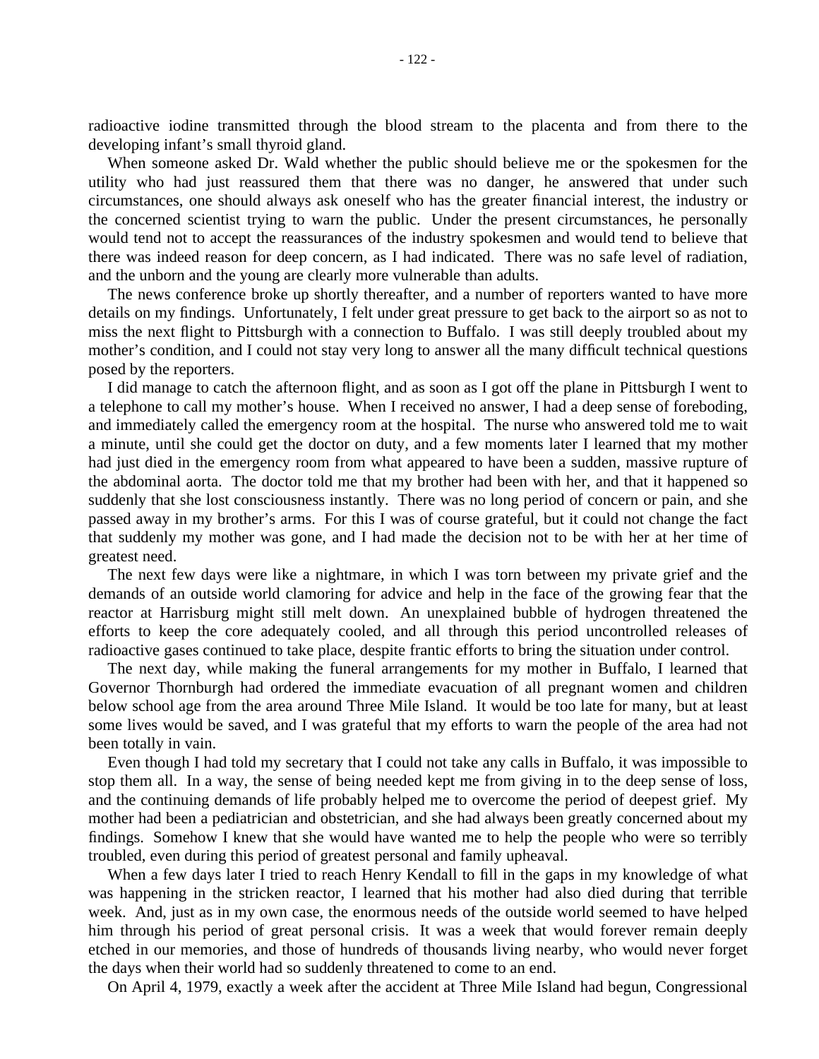radioactive iodine transmitted through the blood stream to the placenta and from there to the developing infant's small thyroid gland.

When someone asked Dr. Wald whether the public should believe me or the spokesmen for the utility who had just reassured them that there was no danger, he answered that under such circumstances, one should always ask oneself who has the greater financial interest, the industry or the concerned scientist trying to warn the public. Under the present circumstances, he personally would tend not to accept the reassurances of the industry spokesmen and would tend to believe that there was indeed reason for deep concern, as I had indicated. There was no safe level of radiation, and the unborn and the young are clearly more vulnerable than adults.

The news conference broke up shortly thereafter, and a number of reporters wanted to have more details on my findings. Unfortunately, I felt under great pressure to get back to the airport so as not to miss the next flight to Pittsburgh with a connection to Buffalo. I was still deeply troubled about my mother's condition, and I could not stay very long to answer all the many difficult technical questions posed by the reporters.

I did manage to catch the afternoon flight, and as soon as I got off the plane in Pittsburgh I went to a telephone to call my mother's house. When I received no answer, I had a deep sense of foreboding, and immediately called the emergency room at the hospital. The nurse who answered told me to wait a minute, until she could get the doctor on duty, and a few moments later I learned that my mother had just died in the emergency room from what appeared to have been a sudden, massive rupture of the abdominal aorta. The doctor told me that my brother had been with her, and that it happened so suddenly that she lost consciousness instantly. There was no long period of concern or pain, and she passed away in my brother's arms. For this I was of course grateful, but it could not change the fact that suddenly my mother was gone, and I had made the decision not to be with her at her time of greatest need.

The next few days were like a nightmare, in which I was torn between my private grief and the demands of an outside world clamoring for advice and help in the face of the growing fear that the reactor at Harrisburg might still melt down. An unexplained bubble of hydrogen threatened the efforts to keep the core adequately cooled, and all through this period uncontrolled releases of radioactive gases continued to take place, despite frantic efforts to bring the situation under control.

The next day, while making the funeral arrangements for my mother in Buffalo, I learned that Governor Thornburgh had ordered the immediate evacuation of all pregnant women and children below school age from the area around Three Mile Island. It would be too late for many, but at least some lives would be saved, and I was grateful that my efforts to warn the people of the area had not been totally in vain.

Even though I had told my secretary that I could not take any calls in Buffalo, it was impossible to stop them all. In a way, the sense of being needed kept me from giving in to the deep sense of loss, and the continuing demands of life probably helped me to overcome the period of deepest grief. My mother had been a pediatrician and obstetrician, and she had always been greatly concerned about my findings. Somehow I knew that she would have wanted me to help the people who were so terribly troubled, even during this period of greatest personal and family upheaval.

When a few days later I tried to reach Henry Kendall to fill in the gaps in my knowledge of what was happening in the stricken reactor, I learned that his mother had also died during that terrible week. And, just as in my own case, the enormous needs of the outside world seemed to have helped him through his period of great personal crisis. It was a week that would forever remain deeply etched in our memories, and those of hundreds of thousands living nearby, who would never forget the days when their world had so suddenly threatened to come to an end.

On April 4, 1979, exactly a week after the accident at Three Mile Island had begun, Congressional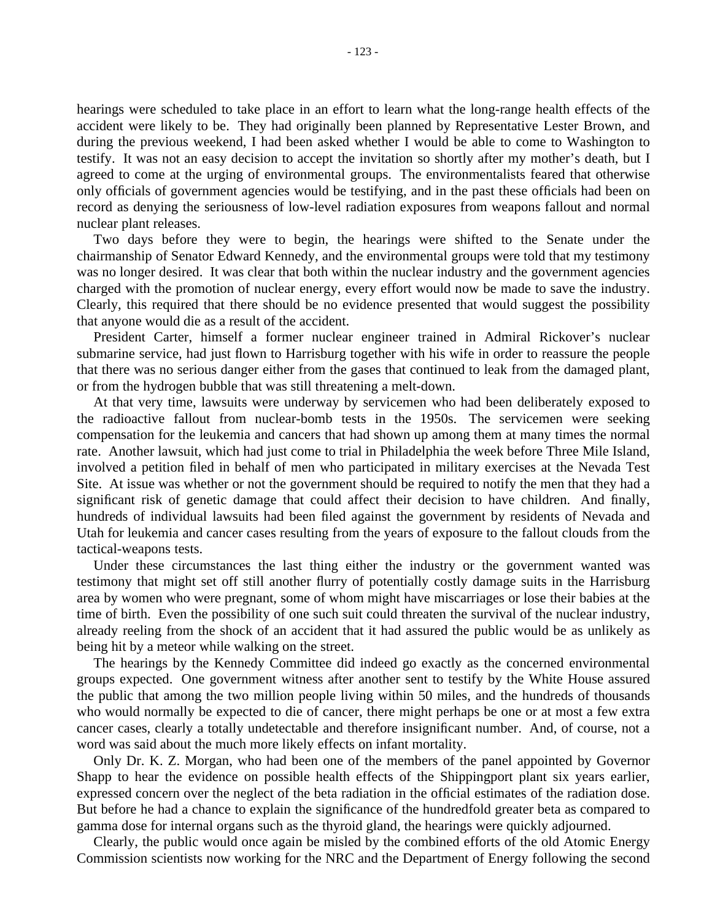hearings were scheduled to take place in an effort to learn what the long-range health effects of the accident were likely to be. They had originally been planned by Representative Lester Brown, and during the previous weekend, I had been asked whether I would be able to come to Washington to testify. It was not an easy decision to accept the invitation so shortly after my mother's death, but I agreed to come at the urging of environmental groups. The environmentalists feared that otherwise only officials of government agencies would be testifying, and in the past these officials had been on record as denying the seriousness of low-level radiation exposures from weapons fallout and normal nuclear plant releases.

Two days before they were to begin, the hearings were shifted to the Senate under the chairmanship of Senator Edward Kennedy, and the environmental groups were told that my testimony was no longer desired. It was clear that both within the nuclear industry and the government agencies charged with the promotion of nuclear energy, every effort would now be made to save the industry. Clearly, this required that there should be no evidence presented that would suggest the possibility that anyone would die as a result of the accident.

President Carter, himself a former nuclear engineer trained in Admiral Rickover's nuclear submarine service, had just flown to Harrisburg together with his wife in order to reassure the people that there was no serious danger either from the gases that continued to leak from the damaged plant, or from the hydrogen bubble that was still threatening a melt-down.

At that very time, lawsuits were underway by servicemen who had been deliberately exposed to the radioactive fallout from nuclear-bomb tests in the 1950s. The servicemen were seeking compensation for the leukemia and cancers that had shown up among them at many times the normal rate. Another lawsuit, which had just come to trial in Philadelphia the week before Three Mile Island, involved a petition filed in behalf of men who participated in military exercises at the Nevada Test Site. At issue was whether or not the government should be required to notify the men that they had a significant risk of genetic damage that could affect their decision to have children. And finally, hundreds of individual lawsuits had been filed against the government by residents of Nevada and Utah for leukemia and cancer cases resulting from the years of exposure to the fallout clouds from the tactical-weapons tests.

Under these circumstances the last thing either the industry or the government wanted was testimony that might set off still another flurry of potentially costly damage suits in the Harrisburg area by women who were pregnant, some of whom might have miscarriages or lose their babies at the time of birth. Even the possibility of one such suit could threaten the survival of the nuclear industry, already reeling from the shock of an accident that it had assured the public would be as unlikely as being hit by a meteor while walking on the street.

The hearings by the Kennedy Committee did indeed go exactly as the concerned environmental groups expected. One government witness after another sent to testify by the White House assured the public that among the two million people living within 50 miles, and the hundreds of thousands who would normally be expected to die of cancer, there might perhaps be one or at most a few extra cancer cases, clearly a totally undetectable and therefore insignificant number. And, of course, not a word was said about the much more likely effects on infant mortality.

Only Dr. K. Z. Morgan, who had been one of the members of the panel appointed by Governor Shapp to hear the evidence on possible health effects of the Shippingport plant six years earlier, expressed concern over the neglect of the beta radiation in the official estimates of the radiation dose. But before he had a chance to explain the significance of the hundredfold greater beta as compared to gamma dose for internal organs such as the thyroid gland, the hearings were quickly adjourned.

Clearly, the public would once again be misled by the combined efforts of the old Atomic Energy Commission scientists now working for the NRC and the Department of Energy following the second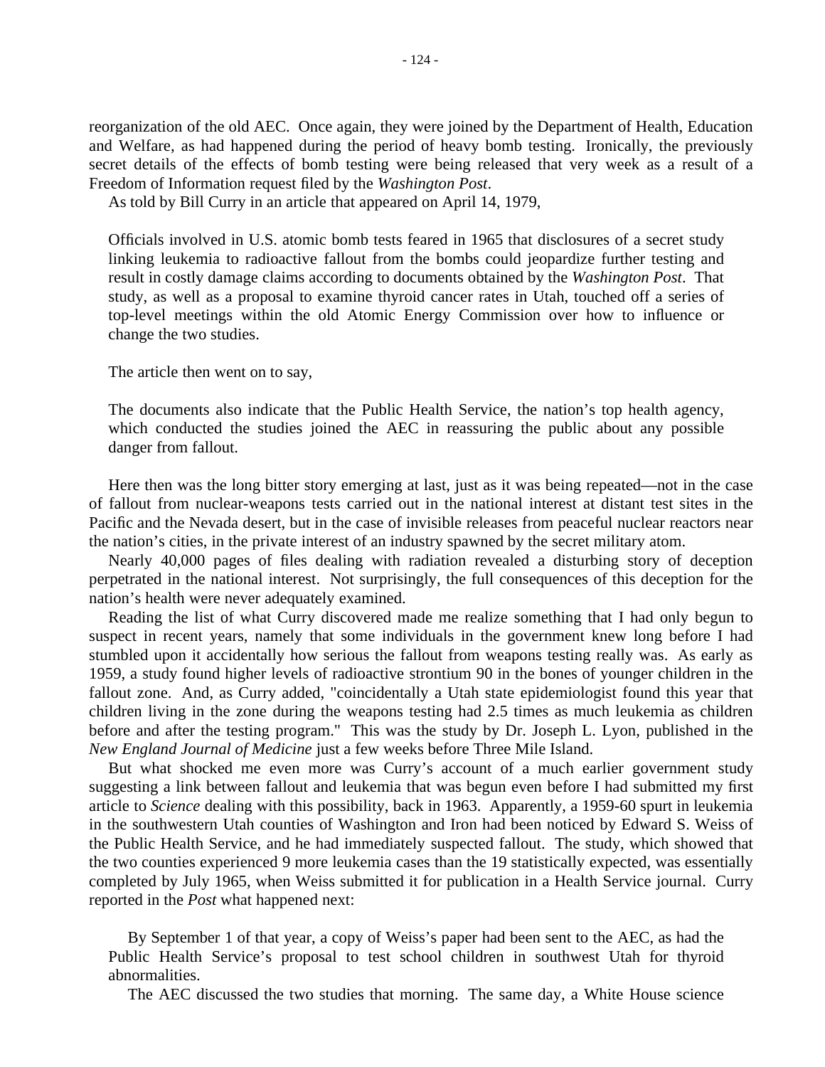reorganization of the old AEC. Once again, they were joined by the Department of Health, Education and Welfare, as had happened during the period of heavy bomb testing. Ironically, the previously secret details of the effects of bomb testing were being released that very week as a result of a Freedom of Information request filed by the *Washington Post*.

As told by Bill Curry in an article that appeared on April 14, 1979,

> Officials involved in U.S. atomic bomb tests feared in 1965 that disclosures of a secret study linking leukemia to radioactive fallout from the bombs could jeopardize further testing and result in costly damage claims according to documents obtained by the *Washington Post*. That study, as well as a proposal to examine thyroid cancer rates in Utah, touched off a series of top-level meetings within the old Atomic Energy Commission over how to influence or change the two studies.

The article then went on to say,

> The documents also indicate that the Public Health Service, the nation's top health agency, which conducted the studies joined the AEC in reassuring the public about any possible danger from fallout.

Here then was the long bitter story emerging at last, just as it was being repeated—not in the case of fallout from nuclear-weapons tests carried out in the national interest at distant test sites in the Pacific and the Nevada desert, but in the case of invisible releases from peaceful nuclear reactors near the nation's cities, in the private interest of an industry spawned by the secret military atom.

Nearly 40,000 pages of files dealing with radiation revealed a disturbing story of deception perpetrated in the national interest. Not surprisingly, the full consequences of this deception for the nation's health were never adequately examined.

Reading the list of what Curry discovered made me realize something that I had only begun to suspect in recent years, namely that some individuals in the government knew long before I had stumbled upon it accidentally how serious the fallout from weapons testing really was. As early as 1959, a study found higher levels of radioactive strontium 90 in the bones of younger children in the fallout zone. And, as Curry added, "coincidentally a Utah state epidemiologist found this year that children living in the zone during the weapons testing had 2.5 times as much leukemia as children before and after the testing program." This was the study by Dr. Joseph L. Lyon, published in the *New England Journal of Medicine* just a few weeks before Three Mile Island.

But what shocked me even more was Curry's account of a much earlier government study suggesting a link between fallout and leukemia that was begun even before I had submitted my first article to *Science* dealing with this possibility, back in 1963. Apparently, a 1959-60 spurt in leukemia in the southwestern Utah counties of Washington and Iron had been noticed by Edward S. Weiss of the Public Health Service, and he had immediately suspected fallout. The study, which showed that the two counties experienced 9 more leukemia cases than the 19 statistically expected, was essentially completed by July 1965, when Weiss submitted it for publication in a Health Service journal. Curry reported in the *Post* what happened next:

> By September 1 of that year, a copy of Weiss's paper had been sent to the AEC, as had the Public Health Service's proposal to test school children in southwest Utah for thyroid abnormalities.
>
> The AEC discussed the two studies that morning. The same day, a White House science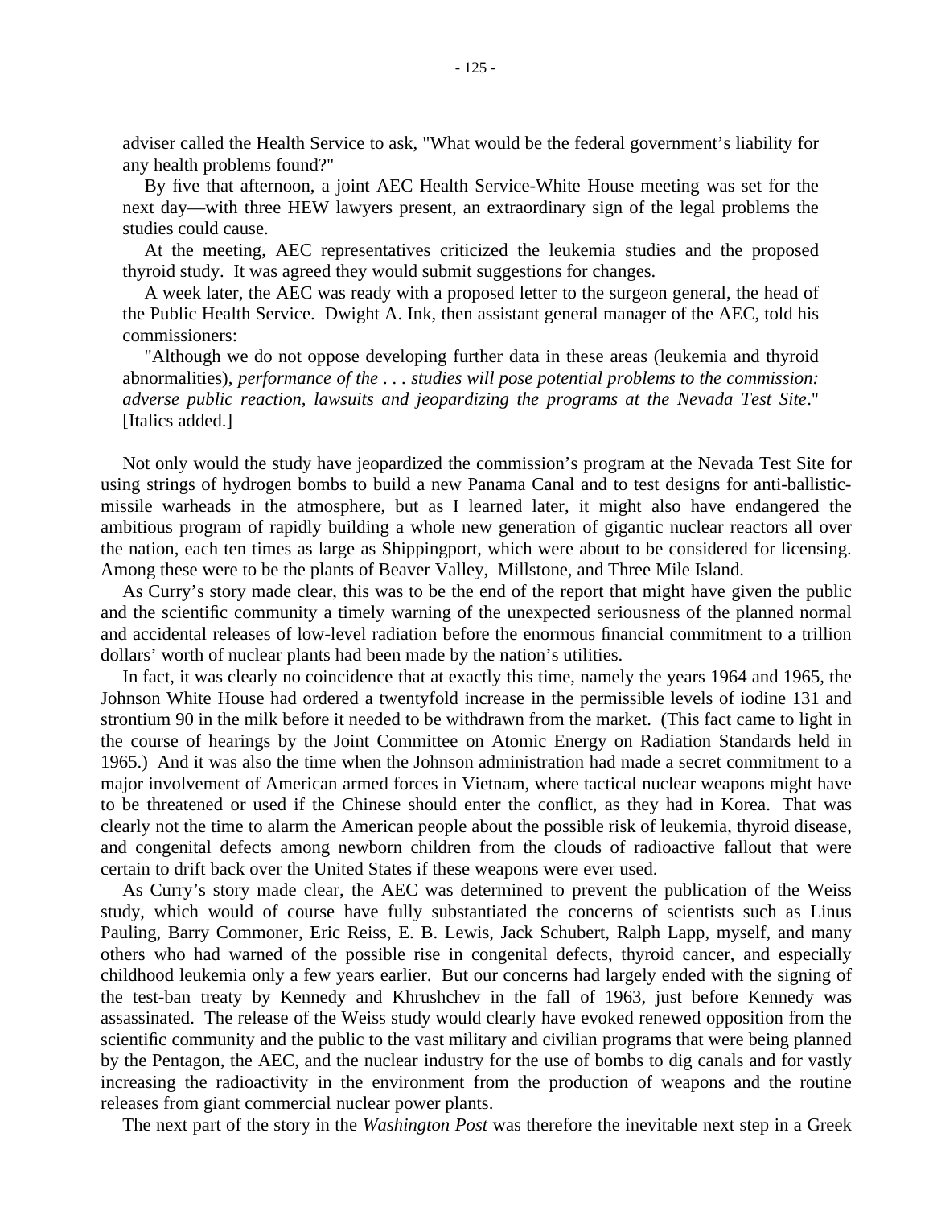adviser called the Health Service to ask, "What would be the federal government's liability for any health problems found?"

By five that afternoon, a joint AEC Health Service-White House meeting was set for the next day—with three HEW lawyers present, an extraordinary sign of the legal problems the studies could cause.

At the meeting, AEC representatives criticized the leukemia studies and the proposed thyroid study. It was agreed they would submit suggestions for changes.

A week later, the AEC was ready with a proposed letter to the surgeon general, the head of the Public Health Service. Dwight A. Ink, then assistant general manager of the AEC, told his commissioners:

"Although we do not oppose developing further data in these areas (leukemia and thyroid abnormalities), *performance of the . . . studies will pose potential problems to the commission: adverse public reaction, lawsuits and jeopardizing the programs at the Nevada Test Site*." [Italics added.]

Not only would the study have jeopardized the commission's program at the Nevada Test Site for using strings of hydrogen bombs to build a new Panama Canal and to test designs for anti-ballistic-missile warheads in the atmosphere, but as I learned later, it might also have endangered the ambitious program of rapidly building a whole new generation of gigantic nuclear reactors all over the nation, each ten times as large as Shippingport, which were about to be considered for licensing. Among these were to be the plants of Beaver Valley, Millstone, and Three Mile Island.

As Curry's story made clear, this was to be the end of the report that might have given the public and the scientific community a timely warning of the unexpected seriousness of the planned normal and accidental releases of low-level radiation before the enormous financial commitment to a trillion dollars' worth of nuclear plants had been made by the nation's utilities.

In fact, it was clearly no coincidence that at exactly this time, namely the years 1964 and 1965, the Johnson White House had ordered a twentyfold increase in the permissible levels of iodine 131 and strontium 90 in the milk before it needed to be withdrawn from the market. (This fact came to light in the course of hearings by the Joint Committee on Atomic Energy on Radiation Standards held in 1965.) And it was also the time when the Johnson administration had made a secret commitment to a major involvement of American armed forces in Vietnam, where tactical nuclear weapons might have to be threatened or used if the Chinese should enter the conflict, as they had in Korea. That was clearly not the time to alarm the American people about the possible risk of leukemia, thyroid disease, and congenital defects among newborn children from the clouds of radioactive fallout that were certain to drift back over the United States if these weapons were ever used.

As Curry's story made clear, the AEC was determined to prevent the publication of the Weiss study, which would of course have fully substantiated the concerns of scientists such as Linus Pauling, Barry Commoner, Eric Reiss, E. B. Lewis, Jack Schubert, Ralph Lapp, myself, and many others who had warned of the possible rise in congenital defects, thyroid cancer, and especially childhood leukemia only a few years earlier. But our concerns had largely ended with the signing of the test-ban treaty by Kennedy and Khrushchev in the fall of 1963, just before Kennedy was assassinated. The release of the Weiss study would clearly have evoked renewed opposition from the scientific community and the public to the vast military and civilian programs that were being planned by the Pentagon, the AEC, and the nuclear industry for the use of bombs to dig canals and for vastly increasing the radioactivity in the environment from the production of weapons and the routine releases from giant commercial nuclear power plants.

The next part of the story in the *Washington Post* was therefore the inevitable next step in a Greek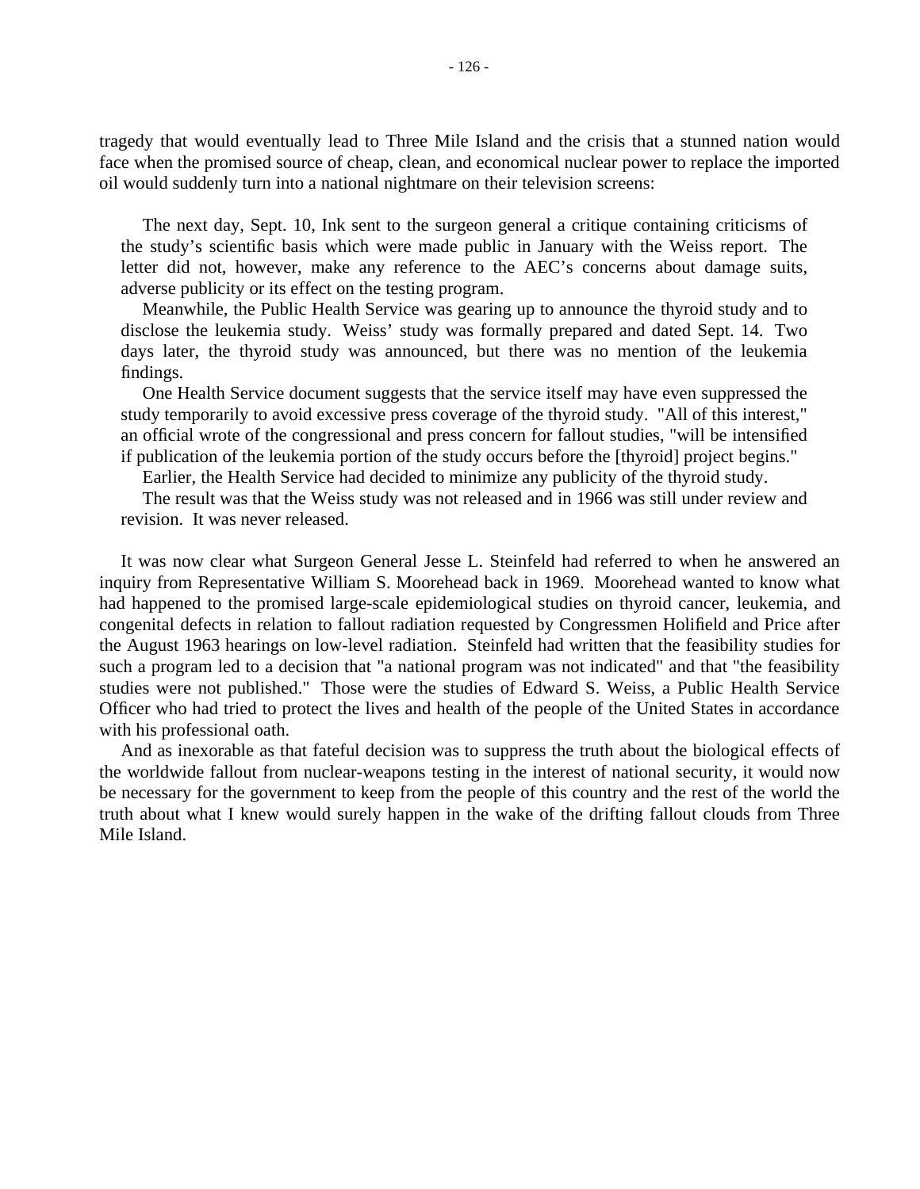tragedy that would eventually lead to Three Mile Island and the crisis that a stunned nation would face when the promised source of cheap, clean, and economical nuclear power to replace the imported oil would suddenly turn into a national nightmare on their television screens:

> The next day, Sept. 10, Ink sent to the surgeon general a critique containing criticisms of the study's scientific basis which were made public in January with the Weiss report. The letter did not, however, make any reference to the AEC's concerns about damage suits, adverse publicity or its effect on the testing program.
>
> Meanwhile, the Public Health Service was gearing up to announce the thyroid study and to disclose the leukemia study. Weiss' study was formally prepared and dated Sept. 14. Two days later, the thyroid study was announced, but there was no mention of the leukemia findings.
>
> One Health Service document suggests that the service itself may have even suppressed the study temporarily to avoid excessive press coverage of the thyroid study. "All of this interest," an official wrote of the congressional and press concern for fallout studies, "will be intensified if publication of the leukemia portion of the study occurs before the [thyroid] project begins."
>
> Earlier, the Health Service had decided to minimize any publicity of the thyroid study.
>
> The result was that the Weiss study was not released and in 1966 was still under review and revision. It was never released.

It was now clear what Surgeon General Jesse L. Steinfeld had referred to when he answered an inquiry from Representative William S. Moorehead back in 1969. Moorehead wanted to know what had happened to the promised large-scale epidemiological studies on thyroid cancer, leukemia, and congenital defects in relation to fallout radiation requested by Congressmen Holifield and Price after the August 1963 hearings on low-level radiation. Steinfeld had written that the feasibility studies for such a program led to a decision that "a national program was not indicated" and that "the feasibility studies were not published." Those were the studies of Edward S. Weiss, a Public Health Service Officer who had tried to protect the lives and health of the people of the United States in accordance with his professional oath.

And as inexorable as that fateful decision was to suppress the truth about the biological effects of the worldwide fallout from nuclear-weapons testing in the interest of national security, it would now be necessary for the government to keep from the people of this country and the rest of the world the truth about what I knew would surely happen in the wake of the drifting fallout clouds from Three Mile Island.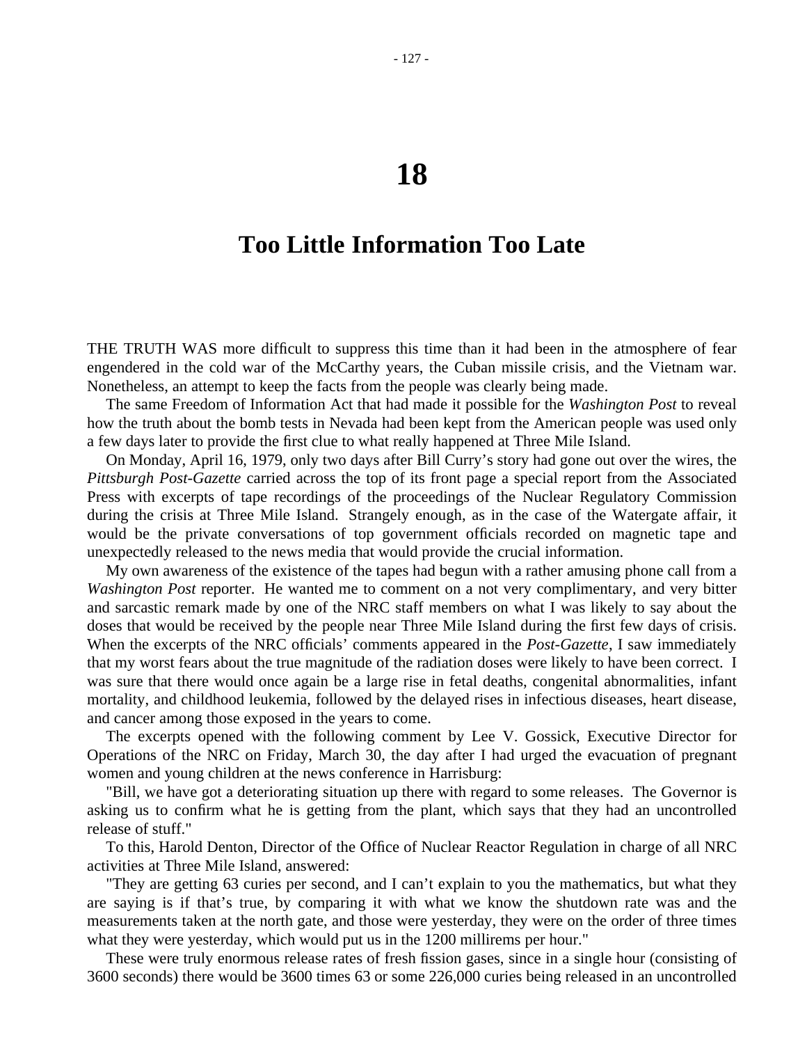# 18

## Too Little Information Too Late

THE TRUTH WAS more difficult to suppress this time than it had been in the atmosphere of fear engendered in the cold war of the McCarthy years, the Cuban missile crisis, and the Vietnam war. Nonetheless, an attempt to keep the facts from the people was clearly being made.

The same Freedom of Information Act that had made it possible for the *Washington Post* to reveal how the truth about the bomb tests in Nevada had been kept from the American people was used only a few days later to provide the first clue to what really happened at Three Mile Island.

On Monday, April 16, 1979, only two days after Bill Curry's story had gone out over the wires, the *Pittsburgh Post-Gazette* carried across the top of its front page a special report from the Associated Press with excerpts of tape recordings of the proceedings of the Nuclear Regulatory Commission during the crisis at Three Mile Island. Strangely enough, as in the case of the Watergate affair, it would be the private conversations of top government officials recorded on magnetic tape and unexpectedly released to the news media that would provide the crucial information.

My own awareness of the existence of the tapes had begun with a rather amusing phone call from a *Washington Post* reporter. He wanted me to comment on a not very complimentary, and very bitter and sarcastic remark made by one of the NRC staff members on what I was likely to say about the doses that would be received by the people near Three Mile Island during the first few days of crisis. When the excerpts of the NRC officials' comments appeared in the *Post-Gazette*, I saw immediately that my worst fears about the true magnitude of the radiation doses were likely to have been correct. I was sure that there would once again be a large rise in fetal deaths, congenital abnormalities, infant mortality, and childhood leukemia, followed by the delayed rises in infectious diseases, heart disease, and cancer among those exposed in the years to come.

The excerpts opened with the following comment by Lee V. Gossick, Executive Director for Operations of the NRC on Friday, March 30, the day after I had urged the evacuation of pregnant women and young children at the news conference in Harrisburg:

"Bill, we have got a deteriorating situation up there with regard to some releases. The Governor is asking us to confirm what he is getting from the plant, which says that they had an uncontrolled release of stuff."

To this, Harold Denton, Director of the Office of Nuclear Reactor Regulation in charge of all NRC activities at Three Mile Island, answered:

"They are getting 63 curies per second, and I can't explain to you the mathematics, but what they are saying is if that's true, by comparing it with what we know the shutdown rate was and the measurements taken at the north gate, and those were yesterday, they were on the order of three times what they were yesterday, which would put us in the 1200 millirems per hour."

These were truly enormous release rates of fresh fission gases, since in a single hour (consisting of 3600 seconds) there would be 3600 times 63 or some 226,000 curies being released in an uncontrolled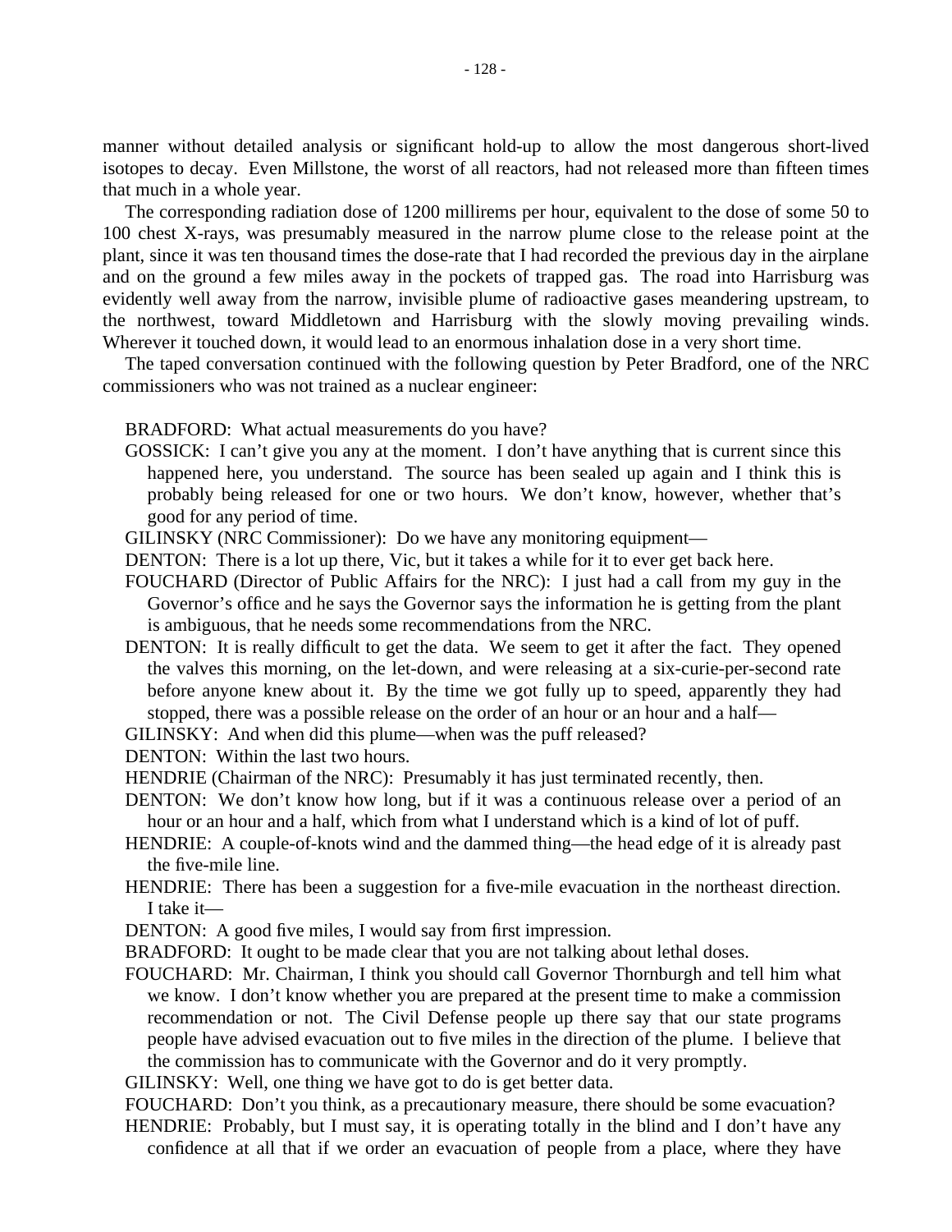manner without detailed analysis or significant hold-up to allow the most dangerous short-lived isotopes to decay. Even Millstone, the worst of all reactors, had not released more than fifteen times that much in a whole year.

The corresponding radiation dose of 1200 millirems per hour, equivalent to the dose of some 50 to 100 chest X-rays, was presumably measured in the narrow plume close to the release point at the plant, since it was ten thousand times the dose-rate that I had recorded the previous day in the airplane and on the ground a few miles away in the pockets of trapped gas. The road into Harrisburg was evidently well away from the narrow, invisible plume of radioactive gases meandering upstream, to the northwest, toward Middletown and Harrisburg with the slowly moving prevailing winds. Wherever it touched down, it would lead to an enormous inhalation dose in a very short time.

The taped conversation continued with the following question by Peter Bradford, one of the NRC commissioners who was not trained as a nuclear engineer:

BRADFORD: What actual measurements do you have?

GOSSICK: I can't give you any at the moment. I don't have anything that is current since this happened here, you understand. The source has been sealed up again and I think this is probably being released for one or two hours. We don't know, however, whether that's good for any period of time.

GILINSKY (NRC Commissioner): Do we have any monitoring equipment—

DENTON: There is a lot up there, Vic, but it takes a while for it to ever get back here.

FOUCHARD (Director of Public Affairs for the NRC): I just had a call from my guy in the Governor's office and he says the Governor says the information he is getting from the plant is ambiguous, that he needs some recommendations from the NRC.

DENTON: It is really difficult to get the data. We seem to get it after the fact. They opened the valves this morning, on the let-down, and were releasing at a six-curie-per-second rate before anyone knew about it. By the time we got fully up to speed, apparently they had stopped, there was a possible release on the order of an hour or an hour and a half—

GILINSKY: And when did this plume—when was the puff released?

DENTON: Within the last two hours.

HENDRIE (Chairman of the NRC): Presumably it has just terminated recently, then.

DENTON: We don't know how long, but if it was a continuous release over a period of an hour or an hour and a half, which from what I understand which is a kind of lot of puff.

HENDRIE: A couple-of-knots wind and the dammed thing—the head edge of it is already past the five-mile line.

HENDRIE: There has been a suggestion for a five-mile evacuation in the northeast direction. I take it—

DENTON: A good five miles, I would say from first impression.

BRADFORD: It ought to be made clear that you are not talking about lethal doses.

FOUCHARD: Mr. Chairman, I think you should call Governor Thornburgh and tell him what we know. I don't know whether you are prepared at the present time to make a commission recommendation or not. The Civil Defense people up there say that our state programs people have advised evacuation out to five miles in the direction of the plume. I believe that the commission has to communicate with the Governor and do it very promptly.

GILINSKY: Well, one thing we have got to do is get better data.

FOUCHARD: Don't you think, as a precautionary measure, there should be some evacuation?

HENDRIE: Probably, but I must say, it is operating totally in the blind and I don't have any confidence at all that if we order an evacuation of people from a place, where they have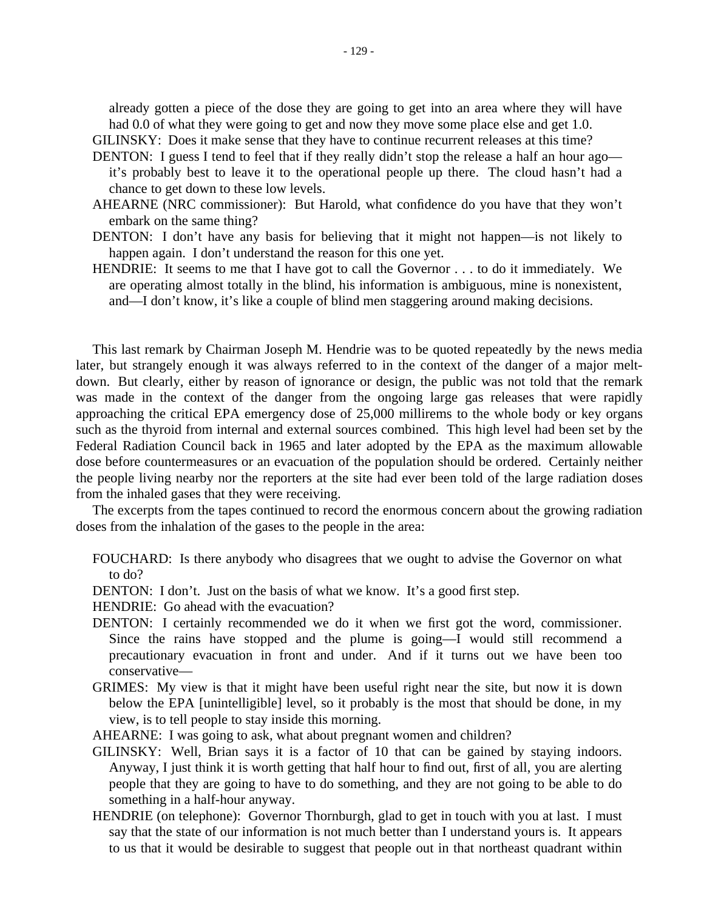already gotten a piece of the dose they are going to get into an area where they will have had 0.0 of what they were going to get and now they move some place else and get 1.0.

GILINSKY: Does it make sense that they have to continue recurrent releases at this time?

DENTON: I guess I tend to feel that if they really didn't stop the release a half an hour ago—it's probably best to leave it to the operational people up there. The cloud hasn't had a chance to get down to these low levels.

AHEARNE (NRC commissioner): But Harold, what confidence do you have that they won't embark on the same thing?

DENTON: I don't have any basis for believing that it might not happen—is not likely to happen again. I don't understand the reason for this one yet.

HENDRIE: It seems to me that I have got to call the Governor . . . to do it immediately. We are operating almost totally in the blind, his information is ambiguous, mine is nonexistent, and—I don't know, it's like a couple of blind men staggering around making decisions.

This last remark by Chairman Joseph M. Hendrie was to be quoted repeatedly by the news media later, but strangely enough it was always referred to in the context of the danger of a major meltdown. But clearly, either by reason of ignorance or design, the public was not told that the remark was made in the context of the danger from the ongoing large gas releases that were rapidly approaching the critical EPA emergency dose of 25,000 millirems to the whole body or key organs such as the thyroid from internal and external sources combined. This high level had been set by the Federal Radiation Council back in 1965 and later adopted by the EPA as the maximum allowable dose before countermeasures or an evacuation of the population should be ordered. Certainly neither the people living nearby nor the reporters at the site had ever been told of the large radiation doses from the inhaled gases that they were receiving.

The excerpts from the tapes continued to record the enormous concern about the growing radiation doses from the inhalation of the gases to the people in the area:

FOUCHARD: Is there anybody who disagrees that we ought to advise the Governor on what to do?

DENTON: I don't. Just on the basis of what we know. It's a good first step.

HENDRIE: Go ahead with the evacuation?

DENTON: I certainly recommended we do it when we first got the word, commissioner. Since the rains have stopped and the plume is going—I would still recommend a precautionary evacuation in front and under. And if it turns out we have been too conservative—

GRIMES: My view is that it might have been useful right near the site, but now it is down below the EPA [unintelligible] level, so it probably is the most that should be done, in my view, is to tell people to stay inside this morning.

AHEARNE: I was going to ask, what about pregnant women and children?

GILINSKY: Well, Brian says it is a factor of 10 that can be gained by staying indoors. Anyway, I just think it is worth getting that half hour to find out, first of all, you are alerting people that they are going to have to do something, and they are not going to be able to do something in a half-hour anyway.

HENDRIE (on telephone): Governor Thornburgh, glad to get in touch with you at last. I must say that the state of our information is not much better than I understand yours is. It appears to us that it would be desirable to suggest that people out in that northeast quadrant within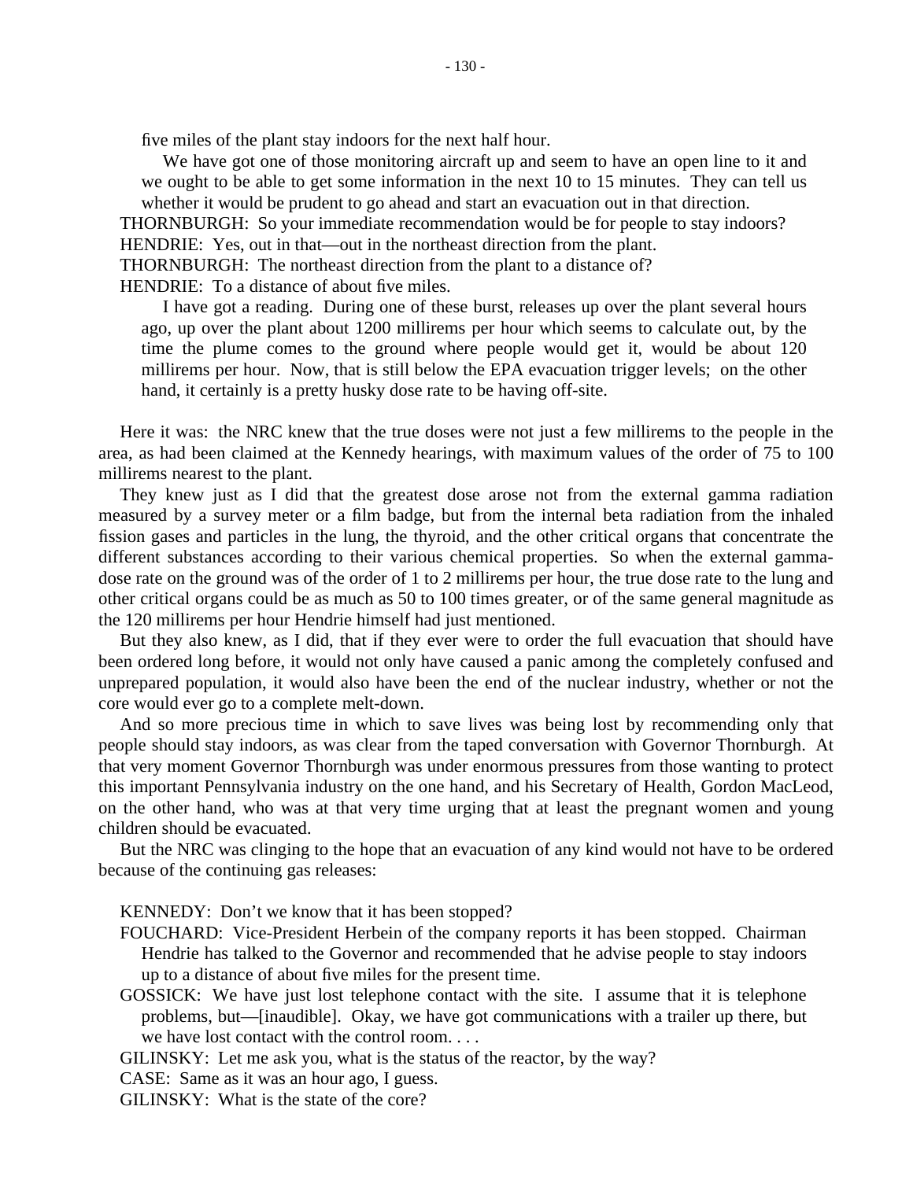five miles of the plant stay indoors for the next half hour.

We have got one of those monitoring aircraft up and seem to have an open line to it and we ought to be able to get some information in the next 10 to 15 minutes. They can tell us whether it would be prudent to go ahead and start an evacuation out in that direction.

THORNBURGH: So your immediate recommendation would be for people to stay indoors?

HENDRIE: Yes, out in that—out in the northeast direction from the plant.

THORNBURGH: The northeast direction from the plant to a distance of?

HENDRIE: To a distance of about five miles.

I have got a reading. During one of these burst, releases up over the plant several hours ago, up over the plant about 1200 millirems per hour which seems to calculate out, by the time the plume comes to the ground where people would get it, would be about 120 millirems per hour. Now, that is still below the EPA evacuation trigger levels; on the other hand, it certainly is a pretty husky dose rate to be having off-site.

Here it was: the NRC knew that the true doses were not just a few millirems to the people in the area, as had been claimed at the Kennedy hearings, with maximum values of the order of 75 to 100 millirems nearest to the plant.

They knew just as I did that the greatest dose arose not from the external gamma radiation measured by a survey meter or a film badge, but from the internal beta radiation from the inhaled fission gases and particles in the lung, the thyroid, and the other critical organs that concentrate the different substances according to their various chemical properties. So when the external gamma-dose rate on the ground was of the order of 1 to 2 millirems per hour, the true dose rate to the lung and other critical organs could be as much as 50 to 100 times greater, or of the same general magnitude as the 120 millirems per hour Hendrie himself had just mentioned.

But they also knew, as I did, that if they ever were to order the full evacuation that should have been ordered long before, it would not only have caused a panic among the completely confused and unprepared population, it would also have been the end of the nuclear industry, whether or not the core would ever go to a complete melt-down.

And so more precious time in which to save lives was being lost by recommending only that people should stay indoors, as was clear from the taped conversation with Governor Thornburgh. At that very moment Governor Thornburgh was under enormous pressures from those wanting to protect this important Pennsylvania industry on the one hand, and his Secretary of Health, Gordon MacLeod, on the other hand, who was at that very time urging that at least the pregnant women and young children should be evacuated.

But the NRC was clinging to the hope that an evacuation of any kind would not have to be ordered because of the continuing gas releases:

KENNEDY: Don't we know that it has been stopped?

FOUCHARD: Vice-President Herbein of the company reports it has been stopped. Chairman Hendrie has talked to the Governor and recommended that he advise people to stay indoors up to a distance of about five miles for the present time.

GOSSICK: We have just lost telephone contact with the site. I assume that it is telephone problems, but—[inaudible]. Okay, we have got communications with a trailer up there, but we have lost contact with the control room. . . .

GILINSKY: Let me ask you, what is the status of the reactor, by the way?

CASE: Same as it was an hour ago, I guess.

GILINSKY: What is the state of the core?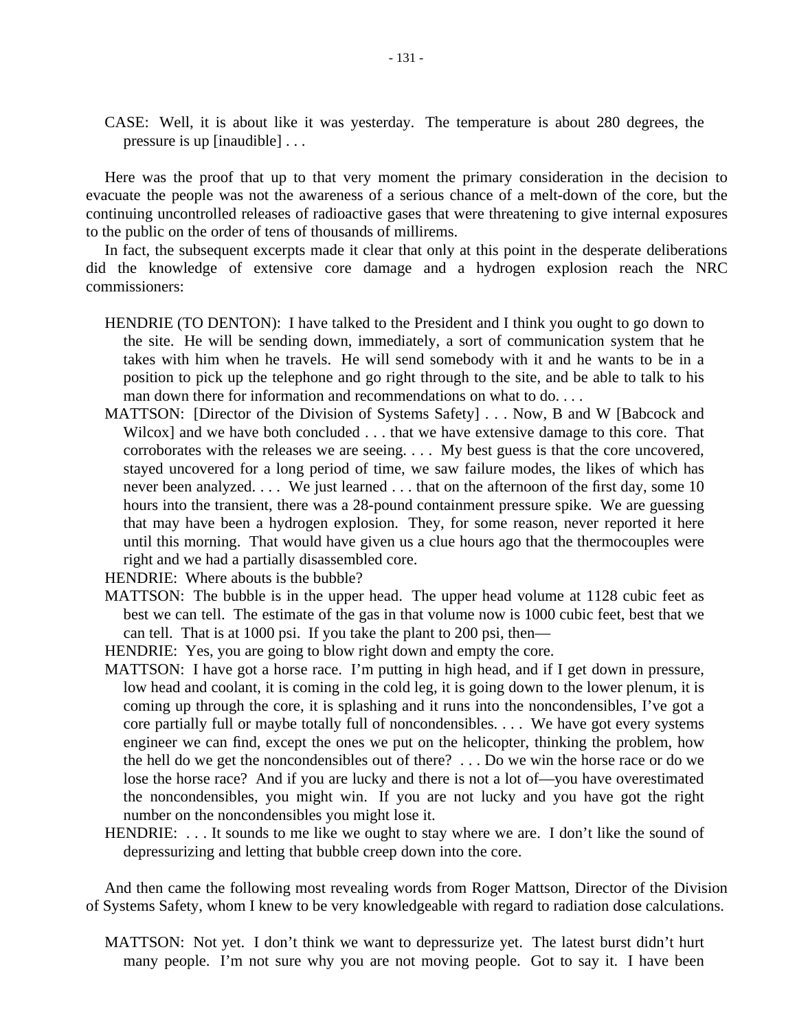CASE: Well, it is about like it was yesterday. The temperature is about 280 degrees, the pressure is up [inaudible] . . .

Here was the proof that up to that very moment the primary consideration in the decision to evacuate the people was not the awareness of a serious chance of a melt-down of the core, but the continuing uncontrolled releases of radioactive gases that were threatening to give internal exposures to the public on the order of tens of thousands of millirems.

In fact, the subsequent excerpts made it clear that only at this point in the desperate deliberations did the knowledge of extensive core damage and a hydrogen explosion reach the NRC commissioners:

HENDRIE (TO DENTON): I have talked to the President and I think you ought to go down to the site. He will be sending down, immediately, a sort of communication system that he takes with him when he travels. He will send somebody with it and he wants to be in a position to pick up the telephone and go right through to the site, and be able to talk to his man down there for information and recommendations on what to do. . . .

MATTSON: [Director of the Division of Systems Safety] . . . Now, B and W [Babcock and Wilcox] and we have both concluded . . . that we have extensive damage to this core. That corroborates with the releases we are seeing. . . . My best guess is that the core uncovered, stayed uncovered for a long period of time, we saw failure modes, the likes of which has never been analyzed. . . . We just learned . . . that on the afternoon of the first day, some 10 hours into the transient, there was a 28-pound containment pressure spike. We are guessing that may have been a hydrogen explosion. They, for some reason, never reported it here until this morning. That would have given us a clue hours ago that the thermocouples were right and we had a partially disassembled core.

HENDRIE: Where abouts is the bubble?

MATTSON: The bubble is in the upper head. The upper head volume at 1128 cubic feet as best we can tell. The estimate of the gas in that volume now is 1000 cubic feet, best that we can tell. That is at 1000 psi. If you take the plant to 200 psi, then—

HENDRIE: Yes, you are going to blow right down and empty the core.

MATTSON: I have got a horse race. I'm putting in high head, and if I get down in pressure, low head and coolant, it is coming in the cold leg, it is going down to the lower plenum, it is coming up through the core, it is splashing and it runs into the noncondensibles, I've got a core partially full or maybe totally full of noncondensibles. . . . We have got every systems engineer we can find, except the ones we put on the helicopter, thinking the problem, how the hell do we get the noncondensibles out of there? . . . Do we win the horse race or do we lose the horse race? And if you are lucky and there is not a lot of—you have overestimated the noncondensibles, you might win. If you are not lucky and you have got the right number on the noncondensibles you might lose it.

HENDRIE: . . . It sounds to me like we ought to stay where we are. I don't like the sound of depressurizing and letting that bubble creep down into the core.

And then came the following most revealing words from Roger Mattson, Director of the Division of Systems Safety, whom I knew to be very knowledgeable with regard to radiation dose calculations.

MATTSON: Not yet. I don't think we want to depressurize yet. The latest burst didn't hurt many people. I'm not sure why you are not moving people. Got to say it. I have been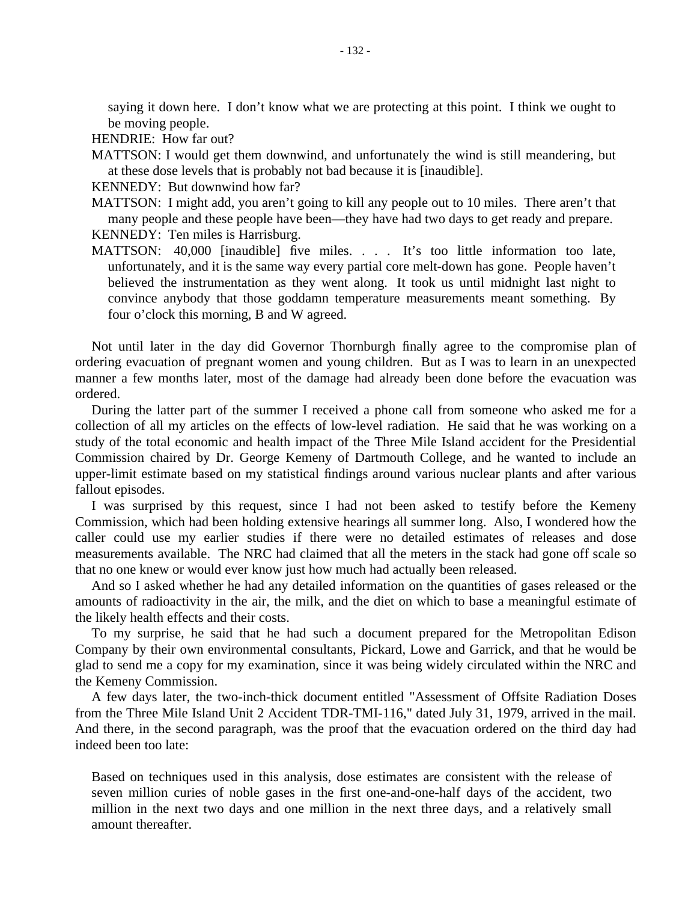saying it down here. I don't know what we are protecting at this point. I think we ought to be moving people.

HENDRIE: How far out?

MATTSON: I would get them downwind, and unfortunately the wind is still meandering, but at these dose levels that is probably not bad because it is [inaudible].

KENNEDY: But downwind how far?

MATTSON: I might add, you aren't going to kill any people out to 10 miles. There aren't that many people and these people have been—they have had two days to get ready and prepare.

KENNEDY: Ten miles is Harrisburg.

MATTSON: 40,000 [inaudible] five miles. . . . It's too little information too late, unfortunately, and it is the same way every partial core melt-down has gone. People haven't believed the instrumentation as they went along. It took us until midnight last night to convince anybody that those goddamn temperature measurements meant something. By four o'clock this morning, B and W agreed.

Not until later in the day did Governor Thornburgh finally agree to the compromise plan of ordering evacuation of pregnant women and young children. But as I was to learn in an unexpected manner a few months later, most of the damage had already been done before the evacuation was ordered.

During the latter part of the summer I received a phone call from someone who asked me for a collection of all my articles on the effects of low-level radiation. He said that he was working on a study of the total economic and health impact of the Three Mile Island accident for the Presidential Commission chaired by Dr. George Kemeny of Dartmouth College, and he wanted to include an upper-limit estimate based on my statistical findings around various nuclear plants and after various fallout episodes.

I was surprised by this request, since I had not been asked to testify before the Kemeny Commission, which had been holding extensive hearings all summer long. Also, I wondered how the caller could use my earlier studies if there were no detailed estimates of releases and dose measurements available. The NRC had claimed that all the meters in the stack had gone off scale so that no one knew or would ever know just how much had actually been released.

And so I asked whether he had any detailed information on the quantities of gases released or the amounts of radioactivity in the air, the milk, and the diet on which to base a meaningful estimate of the likely health effects and their costs.

To my surprise, he said that he had such a document prepared for the Metropolitan Edison Company by their own environmental consultants, Pickard, Lowe and Garrick, and that he would be glad to send me a copy for my examination, since it was being widely circulated within the NRC and the Kemeny Commission.

A few days later, the two-inch-thick document entitled "Assessment of Offsite Radiation Doses from the Three Mile Island Unit 2 Accident TDR-TMI-116," dated July 31, 1979, arrived in the mail. And there, in the second paragraph, was the proof that the evacuation ordered on the third day had indeed been too late:

> Based on techniques used in this analysis, dose estimates are consistent with the release of seven million curies of noble gases in the first one-and-one-half days of the accident, two million in the next two days and one million in the next three days, and a relatively small amount thereafter.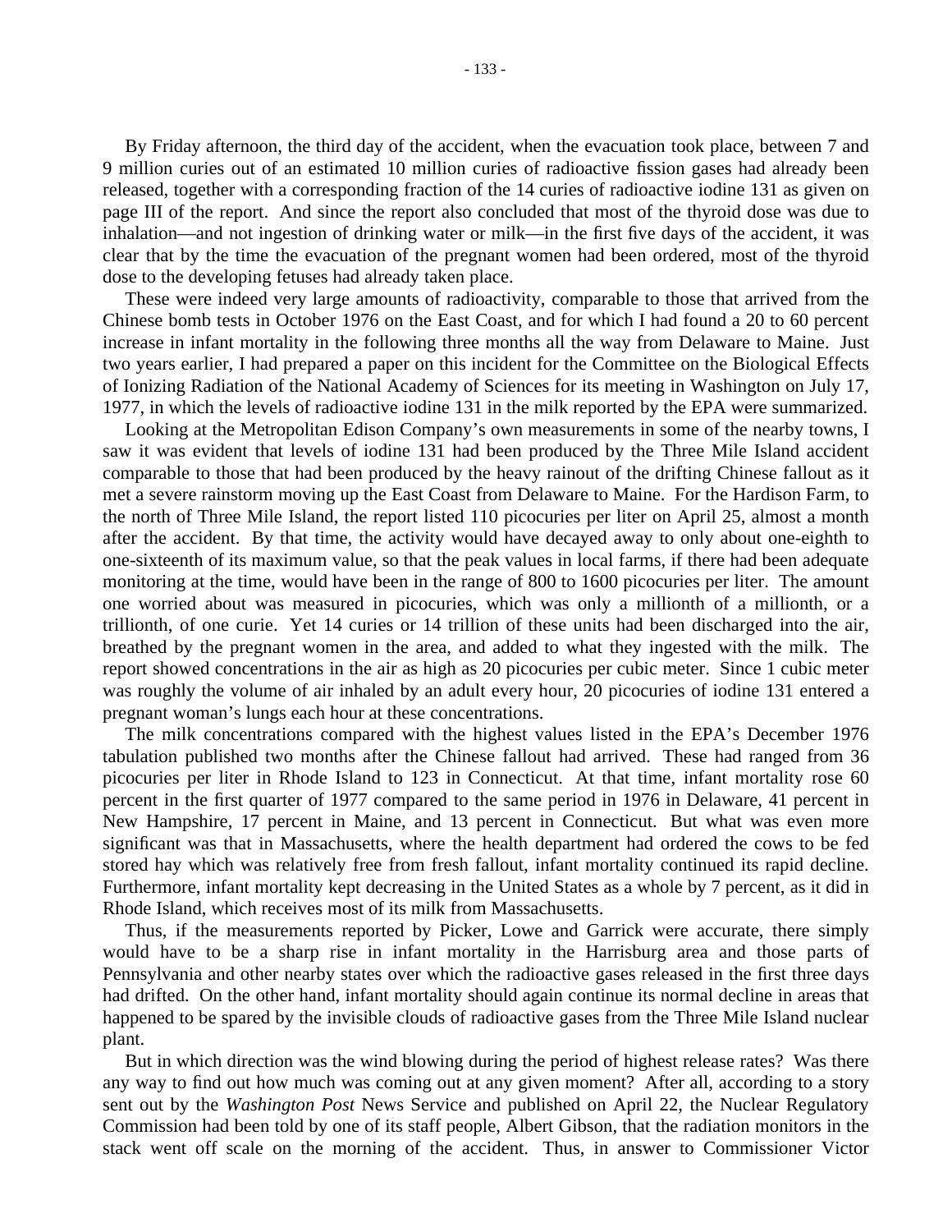By Friday afternoon, the third day of the accident, when the evacuation took place, between 7 and 9 million curies out of an estimated 10 million curies of radioactive fission gases had already been released, together with a corresponding fraction of the 14 curies of radioactive iodine 131 as given on page III of the report. And since the report also concluded that most of the thyroid dose was due to inhalation—and not ingestion of drinking water or milk—in the first five days of the accident, it was clear that by the time the evacuation of the pregnant women had been ordered, most of the thyroid dose to the developing fetuses had already taken place.

These were indeed very large amounts of radioactivity, comparable to those that arrived from the Chinese bomb tests in October 1976 on the East Coast, and for which I had found a 20 to 60 percent increase in infant mortality in the following three months all the way from Delaware to Maine. Just two years earlier, I had prepared a paper on this incident for the Committee on the Biological Effects of Ionizing Radiation of the National Academy of Sciences for its meeting in Washington on July 17, 1977, in which the levels of radioactive iodine 131 in the milk reported by the EPA were summarized.

Looking at the Metropolitan Edison Company's own measurements in some of the nearby towns, I saw it was evident that levels of iodine 131 had been produced by the Three Mile Island accident comparable to those that had been produced by the heavy rainout of the drifting Chinese fallout as it met a severe rainstorm moving up the East Coast from Delaware to Maine. For the Hardison Farm, to the north of Three Mile Island, the report listed 110 picocuries per liter on April 25, almost a month after the accident. By that time, the activity would have decayed away to only about one-eighth to one-sixteenth of its maximum value, so that the peak values in local farms, if there had been adequate monitoring at the time, would have been in the range of 800 to 1600 picocuries per liter. The amount one worried about was measured in picocuries, which was only a millionth of a millionth, or a trillionth, of one curie. Yet 14 curies or 14 trillion of these units had been discharged into the air, breathed by the pregnant women in the area, and added to what they ingested with the milk. The report showed concentrations in the air as high as 20 picocuries per cubic meter. Since 1 cubic meter was roughly the volume of air inhaled by an adult every hour, 20 picocuries of iodine 131 entered a pregnant woman's lungs each hour at these concentrations.

The milk concentrations compared with the highest values listed in the EPA's December 1976 tabulation published two months after the Chinese fallout had arrived. These had ranged from 36 picocuries per liter in Rhode Island to 123 in Connecticut. At that time, infant mortality rose 60 percent in the first quarter of 1977 compared to the same period in 1976 in Delaware, 41 percent in New Hampshire, 17 percent in Maine, and 13 percent in Connecticut. But what was even more significant was that in Massachusetts, where the health department had ordered the cows to be fed stored hay which was relatively free from fresh fallout, infant mortality continued its rapid decline. Furthermore, infant mortality kept decreasing in the United States as a whole by 7 percent, as it did in Rhode Island, which receives most of its milk from Massachusetts.

Thus, if the measurements reported by Picker, Lowe and Garrick were accurate, there simply would have to be a sharp rise in infant mortality in the Harrisburg area and those parts of Pennsylvania and other nearby states over which the radioactive gases released in the first three days had drifted. On the other hand, infant mortality should again continue its normal decline in areas that happened to be spared by the invisible clouds of radioactive gases from the Three Mile Island nuclear plant.

But in which direction was the wind blowing during the period of highest release rates? Was there any way to find out how much was coming out at any given moment? After all, according to a story sent out by the *Washington Post* News Service and published on April 22, the Nuclear Regulatory Commission had been told by one of its staff people, Albert Gibson, that the radiation monitors in the stack went off scale on the morning of the accident. Thus, in answer to Commissioner Victor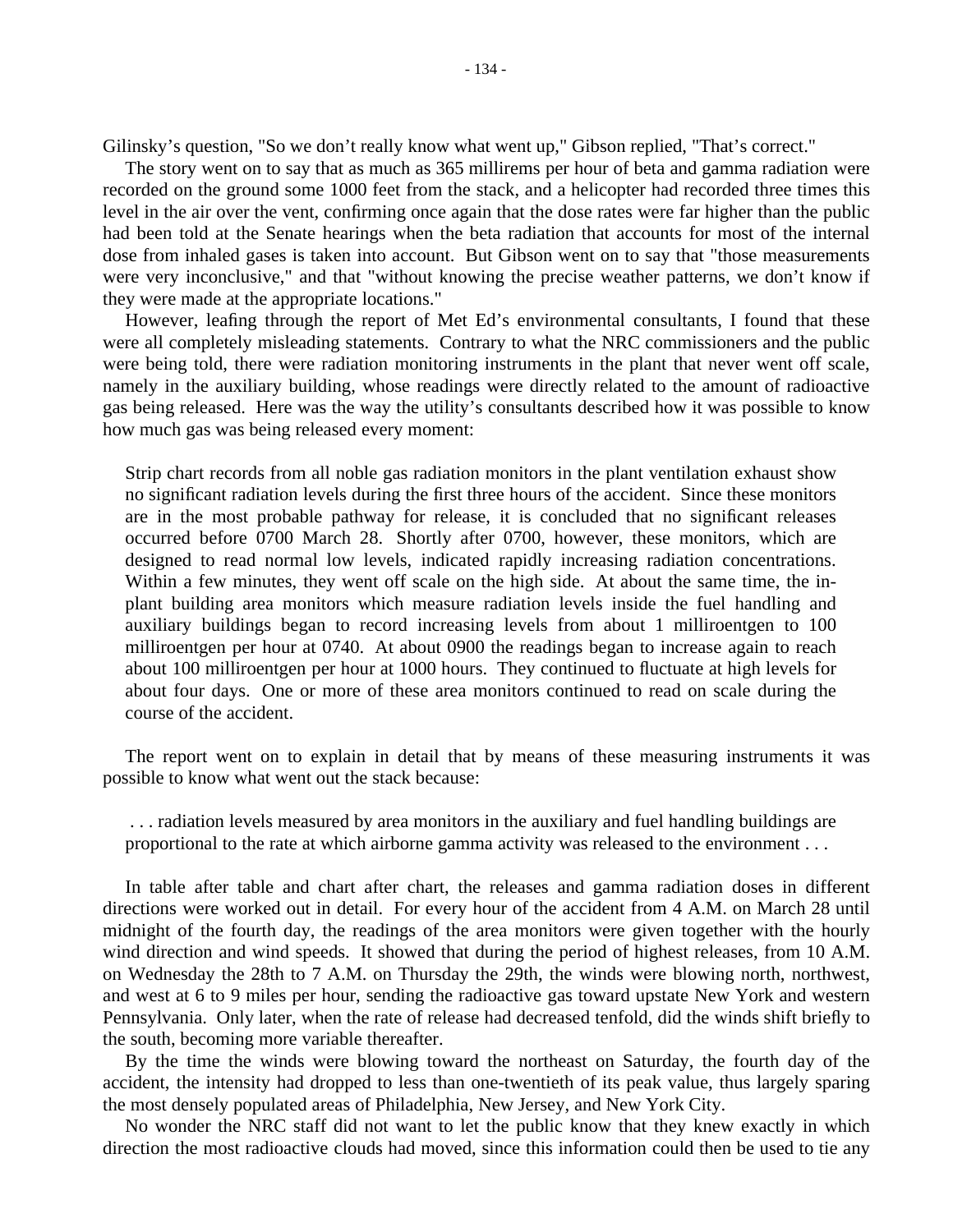Gilinsky's question, "So we don't really know what went up," Gibson replied, "That's correct."

The story went on to say that as much as 365 millirems per hour of beta and gamma radiation were recorded on the ground some 1000 feet from the stack, and a helicopter had recorded three times this level in the air over the vent, confirming once again that the dose rates were far higher than the public had been told at the Senate hearings when the beta radiation that accounts for most of the internal dose from inhaled gases is taken into account. But Gibson went on to say that "those measurements were very inconclusive," and that "without knowing the precise weather patterns, we don't know if they were made at the appropriate locations."

However, leafing through the report of Met Ed's environmental consultants, I found that these were all completely misleading statements. Contrary to what the NRC commissioners and the public were being told, there were radiation monitoring instruments in the plant that never went off scale, namely in the auxiliary building, whose readings were directly related to the amount of radioactive gas being released. Here was the way the utility's consultants described how it was possible to know how much gas was being released every moment:

> Strip chart records from all noble gas radiation monitors in the plant ventilation exhaust show no significant radiation levels during the first three hours of the accident. Since these monitors are in the most probable pathway for release, it is concluded that no significant releases occurred before 0700 March 28. Shortly after 0700, however, these monitors, which are designed to read normal low levels, indicated rapidly increasing radiation concentrations. Within a few minutes, they went off scale on the high side. At about the same time, the in-plant building area monitors which measure radiation levels inside the fuel handling and auxiliary buildings began to record increasing levels from about 1 milliroentgen to 100 milliroentgen per hour at 0740. At about 0900 the readings began to increase again to reach about 100 milliroentgen per hour at 1000 hours. They continued to fluctuate at high levels for about four days. One or more of these area monitors continued to read on scale during the course of the accident.

The report went on to explain in detail that by means of these measuring instruments it was possible to know what went out the stack because:

> . . . radiation levels measured by area monitors in the auxiliary and fuel handling buildings are proportional to the rate at which airborne gamma activity was released to the environment . . .

In table after table and chart after chart, the releases and gamma radiation doses in different directions were worked out in detail. For every hour of the accident from 4 A.M. on March 28 until midnight of the fourth day, the readings of the area monitors were given together with the hourly wind direction and wind speeds. It showed that during the period of highest releases, from 10 A.M. on Wednesday the 28th to 7 A.M. on Thursday the 29th, the winds were blowing north, northwest, and west at 6 to 9 miles per hour, sending the radioactive gas toward upstate New York and western Pennsylvania. Only later, when the rate of release had decreased tenfold, did the winds shift briefly to the south, becoming more variable thereafter.

By the time the winds were blowing toward the northeast on Saturday, the fourth day of the accident, the intensity had dropped to less than one-twentieth of its peak value, thus largely sparing the most densely populated areas of Philadelphia, New Jersey, and New York City.

No wonder the NRC staff did not want to let the public know that they knew exactly in which direction the most radioactive clouds had moved, since this information could then be used to tie any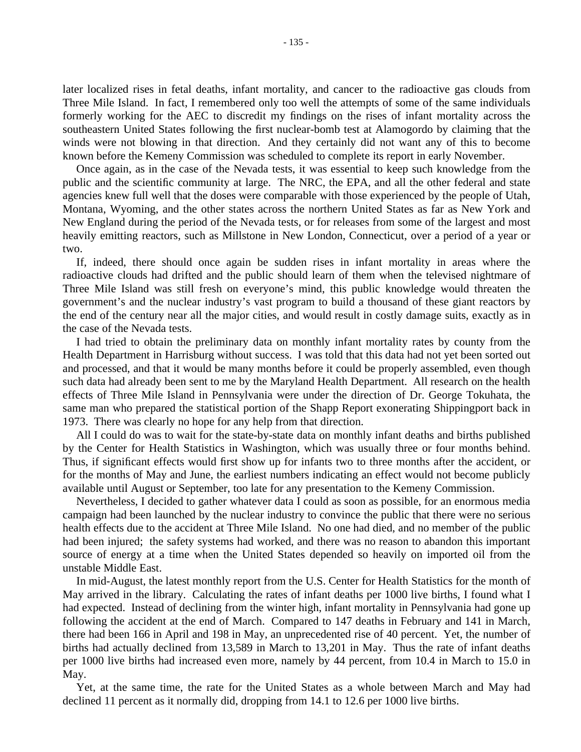later localized rises in fetal deaths, infant mortality, and cancer to the radioactive gas clouds from Three Mile Island. In fact, I remembered only too well the attempts of some of the same individuals formerly working for the AEC to discredit my findings on the rises of infant mortality across the southeastern United States following the first nuclear-bomb test at Alamogordo by claiming that the winds were not blowing in that direction. And they certainly did not want any of this to become known before the Kemeny Commission was scheduled to complete its report in early November.

Once again, as in the case of the Nevada tests, it was essential to keep such knowledge from the public and the scientific community at large. The NRC, the EPA, and all the other federal and state agencies knew full well that the doses were comparable with those experienced by the people of Utah, Montana, Wyoming, and the other states across the northern United States as far as New York and New England during the period of the Nevada tests, or for releases from some of the largest and most heavily emitting reactors, such as Millstone in New London, Connecticut, over a period of a year or two.

If, indeed, there should once again be sudden rises in infant mortality in areas where the radioactive clouds had drifted and the public should learn of them when the televised nightmare of Three Mile Island was still fresh on everyone's mind, this public knowledge would threaten the government's and the nuclear industry's vast program to build a thousand of these giant reactors by the end of the century near all the major cities, and would result in costly damage suits, exactly as in the case of the Nevada tests.

I had tried to obtain the preliminary data on monthly infant mortality rates by county from the Health Department in Harrisburg without success. I was told that this data had not yet been sorted out and processed, and that it would be many months before it could be properly assembled, even though such data had already been sent to me by the Maryland Health Department. All research on the health effects of Three Mile Island in Pennsylvania were under the direction of Dr. George Tokuhata, the same man who prepared the statistical portion of the Shapp Report exonerating Shippingport back in 1973. There was clearly no hope for any help from that direction.

All I could do was to wait for the state-by-state data on monthly infant deaths and births published by the Center for Health Statistics in Washington, which was usually three or four months behind. Thus, if significant effects would first show up for infants two to three months after the accident, or for the months of May and June, the earliest numbers indicating an effect would not become publicly available until August or September, too late for any presentation to the Kemeny Commission.

Nevertheless, I decided to gather whatever data I could as soon as possible, for an enormous media campaign had been launched by the nuclear industry to convince the public that there were no serious health effects due to the accident at Three Mile Island. No one had died, and no member of the public had been injured; the safety systems had worked, and there was no reason to abandon this important source of energy at a time when the United States depended so heavily on imported oil from the unstable Middle East.

In mid-August, the latest monthly report from the U.S. Center for Health Statistics for the month of May arrived in the library. Calculating the rates of infant deaths per 1000 live births, I found what I had expected. Instead of declining from the winter high, infant mortality in Pennsylvania had gone up following the accident at the end of March. Compared to 147 deaths in February and 141 in March, there had been 166 in April and 198 in May, an unprecedented rise of 40 percent. Yet, the number of births had actually declined from 13,589 in March to 13,201 in May. Thus the rate of infant deaths per 1000 live births had increased even more, namely by 44 percent, from 10.4 in March to 15.0 in May.

Yet, at the same time, the rate for the United States as a whole between March and May had declined 11 percent as it normally did, dropping from 14.1 to 12.6 per 1000 live births.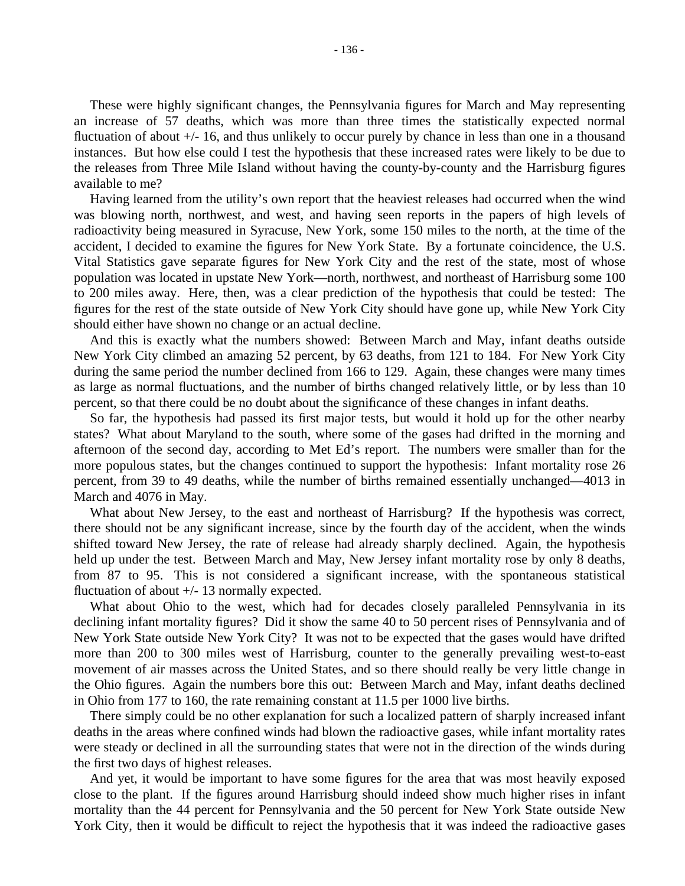These were highly significant changes, the Pennsylvania figures for March and May representing an increase of 57 deaths, which was more than three times the statistically expected normal fluctuation of about +/- 16, and thus unlikely to occur purely by chance in less than one in a thousand instances. But how else could I test the hypothesis that these increased rates were likely to be due to the releases from Three Mile Island without having the county-by-county and the Harrisburg figures available to me?

Having learned from the utility's own report that the heaviest releases had occurred when the wind was blowing north, northwest, and west, and having seen reports in the papers of high levels of radioactivity being measured in Syracuse, New York, some 150 miles to the north, at the time of the accident, I decided to examine the figures for New York State. By a fortunate coincidence, the U.S. Vital Statistics gave separate figures for New York City and the rest of the state, most of whose population was located in upstate New York—north, northwest, and northeast of Harrisburg some 100 to 200 miles away. Here, then, was a clear prediction of the hypothesis that could be tested: The figures for the rest of the state outside of New York City should have gone up, while New York City should either have shown no change or an actual decline.

And this is exactly what the numbers showed: Between March and May, infant deaths outside New York City climbed an amazing 52 percent, by 63 deaths, from 121 to 184. For New York City during the same period the number declined from 166 to 129. Again, these changes were many times as large as normal fluctuations, and the number of births changed relatively little, or by less than 10 percent, so that there could be no doubt about the significance of these changes in infant deaths.

So far, the hypothesis had passed its first major tests, but would it hold up for the other nearby states? What about Maryland to the south, where some of the gases had drifted in the morning and afternoon of the second day, according to Met Ed's report. The numbers were smaller than for the more populous states, but the changes continued to support the hypothesis: Infant mortality rose 26 percent, from 39 to 49 deaths, while the number of births remained essentially unchanged—4013 in March and 4076 in May.

What about New Jersey, to the east and northeast of Harrisburg? If the hypothesis was correct, there should not be any significant increase, since by the fourth day of the accident, when the winds shifted toward New Jersey, the rate of release had already sharply declined. Again, the hypothesis held up under the test. Between March and May, New Jersey infant mortality rose by only 8 deaths, from 87 to 95. This is not considered a significant increase, with the spontaneous statistical fluctuation of about +/- 13 normally expected.

What about Ohio to the west, which had for decades closely paralleled Pennsylvania in its declining infant mortality figures? Did it show the same 40 to 50 percent rises of Pennsylvania and of New York State outside New York City? It was not to be expected that the gases would have drifted more than 200 to 300 miles west of Harrisburg, counter to the generally prevailing west-to-east movement of air masses across the United States, and so there should really be very little change in the Ohio figures. Again the numbers bore this out: Between March and May, infant deaths declined in Ohio from 177 to 160, the rate remaining constant at 11.5 per 1000 live births.

There simply could be no other explanation for such a localized pattern of sharply increased infant deaths in the areas where confined winds had blown the radioactive gases, while infant mortality rates were steady or declined in all the surrounding states that were not in the direction of the winds during the first two days of highest releases.

And yet, it would be important to have some figures for the area that was most heavily exposed close to the plant. If the figures around Harrisburg should indeed show much higher rises in infant mortality than the 44 percent for Pennsylvania and the 50 percent for New York State outside New York City, then it would be difficult to reject the hypothesis that it was indeed the radioactive gases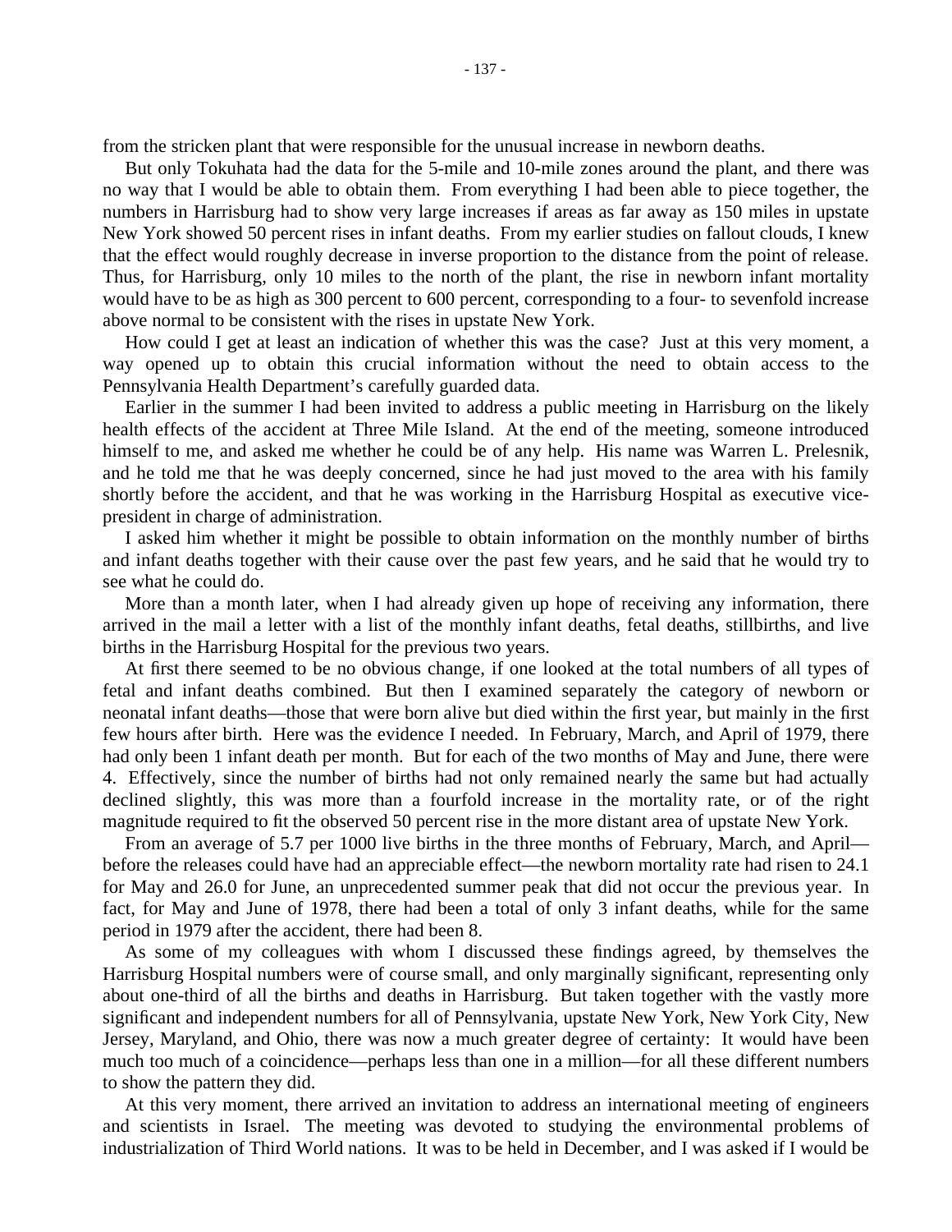from the stricken plant that were responsible for the unusual increase in newborn deaths.

But only Tokuhata had the data for the 5-mile and 10-mile zones around the plant, and there was no way that I would be able to obtain them. From everything I had been able to piece together, the numbers in Harrisburg had to show very large increases if areas as far away as 150 miles in upstate New York showed 50 percent rises in infant deaths. From my earlier studies on fallout clouds, I knew that the effect would roughly decrease in inverse proportion to the distance from the point of release. Thus, for Harrisburg, only 10 miles to the north of the plant, the rise in newborn infant mortality would have to be as high as 300 percent to 600 percent, corresponding to a four- to sevenfold increase above normal to be consistent with the rises in upstate New York.

How could I get at least an indication of whether this was the case? Just at this very moment, a way opened up to obtain this crucial information without the need to obtain access to the Pennsylvania Health Department's carefully guarded data.

Earlier in the summer I had been invited to address a public meeting in Harrisburg on the likely health effects of the accident at Three Mile Island. At the end of the meeting, someone introduced himself to me, and asked me whether he could be of any help. His name was Warren L. Prelesnik, and he told me that he was deeply concerned, since he had just moved to the area with his family shortly before the accident, and that he was working in the Harrisburg Hospital as executive vice-president in charge of administration.

I asked him whether it might be possible to obtain information on the monthly number of births and infant deaths together with their cause over the past few years, and he said that he would try to see what he could do.

More than a month later, when I had already given up hope of receiving any information, there arrived in the mail a letter with a list of the monthly infant deaths, fetal deaths, stillbirths, and live births in the Harrisburg Hospital for the previous two years.

At first there seemed to be no obvious change, if one looked at the total numbers of all types of fetal and infant deaths combined. But then I examined separately the category of newborn or neonatal infant deaths—those that were born alive but died within the first year, but mainly in the first few hours after birth. Here was the evidence I needed. In February, March, and April of 1979, there had only been 1 infant death per month. But for each of the two months of May and June, there were 4. Effectively, since the number of births had not only remained nearly the same but had actually declined slightly, this was more than a fourfold increase in the mortality rate, or of the right magnitude required to fit the observed 50 percent rise in the more distant area of upstate New York.

From an average of 5.7 per 1000 live births in the three months of February, March, and April—before the releases could have had an appreciable effect—the newborn mortality rate had risen to 24.1 for May and 26.0 for June, an unprecedented summer peak that did not occur the previous year. In fact, for May and June of 1978, there had been a total of only 3 infant deaths, while for the same period in 1979 after the accident, there had been 8.

As some of my colleagues with whom I discussed these findings agreed, by themselves the Harrisburg Hospital numbers were of course small, and only marginally significant, representing only about one-third of all the births and deaths in Harrisburg. But taken together with the vastly more significant and independent numbers for all of Pennsylvania, upstate New York, New York City, New Jersey, Maryland, and Ohio, there was now a much greater degree of certainty: It would have been much too much of a coincidence—perhaps less than one in a million—for all these different numbers to show the pattern they did.

At this very moment, there arrived an invitation to address an international meeting of engineers and scientists in Israel. The meeting was devoted to studying the environmental problems of industrialization of Third World nations. It was to be held in December, and I was asked if I would be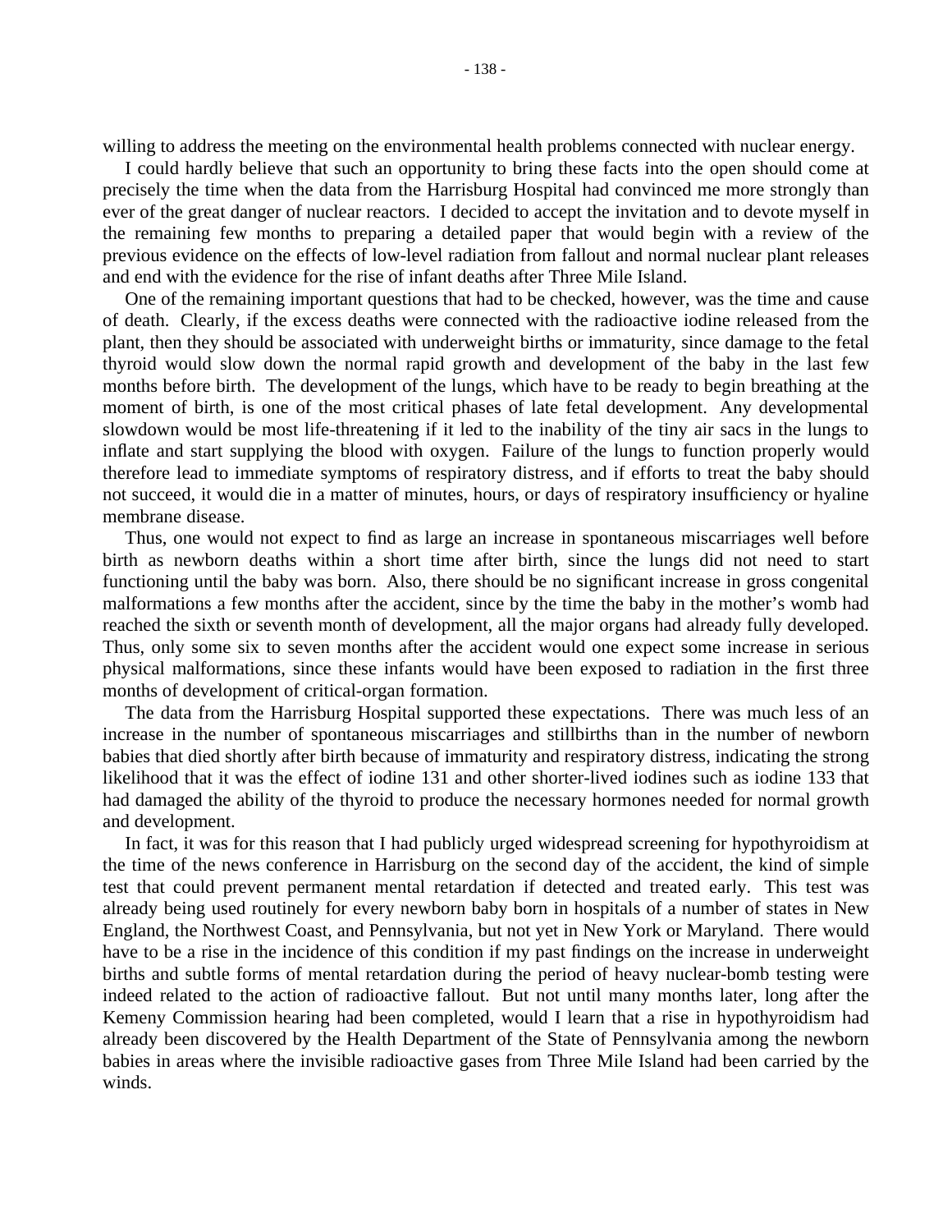willing to address the meeting on the environmental health problems connected with nuclear energy.

I could hardly believe that such an opportunity to bring these facts into the open should come at precisely the time when the data from the Harrisburg Hospital had convinced me more strongly than ever of the great danger of nuclear reactors. I decided to accept the invitation and to devote myself in the remaining few months to preparing a detailed paper that would begin with a review of the previous evidence on the effects of low-level radiation from fallout and normal nuclear plant releases and end with the evidence for the rise of infant deaths after Three Mile Island.

One of the remaining important questions that had to be checked, however, was the time and cause of death. Clearly, if the excess deaths were connected with the radioactive iodine released from the plant, then they should be associated with underweight births or immaturity, since damage to the fetal thyroid would slow down the normal rapid growth and development of the baby in the last few months before birth. The development of the lungs, which have to be ready to begin breathing at the moment of birth, is one of the most critical phases of late fetal development. Any developmental slowdown would be most life-threatening if it led to the inability of the tiny air sacs in the lungs to inflate and start supplying the blood with oxygen. Failure of the lungs to function properly would therefore lead to immediate symptoms of respiratory distress, and if efforts to treat the baby should not succeed, it would die in a matter of minutes, hours, or days of respiratory insufficiency or hyaline membrane disease.

Thus, one would not expect to find as large an increase in spontaneous miscarriages well before birth as newborn deaths within a short time after birth, since the lungs did not need to start functioning until the baby was born. Also, there should be no significant increase in gross congenital malformations a few months after the accident, since by the time the baby in the mother's womb had reached the sixth or seventh month of development, all the major organs had already fully developed. Thus, only some six to seven months after the accident would one expect some increase in serious physical malformations, since these infants would have been exposed to radiation in the first three months of development of critical-organ formation.

The data from the Harrisburg Hospital supported these expectations. There was much less of an increase in the number of spontaneous miscarriages and stillbirths than in the number of newborn babies that died shortly after birth because of immaturity and respiratory distress, indicating the strong likelihood that it was the effect of iodine 131 and other shorter-lived iodines such as iodine 133 that had damaged the ability of the thyroid to produce the necessary hormones needed for normal growth and development.

In fact, it was for this reason that I had publicly urged widespread screening for hypothyroidism at the time of the news conference in Harrisburg on the second day of the accident, the kind of simple test that could prevent permanent mental retardation if detected and treated early. This test was already being used routinely for every newborn baby born in hospitals of a number of states in New England, the Northwest Coast, and Pennsylvania, but not yet in New York or Maryland. There would have to be a rise in the incidence of this condition if my past findings on the increase in underweight births and subtle forms of mental retardation during the period of heavy nuclear-bomb testing were indeed related to the action of radioactive fallout. But not until many months later, long after the Kemeny Commission hearing had been completed, would I learn that a rise in hypothyroidism had already been discovered by the Health Department of the State of Pennsylvania among the newborn babies in areas where the invisible radioactive gases from Three Mile Island had been carried by the winds.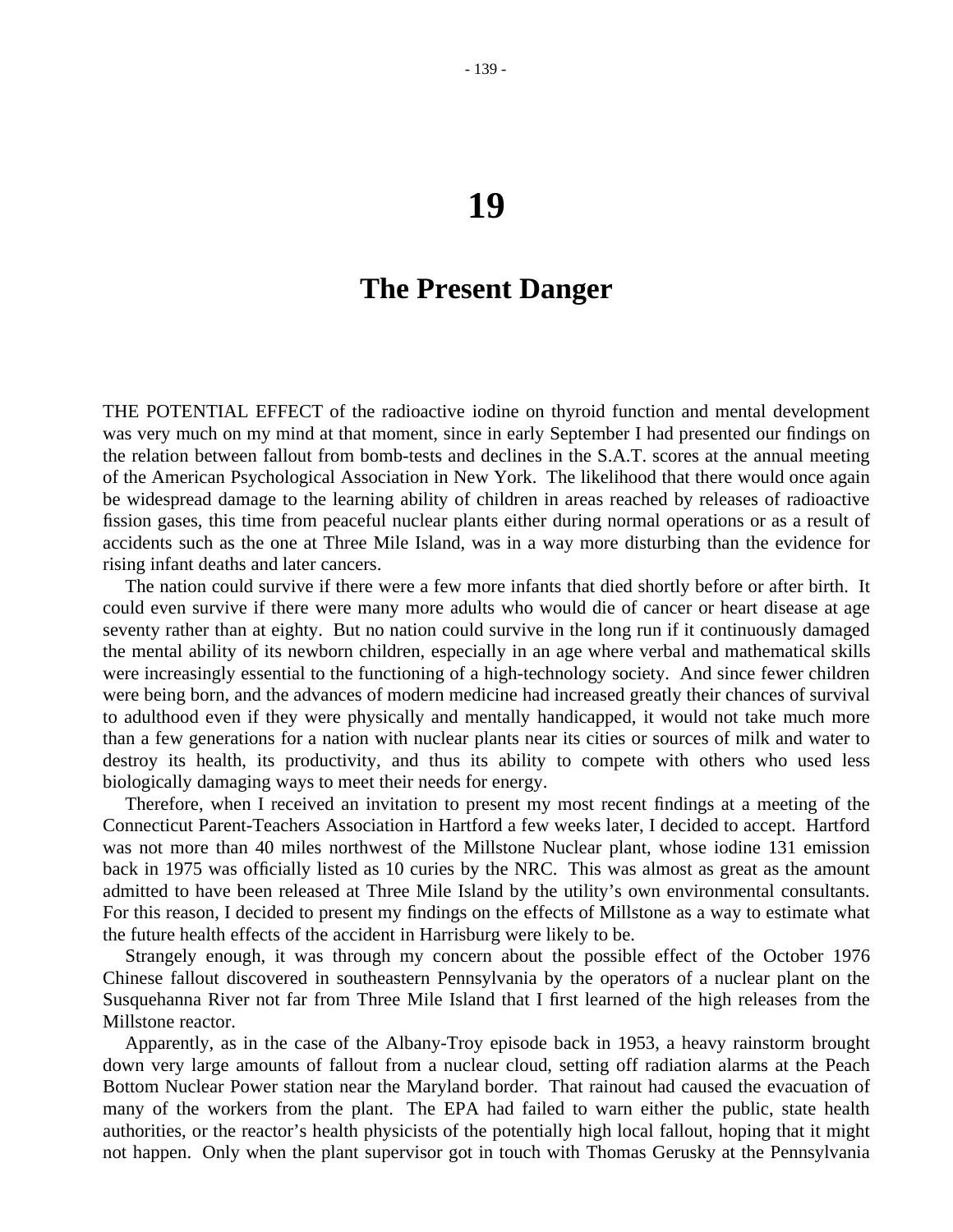# 19

## The Present Danger

THE POTENTIAL EFFECT of the radioactive iodine on thyroid function and mental development was very much on my mind at that moment, since in early September I had presented our findings on the relation between fallout from bomb-tests and declines in the S.A.T. scores at the annual meeting of the American Psychological Association in New York. The likelihood that there would once again be widespread damage to the learning ability of children in areas reached by releases of radioactive fission gases, this time from peaceful nuclear plants either during normal operations or as a result of accidents such as the one at Three Mile Island, was in a way more disturbing than the evidence for rising infant deaths and later cancers.

The nation could survive if there were a few more infants that died shortly before or after birth. It could even survive if there were many more adults who would die of cancer or heart disease at age seventy rather than at eighty. But no nation could survive in the long run if it continuously damaged the mental ability of its newborn children, especially in an age where verbal and mathematical skills were increasingly essential to the functioning of a high-technology society. And since fewer children were being born, and the advances of modern medicine had increased greatly their chances of survival to adulthood even if they were physically and mentally handicapped, it would not take much more than a few generations for a nation with nuclear plants near its cities or sources of milk and water to destroy its health, its productivity, and thus its ability to compete with others who used less biologically damaging ways to meet their needs for energy.

Therefore, when I received an invitation to present my most recent findings at a meeting of the Connecticut Parent-Teachers Association in Hartford a few weeks later, I decided to accept. Hartford was not more than 40 miles northwest of the Millstone Nuclear plant, whose iodine 131 emission back in 1975 was officially listed as 10 curies by the NRC. This was almost as great as the amount admitted to have been released at Three Mile Island by the utility's own environmental consultants. For this reason, I decided to present my findings on the effects of Millstone as a way to estimate what the future health effects of the accident in Harrisburg were likely to be.

Strangely enough, it was through my concern about the possible effect of the October 1976 Chinese fallout discovered in southeastern Pennsylvania by the operators of a nuclear plant on the Susquehanna River not far from Three Mile Island that I first learned of the high releases from the Millstone reactor.

Apparently, as in the case of the Albany-Troy episode back in 1953, a heavy rainstorm brought down very large amounts of fallout from a nuclear cloud, setting off radiation alarms at the Peach Bottom Nuclear Power station near the Maryland border. That rainout had caused the evacuation of many of the workers from the plant. The EPA had failed to warn either the public, state health authorities, or the reactor's health physicists of the potentially high local fallout, hoping that it might not happen. Only when the plant supervisor got in touch with Thomas Gerusky at the Pennsylvania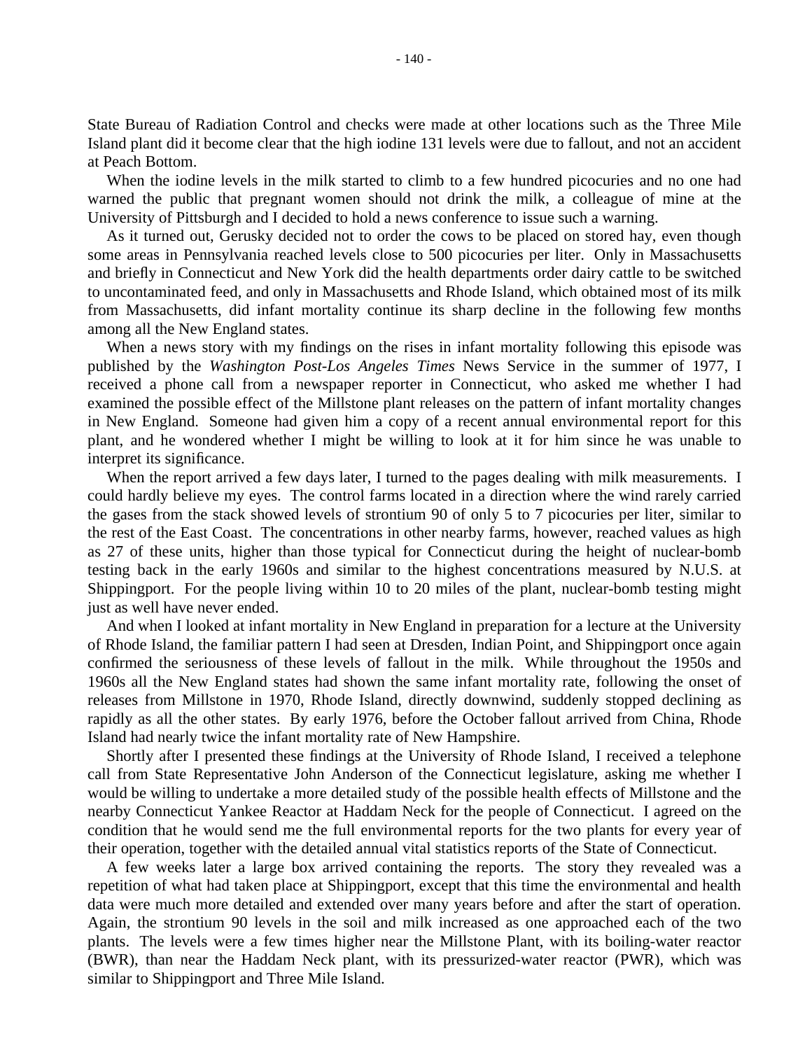State Bureau of Radiation Control and checks were made at other locations such as the Three Mile Island plant did it become clear that the high iodine 131 levels were due to fallout, and not an accident at Peach Bottom.

When the iodine levels in the milk started to climb to a few hundred picocuries and no one had warned the public that pregnant women should not drink the milk, a colleague of mine at the University of Pittsburgh and I decided to hold a news conference to issue such a warning.

As it turned out, Gerusky decided not to order the cows to be placed on stored hay, even though some areas in Pennsylvania reached levels close to 500 picocuries per liter. Only in Massachusetts and briefly in Connecticut and New York did the health departments order dairy cattle to be switched to uncontaminated feed, and only in Massachusetts and Rhode Island, which obtained most of its milk from Massachusetts, did infant mortality continue its sharp decline in the following few months among all the New England states.

When a news story with my findings on the rises in infant mortality following this episode was published by the *Washington Post-Los Angeles Times* News Service in the summer of 1977, I received a phone call from a newspaper reporter in Connecticut, who asked me whether I had examined the possible effect of the Millstone plant releases on the pattern of infant mortality changes in New England. Someone had given him a copy of a recent annual environmental report for this plant, and he wondered whether I might be willing to look at it for him since he was unable to interpret its significance.

When the report arrived a few days later, I turned to the pages dealing with milk measurements. I could hardly believe my eyes. The control farms located in a direction where the wind rarely carried the gases from the stack showed levels of strontium 90 of only 5 to 7 picocuries per liter, similar to the rest of the East Coast. The concentrations in other nearby farms, however, reached values as high as 27 of these units, higher than those typical for Connecticut during the height of nuclear-bomb testing back in the early 1960s and similar to the highest concentrations measured by N.U.S. at Shippingport. For the people living within 10 to 20 miles of the plant, nuclear-bomb testing might just as well have never ended.

And when I looked at infant mortality in New England in preparation for a lecture at the University of Rhode Island, the familiar pattern I had seen at Dresden, Indian Point, and Shippingport once again confirmed the seriousness of these levels of fallout in the milk. While throughout the 1950s and 1960s all the New England states had shown the same infant mortality rate, following the onset of releases from Millstone in 1970, Rhode Island, directly downwind, suddenly stopped declining as rapidly as all the other states. By early 1976, before the October fallout arrived from China, Rhode Island had nearly twice the infant mortality rate of New Hampshire.

Shortly after I presented these findings at the University of Rhode Island, I received a telephone call from State Representative John Anderson of the Connecticut legislature, asking me whether I would be willing to undertake a more detailed study of the possible health effects of Millstone and the nearby Connecticut Yankee Reactor at Haddam Neck for the people of Connecticut. I agreed on the condition that he would send me the full environmental reports for the two plants for every year of their operation, together with the detailed annual vital statistics reports of the State of Connecticut.

A few weeks later a large box arrived containing the reports. The story they revealed was a repetition of what had taken place at Shippingport, except that this time the environmental and health data were much more detailed and extended over many years before and after the start of operation. Again, the strontium 90 levels in the soil and milk increased as one approached each of the two plants. The levels were a few times higher near the Millstone Plant, with its boiling-water reactor (BWR), than near the Haddam Neck plant, with its pressurized-water reactor (PWR), which was similar to Shippingport and Three Mile Island.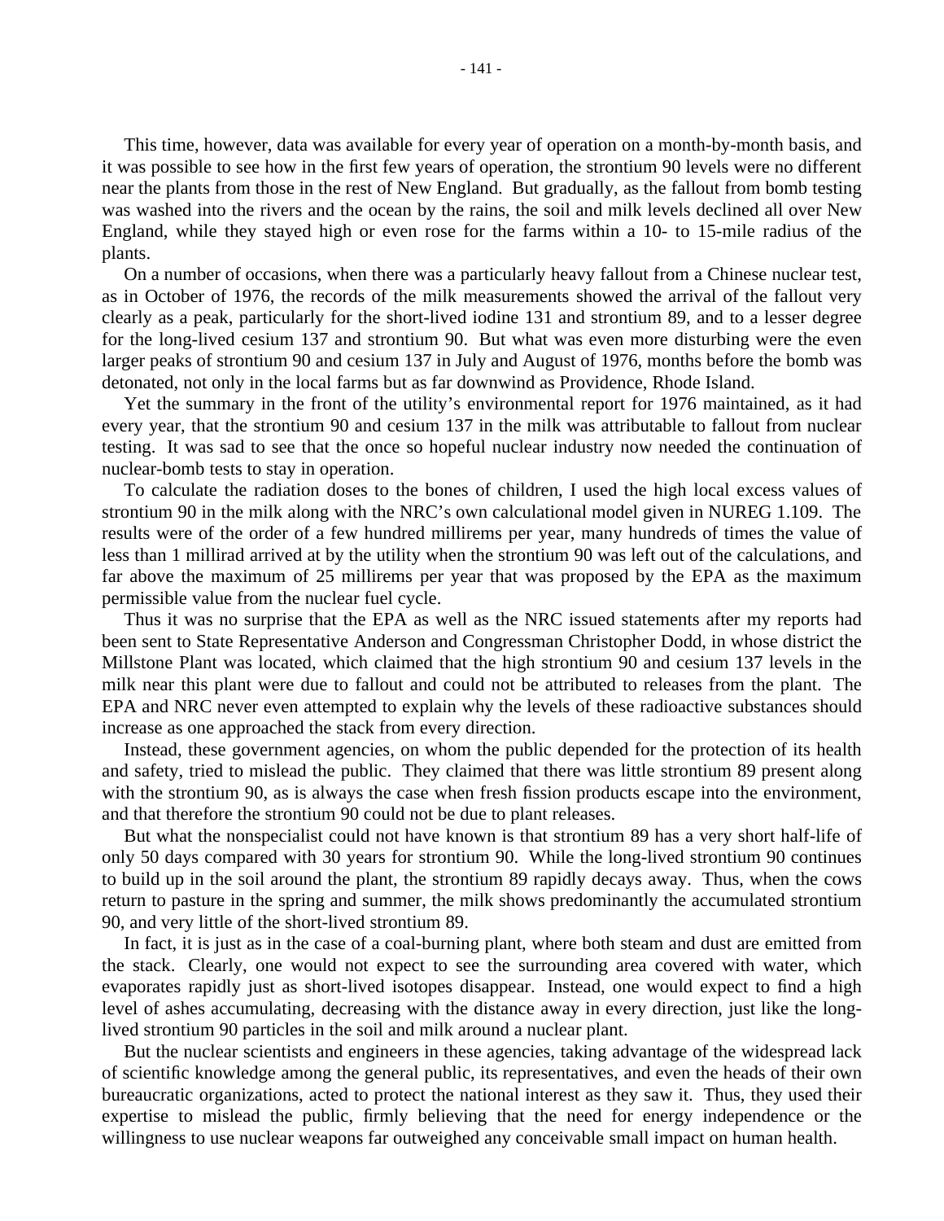This time, however, data was available for every year of operation on a month-by-month basis, and it was possible to see how in the first few years of operation, the strontium 90 levels were no different near the plants from those in the rest of New England. But gradually, as the fallout from bomb testing was washed into the rivers and the ocean by the rains, the soil and milk levels declined all over New England, while they stayed high or even rose for the farms within a 10- to 15-mile radius of the plants.

On a number of occasions, when there was a particularly heavy fallout from a Chinese nuclear test, as in October of 1976, the records of the milk measurements showed the arrival of the fallout very clearly as a peak, particularly for the short-lived iodine 131 and strontium 89, and to a lesser degree for the long-lived cesium 137 and strontium 90. But what was even more disturbing were the even larger peaks of strontium 90 and cesium 137 in July and August of 1976, months before the bomb was detonated, not only in the local farms but as far downwind as Providence, Rhode Island.

Yet the summary in the front of the utility's environmental report for 1976 maintained, as it had every year, that the strontium 90 and cesium 137 in the milk was attributable to fallout from nuclear testing. It was sad to see that the once so hopeful nuclear industry now needed the continuation of nuclear-bomb tests to stay in operation.

To calculate the radiation doses to the bones of children, I used the high local excess values of strontium 90 in the milk along with the NRC's own calculational model given in NUREG 1.109. The results were of the order of a few hundred millirems per year, many hundreds of times the value of less than 1 millirad arrived at by the utility when the strontium 90 was left out of the calculations, and far above the maximum of 25 millirems per year that was proposed by the EPA as the maximum permissible value from the nuclear fuel cycle.

Thus it was no surprise that the EPA as well as the NRC issued statements after my reports had been sent to State Representative Anderson and Congressman Christopher Dodd, in whose district the Millstone Plant was located, which claimed that the high strontium 90 and cesium 137 levels in the milk near this plant were due to fallout and could not be attributed to releases from the plant. The EPA and NRC never even attempted to explain why the levels of these radioactive substances should increase as one approached the stack from every direction.

Instead, these government agencies, on whom the public depended for the protection of its health and safety, tried to mislead the public. They claimed that there was little strontium 89 present along with the strontium 90, as is always the case when fresh fission products escape into the environment, and that therefore the strontium 90 could not be due to plant releases.

But what the nonspecialist could not have known is that strontium 89 has a very short half-life of only 50 days compared with 30 years for strontium 90. While the long-lived strontium 90 continues to build up in the soil around the plant, the strontium 89 rapidly decays away. Thus, when the cows return to pasture in the spring and summer, the milk shows predominantly the accumulated strontium 90, and very little of the short-lived strontium 89.

In fact, it is just as in the case of a coal-burning plant, where both steam and dust are emitted from the stack. Clearly, one would not expect to see the surrounding area covered with water, which evaporates rapidly just as short-lived isotopes disappear. Instead, one would expect to find a high level of ashes accumulating, decreasing with the distance away in every direction, just like the long-lived strontium 90 particles in the soil and milk around a nuclear plant.

But the nuclear scientists and engineers in these agencies, taking advantage of the widespread lack of scientific knowledge among the general public, its representatives, and even the heads of their own bureaucratic organizations, acted to protect the national interest as they saw it. Thus, they used their expertise to mislead the public, firmly believing that the need for energy independence or the willingness to use nuclear weapons far outweighed any conceivable small impact on human health.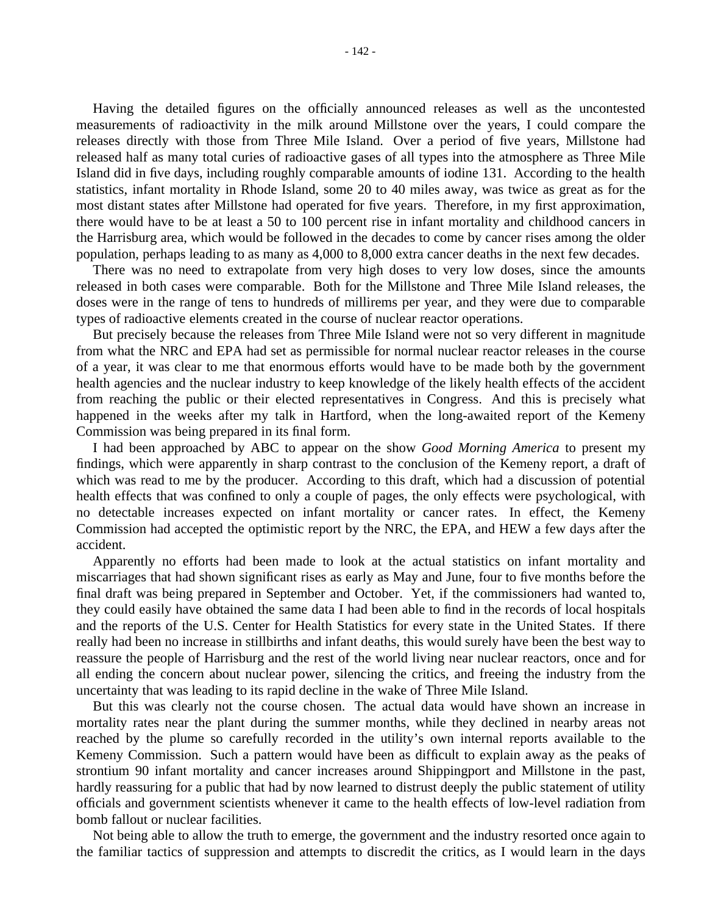Having the detailed figures on the officially announced releases as well as the uncontested measurements of radioactivity in the milk around Millstone over the years, I could compare the releases directly with those from Three Mile Island. Over a period of five years, Millstone had released half as many total curies of radioactive gases of all types into the atmosphere as Three Mile Island did in five days, including roughly comparable amounts of iodine 131. According to the health statistics, infant mortality in Rhode Island, some 20 to 40 miles away, was twice as great as for the most distant states after Millstone had operated for five years. Therefore, in my first approximation, there would have to be at least a 50 to 100 percent rise in infant mortality and childhood cancers in the Harrisburg area, which would be followed in the decades to come by cancer rises among the older population, perhaps leading to as many as 4,000 to 8,000 extra cancer deaths in the next few decades.

There was no need to extrapolate from very high doses to very low doses, since the amounts released in both cases were comparable. Both for the Millstone and Three Mile Island releases, the doses were in the range of tens to hundreds of millirems per year, and they were due to comparable types of radioactive elements created in the course of nuclear reactor operations.

But precisely because the releases from Three Mile Island were not so very different in magnitude from what the NRC and EPA had set as permissible for normal nuclear reactor releases in the course of a year, it was clear to me that enormous efforts would have to be made both by the government health agencies and the nuclear industry to keep knowledge of the likely health effects of the accident from reaching the public or their elected representatives in Congress. And this is precisely what happened in the weeks after my talk in Hartford, when the long-awaited report of the Kemeny Commission was being prepared in its final form.

I had been approached by ABC to appear on the show *Good Morning America* to present my findings, which were apparently in sharp contrast to the conclusion of the Kemeny report, a draft of which was read to me by the producer. According to this draft, which had a discussion of potential health effects that was confined to only a couple of pages, the only effects were psychological, with no detectable increases expected on infant mortality or cancer rates. In effect, the Kemeny Commission had accepted the optimistic report by the NRC, the EPA, and HEW a few days after the accident.

Apparently no efforts had been made to look at the actual statistics on infant mortality and miscarriages that had shown significant rises as early as May and June, four to five months before the final draft was being prepared in September and October. Yet, if the commissioners had wanted to, they could easily have obtained the same data I had been able to find in the records of local hospitals and the reports of the U.S. Center for Health Statistics for every state in the United States. If there really had been no increase in stillbirths and infant deaths, this would surely have been the best way to reassure the people of Harrisburg and the rest of the world living near nuclear reactors, once and for all ending the concern about nuclear power, silencing the critics, and freeing the industry from the uncertainty that was leading to its rapid decline in the wake of Three Mile Island.

But this was clearly not the course chosen. The actual data would have shown an increase in mortality rates near the plant during the summer months, while they declined in nearby areas not reached by the plume so carefully recorded in the utility's own internal reports available to the Kemeny Commission. Such a pattern would have been as difficult to explain away as the peaks of strontium 90 infant mortality and cancer increases around Shippingport and Millstone in the past, hardly reassuring for a public that had by now learned to distrust deeply the public statement of utility officials and government scientists whenever it came to the health effects of low-level radiation from bomb fallout or nuclear facilities.

Not being able to allow the truth to emerge, the government and the industry resorted once again to the familiar tactics of suppression and attempts to discredit the critics, as I would learn in the days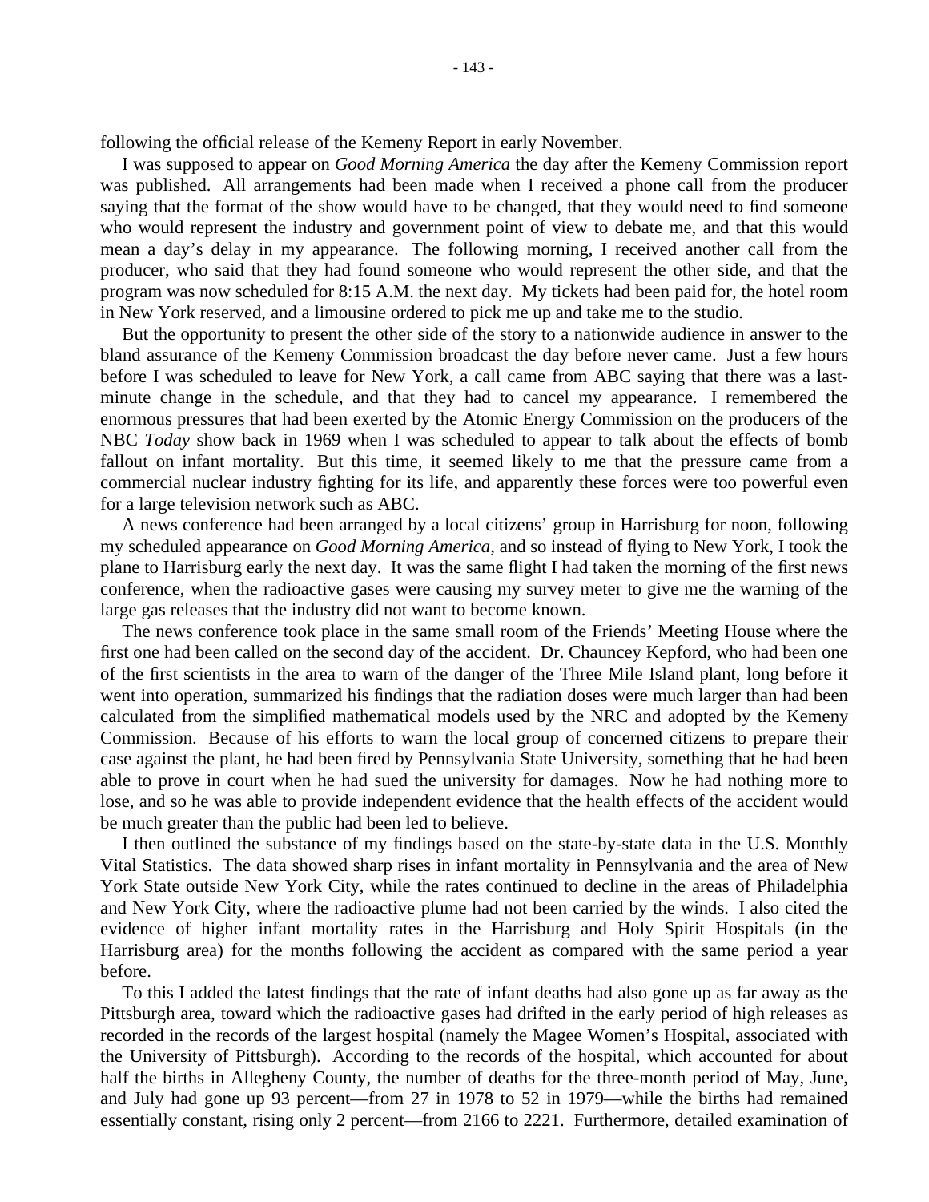following the official release of the Kemeny Report in early November.

I was supposed to appear on *Good Morning America* the day after the Kemeny Commission report was published. All arrangements had been made when I received a phone call from the producer saying that the format of the show would have to be changed, that they would need to find someone who would represent the industry and government point of view to debate me, and that this would mean a day's delay in my appearance. The following morning, I received another call from the producer, who said that they had found someone who would represent the other side, and that the program was now scheduled for 8:15 A.M. the next day. My tickets had been paid for, the hotel room in New York reserved, and a limousine ordered to pick me up and take me to the studio.

But the opportunity to present the other side of the story to a nationwide audience in answer to the bland assurance of the Kemeny Commission broadcast the day before never came. Just a few hours before I was scheduled to leave for New York, a call came from ABC saying that there was a last-minute change in the schedule, and that they had to cancel my appearance. I remembered the enormous pressures that had been exerted by the Atomic Energy Commission on the producers of the NBC *Today* show back in 1969 when I was scheduled to appear to talk about the effects of bomb fallout on infant mortality. But this time, it seemed likely to me that the pressure came from a commercial nuclear industry fighting for its life, and apparently these forces were too powerful even for a large television network such as ABC.

A news conference had been arranged by a local citizens' group in Harrisburg for noon, following my scheduled appearance on *Good Morning America*, and so instead of flying to New York, I took the plane to Harrisburg early the next day. It was the same flight I had taken the morning of the first news conference, when the radioactive gases were causing my survey meter to give me the warning of the large gas releases that the industry did not want to become known.

The news conference took place in the same small room of the Friends' Meeting House where the first one had been called on the second day of the accident. Dr. Chauncey Kepford, who had been one of the first scientists in the area to warn of the danger of the Three Mile Island plant, long before it went into operation, summarized his findings that the radiation doses were much larger than had been calculated from the simplified mathematical models used by the NRC and adopted by the Kemeny Commission. Because of his efforts to warn the local group of concerned citizens to prepare their case against the plant, he had been fired by Pennsylvania State University, something that he had been able to prove in court when he had sued the university for damages. Now he had nothing more to lose, and so he was able to provide independent evidence that the health effects of the accident would be much greater than the public had been led to believe.

I then outlined the substance of my findings based on the state-by-state data in the U.S. Monthly Vital Statistics. The data showed sharp rises in infant mortality in Pennsylvania and the area of New York State outside New York City, while the rates continued to decline in the areas of Philadelphia and New York City, where the radioactive plume had not been carried by the winds. I also cited the evidence of higher infant mortality rates in the Harrisburg and Holy Spirit Hospitals (in the Harrisburg area) for the months following the accident as compared with the same period a year before.

To this I added the latest findings that the rate of infant deaths had also gone up as far away as the Pittsburgh area, toward which the radioactive gases had drifted in the early period of high releases as recorded in the records of the largest hospital (namely the Magee Women's Hospital, associated with the University of Pittsburgh). According to the records of the hospital, which accounted for about half the births in Allegheny County, the number of deaths for the three-month period of May, June, and July had gone up 93 percent—from 27 in 1978 to 52 in 1979—while the births had remained essentially constant, rising only 2 percent—from 2166 to 2221. Furthermore, detailed examination of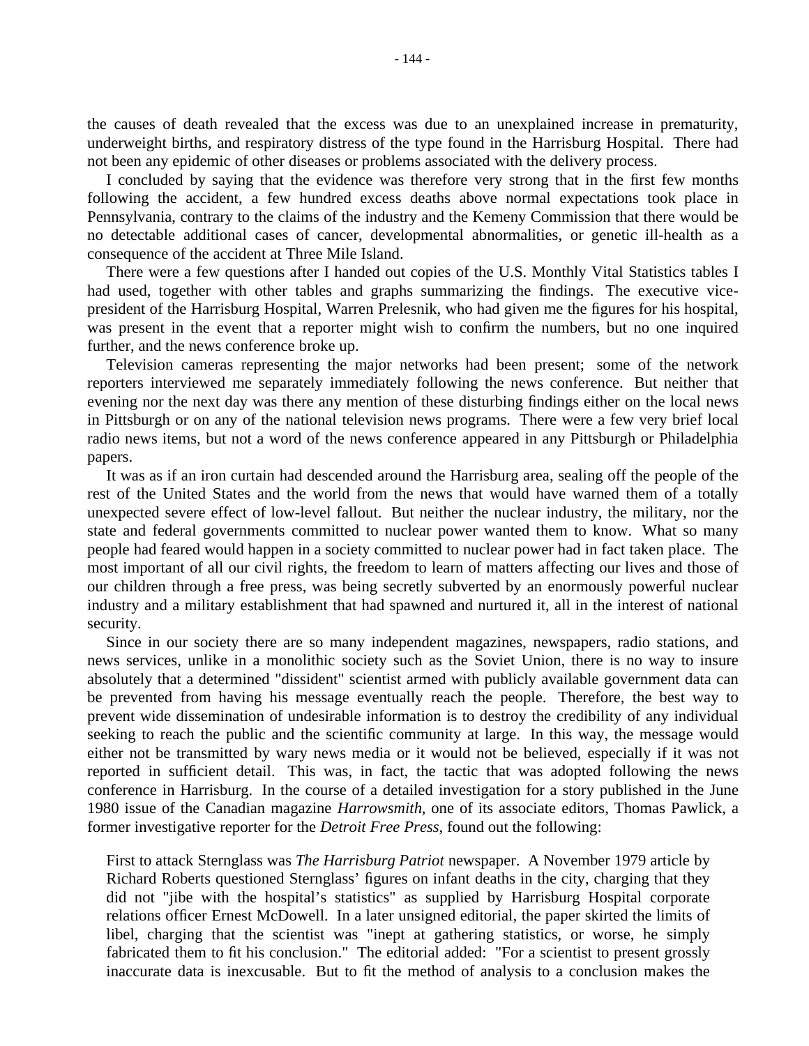the causes of death revealed that the excess was due to an unexplained increase in prematurity, underweight births, and respiratory distress of the type found in the Harrisburg Hospital. There had not been any epidemic of other diseases or problems associated with the delivery process.

I concluded by saying that the evidence was therefore very strong that in the first few months following the accident, a few hundred excess deaths above normal expectations took place in Pennsylvania, contrary to the claims of the industry and the Kemeny Commission that there would be no detectable additional cases of cancer, developmental abnormalities, or genetic ill-health as a consequence of the accident at Three Mile Island.

There were a few questions after I handed out copies of the U.S. Monthly Vital Statistics tables I had used, together with other tables and graphs summarizing the findings. The executive vice-president of the Harrisburg Hospital, Warren Prelesnik, who had given me the figures for his hospital, was present in the event that a reporter might wish to confirm the numbers, but no one inquired further, and the news conference broke up.

Television cameras representing the major networks had been present; some of the network reporters interviewed me separately immediately following the news conference. But neither that evening nor the next day was there any mention of these disturbing findings either on the local news in Pittsburgh or on any of the national television news programs. There were a few very brief local radio news items, but not a word of the news conference appeared in any Pittsburgh or Philadelphia papers.

It was as if an iron curtain had descended around the Harrisburg area, sealing off the people of the rest of the United States and the world from the news that would have warned them of a totally unexpected severe effect of low-level fallout. But neither the nuclear industry, the military, nor the state and federal governments committed to nuclear power wanted them to know. What so many people had feared would happen in a society committed to nuclear power had in fact taken place. The most important of all our civil rights, the freedom to learn of matters affecting our lives and those of our children through a free press, was being secretly subverted by an enormously powerful nuclear industry and a military establishment that had spawned and nurtured it, all in the interest of national security.

Since in our society there are so many independent magazines, newspapers, radio stations, and news services, unlike in a monolithic society such as the Soviet Union, there is no way to insure absolutely that a determined "dissident" scientist armed with publicly available government data can be prevented from having his message eventually reach the people. Therefore, the best way to prevent wide dissemination of undesirable information is to destroy the credibility of any individual seeking to reach the public and the scientific community at large. In this way, the message would either not be transmitted by wary news media or it would not be believed, especially if it was not reported in sufficient detail. This was, in fact, the tactic that was adopted following the news conference in Harrisburg. In the course of a detailed investigation for a story published in the June 1980 issue of the Canadian magazine *Harrowsmith*, one of its associate editors, Thomas Pawlick, a former investigative reporter for the *Detroit Free Press*, found out the following:

> First to attack Sternglass was *The Harrisburg Patriot* newspaper. A November 1979 article by Richard Roberts questioned Sternglass' figures on infant deaths in the city, charging that they did not "jibe with the hospital's statistics" as supplied by Harrisburg Hospital corporate relations officer Ernest McDowell. In a later unsigned editorial, the paper skirted the limits of libel, charging that the scientist was "inept at gathering statistics, or worse, he simply fabricated them to fit his conclusion." The editorial added: "For a scientist to present grossly inaccurate data is inexcusable. But to fit the method of analysis to a conclusion makes the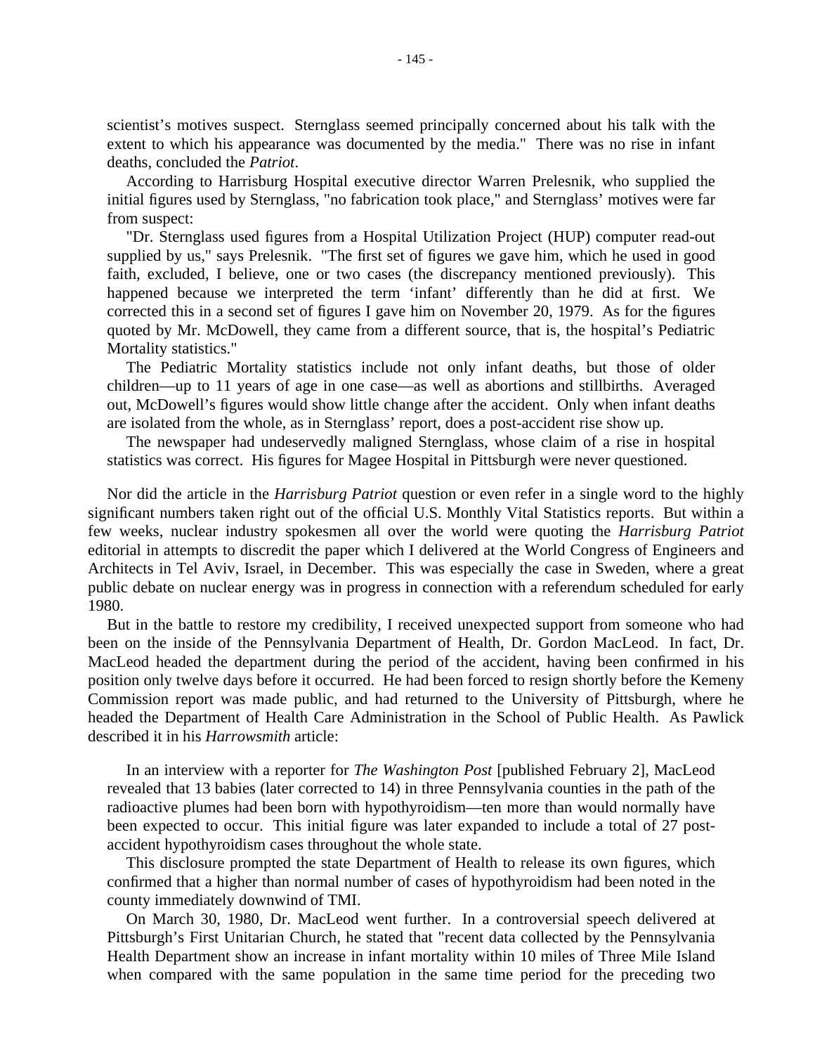scientist's motives suspect. Sternglass seemed principally concerned about his talk with the extent to which his appearance was documented by the media." There was no rise in infant deaths, concluded the *Patriot*.

According to Harrisburg Hospital executive director Warren Prelesnik, who supplied the initial figures used by Sternglass, "no fabrication took place," and Sternglass' motives were far from suspect:

"Dr. Sternglass used figures from a Hospital Utilization Project (HUP) computer read-out supplied by us," says Prelesnik. "The first set of figures we gave him, which he used in good faith, excluded, I believe, one or two cases (the discrepancy mentioned previously). This happened because we interpreted the term 'infant' differently than he did at first. We corrected this in a second set of figures I gave him on November 20, 1979. As for the figures quoted by Mr. McDowell, they came from a different source, that is, the hospital's Pediatric Mortality statistics."

The Pediatric Mortality statistics include not only infant deaths, but those of older children—up to 11 years of age in one case—as well as abortions and stillbirths. Averaged out, McDowell's figures would show little change after the accident. Only when infant deaths are isolated from the whole, as in Sternglass' report, does a post-accident rise show up.

The newspaper had undeservedly maligned Sternglass, whose claim of a rise in hospital statistics was correct. His figures for Magee Hospital in Pittsburgh were never questioned.

Nor did the article in the *Harrisburg Patriot* question or even refer in a single word to the highly significant numbers taken right out of the official U.S. Monthly Vital Statistics reports. But within a few weeks, nuclear industry spokesmen all over the world were quoting the *Harrisburg Patriot* editorial in attempts to discredit the paper which I delivered at the World Congress of Engineers and Architects in Tel Aviv, Israel, in December. This was especially the case in Sweden, where a great public debate on nuclear energy was in progress in connection with a referendum scheduled for early 1980.

But in the battle to restore my credibility, I received unexpected support from someone who had been on the inside of the Pennsylvania Department of Health, Dr. Gordon MacLeod. In fact, Dr. MacLeod headed the department during the period of the accident, having been confirmed in his position only twelve days before it occurred. He had been forced to resign shortly before the Kemeny Commission report was made public, and had returned to the University of Pittsburgh, where he headed the Department of Health Care Administration in the School of Public Health. As Pawlick described it in his *Harrowsmith* article:

In an interview with a reporter for *The Washington Post* [published February 2], MacLeod revealed that 13 babies (later corrected to 14) in three Pennsylvania counties in the path of the radioactive plumes had been born with hypothyroidism—ten more than would normally have been expected to occur. This initial figure was later expanded to include a total of 27 post-accident hypothyroidism cases throughout the whole state.

This disclosure prompted the state Department of Health to release its own figures, which confirmed that a higher than normal number of cases of hypothyroidism had been noted in the county immediately downwind of TMI.

On March 30, 1980, Dr. MacLeod went further. In a controversial speech delivered at Pittsburgh's First Unitarian Church, he stated that "recent data collected by the Pennsylvania Health Department show an increase in infant mortality within 10 miles of Three Mile Island when compared with the same population in the same time period for the preceding two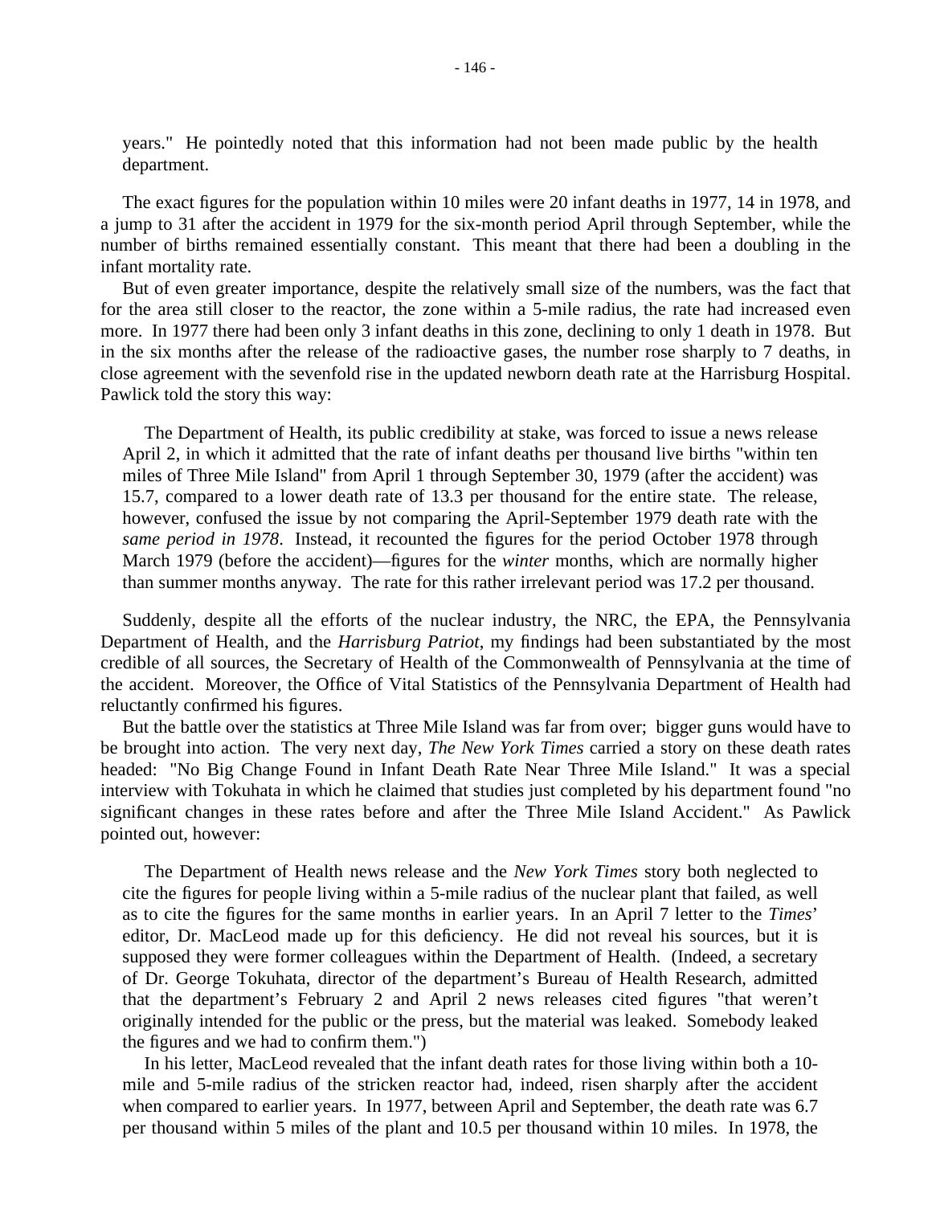years." He pointedly noted that this information had not been made public by the health department.

The exact figures for the population within 10 miles were 20 infant deaths in 1977, 14 in 1978, and a jump to 31 after the accident in 1979 for the six-month period April through September, while the number of births remained essentially constant. This meant that there had been a doubling in the infant mortality rate.

But of even greater importance, despite the relatively small size of the numbers, was the fact that for the area still closer to the reactor, the zone within a 5-mile radius, the rate had increased even more. In 1977 there had been only 3 infant deaths in this zone, declining to only 1 death in 1978. But in the six months after the release of the radioactive gases, the number rose sharply to 7 deaths, in close agreement with the sevenfold rise in the updated newborn death rate at the Harrisburg Hospital. Pawlick told the story this way:

> The Department of Health, its public credibility at stake, was forced to issue a news release April 2, in which it admitted that the rate of infant deaths per thousand live births "within ten miles of Three Mile Island" from April 1 through September 30, 1979 (after the accident) was 15.7, compared to a lower death rate of 13.3 per thousand for the entire state. The release, however, confused the issue by not comparing the April-September 1979 death rate with the *same period in 1978*. Instead, it recounted the figures for the period October 1978 through March 1979 (before the accident)—figures for the *winter* months, which are normally higher than summer months anyway. The rate for this rather irrelevant period was 17.2 per thousand.

Suddenly, despite all the efforts of the nuclear industry, the NRC, the EPA, the Pennsylvania Department of Health, and the *Harrisburg Patriot*, my findings had been substantiated by the most credible of all sources, the Secretary of Health of the Commonwealth of Pennsylvania at the time of the accident. Moreover, the Office of Vital Statistics of the Pennsylvania Department of Health had reluctantly confirmed his figures.

But the battle over the statistics at Three Mile Island was far from over; bigger guns would have to be brought into action. The very next day, *The New York Times* carried a story on these death rates headed: "No Big Change Found in Infant Death Rate Near Three Mile Island." It was a special interview with Tokuhata in which he claimed that studies just completed by his department found "no significant changes in these rates before and after the Three Mile Island Accident." As Pawlick pointed out, however:

> The Department of Health news release and the *New York Times* story both neglected to cite the figures for people living within a 5-mile radius of the nuclear plant that failed, as well as to cite the figures for the same months in earlier years. In an April 7 letter to the *Times*' editor, Dr. MacLeod made up for this deficiency. He did not reveal his sources, but it is supposed they were former colleagues within the Department of Health. (Indeed, a secretary of Dr. George Tokuhata, director of the department's Bureau of Health Research, admitted that the department's February 2 and April 2 news releases cited figures "that weren't originally intended for the public or the press, but the material was leaked. Somebody leaked the figures and we had to confirm them.")
>
> In his letter, MacLeod revealed that the infant death rates for those living within both a 10-mile and 5-mile radius of the stricken reactor had, indeed, risen sharply after the accident when compared to earlier years. In 1977, between April and September, the death rate was 6.7 per thousand within 5 miles of the plant and 10.5 per thousand within 10 miles. In 1978, the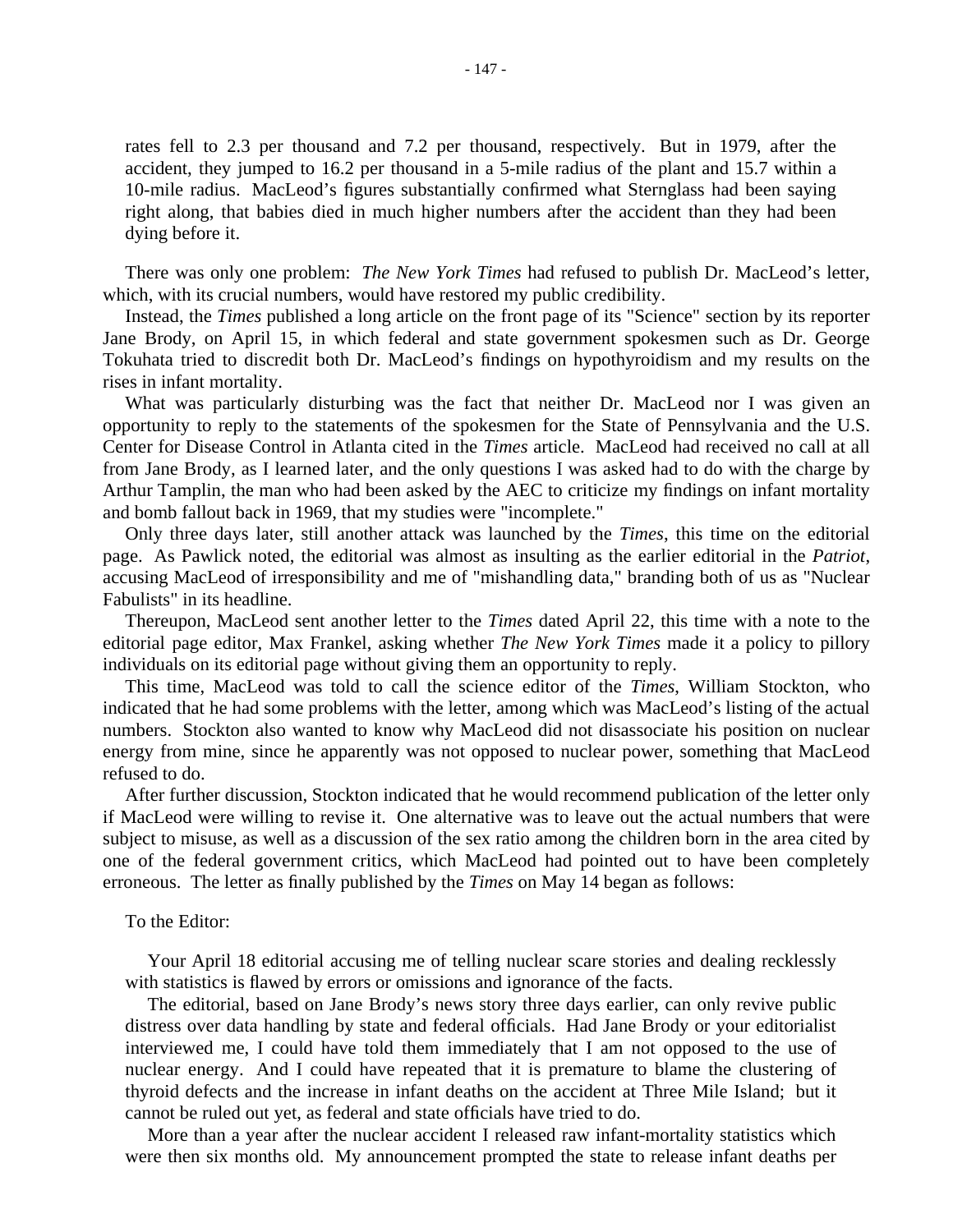rates fell to 2.3 per thousand and 7.2 per thousand, respectively. But in 1979, after the accident, they jumped to 16.2 per thousand in a 5-mile radius of the plant and 15.7 within a 10-mile radius. MacLeod's figures substantially confirmed what Sternglass had been saying right along, that babies died in much higher numbers after the accident than they had been dying before it.

There was only one problem: *The New York Times* had refused to publish Dr. MacLeod's letter, which, with its crucial numbers, would have restored my public credibility.

Instead, the *Times* published a long article on the front page of its "Science" section by its reporter Jane Brody, on April 15, in which federal and state government spokesmen such as Dr. George Tokuhata tried to discredit both Dr. MacLeod's findings on hypothyroidism and my results on the rises in infant mortality.

What was particularly disturbing was the fact that neither Dr. MacLeod nor I was given an opportunity to reply to the statements of the spokesmen for the State of Pennsylvania and the U.S. Center for Disease Control in Atlanta cited in the *Times* article. MacLeod had received no call at all from Jane Brody, as I learned later, and the only questions I was asked had to do with the charge by Arthur Tamplin, the man who had been asked by the AEC to criticize my findings on infant mortality and bomb fallout back in 1969, that my studies were "incomplete."

Only three days later, still another attack was launched by the *Times*, this time on the editorial page. As Pawlick noted, the editorial was almost as insulting as the earlier editorial in the *Patriot*, accusing MacLeod of irresponsibility and me of "mishandling data," branding both of us as "Nuclear Fabulists" in its headline.

Thereupon, MacLeod sent another letter to the *Times* dated April 22, this time with a note to the editorial page editor, Max Frankel, asking whether *The New York Times* made it a policy to pillory individuals on its editorial page without giving them an opportunity to reply.

This time, MacLeod was told to call the science editor of the *Times*, William Stockton, who indicated that he had some problems with the letter, among which was MacLeod's listing of the actual numbers. Stockton also wanted to know why MacLeod did not disassociate his position on nuclear energy from mine, since he apparently was not opposed to nuclear power, something that MacLeod refused to do.

After further discussion, Stockton indicated that he would recommend publication of the letter only if MacLeod were willing to revise it. One alternative was to leave out the actual numbers that were subject to misuse, as well as a discussion of the sex ratio among the children born in the area cited by one of the federal government critics, which MacLeod had pointed out to have been completely erroneous. The letter as finally published by the *Times* on May 14 began as follows:

To the Editor:

> Your April 18 editorial accusing me of telling nuclear scare stories and dealing recklessly with statistics is flawed by errors or omissions and ignorance of the facts.
>
> The editorial, based on Jane Brody's news story three days earlier, can only revive public distress over data handling by state and federal officials. Had Jane Brody or your editorialist interviewed me, I could have told them immediately that I am not opposed to the use of nuclear energy. And I could have repeated that it is premature to blame the clustering of thyroid defects and the increase in infant deaths on the accident at Three Mile Island; but it cannot be ruled out yet, as federal and state officials have tried to do.
>
> More than a year after the nuclear accident I released raw infant-mortality statistics which were then six months old. My announcement prompted the state to release infant deaths per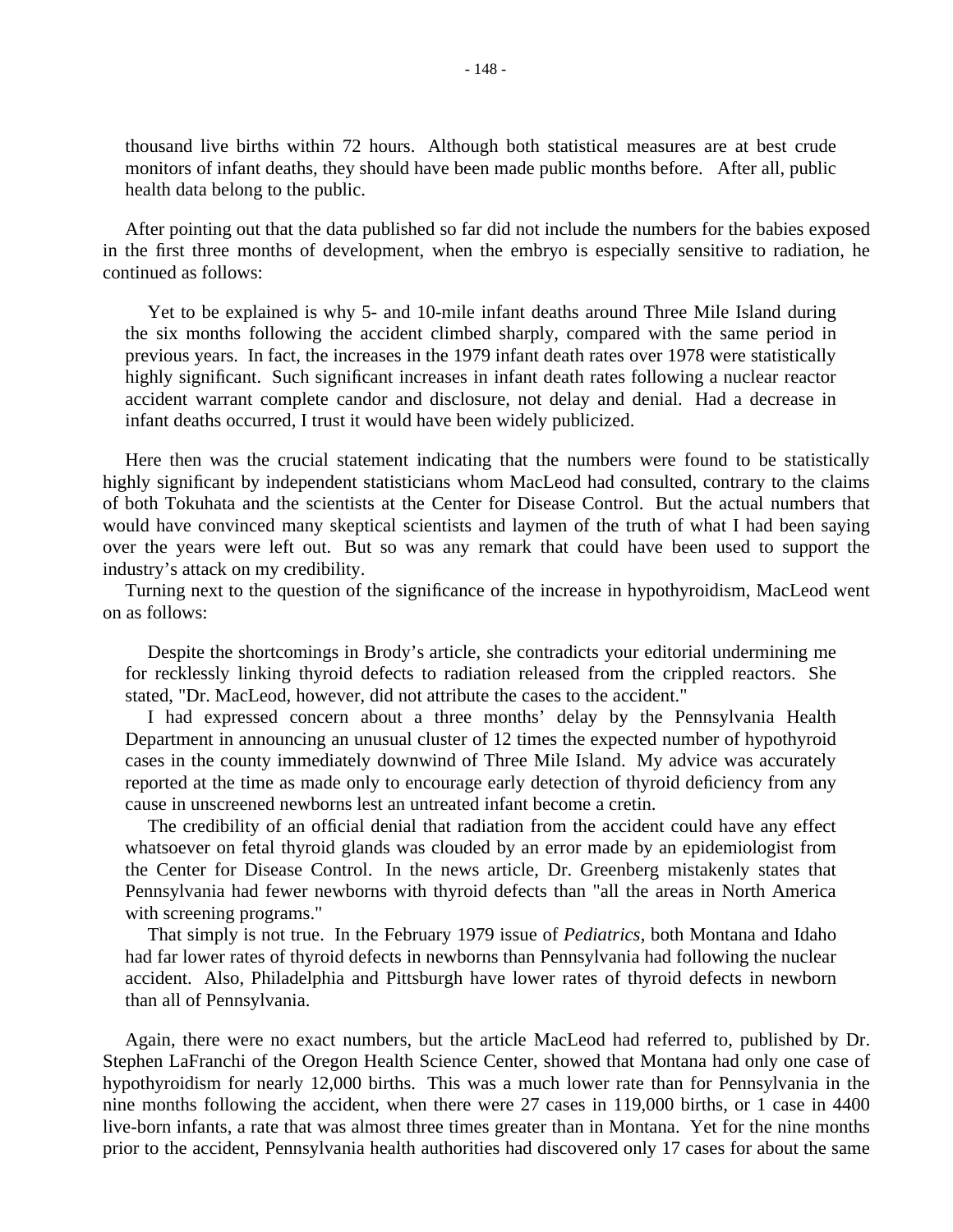thousand live births within 72 hours. Although both statistical measures are at best crude monitors of infant deaths, they should have been made public months before. After all, public health data belong to the public.

After pointing out that the data published so far did not include the numbers for the babies exposed in the first three months of development, when the embryo is especially sensitive to radiation, he continued as follows:

> Yet to be explained is why 5- and 10-mile infant deaths around Three Mile Island during the six months following the accident climbed sharply, compared with the same period in previous years. In fact, the increases in the 1979 infant death rates over 1978 were statistically highly significant. Such significant increases in infant death rates following a nuclear reactor accident warrant complete candor and disclosure, not delay and denial. Had a decrease in infant deaths occurred, I trust it would have been widely publicized.

Here then was the crucial statement indicating that the numbers were found to be statistically highly significant by independent statisticians whom MacLeod had consulted, contrary to the claims of both Tokuhata and the scientists at the Center for Disease Control. But the actual numbers that would have convinced many skeptical scientists and laymen of the truth of what I had been saying over the years were left out. But so was any remark that could have been used to support the industry's attack on my credibility.

Turning next to the question of the significance of the increase in hypothyroidism, MacLeod went on as follows:

> Despite the shortcomings in Brody's article, she contradicts your editorial undermining me for recklessly linking thyroid defects to radiation released from the crippled reactors. She stated, "Dr. MacLeod, however, did not attribute the cases to the accident."
>
> I had expressed concern about a three months' delay by the Pennsylvania Health Department in announcing an unusual cluster of 12 times the expected number of hypothyroid cases in the county immediately downwind of Three Mile Island. My advice was accurately reported at the time as made only to encourage early detection of thyroid deficiency from any cause in unscreened newborns lest an untreated infant become a cretin.
>
> The credibility of an official denial that radiation from the accident could have any effect whatsoever on fetal thyroid glands was clouded by an error made by an epidemiologist from the Center for Disease Control. In the news article, Dr. Greenberg mistakenly states that Pennsylvania had fewer newborns with thyroid defects than "all the areas in North America with screening programs."
>
> That simply is not true. In the February 1979 issue of *Pediatrics*, both Montana and Idaho had far lower rates of thyroid defects in newborns than Pennsylvania had following the nuclear accident. Also, Philadelphia and Pittsburgh have lower rates of thyroid defects in newborn than all of Pennsylvania.

Again, there were no exact numbers, but the article MacLeod had referred to, published by Dr. Stephen LaFranchi of the Oregon Health Science Center, showed that Montana had only one case of hypothyroidism for nearly 12,000 births. This was a much lower rate than for Pennsylvania in the nine months following the accident, when there were 27 cases in 119,000 births, or 1 case in 4400 live-born infants, a rate that was almost three times greater than in Montana. Yet for the nine months prior to the accident, Pennsylvania health authorities had discovered only 17 cases for about the same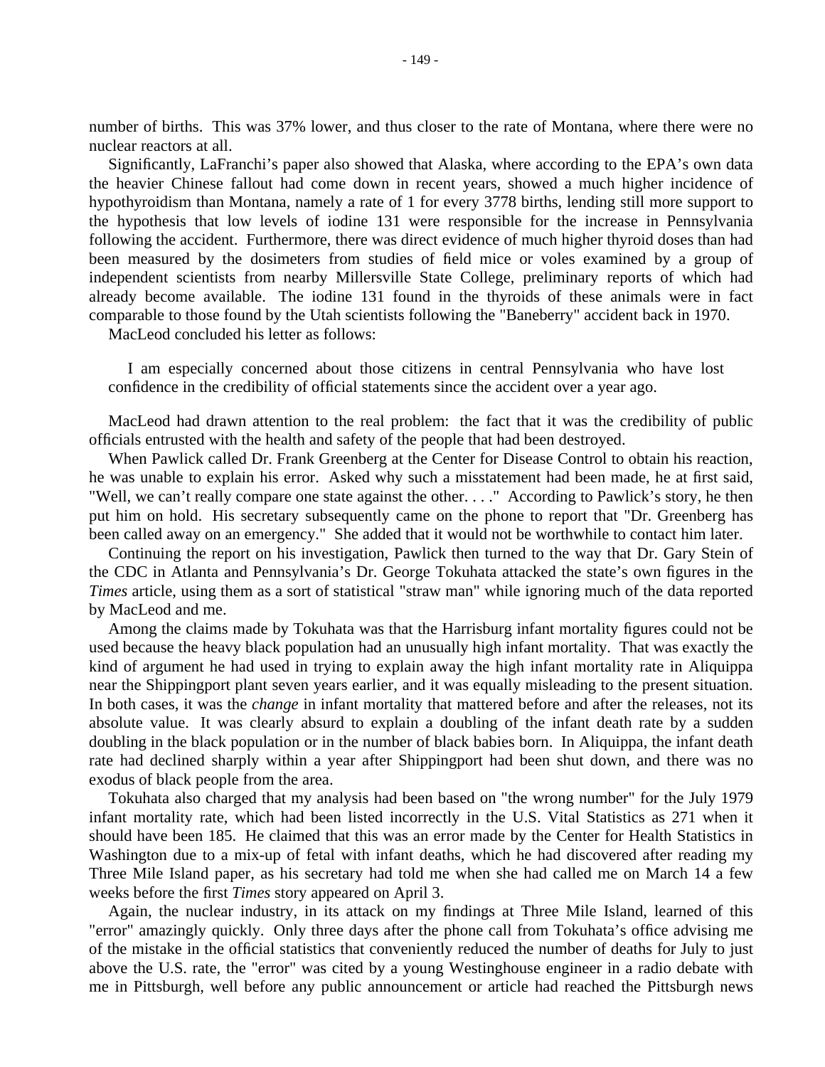number of births. This was 37% lower, and thus closer to the rate of Montana, where there were no nuclear reactors at all.

Significantly, LaFranchi's paper also showed that Alaska, where according to the EPA's own data the heavier Chinese fallout had come down in recent years, showed a much higher incidence of hypothyroidism than Montana, namely a rate of 1 for every 3778 births, lending still more support to the hypothesis that low levels of iodine 131 were responsible for the increase in Pennsylvania following the accident. Furthermore, there was direct evidence of much higher thyroid doses than had been measured by the dosimeters from studies of field mice or voles examined by a group of independent scientists from nearby Millersville State College, preliminary reports of which had already become available. The iodine 131 found in the thyroids of these animals were in fact comparable to those found by the Utah scientists following the "Baneberry" accident back in 1970.

MacLeod concluded his letter as follows:

> I am especially concerned about those citizens in central Pennsylvania who have lost confidence in the credibility of official statements since the accident over a year ago.

MacLeod had drawn attention to the real problem: the fact that it was the credibility of public officials entrusted with the health and safety of the people that had been destroyed.

When Pawlick called Dr. Frank Greenberg at the Center for Disease Control to obtain his reaction, he was unable to explain his error. Asked why such a misstatement had been made, he at first said, "Well, we can't really compare one state against the other. . . ." According to Pawlick's story, he then put him on hold. His secretary subsequently came on the phone to report that "Dr. Greenberg has been called away on an emergency." She added that it would not be worthwhile to contact him later.

Continuing the report on his investigation, Pawlick then turned to the way that Dr. Gary Stein of the CDC in Atlanta and Pennsylvania's Dr. George Tokuhata attacked the state's own figures in the *Times* article, using them as a sort of statistical "straw man" while ignoring much of the data reported by MacLeod and me.

Among the claims made by Tokuhata was that the Harrisburg infant mortality figures could not be used because the heavy black population had an unusually high infant mortality. That was exactly the kind of argument he had used in trying to explain away the high infant mortality rate in Aliquippa near the Shippingport plant seven years earlier, and it was equally misleading to the present situation. In both cases, it was the *change* in infant mortality that mattered before and after the releases, not its absolute value. It was clearly absurd to explain a doubling of the infant death rate by a sudden doubling in the black population or in the number of black babies born. In Aliquippa, the infant death rate had declined sharply within a year after Shippingport had been shut down, and there was no exodus of black people from the area.

Tokuhata also charged that my analysis had been based on "the wrong number" for the July 1979 infant mortality rate, which had been listed incorrectly in the U.S. Vital Statistics as 271 when it should have been 185. He claimed that this was an error made by the Center for Health Statistics in Washington due to a mix-up of fetal with infant deaths, which he had discovered after reading my Three Mile Island paper, as his secretary had told me when she had called me on March 14 a few weeks before the first *Times* story appeared on April 3.

Again, the nuclear industry, in its attack on my findings at Three Mile Island, learned of this "error" amazingly quickly. Only three days after the phone call from Tokuhata's office advising me of the mistake in the official statistics that conveniently reduced the number of deaths for July to just above the U.S. rate, the "error" was cited by a young Westinghouse engineer in a radio debate with me in Pittsburgh, well before any public announcement or article had reached the Pittsburgh news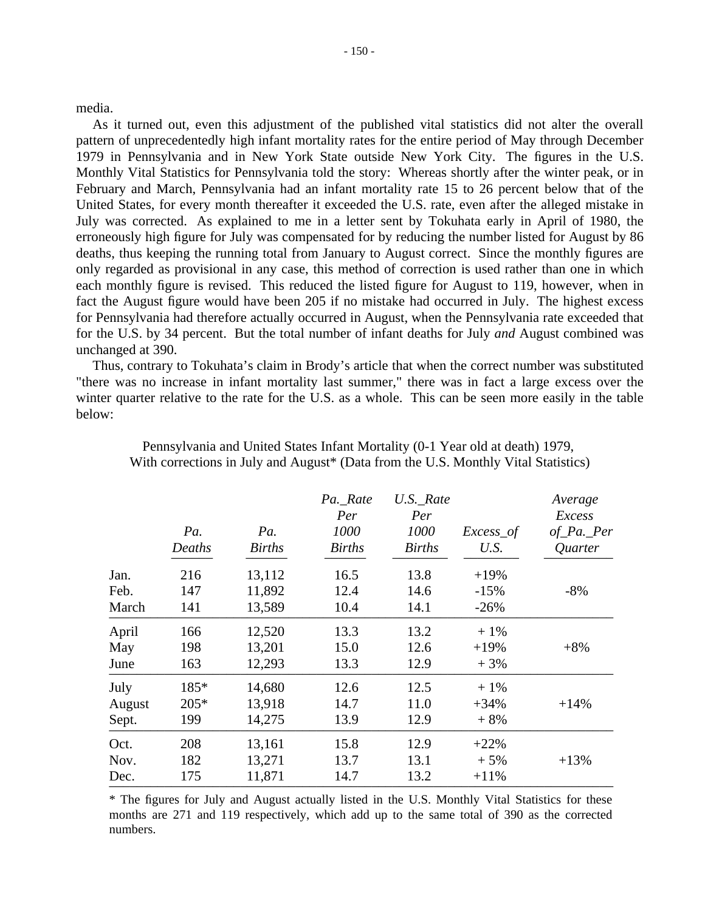media.

As it turned out, even this adjustment of the published vital statistics did not alter the overall pattern of unprecedentedly high infant mortality rates for the entire period of May through December 1979 in Pennsylvania and in New York State outside New York City. The figures in the U.S. Monthly Vital Statistics for Pennsylvania told the story: Whereas shortly after the winter peak, or in February and March, Pennsylvania had an infant mortality rate 15 to 26 percent below that of the United States, for every month thereafter it exceeded the U.S. rate, even after the alleged mistake in July was corrected. As explained to me in a letter sent by Tokuhata early in April of 1980, the erroneously high figure for July was compensated for by reducing the number listed for August by 86 deaths, thus keeping the running total from January to August correct. Since the monthly figures are only regarded as provisional in any case, this method of correction is used rather than one in which each monthly figure is revised. This reduced the listed figure for August to 119, however, when in fact the August figure would have been 205 if no mistake had occurred in July. The highest excess for Pennsylvania had therefore actually occurred in August, when the Pennsylvania rate exceeded that for the U.S. by 34 percent. But the total number of infant deaths for July *and* August combined was unchanged at 390.

Thus, contrary to Tokuhata's claim in Brody's article that when the correct number was substituted "there was no increase in infant mortality last summer," there was in fact a large excess over the winter quarter relative to the rate for the U.S. as a whole. This can be seen more easily in the table below:

Pennsylvania and United States Infant Mortality (0-1 Year old at death) 1979, With corrections in July and August* (Data from the U.S. Monthly Vital Statistics)

| | *Pa. Deaths* | *Pa. Births* | *Pa._Rate Per 1000 Births* | *U.S._Rate Per 1000 Births* | *Excess_of U.S.* | *Average Excess of_Pa._Per Quarter* |
|---|---|---|---|---|---|---|
| Jan. | 216 | 13,112 | 16.5 | 13.8 | +19% | |
| Feb. | 147 | 11,892 | 12.4 | 14.6 | -15% | -8% |
| March | 141 | 13,589 | 10.4 | 14.1 | -26% | |
| April | 166 | 12,520 | 13.3 | 13.2 | + 1% | |
| May | 198 | 13,201 | 15.0 | 12.6 | +19% | +8% |
| June | 163 | 12,293 | 13.3 | 12.9 | + 3% | |
| July | 185* | 14,680 | 12.6 | 12.5 | + 1% | |
| August | 205* | 13,918 | 14.7 | 11.0 | +34% | +14% |
| Sept. | 199 | 14,275 | 13.9 | 12.9 | + 8% | |
| Oct. | 208 | 13,161 | 15.8 | 12.9 | +22% | |
| Nov. | 182 | 13,271 | 13.7 | 13.1 | + 5% | +13% |
| Dec. | 175 | 11,871 | 14.7 | 13.2 | +11% | |

\* The figures for July and August actually listed in the U.S. Monthly Vital Statistics for these months are 271 and 119 respectively, which add up to the same total of 390 as the corrected numbers.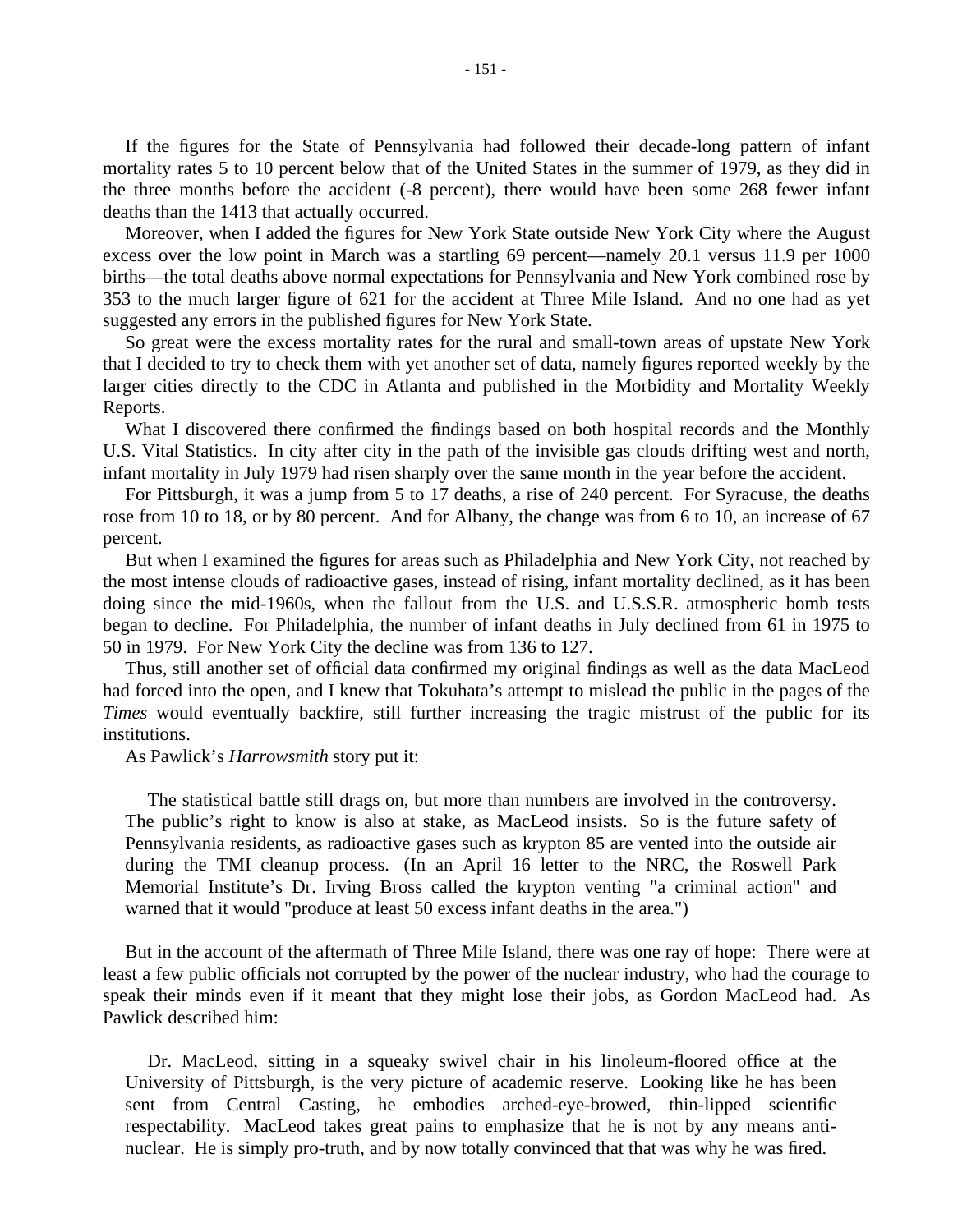If the figures for the State of Pennsylvania had followed their decade-long pattern of infant mortality rates 5 to 10 percent below that of the United States in the summer of 1979, as they did in the three months before the accident (-8 percent), there would have been some 268 fewer infant deaths than the 1413 that actually occurred.

Moreover, when I added the figures for New York State outside New York City where the August excess over the low point in March was a startling 69 percent—namely 20.1 versus 11.9 per 1000 births—the total deaths above normal expectations for Pennsylvania and New York combined rose by 353 to the much larger figure of 621 for the accident at Three Mile Island. And no one had as yet suggested any errors in the published figures for New York State.

So great were the excess mortality rates for the rural and small-town areas of upstate New York that I decided to try to check them with yet another set of data, namely figures reported weekly by the larger cities directly to the CDC in Atlanta and published in the Morbidity and Mortality Weekly Reports.

What I discovered there confirmed the findings based on both hospital records and the Monthly U.S. Vital Statistics. In city after city in the path of the invisible gas clouds drifting west and north, infant mortality in July 1979 had risen sharply over the same month in the year before the accident.

For Pittsburgh, it was a jump from 5 to 17 deaths, a rise of 240 percent. For Syracuse, the deaths rose from 10 to 18, or by 80 percent. And for Albany, the change was from 6 to 10, an increase of 67 percent.

But when I examined the figures for areas such as Philadelphia and New York City, not reached by the most intense clouds of radioactive gases, instead of rising, infant mortality declined, as it has been doing since the mid-1960s, when the fallout from the U.S. and U.S.S.R. atmospheric bomb tests began to decline. For Philadelphia, the number of infant deaths in July declined from 61 in 1975 to 50 in 1979. For New York City the decline was from 136 to 127.

Thus, still another set of official data confirmed my original findings as well as the data MacLeod had forced into the open, and I knew that Tokuhata's attempt to mislead the public in the pages of the *Times* would eventually backfire, still further increasing the tragic mistrust of the public for its institutions.

As Pawlick's *Harrowsmith* story put it:

> The statistical battle still drags on, but more than numbers are involved in the controversy. The public's right to know is also at stake, as MacLeod insists. So is the future safety of Pennsylvania residents, as radioactive gases such as krypton 85 are vented into the outside air during the TMI cleanup process. (In an April 16 letter to the NRC, the Roswell Park Memorial Institute's Dr. Irving Bross called the krypton venting "a criminal action" and warned that it would "produce at least 50 excess infant deaths in the area.")

But in the account of the aftermath of Three Mile Island, there was one ray of hope: There were at least a few public officials not corrupted by the power of the nuclear industry, who had the courage to speak their minds even if it meant that they might lose their jobs, as Gordon MacLeod had. As Pawlick described him:

> Dr. MacLeod, sitting in a squeaky swivel chair in his linoleum-floored office at the University of Pittsburgh, is the very picture of academic reserve. Looking like he has been sent from Central Casting, he embodies arched-eye-browed, thin-lipped scientific respectability. MacLeod takes great pains to emphasize that he is not by any means anti-nuclear. He is simply pro-truth, and by now totally convinced that that was why he was fired.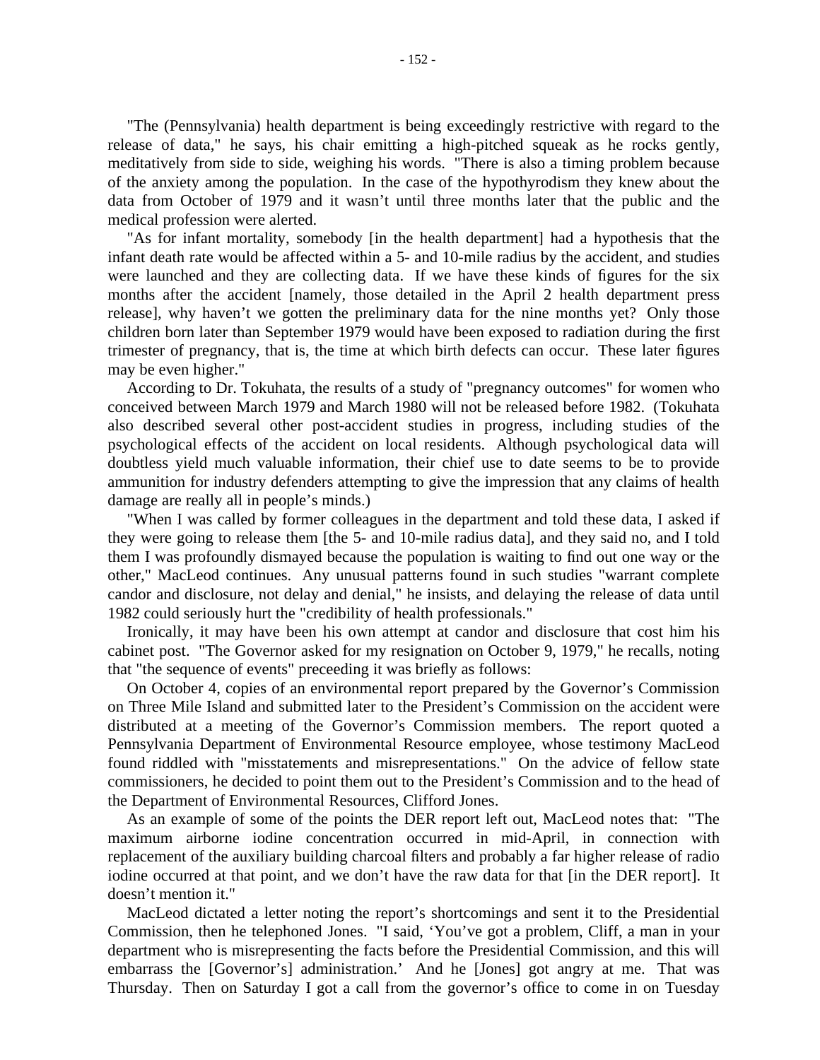"The (Pennsylvania) health department is being exceedingly restrictive with regard to the release of data," he says, his chair emitting a high-pitched squeak as he rocks gently, meditatively from side to side, weighing his words. "There is also a timing problem because of the anxiety among the population. In the case of the hypothyrodism they knew about the data from October of 1979 and it wasn't until three months later that the public and the medical profession were alerted.

"As for infant mortality, somebody [in the health department] had a hypothesis that the infant death rate would be affected within a 5- and 10-mile radius by the accident, and studies were launched and they are collecting data. If we have these kinds of figures for the six months after the accident [namely, those detailed in the April 2 health department press release], why haven't we gotten the preliminary data for the nine months yet? Only those children born later than September 1979 would have been exposed to radiation during the first trimester of pregnancy, that is, the time at which birth defects can occur. These later figures may be even higher."

According to Dr. Tokuhata, the results of a study of "pregnancy outcomes" for women who conceived between March 1979 and March 1980 will not be released before 1982. (Tokuhata also described several other post-accident studies in progress, including studies of the psychological effects of the accident on local residents. Although psychological data will doubtless yield much valuable information, their chief use to date seems to be to provide ammunition for industry defenders attempting to give the impression that any claims of health damage are really all in people's minds.)

"When I was called by former colleagues in the department and told these data, I asked if they were going to release them [the 5- and 10-mile radius data], and they said no, and I told them I was profoundly dismayed because the population is waiting to find out one way or the other," MacLeod continues. Any unusual patterns found in such studies "warrant complete candor and disclosure, not delay and denial," he insists, and delaying the release of data until 1982 could seriously hurt the "credibility of health professionals."

Ironically, it may have been his own attempt at candor and disclosure that cost him his cabinet post. "The Governor asked for my resignation on October 9, 1979," he recalls, noting that "the sequence of events" preceeding it was briefly as follows:

On October 4, copies of an environmental report prepared by the Governor's Commission on Three Mile Island and submitted later to the President's Commission on the accident were distributed at a meeting of the Governor's Commission members. The report quoted a Pennsylvania Department of Environmental Resource employee, whose testimony MacLeod found riddled with "misstatements and misrepresentations." On the advice of fellow state commissioners, he decided to point them out to the President's Commission and to the head of the Department of Environmental Resources, Clifford Jones.

As an example of some of the points the DER report left out, MacLeod notes that: "The maximum airborne iodine concentration occurred in mid-April, in connection with replacement of the auxiliary building charcoal filters and probably a far higher release of radio iodine occurred at that point, and we don't have the raw data for that [in the DER report]. It doesn't mention it."

MacLeod dictated a letter noting the report's shortcomings and sent it to the Presidential Commission, then he telephoned Jones. "I said, 'You've got a problem, Cliff, a man in your department who is misrepresenting the facts before the Presidential Commission, and this will embarrass the [Governor's] administration.' And he [Jones] got angry at me. That was Thursday. Then on Saturday I got a call from the governor's office to come in on Tuesday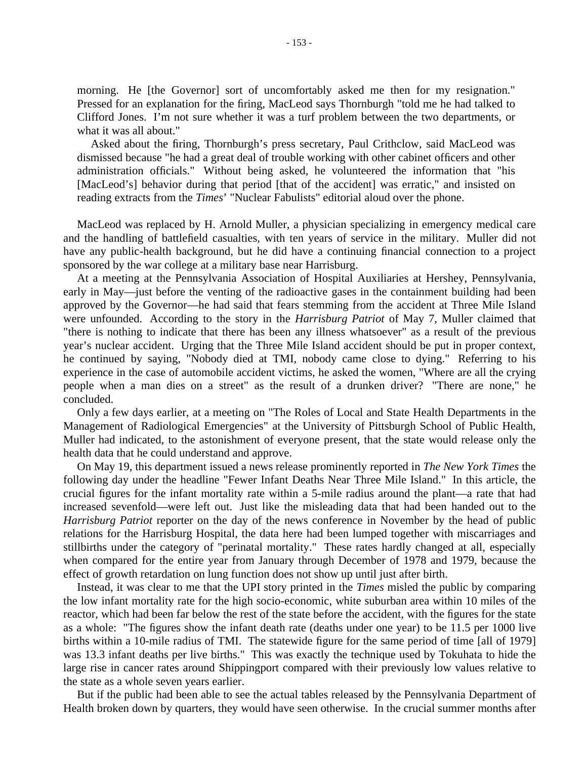morning. He [the Governor] sort of uncomfortably asked me then for my resignation." Pressed for an explanation for the firing, MacLeod says Thornburgh "told me he had talked to Clifford Jones. I'm not sure whether it was a turf problem between the two departments, or what it was all about."

> Asked about the firing, Thornburgh's press secretary, Paul Crithclow, said MacLeod was dismissed because "he had a great deal of trouble working with other cabinet officers and other administration officials." Without being asked, he volunteered the information that "his [MacLeod's] behavior during that period [that of the accident] was erratic," and insisted on reading extracts from the *Times*' "Nuclear Fabulists" editorial aloud over the phone.

MacLeod was replaced by H. Arnold Muller, a physician specializing in emergency medical care and the handling of battlefield casualties, with ten years of service in the military. Muller did not have any public-health background, but he did have a continuing financial connection to a project sponsored by the war college at a military base near Harrisburg.

At a meeting at the Pennsylvania Association of Hospital Auxiliaries at Hershey, Pennsylvania, early in May—just before the venting of the radioactive gases in the containment building had been approved by the Governor—he had said that fears stemming from the accident at Three Mile Island were unfounded. According to the story in the *Harrisburg Patriot* of May 7, Muller claimed that "there is nothing to indicate that there has been any illness whatsoever" as a result of the previous year's nuclear accident. Urging that the Three Mile Island accident should be put in proper context, he continued by saying, "Nobody died at TMI, nobody came close to dying." Referring to his experience in the case of automobile accident victims, he asked the women, "Where are all the crying people when a man dies on a street" as the result of a drunken driver? "There are none," he concluded.

Only a few days earlier, at a meeting on "The Roles of Local and State Health Departments in the Management of Radiological Emergencies" at the University of Pittsburgh School of Public Health, Muller had indicated, to the astonishment of everyone present, that the state would release only the health data that he could understand and approve.

On May 19, this department issued a news release prominently reported in *The New York Times* the following day under the headline "Fewer Infant Deaths Near Three Mile Island." In this article, the crucial figures for the infant mortality rate within a 5-mile radius around the plant—a rate that had increased sevenfold—were left out. Just like the misleading data that had been handed out to the *Harrisburg Patriot* reporter on the day of the news conference in November by the head of public relations for the Harrisburg Hospital, the data here had been lumped together with miscarriages and stillbirths under the category of "perinatal mortality." These rates hardly changed at all, especially when compared for the entire year from January through December of 1978 and 1979, because the effect of growth retardation on lung function does not show up until just after birth.

Instead, it was clear to me that the UPI story printed in the *Times* misled the public by comparing the low infant mortality rate for the high socio-economic, white suburban area within 10 miles of the reactor, which had been far below the rest of the state before the accident, with the figures for the state as a whole: "The figures show the infant death rate (deaths under one year) to be 11.5 per 1000 live births within a 10-mile radius of TMI. The statewide figure for the same period of time [all of 1979] was 13.3 infant deaths per live births." This was exactly the technique used by Tokuhata to hide the large rise in cancer rates around Shippingport compared with their previously low values relative to the state as a whole seven years earlier.

But if the public had been able to see the actual tables released by the Pennsylvania Department of Health broken down by quarters, they would have seen otherwise. In the crucial summer months after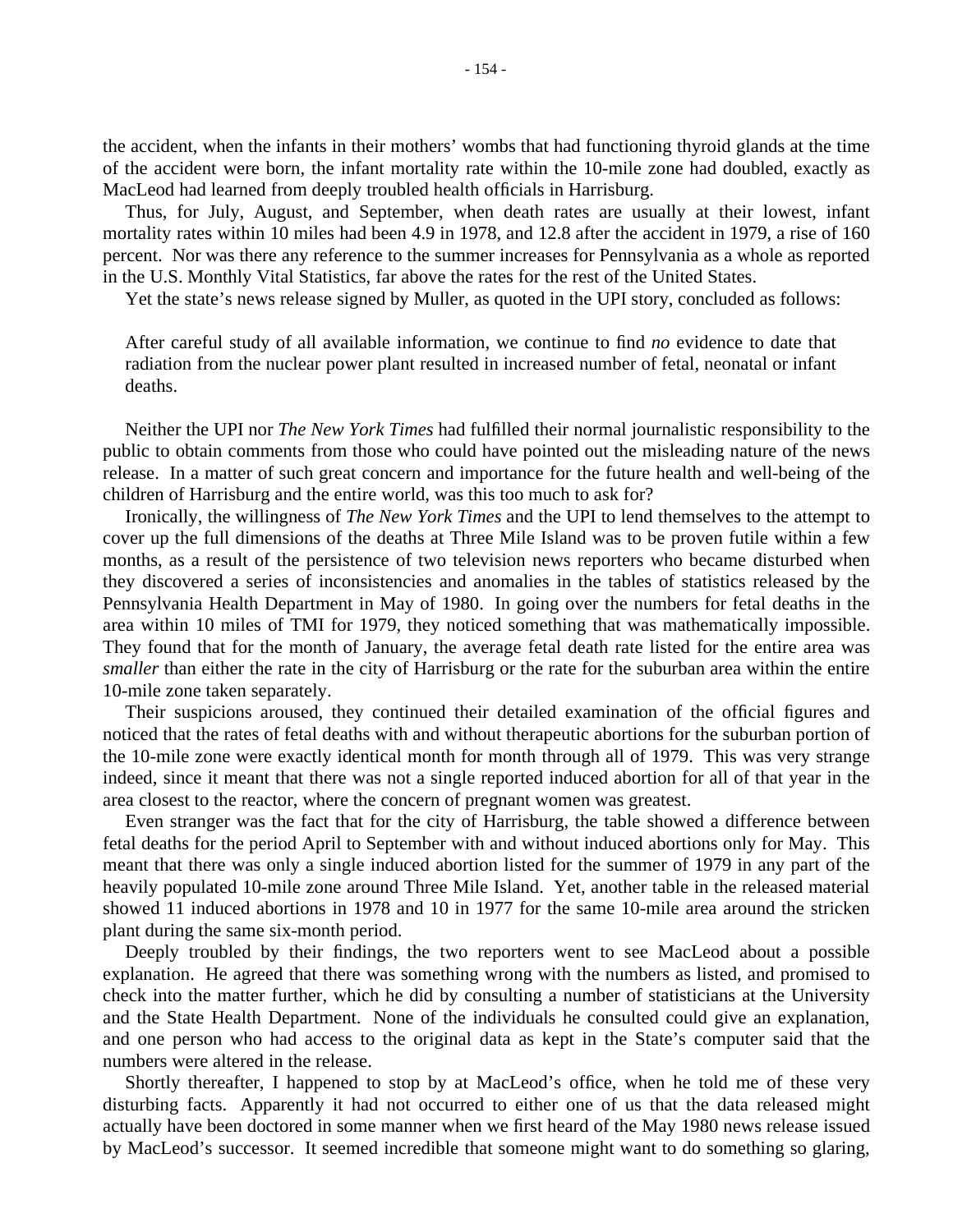the accident, when the infants in their mothers' wombs that had functioning thyroid glands at the time of the accident were born, the infant mortality rate within the 10-mile zone had doubled, exactly as MacLeod had learned from deeply troubled health officials in Harrisburg.

Thus, for July, August, and September, when death rates are usually at their lowest, infant mortality rates within 10 miles had been 4.9 in 1978, and 12.8 after the accident in 1979, a rise of 160 percent. Nor was there any reference to the summer increases for Pennsylvania as a whole as reported in the U.S. Monthly Vital Statistics, far above the rates for the rest of the United States.

Yet the state's news release signed by Muller, as quoted in the UPI story, concluded as follows:

> After careful study of all available information, we continue to find *no* evidence to date that radiation from the nuclear power plant resulted in increased number of fetal, neonatal or infant deaths.

Neither the UPI nor *The New York Times* had fulfilled their normal journalistic responsibility to the public to obtain comments from those who could have pointed out the misleading nature of the news release. In a matter of such great concern and importance for the future health and well-being of the children of Harrisburg and the entire world, was this too much to ask for?

Ironically, the willingness of *The New York Times* and the UPI to lend themselves to the attempt to cover up the full dimensions of the deaths at Three Mile Island was to be proven futile within a few months, as a result of the persistence of two television news reporters who became disturbed when they discovered a series of inconsistencies and anomalies in the tables of statistics released by the Pennsylvania Health Department in May of 1980. In going over the numbers for fetal deaths in the area within 10 miles of TMI for 1979, they noticed something that was mathematically impossible. They found that for the month of January, the average fetal death rate listed for the entire area was *smaller* than either the rate in the city of Harrisburg or the rate for the suburban area within the entire 10-mile zone taken separately.

Their suspicions aroused, they continued their detailed examination of the official figures and noticed that the rates of fetal deaths with and without therapeutic abortions for the suburban portion of the 10-mile zone were exactly identical month for month through all of 1979. This was very strange indeed, since it meant that there was not a single reported induced abortion for all of that year in the area closest to the reactor, where the concern of pregnant women was greatest.

Even stranger was the fact that for the city of Harrisburg, the table showed a difference between fetal deaths for the period April to September with and without induced abortions only for May. This meant that there was only a single induced abortion listed for the summer of 1979 in any part of the heavily populated 10-mile zone around Three Mile Island. Yet, another table in the released material showed 11 induced abortions in 1978 and 10 in 1977 for the same 10-mile area around the stricken plant during the same six-month period.

Deeply troubled by their findings, the two reporters went to see MacLeod about a possible explanation. He agreed that there was something wrong with the numbers as listed, and promised to check into the matter further, which he did by consulting a number of statisticians at the University and the State Health Department. None of the individuals he consulted could give an explanation, and one person who had access to the original data as kept in the State's computer said that the numbers were altered in the release.

Shortly thereafter, I happened to stop by at MacLeod's office, when he told me of these very disturbing facts. Apparently it had not occurred to either one of us that the data released might actually have been doctored in some manner when we first heard of the May 1980 news release issued by MacLeod's successor. It seemed incredible that someone might want to do something so glaring,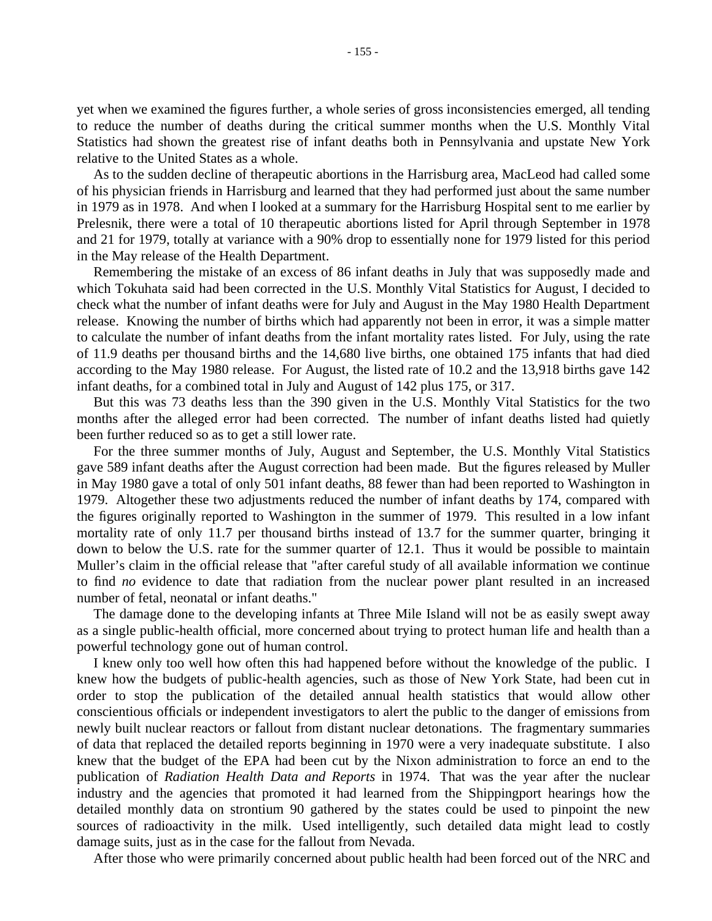yet when we examined the figures further, a whole series of gross inconsistencies emerged, all tending to reduce the number of deaths during the critical summer months when the U.S. Monthly Vital Statistics had shown the greatest rise of infant deaths both in Pennsylvania and upstate New York relative to the United States as a whole.

As to the sudden decline of therapeutic abortions in the Harrisburg area, MacLeod had called some of his physician friends in Harrisburg and learned that they had performed just about the same number in 1979 as in 1978. And when I looked at a summary for the Harrisburg Hospital sent to me earlier by Prelesnik, there were a total of 10 therapeutic abortions listed for April through September in 1978 and 21 for 1979, totally at variance with a 90% drop to essentially none for 1979 listed for this period in the May release of the Health Department.

Remembering the mistake of an excess of 86 infant deaths in July that was supposedly made and which Tokuhata said had been corrected in the U.S. Monthly Vital Statistics for August, I decided to check what the number of infant deaths were for July and August in the May 1980 Health Department release. Knowing the number of births which had apparently not been in error, it was a simple matter to calculate the number of infant deaths from the infant mortality rates listed. For July, using the rate of 11.9 deaths per thousand births and the 14,680 live births, one obtained 175 infants that had died according to the May 1980 release. For August, the listed rate of 10.2 and the 13,918 births gave 142 infant deaths, for a combined total in July and August of 142 plus 175, or 317.

But this was 73 deaths less than the 390 given in the U.S. Monthly Vital Statistics for the two months after the alleged error had been corrected. The number of infant deaths listed had quietly been further reduced so as to get a still lower rate.

For the three summer months of July, August and September, the U.S. Monthly Vital Statistics gave 589 infant deaths after the August correction had been made. But the figures released by Muller in May 1980 gave a total of only 501 infant deaths, 88 fewer than had been reported to Washington in 1979. Altogether these two adjustments reduced the number of infant deaths by 174, compared with the figures originally reported to Washington in the summer of 1979. This resulted in a low infant mortality rate of only 11.7 per thousand births instead of 13.7 for the summer quarter, bringing it down to below the U.S. rate for the summer quarter of 12.1. Thus it would be possible to maintain Muller's claim in the official release that "after careful study of all available information we continue to find *no* evidence to date that radiation from the nuclear power plant resulted in an increased number of fetal, neonatal or infant deaths."

The damage done to the developing infants at Three Mile Island will not be as easily swept away as a single public-health official, more concerned about trying to protect human life and health than a powerful technology gone out of human control.

I knew only too well how often this had happened before without the knowledge of the public. I knew how the budgets of public-health agencies, such as those of New York State, had been cut in order to stop the publication of the detailed annual health statistics that would allow other conscientious officials or independent investigators to alert the public to the danger of emissions from newly built nuclear reactors or fallout from distant nuclear detonations. The fragmentary summaries of data that replaced the detailed reports beginning in 1970 were a very inadequate substitute. I also knew that the budget of the EPA had been cut by the Nixon administration to force an end to the publication of *Radiation Health Data and Reports* in 1974. That was the year after the nuclear industry and the agencies that promoted it had learned from the Shippingport hearings how the detailed monthly data on strontium 90 gathered by the states could be used to pinpoint the new sources of radioactivity in the milk. Used intelligently, such detailed data might lead to costly damage suits, just as in the case for the fallout from Nevada.

After those who were primarily concerned about public health had been forced out of the NRC and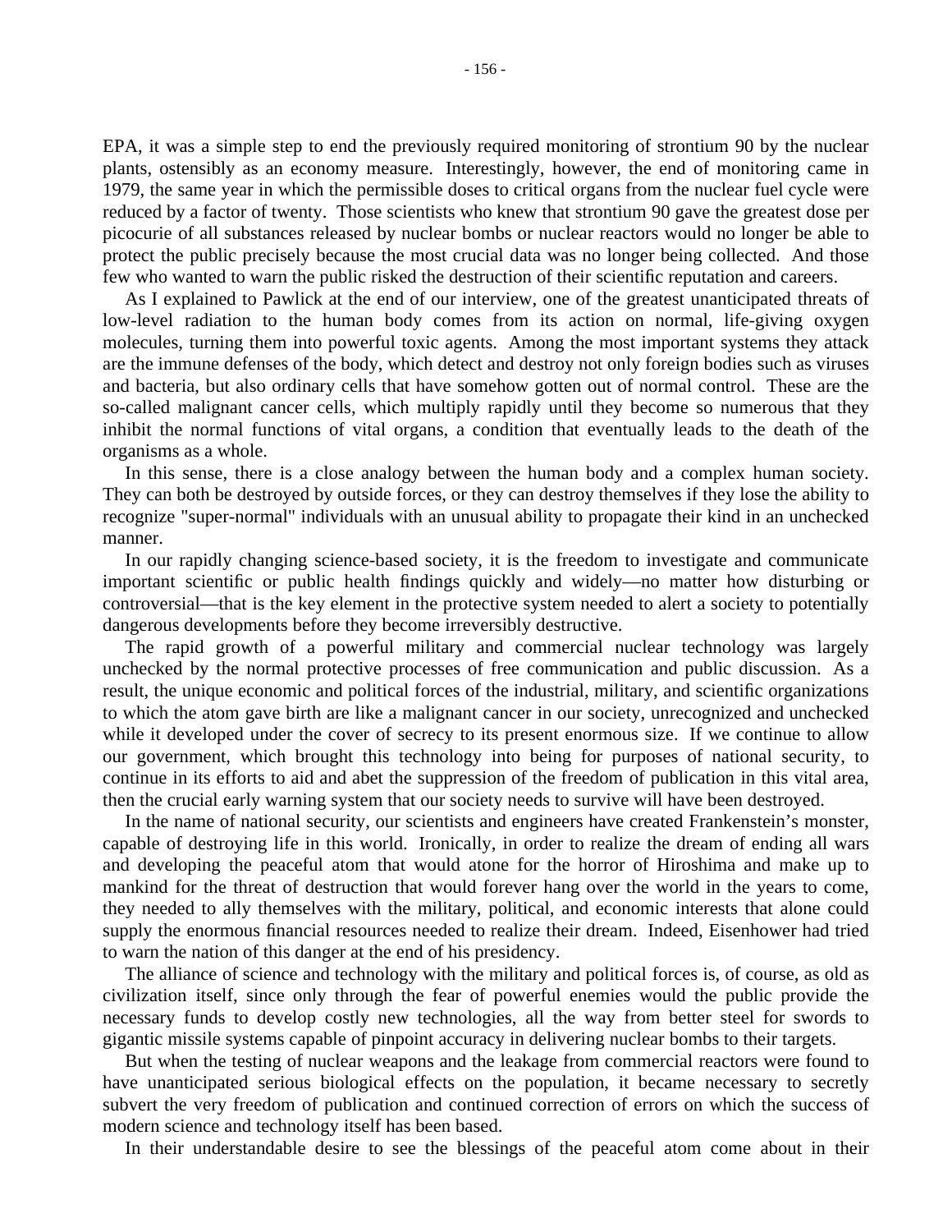EPA, it was a simple step to end the previously required monitoring of strontium 90 by the nuclear plants, ostensibly as an economy measure. Interestingly, however, the end of monitoring came in 1979, the same year in which the permissible doses to critical organs from the nuclear fuel cycle were reduced by a factor of twenty. Those scientists who knew that strontium 90 gave the greatest dose per picocurie of all substances released by nuclear bombs or nuclear reactors would no longer be able to protect the public precisely because the most crucial data was no longer being collected. And those few who wanted to warn the public risked the destruction of their scientific reputation and careers.

As I explained to Pawlick at the end of our interview, one of the greatest unanticipated threats of low-level radiation to the human body comes from its action on normal, life-giving oxygen molecules, turning them into powerful toxic agents. Among the most important systems they attack are the immune defenses of the body, which detect and destroy not only foreign bodies such as viruses and bacteria, but also ordinary cells that have somehow gotten out of normal control. These are the so-called malignant cancer cells, which multiply rapidly until they become so numerous that they inhibit the normal functions of vital organs, a condition that eventually leads to the death of the organisms as a whole.

In this sense, there is a close analogy between the human body and a complex human society. They can both be destroyed by outside forces, or they can destroy themselves if they lose the ability to recognize "super-normal" individuals with an unusual ability to propagate their kind in an unchecked manner.

In our rapidly changing science-based society, it is the freedom to investigate and communicate important scientific or public health findings quickly and widely—no matter how disturbing or controversial—that is the key element in the protective system needed to alert a society to potentially dangerous developments before they become irreversibly destructive.

The rapid growth of a powerful military and commercial nuclear technology was largely unchecked by the normal protective processes of free communication and public discussion. As a result, the unique economic and political forces of the industrial, military, and scientific organizations to which the atom gave birth are like a malignant cancer in our society, unrecognized and unchecked while it developed under the cover of secrecy to its present enormous size. If we continue to allow our government, which brought this technology into being for purposes of national security, to continue in its efforts to aid and abet the suppression of the freedom of publication in this vital area, then the crucial early warning system that our society needs to survive will have been destroyed.

In the name of national security, our scientists and engineers have created Frankenstein's monster, capable of destroying life in this world. Ironically, in order to realize the dream of ending all wars and developing the peaceful atom that would atone for the horror of Hiroshima and make up to mankind for the threat of destruction that would forever hang over the world in the years to come, they needed to ally themselves with the military, political, and economic interests that alone could supply the enormous financial resources needed to realize their dream. Indeed, Eisenhower had tried to warn the nation of this danger at the end of his presidency.

The alliance of science and technology with the military and political forces is, of course, as old as civilization itself, since only through the fear of powerful enemies would the public provide the necessary funds to develop costly new technologies, all the way from better steel for swords to gigantic missile systems capable of pinpoint accuracy in delivering nuclear bombs to their targets.

But when the testing of nuclear weapons and the leakage from commercial reactors were found to have unanticipated serious biological effects on the population, it became necessary to secretly subvert the very freedom of publication and continued correction of errors on which the success of modern science and technology itself has been based.

In their understandable desire to see the blessings of the peaceful atom come about in their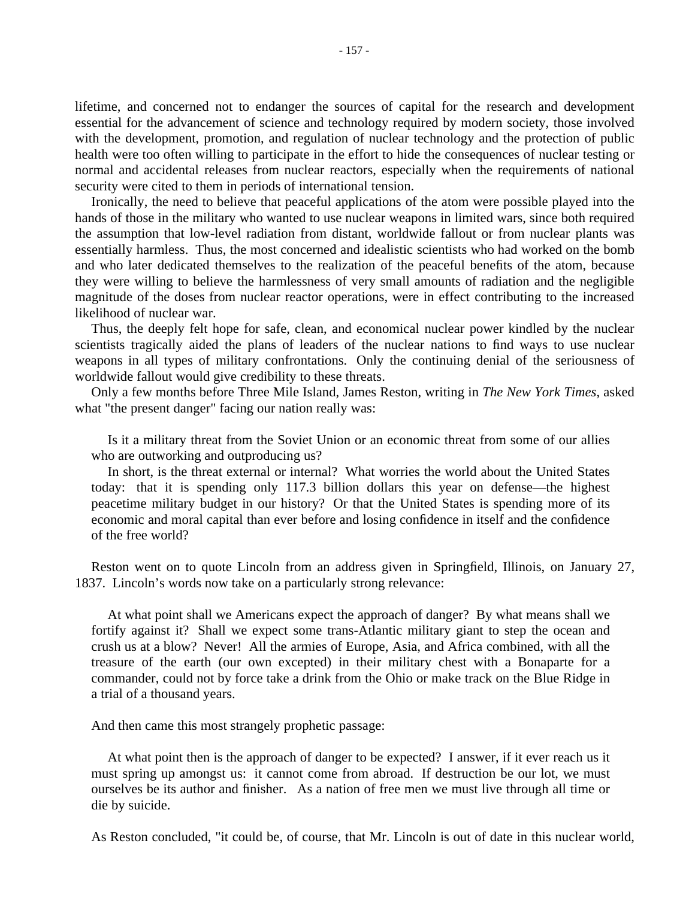lifetime, and concerned not to endanger the sources of capital for the research and development essential for the advancement of science and technology required by modern society, those involved with the development, promotion, and regulation of nuclear technology and the protection of public health were too often willing to participate in the effort to hide the consequences of nuclear testing or normal and accidental releases from nuclear reactors, especially when the requirements of national security were cited to them in periods of international tension.

Ironically, the need to believe that peaceful applications of the atom were possible played into the hands of those in the military who wanted to use nuclear weapons in limited wars, since both required the assumption that low-level radiation from distant, worldwide fallout or from nuclear plants was essentially harmless. Thus, the most concerned and idealistic scientists who had worked on the bomb and who later dedicated themselves to the realization of the peaceful benefits of the atom, because they were willing to believe the harmlessness of very small amounts of radiation and the negligible magnitude of the doses from nuclear reactor operations, were in effect contributing to the increased likelihood of nuclear war.

Thus, the deeply felt hope for safe, clean, and economical nuclear power kindled by the nuclear scientists tragically aided the plans of leaders of the nuclear nations to find ways to use nuclear weapons in all types of military confrontations. Only the continuing denial of the seriousness of worldwide fallout would give credibility to these threats.

Only a few months before Three Mile Island, James Reston, writing in *The New York Times*, asked what "the present danger" facing our nation really was:

> Is it a military threat from the Soviet Union or an economic threat from some of our allies who are outworking and outproducing us?
>
> In short, is the threat external or internal? What worries the world about the United States today: that it is spending only 117.3 billion dollars this year on defense—the highest peacetime military budget in our history? Or that the United States is spending more of its economic and moral capital than ever before and losing confidence in itself and the confidence of the free world?

Reston went on to quote Lincoln from an address given in Springfield, Illinois, on January 27, 1837. Lincoln's words now take on a particularly strong relevance:

> At what point shall we Americans expect the approach of danger? By what means shall we fortify against it? Shall we expect some trans-Atlantic military giant to step the ocean and crush us at a blow? Never! All the armies of Europe, Asia, and Africa combined, with all the treasure of the earth (our own excepted) in their military chest with a Bonaparte for a commander, could not by force take a drink from the Ohio or make track on the Blue Ridge in a trial of a thousand years.

And then came this most strangely prophetic passage:

> At what point then is the approach of danger to be expected? I answer, if it ever reach us it must spring up amongst us: it cannot come from abroad. If destruction be our lot, we must ourselves be its author and finisher. As a nation of free men we must live through all time or die by suicide.

As Reston concluded, "it could be, of course, that Mr. Lincoln is out of date in this nuclear world,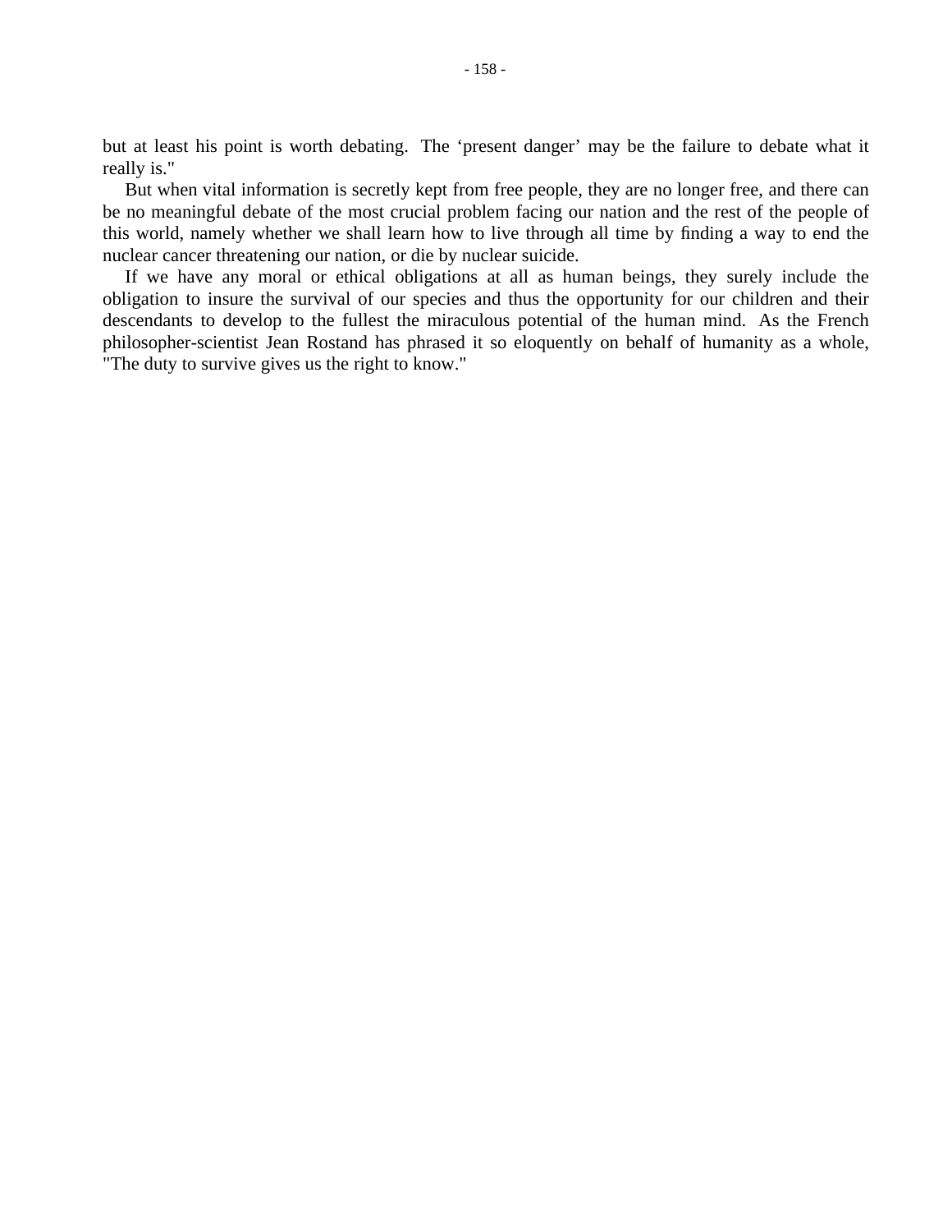but at least his point is worth debating. The 'present danger' may be the failure to debate what it really is."

But when vital information is secretly kept from free people, they are no longer free, and there can be no meaningful debate of the most crucial problem facing our nation and the rest of the people of this world, namely whether we shall learn how to live through all time by finding a way to end the nuclear cancer threatening our nation, or die by nuclear suicide.

If we have any moral or ethical obligations at all as human beings, they surely include the obligation to insure the survival of our species and thus the opportunity for our children and their descendants to develop to the fullest the miraculous potential of the human mind. As the French philosopher-scientist Jean Rostand has phrased it so eloquently on behalf of humanity as a whole, "The duty to survive gives us the right to know."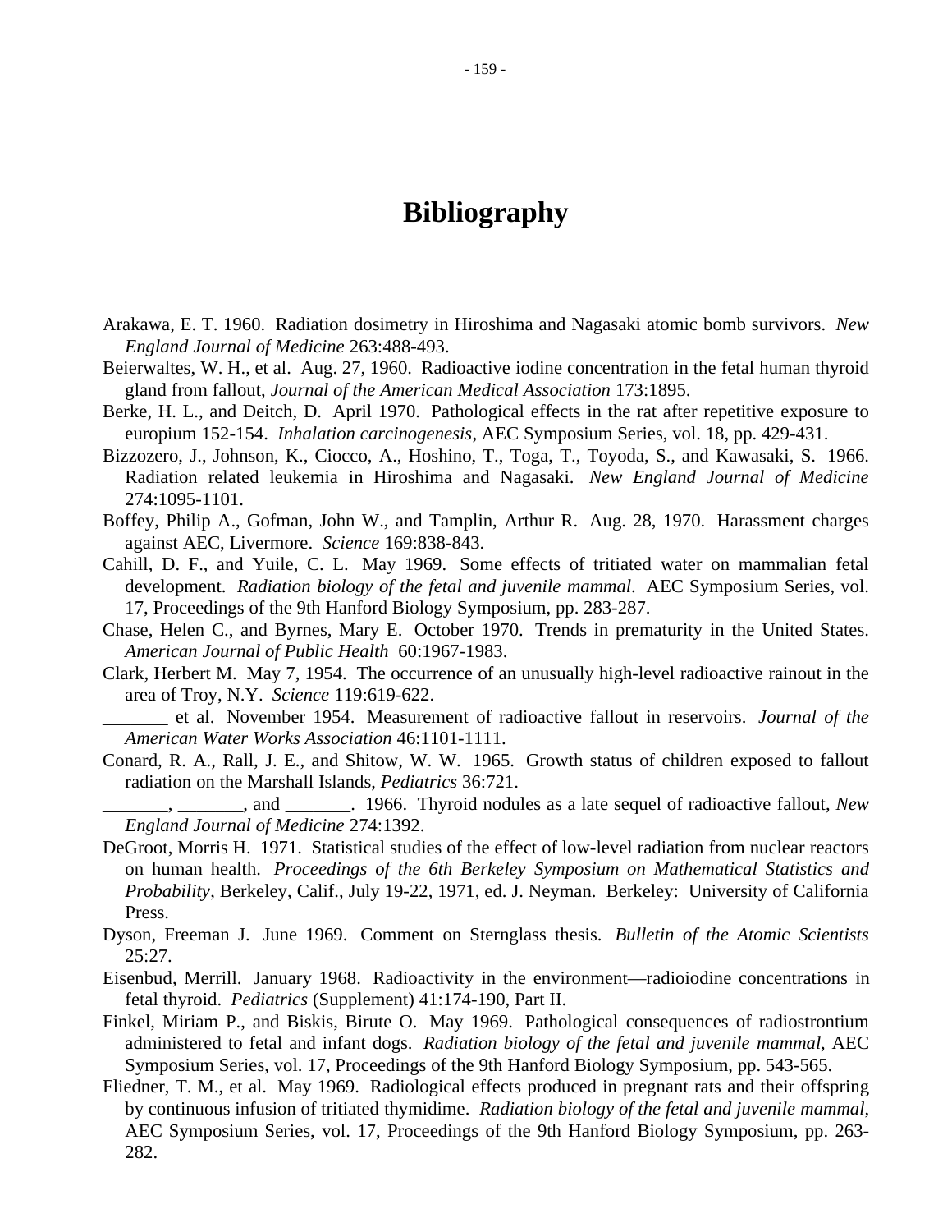# Bibliography

Arakawa, E. T. 1960. Radiation dosimetry in Hiroshima and Nagasaki atomic bomb survivors. *New England Journal of Medicine* 263:488-493.

Beierwaltes, W. H., et al. Aug. 27, 1960. Radioactive iodine concentration in the fetal human thyroid gland from fallout, *Journal of the American Medical Association* 173:1895.

Berke, H. L., and Deitch, D. April 1970. Pathological effects in the rat after repetitive exposure to europium 152-154. *Inhalation carcinogenesis*, AEC Symposium Series, vol. 18, pp. 429-431.

Bizzozero, J., Johnson, K., Ciocco, A., Hoshino, T., Toga, T., Toyoda, S., and Kawasaki, S. 1966. Radiation related leukemia in Hiroshima and Nagasaki. *New England Journal of Medicine* 274:1095-1101.

Boffey, Philip A., Gofman, John W., and Tamplin, Arthur R. Aug. 28, 1970. Harassment charges against AEC, Livermore. *Science* 169:838-843.

Cahill, D. F., and Yuile, C. L. May 1969. Some effects of tritiated water on mammalian fetal development. *Radiation biology of the fetal and juvenile mammal*. AEC Symposium Series, vol. 17, Proceedings of the 9th Hanford Biology Symposium, pp. 283-287.

Chase, Helen C., and Byrnes, Mary E. October 1970. Trends in prematurity in the United States. *American Journal of Public Health* 60:1967-1983.

Clark, Herbert M. May 7, 1954. The occurrence of an unusually high-level radioactive rainout in the area of Troy, N.Y. *Science* 119:619-622.

_______ et al. November 1954. Measurement of radioactive fallout in reservoirs. *Journal of the American Water Works Association* 46:1101-1111.

Conard, R. A., Rall, J. E., and Shitow, W. W. 1965. Growth status of children exposed to fallout radiation on the Marshall Islands, *Pediatrics* 36:721.

_______, _______, and _______. 1966. Thyroid nodules as a late sequel of radioactive fallout, *New England Journal of Medicine* 274:1392.

DeGroot, Morris H. 1971. Statistical studies of the effect of low-level radiation from nuclear reactors on human health. *Proceedings of the 6th Berkeley Symposium on Mathematical Statistics and Probability*, Berkeley, Calif., July 19-22, 1971, ed. J. Neyman. Berkeley: University of California Press.

Dyson, Freeman J. June 1969. Comment on Sternglass thesis. *Bulletin of the Atomic Scientists* 25:27.

Eisenbud, Merrill. January 1968. Radioactivity in the environment—radioiodine concentrations in fetal thyroid. *Pediatrics* (Supplement) 41:174-190, Part II.

Finkel, Miriam P., and Biskis, Birute O. May 1969. Pathological consequences of radiostrontium administered to fetal and infant dogs. *Radiation biology of the fetal and juvenile mammal*, AEC Symposium Series, vol. 17, Proceedings of the 9th Hanford Biology Symposium, pp. 543-565.

Fliedner, T. M., et al. May 1969. Radiological effects produced in pregnant rats and their offspring by continuous infusion of tritiated thymidime. *Radiation biology of the fetal and juvenile mammal*, AEC Symposium Series, vol. 17, Proceedings of the 9th Hanford Biology Symposium, pp. 263-282.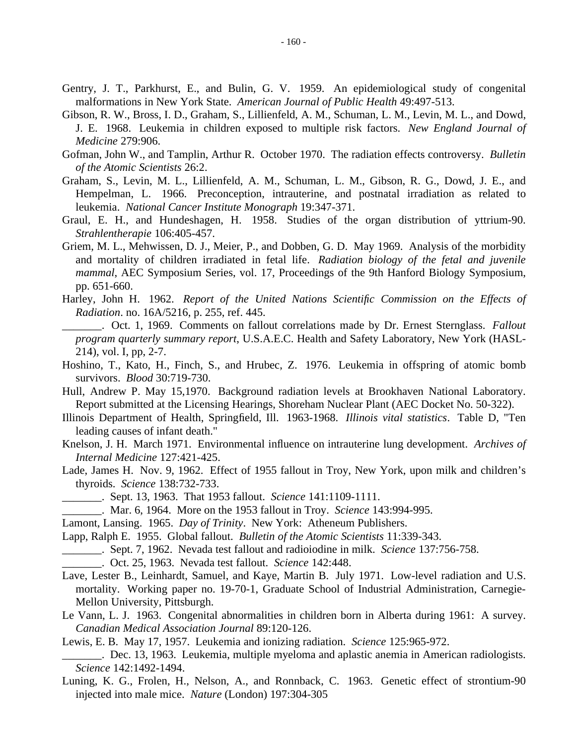Gentry, J. T., Parkhurst, E., and Bulin, G. V. 1959. An epidemiological study of congenital malformations in New York State. *American Journal of Public Health* 49:497-513.

Gibson, R. W., Bross, I. D., Graham, S., Lillienfeld, A. M., Schuman, L. M., Levin, M. L., and Dowd, J. E. 1968. Leukemia in children exposed to multiple risk factors. *New England Journal of Medicine* 279:906.

Gofman, John W., and Tamplin, Arthur R. October 1970. The radiation effects controversy. *Bulletin of the Atomic Scientists* 26:2.

Graham, S., Levin, M. L., Lillienfeld, A. M., Schuman, L. M., Gibson, R. G., Dowd, J. E., and Hempelman, L. 1966. Preconception, intrauterine, and postnatal irradiation as related to leukemia. *National Cancer Institute Monograph* 19:347-371.

Graul, E. H., and Hundeshagen, H. 1958. Studies of the organ distribution of yttrium-90. *Strahlentherapie* 106:405-457.

Griem, M. L., Mehwissen, D. J., Meier, P., and Dobben, G. D. May 1969. Analysis of the morbidity and mortality of children irradiated in fetal life. *Radiation biology of the fetal and juvenile mammal*, AEC Symposium Series, vol. 17, Proceedings of the 9th Hanford Biology Symposium, pp. 651-660.

Harley, John H. 1962. *Report of the United Nations Scientific Commission on the Effects of Radiation*. no. 16A/5216, p. 255, ref. 445.

_______. Oct. 1, 1969. Comments on fallout correlations made by Dr. Ernest Sternglass. *Fallout program quarterly summary report*, U.S.A.E.C. Health and Safety Laboratory, New York (HASL-214), vol. I, pp, 2-7.

Hoshino, T., Kato, H., Finch, S., and Hrubec, Z. 1976. Leukemia in offspring of atomic bomb survivors. *Blood* 30:719-730.

Hull, Andrew P. May 15,1970. Background radiation levels at Brookhaven National Laboratory. Report submitted at the Licensing Hearings, Shoreham Nuclear Plant (AEC Docket No. 50-322).

Illinois Department of Health, Springfield, Ill. 1963-1968. *Illinois vital statistics*. Table D, "Ten leading causes of infant death."

Knelson, J. H. March 1971. Environmental influence on intrauterine lung development. *Archives of Internal Medicine* 127:421-425.

Lade, James H. Nov. 9, 1962. Effect of 1955 fallout in Troy, New York, upon milk and children's thyroids. *Science* 138:732-733.

_______. Sept. 13, 1963. That 1953 fallout. *Science* 141:1109-1111.

_______. Mar. 6, 1964. More on the 1953 fallout in Troy. *Science* 143:994-995.

Lamont, Lansing. 1965. *Day of Trinity*. New York: Atheneum Publishers.

Lapp, Ralph E. 1955. Global fallout. *Bulletin of the Atomic Scientists* 11:339-343.

_______. Sept. 7, 1962. Nevada test fallout and radioiodine in milk. *Science* 137:756-758.

_______. Oct. 25, 1963. Nevada test fallout. *Science* 142:448.

Lave, Lester B., Leinhardt, Samuel, and Kaye, Martin B. July 1971. Low-level radiation and U.S. mortality. Working paper no. 19-70-1, Graduate School of Industrial Administration, Carnegie-Mellon University, Pittsburgh.

Le Vann, L. J. 1963. Congenital abnormalities in children born in Alberta during 1961: A survey. *Canadian Medical Association Journal* 89:120-126.

Lewis, E. B. May 17, 1957. Leukemia and ionizing radiation. *Science* 125:965-972.

_______. Dec. 13, 1963. Leukemia, multiple myeloma and aplastic anemia in American radiologists. *Science* 142:1492-1494.

Luning, K. G., Frolen, H., Nelson, A., and Ronnback, C. 1963. Genetic effect of strontium-90 injected into male mice. *Nature* (London) 197:304-305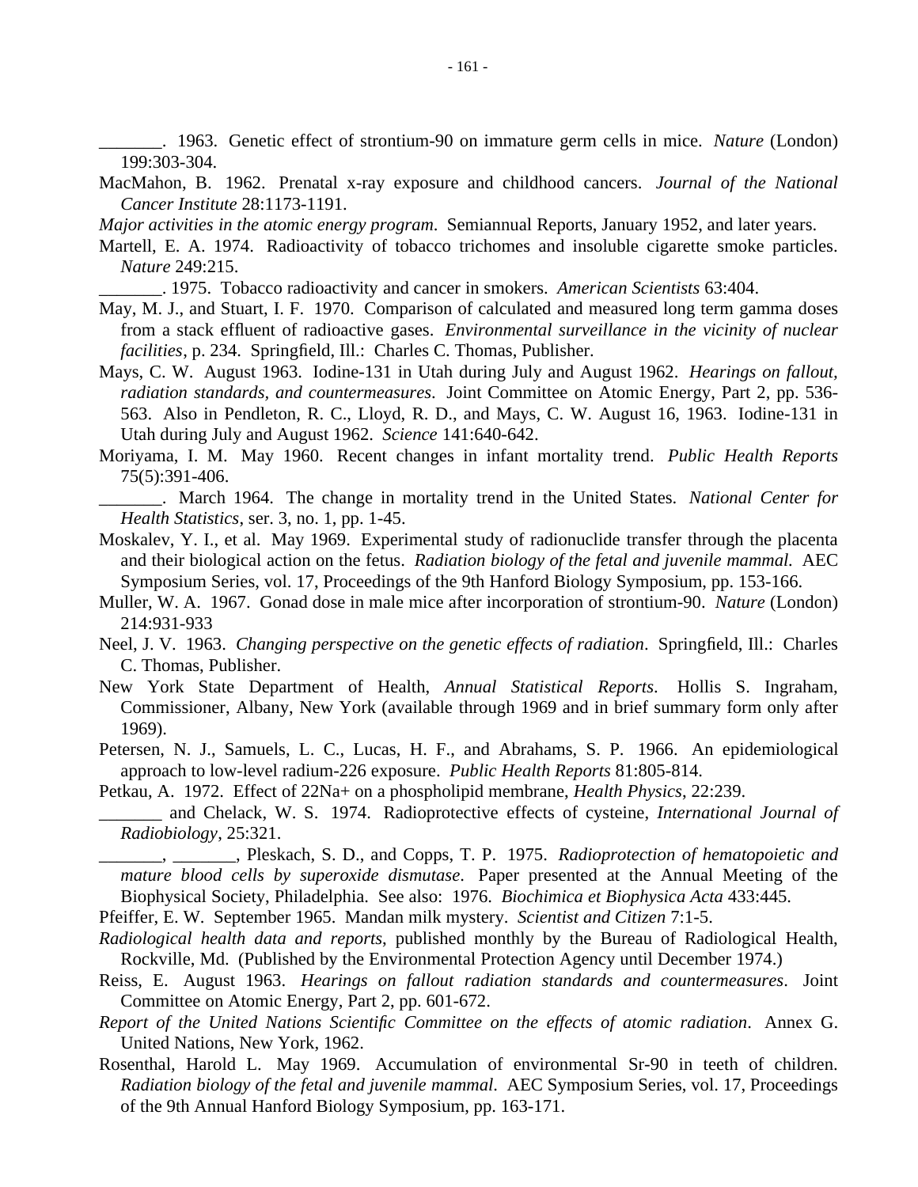_______. 1963. Genetic effect of strontium-90 on immature germ cells in mice. *Nature* (London) 199:303-304.

MacMahon, B. 1962. Prenatal x-ray exposure and childhood cancers. *Journal of the National Cancer Institute* 28:1173-1191.

*Major activities in the atomic energy program*. Semiannual Reports, January 1952, and later years.

Martell, E. A. 1974. Radioactivity of tobacco trichomes and insoluble cigarette smoke particles. *Nature* 249:215.

_______. 1975. Tobacco radioactivity and cancer in smokers. *American Scientists* 63:404.

May, M. J., and Stuart, I. F. 1970. Comparison of calculated and measured long term gamma doses from a stack effluent of radioactive gases. *Environmental surveillance in the vicinity of nuclear facilities*, p. 234. Springfield, Ill.: Charles C. Thomas, Publisher.

Mays, C. W. August 1963. Iodine-131 in Utah during July and August 1962. *Hearings on fallout, radiation standards, and countermeasures*. Joint Committee on Atomic Energy, Part 2, pp. 536-563. Also in Pendleton, R. C., Lloyd, R. D., and Mays, C. W. August 16, 1963. Iodine-131 in Utah during July and August 1962. *Science* 141:640-642.

Moriyama, I. M. May 1960. Recent changes in infant mortality trend. *Public Health Reports* 75(5):391-406.

_______. March 1964. The change in mortality trend in the United States. *National Center for Health Statistics*, ser. 3, no. 1, pp. 1-45.

Moskalev, Y. I., et al. May 1969. Experimental study of radionuclide transfer through the placenta and their biological action on the fetus. *Radiation biology of the fetal and juvenile mammal*. AEC Symposium Series, vol. 17, Proceedings of the 9th Hanford Biology Symposium, pp. 153-166.

Muller, W. A. 1967. Gonad dose in male mice after incorporation of strontium-90. *Nature* (London) 214:931-933

Neel, J. V. 1963. *Changing perspective on the genetic effects of radiation*. Springfield, Ill.: Charles C. Thomas, Publisher.

New York State Department of Health, *Annual Statistical Reports*. Hollis S. Ingraham, Commissioner, Albany, New York (available through 1969 and in brief summary form only after 1969).

Petersen, N. J., Samuels, L. C., Lucas, H. F., and Abrahams, S. P. 1966. An epidemiological approach to low-level radium-226 exposure. *Public Health Reports* 81:805-814.

Petkau, A. 1972. Effect of 22Na+ on a phospholipid membrane, *Health Physics*, 22:239.

_______ and Chelack, W. S. 1974. Radioprotective effects of cysteine, *International Journal of Radiobiology*, 25:321.

_______, _______, Pleskach, S. D., and Copps, T. P. 1975. *Radioprotection of hematopoietic and mature blood cells by superoxide dismutase*. Paper presented at the Annual Meeting of the Biophysical Society, Philadelphia. See also: 1976. *Biochimica et Biophysica Acta* 433:445.

Pfeiffer, E. W. September 1965. Mandan milk mystery. *Scientist and Citizen* 7:1-5.

*Radiological health data and reports*, published monthly by the Bureau of Radiological Health, Rockville, Md. (Published by the Environmental Protection Agency until December 1974.)

Reiss, E. August 1963. *Hearings on fallout radiation standards and countermeasures*. Joint Committee on Atomic Energy, Part 2, pp. 601-672.

*Report of the United Nations Scientific Committee on the effects of atomic radiation*. Annex G. United Nations, New York, 1962.

Rosenthal, Harold L. May 1969. Accumulation of environmental Sr-90 in teeth of children. *Radiation biology of the fetal and juvenile mammal*. AEC Symposium Series, vol. 17, Proceedings of the 9th Annual Hanford Biology Symposium, pp. 163-171.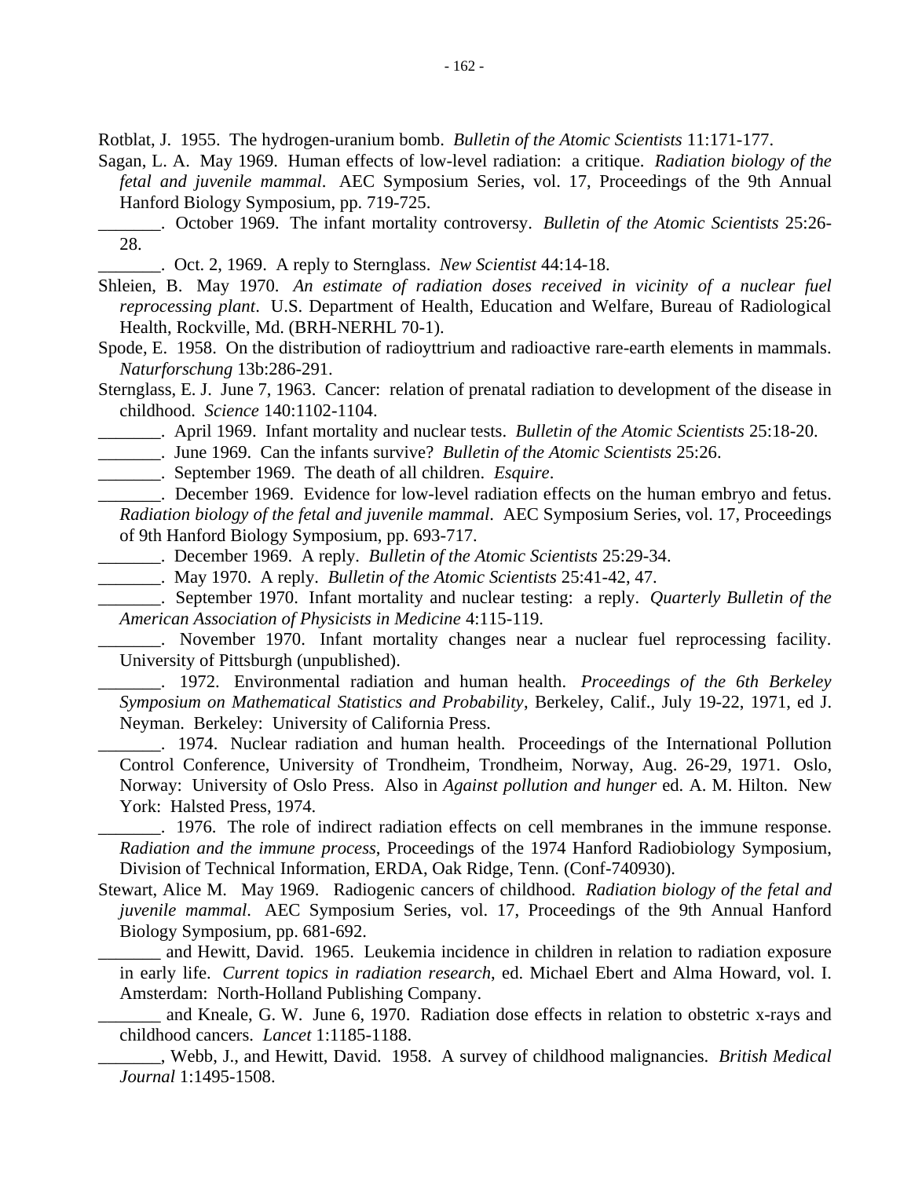Rotblat, J. 1955. The hydrogen-uranium bomb. *Bulletin of the Atomic Scientists* 11:171-177.

Sagan, L. A. May 1969. Human effects of low-level radiation: a critique. *Radiation biology of the fetal and juvenile mammal*. AEC Symposium Series, vol. 17, Proceedings of the 9th Annual Hanford Biology Symposium, pp. 719-725.

_______. October 1969. The infant mortality controversy. *Bulletin of the Atomic Scientists* 25:26-28.

_______. Oct. 2, 1969. A reply to Sternglass. *New Scientist* 44:14-18.

Shleien, B. May 1970. *An estimate of radiation doses received in vicinity of a nuclear fuel reprocessing plant*. U.S. Department of Health, Education and Welfare, Bureau of Radiological Health, Rockville, Md. (BRH-NERHL 70-1).

Spode, E. 1958. On the distribution of radioyttrium and radioactive rare-earth elements in mammals. *Naturforschung* 13b:286-291.

Sternglass, E. J. June 7, 1963. Cancer: relation of prenatal radiation to development of the disease in childhood. *Science* 140:1102-1104.

_______. April 1969. Infant mortality and nuclear tests. *Bulletin of the Atomic Scientists* 25:18-20.

_______. June 1969. Can the infants survive? *Bulletin of the Atomic Scientists* 25:26.

_______. September 1969. The death of all children. *Esquire*.

_______. December 1969. Evidence for low-level radiation effects on the human embryo and fetus. *Radiation biology of the fetal and juvenile mammal*. AEC Symposium Series, vol. 17, Proceedings of 9th Hanford Biology Symposium, pp. 693-717.

_______. December 1969. A reply. *Bulletin of the Atomic Scientists* 25:29-34.

_______. May 1970. A reply. *Bulletin of the Atomic Scientists* 25:41-42, 47.

_______. September 1970. Infant mortality and nuclear testing: a reply. *Quarterly Bulletin of the American Association of Physicists in Medicine* 4:115-119.

_______. November 1970. Infant mortality changes near a nuclear fuel reprocessing facility. University of Pittsburgh (unpublished).

_______. 1972. Environmental radiation and human health. *Proceedings of the 6th Berkeley Symposium on Mathematical Statistics and Probability*, Berkeley, Calif., July 19-22, 1971, ed J. Neyman. Berkeley: University of California Press.

_______. 1974. Nuclear radiation and human health. Proceedings of the International Pollution Control Conference, University of Trondheim, Trondheim, Norway, Aug. 26-29, 1971. Oslo, Norway: University of Oslo Press. Also in *Against pollution and hunger* ed. A. M. Hilton. New York: Halsted Press, 1974.

_______. 1976. The role of indirect radiation effects on cell membranes in the immune response. *Radiation and the immune process*, Proceedings of the 1974 Hanford Radiobiology Symposium, Division of Technical Information, ERDA, Oak Ridge, Tenn. (Conf-740930).

Stewart, Alice M. May 1969. Radiogenic cancers of childhood. *Radiation biology of the fetal and juvenile mammal*. AEC Symposium Series, vol. 17, Proceedings of the 9th Annual Hanford Biology Symposium, pp. 681-692.

_______ and Hewitt, David. 1965. Leukemia incidence in children in relation to radiation exposure in early life. *Current topics in radiation research*, ed. Michael Ebert and Alma Howard, vol. I. Amsterdam: North-Holland Publishing Company.

_______ and Kneale, G. W. June 6, 1970. Radiation dose effects in relation to obstetric x-rays and childhood cancers. *Lancet* 1:1185-1188.

_______, Webb, J., and Hewitt, David. 1958. A survey of childhood malignancies. *British Medical Journal* 1:1495-1508.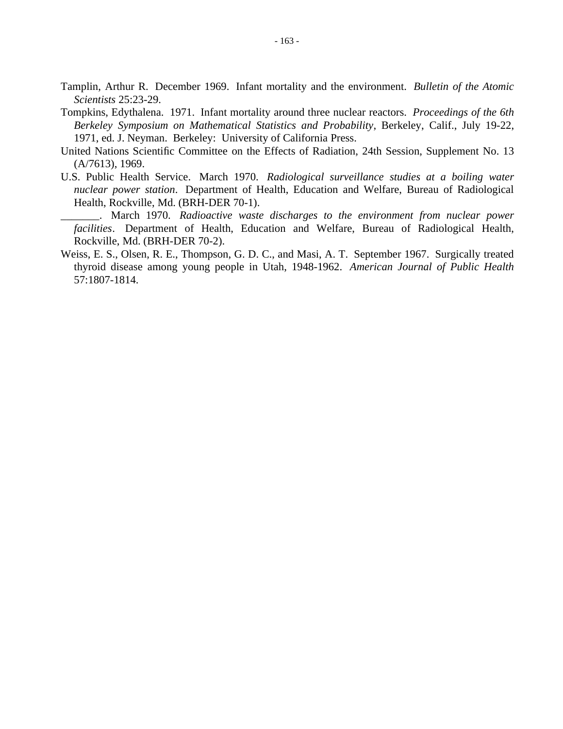Tamplin, Arthur R.  December 1969.  Infant mortality and the environment.  *Bulletin of the Atomic Scientists* 25:23-29.

Tompkins, Edythalena.  1971.  Infant mortality around three nuclear reactors.  *Proceedings of the 6th Berkeley Symposium on Mathematical Statistics and Probability*, Berkeley, Calif., July 19-22, 1971, ed. J. Neyman.  Berkeley:  University of California Press.

United Nations Scientific Committee on the Effects of Radiation, 24th Session, Supplement No. 13 (A/7613), 1969.

U.S. Public Health Service.  March 1970.  *Radiological surveillance studies at a boiling water nuclear power station*.  Department of Health, Education and Welfare, Bureau of Radiological Health, Rockville, Md. (BRH-DER 70-1).

_______.  March 1970.  *Radioactive waste discharges to the environment from nuclear power facilities*.  Department of Health, Education and Welfare, Bureau of Radiological Health, Rockville, Md. (BRH-DER 70-2).

Weiss, E. S., Olsen, R. E., Thompson, G. D. C., and Masi, A. T.  September 1967.  Surgically treated thyroid disease among young people in Utah, 1948-1962.  *American Journal of Public Health* 57:1807-1814.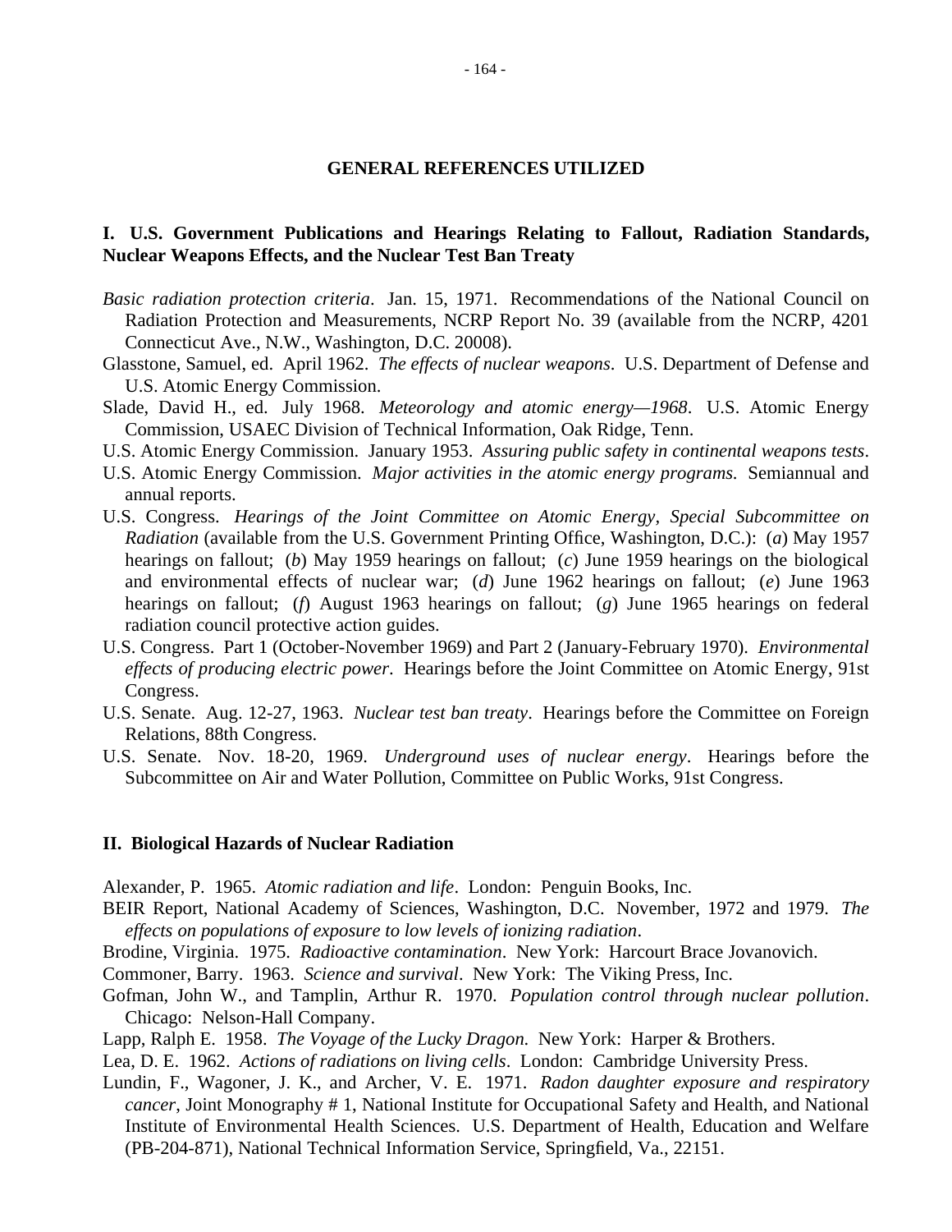# GENERAL REFERENCES UTILIZED

## I. U.S. Government Publications and Hearings Relating to Fallout, Radiation Standards, Nuclear Weapons Effects, and the Nuclear Test Ban Treaty

*Basic radiation protection criteria*. Jan. 15, 1971. Recommendations of the National Council on Radiation Protection and Measurements, NCRP Report No. 39 (available from the NCRP, 4201 Connecticut Ave., N.W., Washington, D.C. 20008).

Glasstone, Samuel, ed. April 1962. *The effects of nuclear weapons*. U.S. Department of Defense and U.S. Atomic Energy Commission.

Slade, David H., ed. July 1968. *Meteorology and atomic energy—1968*. U.S. Atomic Energy Commission, USAEC Division of Technical Information, Oak Ridge, Tenn.

U.S. Atomic Energy Commission. January 1953. *Assuring public safety in continental weapons tests*.

U.S. Atomic Energy Commission. *Major activities in the atomic energy programs.* Semiannual and annual reports.

U.S. Congress. *Hearings of the Joint Committee on Atomic Energy, Special Subcommittee on Radiation* (available from the U.S. Government Printing Office, Washington, D.C.): (*a*) May 1957 hearings on fallout; (*b*) May 1959 hearings on fallout; (*c*) June 1959 hearings on the biological and environmental effects of nuclear war; (*d*) June 1962 hearings on fallout; (*e*) June 1963 hearings on fallout; (*f*) August 1963 hearings on fallout; (*g*) June 1965 hearings on federal radiation council protective action guides.

U.S. Congress. Part 1 (October-November 1969) and Part 2 (January-February 1970). *Environmental effects of producing electric power*. Hearings before the Joint Committee on Atomic Energy, 91st Congress.

U.S. Senate. Aug. 12-27, 1963. *Nuclear test ban treaty*. Hearings before the Committee on Foreign Relations, 88th Congress.

U.S. Senate. Nov. 18-20, 1969. *Underground uses of nuclear energy*. Hearings before the Subcommittee on Air and Water Pollution, Committee on Public Works, 91st Congress.

## II. Biological Hazards of Nuclear Radiation

Alexander, P. 1965. *Atomic radiation and life*. London: Penguin Books, Inc.

BEIR Report, National Academy of Sciences, Washington, D.C. November, 1972 and 1979. *The effects on populations of exposure to low levels of ionizing radiation*.

Brodine, Virginia. 1975. *Radioactive contamination*. New York: Harcourt Brace Jovanovich.

Commoner, Barry. 1963. *Science and survival*. New York: The Viking Press, Inc.

Gofman, John W., and Tamplin, Arthur R. 1970. *Population control through nuclear pollution*. Chicago: Nelson-Hall Company.

Lapp, Ralph E. 1958. *The Voyage of the Lucky Dragon.* New York: Harper & Brothers.

Lea, D. E. 1962. *Actions of radiations on living cells*. London: Cambridge University Press.

Lundin, F., Wagoner, J. K., and Archer, V. E. 1971. *Radon daughter exposure and respiratory cancer*, Joint Monography # 1, National Institute for Occupational Safety and Health, and National Institute of Environmental Health Sciences. U.S. Department of Health, Education and Welfare (PB-204-871), National Technical Information Service, Springfield, Va., 22151.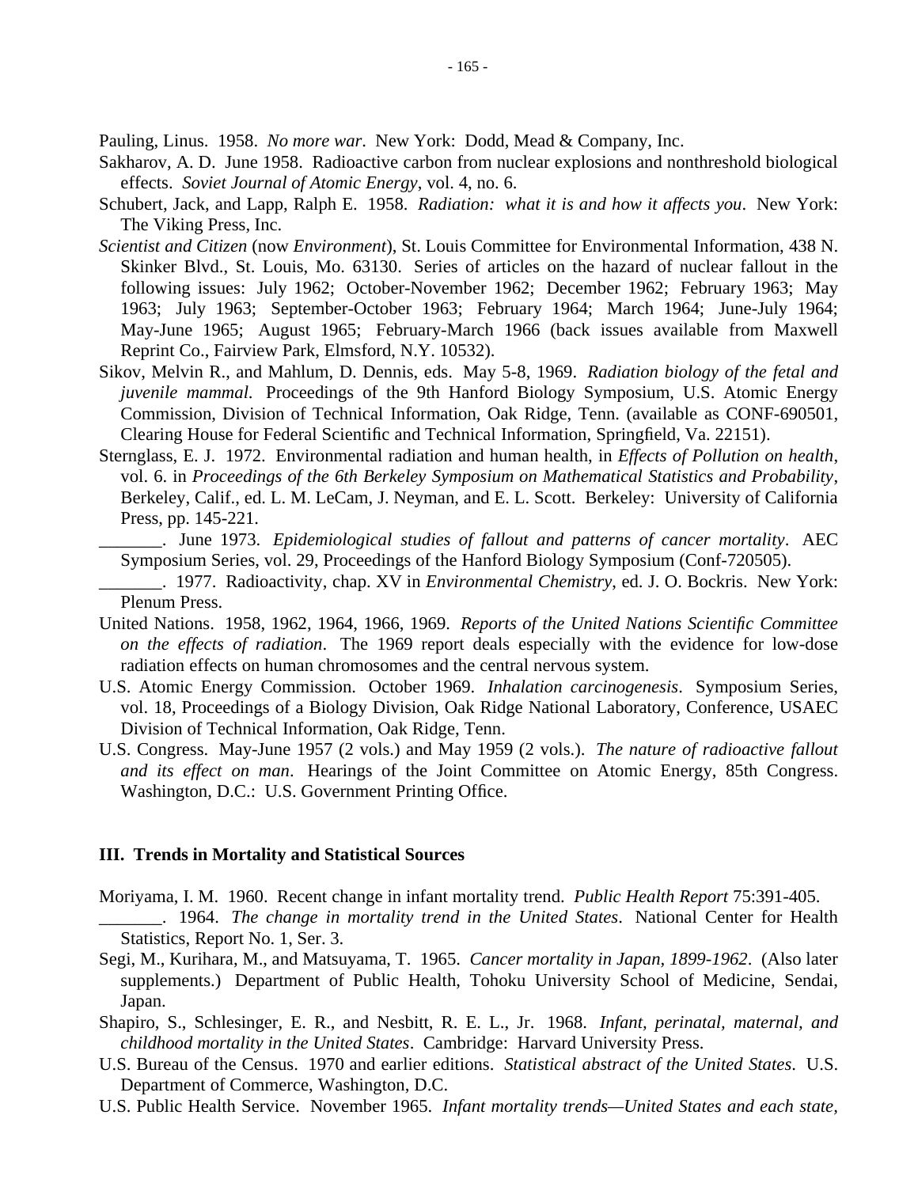Pauling, Linus. 1958. *No more war*. New York: Dodd, Mead & Company, Inc.

Sakharov, A. D. June 1958. Radioactive carbon from nuclear explosions and nonthreshold biological effects. *Soviet Journal of Atomic Energy*, vol. 4, no. 6.

Schubert, Jack, and Lapp, Ralph E. 1958. *Radiation: what it is and how it affects you*. New York: The Viking Press, Inc.

*Scientist and Citizen* (now *Environment*), St. Louis Committee for Environmental Information, 438 N. Skinker Blvd., St. Louis, Mo. 63130. Series of articles on the hazard of nuclear fallout in the following issues: July 1962; October-November 1962; December 1962; February 1963; May 1963; July 1963; September-October 1963; February 1964; March 1964; June-July 1964; May-June 1965; August 1965; February-March 1966 (back issues available from Maxwell Reprint Co., Fairview Park, Elmsford, N.Y. 10532).

Sikov, Melvin R., and Mahlum, D. Dennis, eds. May 5-8, 1969. *Radiation biology of the fetal and juvenile mammal*. Proceedings of the 9th Hanford Biology Symposium, U.S. Atomic Energy Commission, Division of Technical Information, Oak Ridge, Tenn. (available as CONF-690501, Clearing House for Federal Scientific and Technical Information, Springfield, Va. 22151).

Sternglass, E. J. 1972. Environmental radiation and human health, in *Effects of Pollution on health*, vol. 6. in *Proceedings of the 6th Berkeley Symposium on Mathematical Statistics and Probability*, Berkeley, Calif., ed. L. M. LeCam, J. Neyman, and E. L. Scott. Berkeley: University of California Press, pp. 145-221.

_______. June 1973. *Epidemiological studies of fallout and patterns of cancer mortality*. AEC Symposium Series, vol. 29, Proceedings of the Hanford Biology Symposium (Conf-720505).

_______. 1977. Radioactivity, chap. XV in *Environmental Chemistry*, ed. J. O. Bockris. New York: Plenum Press.

United Nations. 1958, 1962, 1964, 1966, 1969. *Reports of the United Nations Scientific Committee on the effects of radiation*. The 1969 report deals especially with the evidence for low-dose radiation effects on human chromosomes and the central nervous system.

U.S. Atomic Energy Commission. October 1969. *Inhalation carcinogenesis*. Symposium Series, vol. 18, Proceedings of a Biology Division, Oak Ridge National Laboratory, Conference, USAEC Division of Technical Information, Oak Ridge, Tenn.

U.S. Congress. May-June 1957 (2 vols.) and May 1959 (2 vols.). *The nature of radioactive fallout and its effect on man*. Hearings of the Joint Committee on Atomic Energy, 85th Congress. Washington, D.C.: U.S. Government Printing Office.

## III. Trends in Mortality and Statistical Sources

Moriyama, I. M. 1960. Recent change in infant mortality trend. *Public Health Report* 75:391-405.

_______. 1964. *The change in mortality trend in the United States*. National Center for Health Statistics, Report No. 1, Ser. 3.

Segi, M., Kurihara, M., and Matsuyama, T. 1965. *Cancer mortality in Japan, 1899-1962*. (Also later supplements.) Department of Public Health, Tohoku University School of Medicine, Sendai, Japan.

Shapiro, S., Schlesinger, E. R., and Nesbitt, R. E. L., Jr. 1968. *Infant, perinatal, maternal, and childhood mortality in the United States*. Cambridge: Harvard University Press.

U.S. Bureau of the Census. 1970 and earlier editions. *Statistical abstract of the United States*. U.S. Department of Commerce, Washington, D.C.

U.S. Public Health Service. November 1965. *Infant mortality trends—United States and each state,*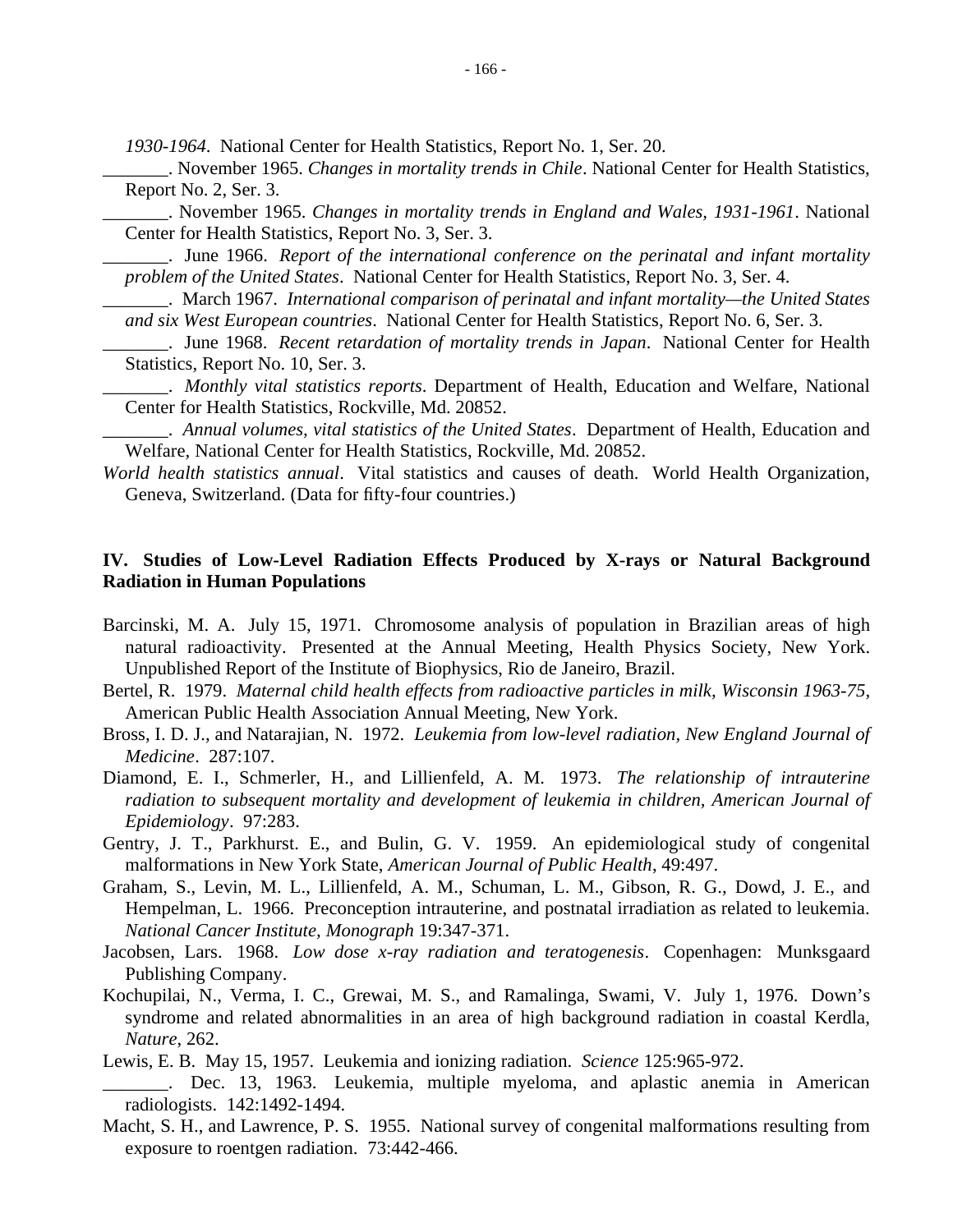*1930-1964*. National Center for Health Statistics, Report No. 1, Ser. 20.

_______. November 1965. *Changes in mortality trends in Chile*. National Center for Health Statistics, Report No. 2, Ser. 3.

_______. November 1965. *Changes in mortality trends in England and Wales, 1931-1961*. National Center for Health Statistics, Report No. 3, Ser. 3.

_______. June 1966. *Report of the international conference on the perinatal and infant mortality problem of the United States*. National Center for Health Statistics, Report No. 3, Ser. 4.

_______. March 1967. *International comparison of perinatal and infant mortality—the United States and six West European countries*. National Center for Health Statistics, Report No. 6, Ser. 3.

_______. June 1968. *Recent retardation of mortality trends in Japan*. National Center for Health Statistics, Report No. 10, Ser. 3.

_______. *Monthly vital statistics reports*. Department of Health, Education and Welfare, National Center for Health Statistics, Rockville, Md. 20852.

_______. *Annual volumes, vital statistics of the United States*. Department of Health, Education and Welfare, National Center for Health Statistics, Rockville, Md. 20852.

*World health statistics annual*. Vital statistics and causes of death. World Health Organization, Geneva, Switzerland. (Data for fifty-four countries.)

## IV. Studies of Low-Level Radiation Effects Produced by X-rays or Natural Background Radiation in Human Populations

Barcinski, M. A. July 15, 1971. Chromosome analysis of population in Brazilian areas of high natural radioactivity. Presented at the Annual Meeting, Health Physics Society, New York. Unpublished Report of the Institute of Biophysics, Rio de Janeiro, Brazil.

Bertel, R. 1979. *Maternal child health effects from radioactive particles in milk, Wisconsin 1963-75*, American Public Health Association Annual Meeting, New York.

Bross, I. D. J., and Natarajian, N. 1972. *Leukemia from low-level radiation, New England Journal of Medicine*. 287:107.

Diamond, E. I., Schmerler, H., and Lillienfeld, A. M. 1973. *The relationship of intrauterine radiation to subsequent mortality and development of leukemia in children, American Journal of Epidemiology*. 97:283.

Gentry, J. T., Parkhurst. E., and Bulin, G. V. 1959. An epidemiological study of congenital malformations in New York State, *American Journal of Public Health*, 49:497.

Graham, S., Levin, M. L., Lillienfeld, A. M., Schuman, L. M., Gibson, R. G., Dowd, J. E., and Hempelman, L. 1966. Preconception intrauterine, and postnatal irradiation as related to leukemia. *National Cancer Institute, Monograph* 19:347-371.

Jacobsen, Lars. 1968. *Low dose x-ray radiation and teratogenesis*. Copenhagen: Munksgaard Publishing Company.

Kochupilai, N., Verma, I. C., Grewai, M. S., and Ramalinga, Swami, V. July 1, 1976. Down's syndrome and related abnormalities in an area of high background radiation in coastal Kerdla, *Nature*, 262.

Lewis, E. B. May 15, 1957. Leukemia and ionizing radiation. *Science* 125:965-972.

_______. Dec. 13, 1963. Leukemia, multiple myeloma, and aplastic anemia in American radiologists. 142:1492-1494.

Macht, S. H., and Lawrence, P. S. 1955. National survey of congenital malformations resulting from exposure to roentgen radiation. 73:442-466.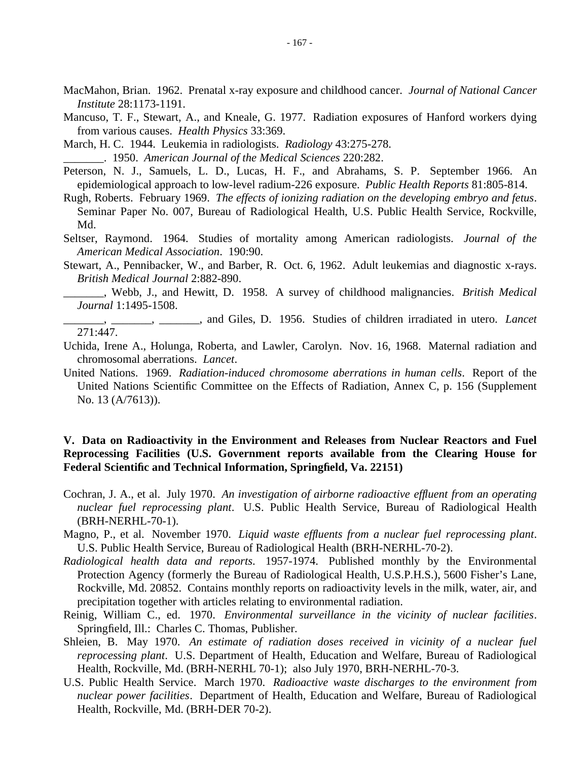MacMahon, Brian. 1962. Prenatal x-ray exposure and childhood cancer. *Journal of National Cancer Institute* 28:1173-1191.

Mancuso, T. F., Stewart, A., and Kneale, G. 1977. Radiation exposures of Hanford workers dying from various causes. *Health Physics* 33:369.

March, H. C. 1944. Leukemia in radiologists. *Radiology* 43:275-278.

_______. 1950. *American Journal of the Medical Sciences* 220:282.

Peterson, N. J., Samuels, L. D., Lucas, H. F., and Abrahams, S. P. September 1966. An epidemiological approach to low-level radium-226 exposure. *Public Health Reports* 81:805-814.

Rugh, Roberts. February 1969. *The effects of ionizing radiation on the developing embryo and fetus*. Seminar Paper No. 007, Bureau of Radiological Health, U.S. Public Health Service, Rockville, Md.

Seltser, Raymond. 1964. Studies of mortality among American radiologists. *Journal of the American Medical Association*. 190:90.

Stewart, A., Pennibacker, W., and Barber, R. Oct. 6, 1962. Adult leukemias and diagnostic x-rays. *British Medical Journal* 2:882-890.

_______, Webb, J., and Hewitt, D. 1958. A survey of childhood malignancies. *British Medical Journal* 1:1495-1508.

_______, _______, _______, and Giles, D. 1956. Studies of children irradiated in utero. *Lancet* 271:447.

Uchida, Irene A., Holunga, Roberta, and Lawler, Carolyn. Nov. 16, 1968. Maternal radiation and chromosomal aberrations. *Lancet*.

United Nations. 1969. *Radiation-induced chromosome aberrations in human cells*. Report of the United Nations Scientific Committee on the Effects of Radiation, Annex C, p. 156 (Supplement No. 13 (A/7613)).

**V. Data on Radioactivity in the Environment and Releases from Nuclear Reactors and Fuel Reprocessing Facilities (U.S. Government reports available from the Clearing House for Federal Scientific and Technical Information, Springfield, Va. 22151)**

Cochran, J. A., et al. July 1970. *An investigation of airborne radioactive effluent from an operating nuclear fuel reprocessing plant*. U.S. Public Health Service, Bureau of Radiological Health (BRH-NERHL-70-1).

Magno, P., et al. November 1970. *Liquid waste effluents from a nuclear fuel reprocessing plant*. U.S. Public Health Service, Bureau of Radiological Health (BRH-NERHL-70-2).

*Radiological health data and reports*. 1957-1974. Published monthly by the Environmental Protection Agency (formerly the Bureau of Radiological Health, U.S.P.H.S.), 5600 Fisher's Lane, Rockville, Md. 20852. Contains monthly reports on radioactivity levels in the milk, water, air, and precipitation together with articles relating to environmental radiation.

Reinig, William C., ed. 1970. *Environmental surveillance in the vicinity of nuclear facilities*. Springfield, Ill.: Charles C. Thomas, Publisher.

Shleien, B. May 1970. *An estimate of radiation doses received in vicinity of a nuclear fuel reprocessing plant*. U.S. Department of Health, Education and Welfare, Bureau of Radiological Health, Rockville, Md. (BRH-NERHL 70-1); also July 1970, BRH-NERHL-70-3.

U.S. Public Health Service. March 1970. *Radioactive waste discharges to the environment from nuclear power facilities*. Department of Health, Education and Welfare, Bureau of Radiological Health, Rockville, Md. (BRH-DER 70-2).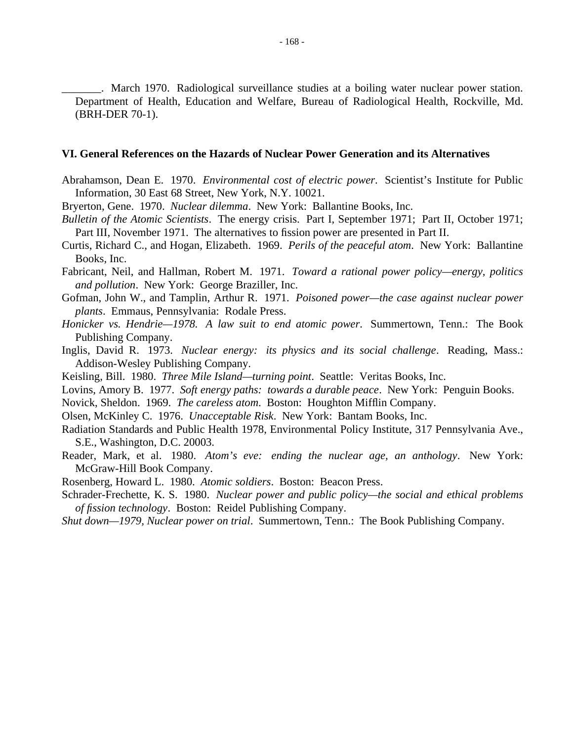_______. March 1970. Radiological surveillance studies at a boiling water nuclear power station. Department of Health, Education and Welfare, Bureau of Radiological Health, Rockville, Md. (BRH-DER 70-1).

**VI. General References on the Hazards of Nuclear Power Generation and its Alternatives**

Abrahamson, Dean E. 1970. *Environmental cost of electric power.* Scientist's Institute for Public Information, 30 East 68 Street, New York, N.Y. 10021.

Bryerton, Gene. 1970. *Nuclear dilemma*. New York: Ballantine Books, Inc.

*Bulletin of the Atomic Scientists*. The energy crisis. Part I, September 1971; Part II, October 1971; Part III, November 1971. The alternatives to fission power are presented in Part II.

Curtis, Richard C., and Hogan, Elizabeth. 1969. *Perils of the peaceful atom*. New York: Ballantine Books, Inc.

Fabricant, Neil, and Hallman, Robert M. 1971. *Toward a rational power policy—energy, politics and pollution*. New York: George Braziller, Inc.

Gofman, John W., and Tamplin, Arthur R. 1971. *Poisoned power—the case against nuclear power plants*. Emmaus, Pennsylvania: Rodale Press.

*Honicker vs. Hendrie—1978. A law suit to end atomic power*. Summertown, Tenn.: The Book Publishing Company.

Inglis, David R. 1973. *Nuclear energy: its physics and its social challenge*. Reading, Mass.: Addison-Wesley Publishing Company.

Keisling, Bill. 1980. *Three Mile Island—turning point*. Seattle: Veritas Books, Inc.

Lovins, Amory B. 1977. *Soft energy paths: towards a durable peace*. New York: Penguin Books.

Novick, Sheldon. 1969. *The careless atom*. Boston: Houghton Mifflin Company.

Olsen, McKinley C. 1976. *Unacceptable Risk*. New York: Bantam Books, Inc.

Radiation Standards and Public Health 1978, Environmental Policy Institute, 317 Pennsylvania Ave., S.E., Washington, D.C. 20003.

Reader, Mark, et al. 1980. *Atom's eve: ending the nuclear age, an anthology*. New York: McGraw-Hill Book Company.

Rosenberg, Howard L. 1980. *Atomic soldiers*. Boston: Beacon Press.

Schrader-Frechette, K. S. 1980. *Nuclear power and public policy—the social and ethical problems of fission technology*. Boston: Reidel Publishing Company.

*Shut down—1979, Nuclear power on trial*. Summertown, Tenn.: The Book Publishing Company.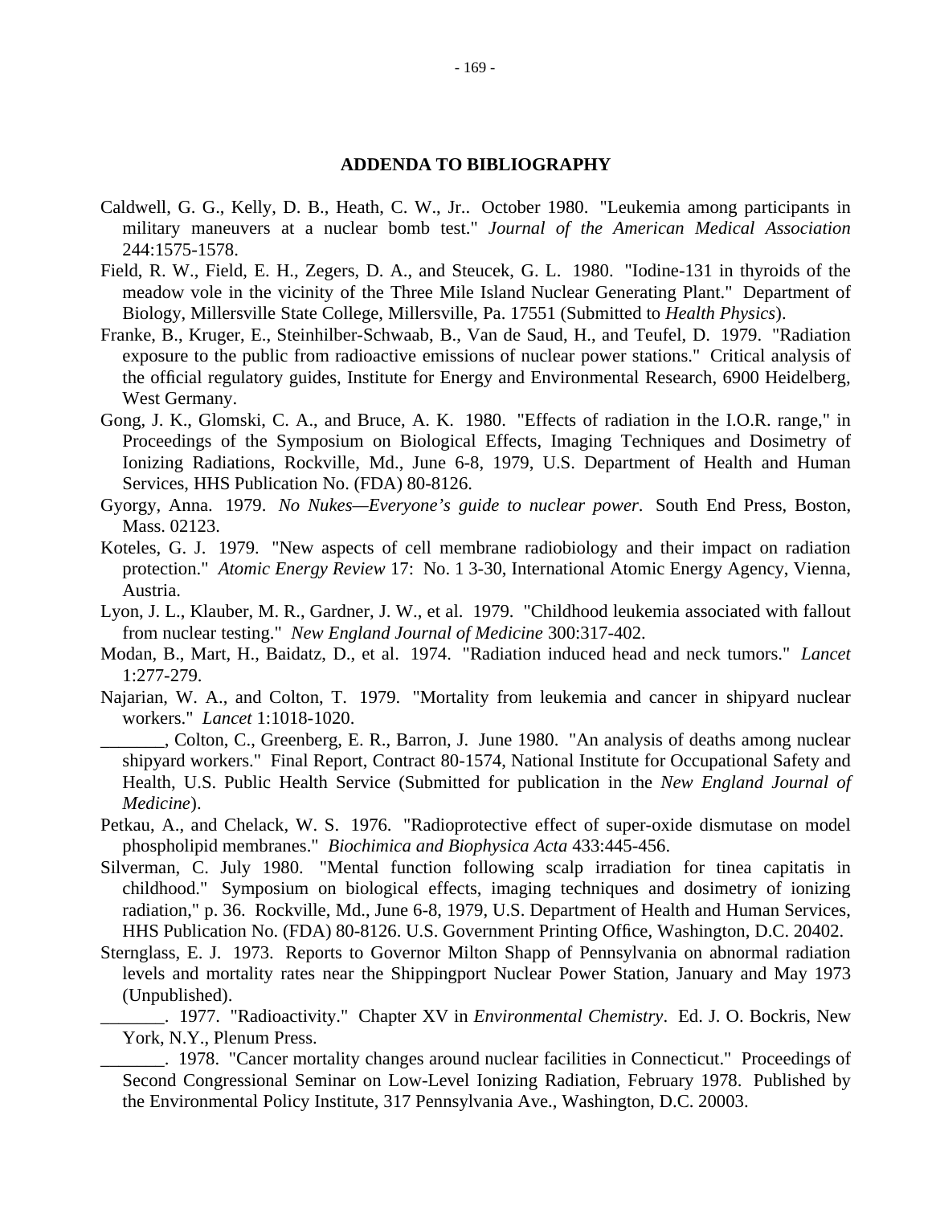## ADDENDA TO BIBLIOGRAPHY

Caldwell, G. G., Kelly, D. B., Heath, C. W., Jr.. October 1980. "Leukemia among participants in military maneuvers at a nuclear bomb test." *Journal of the American Medical Association* 244:1575-1578.

Field, R. W., Field, E. H., Zegers, D. A., and Steucek, G. L. 1980. "Iodine-131 in thyroids of the meadow vole in the vicinity of the Three Mile Island Nuclear Generating Plant." Department of Biology, Millersville State College, Millersville, Pa. 17551 (Submitted to *Health Physics*).

Franke, B., Kruger, E., Steinhilber-Schwaab, B., Van de Saud, H., and Teufel, D. 1979. "Radiation exposure to the public from radioactive emissions of nuclear power stations." Critical analysis of the official regulatory guides, Institute for Energy and Environmental Research, 6900 Heidelberg, West Germany.

Gong, J. K., Glomski, C. A., and Bruce, A. K. 1980. "Effects of radiation in the I.O.R. range," in Proceedings of the Symposium on Biological Effects, Imaging Techniques and Dosimetry of Ionizing Radiations, Rockville, Md., June 6-8, 1979, U.S. Department of Health and Human Services, HHS Publication No. (FDA) 80-8126.

Gyorgy, Anna. 1979. *No Nukes—Everyone's guide to nuclear power*. South End Press, Boston, Mass. 02123.

Koteles, G. J. 1979. "New aspects of cell membrane radiobiology and their impact on radiation protection." *Atomic Energy Review* 17: No. 1 3-30, International Atomic Energy Agency, Vienna, Austria.

Lyon, J. L., Klauber, M. R., Gardner, J. W., et al. 1979. "Childhood leukemia associated with fallout from nuclear testing." *New England Journal of Medicine* 300:317-402.

Modan, B., Mart, H., Baidatz, D., et al. 1974. "Radiation induced head and neck tumors." *Lancet* 1:277-279.

Najarian, W. A., and Colton, T. 1979. "Mortality from leukemia and cancer in shipyard nuclear workers." *Lancet* 1:1018-1020.

_______, Colton, C., Greenberg, E. R., Barron, J. June 1980. "An analysis of deaths among nuclear shipyard workers." Final Report, Contract 80-1574, National Institute for Occupational Safety and Health, U.S. Public Health Service (Submitted for publication in the *New England Journal of Medicine*).

Petkau, A., and Chelack, W. S. 1976. "Radioprotective effect of super-oxide dismutase on model phospholipid membranes." *Biochimica and Biophysica Acta* 433:445-456.

Silverman, C. July 1980. "Mental function following scalp irradiation for tinea capitatis in childhood." Symposium on biological effects, imaging techniques and dosimetry of ionizing radiation," p. 36. Rockville, Md., June 6-8, 1979, U.S. Department of Health and Human Services, HHS Publication No. (FDA) 80-8126. U.S. Government Printing Office, Washington, D.C. 20402.

Sternglass, E. J. 1973. Reports to Governor Milton Shapp of Pennsylvania on abnormal radiation levels and mortality rates near the Shippingport Nuclear Power Station, January and May 1973 (Unpublished).

_______. 1977. "Radioactivity." Chapter XV in *Environmental Chemistry*. Ed. J. O. Bockris, New York, N.Y., Plenum Press.

_______. 1978. "Cancer mortality changes around nuclear facilities in Connecticut." Proceedings of Second Congressional Seminar on Low-Level Ionizing Radiation, February 1978. Published by the Environmental Policy Institute, 317 Pennsylvania Ave., Washington, D.C. 20003.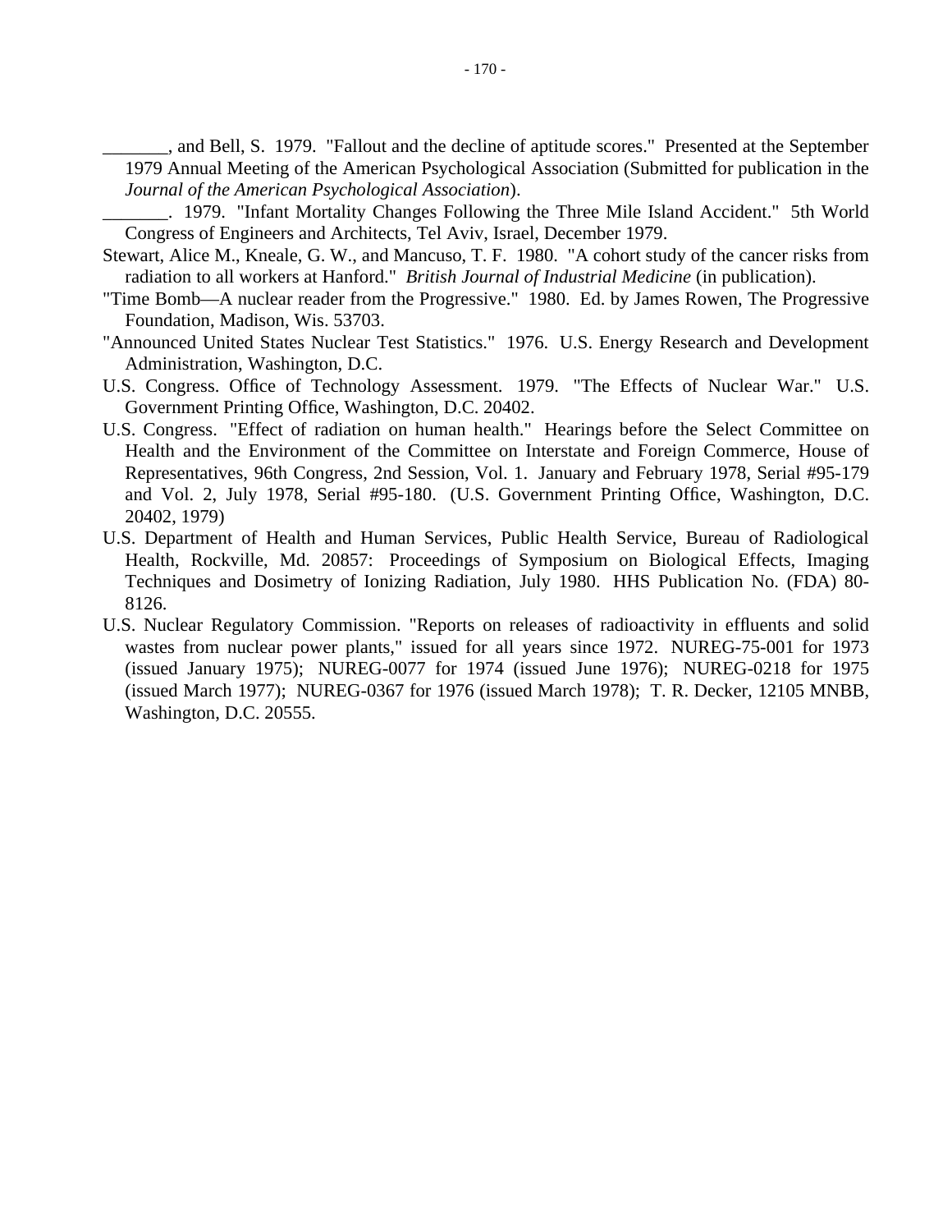_______, and Bell, S.  1979.  "Fallout and the decline of aptitude scores."  Presented at the September 1979 Annual Meeting of the American Psychological Association (Submitted for publication in the *Journal of the American Psychological Association*).

_______. 1979.  "Infant Mortality Changes Following the Three Mile Island Accident."  5th World Congress of Engineers and Architects, Tel Aviv, Israel, December 1979.

Stewart, Alice M., Kneale, G. W., and Mancuso, T. F.  1980.  "A cohort study of the cancer risks from radiation to all workers at Hanford."  *British Journal of Industrial Medicine* (in publication).

"Time Bomb—A nuclear reader from the Progressive."  1980.  Ed. by James Rowen, The Progressive Foundation, Madison, Wis. 53703.

"Announced United States Nuclear Test Statistics."  1976.  U.S. Energy Research and Development Administration, Washington, D.C.

U.S. Congress. Office of Technology Assessment.  1979.  "The Effects of Nuclear War."  U.S. Government Printing Office, Washington, D.C. 20402.

U.S. Congress.  "Effect of radiation on human health."  Hearings before the Select Committee on Health and the Environment of the Committee on Interstate and Foreign Commerce, House of Representatives, 96th Congress, 2nd Session, Vol. 1.  January and February 1978, Serial #95-179 and Vol. 2, July 1978, Serial #95-180.  (U.S. Government Printing Office, Washington, D.C. 20402, 1979)

U.S. Department of Health and Human Services, Public Health Service, Bureau of Radiological Health, Rockville, Md. 20857:  Proceedings of Symposium on Biological Effects, Imaging Techniques and Dosimetry of Ionizing Radiation, July 1980.  HHS Publication No. (FDA) 80-8126.

U.S. Nuclear Regulatory Commission. "Reports on releases of radioactivity in effluents and solid wastes from nuclear power plants," issued for all years since 1972.  NUREG-75-001 for 1973 (issued January 1975);  NUREG-0077 for 1974 (issued June 1976);  NUREG-0218 for 1975 (issued March 1977);  NUREG-0367 for 1976 (issued March 1978);  T. R. Decker, 12105 MNBB, Washington, D.C. 20555.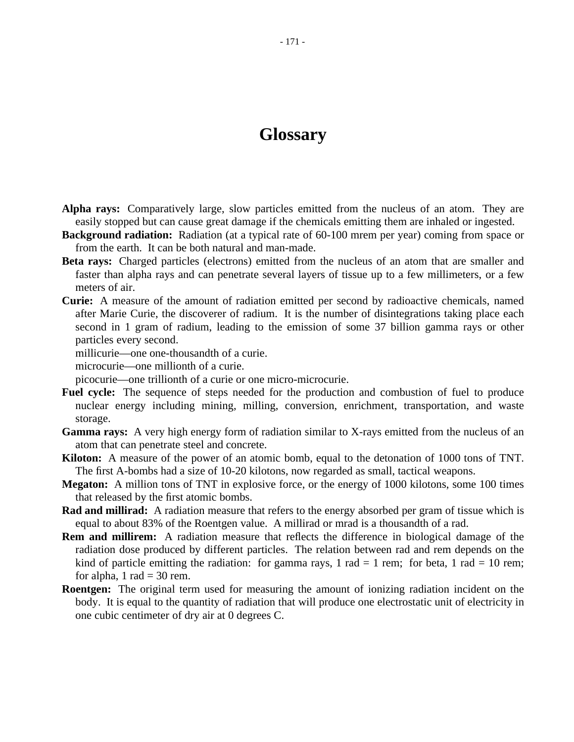# Glossary

**Alpha rays:** Comparatively large, slow particles emitted from the nucleus of an atom. They are easily stopped but can cause great damage if the chemicals emitting them are inhaled or ingested.

**Background radiation:** Radiation (at a typical rate of 60-100 mrem per year) coming from space or from the earth. It can be both natural and man-made.

**Beta rays:** Charged particles (electrons) emitted from the nucleus of an atom that are smaller and faster than alpha rays and can penetrate several layers of tissue up to a few millimeters, or a few meters of air.

**Curie:** A measure of the amount of radiation emitted per second by radioactive chemicals, named after Marie Curie, the discoverer of radium. It is the number of disintegrations taking place each second in 1 gram of radium, leading to the emission of some 37 billion gamma rays or other particles every second.

millicurie—one one-thousandth of a curie.

microcurie—one millionth of a curie.

picocurie—one trillionth of a curie or one micro-microcurie.

**Fuel cycle:** The sequence of steps needed for the production and combustion of fuel to produce nuclear energy including mining, milling, conversion, enrichment, transportation, and waste storage.

**Gamma rays:** A very high energy form of radiation similar to X-rays emitted from the nucleus of an atom that can penetrate steel and concrete.

**Kiloton:** A measure of the power of an atomic bomb, equal to the detonation of 1000 tons of TNT. The first A-bombs had a size of 10-20 kilotons, now regarded as small, tactical weapons.

**Megaton:** A million tons of TNT in explosive force, or the energy of 1000 kilotons, some 100 times that released by the first atomic bombs.

**Rad and millirad:** A radiation measure that refers to the energy absorbed per gram of tissue which is equal to about 83% of the Roentgen value. A millirad or mrad is a thousandth of a rad.

**Rem and millirem:** A radiation measure that reflects the difference in biological damage of the radiation dose produced by different particles. The relation between rad and rem depends on the kind of particle emitting the radiation: for gamma rays, 1 rad = 1 rem; for beta, 1 rad = 10 rem; for alpha, 1 rad = 30 rem.

**Roentgen:** The original term used for measuring the amount of ionizing radiation incident on the body. It is equal to the quantity of radiation that will produce one electrostatic unit of electricity in one cubic centimeter of dry air at 0 degrees C.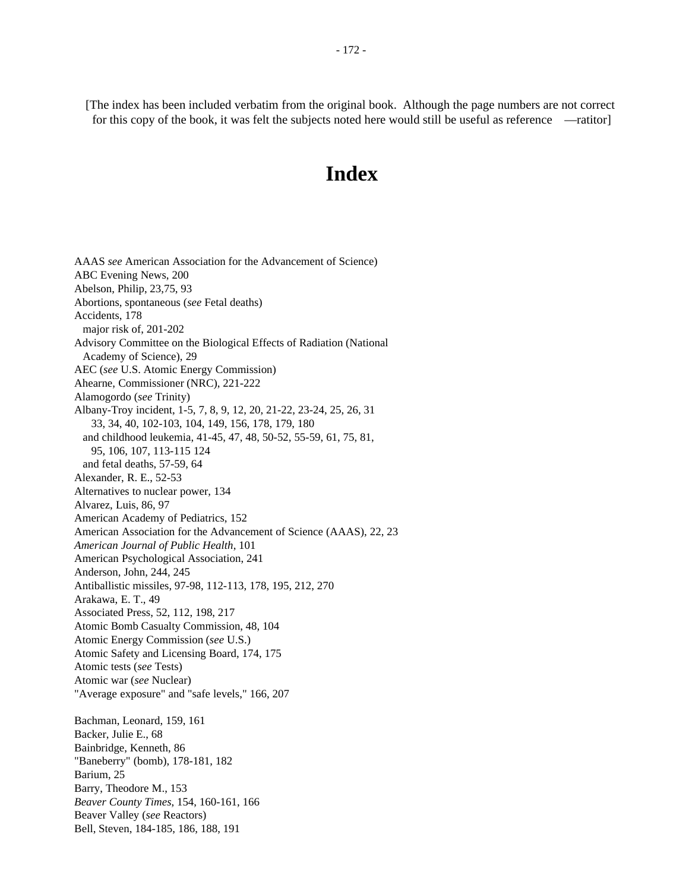[The index has been included verbatim from the original book. Although the page numbers are not correct for this copy of the book, it was felt the subjects noted here would still be useful as reference —ratitor]

# Index

AAAS *see* American Association for the Advancement of Science)
ABC Evening News, 200
Abelson, Philip, 23,75, 93
Abortions, spontaneous (*see* Fetal deaths)
Accidents, 178
  major risk of, 201-202
Advisory Committee on the Biological Effects of Radiation (National Academy of Science), 29
AEC (*see* U.S. Atomic Energy Commission)
Ahearne, Commissioner (NRC), 221-222
Alamogordo (*see* Trinity)
Albany-Troy incident, 1-5, 7, 8, 9, 12, 20, 21-22, 23-24, 25, 26, 31 33, 34, 40, 102-103, 104, 149, 156, 178, 179, 180
  and childhood leukemia, 41-45, 47, 48, 50-52, 55-59, 61, 75, 81, 95, 106, 107, 113-115 124
  and fetal deaths, 57-59, 64
Alexander, R. E., 52-53
Alternatives to nuclear power, 134
Alvarez, Luis, 86, 97
American Academy of Pediatrics, 152
American Association for the Advancement of Science (AAAS), 22, 23
*American Journal of Public Health*, 101
American Psychological Association, 241
Anderson, John, 244, 245
Antiballistic missiles, 97-98, 112-113, 178, 195, 212, 270
Arakawa, E. T., 49
Associated Press, 52, 112, 198, 217
Atomic Bomb Casualty Commission, 48, 104
Atomic Energy Commission (*see* U.S.)
Atomic Safety and Licensing Board, 174, 175
Atomic tests (*see* Tests)
Atomic war (*see* Nuclear)
"Average exposure" and "safe levels," 166, 207

Bachman, Leonard, 159, 161
Backer, Julie E., 68
Bainbridge, Kenneth, 86
"Baneberry" (bomb), 178-181, 182
Barium, 25
Barry, Theodore M., 153
*Beaver County Times*, 154, 160-161, 166
Beaver Valley (*see* Reactors)
Bell, Steven, 184-185, 186, 188, 191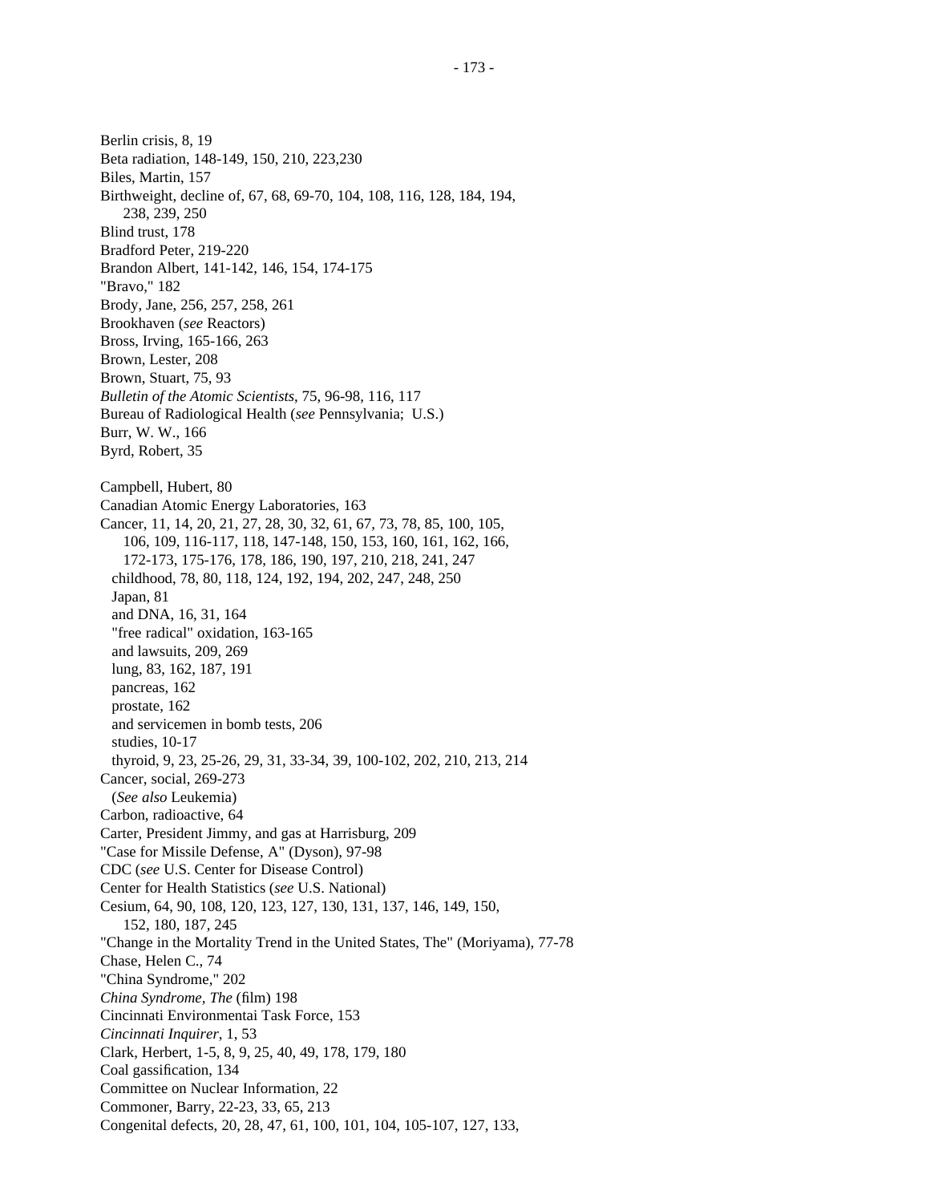Berlin crisis, 8, 19
Beta radiation, 148-149, 150, 210, 223,230
Biles, Martin, 157
Birthweight, decline of, 67, 68, 69-70, 104, 108, 116, 128, 184, 194, 238, 239, 250
Blind trust, 178
Bradford Peter, 219-220
Brandon Albert, 141-142, 146, 154, 174-175
"Bravo," 182
Brody, Jane, 256, 257, 258, 261
Brookhaven (*see* Reactors)
Bross, Irving, 165-166, 263
Brown, Lester, 208
Brown, Stuart, 75, 93
*Bulletin of the Atomic Scientists*, 75, 96-98, 116, 117
Bureau of Radiological Health (*see* Pennsylvania; U.S.)
Burr, W. W., 166
Byrd, Robert, 35

Campbell, Hubert, 80
Canadian Atomic Energy Laboratories, 163
Cancer, 11, 14, 20, 21, 27, 28, 30, 32, 61, 67, 73, 78, 85, 100, 105, 106, 109, 116-117, 118, 147-148, 150, 153, 160, 161, 162, 166, 172-173, 175-176, 178, 186, 190, 197, 210, 218, 241, 247
- childhood, 78, 80, 118, 124, 192, 194, 202, 247, 248, 250
- Japan, 81
- and DNA, 16, 31, 164
- "free radical" oxidation, 163-165
- and lawsuits, 209, 269
- lung, 83, 162, 187, 191
- pancreas, 162
- prostate, 162
- and servicemen in bomb tests, 206
- studies, 10-17
- thyroid, 9, 23, 25-26, 29, 31, 33-34, 39, 100-102, 202, 210, 213, 214

Cancer, social, 269-273
- (*See also* Leukemia)

Carbon, radioactive, 64
Carter, President Jimmy, and gas at Harrisburg, 209
"Case for Missile Defense, A" (Dyson), 97-98
CDC (*see* U.S. Center for Disease Control)
Center for Health Statistics (*see* U.S. National)
Cesium, 64, 90, 108, 120, 123, 127, 130, 131, 137, 146, 149, 150, 152, 180, 187, 245
"Change in the Mortality Trend in the United States, The" (Moriyama), 77-78
Chase, Helen C., 74
"China Syndrome," 202
*China Syndrome, The* (film) 198
Cincinnati Environmentai Task Force, 153
*Cincinnati Inquirer*, 1, 53
Clark, Herbert, 1-5, 8, 9, 25, 40, 49, 178, 179, 180
Coal gassification, 134
Committee on Nuclear Information, 22
Commoner, Barry, 22-23, 33, 65, 213
Congenital defects, 20, 28, 47, 61, 100, 101, 104, 105-107, 127, 133,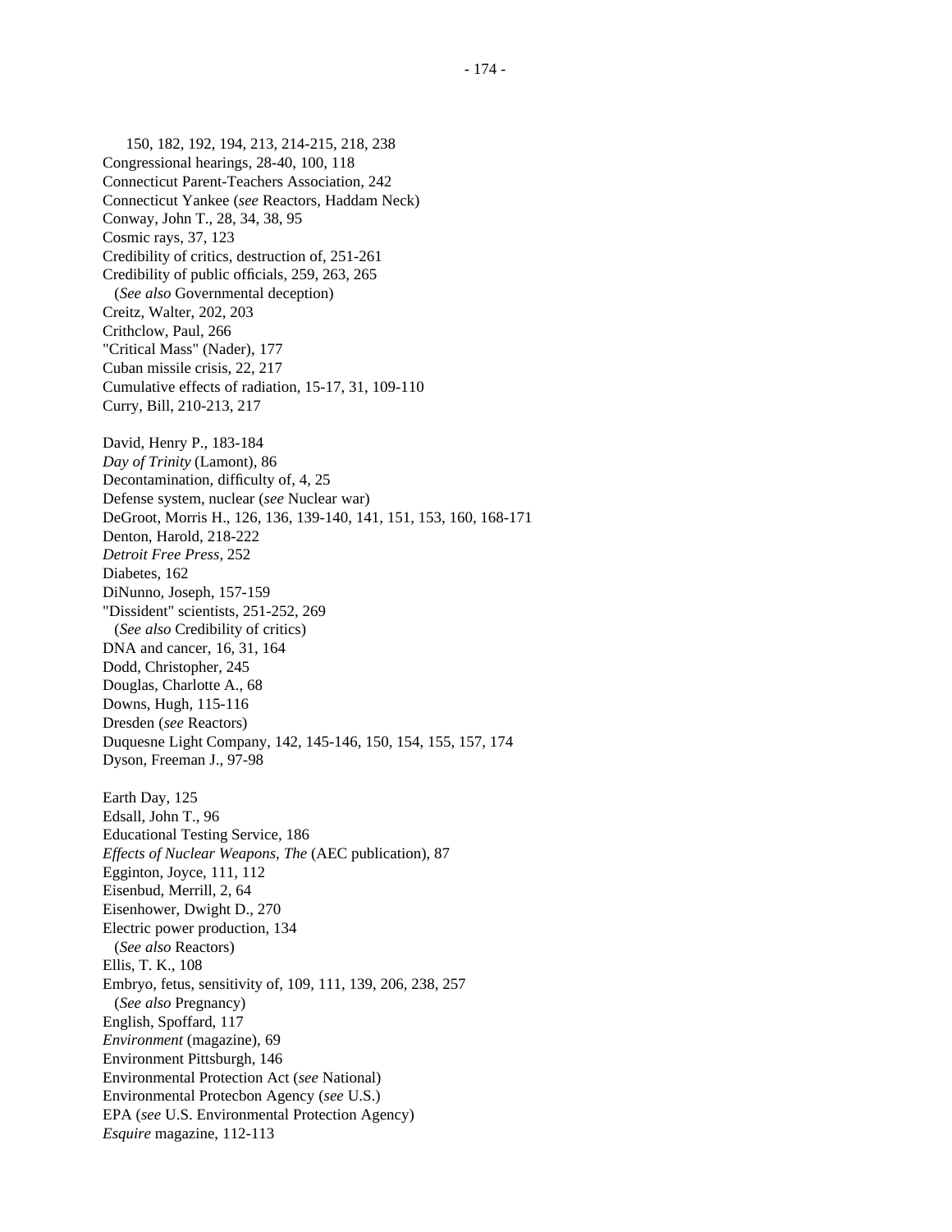150, 182, 192, 194, 213, 214-215, 218, 238

Congressional hearings, 28-40, 100, 118

Connecticut Parent-Teachers Association, 242

Connecticut Yankee (*see* Reactors, Haddam Neck)

Conway, John T., 28, 34, 38, 95

Cosmic rays, 37, 123

Credibility of critics, destruction of, 251-261

Credibility of public officials, 259, 263, 265
(*See also* Governmental deception)

Creitz, Walter, 202, 203

Crithclow, Paul, 266

"Critical Mass" (Nader), 177

Cuban missile crisis, 22, 217

Cumulative effects of radiation, 15-17, 31, 109-110

Curry, Bill, 210-213, 217

David, Henry P., 183-184

*Day of Trinity* (Lamont), 86

Decontamination, difficulty of, 4, 25

Defense system, nuclear (*see* Nuclear war)

DeGroot, Morris H., 126, 136, 139-140, 141, 151, 153, 160, 168-171

Denton, Harold, 218-222

*Detroit Free Press*, 252

Diabetes, 162

DiNunno, Joseph, 157-159

"Dissident" scientists, 251-252, 269
(*See also* Credibility of critics)

DNA and cancer, 16, 31, 164

Dodd, Christopher, 245

Douglas, Charlotte A., 68

Downs, Hugh, 115-116

Dresden (*see* Reactors)

Duquesne Light Company, 142, 145-146, 150, 154, 155, 157, 174

Dyson, Freeman J., 97-98

Earth Day, 125

Edsall, John T., 96

Educational Testing Service, 186

*Effects of Nuclear Weapons, The* (AEC publication), 87

Egginton, Joyce, 111, 112

Eisenbud, Merrill, 2, 64

Eisenhower, Dwight D., 270

Electric power production, 134
(*See also* Reactors)

Ellis, T. K., 108

Embryo, fetus, sensitivity of, 109, 111, 139, 206, 238, 257
(*See also* Pregnancy)

English, Spoffard, 117

*Environment* (magazine), 69

Environment Pittsburgh, 146

Environmental Protection Act (*see* National)

Environmental Protecbon Agency (*see* U.S.)

EPA (*see* U.S. Environmental Protection Agency)

*Esquire* magazine, 112-113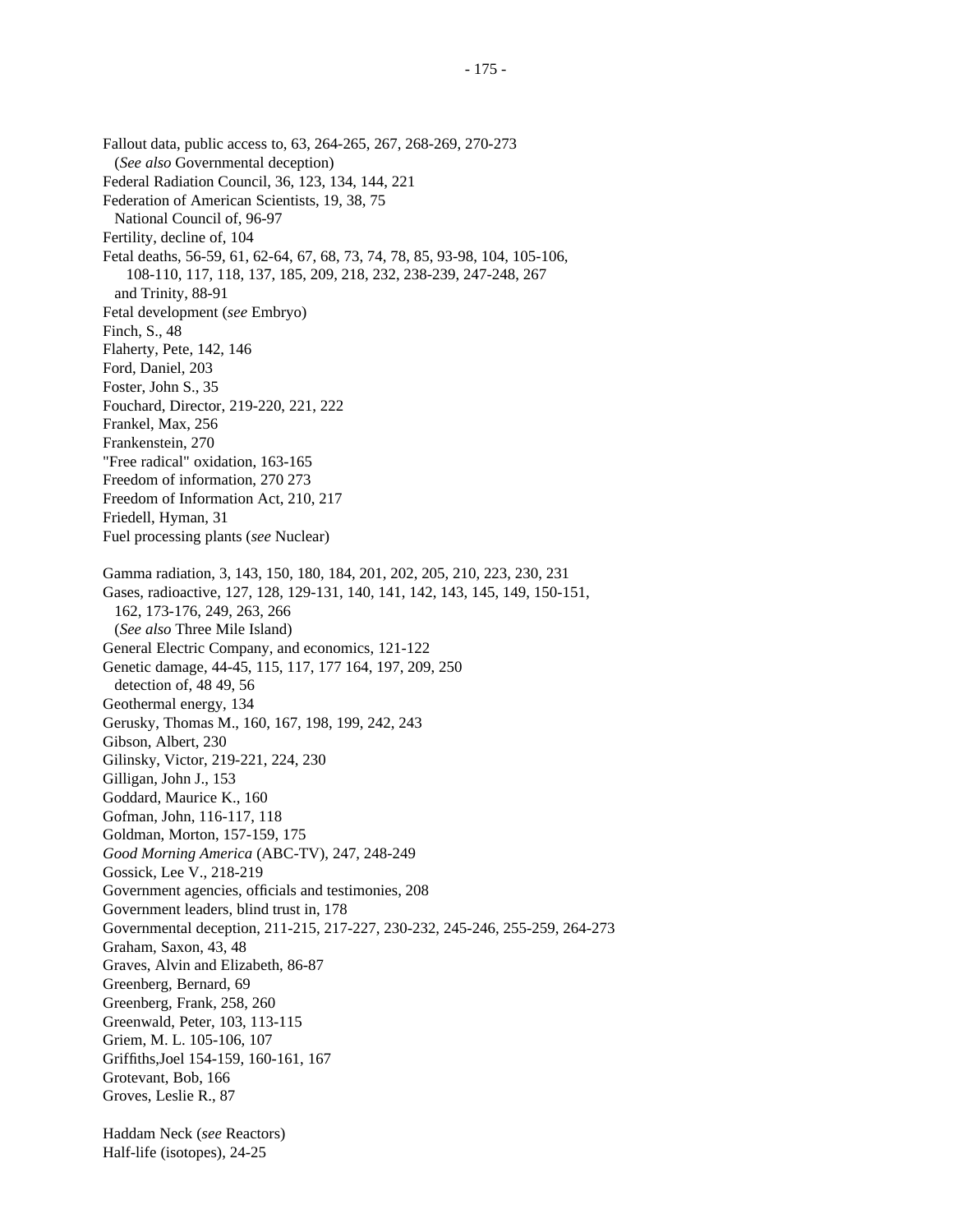Fallout data, public access to, 63, 264-265, 267, 268-269, 270-273
  (*See also* Governmental deception)
Federal Radiation Council, 36, 123, 134, 144, 221
Federation of American Scientists, 19, 38, 75
  National Council of, 96-97
Fertility, decline of, 104
Fetal deaths, 56-59, 61, 62-64, 67, 68, 73, 74, 78, 85, 93-98, 104, 105-106,
    108-110, 117, 118, 137, 185, 209, 218, 232, 238-239, 247-248, 267
  and Trinity, 88-91
Fetal development (*see* Embryo)
Finch, S., 48
Flaherty, Pete, 142, 146
Ford, Daniel, 203
Foster, John S., 35
Fouchard, Director, 219-220, 221, 222
Frankel, Max, 256
Frankenstein, 270
"Free radical" oxidation, 163-165
Freedom of information, 270 273
Freedom of Information Act, 210, 217
Friedell, Hyman, 31
Fuel processing plants (*see* Nuclear)

Gamma radiation, 3, 143, 150, 180, 184, 201, 202, 205, 210, 223, 230, 231
Gases, radioactive, 127, 128, 129-131, 140, 141, 142, 143, 145, 149, 150-151,
  162, 173-176, 249, 263, 266
  (*See also* Three Mile Island)
General Electric Company, and economics, 121-122
Genetic damage, 44-45, 115, 117, 177 164, 197, 209, 250
  detection of, 48 49, 56
Geothermal energy, 134
Gerusky, Thomas M., 160, 167, 198, 199, 242, 243
Gibson, Albert, 230
Gilinsky, Victor, 219-221, 224, 230
Gilligan, John J., 153
Goddard, Maurice K., 160
Gofman, John, 116-117, 118
Goldman, Morton, 157-159, 175
*Good Morning America* (ABC-TV), 247, 248-249
Gossick, Lee V., 218-219
Government agencies, officials and testimonies, 208
Government leaders, blind trust in, 178
Governmental deception, 211-215, 217-227, 230-232, 245-246, 255-259, 264-273
Graham, Saxon, 43, 48
Graves, Alvin and Elizabeth, 86-87
Greenberg, Bernard, 69
Greenberg, Frank, 258, 260
Greenwald, Peter, 103, 113-115
Griem, M. L. 105-106, 107
Griffiths,Joel 154-159, 160-161, 167
Grotevant, Bob, 166
Groves, Leslie R., 87

Haddam Neck (*see* Reactors)
Half-life (isotopes), 24-25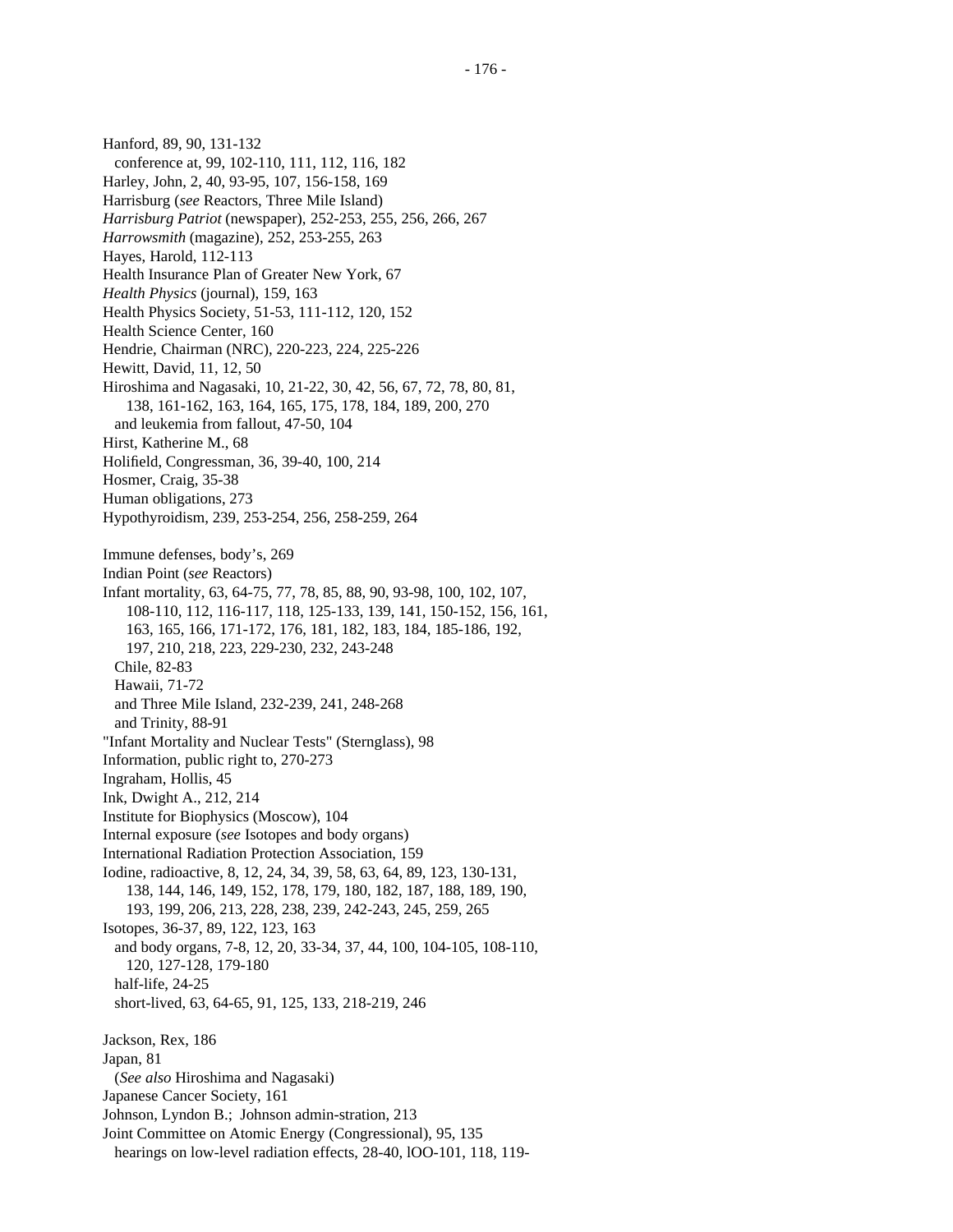Hanford, 89, 90, 131-132
  conference at, 99, 102-110, 111, 112, 116, 182
Harley, John, 2, 40, 93-95, 107, 156-158, 169
Harrisburg (*see* Reactors, Three Mile Island)
*Harrisburg Patriot* (newspaper), 252-253, 255, 256, 266, 267
*Harrowsmith* (magazine), 252, 253-255, 263
Hayes, Harold, 112-113
Health Insurance Plan of Greater New York, 67
*Health Physics* (journal), 159, 163
Health Physics Society, 51-53, 111-112, 120, 152
Health Science Center, 160
Hendrie, Chairman (NRC), 220-223, 224, 225-226
Hewitt, David, 11, 12, 50
Hiroshima and Nagasaki, 10, 21-22, 30, 42, 56, 67, 72, 78, 80, 81,
    138, 161-162, 163, 164, 165, 175, 178, 184, 189, 200, 270
  and leukemia from fallout, 47-50, 104
Hirst, Katherine M., 68
Holifield, Congressman, 36, 39-40, 100, 214
Hosmer, Craig, 35-38
Human obligations, 273
Hypothyroidism, 239, 253-254, 256, 258-259, 264

Immune defenses, body's, 269
Indian Point (*see* Reactors)
Infant mortality, 63, 64-75, 77, 78, 85, 88, 90, 93-98, 100, 102, 107,
    108-110, 112, 116-117, 118, 125-133, 139, 141, 150-152, 156, 161,
    163, 165, 166, 171-172, 176, 181, 182, 183, 184, 185-186, 192,
    197, 210, 218, 223, 229-230, 232, 243-248
  Chile, 82-83
  Hawaii, 71-72
  and Three Mile Island, 232-239, 241, 248-268
  and Trinity, 88-91
"Infant Mortality and Nuclear Tests" (Sternglass), 98
Information, public right to, 270-273
Ingraham, Hollis, 45
Ink, Dwight A., 212, 214
Institute for Biophysics (Moscow), 104
Internal exposure (*see* Isotopes and body organs)
International Radiation Protection Association, 159
Iodine, radioactive, 8, 12, 24, 34, 39, 58, 63, 64, 89, 123, 130-131,
    138, 144, 146, 149, 152, 178, 179, 180, 182, 187, 188, 189, 190,
    193, 199, 206, 213, 228, 238, 239, 242-243, 245, 259, 265
Isotopes, 36-37, 89, 122, 123, 163
  and body organs, 7-8, 12, 20, 33-34, 37, 44, 100, 104-105, 108-110,
    120, 127-128, 179-180
  half-life, 24-25
  short-lived, 63, 64-65, 91, 125, 133, 218-219, 246

Jackson, Rex, 186
Japan, 81
  (*See also* Hiroshima and Nagasaki)
Japanese Cancer Society, 161
Johnson, Lyndon B.; Johnson admin-stration, 213
Joint Committee on Atomic Energy (Congressional), 95, 135
  hearings on low-level radiation effects, 28-40, lOO-101, 118, 119-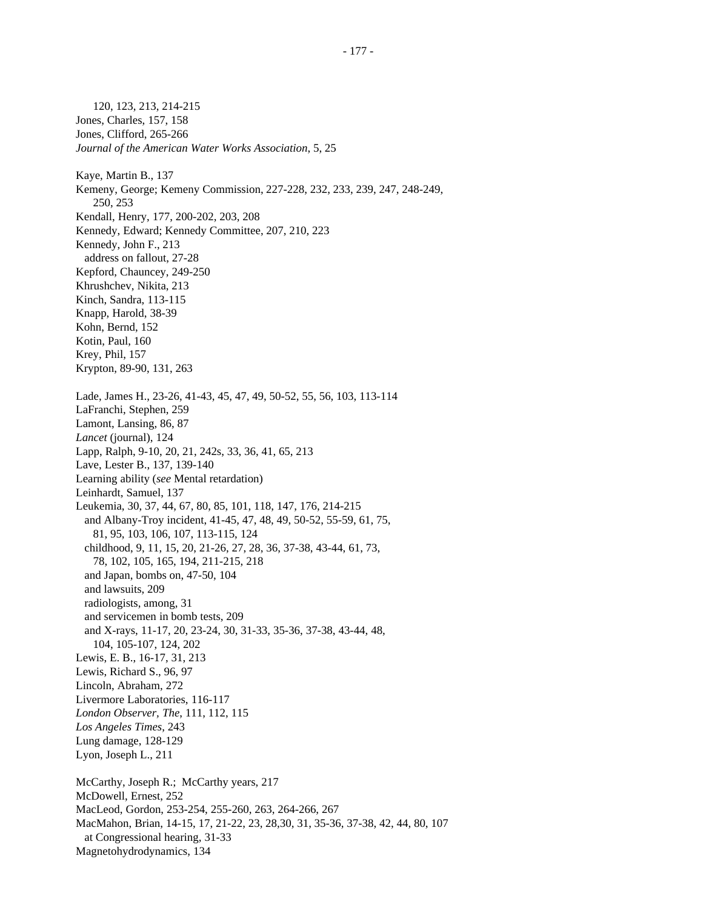120, 123, 213, 214-215

Jones, Charles, 157, 158

Jones, Clifford, 265-266

*Journal of the American Water Works Association*, 5, 25

Kaye, Martin B., 137

Kemeny, George; Kemeny Commission, 227-228, 232, 233, 239, 247, 248-249, 250, 253

Kendall, Henry, 177, 200-202, 203, 208

Kennedy, Edward; Kennedy Committee, 207, 210, 223

Kennedy, John F., 213
- address on fallout, 27-28

Kepford, Chauncey, 249-250

Khrushchev, Nikita, 213

Kinch, Sandra, 113-115

Knapp, Harold, 38-39

Kohn, Bernd, 152

Kotin, Paul, 160

Krey, Phil, 157

Krypton, 89-90, 131, 263

Lade, James H., 23-26, 41-43, 45, 47, 49, 50-52, 55, 56, 103, 113-114

LaFranchi, Stephen, 259

Lamont, Lansing, 86, 87

*Lancet* (journal), 124

Lapp, Ralph, 9-10, 20, 21, 242s, 33, 36, 41, 65, 213

Lave, Lester B., 137, 139-140

Learning ability (*see* Mental retardation)

Leinhardt, Samuel, 137

Leukemia, 30, 37, 44, 67, 80, 85, 101, 118, 147, 176, 214-215
- and Albany-Troy incident, 41-45, 47, 48, 49, 50-52, 55-59, 61, 75, 81, 95, 103, 106, 107, 113-115, 124
- childhood, 9, 11, 15, 20, 21-26, 27, 28, 36, 37-38, 43-44, 61, 73, 78, 102, 105, 165, 194, 211-215, 218
- and Japan, bombs on, 47-50, 104
- and lawsuits, 209
- radiologists, among, 31
- and servicemen in bomb tests, 209
- and X-rays, 11-17, 20, 23-24, 30, 31-33, 35-36, 37-38, 43-44, 48, 104, 105-107, 124, 202

Lewis, E. B., 16-17, 31, 213

Lewis, Richard S., 96, 97

Lincoln, Abraham, 272

Livermore Laboratories, 116-117

*London Observer*, *The*, 111, 112, 115

*Los Angeles Times*, 243

Lung damage, 128-129

Lyon, Joseph L., 211

McCarthy, Joseph R.; McCarthy years, 217

McDowell, Ernest, 252

MacLeod, Gordon, 253-254, 255-260, 263, 264-266, 267

MacMahon, Brian, 14-15, 17, 21-22, 23, 28,30, 31, 35-36, 37-38, 42, 44, 80, 107
- at Congressional hearing, 31-33

Magnetohydrodynamics, 134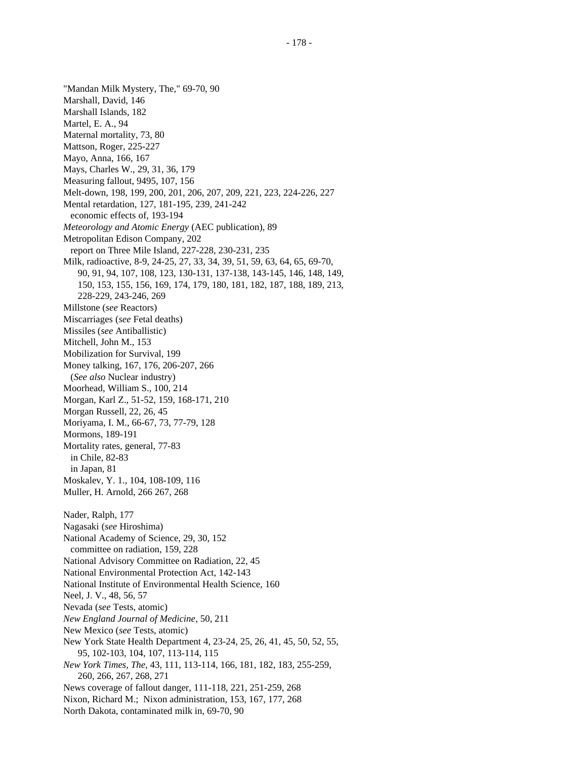"Mandan Milk Mystery, The," 69-70, 90
Marshall, David, 146
Marshall Islands, 182
Martel, E. A., 94
Maternal mortality, 73, 80
Mattson, Roger, 225-227
Mayo, Anna, 166, 167
Mays, Charles W., 29, 31, 36, 179
Measuring fallout, 9495, 107, 156
Melt-down, 198, 199, 200, 201, 206, 207, 209, 221, 223, 224-226, 227
Mental retardation, 127, 181-195, 239, 241-242
  economic effects of, 193-194
*Meteorology and Atomic Energy* (AEC publication), 89
Metropolitan Edison Company, 202
  report on Three Mile Island, 227-228, 230-231, 235
Milk, radioactive, 8-9, 24-25, 27, 33, 34, 39, 51, 59, 63, 64, 65, 69-70,
    90, 91, 94, 107, 108, 123, 130-131, 137-138, 143-145, 146, 148, 149,
    150, 153, 155, 156, 169, 174, 179, 180, 181, 182, 187, 188, 189, 213,
    228-229, 243-246, 269
Millstone (*see* Reactors)
Miscarriages (*see* Fetal deaths)
Missiles (*see* Antiballistic)
Mitchell, John M., 153
Mobilization for Survival, 199
Money talking, 167, 176, 206-207, 266
  (*See also* Nuclear industry)
Moorhead, William S., 100, 214
Morgan, Karl Z., 51-52, 159, 168-171, 210
Morgan Russell, 22, 26, 45
Moriyama, I. M., 66-67, 73, 77-79, 128
Mormons, 189-191
Mortality rates, general, 77-83
  in Chile, 82-83
  in Japan, 81
Moskalev, Y. 1., 104, 108-109, 116
Muller, H. Arnold, 266 267, 268

Nader, Ralph, 177
Nagasaki (*see* Hiroshima)
National Academy of Science, 29, 30, 152
  committee on radiation, 159, 228
National Advisory Committee on Radiation, 22, 45
National Environmental Protection Act, 142-143
National Institute of Environmental Health Science, 160
Neel, J. V., 48, 56, 57
Nevada (*see* Tests, atomic)
*New England Journal of Medicine*, 50, 211
New Mexico (*see* Tests, atomic)
New York State Health Department 4, 23-24, 25, 26, 41, 45, 50, 52, 55,
    95, 102-103, 104, 107, 113-114, 115
*New York Times, The*, 43, 111, 113-114, 166, 181, 182, 183, 255-259,
    260, 266, 267, 268, 271
News coverage of fallout danger, 111-118, 221, 251-259, 268
Nixon, Richard M.; Nixon administration, 153, 167, 177, 268
North Dakota, contaminated milk in, 69-70, 90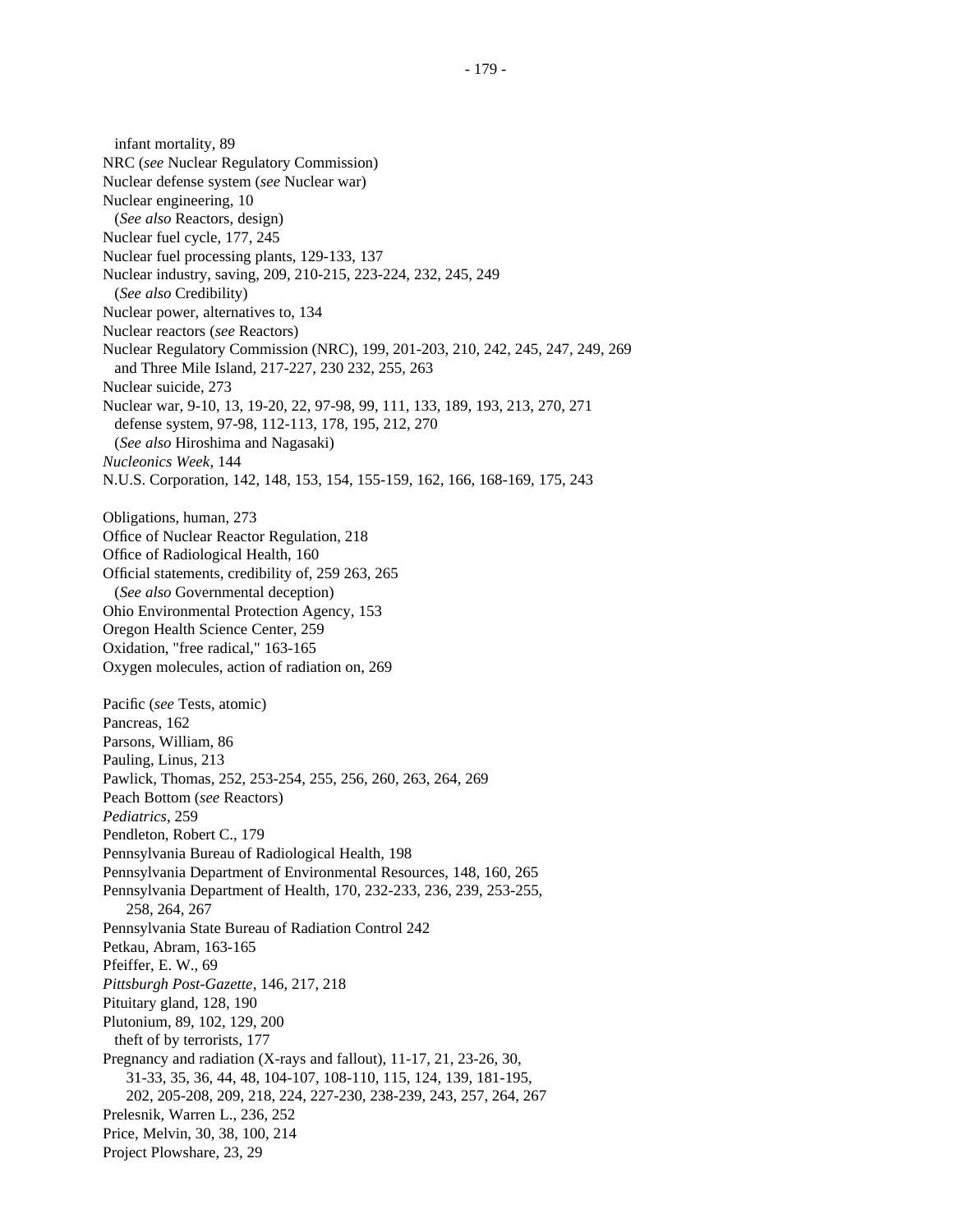infant mortality, 89
NRC (*see* Nuclear Regulatory Commission)
Nuclear defense system (*see* Nuclear war)
Nuclear engineering, 10
(*See also* Reactors, design)
Nuclear fuel cycle, 177, 245
Nuclear fuel processing plants, 129-133, 137
Nuclear industry, saving, 209, 210-215, 223-224, 232, 245, 249
(*See also* Credibility)
Nuclear power, alternatives to, 134
Nuclear reactors (*see* Reactors)
Nuclear Regulatory Commission (NRC), 199, 201-203, 210, 242, 245, 247, 249, 269
and Three Mile Island, 217-227, 230 232, 255, 263
Nuclear suicide, 273
Nuclear war, 9-10, 13, 19-20, 22, 97-98, 99, 111, 133, 189, 193, 213, 270, 271
defense system, 97-98, 112-113, 178, 195, 212, 270
(*See also* Hiroshima and Nagasaki)
*Nucleonics Week*, 144
N.U.S. Corporation, 142, 148, 153, 154, 155-159, 162, 166, 168-169, 175, 243

Obligations, human, 273
Office of Nuclear Reactor Regulation, 218
Office of Radiological Health, 160
Official statements, credibility of, 259 263, 265
(*See also* Governmental deception)
Ohio Environmental Protection Agency, 153
Oregon Health Science Center, 259
Oxidation, "free radical," 163-165
Oxygen molecules, action of radiation on, 269

Pacific (*see* Tests, atomic)
Pancreas, 162
Parsons, William, 86
Pauling, Linus, 213
Pawlick, Thomas, 252, 253-254, 255, 256, 260, 263, 264, 269
Peach Bottom (*see* Reactors)
*Pediatrics*, 259
Pendleton, Robert C., 179
Pennsylvania Bureau of Radiological Health, 198
Pennsylvania Department of Environmental Resources, 148, 160, 265
Pennsylvania Department of Health, 170, 232-233, 236, 239, 253-255, 258, 264, 267
Pennsylvania State Bureau of Radiation Control 242
Petkau, Abram, 163-165
Pfeiffer, E. W., 69
*Pittsburgh Post-Gazette*, 146, 217, 218
Pituitary gland, 128, 190
Plutonium, 89, 102, 129, 200
theft of by terrorists, 177
Pregnancy and radiation (X-rays and fallout), 11-17, 21, 23-26, 30, 31-33, 35, 36, 44, 48, 104-107, 108-110, 115, 124, 139, 181-195, 202, 205-208, 209, 218, 224, 227-230, 238-239, 243, 257, 264, 267
Prelesnik, Warren L., 236, 252
Price, Melvin, 30, 38, 100, 214
Project Plowshare, 23, 29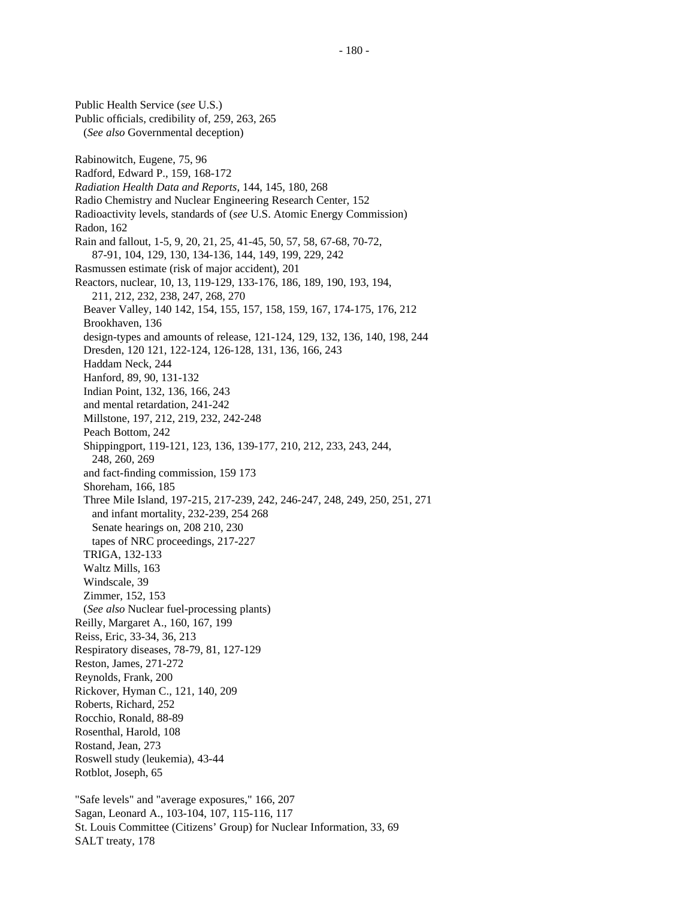Public Health Service (*see* U.S.)
Public officials, credibility of, 259, 263, 265
  (*See also* Governmental deception)

Rabinowitch, Eugene, 75, 96
Radford, Edward P., 159, 168-172
*Radiation Health Data and Reports*, 144, 145, 180, 268
Radio Chemistry and Nuclear Engineering Research Center, 152
Radioactivity levels, standards of (*see* U.S. Atomic Energy Commission)
Radon, 162
Rain and fallout, 1-5, 9, 20, 21, 25, 41-45, 50, 57, 58, 67-68, 70-72,
    87-91, 104, 129, 130, 134-136, 144, 149, 199, 229, 242
Rasmussen estimate (risk of major accident), 201
Reactors, nuclear, 10, 13, 119-129, 133-176, 186, 189, 190, 193, 194,
    211, 212, 232, 238, 247, 268, 270
  Beaver Valley, 140 142, 154, 155, 157, 158, 159, 167, 174-175, 176, 212
  Brookhaven, 136
  design-types and amounts of release, 121-124, 129, 132, 136, 140, 198, 244
  Dresden, 120 121, 122-124, 126-128, 131, 136, 166, 243
  Haddam Neck, 244
  Hanford, 89, 90, 131-132
  Indian Point, 132, 136, 166, 243
  and mental retardation, 241-242
  Millstone, 197, 212, 219, 232, 242-248
  Peach Bottom, 242
  Shippingport, 119-121, 123, 136, 139-177, 210, 212, 233, 243, 244,
    248, 260, 269
  and fact-finding commission, 159 173
  Shoreham, 166, 185
  Three Mile Island, 197-215, 217-239, 242, 246-247, 248, 249, 250, 251, 271
    and infant mortality, 232-239, 254 268
    Senate hearings on, 208 210, 230
    tapes of NRC proceedings, 217-227
  TRIGA, 132-133
  Waltz Mills, 163
  Windscale, 39
  Zimmer, 152, 153
  (*See also* Nuclear fuel-processing plants)
Reilly, Margaret A., 160, 167, 199
Reiss, Eric, 33-34, 36, 213
Respiratory diseases, 78-79, 81, 127-129
Reston, James, 271-272
Reynolds, Frank, 200
Rickover, Hyman C., 121, 140, 209
Roberts, Richard, 252
Rocchio, Ronald, 88-89
Rosenthal, Harold, 108
Rostand, Jean, 273
Roswell study (leukemia), 43-44
Rotblot, Joseph, 65

"Safe levels" and "average exposures," 166, 207
Sagan, Leonard A., 103-104, 107, 115-116, 117
St. Louis Committee (Citizens' Group) for Nuclear Information, 33, 69
SALT treaty, 178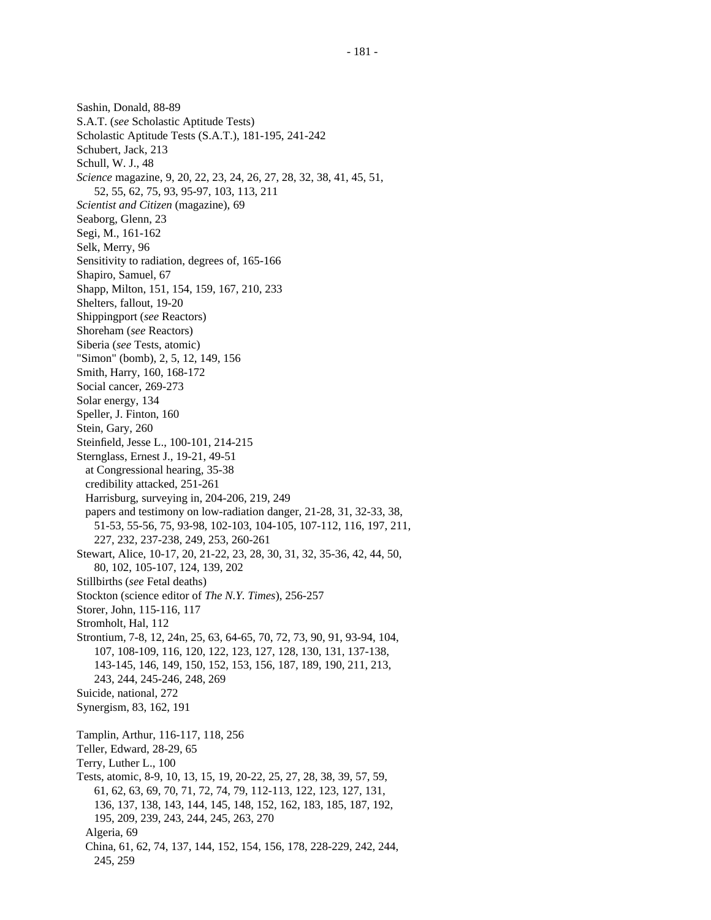Sashin, Donald, 88-89
S.A.T. (*see* Scholastic Aptitude Tests)
Scholastic Aptitude Tests (S.A.T.), 181-195, 241-242
Schubert, Jack, 213
Schull, W. J., 48
*Science* magazine, 9, 20, 22, 23, 24, 26, 27, 28, 32, 38, 41, 45, 51,
  52, 55, 62, 75, 93, 95-97, 103, 113, 211
*Scientist and Citizen* (magazine), 69
Seaborg, Glenn, 23
Segi, M., 161-162
Selk, Merry, 96
Sensitivity to radiation, degrees of, 165-166
Shapiro, Samuel, 67
Shapp, Milton, 151, 154, 159, 167, 210, 233
Shelters, fallout, 19-20
Shippingport (*see* Reactors)
Shoreham (*see* Reactors)
Siberia (*see* Tests, atomic)
"Simon" (bomb), 2, 5, 12, 149, 156
Smith, Harry, 160, 168-172
Social cancer, 269-273
Solar energy, 134
Speller, J. Finton, 160
Stein, Gary, 260
Steinfield, Jesse L., 100-101, 214-215
Sternglass, Ernest J., 19-21, 49-51
  at Congressional hearing, 35-38
  credibility attacked, 251-261
  Harrisburg, surveying in, 204-206, 219, 249
  papers and testimony on low-radiation danger, 21-28, 31, 32-33, 38,
    51-53, 55-56, 75, 93-98, 102-103, 104-105, 107-112, 116, 197, 211,
    227, 232, 237-238, 249, 253, 260-261
Stewart, Alice, 10-17, 20, 21-22, 23, 28, 30, 31, 32, 35-36, 42, 44, 50,
  80, 102, 105-107, 124, 139, 202
Stillbirths (*see* Fetal deaths)
Stockton (science editor of *The N.Y. Times*), 256-257
Storer, John, 115-116, 117
Stromholt, Hal, 112
Strontium, 7-8, 12, 24n, 25, 63, 64-65, 70, 72, 73, 90, 91, 93-94, 104,
  107, 108-109, 116, 120, 122, 123, 127, 128, 130, 131, 137-138,
  143-145, 146, 149, 150, 152, 153, 156, 187, 189, 190, 211, 213,
  243, 244, 245-246, 248, 269
Suicide, national, 272
Synergism, 83, 162, 191

Tamplin, Arthur, 116-117, 118, 256
Teller, Edward, 28-29, 65
Terry, Luther L., 100
Tests, atomic, 8-9, 10, 13, 15, 19, 20-22, 25, 27, 28, 38, 39, 57, 59,
  61, 62, 63, 69, 70, 71, 72, 74, 79, 112-113, 122, 123, 127, 131,
  136, 137, 138, 143, 144, 145, 148, 152, 162, 183, 185, 187, 192,
  195, 209, 239, 243, 244, 245, 263, 270
  Algeria, 69
  China, 61, 62, 74, 137, 144, 152, 154, 156, 178, 228-229, 242, 244,
    245, 259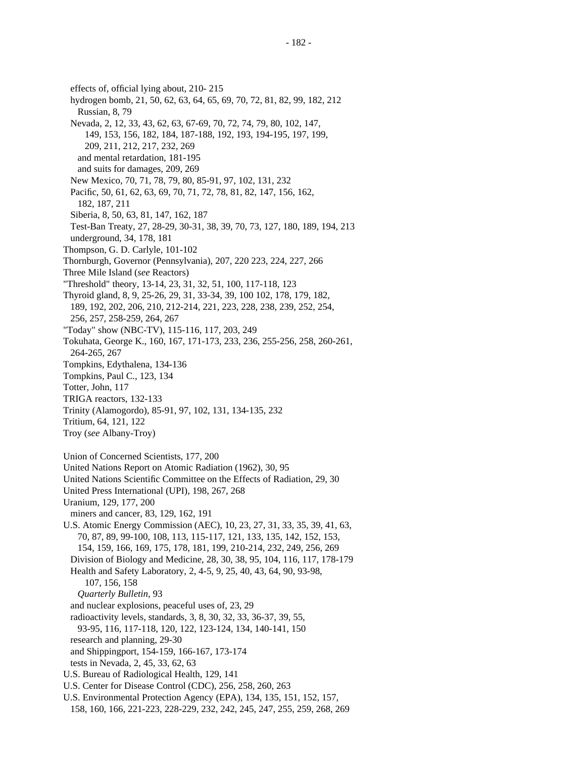effects of, official lying about, 210- 215
hydrogen bomb, 21, 50, 62, 63, 64, 65, 69, 70, 72, 81, 82, 99, 182, 212
Russian, 8, 79
Nevada, 2, 12, 33, 43, 62, 63, 67-69, 70, 72, 74, 79, 80, 102, 147, 149, 153, 156, 182, 184, 187-188, 192, 193, 194-195, 197, 199, 209, 211, 212, 217, 232, 269
and mental retardation, 181-195
and suits for damages, 209, 269
New Mexico, 70, 71, 78, 79, 80, 85-91, 97, 102, 131, 232
Pacific, 50, 61, 62, 63, 69, 70, 71, 72, 78, 81, 82, 147, 156, 162, 182, 187, 211
Siberia, 8, 50, 63, 81, 147, 162, 187
Test-Ban Treaty, 27, 28-29, 30-31, 38, 39, 70, 73, 127, 180, 189, 194, 213
underground, 34, 178, 181
Thompson, G. D. Carlyle, 101-102
Thornburgh, Governor (Pennsylvania), 207, 220 223, 224, 227, 266
Three Mile Island (*see* Reactors)
"Threshold" theory, 13-14, 23, 31, 32, 51, 100, 117-118, 123
Thyroid gland, 8, 9, 25-26, 29, 31, 33-34, 39, 100 102, 178, 179, 182, 189, 192, 202, 206, 210, 212-214, 221, 223, 228, 238, 239, 252, 254, 256, 257, 258-259, 264, 267
"Today" show (NBC-TV), 115-116, 117, 203, 249
Tokuhata, George K., 160, 167, 171-173, 233, 236, 255-256, 258, 260-261, 264-265, 267
Tompkins, Edythalena, 134-136
Tompkins, Paul C., 123, 134
Totter, John, 117
TRIGA reactors, 132-133
Trinity (Alamogordo), 85-91, 97, 102, 131, 134-135, 232
Tritium, 64, 121, 122
Troy (*see* Albany-Troy)

Union of Concerned Scientists, 177, 200
United Nations Report on Atomic Radiation (1962), 30, 95
United Nations Scientific Committee on the Effects of Radiation, 29, 30
United Press International (UPI), 198, 267, 268
Uranium, 129, 177, 200
miners and cancer, 83, 129, 162, 191
U.S. Atomic Energy Commission (AEC), 10, 23, 27, 31, 33, 35, 39, 41, 63, 70, 87, 89, 99-100, 108, 113, 115-117, 121, 133, 135, 142, 152, 153, 154, 159, 166, 169, 175, 178, 181, 199, 210-214, 232, 249, 256, 269
Division of Biology and Medicine, 28, 30, 38, 95, 104, 116, 117, 178-179
Health and Safety Laboratory, 2, 4-5, 9, 25, 40, 43, 64, 90, 93-98, 107, 156, 158
*Quarterly Bulletin*, 93
and nuclear explosions, peaceful uses of, 23, 29
radioactivity levels, standards, 3, 8, 30, 32, 33, 36-37, 39, 55, 93-95, 116, 117-118, 120, 122, 123-124, 134, 140-141, 150
research and planning, 29-30
and Shippingport, 154-159, 166-167, 173-174
tests in Nevada, 2, 45, 33, 62, 63
U.S. Bureau of Radiological Health, 129, 141
U.S. Center for Disease Control (CDC), 256, 258, 260, 263
U.S. Environmental Protection Agency (EPA), 134, 135, 151, 152, 157, 158, 160, 166, 221-223, 228-229, 232, 242, 245, 247, 255, 259, 268, 269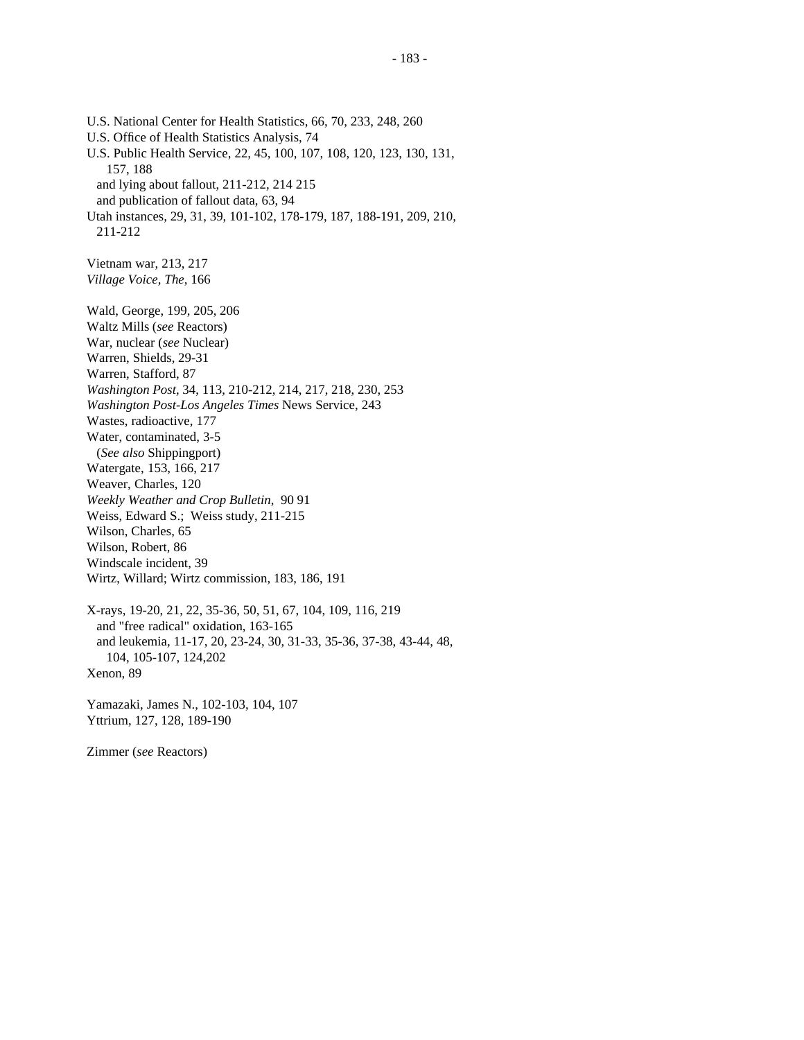U.S. National Center for Health Statistics, 66, 70, 233, 248, 260
U.S. Office of Health Statistics Analysis, 74
U.S. Public Health Service, 22, 45, 100, 107, 108, 120, 123, 130, 131, 157, 188
  and lying about fallout, 211-212, 214 215
  and publication of fallout data, 63, 94
Utah instances, 29, 31, 39, 101-102, 178-179, 187, 188-191, 209, 210, 211-212

Vietnam war, 213, 217
*Village Voice, The*, 166

Wald, George, 199, 205, 206
Waltz Mills (*see* Reactors)
War, nuclear (*see* Nuclear)
Warren, Shields, 29-31
Warren, Stafford, 87
*Washington Post*, 34, 113, 210-212, 214, 217, 218, 230, 253
*Washington Post-Los Angeles Times* News Service, 243
Wastes, radioactive, 177
Water, contaminated, 3-5
  (*See also* Shippingport)
Watergate, 153, 166, 217
Weaver, Charles, 120
*Weekly Weather and Crop Bulletin*, 90 91
Weiss, Edward S.; Weiss study, 211-215
Wilson, Charles, 65
Wilson, Robert, 86
Windscale incident, 39
Wirtz, Willard; Wirtz commission, 183, 186, 191

X-rays, 19-20, 21, 22, 35-36, 50, 51, 67, 104, 109, 116, 219
  and "free radical" oxidation, 163-165
  and leukemia, 11-17, 20, 23-24, 30, 31-33, 35-36, 37-38, 43-44, 48, 104, 105-107, 124,202
Xenon, 89

Yamazaki, James N., 102-103, 104, 107
Yttrium, 127, 128, 189-190

Zimmer (*see* Reactors)